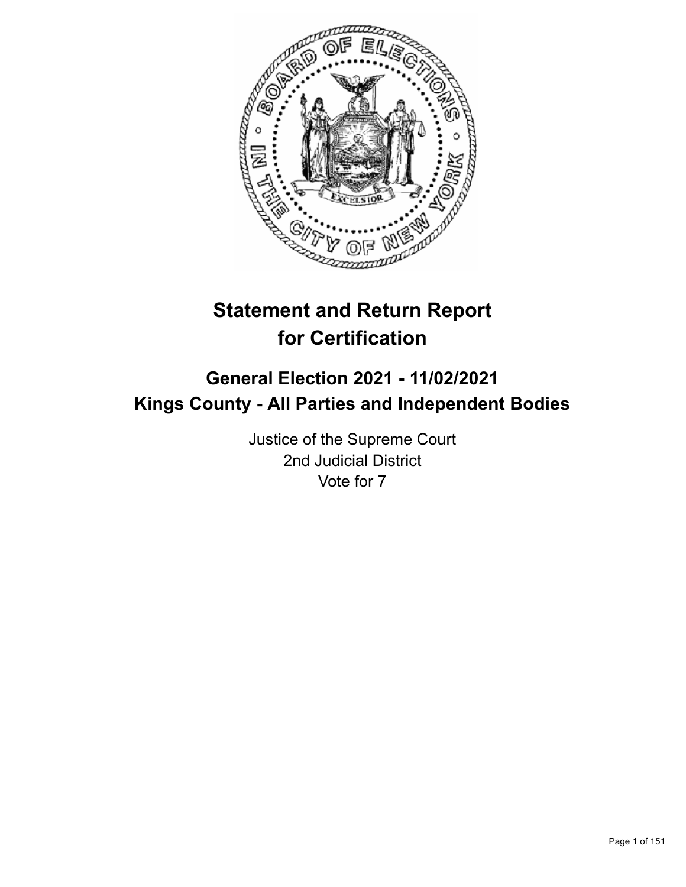# Statement and Return Report for Certification

## General Election 2021 - 11/02/2021
## Kings County - All Parties and Independent Bodies

Justice of the Supreme Court
2nd Judicial District
Vote for 7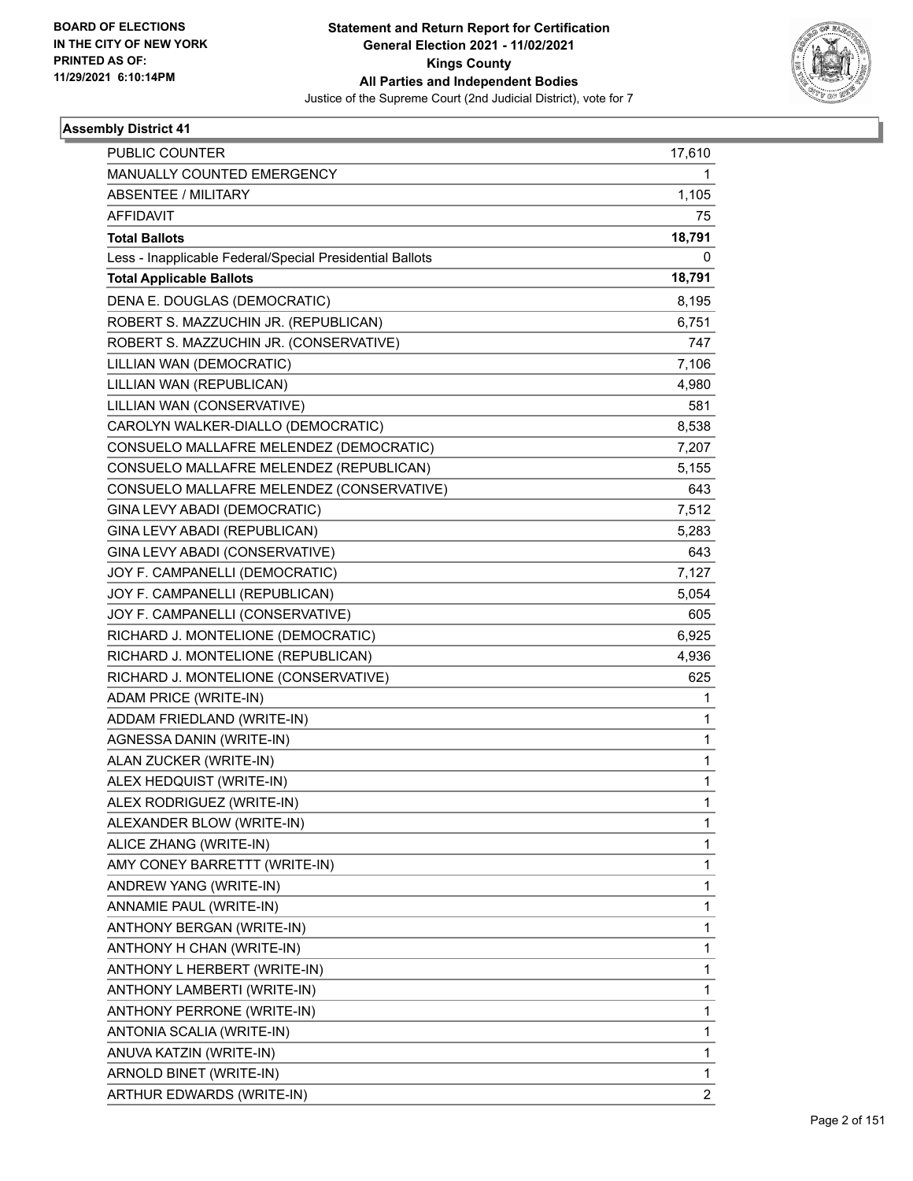BOARD OF ELECTIONS
IN THE CITY OF NEW YORK
PRINTED AS OF:
11/29/2021 6:10:14PM

**Statement and Return Report for Certification**
**General Election 2021 - 11/02/2021**
**Kings County**
**All Parties and Independent Bodies**
Justice of the Supreme Court (2nd Judicial District), vote for 7

## Assembly District 41

| | |
|---|---|
| PUBLIC COUNTER | 17,610 |
| MANUALLY COUNTED EMERGENCY | 1 |
| ABSENTEE / MILITARY | 1,105 |
| AFFIDAVIT | 75 |
| **Total Ballots** | **18,791** |
| Less - Inapplicable Federal/Special Presidential Ballots | 0 |
| **Total Applicable Ballots** | **18,791** |
| DENA E. DOUGLAS (DEMOCRATIC) | 8,195 |
| ROBERT S. MAZZUCHIN JR. (REPUBLICAN) | 6,751 |
| ROBERT S. MAZZUCHIN JR. (CONSERVATIVE) | 747 |
| LILLIAN WAN (DEMOCRATIC) | 7,106 |
| LILLIAN WAN (REPUBLICAN) | 4,980 |
| LILLIAN WAN (CONSERVATIVE) | 581 |
| CAROLYN WALKER-DIALLO (DEMOCRATIC) | 8,538 |
| CONSUELO MALLAFRE MELENDEZ (DEMOCRATIC) | 7,207 |
| CONSUELO MALLAFRE MELENDEZ (REPUBLICAN) | 5,155 |
| CONSUELO MALLAFRE MELENDEZ (CONSERVATIVE) | 643 |
| GINA LEVY ABADI (DEMOCRATIC) | 7,512 |
| GINA LEVY ABADI (REPUBLICAN) | 5,283 |
| GINA LEVY ABADI (CONSERVATIVE) | 643 |
| JOY F. CAMPANELLI (DEMOCRATIC) | 7,127 |
| JOY F. CAMPANELLI (REPUBLICAN) | 5,054 |
| JOY F. CAMPANELLI (CONSERVATIVE) | 605 |
| RICHARD J. MONTELIONE (DEMOCRATIC) | 6,925 |
| RICHARD J. MONTELIONE (REPUBLICAN) | 4,936 |
| RICHARD J. MONTELIONE (CONSERVATIVE) | 625 |
| ADAM PRICE (WRITE-IN) | 1 |
| ADDAM FRIEDLAND (WRITE-IN) | 1 |
| AGNESSA DANIN (WRITE-IN) | 1 |
| ALAN ZUCKER (WRITE-IN) | 1 |
| ALEX HEDQUIST (WRITE-IN) | 1 |
| ALEX RODRIGUEZ (WRITE-IN) | 1 |
| ALEXANDER BLOW (WRITE-IN) | 1 |
| ALICE ZHANG (WRITE-IN) | 1 |
| AMY CONEY BARRETTT (WRITE-IN) | 1 |
| ANDREW YANG (WRITE-IN) | 1 |
| ANNAMIE PAUL (WRITE-IN) | 1 |
| ANTHONY BERGAN (WRITE-IN) | 1 |
| ANTHONY H CHAN (WRITE-IN) | 1 |
| ANTHONY L HERBERT (WRITE-IN) | 1 |
| ANTHONY LAMBERTI (WRITE-IN) | 1 |
| ANTHONY PERRONE (WRITE-IN) | 1 |
| ANTONIA SCALIA (WRITE-IN) | 1 |
| ANUVA KATZIN (WRITE-IN) | 1 |
| ARNOLD BINET (WRITE-IN) | 1 |
| ARTHUR EDWARDS (WRITE-IN) | 2 |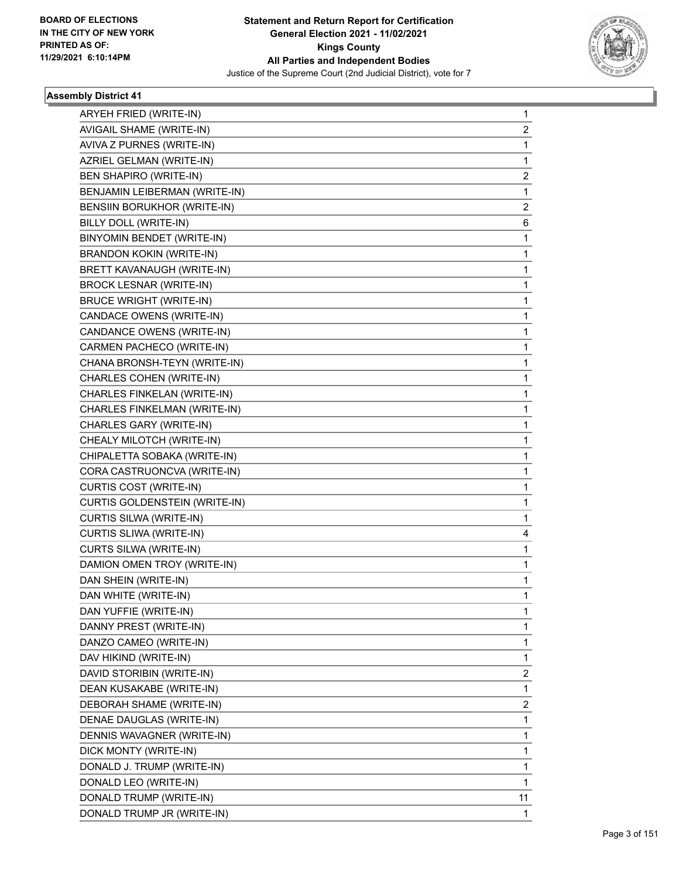BOARD OF ELECTIONS
IN THE CITY OF NEW YORK
PRINTED AS OF:
11/29/2021 6:10:14PM

**Statement and Return Report for Certification**
**General Election 2021 - 11/02/2021**
**Kings County**
**All Parties and Independent Bodies**
Justice of the Supreme Court (2nd Judicial District), vote for 7

### Assembly District 41

| Candidate | Votes |
|---|---|
| ARYEH FRIED (WRITE-IN) | 1 |
| AVIGAIL SHAME (WRITE-IN) | 2 |
| AVIVA Z PURNES (WRITE-IN) | 1 |
| AZRIEL GELMAN (WRITE-IN) | 1 |
| BEN SHAPIRO (WRITE-IN) | 2 |
| BENJAMIN LEIBERMAN (WRITE-IN) | 1 |
| BENSIIN BORUKHOR (WRITE-IN) | 2 |
| BILLY DOLL (WRITE-IN) | 6 |
| BINYOMIN BENDET (WRITE-IN) | 1 |
| BRANDON KOKIN (WRITE-IN) | 1 |
| BRETT KAVANAUGH (WRITE-IN) | 1 |
| BROCK LESNAR (WRITE-IN) | 1 |
| BRUCE WRIGHT (WRITE-IN) | 1 |
| CANDACE OWENS (WRITE-IN) | 1 |
| CANDANCE OWENS (WRITE-IN) | 1 |
| CARMEN PACHECO (WRITE-IN) | 1 |
| CHANA BRONSH-TEYN (WRITE-IN) | 1 |
| CHARLES COHEN (WRITE-IN) | 1 |
| CHARLES FINKELAN (WRITE-IN) | 1 |
| CHARLES FINKELMAN (WRITE-IN) | 1 |
| CHARLES GARY (WRITE-IN) | 1 |
| CHEALY MILOTCH (WRITE-IN) | 1 |
| CHIPALETTA SOBAKA (WRITE-IN) | 1 |
| CORA CASTRUONCVA (WRITE-IN) | 1 |
| CURTIS COST (WRITE-IN) | 1 |
| CURTIS GOLDENSTEIN (WRITE-IN) | 1 |
| CURTIS SILWA (WRITE-IN) | 1 |
| CURTIS SLIWA (WRITE-IN) | 4 |
| CURTS SILWA (WRITE-IN) | 1 |
| DAMION OMEN TROY (WRITE-IN) | 1 |
| DAN SHEIN (WRITE-IN) | 1 |
| DAN WHITE (WRITE-IN) | 1 |
| DAN YUFFIE (WRITE-IN) | 1 |
| DANNY PREST (WRITE-IN) | 1 |
| DANZO CAMEO (WRITE-IN) | 1 |
| DAV HIKIND (WRITE-IN) | 1 |
| DAVID STORIBIN (WRITE-IN) | 2 |
| DEAN KUSAKABE (WRITE-IN) | 1 |
| DEBORAH SHAME (WRITE-IN) | 2 |
| DENAE DAUGLAS (WRITE-IN) | 1 |
| DENNIS WAVAGNER (WRITE-IN) | 1 |
| DICK MONTY (WRITE-IN) | 1 |
| DONALD J. TRUMP (WRITE-IN) | 1 |
| DONALD LEO (WRITE-IN) | 1 |
| DONALD TRUMP (WRITE-IN) | 11 |
| DONALD TRUMP JR (WRITE-IN) | 1 |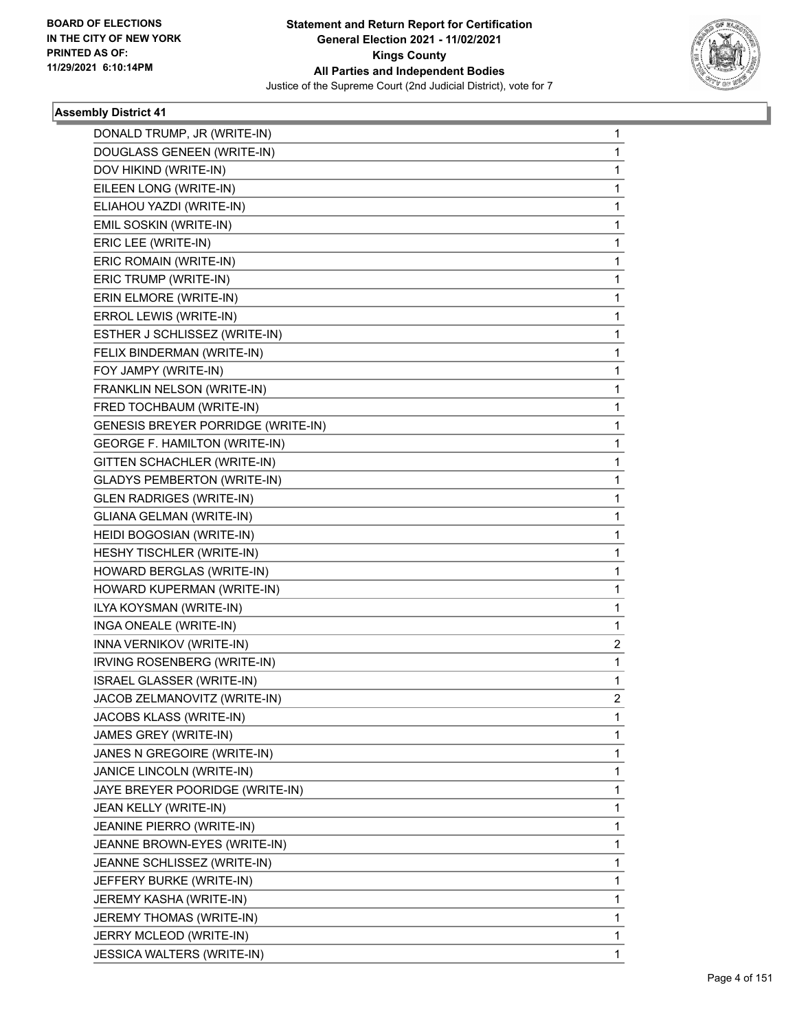**Assembly District 41**

| Candidate | Votes |
|---|---|
| DONALD TRUMP, JR (WRITE-IN) | 1 |
| DOUGLASS GENEEN (WRITE-IN) | 1 |
| DOV HIKIND (WRITE-IN) | 1 |
| EILEEN LONG (WRITE-IN) | 1 |
| ELIAHOU YAZDI (WRITE-IN) | 1 |
| EMIL SOSKIN (WRITE-IN) | 1 |
| ERIC LEE (WRITE-IN) | 1 |
| ERIC ROMAIN (WRITE-IN) | 1 |
| ERIC TRUMP (WRITE-IN) | 1 |
| ERIN ELMORE (WRITE-IN) | 1 |
| ERROL LEWIS (WRITE-IN) | 1 |
| ESTHER J SCHLISSEZ (WRITE-IN) | 1 |
| FELIX BINDERMAN (WRITE-IN) | 1 |
| FOY JAMPY (WRITE-IN) | 1 |
| FRANKLIN NELSON (WRITE-IN) | 1 |
| FRED TOCHBAUM (WRITE-IN) | 1 |
| GENESIS BREYER PORRIDGE (WRITE-IN) | 1 |
| GEORGE F. HAMILTON (WRITE-IN) | 1 |
| GITTEN SCHACHLER (WRITE-IN) | 1 |
| GLADYS PEMBERTON (WRITE-IN) | 1 |
| GLEN RADRIGES (WRITE-IN) | 1 |
| GLIANA GELMAN (WRITE-IN) | 1 |
| HEIDI BOGOSIAN (WRITE-IN) | 1 |
| HESHY TISCHLER (WRITE-IN) | 1 |
| HOWARD BERGLAS (WRITE-IN) | 1 |
| HOWARD KUPERMAN (WRITE-IN) | 1 |
| ILYA KOYSMAN (WRITE-IN) | 1 |
| INGA ONEALE (WRITE-IN) | 1 |
| INNA VERNIKOV (WRITE-IN) | 2 |
| IRVING ROSENBERG (WRITE-IN) | 1 |
| ISRAEL GLASSER (WRITE-IN) | 1 |
| JACOB ZELMANOVITZ (WRITE-IN) | 2 |
| JACOBS KLASS (WRITE-IN) | 1 |
| JAMES GREY (WRITE-IN) | 1 |
| JANES N GREGOIRE (WRITE-IN) | 1 |
| JANICE LINCOLN (WRITE-IN) | 1 |
| JAYE BREYER POORIDGE (WRITE-IN) | 1 |
| JEAN KELLY (WRITE-IN) | 1 |
| JEANINE PIERRO (WRITE-IN) | 1 |
| JEANNE BROWN-EYES (WRITE-IN) | 1 |
| JEANNE SCHLISSEZ (WRITE-IN) | 1 |
| JEFFERY BURKE (WRITE-IN) | 1 |
| JEREMY KASHA (WRITE-IN) | 1 |
| JEREMY THOMAS (WRITE-IN) | 1 |
| JERRY MCLEOD (WRITE-IN) | 1 |
| JESSICA WALTERS (WRITE-IN) | 1 |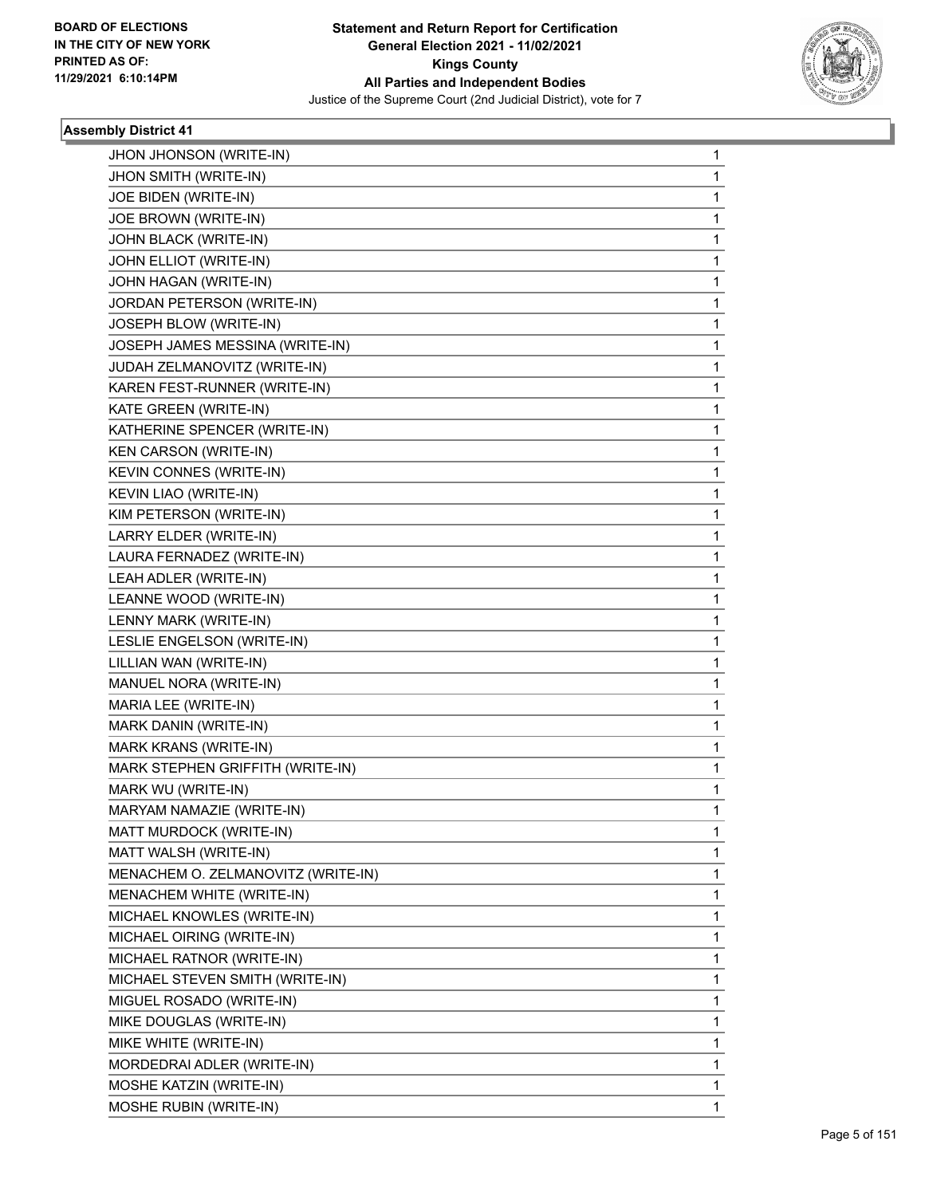**Statement and Return Report for Certification**
**General Election 2021 - 11/02/2021**
**Kings County**
**All Parties and Independent Bodies**
Justice of the Supreme Court (2nd Judicial District), vote for 7

BOARD OF ELECTIONS
IN THE CITY OF NEW YORK
PRINTED AS OF:
11/29/2021 6:10:14PM

### Assembly District 41

| | |
|---|---|
| JHON JHONSON (WRITE-IN) | 1 |
| JHON SMITH (WRITE-IN) | 1 |
| JOE BIDEN (WRITE-IN) | 1 |
| JOE BROWN (WRITE-IN) | 1 |
| JOHN BLACK (WRITE-IN) | 1 |
| JOHN ELLIOT (WRITE-IN) | 1 |
| JOHN HAGAN (WRITE-IN) | 1 |
| JORDAN PETERSON (WRITE-IN) | 1 |
| JOSEPH BLOW (WRITE-IN) | 1 |
| JOSEPH JAMES MESSINA (WRITE-IN) | 1 |
| JUDAH ZELMANOVITZ (WRITE-IN) | 1 |
| KAREN FEST-RUNNER (WRITE-IN) | 1 |
| KATE GREEN (WRITE-IN) | 1 |
| KATHERINE SPENCER (WRITE-IN) | 1 |
| KEN CARSON (WRITE-IN) | 1 |
| KEVIN CONNES (WRITE-IN) | 1 |
| KEVIN LIAO (WRITE-IN) | 1 |
| KIM PETERSON (WRITE-IN) | 1 |
| LARRY ELDER (WRITE-IN) | 1 |
| LAURA FERNADEZ (WRITE-IN) | 1 |
| LEAH ADLER (WRITE-IN) | 1 |
| LEANNE WOOD (WRITE-IN) | 1 |
| LENNY MARK (WRITE-IN) | 1 |
| LESLIE ENGELSON (WRITE-IN) | 1 |
| LILLIAN WAN (WRITE-IN) | 1 |
| MANUEL NORA (WRITE-IN) | 1 |
| MARIA LEE (WRITE-IN) | 1 |
| MARK DANIN (WRITE-IN) | 1 |
| MARK KRANS (WRITE-IN) | 1 |
| MARK STEPHEN GRIFFITH (WRITE-IN) | 1 |
| MARK WU (WRITE-IN) | 1 |
| MARYAM NAMAZIE (WRITE-IN) | 1 |
| MATT MURDOCK (WRITE-IN) | 1 |
| MATT WALSH (WRITE-IN) | 1 |
| MENACHEM O. ZELMANOVITZ (WRITE-IN) | 1 |
| MENACHEM WHITE (WRITE-IN) | 1 |
| MICHAEL KNOWLES (WRITE-IN) | 1 |
| MICHAEL OIRING (WRITE-IN) | 1 |
| MICHAEL RATNOR (WRITE-IN) | 1 |
| MICHAEL STEVEN SMITH (WRITE-IN) | 1 |
| MIGUEL ROSADO (WRITE-IN) | 1 |
| MIKE DOUGLAS (WRITE-IN) | 1 |
| MIKE WHITE (WRITE-IN) | 1 |
| MORDEDRAI ADLER (WRITE-IN) | 1 |
| MOSHE KATZIN (WRITE-IN) | 1 |
| MOSHE RUBIN (WRITE-IN) | 1 |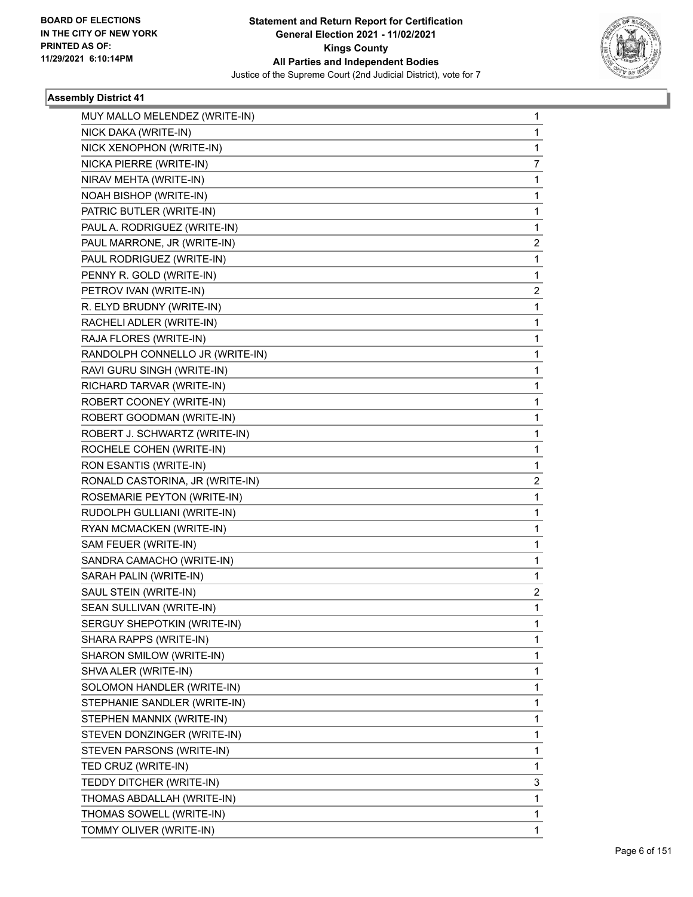**Statement and Return Report for Certification**
**General Election 2021 - 11/02/2021**
**Kings County**
**All Parties and Independent Bodies**
Justice of the Supreme Court (2nd Judicial District), vote for 7

BOARD OF ELECTIONS
IN THE CITY OF NEW YORK
PRINTED AS OF:
11/29/2021 6:10:14PM

### Assembly District 41

| | |
|---|---|
| MUY MALLO MELENDEZ (WRITE-IN) | 1 |
| NICK DAKA (WRITE-IN) | 1 |
| NICK XENOPHON (WRITE-IN) | 1 |
| NICKA PIERRE (WRITE-IN) | 7 |
| NIRAV MEHTA (WRITE-IN) | 1 |
| NOAH BISHOP (WRITE-IN) | 1 |
| PATRIC BUTLER (WRITE-IN) | 1 |
| PAUL A. RODRIGUEZ (WRITE-IN) | 1 |
| PAUL MARRONE, JR (WRITE-IN) | 2 |
| PAUL RODRIGUEZ (WRITE-IN) | 1 |
| PENNY R. GOLD (WRITE-IN) | 1 |
| PETROV IVAN (WRITE-IN) | 2 |
| R. ELYD BRUDNY (WRITE-IN) | 1 |
| RACHELI ADLER (WRITE-IN) | 1 |
| RAJA FLORES (WRITE-IN) | 1 |
| RANDOLPH CONNELLO JR (WRITE-IN) | 1 |
| RAVI GURU SINGH (WRITE-IN) | 1 |
| RICHARD TARVAR (WRITE-IN) | 1 |
| ROBERT COONEY (WRITE-IN) | 1 |
| ROBERT GOODMAN (WRITE-IN) | 1 |
| ROBERT J. SCHWARTZ (WRITE-IN) | 1 |
| ROCHELE COHEN (WRITE-IN) | 1 |
| RON ESANTIS (WRITE-IN) | 1 |
| RONALD CASTORINA, JR (WRITE-IN) | 2 |
| ROSEMARIE PEYTON (WRITE-IN) | 1 |
| RUDOLPH GULLIANI (WRITE-IN) | 1 |
| RYAN MCMACKEN (WRITE-IN) | 1 |
| SAM FEUER (WRITE-IN) | 1 |
| SANDRA CAMACHO (WRITE-IN) | 1 |
| SARAH PALIN (WRITE-IN) | 1 |
| SAUL STEIN (WRITE-IN) | 2 |
| SEAN SULLIVAN (WRITE-IN) | 1 |
| SERGUY SHEPOTKIN (WRITE-IN) | 1 |
| SHARA RAPPS (WRITE-IN) | 1 |
| SHARON SMILOW (WRITE-IN) | 1 |
| SHVA ALER (WRITE-IN) | 1 |
| SOLOMON HANDLER (WRITE-IN) | 1 |
| STEPHANIE SANDLER (WRITE-IN) | 1 |
| STEPHEN MANNIX (WRITE-IN) | 1 |
| STEVEN DONZINGER (WRITE-IN) | 1 |
| STEVEN PARSONS (WRITE-IN) | 1 |
| TED CRUZ (WRITE-IN) | 1 |
| TEDDY DITCHER (WRITE-IN) | 3 |
| THOMAS ABDALLAH (WRITE-IN) | 1 |
| THOMAS SOWELL (WRITE-IN) | 1 |
| TOMMY OLIVER (WRITE-IN) | 1 |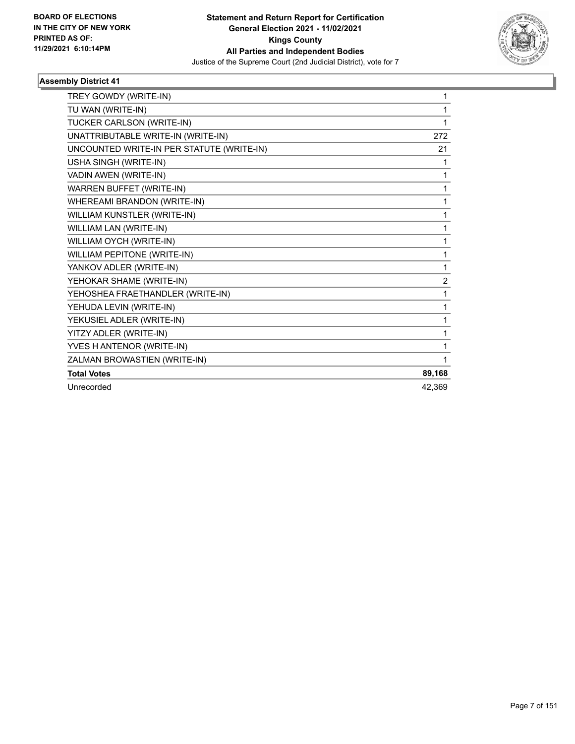### Assembly District 41

| Candidate | Votes |
|---|---|
| TREY GOWDY (WRITE-IN) | 1 |
| TU WAN (WRITE-IN) | 1 |
| TUCKER CARLSON (WRITE-IN) | 1 |
| UNATTRIBUTABLE WRITE-IN (WRITE-IN) | 272 |
| UNCOUNTED WRITE-IN PER STATUTE (WRITE-IN) | 21 |
| USHA SINGH (WRITE-IN) | 1 |
| VADIN AWEN (WRITE-IN) | 1 |
| WARREN BUFFET (WRITE-IN) | 1 |
| WHEREAMI BRANDON (WRITE-IN) | 1 |
| WILLIAM KUNSTLER (WRITE-IN) | 1 |
| WILLIAM LAN (WRITE-IN) | 1 |
| WILLIAM OYCH (WRITE-IN) | 1 |
| WILLIAM PEPITONE (WRITE-IN) | 1 |
| YANKOV ADLER (WRITE-IN) | 1 |
| YEHOKAR SHAME (WRITE-IN) | 2 |
| YEHOSHEA FRAETHANDLER (WRITE-IN) | 1 |
| YEHUDA LEVIN (WRITE-IN) | 1 |
| YEKUSIEL ADLER (WRITE-IN) | 1 |
| YITZY ADLER (WRITE-IN) | 1 |
| YVES H ANTENOR (WRITE-IN) | 1 |
| ZALMAN BROWASTIEN (WRITE-IN) | 1 |
| **Total Votes** | **89,168** |
| Unrecorded | 42,369 |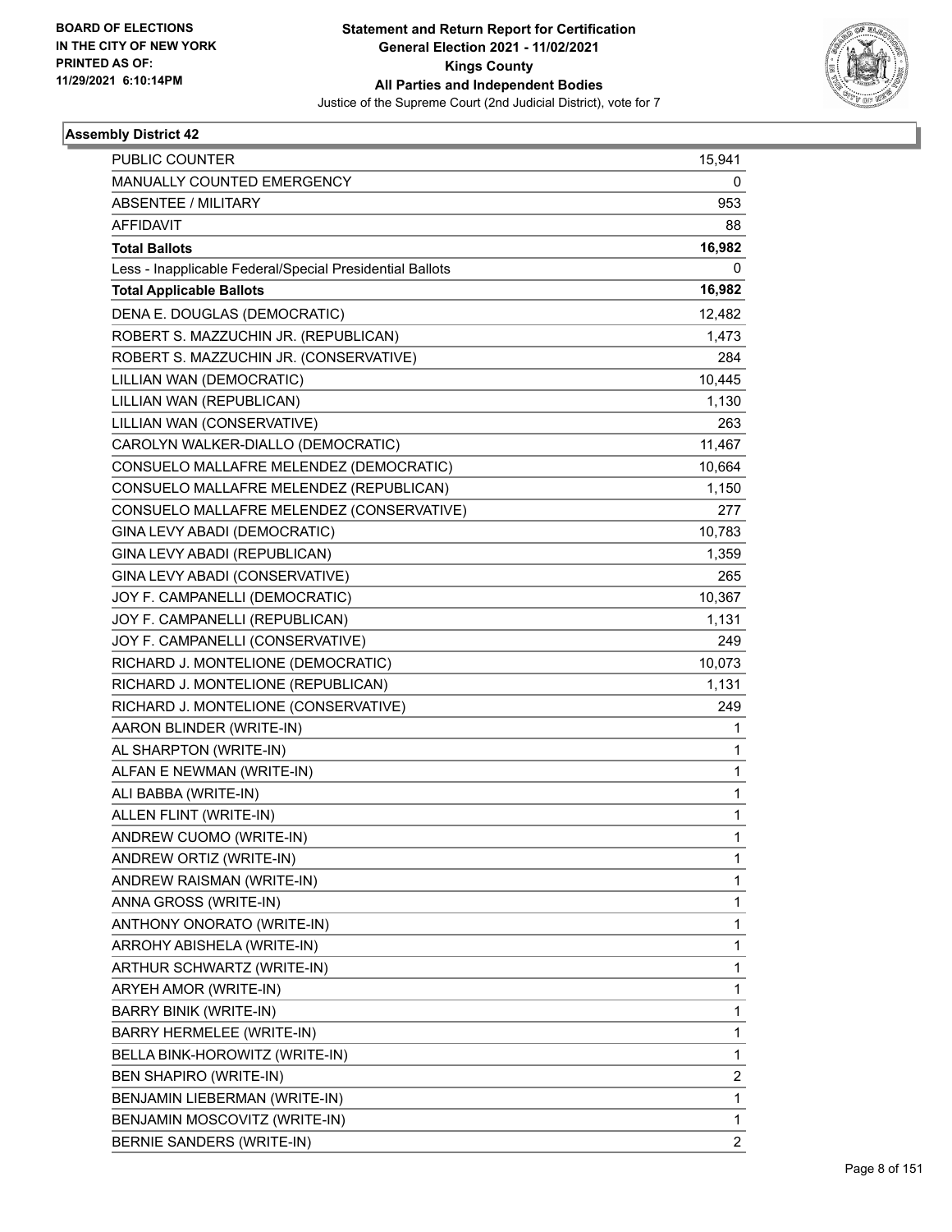**BOARD OF ELECTIONS IN THE CITY OF NEW YORK PRINTED AS OF: 11/29/2021 6:10:14PM**

**Statement and Return Report for Certification General Election 2021 - 11/02/2021 Kings County All Parties and Independent Bodies**

Justice of the Supreme Court (2nd Judicial District), vote for 7

## Assembly District 42

| | |
|---|---|
| PUBLIC COUNTER | 15,941 |
| MANUALLY COUNTED EMERGENCY | 0 |
| ABSENTEE / MILITARY | 953 |
| AFFIDAVIT | 88 |
| **Total Ballots** | **16,982** |
| Less - Inapplicable Federal/Special Presidential Ballots | 0 |
| **Total Applicable Ballots** | **16,982** |
| DENA E. DOUGLAS (DEMOCRATIC) | 12,482 |
| ROBERT S. MAZZUCHIN JR. (REPUBLICAN) | 1,473 |
| ROBERT S. MAZZUCHIN JR. (CONSERVATIVE) | 284 |
| LILLIAN WAN (DEMOCRATIC) | 10,445 |
| LILLIAN WAN (REPUBLICAN) | 1,130 |
| LILLIAN WAN (CONSERVATIVE) | 263 |
| CAROLYN WALKER-DIALLO (DEMOCRATIC) | 11,467 |
| CONSUELO MALLAFRE MELENDEZ (DEMOCRATIC) | 10,664 |
| CONSUELO MALLAFRE MELENDEZ (REPUBLICAN) | 1,150 |
| CONSUELO MALLAFRE MELENDEZ (CONSERVATIVE) | 277 |
| GINA LEVY ABADI (DEMOCRATIC) | 10,783 |
| GINA LEVY ABADI (REPUBLICAN) | 1,359 |
| GINA LEVY ABADI (CONSERVATIVE) | 265 |
| JOY F. CAMPANELLI (DEMOCRATIC) | 10,367 |
| JOY F. CAMPANELLI (REPUBLICAN) | 1,131 |
| JOY F. CAMPANELLI (CONSERVATIVE) | 249 |
| RICHARD J. MONTELIONE (DEMOCRATIC) | 10,073 |
| RICHARD J. MONTELIONE (REPUBLICAN) | 1,131 |
| RICHARD J. MONTELIONE (CONSERVATIVE) | 249 |
| AARON BLINDER (WRITE-IN) | 1 |
| AL SHARPTON (WRITE-IN) | 1 |
| ALFAN E NEWMAN (WRITE-IN) | 1 |
| ALI BABBA (WRITE-IN) | 1 |
| ALLEN FLINT (WRITE-IN) | 1 |
| ANDREW CUOMO (WRITE-IN) | 1 |
| ANDREW ORTIZ (WRITE-IN) | 1 |
| ANDREW RAISMAN (WRITE-IN) | 1 |
| ANNA GROSS (WRITE-IN) | 1 |
| ANTHONY ONORATO (WRITE-IN) | 1 |
| ARROHY ABISHELA (WRITE-IN) | 1 |
| ARTHUR SCHWARTZ (WRITE-IN) | 1 |
| ARYEH AMOR (WRITE-IN) | 1 |
| BARRY BINIK (WRITE-IN) | 1 |
| BARRY HERMELEE (WRITE-IN) | 1 |
| BELLA BINK-HOROWITZ (WRITE-IN) | 1 |
| BEN SHAPIRO (WRITE-IN) | 2 |
| BENJAMIN LIEBERMAN (WRITE-IN) | 1 |
| BENJAMIN MOSCOVITZ (WRITE-IN) | 1 |
| BERNIE SANDERS (WRITE-IN) | 2 |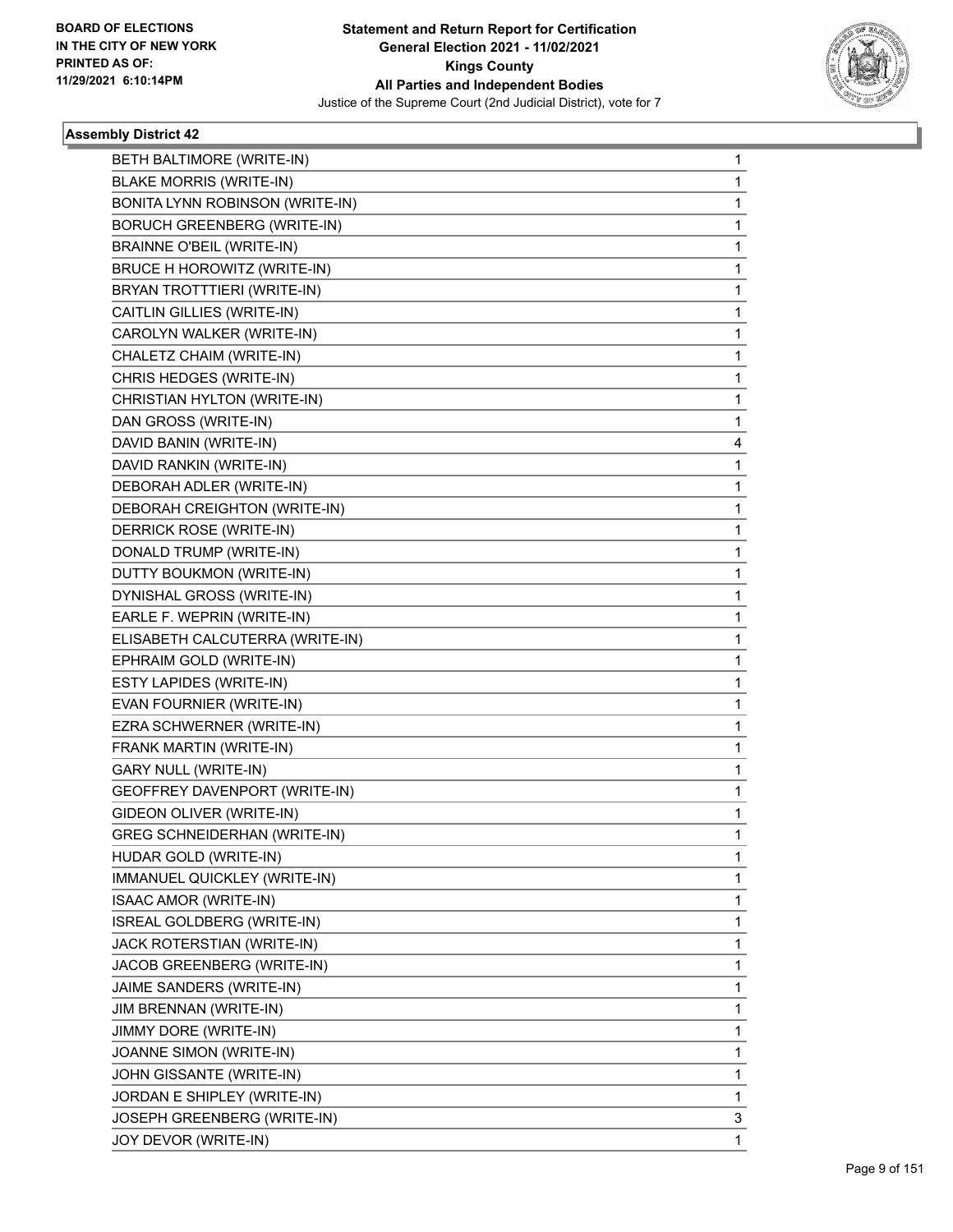**BOARD OF ELECTIONS IN THE CITY OF NEW YORK PRINTED AS OF: 11/29/2021 6:10:14PM**

# Statement and Return Report for Certification
## General Election 2021 - 11/02/2021
## Kings County
## All Parties and Independent Bodies
### Justice of the Supreme Court (2nd Judicial District), vote for 7

### Assembly District 42

| Candidate | Votes |
|---|---|
| BETH BALTIMORE (WRITE-IN) | 1 |
| BLAKE MORRIS (WRITE-IN) | 1 |
| BONITA LYNN ROBINSON (WRITE-IN) | 1 |
| BORUCH GREENBERG (WRITE-IN) | 1 |
| BRAINNE O'BEIL (WRITE-IN) | 1 |
| BRUCE H HOROWITZ (WRITE-IN) | 1 |
| BRYAN TROTTTIERI (WRITE-IN) | 1 |
| CAITLIN GILLIES (WRITE-IN) | 1 |
| CAROLYN WALKER (WRITE-IN) | 1 |
| CHALETZ CHAIM (WRITE-IN) | 1 |
| CHRIS HEDGES (WRITE-IN) | 1 |
| CHRISTIAN HYLTON (WRITE-IN) | 1 |
| DAN GROSS (WRITE-IN) | 1 |
| DAVID BANIN (WRITE-IN) | 4 |
| DAVID RANKIN (WRITE-IN) | 1 |
| DEBORAH ADLER (WRITE-IN) | 1 |
| DEBORAH CREIGHTON (WRITE-IN) | 1 |
| DERRICK ROSE (WRITE-IN) | 1 |
| DONALD TRUMP (WRITE-IN) | 1 |
| DUTTY BOUKMON (WRITE-IN) | 1 |
| DYNISHAL GROSS (WRITE-IN) | 1 |
| EARLE F. WEPRIN (WRITE-IN) | 1 |
| ELISABETH CALCUTERRA (WRITE-IN) | 1 |
| EPHRAIM GOLD (WRITE-IN) | 1 |
| ESTY LAPIDES (WRITE-IN) | 1 |
| EVAN FOURNIER (WRITE-IN) | 1 |
| EZRA SCHWERNER (WRITE-IN) | 1 |
| FRANK MARTIN (WRITE-IN) | 1 |
| GARY NULL (WRITE-IN) | 1 |
| GEOFFREY DAVENPORT (WRITE-IN) | 1 |
| GIDEON OLIVER (WRITE-IN) | 1 |
| GREG SCHNEIDERHAN (WRITE-IN) | 1 |
| HUDAR GOLD (WRITE-IN) | 1 |
| IMMANUEL QUICKLEY (WRITE-IN) | 1 |
| ISAAC AMOR (WRITE-IN) | 1 |
| ISREAL GOLDBERG (WRITE-IN) | 1 |
| JACK ROTERSTIAN (WRITE-IN) | 1 |
| JACOB GREENBERG (WRITE-IN) | 1 |
| JAIME SANDERS (WRITE-IN) | 1 |
| JIM BRENNAN (WRITE-IN) | 1 |
| JIMMY DORE (WRITE-IN) | 1 |
| JOANNE SIMON (WRITE-IN) | 1 |
| JOHN GISSANTE (WRITE-IN) | 1 |
| JORDAN E SHIPLEY (WRITE-IN) | 1 |
| JOSEPH GREENBERG (WRITE-IN) | 3 |
| JOY DEVOR (WRITE-IN) | 1 |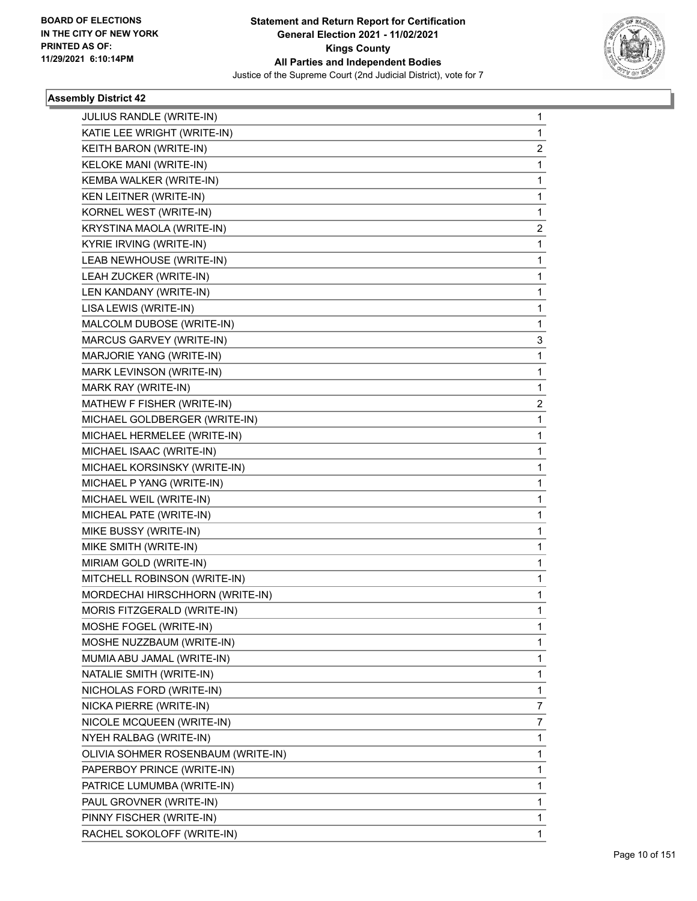BOARD OF ELECTIONS
IN THE CITY OF NEW YORK
PRINTED AS OF:
11/29/2021 6:10:14PM

**Statement and Return Report for Certification**
**General Election 2021 - 11/02/2021**
**Kings County**
**All Parties and Independent Bodies**
Justice of the Supreme Court (2nd Judicial District), vote for 7

### Assembly District 42

| Candidate | Votes |
|---|---|
| JULIUS RANDLE (WRITE-IN) | 1 |
| KATIE LEE WRIGHT (WRITE-IN) | 1 |
| KEITH BARON (WRITE-IN) | 2 |
| KELOKE MANI (WRITE-IN) | 1 |
| KEMBA WALKER (WRITE-IN) | 1 |
| KEN LEITNER (WRITE-IN) | 1 |
| KORNEL WEST (WRITE-IN) | 1 |
| KRYSTINA MAOLA (WRITE-IN) | 2 |
| KYRIE IRVING (WRITE-IN) | 1 |
| LEAB NEWHOUSE (WRITE-IN) | 1 |
| LEAH ZUCKER (WRITE-IN) | 1 |
| LEN KANDANY (WRITE-IN) | 1 |
| LISA LEWIS (WRITE-IN) | 1 |
| MALCOLM DUBOSE (WRITE-IN) | 1 |
| MARCUS GARVEY (WRITE-IN) | 3 |
| MARJORIE YANG (WRITE-IN) | 1 |
| MARK LEVINSON (WRITE-IN) | 1 |
| MARK RAY (WRITE-IN) | 1 |
| MATHEW F FISHER (WRITE-IN) | 2 |
| MICHAEL GOLDBERGER (WRITE-IN) | 1 |
| MICHAEL HERMELEE (WRITE-IN) | 1 |
| MICHAEL ISAAC (WRITE-IN) | 1 |
| MICHAEL KORSINSKY (WRITE-IN) | 1 |
| MICHAEL P YANG (WRITE-IN) | 1 |
| MICHAEL WEIL (WRITE-IN) | 1 |
| MICHEAL PATE (WRITE-IN) | 1 |
| MIKE BUSSY (WRITE-IN) | 1 |
| MIKE SMITH (WRITE-IN) | 1 |
| MIRIAM GOLD (WRITE-IN) | 1 |
| MITCHELL ROBINSON (WRITE-IN) | 1 |
| MORDECHAI HIRSCHHORN (WRITE-IN) | 1 |
| MORIS FITZGERALD (WRITE-IN) | 1 |
| MOSHE FOGEL (WRITE-IN) | 1 |
| MOSHE NUZZBAUM (WRITE-IN) | 1 |
| MUMIA ABU JAMAL (WRITE-IN) | 1 |
| NATALIE SMITH (WRITE-IN) | 1 |
| NICHOLAS FORD (WRITE-IN) | 1 |
| NICKA PIERRE (WRITE-IN) | 7 |
| NICOLE MCQUEEN (WRITE-IN) | 7 |
| NYEH RALBAG (WRITE-IN) | 1 |
| OLIVIA SOHMER ROSENBAUM (WRITE-IN) | 1 |
| PAPERBOY PRINCE (WRITE-IN) | 1 |
| PATRICE LUMUMBA (WRITE-IN) | 1 |
| PAUL GROVNER (WRITE-IN) | 1 |
| PINNY FISCHER (WRITE-IN) | 1 |
| RACHEL SOKOLOFF (WRITE-IN) | 1 |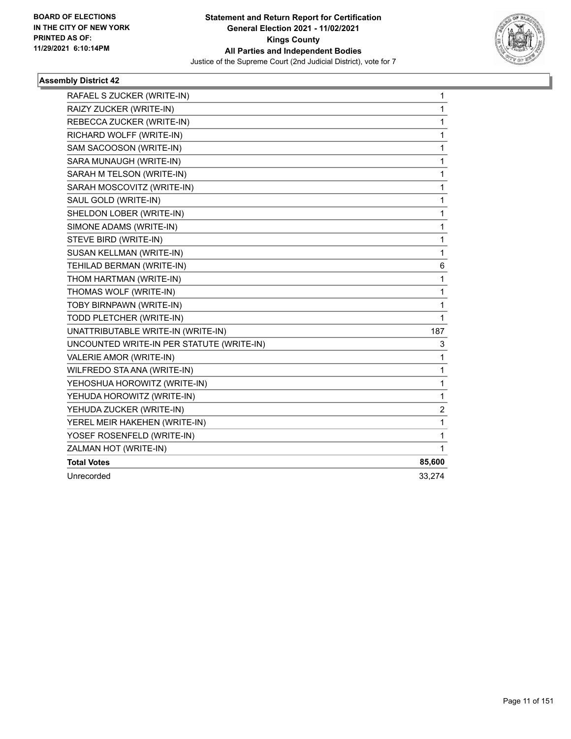**Statement and Return Report for Certification**
**General Election 2021 - 11/02/2021**
**Kings County**
**All Parties and Independent Bodies**
Justice of the Supreme Court (2nd Judicial District), vote for 7

BOARD OF ELECTIONS IN THE CITY OF NEW YORK PRINTED AS OF: 11/29/2021 6:10:14PM

### Assembly District 42

| | |
|---|---|
| RAFAEL S ZUCKER (WRITE-IN) | 1 |
| RAIZY ZUCKER (WRITE-IN) | 1 |
| REBECCA ZUCKER (WRITE-IN) | 1 |
| RICHARD WOLFF (WRITE-IN) | 1 |
| SAM SACOOSON (WRITE-IN) | 1 |
| SARA MUNAUGH (WRITE-IN) | 1 |
| SARAH M TELSON (WRITE-IN) | 1 |
| SARAH MOSCOVITZ (WRITE-IN) | 1 |
| SAUL GOLD (WRITE-IN) | 1 |
| SHELDON LOBER (WRITE-IN) | 1 |
| SIMONE ADAMS (WRITE-IN) | 1 |
| STEVE BIRD (WRITE-IN) | 1 |
| SUSAN KELLMAN (WRITE-IN) | 1 |
| TEHILAD BERMAN (WRITE-IN) | 6 |
| THOM HARTMAN (WRITE-IN) | 1 |
| THOMAS WOLF (WRITE-IN) | 1 |
| TOBY BIRNPAWN (WRITE-IN) | 1 |
| TODD PLETCHER (WRITE-IN) | 1 |
| UNATTRIBUTABLE WRITE-IN (WRITE-IN) | 187 |
| UNCOUNTED WRITE-IN PER STATUTE (WRITE-IN) | 3 |
| VALERIE AMOR (WRITE-IN) | 1 |
| WILFREDO STA ANA (WRITE-IN) | 1 |
| YEHOSHUA HOROWITZ (WRITE-IN) | 1 |
| YEHUDA HOROWITZ (WRITE-IN) | 1 |
| YEHUDA ZUCKER (WRITE-IN) | 2 |
| YEREL MEIR HAKEHEN (WRITE-IN) | 1 |
| YOSEF ROSENFELD (WRITE-IN) | 1 |
| ZALMAN HOT (WRITE-IN) | 1 |
| **Total Votes** | **85,600** |
| Unrecorded | 33,274 |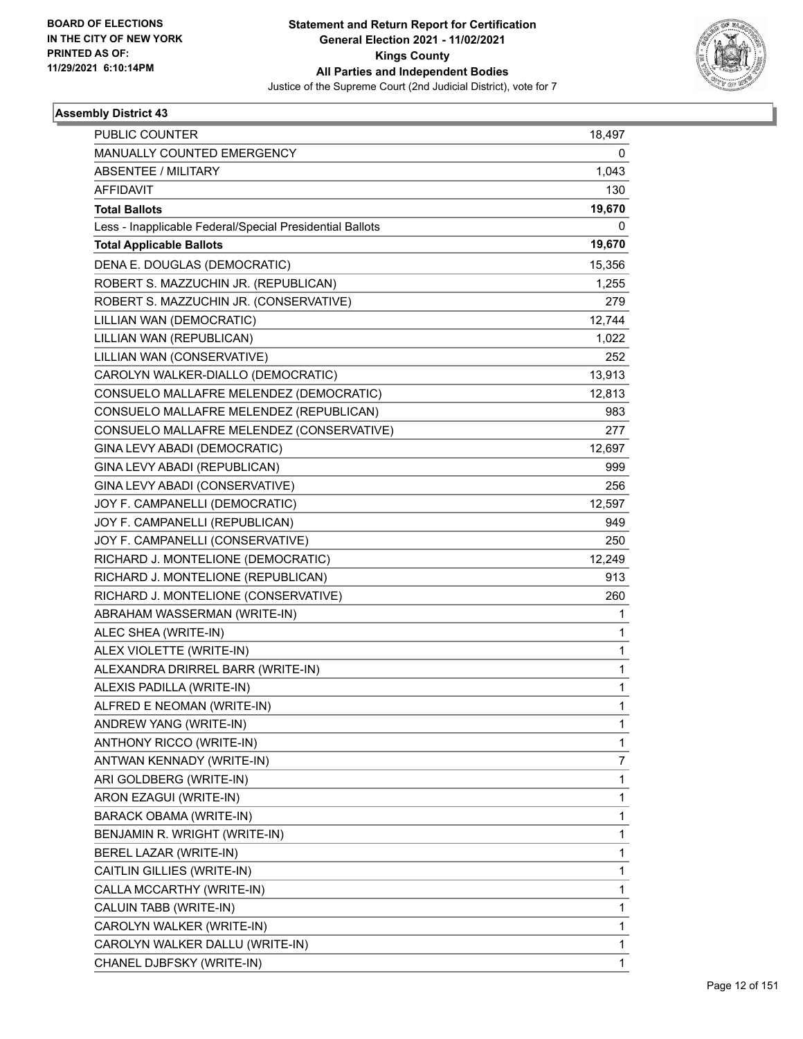**Statement and Return Report for Certification**
**General Election 2021 - 11/02/2021**
**Kings County**
**All Parties and Independent Bodies**
Justice of the Supreme Court (2nd Judicial District), vote for 7

BOARD OF ELECTIONS
IN THE CITY OF NEW YORK
PRINTED AS OF:
11/29/2021 6:10:14PM

### Assembly District 43

| | |
|---|---|
| PUBLIC COUNTER | 18,497 |
| MANUALLY COUNTED EMERGENCY | 0 |
| ABSENTEE / MILITARY | 1,043 |
| AFFIDAVIT | 130 |
| **Total Ballots** | **19,670** |
| Less - Inapplicable Federal/Special Presidential Ballots | 0 |
| **Total Applicable Ballots** | **19,670** |
| DENA E. DOUGLAS (DEMOCRATIC) | 15,356 |
| ROBERT S. MAZZUCHIN JR. (REPUBLICAN) | 1,255 |
| ROBERT S. MAZZUCHIN JR. (CONSERVATIVE) | 279 |
| LILLIAN WAN (DEMOCRATIC) | 12,744 |
| LILLIAN WAN (REPUBLICAN) | 1,022 |
| LILLIAN WAN (CONSERVATIVE) | 252 |
| CAROLYN WALKER-DIALLO (DEMOCRATIC) | 13,913 |
| CONSUELO MALLAFRE MELENDEZ (DEMOCRATIC) | 12,813 |
| CONSUELO MALLAFRE MELENDEZ (REPUBLICAN) | 983 |
| CONSUELO MALLAFRE MELENDEZ (CONSERVATIVE) | 277 |
| GINA LEVY ABADI (DEMOCRATIC) | 12,697 |
| GINA LEVY ABADI (REPUBLICAN) | 999 |
| GINA LEVY ABADI (CONSERVATIVE) | 256 |
| JOY F. CAMPANELLI (DEMOCRATIC) | 12,597 |
| JOY F. CAMPANELLI (REPUBLICAN) | 949 |
| JOY F. CAMPANELLI (CONSERVATIVE) | 250 |
| RICHARD J. MONTELIONE (DEMOCRATIC) | 12,249 |
| RICHARD J. MONTELIONE (REPUBLICAN) | 913 |
| RICHARD J. MONTELIONE (CONSERVATIVE) | 260 |
| ABRAHAM WASSERMAN (WRITE-IN) | 1 |
| ALEC SHEA (WRITE-IN) | 1 |
| ALEX VIOLETTE (WRITE-IN) | 1 |
| ALEXANDRA DRIRREL BARR (WRITE-IN) | 1 |
| ALEXIS PADILLA (WRITE-IN) | 1 |
| ALFRED E NEOMAN (WRITE-IN) | 1 |
| ANDREW YANG (WRITE-IN) | 1 |
| ANTHONY RICCO (WRITE-IN) | 1 |
| ANTWAN KENNADY (WRITE-IN) | 7 |
| ARI GOLDBERG (WRITE-IN) | 1 |
| ARON EZAGUI (WRITE-IN) | 1 |
| BARACK OBAMA (WRITE-IN) | 1 |
| BENJAMIN R. WRIGHT (WRITE-IN) | 1 |
| BEREL LAZAR (WRITE-IN) | 1 |
| CAITLIN GILLIES (WRITE-IN) | 1 |
| CALLA MCCARTHY (WRITE-IN) | 1 |
| CALUIN TABB (WRITE-IN) | 1 |
| CAROLYN WALKER (WRITE-IN) | 1 |
| CAROLYN WALKER DALLU (WRITE-IN) | 1 |
| CHANEL DJBFSKY (WRITE-IN) | 1 |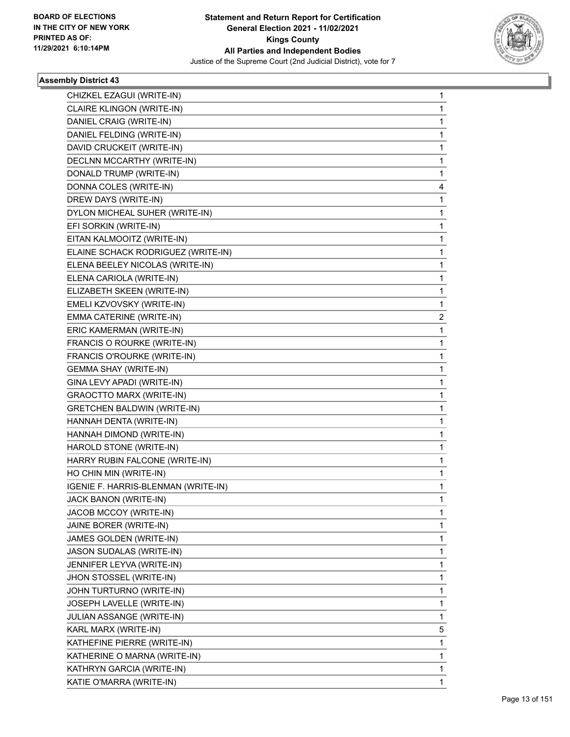**Statement and Return Report for Certification**
**General Election 2021 - 11/02/2021**
**Kings County**
**All Parties and Independent Bodies**
Justice of the Supreme Court (2nd Judicial District), vote for 7

BOARD OF ELECTIONS
IN THE CITY OF NEW YORK
PRINTED AS OF:
11/29/2021 6:10:14PM

## Assembly District 43

| | |
|---|---|
| CHIZKEL EZAGUI (WRITE-IN) | 1 |
| CLAIRE KLINGON (WRITE-IN) | 1 |
| DANIEL CRAIG (WRITE-IN) | 1 |
| DANIEL FELDING (WRITE-IN) | 1 |
| DAVID CRUCKEIT (WRITE-IN) | 1 |
| DECLNN MCCARTHY (WRITE-IN) | 1 |
| DONALD TRUMP (WRITE-IN) | 1 |
| DONNA COLES (WRITE-IN) | 4 |
| DREW DAYS (WRITE-IN) | 1 |
| DYLON MICHEAL SUHER (WRITE-IN) | 1 |
| EFI SORKIN (WRITE-IN) | 1 |
| EITAN KALMOOITZ (WRITE-IN) | 1 |
| ELAINE SCHACK RODRIGUEZ (WRITE-IN) | 1 |
| ELENA BEELEY NICOLAS (WRITE-IN) | 1 |
| ELENA CARIOLA (WRITE-IN) | 1 |
| ELIZABETH SKEEN (WRITE-IN) | 1 |
| EMELI KZVOVSKY (WRITE-IN) | 1 |
| EMMA CATERINE (WRITE-IN) | 2 |
| ERIC KAMERMAN (WRITE-IN) | 1 |
| FRANCIS O ROURKE (WRITE-IN) | 1 |
| FRANCIS O'ROURKE (WRITE-IN) | 1 |
| GEMMA SHAY (WRITE-IN) | 1 |
| GINA LEVY APADI (WRITE-IN) | 1 |
| GRAOCTTO MARX (WRITE-IN) | 1 |
| GRETCHEN BALDWIN (WRITE-IN) | 1 |
| HANNAH DENTA (WRITE-IN) | 1 |
| HANNAH DIMOND (WRITE-IN) | 1 |
| HAROLD STONE (WRITE-IN) | 1 |
| HARRY RUBIN FALCONE (WRITE-IN) | 1 |
| HO CHIN MIN (WRITE-IN) | 1 |
| IGENIE F. HARRIS-BLENMAN (WRITE-IN) | 1 |
| JACK BANON (WRITE-IN) | 1 |
| JACOB MCCOY (WRITE-IN) | 1 |
| JAINE BORER (WRITE-IN) | 1 |
| JAMES GOLDEN (WRITE-IN) | 1 |
| JASON SUDALAS (WRITE-IN) | 1 |
| JENNIFER LEYVA (WRITE-IN) | 1 |
| JHON STOSSEL (WRITE-IN) | 1 |
| JOHN TURTURNO (WRITE-IN) | 1 |
| JOSEPH LAVELLE (WRITE-IN) | 1 |
| JULIAN ASSANGE (WRITE-IN) | 1 |
| KARL MARX (WRITE-IN) | 5 |
| KATHEFINE PIERRE (WRITE-IN) | 1 |
| KATHERINE O MARNA (WRITE-IN) | 1 |
| KATHRYN GARCIA (WRITE-IN) | 1 |
| KATIE O'MARRA (WRITE-IN) | 1 |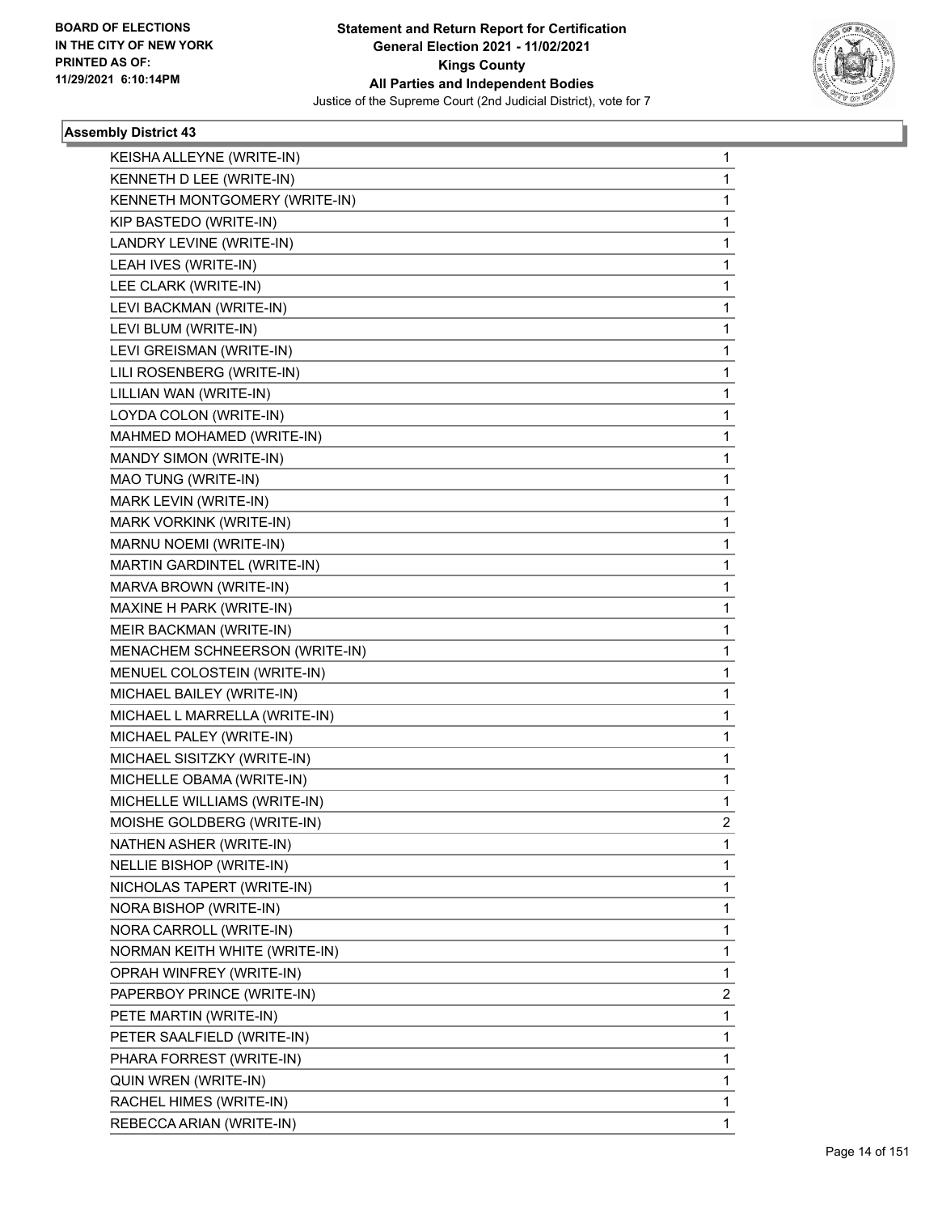BOARD OF ELECTIONS
IN THE CITY OF NEW YORK
PRINTED AS OF:
11/29/2021 6:10:14PM

**Statement and Return Report for Certification**
**General Election 2021 - 11/02/2021**
**Kings County**
**All Parties and Independent Bodies**
Justice of the Supreme Court (2nd Judicial District), vote for 7

### Assembly District 43

| | |
|---|---|
| KEISHA ALLEYNE (WRITE-IN) | 1 |
| KENNETH D LEE (WRITE-IN) | 1 |
| KENNETH MONTGOMERY (WRITE-IN) | 1 |
| KIP BASTEDO (WRITE-IN) | 1 |
| LANDRY LEVINE (WRITE-IN) | 1 |
| LEAH IVES (WRITE-IN) | 1 |
| LEE CLARK (WRITE-IN) | 1 |
| LEVI BACKMAN (WRITE-IN) | 1 |
| LEVI BLUM (WRITE-IN) | 1 |
| LEVI GREISMAN (WRITE-IN) | 1 |
| LILI ROSENBERG (WRITE-IN) | 1 |
| LILLIAN WAN (WRITE-IN) | 1 |
| LOYDA COLON (WRITE-IN) | 1 |
| MAHMED MOHAMED (WRITE-IN) | 1 |
| MANDY SIMON (WRITE-IN) | 1 |
| MAO TUNG (WRITE-IN) | 1 |
| MARK LEVIN (WRITE-IN) | 1 |
| MARK VORKINK (WRITE-IN) | 1 |
| MARNU NOEMI (WRITE-IN) | 1 |
| MARTIN GARDINTEL (WRITE-IN) | 1 |
| MARVA BROWN (WRITE-IN) | 1 |
| MAXINE H PARK (WRITE-IN) | 1 |
| MEIR BACKMAN (WRITE-IN) | 1 |
| MENACHEM SCHNEERSON (WRITE-IN) | 1 |
| MENUEL COLOSTEIN (WRITE-IN) | 1 |
| MICHAEL BAILEY (WRITE-IN) | 1 |
| MICHAEL L MARRELLA (WRITE-IN) | 1 |
| MICHAEL PALEY (WRITE-IN) | 1 |
| MICHAEL SISITZKY (WRITE-IN) | 1 |
| MICHELLE OBAMA (WRITE-IN) | 1 |
| MICHELLE WILLIAMS (WRITE-IN) | 1 |
| MOISHE GOLDBERG (WRITE-IN) | 2 |
| NATHEN ASHER (WRITE-IN) | 1 |
| NELLIE BISHOP (WRITE-IN) | 1 |
| NICHOLAS TAPERT (WRITE-IN) | 1 |
| NORA BISHOP (WRITE-IN) | 1 |
| NORA CARROLL (WRITE-IN) | 1 |
| NORMAN KEITH WHITE (WRITE-IN) | 1 |
| OPRAH WINFREY (WRITE-IN) | 1 |
| PAPERBOY PRINCE (WRITE-IN) | 2 |
| PETE MARTIN (WRITE-IN) | 1 |
| PETER SAALFIELD (WRITE-IN) | 1 |
| PHARA FORREST (WRITE-IN) | 1 |
| QUIN WREN (WRITE-IN) | 1 |
| RACHEL HIMES (WRITE-IN) | 1 |
| REBECCA ARIAN (WRITE-IN) | 1 |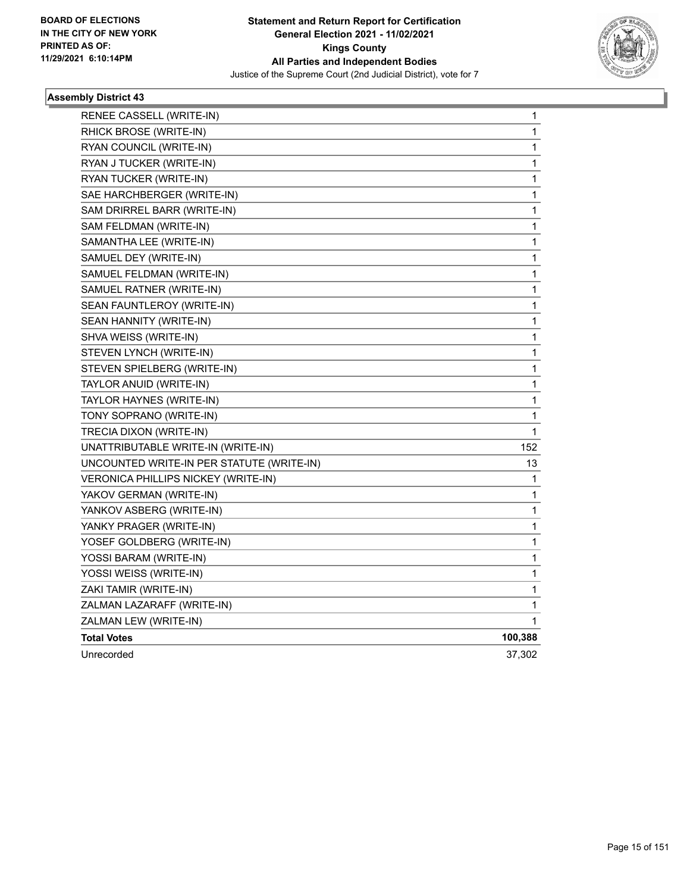BOARD OF ELECTIONS
IN THE CITY OF NEW YORK
PRINTED AS OF:
11/29/2021 6:10:14PM

**Statement and Return Report for Certification**
**General Election 2021 - 11/02/2021**
**Kings County**
**All Parties and Independent Bodies**
Justice of the Supreme Court (2nd Judicial District), vote for 7

### Assembly District 43

| Candidate | Votes |
|---|---|
| RENEE CASSELL (WRITE-IN) | 1 |
| RHICK BROSE (WRITE-IN) | 1 |
| RYAN COUNCIL (WRITE-IN) | 1 |
| RYAN J TUCKER (WRITE-IN) | 1 |
| RYAN TUCKER (WRITE-IN) | 1 |
| SAE HARCHBERGER (WRITE-IN) | 1 |
| SAM DRIRREL BARR (WRITE-IN) | 1 |
| SAM FELDMAN (WRITE-IN) | 1 |
| SAMANTHA LEE (WRITE-IN) | 1 |
| SAMUEL DEY (WRITE-IN) | 1 |
| SAMUEL FELDMAN (WRITE-IN) | 1 |
| SAMUEL RATNER (WRITE-IN) | 1 |
| SEAN FAUNTLEROY (WRITE-IN) | 1 |
| SEAN HANNITY (WRITE-IN) | 1 |
| SHVA WEISS (WRITE-IN) | 1 |
| STEVEN LYNCH (WRITE-IN) | 1 |
| STEVEN SPIELBERG (WRITE-IN) | 1 |
| TAYLOR ANUID (WRITE-IN) | 1 |
| TAYLOR HAYNES (WRITE-IN) | 1 |
| TONY SOPRANO (WRITE-IN) | 1 |
| TRECIA DIXON (WRITE-IN) | 1 |
| UNATTRIBUTABLE WRITE-IN (WRITE-IN) | 152 |
| UNCOUNTED WRITE-IN PER STATUTE (WRITE-IN) | 13 |
| VERONICA PHILLIPS NICKEY (WRITE-IN) | 1 |
| YAKOV GERMAN (WRITE-IN) | 1 |
| YANKOV ASBERG (WRITE-IN) | 1 |
| YANKY PRAGER (WRITE-IN) | 1 |
| YOSEF GOLDBERG (WRITE-IN) | 1 |
| YOSSI BARAM (WRITE-IN) | 1 |
| YOSSI WEISS (WRITE-IN) | 1 |
| ZAKI TAMIR (WRITE-IN) | 1 |
| ZALMAN LAZARAFF (WRITE-IN) | 1 |
| ZALMAN LEW (WRITE-IN) | 1 |
| **Total Votes** | **100,388** |
| Unrecorded | 37,302 |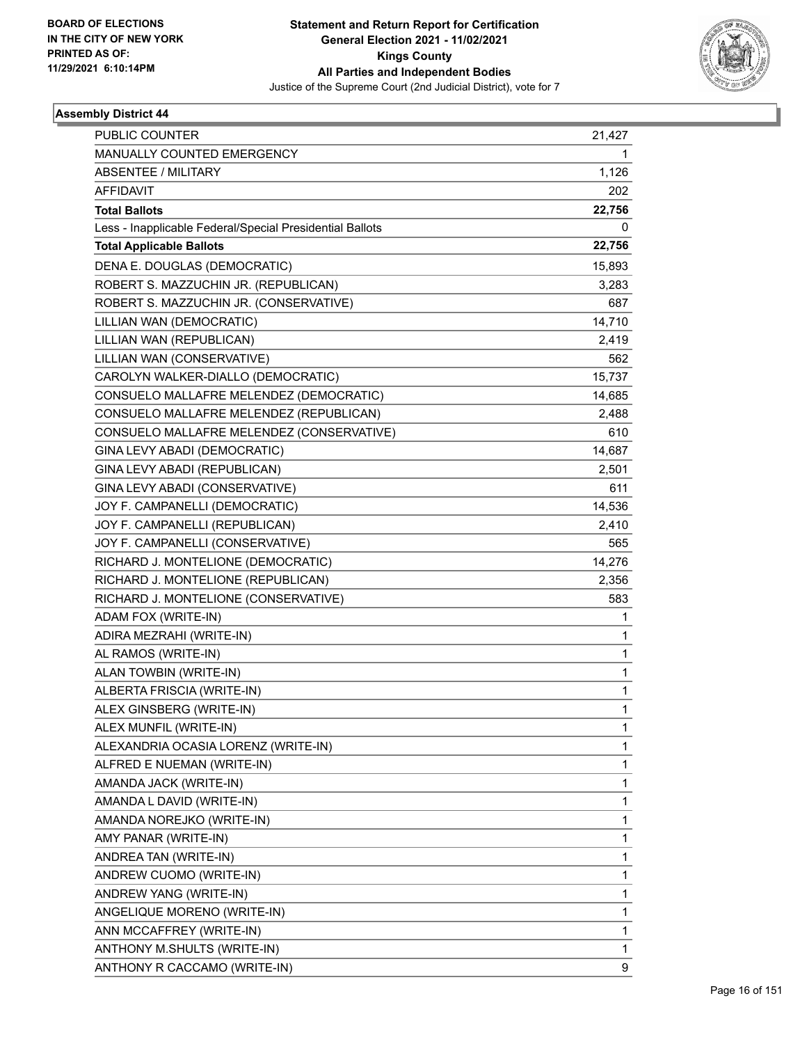BOARD OF ELECTIONS
IN THE CITY OF NEW YORK
PRINTED AS OF:
11/29/2021 6:10:14PM

**Statement and Return Report for Certification**
**General Election 2021 - 11/02/2021**
**Kings County**
**All Parties and Independent Bodies**
Justice of the Supreme Court (2nd Judicial District), vote for 7

### Assembly District 44

| | |
|---|---|
| PUBLIC COUNTER | 21,427 |
| MANUALLY COUNTED EMERGENCY | 1 |
| ABSENTEE / MILITARY | 1,126 |
| AFFIDAVIT | 202 |
| **Total Ballots** | **22,756** |
| Less - Inapplicable Federal/Special Presidential Ballots | 0 |
| **Total Applicable Ballots** | **22,756** |
| DENA E. DOUGLAS (DEMOCRATIC) | 15,893 |
| ROBERT S. MAZZUCHIN JR. (REPUBLICAN) | 3,283 |
| ROBERT S. MAZZUCHIN JR. (CONSERVATIVE) | 687 |
| LILLIAN WAN (DEMOCRATIC) | 14,710 |
| LILLIAN WAN (REPUBLICAN) | 2,419 |
| LILLIAN WAN (CONSERVATIVE) | 562 |
| CAROLYN WALKER-DIALLO (DEMOCRATIC) | 15,737 |
| CONSUELO MALLAFRE MELENDEZ (DEMOCRATIC) | 14,685 |
| CONSUELO MALLAFRE MELENDEZ (REPUBLICAN) | 2,488 |
| CONSUELO MALLAFRE MELENDEZ (CONSERVATIVE) | 610 |
| GINA LEVY ABADI (DEMOCRATIC) | 14,687 |
| GINA LEVY ABADI (REPUBLICAN) | 2,501 |
| GINA LEVY ABADI (CONSERVATIVE) | 611 |
| JOY F. CAMPANELLI (DEMOCRATIC) | 14,536 |
| JOY F. CAMPANELLI (REPUBLICAN) | 2,410 |
| JOY F. CAMPANELLI (CONSERVATIVE) | 565 |
| RICHARD J. MONTELIONE (DEMOCRATIC) | 14,276 |
| RICHARD J. MONTELIONE (REPUBLICAN) | 2,356 |
| RICHARD J. MONTELIONE (CONSERVATIVE) | 583 |
| ADAM FOX (WRITE-IN) | 1 |
| ADIRA MEZRAHI (WRITE-IN) | 1 |
| AL RAMOS (WRITE-IN) | 1 |
| ALAN TOWBIN (WRITE-IN) | 1 |
| ALBERTA FRISCIA (WRITE-IN) | 1 |
| ALEX GINSBERG (WRITE-IN) | 1 |
| ALEX MUNFIL (WRITE-IN) | 1 |
| ALEXANDRIA OCASIA LORENZ (WRITE-IN) | 1 |
| ALFRED E NUEMAN (WRITE-IN) | 1 |
| AMANDA JACK (WRITE-IN) | 1 |
| AMANDA L DAVID (WRITE-IN) | 1 |
| AMANDA NOREJKO (WRITE-IN) | 1 |
| AMY PANAR (WRITE-IN) | 1 |
| ANDREA TAN (WRITE-IN) | 1 |
| ANDREW CUOMO (WRITE-IN) | 1 |
| ANDREW YANG (WRITE-IN) | 1 |
| ANGELIQUE MORENO (WRITE-IN) | 1 |
| ANN MCCAFFREY (WRITE-IN) | 1 |
| ANTHONY M.SHULTS (WRITE-IN) | 1 |
| ANTHONY R CACCAMO (WRITE-IN) | 9 |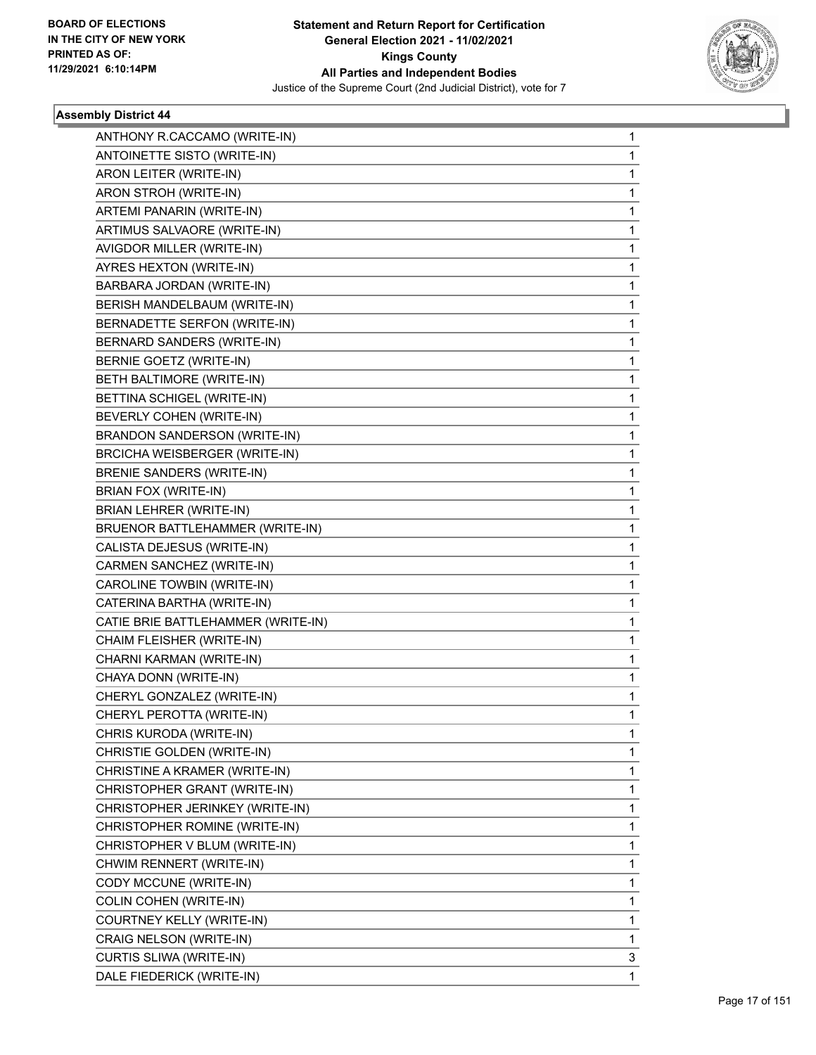BOARD OF ELECTIONS
IN THE CITY OF NEW YORK
PRINTED AS OF:
11/29/2021 6:10:14PM

**Statement and Return Report for Certification**
**General Election 2021 - 11/02/2021**
**Kings County**
**All Parties and Independent Bodies**
Justice of the Supreme Court (2nd Judicial District), vote for 7

### Assembly District 44

| | |
|---|---|
| ANTHONY R.CACCAMO (WRITE-IN) | 1 |
| ANTOINETTE SISTO (WRITE-IN) | 1 |
| ARON LEITER (WRITE-IN) | 1 |
| ARON STROH (WRITE-IN) | 1 |
| ARTEMI PANARIN (WRITE-IN) | 1 |
| ARTIMUS SALVAORE (WRITE-IN) | 1 |
| AVIGDOR MILLER (WRITE-IN) | 1 |
| AYRES HEXTON (WRITE-IN) | 1 |
| BARBARA JORDAN (WRITE-IN) | 1 |
| BERISH MANDELBAUM (WRITE-IN) | 1 |
| BERNADETTE SERFON (WRITE-IN) | 1 |
| BERNARD SANDERS (WRITE-IN) | 1 |
| BERNIE GOETZ (WRITE-IN) | 1 |
| BETH BALTIMORE (WRITE-IN) | 1 |
| BETTINA SCHIGEL (WRITE-IN) | 1 |
| BEVERLY COHEN (WRITE-IN) | 1 |
| BRANDON SANDERSON (WRITE-IN) | 1 |
| BRCICHA WEISBERGER (WRITE-IN) | 1 |
| BRENIE SANDERS (WRITE-IN) | 1 |
| BRIAN FOX (WRITE-IN) | 1 |
| BRIAN LEHRER (WRITE-IN) | 1 |
| BRUENOR BATTLEHAMMER (WRITE-IN) | 1 |
| CALISTA DEJESUS (WRITE-IN) | 1 |
| CARMEN SANCHEZ (WRITE-IN) | 1 |
| CAROLINE TOWBIN (WRITE-IN) | 1 |
| CATERINA BARTHA (WRITE-IN) | 1 |
| CATIE BRIE BATTLEHAMMER (WRITE-IN) | 1 |
| CHAIM FLEISHER (WRITE-IN) | 1 |
| CHARNI KARMAN (WRITE-IN) | 1 |
| CHAYA DONN (WRITE-IN) | 1 |
| CHERYL GONZALEZ (WRITE-IN) | 1 |
| CHERYL PEROTTA (WRITE-IN) | 1 |
| CHRIS KURODA (WRITE-IN) | 1 |
| CHRISTIE GOLDEN (WRITE-IN) | 1 |
| CHRISTINE A KRAMER (WRITE-IN) | 1 |
| CHRISTOPHER GRANT (WRITE-IN) | 1 |
| CHRISTOPHER JERINKEY (WRITE-IN) | 1 |
| CHRISTOPHER ROMINE (WRITE-IN) | 1 |
| CHRISTOPHER V BLUM (WRITE-IN) | 1 |
| CHWIM RENNERT (WRITE-IN) | 1 |
| CODY MCCUNE (WRITE-IN) | 1 |
| COLIN COHEN (WRITE-IN) | 1 |
| COURTNEY KELLY (WRITE-IN) | 1 |
| CRAIG NELSON (WRITE-IN) | 1 |
| CURTIS SLIWA (WRITE-IN) | 3 |
| DALE FIEDERICK (WRITE-IN) | 1 |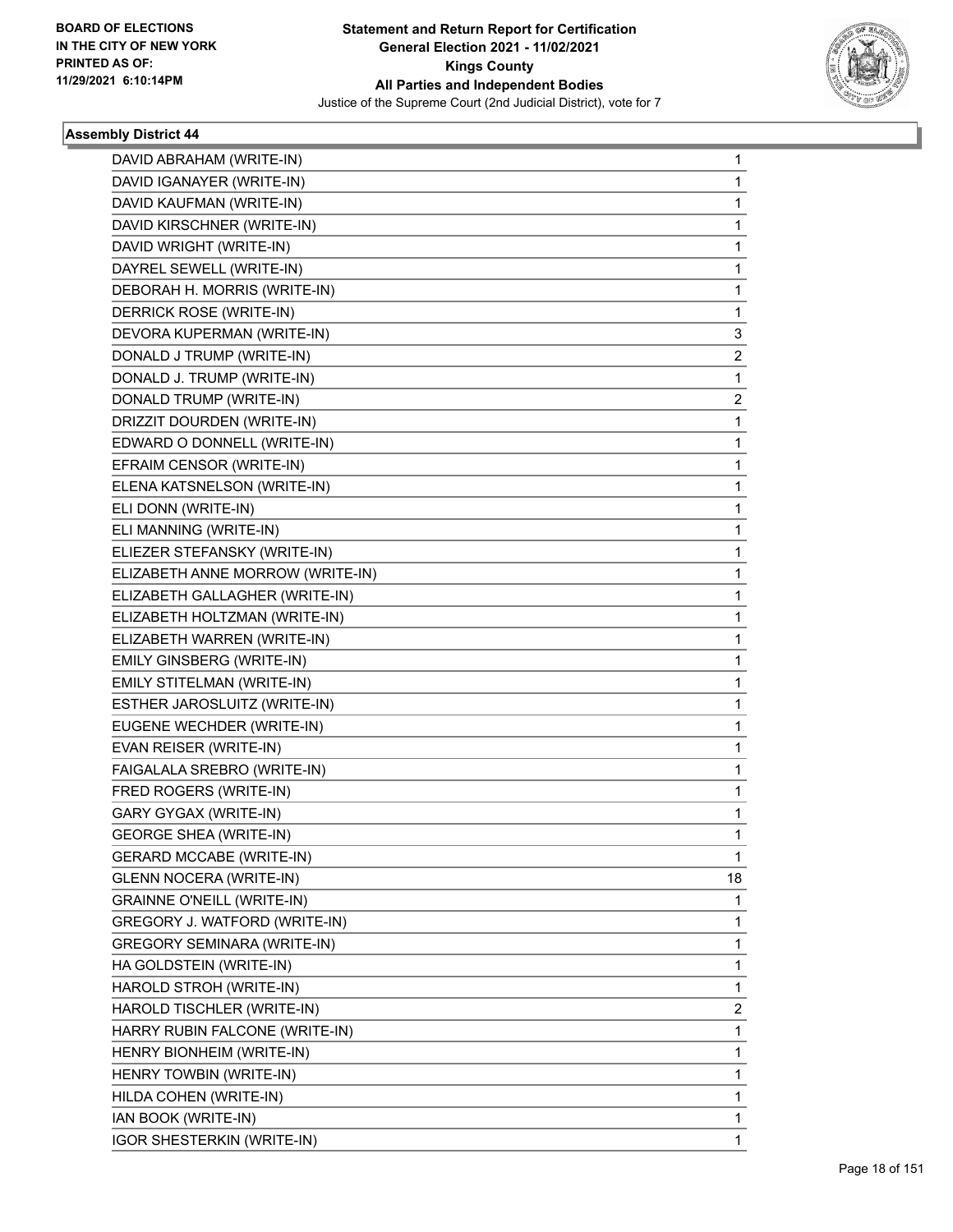## Assembly District 44

| Candidate | Votes |
|---|---|
| DAVID ABRAHAM (WRITE-IN) | 1 |
| DAVID IGANAYER (WRITE-IN) | 1 |
| DAVID KAUFMAN (WRITE-IN) | 1 |
| DAVID KIRSCHNER (WRITE-IN) | 1 |
| DAVID WRIGHT (WRITE-IN) | 1 |
| DAYREL SEWELL (WRITE-IN) | 1 |
| DEBORAH H. MORRIS (WRITE-IN) | 1 |
| DERRICK ROSE (WRITE-IN) | 1 |
| DEVORA KUPERMAN (WRITE-IN) | 3 |
| DONALD J TRUMP (WRITE-IN) | 2 |
| DONALD J. TRUMP (WRITE-IN) | 1 |
| DONALD TRUMP (WRITE-IN) | 2 |
| DRIZZIT DOURDEN (WRITE-IN) | 1 |
| EDWARD O DONNELL (WRITE-IN) | 1 |
| EFRAIM CENSOR (WRITE-IN) | 1 |
| ELENA KATSNELSON (WRITE-IN) | 1 |
| ELI DONN (WRITE-IN) | 1 |
| ELI MANNING (WRITE-IN) | 1 |
| ELIEZER STEFANSKY (WRITE-IN) | 1 |
| ELIZABETH ANNE MORROW (WRITE-IN) | 1 |
| ELIZABETH GALLAGHER (WRITE-IN) | 1 |
| ELIZABETH HOLTZMAN (WRITE-IN) | 1 |
| ELIZABETH WARREN (WRITE-IN) | 1 |
| EMILY GINSBERG (WRITE-IN) | 1 |
| EMILY STITELMAN (WRITE-IN) | 1 |
| ESTHER JAROSLUITZ (WRITE-IN) | 1 |
| EUGENE WECHDER (WRITE-IN) | 1 |
| EVAN REISER (WRITE-IN) | 1 |
| FAIGALALA SREBRO (WRITE-IN) | 1 |
| FRED ROGERS (WRITE-IN) | 1 |
| GARY GYGAX (WRITE-IN) | 1 |
| GEORGE SHEA (WRITE-IN) | 1 |
| GERARD MCCABE (WRITE-IN) | 1 |
| GLENN NOCERA (WRITE-IN) | 18 |
| GRAINNE O'NEILL (WRITE-IN) | 1 |
| GREGORY J. WATFORD (WRITE-IN) | 1 |
| GREGORY SEMINARA (WRITE-IN) | 1 |
| HA GOLDSTEIN (WRITE-IN) | 1 |
| HAROLD STROH (WRITE-IN) | 1 |
| HAROLD TISCHLER (WRITE-IN) | 2 |
| HARRY RUBIN FALCONE (WRITE-IN) | 1 |
| HENRY BIONHEIM (WRITE-IN) | 1 |
| HENRY TOWBIN (WRITE-IN) | 1 |
| HILDA COHEN (WRITE-IN) | 1 |
| IAN BOOK (WRITE-IN) | 1 |
| IGOR SHESTERKIN (WRITE-IN) | 1 |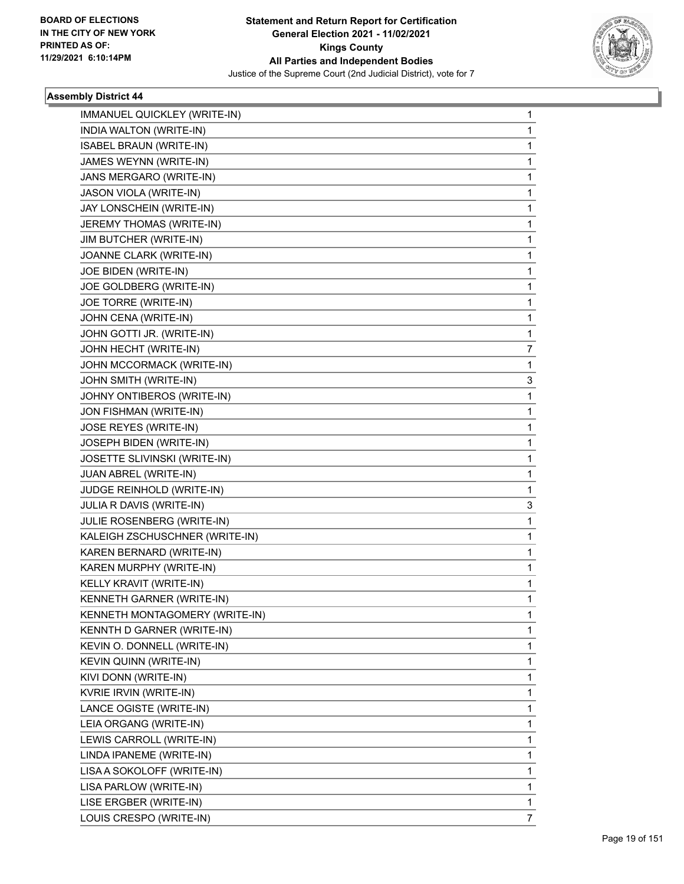BOARD OF ELECTIONS
IN THE CITY OF NEW YORK
PRINTED AS OF:
11/29/2021 6:10:14PM

**Statement and Return Report for Certification**
**General Election 2021 - 11/02/2021**
**Kings County**
**All Parties and Independent Bodies**
Justice of the Supreme Court (2nd Judicial District), vote for 7

### Assembly District 44

| | |
|---|---|
| IMMANUEL QUICKLEY (WRITE-IN) | 1 |
| INDIA WALTON (WRITE-IN) | 1 |
| ISABEL BRAUN (WRITE-IN) | 1 |
| JAMES WEYNN (WRITE-IN) | 1 |
| JANS MERGARO (WRITE-IN) | 1 |
| JASON VIOLA (WRITE-IN) | 1 |
| JAY LONSCHEIN (WRITE-IN) | 1 |
| JEREMY THOMAS (WRITE-IN) | 1 |
| JIM BUTCHER (WRITE-IN) | 1 |
| JOANNE CLARK (WRITE-IN) | 1 |
| JOE BIDEN (WRITE-IN) | 1 |
| JOE GOLDBERG (WRITE-IN) | 1 |
| JOE TORRE (WRITE-IN) | 1 |
| JOHN CENA (WRITE-IN) | 1 |
| JOHN GOTTI JR. (WRITE-IN) | 1 |
| JOHN HECHT (WRITE-IN) | 7 |
| JOHN MCCORMACK (WRITE-IN) | 1 |
| JOHN SMITH (WRITE-IN) | 3 |
| JOHNY ONTIBEROS (WRITE-IN) | 1 |
| JON FISHMAN (WRITE-IN) | 1 |
| JOSE REYES (WRITE-IN) | 1 |
| JOSEPH BIDEN (WRITE-IN) | 1 |
| JOSETTE SLIVINSKI (WRITE-IN) | 1 |
| JUAN ABREL (WRITE-IN) | 1 |
| JUDGE REINHOLD (WRITE-IN) | 1 |
| JULIA R DAVIS (WRITE-IN) | 3 |
| JULIE ROSENBERG (WRITE-IN) | 1 |
| KALEIGH ZSCHUSCHNER (WRITE-IN) | 1 |
| KAREN BERNARD (WRITE-IN) | 1 |
| KAREN MURPHY (WRITE-IN) | 1 |
| KELLY KRAVIT (WRITE-IN) | 1 |
| KENNETH GARNER (WRITE-IN) | 1 |
| KENNETH MONTAGOMERY (WRITE-IN) | 1 |
| KENNTH D GARNER (WRITE-IN) | 1 |
| KEVIN O. DONNELL (WRITE-IN) | 1 |
| KEVIN QUINN (WRITE-IN) | 1 |
| KIVI DONN (WRITE-IN) | 1 |
| KVRIE IRVIN (WRITE-IN) | 1 |
| LANCE OGISTE (WRITE-IN) | 1 |
| LEIA ORGANG (WRITE-IN) | 1 |
| LEWIS CARROLL (WRITE-IN) | 1 |
| LINDA IPANEME (WRITE-IN) | 1 |
| LISA A SOKOLOFF (WRITE-IN) | 1 |
| LISA PARLOW (WRITE-IN) | 1 |
| LISE ERGBER (WRITE-IN) | 1 |
| LOUIS CRESPO (WRITE-IN) | 7 |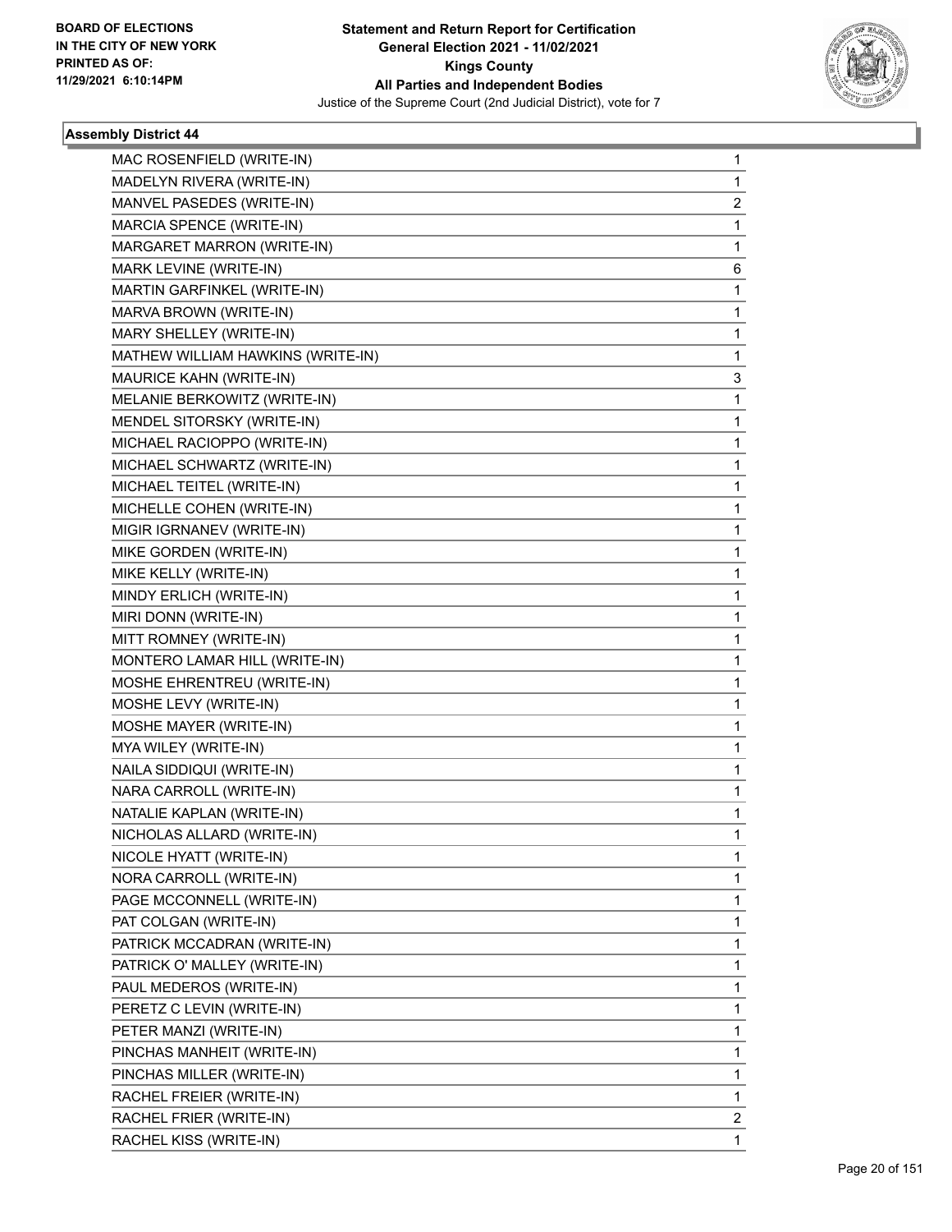BOARD OF ELECTIONS
IN THE CITY OF NEW YORK
PRINTED AS OF:
11/29/2021 6:10:14PM

**Statement and Return Report for Certification**
**General Election 2021 - 11/02/2021**
**Kings County**
**All Parties and Independent Bodies**
Justice of the Supreme Court (2nd Judicial District), vote for 7

### Assembly District 44

| | |
|---|---|
| MAC ROSENFIELD (WRITE-IN) | 1 |
| MADELYN RIVERA (WRITE-IN) | 1 |
| MANVEL PASEDES (WRITE-IN) | 2 |
| MARCIA SPENCE (WRITE-IN) | 1 |
| MARGARET MARRON (WRITE-IN) | 1 |
| MARK LEVINE (WRITE-IN) | 6 |
| MARTIN GARFINKEL (WRITE-IN) | 1 |
| MARVA BROWN (WRITE-IN) | 1 |
| MARY SHELLEY (WRITE-IN) | 1 |
| MATHEW WILLIAM HAWKINS (WRITE-IN) | 1 |
| MAURICE KAHN (WRITE-IN) | 3 |
| MELANIE BERKOWITZ (WRITE-IN) | 1 |
| MENDEL SITORSKY (WRITE-IN) | 1 |
| MICHAEL RACIOPPO (WRITE-IN) | 1 |
| MICHAEL SCHWARTZ (WRITE-IN) | 1 |
| MICHAEL TEITEL (WRITE-IN) | 1 |
| MICHELLE COHEN (WRITE-IN) | 1 |
| MIGIR IGRNANEV (WRITE-IN) | 1 |
| MIKE GORDEN (WRITE-IN) | 1 |
| MIKE KELLY (WRITE-IN) | 1 |
| MINDY ERLICH (WRITE-IN) | 1 |
| MIRI DONN (WRITE-IN) | 1 |
| MITT ROMNEY (WRITE-IN) | 1 |
| MONTERO LAMAR HILL (WRITE-IN) | 1 |
| MOSHE EHRENTREU (WRITE-IN) | 1 |
| MOSHE LEVY (WRITE-IN) | 1 |
| MOSHE MAYER (WRITE-IN) | 1 |
| MYA WILEY (WRITE-IN) | 1 |
| NAILA SIDDIQUI (WRITE-IN) | 1 |
| NARA CARROLL (WRITE-IN) | 1 |
| NATALIE KAPLAN (WRITE-IN) | 1 |
| NICHOLAS ALLARD (WRITE-IN) | 1 |
| NICOLE HYATT (WRITE-IN) | 1 |
| NORA CARROLL (WRITE-IN) | 1 |
| PAGE MCCONNELL (WRITE-IN) | 1 |
| PAT COLGAN (WRITE-IN) | 1 |
| PATRICK MCCADRAN (WRITE-IN) | 1 |
| PATRICK O' MALLEY (WRITE-IN) | 1 |
| PAUL MEDEROS (WRITE-IN) | 1 |
| PERETZ C LEVIN (WRITE-IN) | 1 |
| PETER MANZI (WRITE-IN) | 1 |
| PINCHAS MANHEIT (WRITE-IN) | 1 |
| PINCHAS MILLER (WRITE-IN) | 1 |
| RACHEL FREIER (WRITE-IN) | 1 |
| RACHEL FRIER (WRITE-IN) | 2 |
| RACHEL KISS (WRITE-IN) | 1 |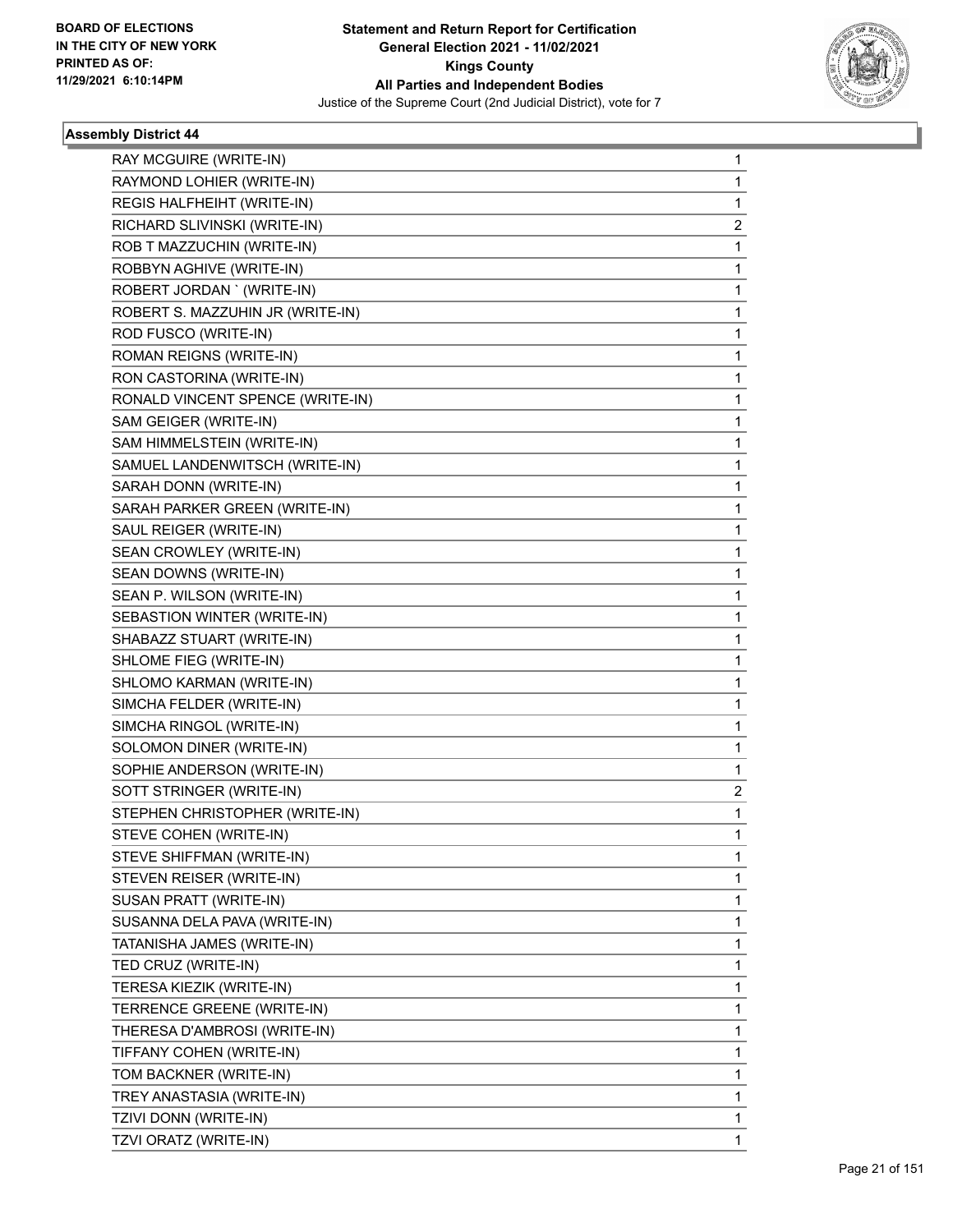BOARD OF ELECTIONS
IN THE CITY OF NEW YORK
PRINTED AS OF:
11/29/2021 6:10:14PM

**Statement and Return Report for Certification**
**General Election 2021 - 11/02/2021**
**Kings County**
**All Parties and Independent Bodies**
Justice of the Supreme Court (2nd Judicial District), vote for 7

### Assembly District 44

| | |
|---|---|
| RAY MCGUIRE (WRITE-IN) | 1 |
| RAYMOND LOHIER (WRITE-IN) | 1 |
| REGIS HALFHEIHT (WRITE-IN) | 1 |
| RICHARD SLIVINSKI (WRITE-IN) | 2 |
| ROB T MAZZUCHIN (WRITE-IN) | 1 |
| ROBBYN AGHIVE (WRITE-IN) | 1 |
| ROBERT JORDAN ` (WRITE-IN) | 1 |
| ROBERT S. MAZZUHIN JR (WRITE-IN) | 1 |
| ROD FUSCO (WRITE-IN) | 1 |
| ROMAN REIGNS (WRITE-IN) | 1 |
| RON CASTORINA (WRITE-IN) | 1 |
| RONALD VINCENT SPENCE (WRITE-IN) | 1 |
| SAM GEIGER (WRITE-IN) | 1 |
| SAM HIMMELSTEIN (WRITE-IN) | 1 |
| SAMUEL LANDENWITSCH (WRITE-IN) | 1 |
| SARAH DONN (WRITE-IN) | 1 |
| SARAH PARKER GREEN (WRITE-IN) | 1 |
| SAUL REIGER (WRITE-IN) | 1 |
| SEAN CROWLEY (WRITE-IN) | 1 |
| SEAN DOWNS (WRITE-IN) | 1 |
| SEAN P. WILSON (WRITE-IN) | 1 |
| SEBASTION WINTER (WRITE-IN) | 1 |
| SHABAZZ STUART (WRITE-IN) | 1 |
| SHLOME FIEG (WRITE-IN) | 1 |
| SHLOMO KARMAN (WRITE-IN) | 1 |
| SIMCHA FELDER (WRITE-IN) | 1 |
| SIMCHA RINGOL (WRITE-IN) | 1 |
| SOLOMON DINER (WRITE-IN) | 1 |
| SOPHIE ANDERSON (WRITE-IN) | 1 |
| SOTT STRINGER (WRITE-IN) | 2 |
| STEPHEN CHRISTOPHER (WRITE-IN) | 1 |
| STEVE COHEN (WRITE-IN) | 1 |
| STEVE SHIFFMAN (WRITE-IN) | 1 |
| STEVEN REISER (WRITE-IN) | 1 |
| SUSAN PRATT (WRITE-IN) | 1 |
| SUSANNA DELA PAVA (WRITE-IN) | 1 |
| TATANISHA JAMES (WRITE-IN) | 1 |
| TED CRUZ (WRITE-IN) | 1 |
| TERESA KIEZIK (WRITE-IN) | 1 |
| TERRENCE GREENE (WRITE-IN) | 1 |
| THERESA D'AMBROSI (WRITE-IN) | 1 |
| TIFFANY COHEN (WRITE-IN) | 1 |
| TOM BACKNER (WRITE-IN) | 1 |
| TREY ANASTASIA (WRITE-IN) | 1 |
| TZIVI DONN (WRITE-IN) | 1 |
| TZVI ORATZ (WRITE-IN) | 1 |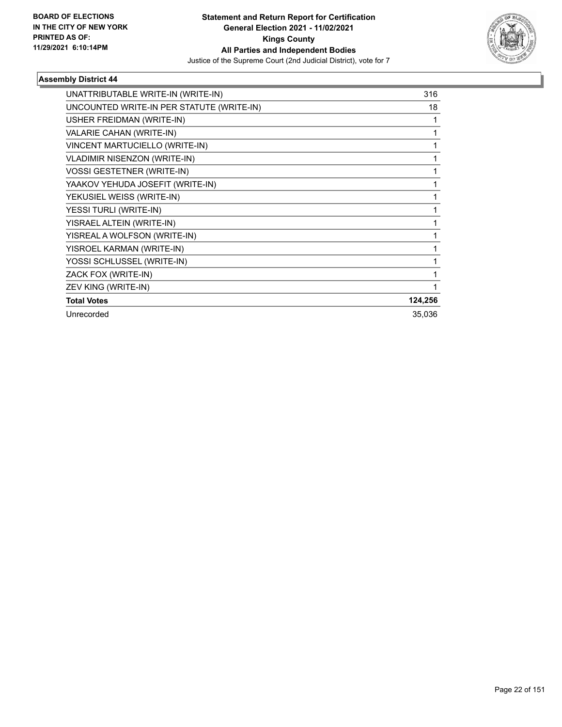## Assembly District 44

| Candidate | Votes |
|---|---|
| UNATTRIBUTABLE WRITE-IN (WRITE-IN) | 316 |
| UNCOUNTED WRITE-IN PER STATUTE (WRITE-IN) | 18 |
| USHER FREIDMAN (WRITE-IN) | 1 |
| VALARIE CAHAN (WRITE-IN) | 1 |
| VINCENT MARTUCIELLO (WRITE-IN) | 1 |
| VLADIMIR NISENZON (WRITE-IN) | 1 |
| VOSSI GESTETNER (WRITE-IN) | 1 |
| YAAKOV YEHUDA JOSEFIT (WRITE-IN) | 1 |
| YEKUSIEL WEISS (WRITE-IN) | 1 |
| YESSI TURLI (WRITE-IN) | 1 |
| YISRAEL ALTEIN (WRITE-IN) | 1 |
| YISREAL A WOLFSON (WRITE-IN) | 1 |
| YISROEL KARMAN (WRITE-IN) | 1 |
| YOSSI SCHLUSSEL (WRITE-IN) | 1 |
| ZACK FOX (WRITE-IN) | 1 |
| ZEV KING (WRITE-IN) | 1 |
| **Total Votes** | **124,256** |
| Unrecorded | 35,036 |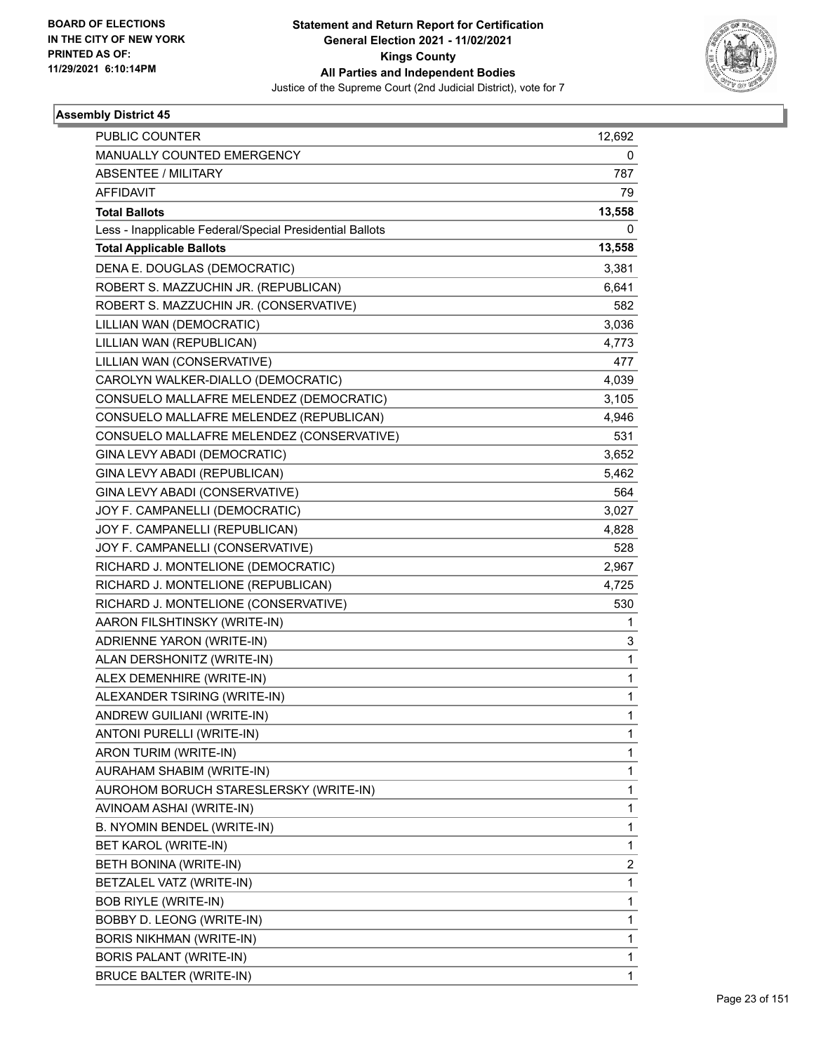BOARD OF ELECTIONS
IN THE CITY OF NEW YORK
PRINTED AS OF:
11/29/2021 6:10:14PM

**Statement and Return Report for Certification**
**General Election 2021 - 11/02/2021**
**Kings County**
**All Parties and Independent Bodies**
Justice of the Supreme Court (2nd Judicial District), vote for 7

### Assembly District 45

| | |
|---|---|
| PUBLIC COUNTER | 12,692 |
| MANUALLY COUNTED EMERGENCY | 0 |
| ABSENTEE / MILITARY | 787 |
| AFFIDAVIT | 79 |
| **Total Ballots** | **13,558** |
| Less - Inapplicable Federal/Special Presidential Ballots | 0 |
| **Total Applicable Ballots** | **13,558** |
| DENA E. DOUGLAS (DEMOCRATIC) | 3,381 |
| ROBERT S. MAZZUCHIN JR. (REPUBLICAN) | 6,641 |
| ROBERT S. MAZZUCHIN JR. (CONSERVATIVE) | 582 |
| LILLIAN WAN (DEMOCRATIC) | 3,036 |
| LILLIAN WAN (REPUBLICAN) | 4,773 |
| LILLIAN WAN (CONSERVATIVE) | 477 |
| CAROLYN WALKER-DIALLO (DEMOCRATIC) | 4,039 |
| CONSUELO MALLAFRE MELENDEZ (DEMOCRATIC) | 3,105 |
| CONSUELO MALLAFRE MELENDEZ (REPUBLICAN) | 4,946 |
| CONSUELO MALLAFRE MELENDEZ (CONSERVATIVE) | 531 |
| GINA LEVY ABADI (DEMOCRATIC) | 3,652 |
| GINA LEVY ABADI (REPUBLICAN) | 5,462 |
| GINA LEVY ABADI (CONSERVATIVE) | 564 |
| JOY F. CAMPANELLI (DEMOCRATIC) | 3,027 |
| JOY F. CAMPANELLI (REPUBLICAN) | 4,828 |
| JOY F. CAMPANELLI (CONSERVATIVE) | 528 |
| RICHARD J. MONTELIONE (DEMOCRATIC) | 2,967 |
| RICHARD J. MONTELIONE (REPUBLICAN) | 4,725 |
| RICHARD J. MONTELIONE (CONSERVATIVE) | 530 |
| AARON FILSHTINSKY (WRITE-IN) | 1 |
| ADRIENNE YARON (WRITE-IN) | 3 |
| ALAN DERSHONITZ (WRITE-IN) | 1 |
| ALEX DEMENHIRE (WRITE-IN) | 1 |
| ALEXANDER TSIRING (WRITE-IN) | 1 |
| ANDREW GUILIANI (WRITE-IN) | 1 |
| ANTONI PURELLI (WRITE-IN) | 1 |
| ARON TURIM (WRITE-IN) | 1 |
| AURAHAM SHABIM (WRITE-IN) | 1 |
| AUROHOM BORUCH STARESLERSKY (WRITE-IN) | 1 |
| AVINOAM ASHAI (WRITE-IN) | 1 |
| B. NYOMIN BENDEL (WRITE-IN) | 1 |
| BET KAROL (WRITE-IN) | 1 |
| BETH BONINA (WRITE-IN) | 2 |
| BETZALEL VATZ (WRITE-IN) | 1 |
| BOB RIYLE (WRITE-IN) | 1 |
| BOBBY D. LEONG (WRITE-IN) | 1 |
| BORIS NIKHMAN (WRITE-IN) | 1 |
| BORIS PALANT (WRITE-IN) | 1 |
| BRUCE BALTER (WRITE-IN) | 1 |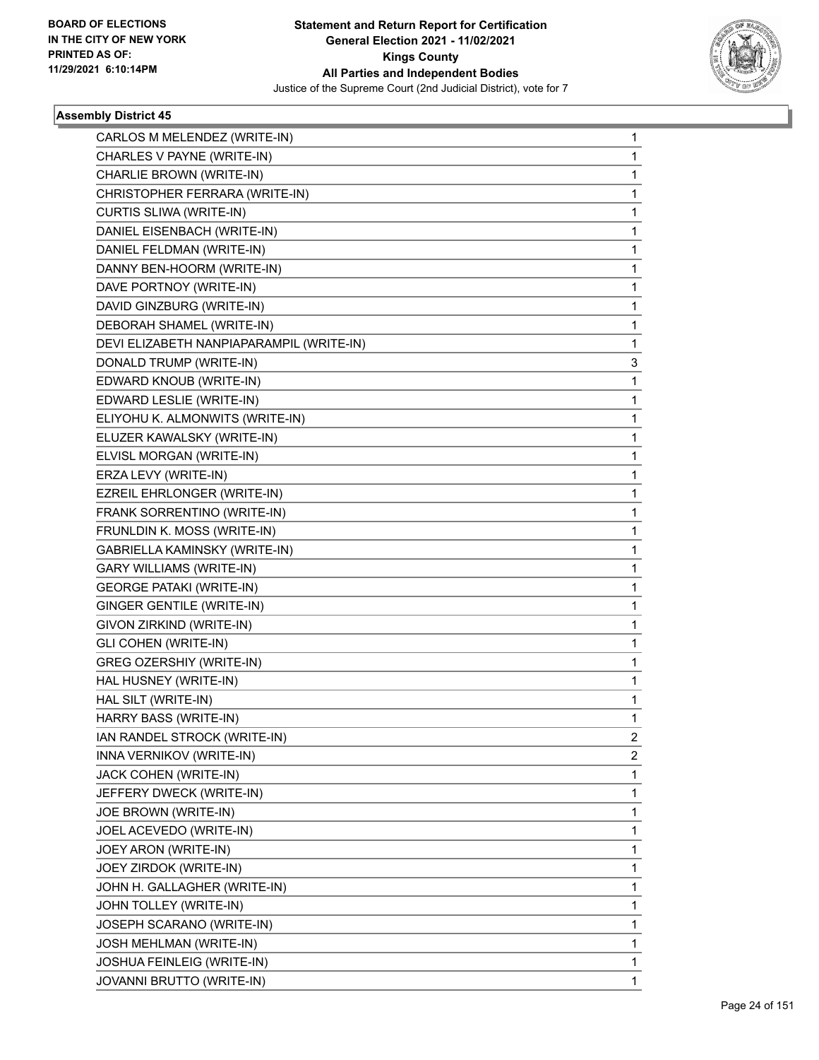**Statement and Return Report for Certification**
**General Election 2021 - 11/02/2021**
**Kings County**
**All Parties and Independent Bodies**
Justice of the Supreme Court (2nd Judicial District), vote for 7

BOARD OF ELECTIONS
IN THE CITY OF NEW YORK
PRINTED AS OF:
11/29/2021 6:10:14PM

### Assembly District 45

| | |
|---|---|
| CARLOS M MELENDEZ (WRITE-IN) | 1 |
| CHARLES V PAYNE (WRITE-IN) | 1 |
| CHARLIE BROWN (WRITE-IN) | 1 |
| CHRISTOPHER FERRARA (WRITE-IN) | 1 |
| CURTIS SLIWA (WRITE-IN) | 1 |
| DANIEL EISENBACH (WRITE-IN) | 1 |
| DANIEL FELDMAN (WRITE-IN) | 1 |
| DANNY BEN-HOORM (WRITE-IN) | 1 |
| DAVE PORTNOY (WRITE-IN) | 1 |
| DAVID GINZBURG (WRITE-IN) | 1 |
| DEBORAH SHAMEL (WRITE-IN) | 1 |
| DEVI ELIZABETH NANPIAPARAMPIL (WRITE-IN) | 1 |
| DONALD TRUMP (WRITE-IN) | 3 |
| EDWARD KNOUB (WRITE-IN) | 1 |
| EDWARD LESLIE (WRITE-IN) | 1 |
| ELIYOHU K. ALMONWITS (WRITE-IN) | 1 |
| ELUZER KAWALSKY (WRITE-IN) | 1 |
| ELVISL MORGAN (WRITE-IN) | 1 |
| ERZA LEVY (WRITE-IN) | 1 |
| EZREIL EHRLONGER (WRITE-IN) | 1 |
| FRANK SORRENTINO (WRITE-IN) | 1 |
| FRUNLDIN K. MOSS (WRITE-IN) | 1 |
| GABRIELLA KAMINSKY (WRITE-IN) | 1 |
| GARY WILLIAMS (WRITE-IN) | 1 |
| GEORGE PATAKI (WRITE-IN) | 1 |
| GINGER GENTILE (WRITE-IN) | 1 |
| GIVON ZIRKIND (WRITE-IN) | 1 |
| GLI COHEN (WRITE-IN) | 1 |
| GREG OZERSHIY (WRITE-IN) | 1 |
| HAL HUSNEY (WRITE-IN) | 1 |
| HAL SILT (WRITE-IN) | 1 |
| HARRY BASS (WRITE-IN) | 1 |
| IAN RANDEL STROCK (WRITE-IN) | 2 |
| INNA VERNIKOV (WRITE-IN) | 2 |
| JACK COHEN (WRITE-IN) | 1 |
| JEFFERY DWECK (WRITE-IN) | 1 |
| JOE BROWN (WRITE-IN) | 1 |
| JOEL ACEVEDO (WRITE-IN) | 1 |
| JOEY ARON (WRITE-IN) | 1 |
| JOEY ZIRDOK (WRITE-IN) | 1 |
| JOHN H. GALLAGHER (WRITE-IN) | 1 |
| JOHN TOLLEY (WRITE-IN) | 1 |
| JOSEPH SCARANO (WRITE-IN) | 1 |
| JOSH MEHLMAN (WRITE-IN) | 1 |
| JOSHUA FEINLEIG (WRITE-IN) | 1 |
| JOVANNI BRUTTO (WRITE-IN) | 1 |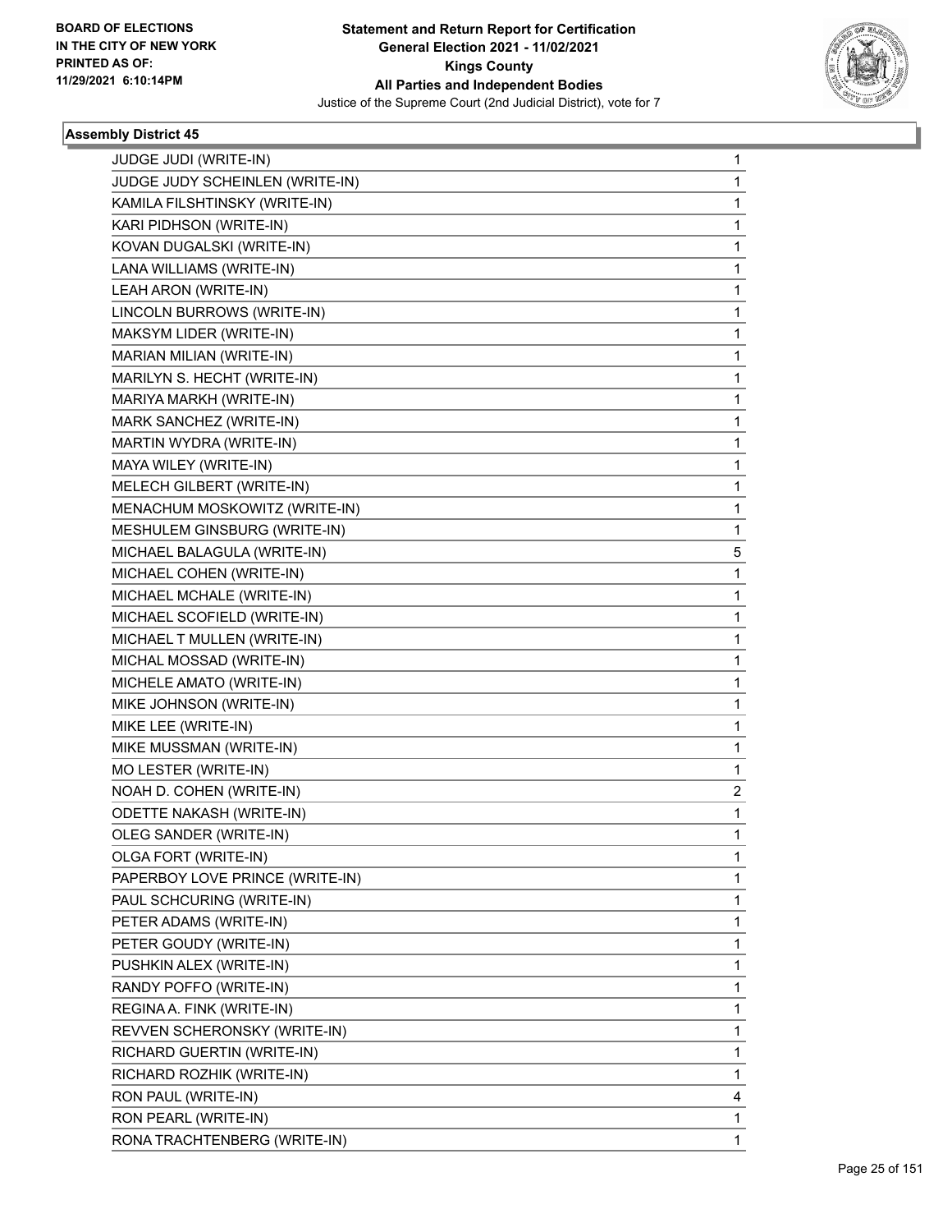BOARD OF ELECTIONS
IN THE CITY OF NEW YORK
PRINTED AS OF:
11/29/2021 6:10:14PM

**Statement and Return Report for Certification**
**General Election 2021 - 11/02/2021**
**Kings County**
**All Parties and Independent Bodies**
Justice of the Supreme Court (2nd Judicial District), vote for 7

### Assembly District 45

| | |
|---|---|
| JUDGE JUDI (WRITE-IN) | 1 |
| JUDGE JUDY SCHEINLEN (WRITE-IN) | 1 |
| KAMILA FILSHTINSKY (WRITE-IN) | 1 |
| KARI PIDHSON (WRITE-IN) | 1 |
| KOVAN DUGALSKI (WRITE-IN) | 1 |
| LANA WILLIAMS (WRITE-IN) | 1 |
| LEAH ARON (WRITE-IN) | 1 |
| LINCOLN BURROWS (WRITE-IN) | 1 |
| MAKSYM LIDER (WRITE-IN) | 1 |
| MARIAN MILIAN (WRITE-IN) | 1 |
| MARILYN S. HECHT (WRITE-IN) | 1 |
| MARIYA MARKH (WRITE-IN) | 1 |
| MARK SANCHEZ (WRITE-IN) | 1 |
| MARTIN WYDRA (WRITE-IN) | 1 |
| MAYA WILEY (WRITE-IN) | 1 |
| MELECH GILBERT (WRITE-IN) | 1 |
| MENACHUM MOSKOWITZ (WRITE-IN) | 1 |
| MESHULEM GINSBURG (WRITE-IN) | 1 |
| MICHAEL BALAGULA (WRITE-IN) | 5 |
| MICHAEL COHEN (WRITE-IN) | 1 |
| MICHAEL MCHALE (WRITE-IN) | 1 |
| MICHAEL SCOFIELD (WRITE-IN) | 1 |
| MICHAEL T MULLEN (WRITE-IN) | 1 |
| MICHAL MOSSAD (WRITE-IN) | 1 |
| MICHELE AMATO (WRITE-IN) | 1 |
| MIKE JOHNSON (WRITE-IN) | 1 |
| MIKE LEE (WRITE-IN) | 1 |
| MIKE MUSSMAN (WRITE-IN) | 1 |
| MO LESTER (WRITE-IN) | 1 |
| NOAH D. COHEN (WRITE-IN) | 2 |
| ODETTE NAKASH (WRITE-IN) | 1 |
| OLEG SANDER (WRITE-IN) | 1 |
| OLGA FORT (WRITE-IN) | 1 |
| PAPERBOY LOVE PRINCE (WRITE-IN) | 1 |
| PAUL SCHCURING (WRITE-IN) | 1 |
| PETER ADAMS (WRITE-IN) | 1 |
| PETER GOUDY (WRITE-IN) | 1 |
| PUSHKIN ALEX (WRITE-IN) | 1 |
| RANDY POFFO (WRITE-IN) | 1 |
| REGINA A. FINK (WRITE-IN) | 1 |
| REVVEN SCHERONSKY (WRITE-IN) | 1 |
| RICHARD GUERTIN (WRITE-IN) | 1 |
| RICHARD ROZHIK (WRITE-IN) | 1 |
| RON PAUL (WRITE-IN) | 4 |
| RON PEARL (WRITE-IN) | 1 |
| RONA TRACHTENBERG (WRITE-IN) | 1 |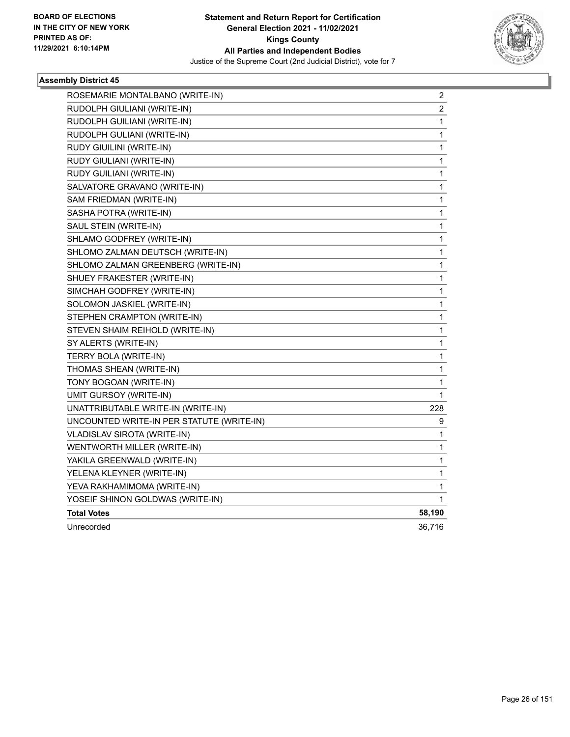**Statement and Return Report for Certification**
**General Election 2021 - 11/02/2021**
**Kings County**
**All Parties and Independent Bodies**
Justice of the Supreme Court (2nd Judicial District), vote for 7

BOARD OF ELECTIONS
IN THE CITY OF NEW YORK
PRINTED AS OF:
11/29/2021 6:10:14PM

### Assembly District 45

| | |
|---|---|
| ROSEMARIE MONTALBANO (WRITE-IN) | 2 |
| RUDOLPH GIULIANI (WRITE-IN) | 2 |
| RUDOLPH GUILIANI (WRITE-IN) | 1 |
| RUDOLPH GULIANI (WRITE-IN) | 1 |
| RUDY GIUILINI (WRITE-IN) | 1 |
| RUDY GIULIANI (WRITE-IN) | 1 |
| RUDY GUILIANI (WRITE-IN) | 1 |
| SALVATORE GRAVANO (WRITE-IN) | 1 |
| SAM FRIEDMAN (WRITE-IN) | 1 |
| SASHA POTRA (WRITE-IN) | 1 |
| SAUL STEIN (WRITE-IN) | 1 |
| SHLAMO GODFREY (WRITE-IN) | 1 |
| SHLOMO ZALMAN DEUTSCH (WRITE-IN) | 1 |
| SHLOMO ZALMAN GREENBERG (WRITE-IN) | 1 |
| SHUEY FRAKESTER (WRITE-IN) | 1 |
| SIMCHAH GODFREY (WRITE-IN) | 1 |
| SOLOMON JASKIEL (WRITE-IN) | 1 |
| STEPHEN CRAMPTON (WRITE-IN) | 1 |
| STEVEN SHAIM REIHOLD (WRITE-IN) | 1 |
| SY ALERTS (WRITE-IN) | 1 |
| TERRY BOLA (WRITE-IN) | 1 |
| THOMAS SHEAN (WRITE-IN) | 1 |
| TONY BOGOAN (WRITE-IN) | 1 |
| UMIT GURSOY (WRITE-IN) | 1 |
| UNATTRIBUTABLE WRITE-IN (WRITE-IN) | 228 |
| UNCOUNTED WRITE-IN PER STATUTE (WRITE-IN) | 9 |
| VLADISLAV SIROTA (WRITE-IN) | 1 |
| WENTWORTH MILLER (WRITE-IN) | 1 |
| YAKILA GREENWALD (WRITE-IN) | 1 |
| YELENA KLEYNER (WRITE-IN) | 1 |
| YEVA RAKHAMIMOMA (WRITE-IN) | 1 |
| YOSEIF SHINON GOLDWAS (WRITE-IN) | 1 |
| **Total Votes** | **58,190** |
| Unrecorded | 36,716 |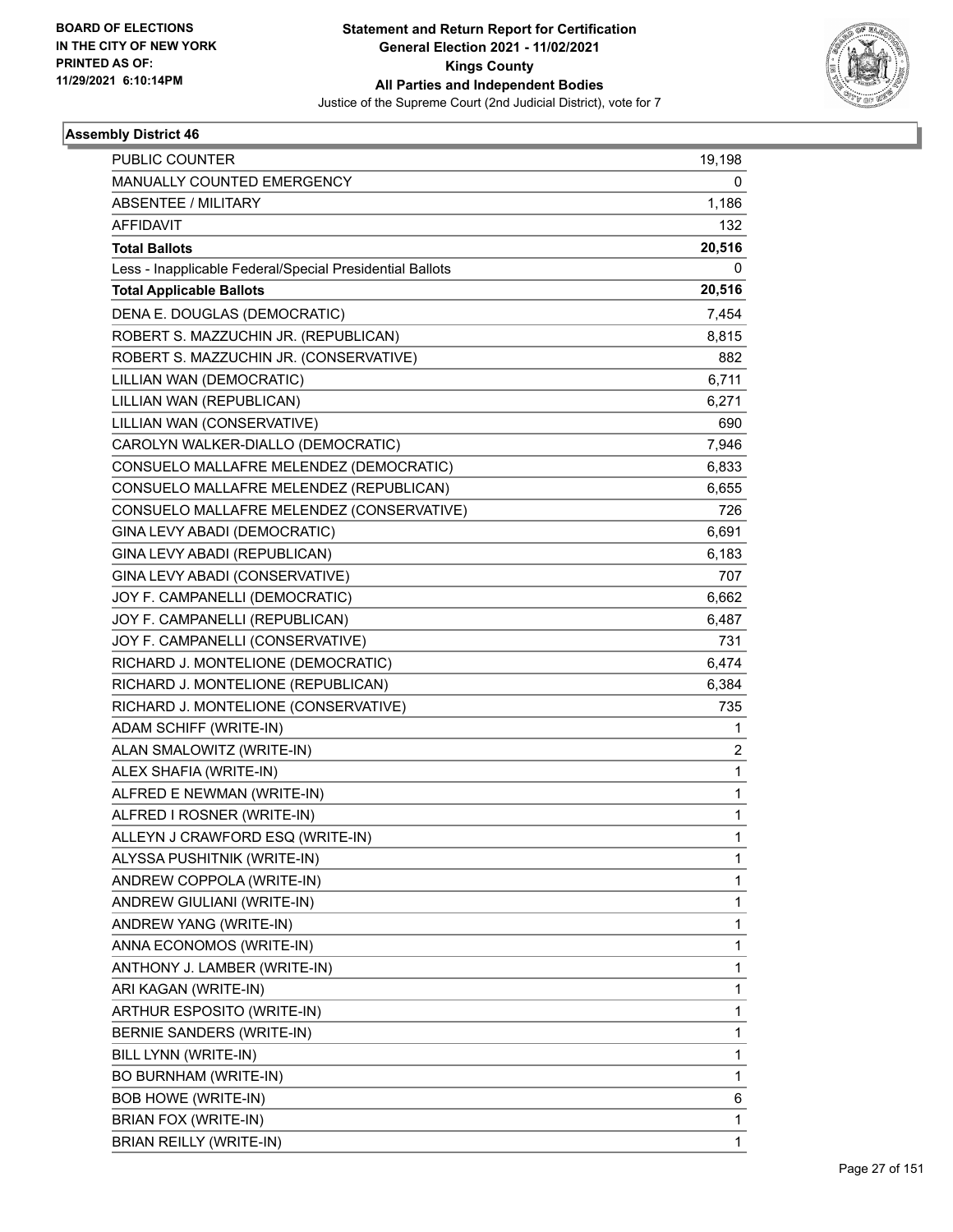**BOARD OF ELECTIONS IN THE CITY OF NEW YORK PRINTED AS OF: 11/29/2021 6:10:14PM**

# Statement and Return Report for Certification
## General Election 2021 - 11/02/2021
## Kings County
## All Parties and Independent Bodies
Justice of the Supreme Court (2nd Judicial District), vote for 7

### Assembly District 46

| | |
|---|---|
| PUBLIC COUNTER | 19,198 |
| MANUALLY COUNTED EMERGENCY | 0 |
| ABSENTEE / MILITARY | 1,186 |
| AFFIDAVIT | 132 |
| **Total Ballots** | **20,516** |
| Less - Inapplicable Federal/Special Presidential Ballots | 0 |
| **Total Applicable Ballots** | **20,516** |
| DENA E. DOUGLAS (DEMOCRATIC) | 7,454 |
| ROBERT S. MAZZUCHIN JR. (REPUBLICAN) | 8,815 |
| ROBERT S. MAZZUCHIN JR. (CONSERVATIVE) | 882 |
| LILLIAN WAN (DEMOCRATIC) | 6,711 |
| LILLIAN WAN (REPUBLICAN) | 6,271 |
| LILLIAN WAN (CONSERVATIVE) | 690 |
| CAROLYN WALKER-DIALLO (DEMOCRATIC) | 7,946 |
| CONSUELO MALLAFRE MELENDEZ (DEMOCRATIC) | 6,833 |
| CONSUELO MALLAFRE MELENDEZ (REPUBLICAN) | 6,655 |
| CONSUELO MALLAFRE MELENDEZ (CONSERVATIVE) | 726 |
| GINA LEVY ABADI (DEMOCRATIC) | 6,691 |
| GINA LEVY ABADI (REPUBLICAN) | 6,183 |
| GINA LEVY ABADI (CONSERVATIVE) | 707 |
| JOY F. CAMPANELLI (DEMOCRATIC) | 6,662 |
| JOY F. CAMPANELLI (REPUBLICAN) | 6,487 |
| JOY F. CAMPANELLI (CONSERVATIVE) | 731 |
| RICHARD J. MONTELIONE (DEMOCRATIC) | 6,474 |
| RICHARD J. MONTELIONE (REPUBLICAN) | 6,384 |
| RICHARD J. MONTELIONE (CONSERVATIVE) | 735 |
| ADAM SCHIFF (WRITE-IN) | 1 |
| ALAN SMALOWITZ (WRITE-IN) | 2 |
| ALEX SHAFIA (WRITE-IN) | 1 |
| ALFRED E NEWMAN (WRITE-IN) | 1 |
| ALFRED I ROSNER (WRITE-IN) | 1 |
| ALLEYN J CRAWFORD ESQ (WRITE-IN) | 1 |
| ALYSSA PUSHITNIK (WRITE-IN) | 1 |
| ANDREW COPPOLA (WRITE-IN) | 1 |
| ANDREW GIULIANI (WRITE-IN) | 1 |
| ANDREW YANG (WRITE-IN) | 1 |
| ANNA ECONOMOS (WRITE-IN) | 1 |
| ANTHONY J. LAMBER (WRITE-IN) | 1 |
| ARI KAGAN (WRITE-IN) | 1 |
| ARTHUR ESPOSITO (WRITE-IN) | 1 |
| BERNIE SANDERS (WRITE-IN) | 1 |
| BILL LYNN (WRITE-IN) | 1 |
| BO BURNHAM (WRITE-IN) | 1 |
| BOB HOWE (WRITE-IN) | 6 |
| BRIAN FOX (WRITE-IN) | 1 |
| BRIAN REILLY (WRITE-IN) | 1 |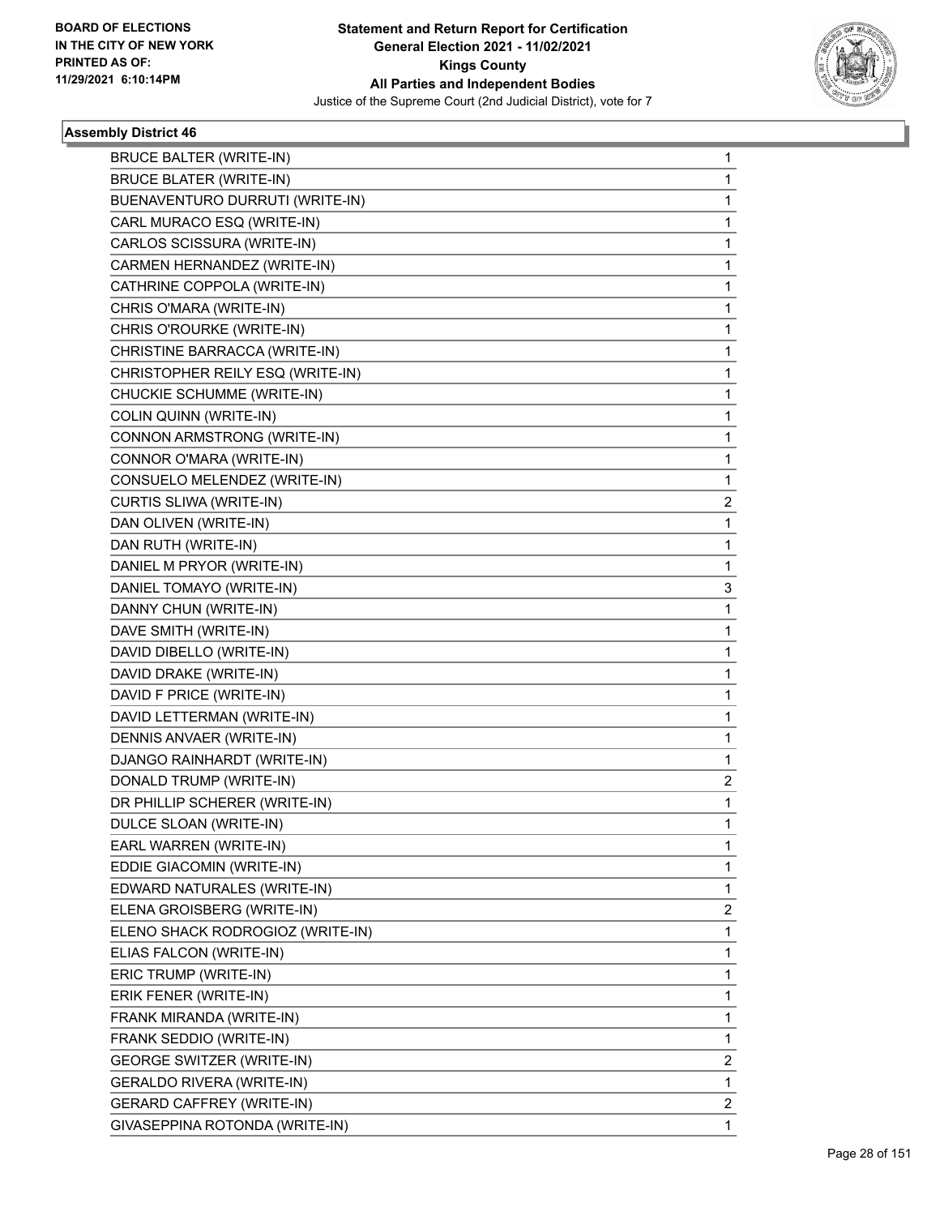**Statement and Return Report for Certification**
**General Election 2021 - 11/02/2021**
**Kings County**
**All Parties and Independent Bodies**
Justice of the Supreme Court (2nd Judicial District), vote for 7

BOARD OF ELECTIONS
IN THE CITY OF NEW YORK
PRINTED AS OF:
11/29/2021 6:10:14PM

### Assembly District 46

| | |
|---|---|
| BRUCE BALTER (WRITE-IN) | 1 |
| BRUCE BLATER (WRITE-IN) | 1 |
| BUENAVENTURO DURRUTI (WRITE-IN) | 1 |
| CARL MURACO ESQ (WRITE-IN) | 1 |
| CARLOS SCISSURA (WRITE-IN) | 1 |
| CARMEN HERNANDEZ (WRITE-IN) | 1 |
| CATHRINE COPPOLA (WRITE-IN) | 1 |
| CHRIS O'MARA (WRITE-IN) | 1 |
| CHRIS O'ROURKE (WRITE-IN) | 1 |
| CHRISTINE BARRACCA (WRITE-IN) | 1 |
| CHRISTOPHER REILY ESQ (WRITE-IN) | 1 |
| CHUCKIE SCHUMME (WRITE-IN) | 1 |
| COLIN QUINN (WRITE-IN) | 1 |
| CONNON ARMSTRONG (WRITE-IN) | 1 |
| CONNOR O'MARA (WRITE-IN) | 1 |
| CONSUELO MELENDEZ (WRITE-IN) | 1 |
| CURTIS SLIWA (WRITE-IN) | 2 |
| DAN OLIVEN (WRITE-IN) | 1 |
| DAN RUTH (WRITE-IN) | 1 |
| DANIEL M PRYOR (WRITE-IN) | 1 |
| DANIEL TOMAYO (WRITE-IN) | 3 |
| DANNY CHUN (WRITE-IN) | 1 |
| DAVE SMITH (WRITE-IN) | 1 |
| DAVID DIBELLO (WRITE-IN) | 1 |
| DAVID DRAKE (WRITE-IN) | 1 |
| DAVID F PRICE (WRITE-IN) | 1 |
| DAVID LETTERMAN (WRITE-IN) | 1 |
| DENNIS ANVAER (WRITE-IN) | 1 |
| DJANGO RAINHARDT (WRITE-IN) | 1 |
| DONALD TRUMP (WRITE-IN) | 2 |
| DR PHILLIP SCHERER (WRITE-IN) | 1 |
| DULCE SLOAN (WRITE-IN) | 1 |
| EARL WARREN (WRITE-IN) | 1 |
| EDDIE GIACOMIN (WRITE-IN) | 1 |
| EDWARD NATURALES (WRITE-IN) | 1 |
| ELENA GROISBERG (WRITE-IN) | 2 |
| ELENO SHACK RODROGIOZ (WRITE-IN) | 1 |
| ELIAS FALCON (WRITE-IN) | 1 |
| ERIC TRUMP (WRITE-IN) | 1 |
| ERIK FENER (WRITE-IN) | 1 |
| FRANK MIRANDA (WRITE-IN) | 1 |
| FRANK SEDDIO (WRITE-IN) | 1 |
| GEORGE SWITZER (WRITE-IN) | 2 |
| GERALDO RIVERA (WRITE-IN) | 1 |
| GERARD CAFFREY (WRITE-IN) | 2 |
| GIVASEPPINA ROTONDA (WRITE-IN) | 1 |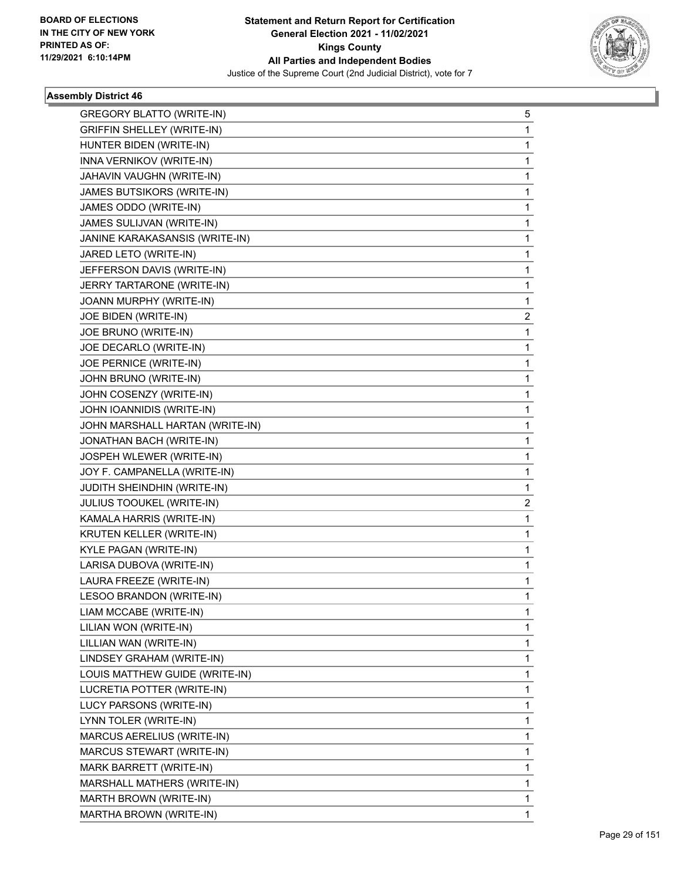**Assembly District 46**

| Candidate | Votes |
|---|---|
| GREGORY BLATTO (WRITE-IN) | 5 |
| GRIFFIN SHELLEY (WRITE-IN) | 1 |
| HUNTER BIDEN (WRITE-IN) | 1 |
| INNA VERNIKOV (WRITE-IN) | 1 |
| JAHAVIN VAUGHN (WRITE-IN) | 1 |
| JAMES BUTSIKORS (WRITE-IN) | 1 |
| JAMES ODDO (WRITE-IN) | 1 |
| JAMES SULIJVAN (WRITE-IN) | 1 |
| JANINE KARAKASANSIS (WRITE-IN) | 1 |
| JARED LETO (WRITE-IN) | 1 |
| JEFFERSON DAVIS (WRITE-IN) | 1 |
| JERRY TARTARONE (WRITE-IN) | 1 |
| JOANN MURPHY (WRITE-IN) | 1 |
| JOE BIDEN (WRITE-IN) | 2 |
| JOE BRUNO (WRITE-IN) | 1 |
| JOE DECARLO (WRITE-IN) | 1 |
| JOE PERNICE (WRITE-IN) | 1 |
| JOHN BRUNO (WRITE-IN) | 1 |
| JOHN COSENZY (WRITE-IN) | 1 |
| JOHN IOANNIDIS (WRITE-IN) | 1 |
| JOHN MARSHALL HARTAN (WRITE-IN) | 1 |
| JONATHAN BACH (WRITE-IN) | 1 |
| JOSPEH WLEWER (WRITE-IN) | 1 |
| JOY F. CAMPANELLA (WRITE-IN) | 1 |
| JUDITH SHEINDHIN (WRITE-IN) | 1 |
| JULIUS TOOUKEL (WRITE-IN) | 2 |
| KAMALA HARRIS (WRITE-IN) | 1 |
| KRUTEN KELLER (WRITE-IN) | 1 |
| KYLE PAGAN (WRITE-IN) | 1 |
| LARISA DUBOVA (WRITE-IN) | 1 |
| LAURA FREEZE (WRITE-IN) | 1 |
| LESOO BRANDON (WRITE-IN) | 1 |
| LIAM MCCABE (WRITE-IN) | 1 |
| LILIAN WON (WRITE-IN) | 1 |
| LILLIAN WAN (WRITE-IN) | 1 |
| LINDSEY GRAHAM (WRITE-IN) | 1 |
| LOUIS MATTHEW GUIDE (WRITE-IN) | 1 |
| LUCRETIA POTTER (WRITE-IN) | 1 |
| LUCY PARSONS (WRITE-IN) | 1 |
| LYNN TOLER (WRITE-IN) | 1 |
| MARCUS AERELIUS (WRITE-IN) | 1 |
| MARCUS STEWART (WRITE-IN) | 1 |
| MARK BARRETT (WRITE-IN) | 1 |
| MARSHALL MATHERS (WRITE-IN) | 1 |
| MARTH BROWN (WRITE-IN) | 1 |
| MARTHA BROWN (WRITE-IN) | 1 |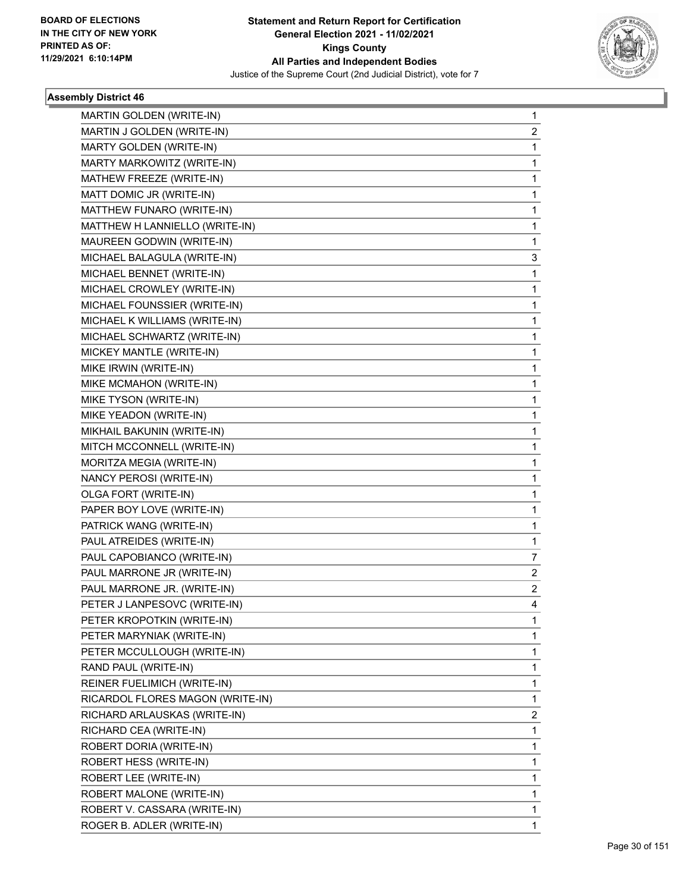**Statement and Return Report for Certification**
**General Election 2021 - 11/02/2021**
**Kings County**
**All Parties and Independent Bodies**
Justice of the Supreme Court (2nd Judicial District), vote for 7

BOARD OF ELECTIONS IN THE CITY OF NEW YORK PRINTED AS OF: 11/29/2021 6:10:14PM

### Assembly District 46

| | |
|---|---|
| MARTIN GOLDEN (WRITE-IN) | 1 |
| MARTIN J GOLDEN (WRITE-IN) | 2 |
| MARTY GOLDEN (WRITE-IN) | 1 |
| MARTY MARKOWITZ (WRITE-IN) | 1 |
| MATHEW FREEZE (WRITE-IN) | 1 |
| MATT DOMIC JR (WRITE-IN) | 1 |
| MATTHEW FUNARO (WRITE-IN) | 1 |
| MATTHEW H LANNIELLO (WRITE-IN) | 1 |
| MAUREEN GODWIN (WRITE-IN) | 1 |
| MICHAEL BALAGULA (WRITE-IN) | 3 |
| MICHAEL BENNET (WRITE-IN) | 1 |
| MICHAEL CROWLEY (WRITE-IN) | 1 |
| MICHAEL FOUNSSIER (WRITE-IN) | 1 |
| MICHAEL K WILLIAMS (WRITE-IN) | 1 |
| MICHAEL SCHWARTZ (WRITE-IN) | 1 |
| MICKEY MANTLE (WRITE-IN) | 1 |
| MIKE IRWIN (WRITE-IN) | 1 |
| MIKE MCMAHON (WRITE-IN) | 1 |
| MIKE TYSON (WRITE-IN) | 1 |
| MIKE YEADON (WRITE-IN) | 1 |
| MIKHAIL BAKUNIN (WRITE-IN) | 1 |
| MITCH MCCONNELL (WRITE-IN) | 1 |
| MORITZA MEGIA (WRITE-IN) | 1 |
| NANCY PEROSI (WRITE-IN) | 1 |
| OLGA FORT (WRITE-IN) | 1 |
| PAPER BOY LOVE (WRITE-IN) | 1 |
| PATRICK WANG (WRITE-IN) | 1 |
| PAUL ATREIDES (WRITE-IN) | 1 |
| PAUL CAPOBIANCO (WRITE-IN) | 7 |
| PAUL MARRONE JR (WRITE-IN) | 2 |
| PAUL MARRONE JR. (WRITE-IN) | 2 |
| PETER J LANPESOVC (WRITE-IN) | 4 |
| PETER KROPOTKIN (WRITE-IN) | 1 |
| PETER MARYNIAK (WRITE-IN) | 1 |
| PETER MCCULLOUGH (WRITE-IN) | 1 |
| RAND PAUL (WRITE-IN) | 1 |
| REINER FUELIMICH (WRITE-IN) | 1 |
| RICARDOL FLORES MAGON (WRITE-IN) | 1 |
| RICHARD ARLAUSKAS (WRITE-IN) | 2 |
| RICHARD CEA (WRITE-IN) | 1 |
| ROBERT DORIA (WRITE-IN) | 1 |
| ROBERT HESS (WRITE-IN) | 1 |
| ROBERT LEE (WRITE-IN) | 1 |
| ROBERT MALONE (WRITE-IN) | 1 |
| ROBERT V. CASSARA (WRITE-IN) | 1 |
| ROGER B. ADLER (WRITE-IN) | 1 |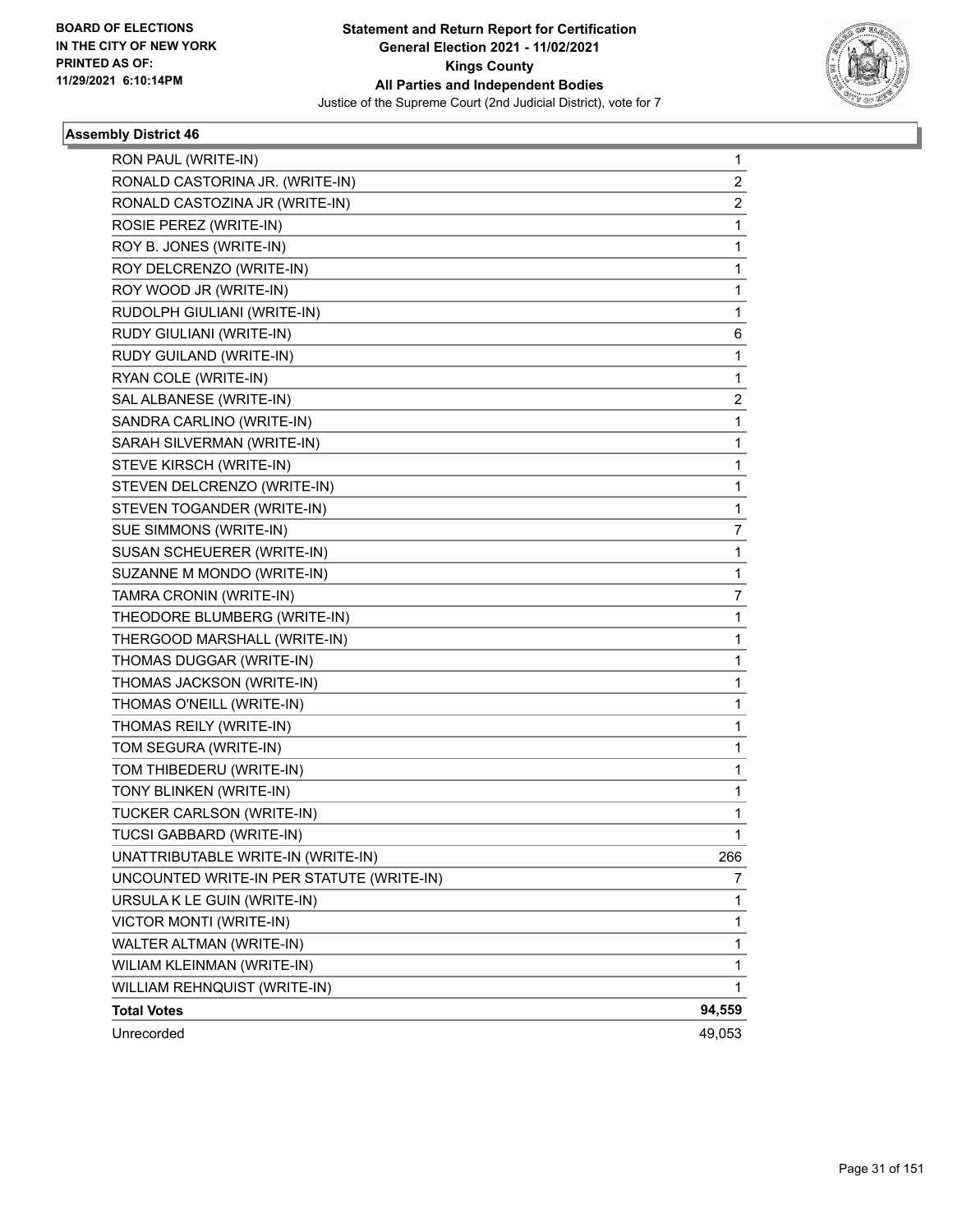BOARD OF ELECTIONS
IN THE CITY OF NEW YORK
PRINTED AS OF:
11/29/2021 6:10:14PM

**Statement and Return Report for Certification**
**General Election 2021 - 11/02/2021**
**Kings County**
**All Parties and Independent Bodies**
Justice of the Supreme Court (2nd Judicial District), vote for 7

### Assembly District 46

| | |
|---|---|
| RON PAUL (WRITE-IN) | 1 |
| RONALD CASTORINA JR. (WRITE-IN) | 2 |
| RONALD CASTOZINA JR (WRITE-IN) | 2 |
| ROSIE PEREZ (WRITE-IN) | 1 |
| ROY B. JONES (WRITE-IN) | 1 |
| ROY DELCRENZO (WRITE-IN) | 1 |
| ROY WOOD JR (WRITE-IN) | 1 |
| RUDOLPH GIULIANI (WRITE-IN) | 1 |
| RUDY GIULIANI (WRITE-IN) | 6 |
| RUDY GUILAND (WRITE-IN) | 1 |
| RYAN COLE (WRITE-IN) | 1 |
| SAL ALBANESE (WRITE-IN) | 2 |
| SANDRA CARLINO (WRITE-IN) | 1 |
| SARAH SILVERMAN (WRITE-IN) | 1 |
| STEVE KIRSCH (WRITE-IN) | 1 |
| STEVEN DELCRENZO (WRITE-IN) | 1 |
| STEVEN TOGANDER (WRITE-IN) | 1 |
| SUE SIMMONS (WRITE-IN) | 7 |
| SUSAN SCHEUERER (WRITE-IN) | 1 |
| SUZANNE M MONDO (WRITE-IN) | 1 |
| TAMRA CRONIN (WRITE-IN) | 7 |
| THEODORE BLUMBERG (WRITE-IN) | 1 |
| THERGOOD MARSHALL (WRITE-IN) | 1 |
| THOMAS DUGGAR (WRITE-IN) | 1 |
| THOMAS JACKSON (WRITE-IN) | 1 |
| THOMAS O'NEILL (WRITE-IN) | 1 |
| THOMAS REILY (WRITE-IN) | 1 |
| TOM SEGURA (WRITE-IN) | 1 |
| TOM THIBEDERU (WRITE-IN) | 1 |
| TONY BLINKEN (WRITE-IN) | 1 |
| TUCKER CARLSON (WRITE-IN) | 1 |
| TUCSI GABBARD (WRITE-IN) | 1 |
| UNATTRIBUTABLE WRITE-IN (WRITE-IN) | 266 |
| UNCOUNTED WRITE-IN PER STATUTE (WRITE-IN) | 7 |
| URSULA K LE GUIN (WRITE-IN) | 1 |
| VICTOR MONTI (WRITE-IN) | 1 |
| WALTER ALTMAN (WRITE-IN) | 1 |
| WILIAM KLEINMAN (WRITE-IN) | 1 |
| WILLIAM REHNQUIST (WRITE-IN) | 1 |
| **Total Votes** | **94,559** |
| Unrecorded | 49,053 |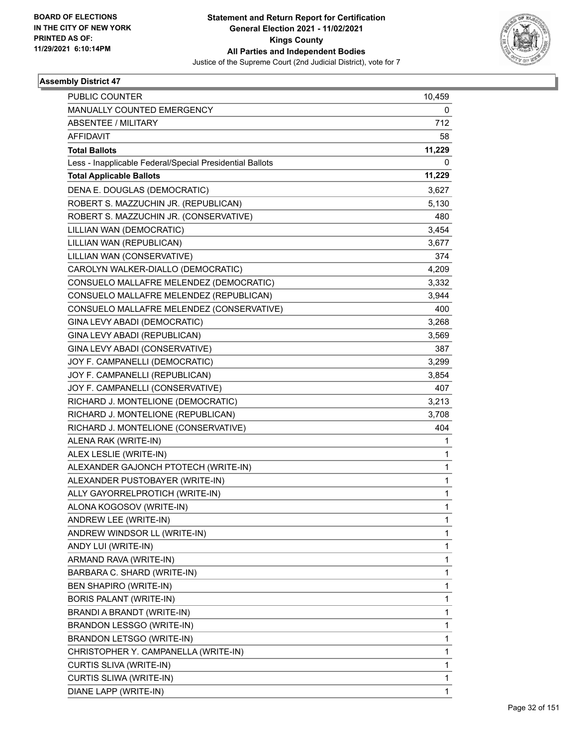BOARD OF ELECTIONS
IN THE CITY OF NEW YORK
PRINTED AS OF:
11/29/2021 6:10:14PM

**Statement and Return Report for Certification**
**General Election 2021 - 11/02/2021**
**Kings County**
**All Parties and Independent Bodies**
Justice of the Supreme Court (2nd Judicial District), vote for 7

## Assembly District 47

| | |
|---|---|
| PUBLIC COUNTER | 10,459 |
| MANUALLY COUNTED EMERGENCY | 0 |
| ABSENTEE / MILITARY | 712 |
| AFFIDAVIT | 58 |
| **Total Ballots** | **11,229** |
| Less - Inapplicable Federal/Special Presidential Ballots | 0 |
| **Total Applicable Ballots** | **11,229** |
| DENA E. DOUGLAS (DEMOCRATIC) | 3,627 |
| ROBERT S. MAZZUCHIN JR. (REPUBLICAN) | 5,130 |
| ROBERT S. MAZZUCHIN JR. (CONSERVATIVE) | 480 |
| LILLIAN WAN (DEMOCRATIC) | 3,454 |
| LILLIAN WAN (REPUBLICAN) | 3,677 |
| LILLIAN WAN (CONSERVATIVE) | 374 |
| CAROLYN WALKER-DIALLO (DEMOCRATIC) | 4,209 |
| CONSUELO MALLAFRE MELENDEZ (DEMOCRATIC) | 3,332 |
| CONSUELO MALLAFRE MELENDEZ (REPUBLICAN) | 3,944 |
| CONSUELO MALLAFRE MELENDEZ (CONSERVATIVE) | 400 |
| GINA LEVY ABADI (DEMOCRATIC) | 3,268 |
| GINA LEVY ABADI (REPUBLICAN) | 3,569 |
| GINA LEVY ABADI (CONSERVATIVE) | 387 |
| JOY F. CAMPANELLI (DEMOCRATIC) | 3,299 |
| JOY F. CAMPANELLI (REPUBLICAN) | 3,854 |
| JOY F. CAMPANELLI (CONSERVATIVE) | 407 |
| RICHARD J. MONTELIONE (DEMOCRATIC) | 3,213 |
| RICHARD J. MONTELIONE (REPUBLICAN) | 3,708 |
| RICHARD J. MONTELIONE (CONSERVATIVE) | 404 |
| ALENA RAK (WRITE-IN) | 1 |
| ALEX LESLIE (WRITE-IN) | 1 |
| ALEXANDER GAJONCH PTOTECH (WRITE-IN) | 1 |
| ALEXANDER PUSTOBAYER (WRITE-IN) | 1 |
| ALLY GAYORRELPROTICH (WRITE-IN) | 1 |
| ALONA KOGOSOV (WRITE-IN) | 1 |
| ANDREW LEE (WRITE-IN) | 1 |
| ANDREW WINDSOR LL (WRITE-IN) | 1 |
| ANDY LUI (WRITE-IN) | 1 |
| ARMAND RAVA (WRITE-IN) | 1 |
| BARBARA C. SHARD (WRITE-IN) | 1 |
| BEN SHAPIRO (WRITE-IN) | 1 |
| BORIS PALANT (WRITE-IN) | 1 |
| BRANDI A BRANDT (WRITE-IN) | 1 |
| BRANDON LESSGO (WRITE-IN) | 1 |
| BRANDON LETSGO (WRITE-IN) | 1 |
| CHRISTOPHER Y. CAMPANELLA (WRITE-IN) | 1 |
| CURTIS SLIVA (WRITE-IN) | 1 |
| CURTIS SLIWA (WRITE-IN) | 1 |
| DIANE LAPP (WRITE-IN) | 1 |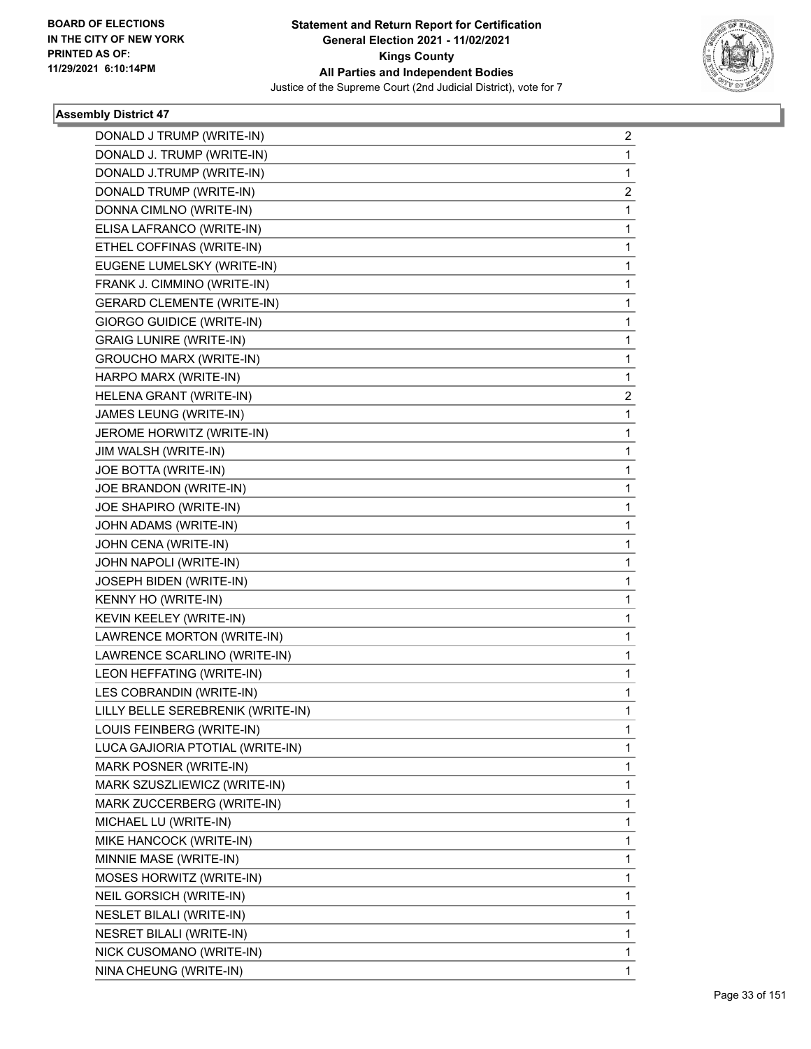**Statement and Return Report for Certification**
**General Election 2021 - 11/02/2021**
**Kings County**
**All Parties and Independent Bodies**
Justice of the Supreme Court (2nd Judicial District), vote for 7

BOARD OF ELECTIONS
IN THE CITY OF NEW YORK
PRINTED AS OF:
11/29/2021 6:10:14PM

### Assembly District 47

| | |
|---|---|
| DONALD J TRUMP (WRITE-IN) | 2 |
| DONALD J. TRUMP (WRITE-IN) | 1 |
| DONALD J.TRUMP (WRITE-IN) | 1 |
| DONALD TRUMP (WRITE-IN) | 2 |
| DONNA CIMLNO (WRITE-IN) | 1 |
| ELISA LAFRANCO (WRITE-IN) | 1 |
| ETHEL COFFINAS (WRITE-IN) | 1 |
| EUGENE LUMELSKY (WRITE-IN) | 1 |
| FRANK J. CIMMINO (WRITE-IN) | 1 |
| GERARD CLEMENTE (WRITE-IN) | 1 |
| GIORGO GUIDICE (WRITE-IN) | 1 |
| GRAIG LUNIRE (WRITE-IN) | 1 |
| GROUCHO MARX (WRITE-IN) | 1 |
| HARPO MARX (WRITE-IN) | 1 |
| HELENA GRANT (WRITE-IN) | 2 |
| JAMES LEUNG (WRITE-IN) | 1 |
| JEROME HORWITZ (WRITE-IN) | 1 |
| JIM WALSH (WRITE-IN) | 1 |
| JOE BOTTA (WRITE-IN) | 1 |
| JOE BRANDON (WRITE-IN) | 1 |
| JOE SHAPIRO (WRITE-IN) | 1 |
| JOHN ADAMS (WRITE-IN) | 1 |
| JOHN CENA (WRITE-IN) | 1 |
| JOHN NAPOLI (WRITE-IN) | 1 |
| JOSEPH BIDEN (WRITE-IN) | 1 |
| KENNY HO (WRITE-IN) | 1 |
| KEVIN KEELEY (WRITE-IN) | 1 |
| LAWRENCE MORTON (WRITE-IN) | 1 |
| LAWRENCE SCARLINO (WRITE-IN) | 1 |
| LEON HEFFATING (WRITE-IN) | 1 |
| LES COBRANDIN (WRITE-IN) | 1 |
| LILLY BELLE SEREBRENIK (WRITE-IN) | 1 |
| LOUIS FEINBERG (WRITE-IN) | 1 |
| LUCA GAJIORIA PTOTIAL (WRITE-IN) | 1 |
| MARK POSNER (WRITE-IN) | 1 |
| MARK SZUSZLIEWICZ (WRITE-IN) | 1 |
| MARK ZUCCERBERG (WRITE-IN) | 1 |
| MICHAEL LU (WRITE-IN) | 1 |
| MIKE HANCOCK (WRITE-IN) | 1 |
| MINNIE MASE (WRITE-IN) | 1 |
| MOSES HORWITZ (WRITE-IN) | 1 |
| NEIL GORSICH (WRITE-IN) | 1 |
| NESLET BILALI (WRITE-IN) | 1 |
| NESRET BILALI (WRITE-IN) | 1 |
| NICK CUSOMANO (WRITE-IN) | 1 |
| NINA CHEUNG (WRITE-IN) | 1 |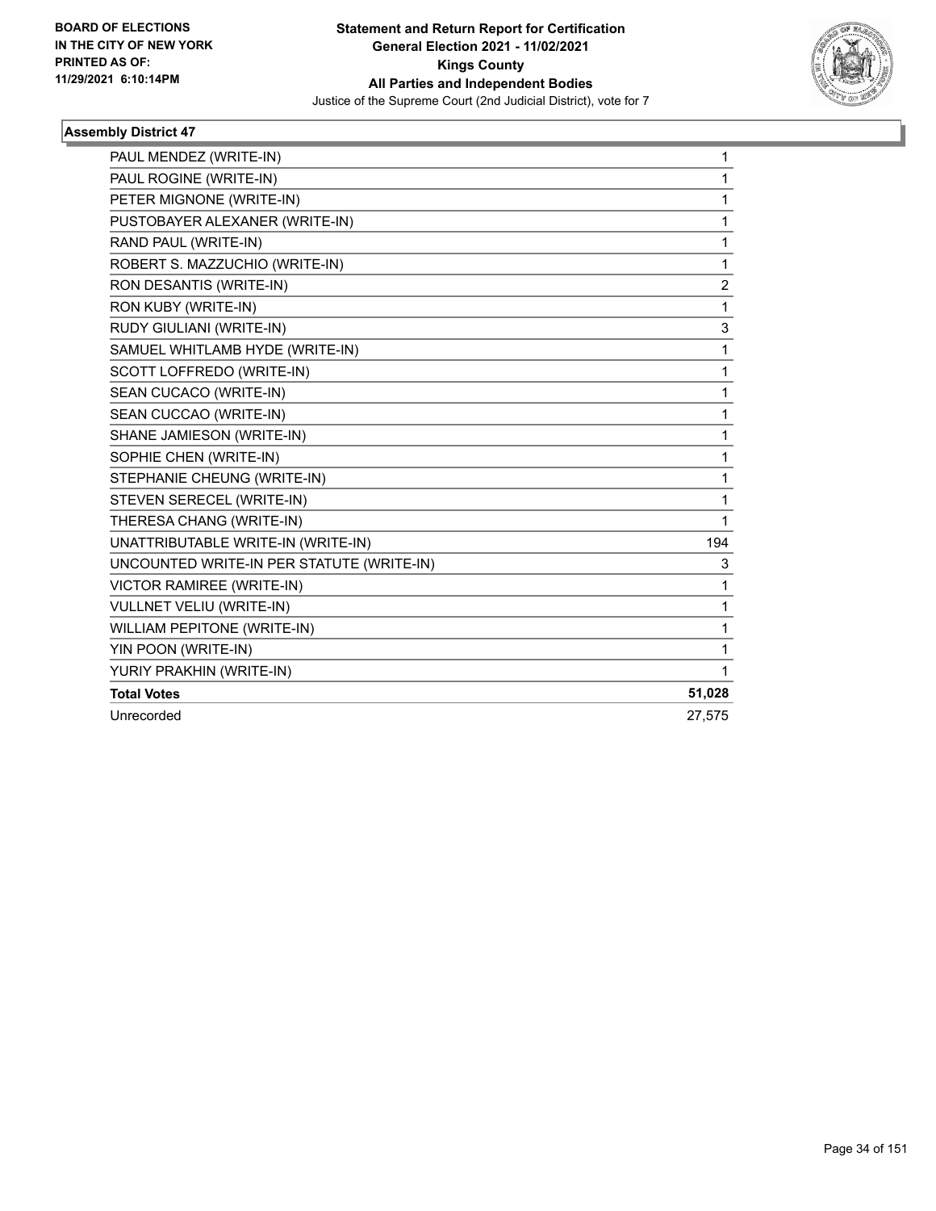**BOARD OF ELECTIONS IN THE CITY OF NEW YORK PRINTED AS OF: 11/29/2021 6:10:14PM**

**Statement and Return Report for Certification General Election 2021 - 11/02/2021 Kings County All Parties and Independent Bodies**

Justice of the Supreme Court (2nd Judicial District), vote for 7

### Assembly District 47

| | |
|---|---|
| PAUL MENDEZ (WRITE-IN) | 1 |
| PAUL ROGINE (WRITE-IN) | 1 |
| PETER MIGNONE (WRITE-IN) | 1 |
| PUSTOBAYER ALEXANER (WRITE-IN) | 1 |
| RAND PAUL (WRITE-IN) | 1 |
| ROBERT S. MAZZUCHIO (WRITE-IN) | 1 |
| RON DESANTIS (WRITE-IN) | 2 |
| RON KUBY (WRITE-IN) | 1 |
| RUDY GIULIANI (WRITE-IN) | 3 |
| SAMUEL WHITLAMB HYDE (WRITE-IN) | 1 |
| SCOTT LOFFREDO (WRITE-IN) | 1 |
| SEAN CUCACO (WRITE-IN) | 1 |
| SEAN CUCCAO (WRITE-IN) | 1 |
| SHANE JAMIESON (WRITE-IN) | 1 |
| SOPHIE CHEN (WRITE-IN) | 1 |
| STEPHANIE CHEUNG (WRITE-IN) | 1 |
| STEVEN SERECEL (WRITE-IN) | 1 |
| THERESA CHANG (WRITE-IN) | 1 |
| UNATTRIBUTABLE WRITE-IN (WRITE-IN) | 194 |
| UNCOUNTED WRITE-IN PER STATUTE (WRITE-IN) | 3 |
| VICTOR RAMIREE (WRITE-IN) | 1 |
| VULLNET VELIU (WRITE-IN) | 1 |
| WILLIAM PEPITONE (WRITE-IN) | 1 |
| YIN POON (WRITE-IN) | 1 |
| YURIY PRAKHIN (WRITE-IN) | 1 |
| **Total Votes** | **51,028** |
| Unrecorded | 27,575 |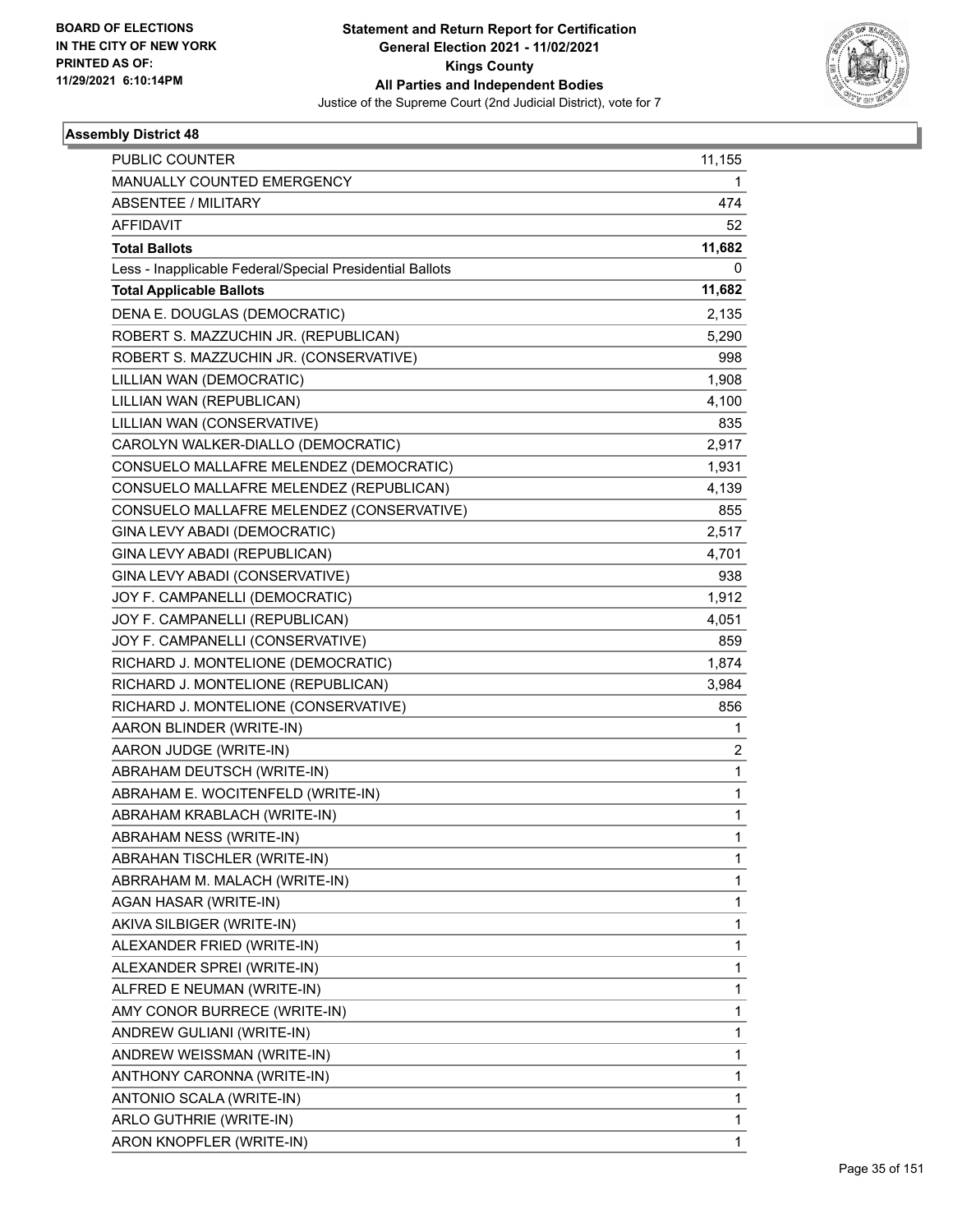BOARD OF ELECTIONS
IN THE CITY OF NEW YORK
PRINTED AS OF:
11/29/2021 6:10:14PM

**Statement and Return Report for Certification**
**General Election 2021 - 11/02/2021**
**Kings County**
**All Parties and Independent Bodies**
Justice of the Supreme Court (2nd Judicial District), vote for 7

### Assembly District 48

| | |
|---|---|
| PUBLIC COUNTER | 11,155 |
| MANUALLY COUNTED EMERGENCY | 1 |
| ABSENTEE / MILITARY | 474 |
| AFFIDAVIT | 52 |
| **Total Ballots** | **11,682** |
| Less - Inapplicable Federal/Special Presidential Ballots | 0 |
| **Total Applicable Ballots** | **11,682** |
| DENA E. DOUGLAS (DEMOCRATIC) | 2,135 |
| ROBERT S. MAZZUCHIN JR. (REPUBLICAN) | 5,290 |
| ROBERT S. MAZZUCHIN JR. (CONSERVATIVE) | 998 |
| LILLIAN WAN (DEMOCRATIC) | 1,908 |
| LILLIAN WAN (REPUBLICAN) | 4,100 |
| LILLIAN WAN (CONSERVATIVE) | 835 |
| CAROLYN WALKER-DIALLO (DEMOCRATIC) | 2,917 |
| CONSUELO MALLAFRE MELENDEZ (DEMOCRATIC) | 1,931 |
| CONSUELO MALLAFRE MELENDEZ (REPUBLICAN) | 4,139 |
| CONSUELO MALLAFRE MELENDEZ (CONSERVATIVE) | 855 |
| GINA LEVY ABADI (DEMOCRATIC) | 2,517 |
| GINA LEVY ABADI (REPUBLICAN) | 4,701 |
| GINA LEVY ABADI (CONSERVATIVE) | 938 |
| JOY F. CAMPANELLI (DEMOCRATIC) | 1,912 |
| JOY F. CAMPANELLI (REPUBLICAN) | 4,051 |
| JOY F. CAMPANELLI (CONSERVATIVE) | 859 |
| RICHARD J. MONTELIONE (DEMOCRATIC) | 1,874 |
| RICHARD J. MONTELIONE (REPUBLICAN) | 3,984 |
| RICHARD J. MONTELIONE (CONSERVATIVE) | 856 |
| AARON BLINDER (WRITE-IN) | 1 |
| AARON JUDGE (WRITE-IN) | 2 |
| ABRAHAM DEUTSCH (WRITE-IN) | 1 |
| ABRAHAM E. WOCITENFELD (WRITE-IN) | 1 |
| ABRAHAM KRABLACH (WRITE-IN) | 1 |
| ABRAHAM NESS (WRITE-IN) | 1 |
| ABRAHAN TISCHLER (WRITE-IN) | 1 |
| ABRRAHAM M. MALACH (WRITE-IN) | 1 |
| AGAN HASAR (WRITE-IN) | 1 |
| AKIVA SILBIGER (WRITE-IN) | 1 |
| ALEXANDER FRIED (WRITE-IN) | 1 |
| ALEXANDER SPREI (WRITE-IN) | 1 |
| ALFRED E NEUMAN (WRITE-IN) | 1 |
| AMY CONOR BURRECE (WRITE-IN) | 1 |
| ANDREW GULIANI (WRITE-IN) | 1 |
| ANDREW WEISSMAN (WRITE-IN) | 1 |
| ANTHONY CARONNA (WRITE-IN) | 1 |
| ANTONIO SCALA (WRITE-IN) | 1 |
| ARLO GUTHRIE (WRITE-IN) | 1 |
| ARON KNOPFLER (WRITE-IN) | 1 |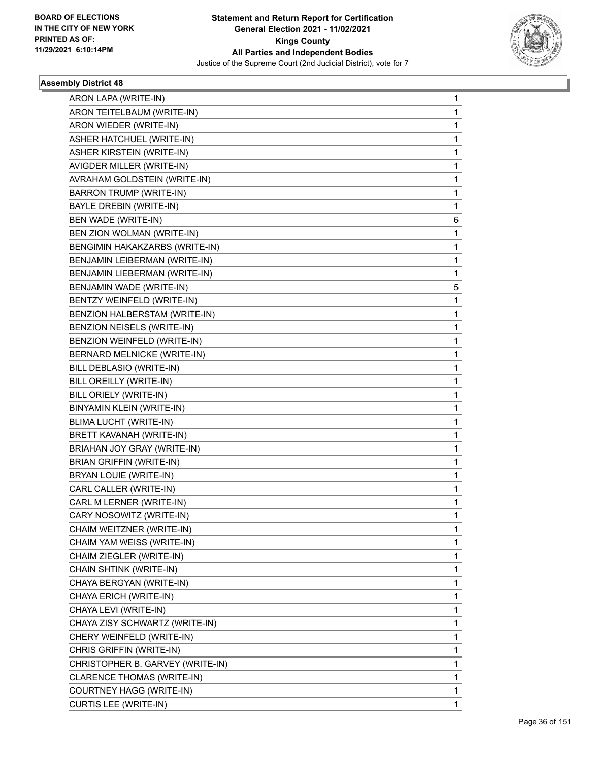BOARD OF ELECTIONS
IN THE CITY OF NEW YORK
PRINTED AS OF:
11/29/2021 6:10:14PM

**Statement and Return Report for Certification**
**General Election 2021 - 11/02/2021**
**Kings County**
**All Parties and Independent Bodies**
Justice of the Supreme Court (2nd Judicial District), vote for 7

### Assembly District 48

| Candidate | Votes |
|---|---|
| ARON LAPA (WRITE-IN) | 1 |
| ARON TEITELBAUM (WRITE-IN) | 1 |
| ARON WIEDER (WRITE-IN) | 1 |
| ASHER HATCHUEL (WRITE-IN) | 1 |
| ASHER KIRSTEIN (WRITE-IN) | 1 |
| AVIGDER MILLER (WRITE-IN) | 1 |
| AVRAHAM GOLDSTEIN (WRITE-IN) | 1 |
| BARRON TRUMP (WRITE-IN) | 1 |
| BAYLE DREBIN (WRITE-IN) | 1 |
| BEN WADE (WRITE-IN) | 6 |
| BEN ZION WOLMAN (WRITE-IN) | 1 |
| BENGIMIN HAKAKZARBS (WRITE-IN) | 1 |
| BENJAMIN LEIBERMAN (WRITE-IN) | 1 |
| BENJAMIN LIEBERMAN (WRITE-IN) | 1 |
| BENJAMIN WADE (WRITE-IN) | 5 |
| BENTZY WEINFELD (WRITE-IN) | 1 |
| BENZION HALBERSTAM (WRITE-IN) | 1 |
| BENZION NEISELS (WRITE-IN) | 1 |
| BENZION WEINFELD (WRITE-IN) | 1 |
| BERNARD MELNICKE (WRITE-IN) | 1 |
| BILL DEBLASIO (WRITE-IN) | 1 |
| BILL OREILLY (WRITE-IN) | 1 |
| BILL ORIELY (WRITE-IN) | 1 |
| BINYAMIN KLEIN (WRITE-IN) | 1 |
| BLIMA LUCHT (WRITE-IN) | 1 |
| BRETT KAVANAH (WRITE-IN) | 1 |
| BRIAHAN JOY GRAY (WRITE-IN) | 1 |
| BRIAN GRIFFIN (WRITE-IN) | 1 |
| BRYAN LOUIE (WRITE-IN) | 1 |
| CARL CALLER (WRITE-IN) | 1 |
| CARL M LERNER (WRITE-IN) | 1 |
| CARY NOSOWITZ (WRITE-IN) | 1 |
| CHAIM WEITZNER (WRITE-IN) | 1 |
| CHAIM YAM WEISS (WRITE-IN) | 1 |
| CHAIM ZIEGLER (WRITE-IN) | 1 |
| CHAIN SHTINK (WRITE-IN) | 1 |
| CHAYA BERGYAN (WRITE-IN) | 1 |
| CHAYA ERICH (WRITE-IN) | 1 |
| CHAYA LEVI (WRITE-IN) | 1 |
| CHAYA ZISY SCHWARTZ (WRITE-IN) | 1 |
| CHERY WEINFELD (WRITE-IN) | 1 |
| CHRIS GRIFFIN (WRITE-IN) | 1 |
| CHRISTOPHER B. GARVEY (WRITE-IN) | 1 |
| CLARENCE THOMAS (WRITE-IN) | 1 |
| COURTNEY HAGG (WRITE-IN) | 1 |
| CURTIS LEE (WRITE-IN) | 1 |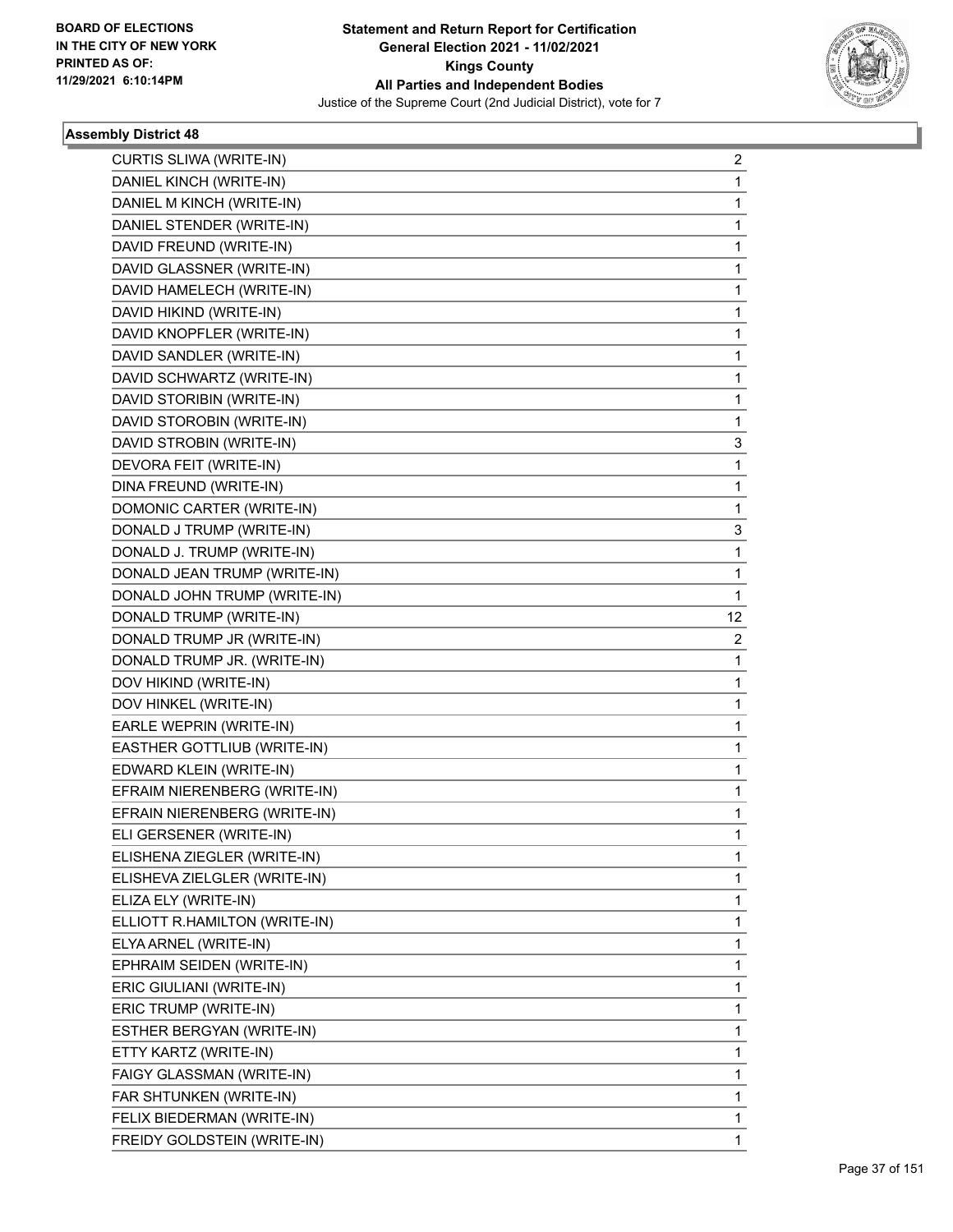BOARD OF ELECTIONS
IN THE CITY OF NEW YORK
PRINTED AS OF:
11/29/2021 6:10:14PM

**Statement and Return Report for Certification**
**General Election 2021 - 11/02/2021**
**Kings County**
**All Parties and Independent Bodies**
Justice of the Supreme Court (2nd Judicial District), vote for 7

### Assembly District 48

| | |
|---|---|
| CURTIS SLIWA (WRITE-IN) | 2 |
| DANIEL KINCH (WRITE-IN) | 1 |
| DANIEL M KINCH (WRITE-IN) | 1 |
| DANIEL STENDER (WRITE-IN) | 1 |
| DAVID FREUND (WRITE-IN) | 1 |
| DAVID GLASSNER (WRITE-IN) | 1 |
| DAVID HAMELECH (WRITE-IN) | 1 |
| DAVID HIKIND (WRITE-IN) | 1 |
| DAVID KNOPFLER (WRITE-IN) | 1 |
| DAVID SANDLER (WRITE-IN) | 1 |
| DAVID SCHWARTZ (WRITE-IN) | 1 |
| DAVID STORIBIN (WRITE-IN) | 1 |
| DAVID STOROBIN (WRITE-IN) | 1 |
| DAVID STROBIN (WRITE-IN) | 3 |
| DEVORA FEIT (WRITE-IN) | 1 |
| DINA FREUND (WRITE-IN) | 1 |
| DOMONIC CARTER (WRITE-IN) | 1 |
| DONALD J TRUMP (WRITE-IN) | 3 |
| DONALD J. TRUMP (WRITE-IN) | 1 |
| DONALD JEAN TRUMP (WRITE-IN) | 1 |
| DONALD JOHN TRUMP (WRITE-IN) | 1 |
| DONALD TRUMP (WRITE-IN) | 12 |
| DONALD TRUMP JR (WRITE-IN) | 2 |
| DONALD TRUMP JR. (WRITE-IN) | 1 |
| DOV HIKIND (WRITE-IN) | 1 |
| DOV HINKEL (WRITE-IN) | 1 |
| EARLE WEPRIN (WRITE-IN) | 1 |
| EASTHER GOTTLIUB (WRITE-IN) | 1 |
| EDWARD KLEIN (WRITE-IN) | 1 |
| EFRAIM NIERENBERG (WRITE-IN) | 1 |
| EFRAIN NIERENBERG (WRITE-IN) | 1 |
| ELI GERSENER (WRITE-IN) | 1 |
| ELISHENA ZIEGLER (WRITE-IN) | 1 |
| ELISHEVA ZIELGLER (WRITE-IN) | 1 |
| ELIZA ELY (WRITE-IN) | 1 |
| ELLIOTT R.HAMILTON (WRITE-IN) | 1 |
| ELYA ARNEL (WRITE-IN) | 1 |
| EPHRAIM SEIDEN (WRITE-IN) | 1 |
| ERIC GIULIANI (WRITE-IN) | 1 |
| ERIC TRUMP (WRITE-IN) | 1 |
| ESTHER BERGYAN (WRITE-IN) | 1 |
| ETTY KARTZ (WRITE-IN) | 1 |
| FAIGY GLASSMAN (WRITE-IN) | 1 |
| FAR SHTUNKEN (WRITE-IN) | 1 |
| FELIX BIEDERMAN (WRITE-IN) | 1 |
| FREIDY GOLDSTEIN (WRITE-IN) | 1 |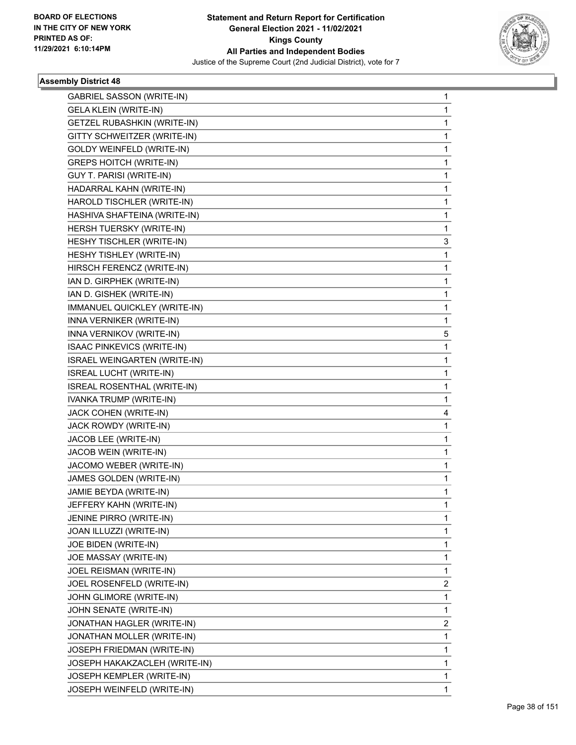BOARD OF ELECTIONS
IN THE CITY OF NEW YORK
PRINTED AS OF:
11/29/2021 6:10:14PM

**Statement and Return Report for Certification**
**General Election 2021 - 11/02/2021**
**Kings County**
**All Parties and Independent Bodies**
Justice of the Supreme Court (2nd Judicial District), vote for 7

### Assembly District 48

| | |
|---|---|
| GABRIEL SASSON (WRITE-IN) | 1 |
| GELA KLEIN (WRITE-IN) | 1 |
| GETZEL RUBASHKIN (WRITE-IN) | 1 |
| GITTY SCHWEITZER (WRITE-IN) | 1 |
| GOLDY WEINFELD (WRITE-IN) | 1 |
| GREPS HOITCH (WRITE-IN) | 1 |
| GUY T. PARISI (WRITE-IN) | 1 |
| HADARRAL KAHN (WRITE-IN) | 1 |
| HAROLD TISCHLER (WRITE-IN) | 1 |
| HASHIVA SHAFTEINA (WRITE-IN) | 1 |
| HERSH TUERSKY (WRITE-IN) | 1 |
| HESHY TISCHLER (WRITE-IN) | 3 |
| HESHY TISHLEY (WRITE-IN) | 1 |
| HIRSCH FERENCZ (WRITE-IN) | 1 |
| IAN D. GIRPHEK (WRITE-IN) | 1 |
| IAN D. GISHEK (WRITE-IN) | 1 |
| IMMANUEL QUICKLEY (WRITE-IN) | 1 |
| INNA VERNIKER (WRITE-IN) | 1 |
| INNA VERNIKOV (WRITE-IN) | 5 |
| ISAAC PINKEVICS (WRITE-IN) | 1 |
| ISRAEL WEINGARTEN (WRITE-IN) | 1 |
| ISREAL LUCHT (WRITE-IN) | 1 |
| ISREAL ROSENTHAL (WRITE-IN) | 1 |
| IVANKA TRUMP (WRITE-IN) | 1 |
| JACK COHEN (WRITE-IN) | 4 |
| JACK ROWDY (WRITE-IN) | 1 |
| JACOB LEE (WRITE-IN) | 1 |
| JACOB WEIN (WRITE-IN) | 1 |
| JACOMO WEBER (WRITE-IN) | 1 |
| JAMES GOLDEN (WRITE-IN) | 1 |
| JAMIE BEYDA (WRITE-IN) | 1 |
| JEFFERY KAHN (WRITE-IN) | 1 |
| JENINE PIRRO (WRITE-IN) | 1 |
| JOAN ILLUZZI (WRITE-IN) | 1 |
| JOE BIDEN (WRITE-IN) | 1 |
| JOE MASSAY (WRITE-IN) | 1 |
| JOEL REISMAN (WRITE-IN) | 1 |
| JOEL ROSENFELD (WRITE-IN) | 2 |
| JOHN GLIMORE (WRITE-IN) | 1 |
| JOHN SENATE (WRITE-IN) | 1 |
| JONATHAN HAGLER (WRITE-IN) | 2 |
| JONATHAN MOLLER (WRITE-IN) | 1 |
| JOSEPH FRIEDMAN (WRITE-IN) | 1 |
| JOSEPH HAKAKZACLEH (WRITE-IN) | 1 |
| JOSEPH KEMPLER (WRITE-IN) | 1 |
| JOSEPH WEINFELD (WRITE-IN) | 1 |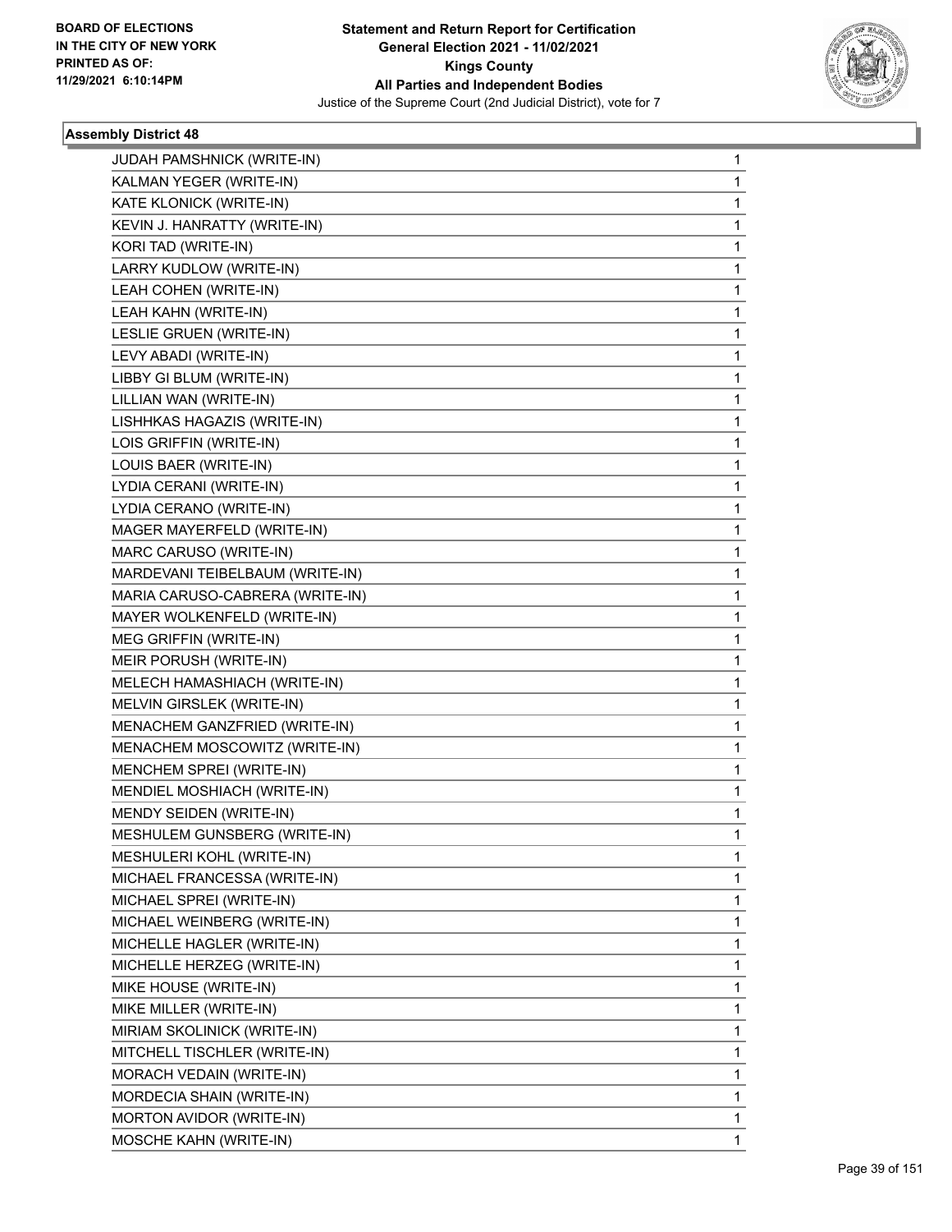**Statement and Return Report for Certification**
**General Election 2021 - 11/02/2021**
**Kings County**
**All Parties and Independent Bodies**
Justice of the Supreme Court (2nd Judicial District), vote for 7

BOARD OF ELECTIONS IN THE CITY OF NEW YORK PRINTED AS OF: 11/29/2021 6:10:14PM

### Assembly District 48

| | |
|---|---|
| JUDAH PAMSHNICK (WRITE-IN) | 1 |
| KALMAN YEGER (WRITE-IN) | 1 |
| KATE KLONICK (WRITE-IN) | 1 |
| KEVIN J. HANRATTY (WRITE-IN) | 1 |
| KORI TAD (WRITE-IN) | 1 |
| LARRY KUDLOW (WRITE-IN) | 1 |
| LEAH COHEN (WRITE-IN) | 1 |
| LEAH KAHN (WRITE-IN) | 1 |
| LESLIE GRUEN (WRITE-IN) | 1 |
| LEVY ABADI (WRITE-IN) | 1 |
| LIBBY GI BLUM (WRITE-IN) | 1 |
| LILLIAN WAN (WRITE-IN) | 1 |
| LISHHKAS HAGAZIS (WRITE-IN) | 1 |
| LOIS GRIFFIN (WRITE-IN) | 1 |
| LOUIS BAER (WRITE-IN) | 1 |
| LYDIA CERANI (WRITE-IN) | 1 |
| LYDIA CERANO (WRITE-IN) | 1 |
| MAGER MAYERFELD (WRITE-IN) | 1 |
| MARC CARUSO (WRITE-IN) | 1 |
| MARDEVANI TEIBELBAUM (WRITE-IN) | 1 |
| MARIA CARUSO-CABRERA (WRITE-IN) | 1 |
| MAYER WOLKENFELD (WRITE-IN) | 1 |
| MEG GRIFFIN (WRITE-IN) | 1 |
| MEIR PORUSH (WRITE-IN) | 1 |
| MELECH HAMASHIACH (WRITE-IN) | 1 |
| MELVIN GIRSLEK (WRITE-IN) | 1 |
| MENACHEM GANZFRIED (WRITE-IN) | 1 |
| MENACHEM MOSCOWITZ (WRITE-IN) | 1 |
| MENCHEM SPREI (WRITE-IN) | 1 |
| MENDIEL MOSHIACH (WRITE-IN) | 1 |
| MENDY SEIDEN (WRITE-IN) | 1 |
| MESHULEM GUNSBERG (WRITE-IN) | 1 |
| MESHULERI KOHL (WRITE-IN) | 1 |
| MICHAEL FRANCESSA (WRITE-IN) | 1 |
| MICHAEL SPREI (WRITE-IN) | 1 |
| MICHAEL WEINBERG (WRITE-IN) | 1 |
| MICHELLE HAGLER (WRITE-IN) | 1 |
| MICHELLE HERZEG (WRITE-IN) | 1 |
| MIKE HOUSE (WRITE-IN) | 1 |
| MIKE MILLER (WRITE-IN) | 1 |
| MIRIAM SKOLINICK (WRITE-IN) | 1 |
| MITCHELL TISCHLER (WRITE-IN) | 1 |
| MORACH VEDAIN (WRITE-IN) | 1 |
| MORDECIA SHAIN (WRITE-IN) | 1 |
| MORTON AVIDOR (WRITE-IN) | 1 |
| MOSCHE KAHN (WRITE-IN) | 1 |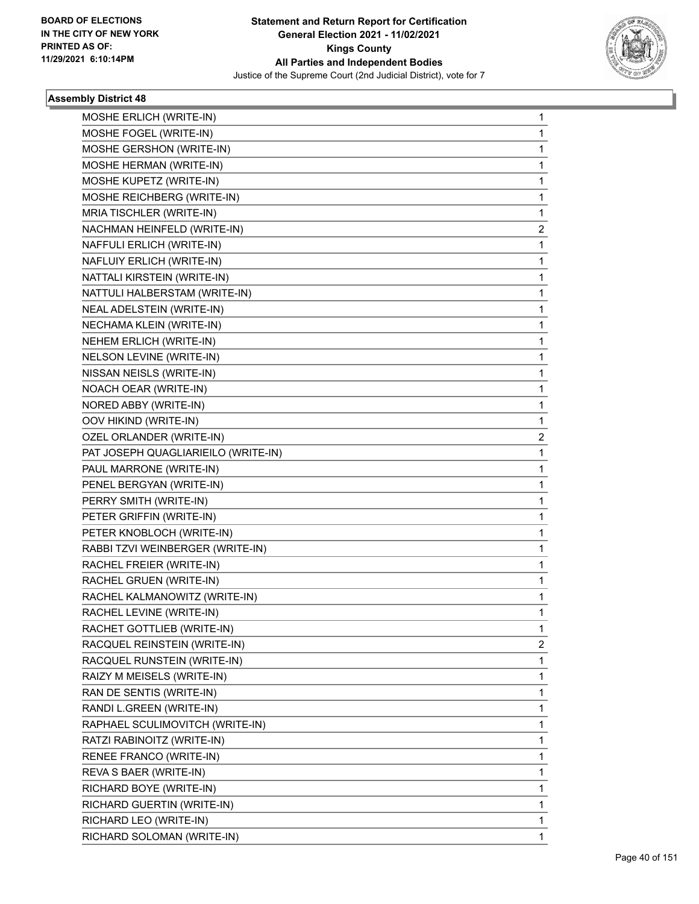BOARD OF ELECTIONS
IN THE CITY OF NEW YORK
PRINTED AS OF:
11/29/2021 6:10:14PM

**Statement and Return Report for Certification**
**General Election 2021 - 11/02/2021**
**Kings County**
**All Parties and Independent Bodies**
Justice of the Supreme Court (2nd Judicial District), vote for 7

### Assembly District 48

| Candidate | Votes |
|---|---|
| MOSHE ERLICH (WRITE-IN) | 1 |
| MOSHE FOGEL (WRITE-IN) | 1 |
| MOSHE GERSHON (WRITE-IN) | 1 |
| MOSHE HERMAN (WRITE-IN) | 1 |
| MOSHE KUPETZ (WRITE-IN) | 1 |
| MOSHE REICHBERG (WRITE-IN) | 1 |
| MRIA TISCHLER (WRITE-IN) | 1 |
| NACHMAN HEINFELD (WRITE-IN) | 2 |
| NAFFULI ERLICH (WRITE-IN) | 1 |
| NAFLUIY ERLICH (WRITE-IN) | 1 |
| NATTALI KIRSTEIN (WRITE-IN) | 1 |
| NATTULI HALBERSTAM (WRITE-IN) | 1 |
| NEAL ADELSTEIN (WRITE-IN) | 1 |
| NECHAMA KLEIN (WRITE-IN) | 1 |
| NEHEM ERLICH (WRITE-IN) | 1 |
| NELSON LEVINE (WRITE-IN) | 1 |
| NISSAN NEISLS (WRITE-IN) | 1 |
| NOACH OEAR (WRITE-IN) | 1 |
| NORED ABBY (WRITE-IN) | 1 |
| OOV HIKIND (WRITE-IN) | 1 |
| OZEL ORLANDER (WRITE-IN) | 2 |
| PAT JOSEPH QUAGLIARIEILO (WRITE-IN) | 1 |
| PAUL MARRONE (WRITE-IN) | 1 |
| PENEL BERGYAN (WRITE-IN) | 1 |
| PERRY SMITH (WRITE-IN) | 1 |
| PETER GRIFFIN (WRITE-IN) | 1 |
| PETER KNOBLOCH (WRITE-IN) | 1 |
| RABBI TZVI WEINBERGER (WRITE-IN) | 1 |
| RACHEL FREIER (WRITE-IN) | 1 |
| RACHEL GRUEN (WRITE-IN) | 1 |
| RACHEL KALMANOWITZ (WRITE-IN) | 1 |
| RACHEL LEVINE (WRITE-IN) | 1 |
| RACHET GOTTLIEB (WRITE-IN) | 1 |
| RACQUEL REINSTEIN (WRITE-IN) | 2 |
| RACQUEL RUNSTEIN (WRITE-IN) | 1 |
| RAIZY M MEISELS (WRITE-IN) | 1 |
| RAN DE SENTIS (WRITE-IN) | 1 |
| RANDI L.GREEN (WRITE-IN) | 1 |
| RAPHAEL SCULIMOVITCH (WRITE-IN) | 1 |
| RATZI RABINOITZ (WRITE-IN) | 1 |
| RENEE FRANCO (WRITE-IN) | 1 |
| REVA S BAER (WRITE-IN) | 1 |
| RICHARD BOYE (WRITE-IN) | 1 |
| RICHARD GUERTIN (WRITE-IN) | 1 |
| RICHARD LEO (WRITE-IN) | 1 |
| RICHARD SOLOMAN (WRITE-IN) | 1 |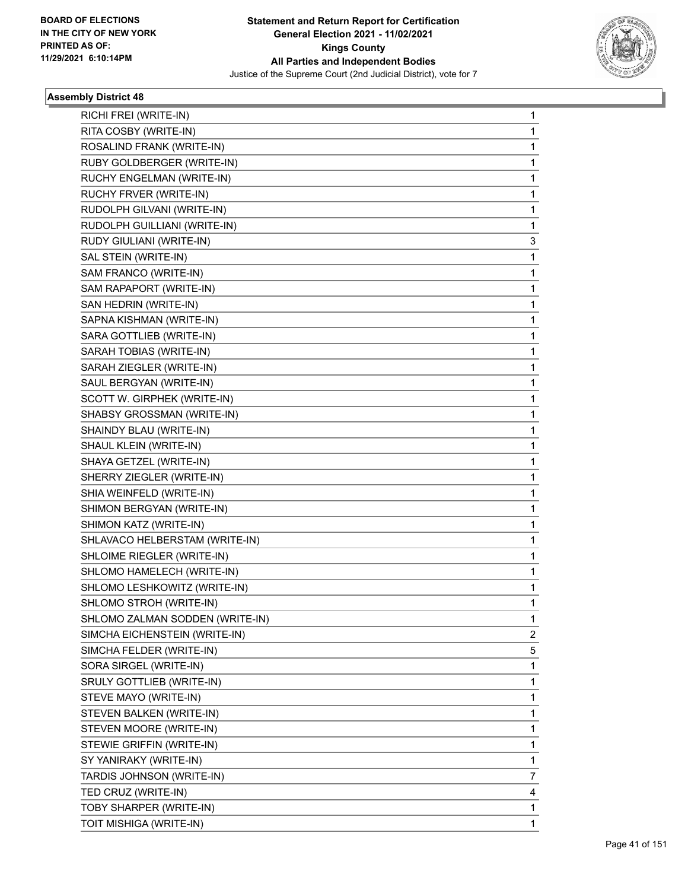**Statement and Return Report for Certification**
**General Election 2021 - 11/02/2021**
**Kings County**
**All Parties and Independent Bodies**
Justice of the Supreme Court (2nd Judicial District), vote for 7

BOARD OF ELECTIONS
IN THE CITY OF NEW YORK
PRINTED AS OF:
11/29/2021 6:10:14PM

### Assembly District 48

| | |
|---|---|
| RICHI FREI (WRITE-IN) | 1 |
| RITA COSBY (WRITE-IN) | 1 |
| ROSALIND FRANK (WRITE-IN) | 1 |
| RUBY GOLDBERGER (WRITE-IN) | 1 |
| RUCHY ENGELMAN (WRITE-IN) | 1 |
| RUCHY FRVER (WRITE-IN) | 1 |
| RUDOLPH GILVANI (WRITE-IN) | 1 |
| RUDOLPH GUILLIANI (WRITE-IN) | 1 |
| RUDY GIULIANI (WRITE-IN) | 3 |
| SAL STEIN (WRITE-IN) | 1 |
| SAM FRANCO (WRITE-IN) | 1 |
| SAM RAPAPORT (WRITE-IN) | 1 |
| SAN HEDRIN (WRITE-IN) | 1 |
| SAPNA KISHMAN (WRITE-IN) | 1 |
| SARA GOTTLIEB (WRITE-IN) | 1 |
| SARAH TOBIAS (WRITE-IN) | 1 |
| SARAH ZIEGLER (WRITE-IN) | 1 |
| SAUL BERGYAN (WRITE-IN) | 1 |
| SCOTT W. GIRPHEK (WRITE-IN) | 1 |
| SHABSY GROSSMAN (WRITE-IN) | 1 |
| SHAINDY BLAU (WRITE-IN) | 1 |
| SHAUL KLEIN (WRITE-IN) | 1 |
| SHAYA GETZEL (WRITE-IN) | 1 |
| SHERRY ZIEGLER (WRITE-IN) | 1 |
| SHIA WEINFELD (WRITE-IN) | 1 |
| SHIMON BERGYAN (WRITE-IN) | 1 |
| SHIMON KATZ (WRITE-IN) | 1 |
| SHLAVACO HELBERSTAM (WRITE-IN) | 1 |
| SHLOIME RIEGLER (WRITE-IN) | 1 |
| SHLOMO HAMELECH (WRITE-IN) | 1 |
| SHLOMO LESHKOWITZ (WRITE-IN) | 1 |
| SHLOMO STROH (WRITE-IN) | 1 |
| SHLOMO ZALMAN SODDEN (WRITE-IN) | 1 |
| SIMCHA EICHENSTEIN (WRITE-IN) | 2 |
| SIMCHA FELDER (WRITE-IN) | 5 |
| SORA SIRGEL (WRITE-IN) | 1 |
| SRULY GOTTLIEB (WRITE-IN) | 1 |
| STEVE MAYO (WRITE-IN) | 1 |
| STEVEN BALKEN (WRITE-IN) | 1 |
| STEVEN MOORE (WRITE-IN) | 1 |
| STEWIE GRIFFIN (WRITE-IN) | 1 |
| SY YANIRAKY (WRITE-IN) | 1 |
| TARDIS JOHNSON (WRITE-IN) | 7 |
| TED CRUZ (WRITE-IN) | 4 |
| TOBY SHARPER (WRITE-IN) | 1 |
| TOIT MISHIGA (WRITE-IN) | 1 |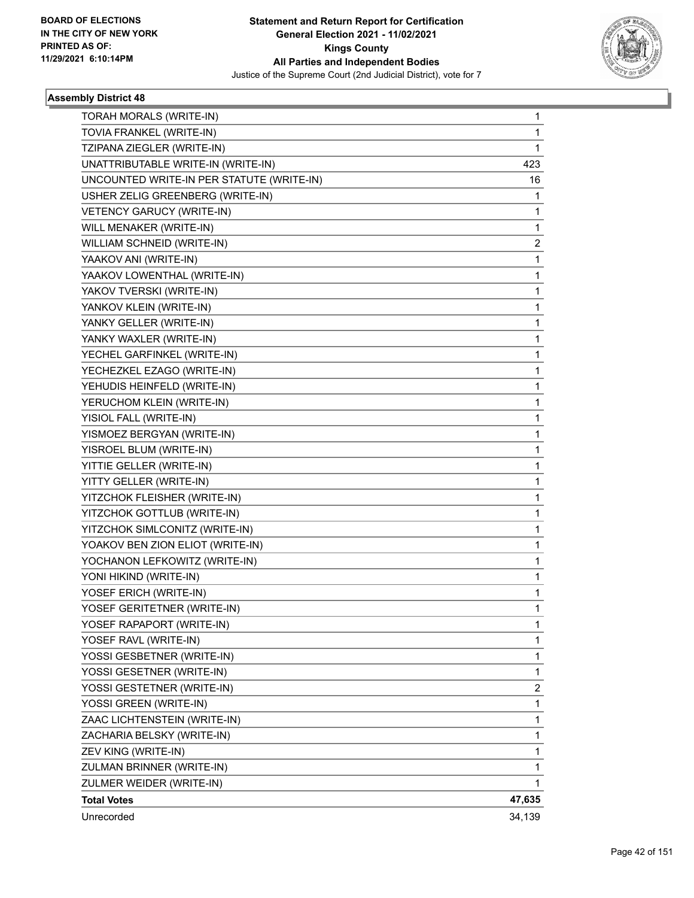## Assembly District 48

| Candidate | Votes |
|---|---|
| TORAH MORALS (WRITE-IN) | 1 |
| TOVIA FRANKEL (WRITE-IN) | 1 |
| TZIPANA ZIEGLER (WRITE-IN) | 1 |
| UNATTRIBUTABLE WRITE-IN (WRITE-IN) | 423 |
| UNCOUNTED WRITE-IN PER STATUTE (WRITE-IN) | 16 |
| USHER ZELIG GREENBERG (WRITE-IN) | 1 |
| VETENCY GARUCY (WRITE-IN) | 1 |
| WILL MENAKER (WRITE-IN) | 1 |
| WILLIAM SCHNEID (WRITE-IN) | 2 |
| YAAKOV ANI (WRITE-IN) | 1 |
| YAAKOV LOWENTHAL (WRITE-IN) | 1 |
| YAKOV TVERSKI (WRITE-IN) | 1 |
| YANKOV KLEIN (WRITE-IN) | 1 |
| YANKY GELLER (WRITE-IN) | 1 |
| YANKY WAXLER (WRITE-IN) | 1 |
| YECHEL GARFINKEL (WRITE-IN) | 1 |
| YECHEZKEL EZAGO (WRITE-IN) | 1 |
| YEHUDIS HEINFELD (WRITE-IN) | 1 |
| YERUCHOM KLEIN (WRITE-IN) | 1 |
| YISIOL FALL (WRITE-IN) | 1 |
| YISMOEZ BERGYAN (WRITE-IN) | 1 |
| YISROEL BLUM (WRITE-IN) | 1 |
| YITTIE GELLER (WRITE-IN) | 1 |
| YITTY GELLER (WRITE-IN) | 1 |
| YITZCHOK FLEISHER (WRITE-IN) | 1 |
| YITZCHOK GOTTLUB (WRITE-IN) | 1 |
| YITZCHOK SIMLCONITZ (WRITE-IN) | 1 |
| YOAKOV BEN ZION ELIOT (WRITE-IN) | 1 |
| YOCHANON LEFKOWITZ (WRITE-IN) | 1 |
| YONI HIKIND (WRITE-IN) | 1 |
| YOSEF ERICH (WRITE-IN) | 1 |
| YOSEF GERITETNER (WRITE-IN) | 1 |
| YOSEF RAPAPORT (WRITE-IN) | 1 |
| YOSEF RAVL (WRITE-IN) | 1 |
| YOSSI GESBETNER (WRITE-IN) | 1 |
| YOSSI GESETNER (WRITE-IN) | 1 |
| YOSSI GESTETNER (WRITE-IN) | 2 |
| YOSSI GREEN (WRITE-IN) | 1 |
| ZAAC LICHTENSTEIN (WRITE-IN) | 1 |
| ZACHARIA BELSKY (WRITE-IN) | 1 |
| ZEV KING (WRITE-IN) | 1 |
| ZULMAN BRINNER (WRITE-IN) | 1 |
| ZULMER WEIDER (WRITE-IN) | 1 |
| **Total Votes** | **47,635** |
| Unrecorded | 34,139 |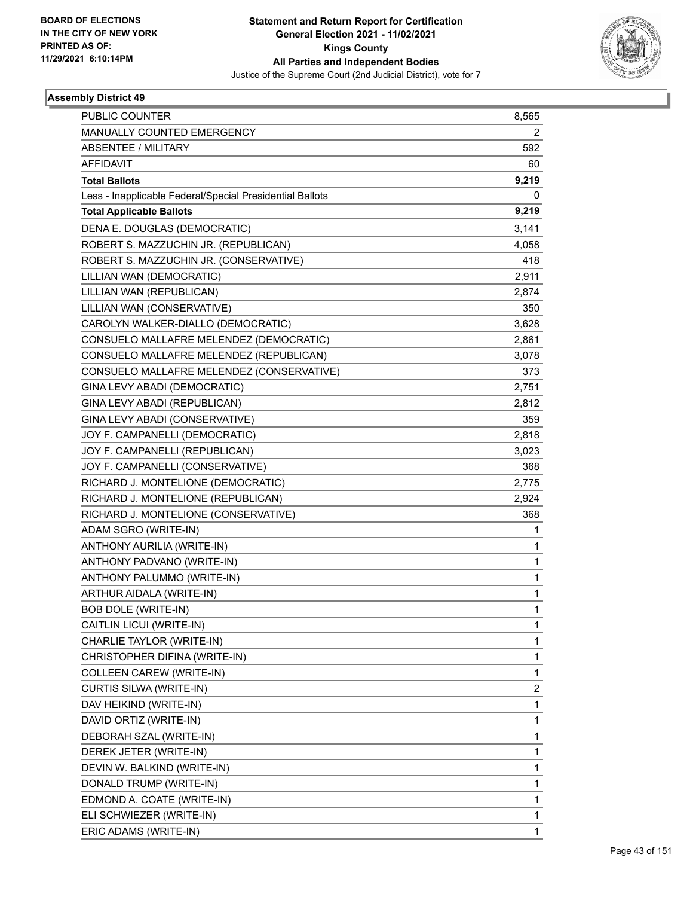BOARD OF ELECTIONS
IN THE CITY OF NEW YORK
PRINTED AS OF:
11/29/2021 6:10:14PM

**Statement and Return Report for Certification**
**General Election 2021 - 11/02/2021**
**Kings County**
**All Parties and Independent Bodies**
Justice of the Supreme Court (2nd Judicial District), vote for 7

### Assembly District 49

| | |
|---|---|
| PUBLIC COUNTER | 8,565 |
| MANUALLY COUNTED EMERGENCY | 2 |
| ABSENTEE / MILITARY | 592 |
| AFFIDAVIT | 60 |
| **Total Ballots** | **9,219** |
| Less - Inapplicable Federal/Special Presidential Ballots | 0 |
| **Total Applicable Ballots** | **9,219** |
| DENA E. DOUGLAS (DEMOCRATIC) | 3,141 |
| ROBERT S. MAZZUCHIN JR. (REPUBLICAN) | 4,058 |
| ROBERT S. MAZZUCHIN JR. (CONSERVATIVE) | 418 |
| LILLIAN WAN (DEMOCRATIC) | 2,911 |
| LILLIAN WAN (REPUBLICAN) | 2,874 |
| LILLIAN WAN (CONSERVATIVE) | 350 |
| CAROLYN WALKER-DIALLO (DEMOCRATIC) | 3,628 |
| CONSUELO MALLAFRE MELENDEZ (DEMOCRATIC) | 2,861 |
| CONSUELO MALLAFRE MELENDEZ (REPUBLICAN) | 3,078 |
| CONSUELO MALLAFRE MELENDEZ (CONSERVATIVE) | 373 |
| GINA LEVY ABADI (DEMOCRATIC) | 2,751 |
| GINA LEVY ABADI (REPUBLICAN) | 2,812 |
| GINA LEVY ABADI (CONSERVATIVE) | 359 |
| JOY F. CAMPANELLI (DEMOCRATIC) | 2,818 |
| JOY F. CAMPANELLI (REPUBLICAN) | 3,023 |
| JOY F. CAMPANELLI (CONSERVATIVE) | 368 |
| RICHARD J. MONTELIONE (DEMOCRATIC) | 2,775 |
| RICHARD J. MONTELIONE (REPUBLICAN) | 2,924 |
| RICHARD J. MONTELIONE (CONSERVATIVE) | 368 |
| ADAM SGRO (WRITE-IN) | 1 |
| ANTHONY AURILIA (WRITE-IN) | 1 |
| ANTHONY PADVANO (WRITE-IN) | 1 |
| ANTHONY PALUMMO (WRITE-IN) | 1 |
| ARTHUR AIDALA (WRITE-IN) | 1 |
| BOB DOLE (WRITE-IN) | 1 |
| CAITLIN LICUI (WRITE-IN) | 1 |
| CHARLIE TAYLOR (WRITE-IN) | 1 |
| CHRISTOPHER DIFINA (WRITE-IN) | 1 |
| COLLEEN CAREW (WRITE-IN) | 1 |
| CURTIS SILWA (WRITE-IN) | 2 |
| DAV HEIKIND (WRITE-IN) | 1 |
| DAVID ORTIZ (WRITE-IN) | 1 |
| DEBORAH SZAL (WRITE-IN) | 1 |
| DEREK JETER (WRITE-IN) | 1 |
| DEVIN W. BALKIND (WRITE-IN) | 1 |
| DONALD TRUMP (WRITE-IN) | 1 |
| EDMOND A. COATE (WRITE-IN) | 1 |
| ELI SCHWIEZER (WRITE-IN) | 1 |
| ERIC ADAMS (WRITE-IN) | 1 |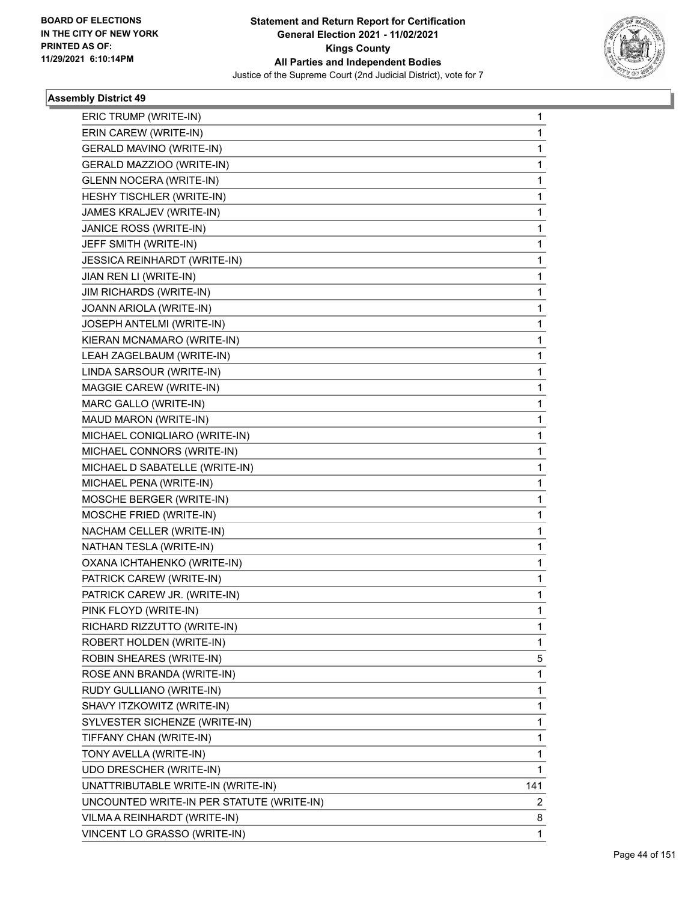**BOARD OF ELECTIONS IN THE CITY OF NEW YORK PRINTED AS OF: 11/29/2021 6:10:14PM**

# Statement and Return Report for Certification
## General Election 2021 - 11/02/2021
## Kings County
## All Parties and Independent Bodies
### Justice of the Supreme Court (2nd Judicial District), vote for 7

### Assembly District 49

| | |
|---|---|
| ERIC TRUMP (WRITE-IN) | 1 |
| ERIN CAREW (WRITE-IN) | 1 |
| GERALD MAVINO (WRITE-IN) | 1 |
| GERALD MAZZIOO (WRITE-IN) | 1 |
| GLENN NOCERA (WRITE-IN) | 1 |
| HESHY TISCHLER (WRITE-IN) | 1 |
| JAMES KRALJEV (WRITE-IN) | 1 |
| JANICE ROSS (WRITE-IN) | 1 |
| JEFF SMITH (WRITE-IN) | 1 |
| JESSICA REINHARDT (WRITE-IN) | 1 |
| JIAN REN LI (WRITE-IN) | 1 |
| JIM RICHARDS (WRITE-IN) | 1 |
| JOANN ARIOLA (WRITE-IN) | 1 |
| JOSEPH ANTELMI (WRITE-IN) | 1 |
| KIERAN MCNAMARO (WRITE-IN) | 1 |
| LEAH ZAGELBAUM (WRITE-IN) | 1 |
| LINDA SARSOUR (WRITE-IN) | 1 |
| MAGGIE CAREW (WRITE-IN) | 1 |
| MARC GALLO (WRITE-IN) | 1 |
| MAUD MARON (WRITE-IN) | 1 |
| MICHAEL CONIQLIARO (WRITE-IN) | 1 |
| MICHAEL CONNORS (WRITE-IN) | 1 |
| MICHAEL D SABATELLE (WRITE-IN) | 1 |
| MICHAEL PENA (WRITE-IN) | 1 |
| MOSCHE BERGER (WRITE-IN) | 1 |
| MOSCHE FRIED (WRITE-IN) | 1 |
| NACHAM CELLER (WRITE-IN) | 1 |
| NATHAN TESLA (WRITE-IN) | 1 |
| OXANA ICHTAHENKO (WRITE-IN) | 1 |
| PATRICK CAREW (WRITE-IN) | 1 |
| PATRICK CAREW JR. (WRITE-IN) | 1 |
| PINK FLOYD (WRITE-IN) | 1 |
| RICHARD RIZZUTTO (WRITE-IN) | 1 |
| ROBERT HOLDEN (WRITE-IN) | 1 |
| ROBIN SHEARES (WRITE-IN) | 5 |
| ROSE ANN BRANDA (WRITE-IN) | 1 |
| RUDY GULLIANO (WRITE-IN) | 1 |
| SHAVY ITZKOWITZ (WRITE-IN) | 1 |
| SYLVESTER SICHENZE (WRITE-IN) | 1 |
| TIFFANY CHAN (WRITE-IN) | 1 |
| TONY AVELLA (WRITE-IN) | 1 |
| UDO DRESCHER (WRITE-IN) | 1 |
| UNATTRIBUTABLE WRITE-IN (WRITE-IN) | 141 |
| UNCOUNTED WRITE-IN PER STATUTE (WRITE-IN) | 2 |
| VILMA A REINHARDT (WRITE-IN) | 8 |
| VINCENT LO GRASSO (WRITE-IN) | 1 |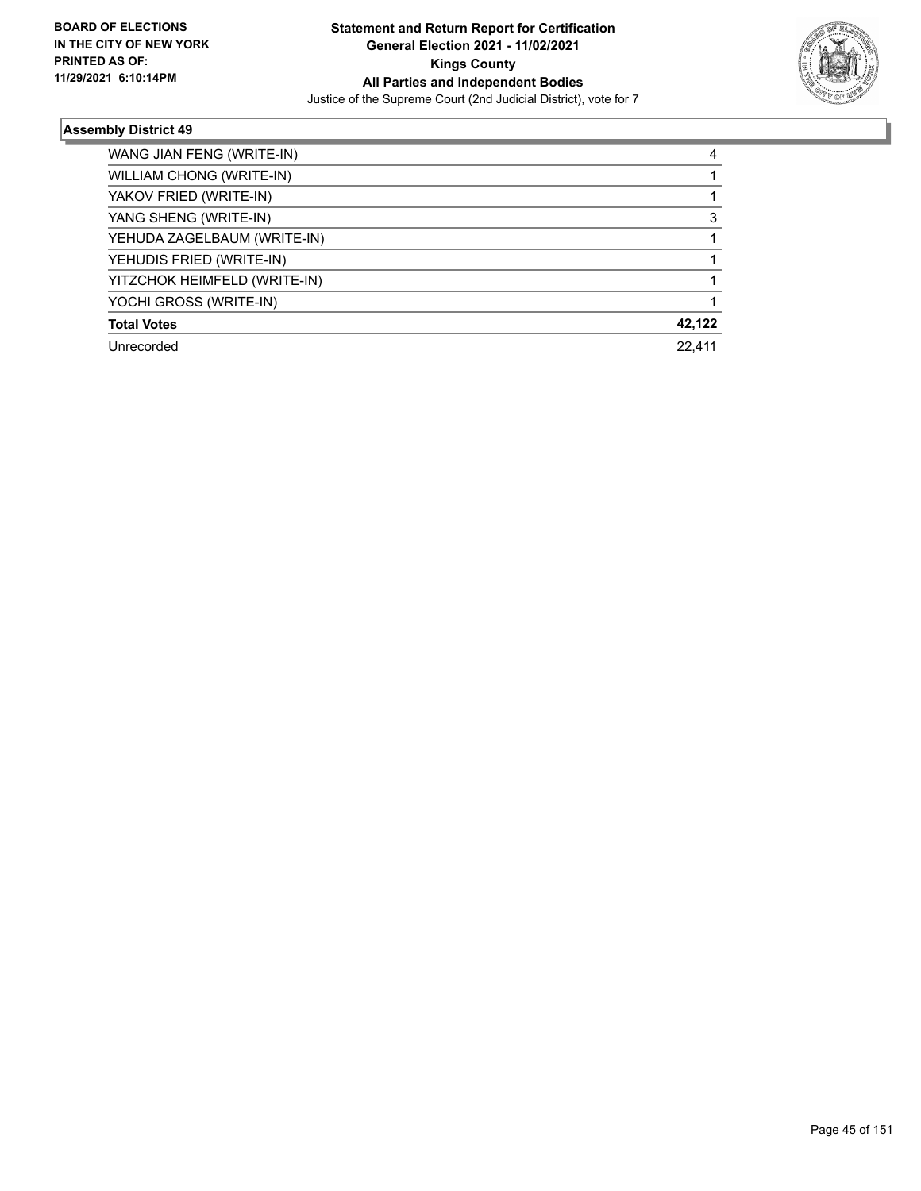**BOARD OF ELECTIONS IN THE CITY OF NEW YORK PRINTED AS OF: 11/29/2021 6:10:14PM**

**Statement and Return Report for Certification**
**General Election 2021 - 11/02/2021**
**Kings County**
**All Parties and Independent Bodies**
Justice of the Supreme Court (2nd Judicial District), vote for 7

### Assembly District 49

| | |
|---|---|
| WANG JIAN FENG (WRITE-IN) | 4 |
| WILLIAM CHONG (WRITE-IN) | 1 |
| YAKOV FRIED (WRITE-IN) | 1 |
| YANG SHENG (WRITE-IN) | 3 |
| YEHUDA ZAGELBAUM (WRITE-IN) | 1 |
| YEHUDIS FRIED (WRITE-IN) | 1 |
| YITZCHOK HEIMFELD (WRITE-IN) | 1 |
| YOCHI GROSS (WRITE-IN) | 1 |
| **Total Votes** | **42,122** |
| Unrecorded | 22,411 |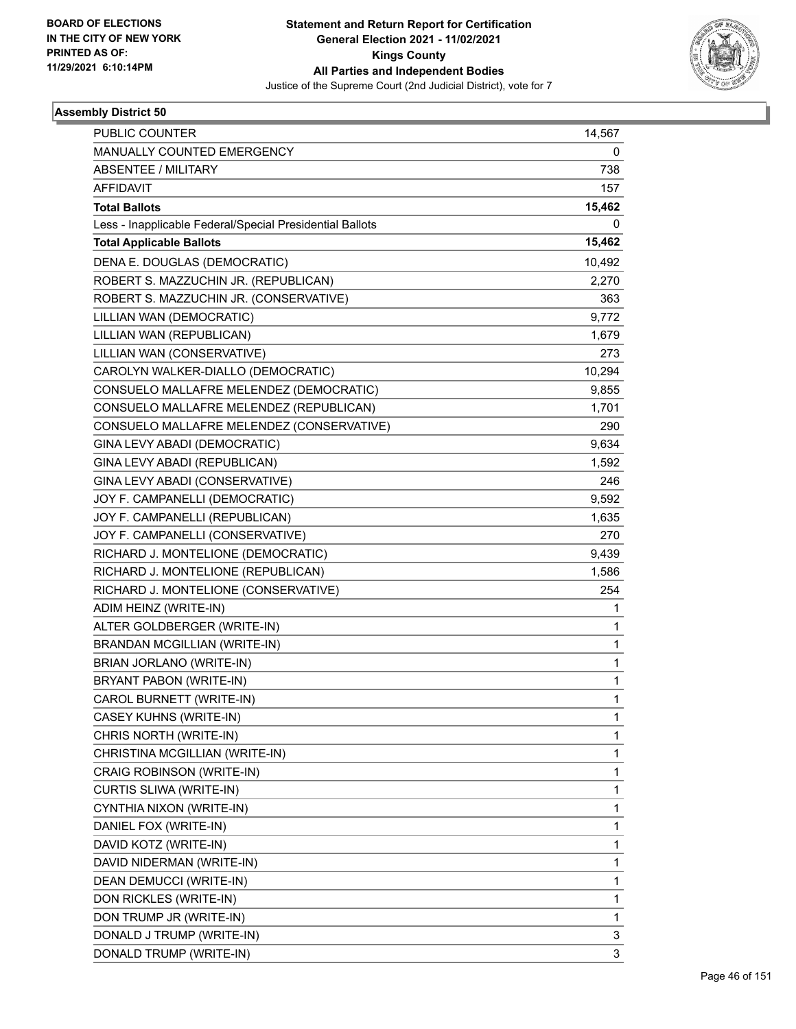BOARD OF ELECTIONS
IN THE CITY OF NEW YORK
PRINTED AS OF:
11/29/2021 6:10:14PM

# Statement and Return Report for Certification
## General Election 2021 - 11/02/2021
## Kings County
## All Parties and Independent Bodies
Justice of the Supreme Court (2nd Judicial District), vote for 7

### Assembly District 50

| | |
|---|---|
| PUBLIC COUNTER | 14,567 |
| MANUALLY COUNTED EMERGENCY | 0 |
| ABSENTEE / MILITARY | 738 |
| AFFIDAVIT | 157 |
| **Total Ballots** | **15,462** |
| Less - Inapplicable Federal/Special Presidential Ballots | 0 |
| **Total Applicable Ballots** | **15,462** |
| DENA E. DOUGLAS (DEMOCRATIC) | 10,492 |
| ROBERT S. MAZZUCHIN JR. (REPUBLICAN) | 2,270 |
| ROBERT S. MAZZUCHIN JR. (CONSERVATIVE) | 363 |
| LILLIAN WAN (DEMOCRATIC) | 9,772 |
| LILLIAN WAN (REPUBLICAN) | 1,679 |
| LILLIAN WAN (CONSERVATIVE) | 273 |
| CAROLYN WALKER-DIALLO (DEMOCRATIC) | 10,294 |
| CONSUELO MALLAFRE MELENDEZ (DEMOCRATIC) | 9,855 |
| CONSUELO MALLAFRE MELENDEZ (REPUBLICAN) | 1,701 |
| CONSUELO MALLAFRE MELENDEZ (CONSERVATIVE) | 290 |
| GINA LEVY ABADI (DEMOCRATIC) | 9,634 |
| GINA LEVY ABADI (REPUBLICAN) | 1,592 |
| GINA LEVY ABADI (CONSERVATIVE) | 246 |
| JOY F. CAMPANELLI (DEMOCRATIC) | 9,592 |
| JOY F. CAMPANELLI (REPUBLICAN) | 1,635 |
| JOY F. CAMPANELLI (CONSERVATIVE) | 270 |
| RICHARD J. MONTELIONE (DEMOCRATIC) | 9,439 |
| RICHARD J. MONTELIONE (REPUBLICAN) | 1,586 |
| RICHARD J. MONTELIONE (CONSERVATIVE) | 254 |
| ADIM HEINZ (WRITE-IN) | 1 |
| ALTER GOLDBERGER (WRITE-IN) | 1 |
| BRANDAN MCGILLIAN (WRITE-IN) | 1 |
| BRIAN JORLANO (WRITE-IN) | 1 |
| BRYANT PABON (WRITE-IN) | 1 |
| CAROL BURNETT (WRITE-IN) | 1 |
| CASEY KUHNS (WRITE-IN) | 1 |
| CHRIS NORTH (WRITE-IN) | 1 |
| CHRISTINA MCGILLIAN (WRITE-IN) | 1 |
| CRAIG ROBINSON (WRITE-IN) | 1 |
| CURTIS SLIWA (WRITE-IN) | 1 |
| CYNTHIA NIXON (WRITE-IN) | 1 |
| DANIEL FOX (WRITE-IN) | 1 |
| DAVID KOTZ (WRITE-IN) | 1 |
| DAVID NIDERMAN (WRITE-IN) | 1 |
| DEAN DEMUCCI (WRITE-IN) | 1 |
| DON RICKLES (WRITE-IN) | 1 |
| DON TRUMP JR (WRITE-IN) | 1 |
| DONALD J TRUMP (WRITE-IN) | 3 |
| DONALD TRUMP (WRITE-IN) | 3 |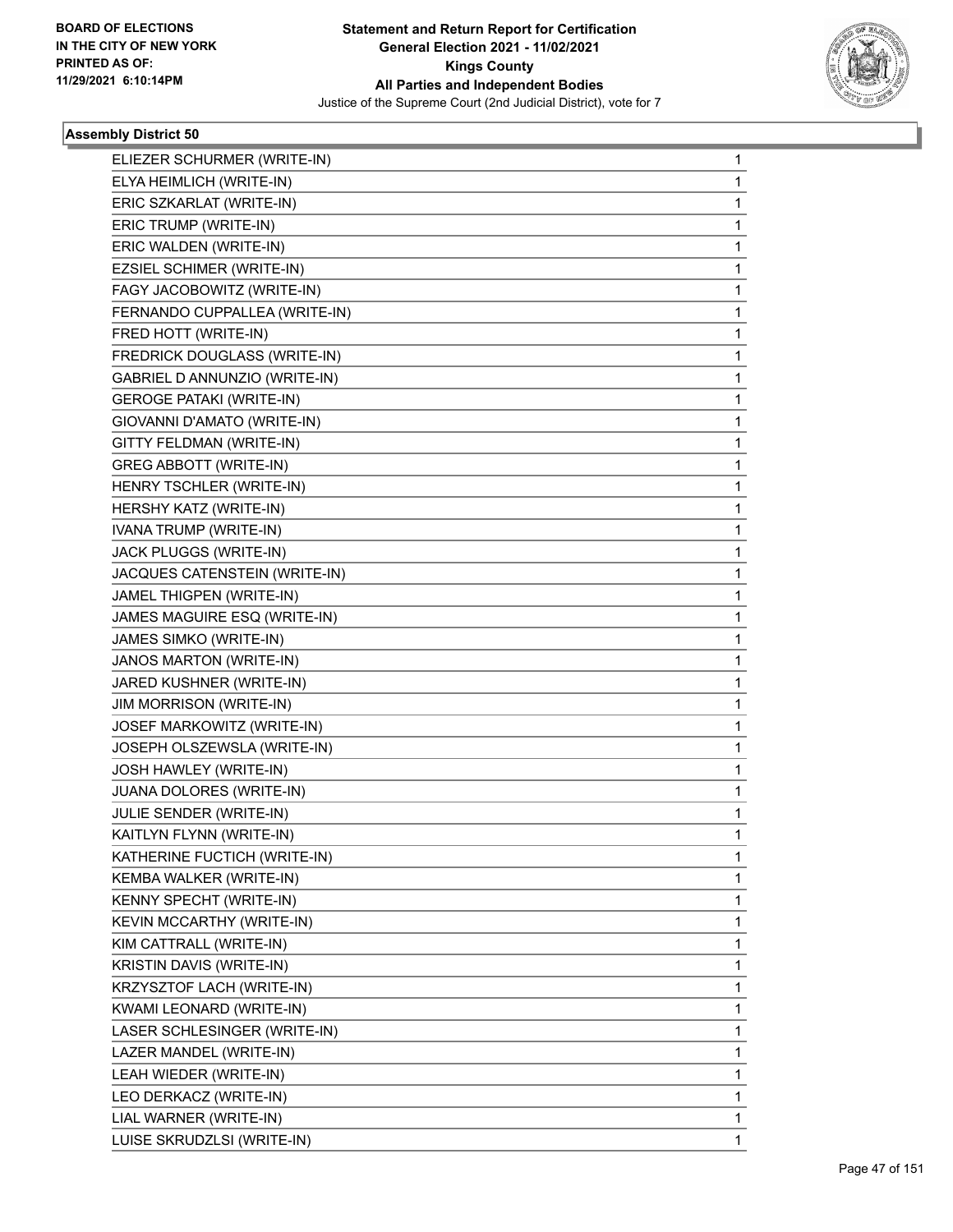**Statement and Return Report for Certification**
**General Election 2021 - 11/02/2021**
**Kings County**
**All Parties and Independent Bodies**
Justice of the Supreme Court (2nd Judicial District), vote for 7

BOARD OF ELECTIONS
IN THE CITY OF NEW YORK
PRINTED AS OF:
11/29/2021 6:10:14PM

### Assembly District 50

| | |
|---|---|
| ELIEZER SCHURMER (WRITE-IN) | 1 |
| ELYA HEIMLICH (WRITE-IN) | 1 |
| ERIC SZKARLAT (WRITE-IN) | 1 |
| ERIC TRUMP (WRITE-IN) | 1 |
| ERIC WALDEN (WRITE-IN) | 1 |
| EZSIEL SCHIMER (WRITE-IN) | 1 |
| FAGY JACOBOWITZ (WRITE-IN) | 1 |
| FERNANDO CUPPALLEA (WRITE-IN) | 1 |
| FRED HOTT (WRITE-IN) | 1 |
| FREDRICK DOUGLASS (WRITE-IN) | 1 |
| GABRIEL D ANNUNZIO (WRITE-IN) | 1 |
| GEROGE PATAKI (WRITE-IN) | 1 |
| GIOVANNI D'AMATO (WRITE-IN) | 1 |
| GITTY FELDMAN (WRITE-IN) | 1 |
| GREG ABBOTT (WRITE-IN) | 1 |
| HENRY TSCHLER (WRITE-IN) | 1 |
| HERSHY KATZ (WRITE-IN) | 1 |
| IVANA TRUMP (WRITE-IN) | 1 |
| JACK PLUGGS (WRITE-IN) | 1 |
| JACQUES CATENSTEIN (WRITE-IN) | 1 |
| JAMEL THIGPEN (WRITE-IN) | 1 |
| JAMES MAGUIRE ESQ (WRITE-IN) | 1 |
| JAMES SIMKO (WRITE-IN) | 1 |
| JANOS MARTON (WRITE-IN) | 1 |
| JARED KUSHNER (WRITE-IN) | 1 |
| JIM MORRISON (WRITE-IN) | 1 |
| JOSEF MARKOWITZ (WRITE-IN) | 1 |
| JOSEPH OLSZEWSLA (WRITE-IN) | 1 |
| JOSH HAWLEY (WRITE-IN) | 1 |
| JUANA DOLORES (WRITE-IN) | 1 |
| JULIE SENDER (WRITE-IN) | 1 |
| KAITLYN FLYNN (WRITE-IN) | 1 |
| KATHERINE FUCTICH (WRITE-IN) | 1 |
| KEMBA WALKER (WRITE-IN) | 1 |
| KENNY SPECHT (WRITE-IN) | 1 |
| KEVIN MCCARTHY (WRITE-IN) | 1 |
| KIM CATTRALL (WRITE-IN) | 1 |
| KRISTIN DAVIS (WRITE-IN) | 1 |
| KRZYSZTOF LACH (WRITE-IN) | 1 |
| KWAMI LEONARD (WRITE-IN) | 1 |
| LASER SCHLESINGER (WRITE-IN) | 1 |
| LAZER MANDEL (WRITE-IN) | 1 |
| LEAH WIEDER (WRITE-IN) | 1 |
| LEO DERKACZ (WRITE-IN) | 1 |
| LIAL WARNER (WRITE-IN) | 1 |
| LUISE SKRUDZLSI (WRITE-IN) | 1 |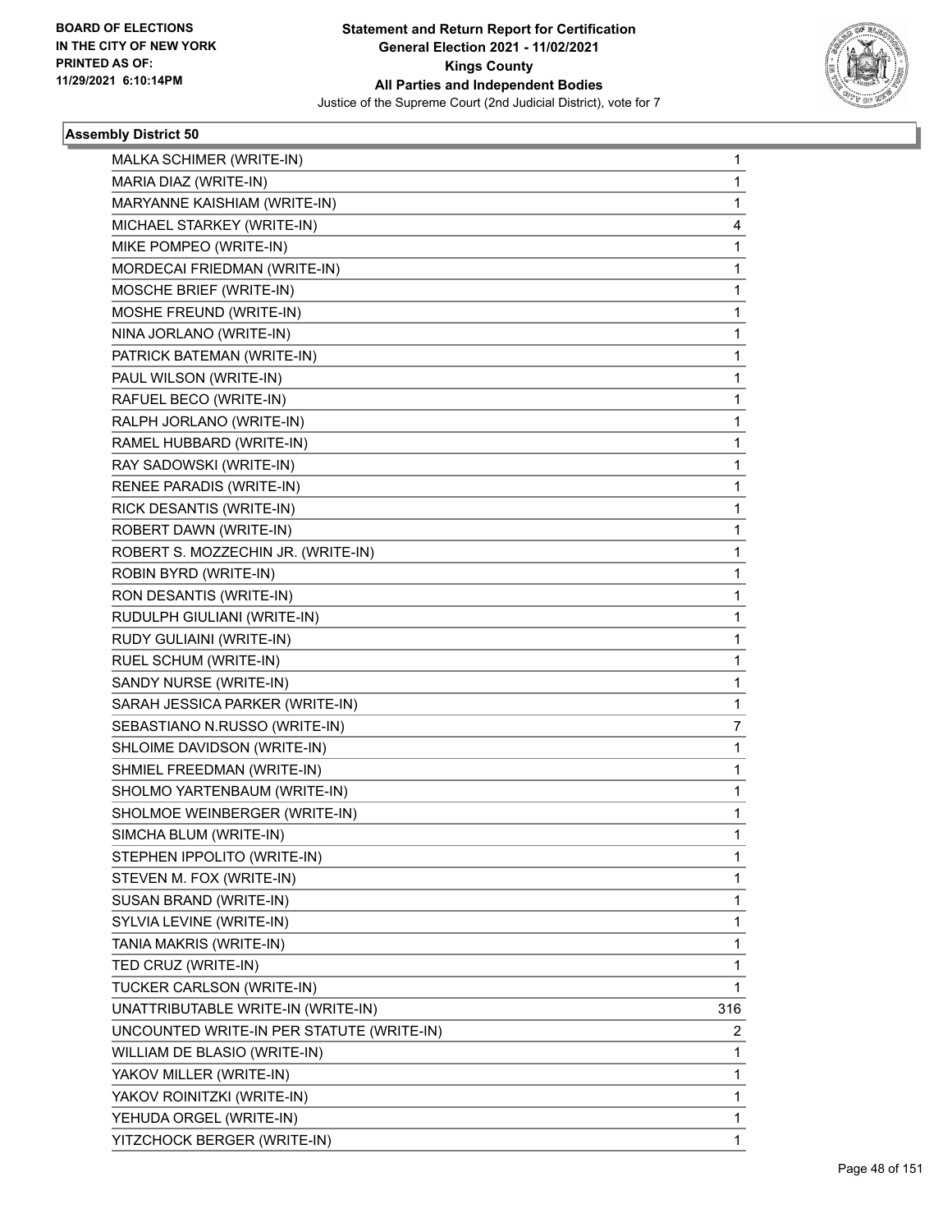**Statement and Return Report for Certification**
**General Election 2021 - 11/02/2021**
**Kings County**
**All Parties and Independent Bodies**
Justice of the Supreme Court (2nd Judicial District), vote for 7

BOARD OF ELECTIONS IN THE CITY OF NEW YORK PRINTED AS OF: 11/29/2021 6:10:14PM

### Assembly District 50

| | |
|---|---|
| MALKA SCHIMER (WRITE-IN) | 1 |
| MARIA DIAZ (WRITE-IN) | 1 |
| MARYANNE KAISHIAM (WRITE-IN) | 1 |
| MICHAEL STARKEY (WRITE-IN) | 4 |
| MIKE POMPEO (WRITE-IN) | 1 |
| MORDECAI FRIEDMAN (WRITE-IN) | 1 |
| MOSCHE BRIEF (WRITE-IN) | 1 |
| MOSHE FREUND (WRITE-IN) | 1 |
| NINA JORLANO (WRITE-IN) | 1 |
| PATRICK BATEMAN (WRITE-IN) | 1 |
| PAUL WILSON (WRITE-IN) | 1 |
| RAFUEL BECO (WRITE-IN) | 1 |
| RALPH JORLANO (WRITE-IN) | 1 |
| RAMEL HUBBARD (WRITE-IN) | 1 |
| RAY SADOWSKI (WRITE-IN) | 1 |
| RENEE PARADIS (WRITE-IN) | 1 |
| RICK DESANTIS (WRITE-IN) | 1 |
| ROBERT DAWN (WRITE-IN) | 1 |
| ROBERT S. MOZZECHIN JR. (WRITE-IN) | 1 |
| ROBIN BYRD (WRITE-IN) | 1 |
| RON DESANTIS (WRITE-IN) | 1 |
| RUDULPH GIULIANI (WRITE-IN) | 1 |
| RUDY GULIAINI (WRITE-IN) | 1 |
| RUEL SCHUM (WRITE-IN) | 1 |
| SANDY NURSE (WRITE-IN) | 1 |
| SARAH JESSICA PARKER (WRITE-IN) | 1 |
| SEBASTIANO N.RUSSO (WRITE-IN) | 7 |
| SHLOIME DAVIDSON (WRITE-IN) | 1 |
| SHMIEL FREEDMAN (WRITE-IN) | 1 |
| SHOLMO YARTENBAUM (WRITE-IN) | 1 |
| SHOLMOE WEINBERGER (WRITE-IN) | 1 |
| SIMCHA BLUM (WRITE-IN) | 1 |
| STEPHEN IPPOLITO (WRITE-IN) | 1 |
| STEVEN M. FOX (WRITE-IN) | 1 |
| SUSAN BRAND (WRITE-IN) | 1 |
| SYLVIA LEVINE (WRITE-IN) | 1 |
| TANIA MAKRIS (WRITE-IN) | 1 |
| TED CRUZ (WRITE-IN) | 1 |
| TUCKER CARLSON (WRITE-IN) | 1 |
| UNATTRIBUTABLE WRITE-IN (WRITE-IN) | 316 |
| UNCOUNTED WRITE-IN PER STATUTE (WRITE-IN) | 2 |
| WILLIAM DE BLASIO (WRITE-IN) | 1 |
| YAKOV MILLER (WRITE-IN) | 1 |
| YAKOV ROINITZKI (WRITE-IN) | 1 |
| YEHUDA ORGEL (WRITE-IN) | 1 |
| YITZCHOCK BERGER (WRITE-IN) | 1 |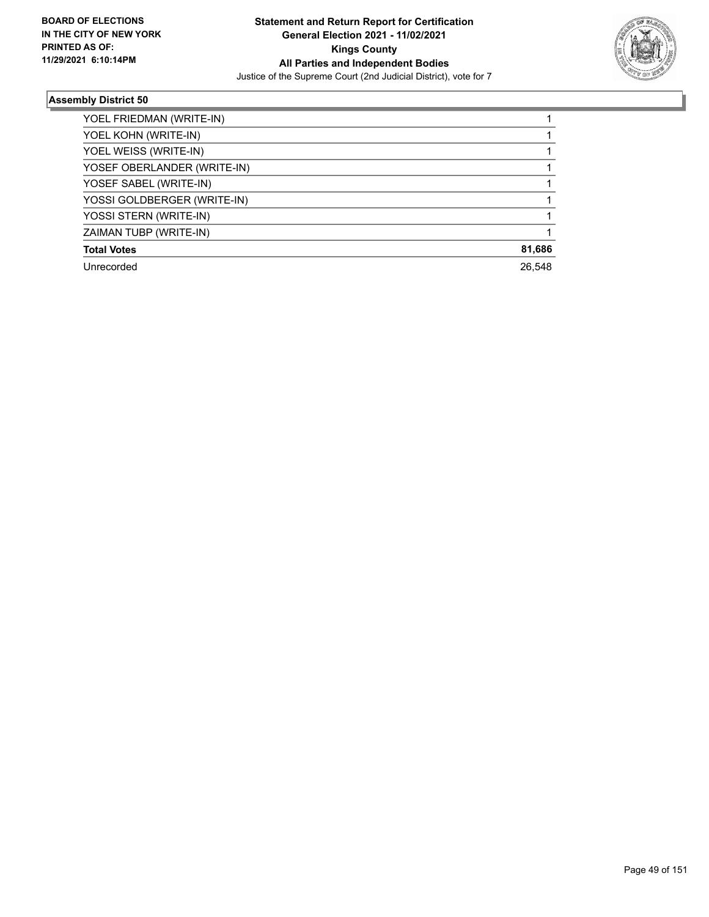**BOARD OF ELECTIONS IN THE CITY OF NEW YORK PRINTED AS OF: 11/29/2021 6:10:14PM**

**Statement and Return Report for Certification General Election 2021 - 11/02/2021 Kings County All Parties and Independent Bodies**

Justice of the Supreme Court (2nd Judicial District), vote for 7

### Assembly District 50

| | |
|---|---|
| YOEL FRIEDMAN (WRITE-IN) | 1 |
| YOEL KOHN (WRITE-IN) | 1 |
| YOEL WEISS (WRITE-IN) | 1 |
| YOSEF OBERLANDER (WRITE-IN) | 1 |
| YOSEF SABEL (WRITE-IN) | 1 |
| YOSSI GOLDBERGER (WRITE-IN) | 1 |
| YOSSI STERN (WRITE-IN) | 1 |
| ZAIMAN TUBP (WRITE-IN) | 1 |
| **Total Votes** | **81,686** |
| Unrecorded | 26,548 |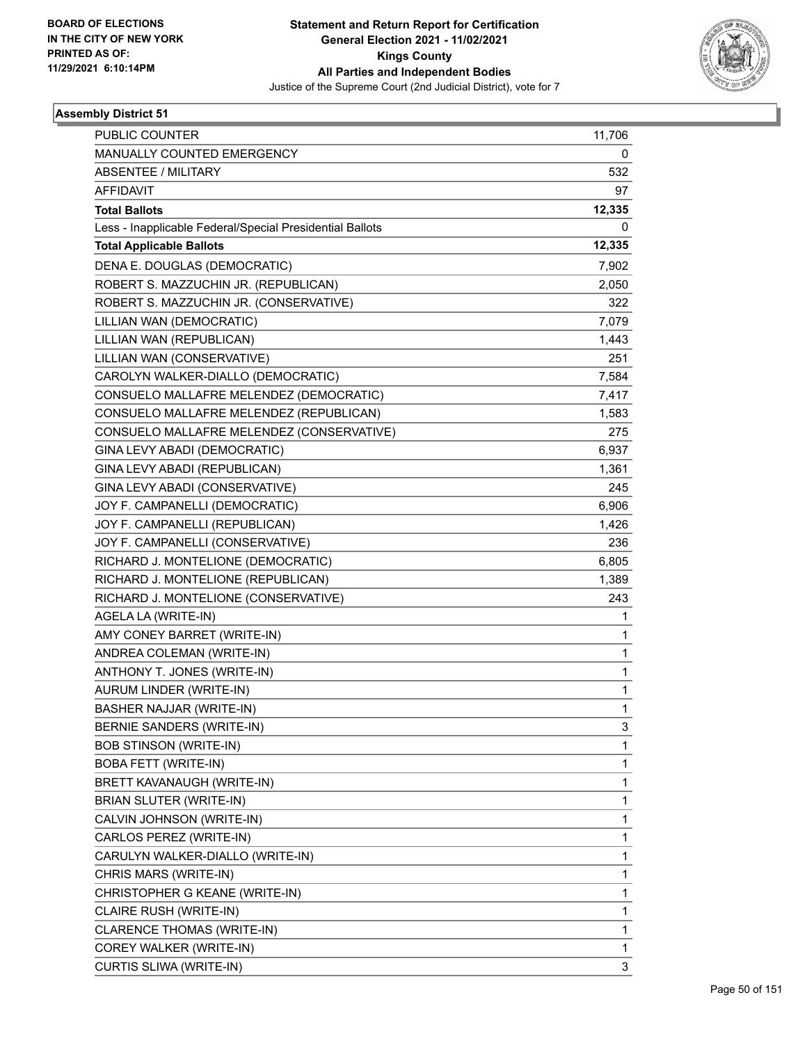**Statement and Return Report for Certification**
**General Election 2021 - 11/02/2021**
**Kings County**
**All Parties and Independent Bodies**
Justice of the Supreme Court (2nd Judicial District), vote for 7

BOARD OF ELECTIONS
IN THE CITY OF NEW YORK
PRINTED AS OF:
11/29/2021 6:10:14PM

**Assembly District 51**

| | |
|---|---|
| PUBLIC COUNTER | 11,706 |
| MANUALLY COUNTED EMERGENCY | 0 |
| ABSENTEE / MILITARY | 532 |
| AFFIDAVIT | 97 |
| **Total Ballots** | **12,335** |
| Less - Inapplicable Federal/Special Presidential Ballots | 0 |
| **Total Applicable Ballots** | **12,335** |
| DENA E. DOUGLAS (DEMOCRATIC) | 7,902 |
| ROBERT S. MAZZUCHIN JR. (REPUBLICAN) | 2,050 |
| ROBERT S. MAZZUCHIN JR. (CONSERVATIVE) | 322 |
| LILLIAN WAN (DEMOCRATIC) | 7,079 |
| LILLIAN WAN (REPUBLICAN) | 1,443 |
| LILLIAN WAN (CONSERVATIVE) | 251 |
| CAROLYN WALKER-DIALLO (DEMOCRATIC) | 7,584 |
| CONSUELO MALLAFRE MELENDEZ (DEMOCRATIC) | 7,417 |
| CONSUELO MALLAFRE MELENDEZ (REPUBLICAN) | 1,583 |
| CONSUELO MALLAFRE MELENDEZ (CONSERVATIVE) | 275 |
| GINA LEVY ABADI (DEMOCRATIC) | 6,937 |
| GINA LEVY ABADI (REPUBLICAN) | 1,361 |
| GINA LEVY ABADI (CONSERVATIVE) | 245 |
| JOY F. CAMPANELLI (DEMOCRATIC) | 6,906 |
| JOY F. CAMPANELLI (REPUBLICAN) | 1,426 |
| JOY F. CAMPANELLI (CONSERVATIVE) | 236 |
| RICHARD J. MONTELIONE (DEMOCRATIC) | 6,805 |
| RICHARD J. MONTELIONE (REPUBLICAN) | 1,389 |
| RICHARD J. MONTELIONE (CONSERVATIVE) | 243 |
| AGELA LA (WRITE-IN) | 1 |
| AMY CONEY BARRET (WRITE-IN) | 1 |
| ANDREA COLEMAN (WRITE-IN) | 1 |
| ANTHONY T. JONES (WRITE-IN) | 1 |
| AURUM LINDER (WRITE-IN) | 1 |
| BASHER NAJJAR (WRITE-IN) | 1 |
| BERNIE SANDERS (WRITE-IN) | 3 |
| BOB STINSON (WRITE-IN) | 1 |
| BOBA FETT (WRITE-IN) | 1 |
| BRETT KAVANAUGH (WRITE-IN) | 1 |
| BRIAN SLUTER (WRITE-IN) | 1 |
| CALVIN JOHNSON (WRITE-IN) | 1 |
| CARLOS PEREZ (WRITE-IN) | 1 |
| CARULYN WALKER-DIALLO (WRITE-IN) | 1 |
| CHRIS MARS (WRITE-IN) | 1 |
| CHRISTOPHER G KEANE (WRITE-IN) | 1 |
| CLAIRE RUSH (WRITE-IN) | 1 |
| CLARENCE THOMAS (WRITE-IN) | 1 |
| COREY WALKER (WRITE-IN) | 1 |
| CURTIS SLIWA (WRITE-IN) | 3 |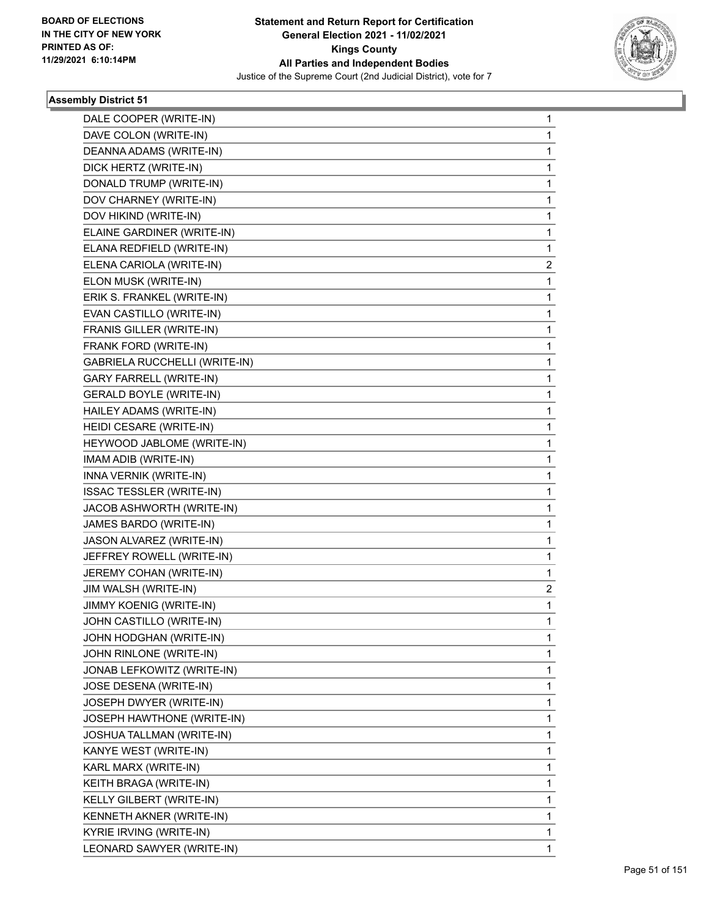**BOARD OF ELECTIONS IN THE CITY OF NEW YORK PRINTED AS OF: 11/29/2021 6:10:14PM**

**Statement and Return Report for Certification General Election 2021 - 11/02/2021 Kings County All Parties and Independent Bodies**

Justice of the Supreme Court (2nd Judicial District), vote for 7

### Assembly District 51

| | |
|---|---|
| DALE COOPER (WRITE-IN) | 1 |
| DAVE COLON (WRITE-IN) | 1 |
| DEANNA ADAMS (WRITE-IN) | 1 |
| DICK HERTZ (WRITE-IN) | 1 |
| DONALD TRUMP (WRITE-IN) | 1 |
| DOV CHARNEY (WRITE-IN) | 1 |
| DOV HIKIND (WRITE-IN) | 1 |
| ELAINE GARDINER (WRITE-IN) | 1 |
| ELANA REDFIELD (WRITE-IN) | 1 |
| ELENA CARIOLA (WRITE-IN) | 2 |
| ELON MUSK (WRITE-IN) | 1 |
| ERIK S. FRANKEL (WRITE-IN) | 1 |
| EVAN CASTILLO (WRITE-IN) | 1 |
| FRANIS GILLER (WRITE-IN) | 1 |
| FRANK FORD (WRITE-IN) | 1 |
| GABRIELA RUCCHELLI (WRITE-IN) | 1 |
| GARY FARRELL (WRITE-IN) | 1 |
| GERALD BOYLE (WRITE-IN) | 1 |
| HAILEY ADAMS (WRITE-IN) | 1 |
| HEIDI CESARE (WRITE-IN) | 1 |
| HEYWOOD JABLOME (WRITE-IN) | 1 |
| IMAM ADIB (WRITE-IN) | 1 |
| INNA VERNIK (WRITE-IN) | 1 |
| ISSAC TESSLER (WRITE-IN) | 1 |
| JACOB ASHWORTH (WRITE-IN) | 1 |
| JAMES BARDO (WRITE-IN) | 1 |
| JASON ALVAREZ (WRITE-IN) | 1 |
| JEFFREY ROWELL (WRITE-IN) | 1 |
| JEREMY COHAN (WRITE-IN) | 1 |
| JIM WALSH (WRITE-IN) | 2 |
| JIMMY KOENIG (WRITE-IN) | 1 |
| JOHN CASTILLO (WRITE-IN) | 1 |
| JOHN HODGHAN (WRITE-IN) | 1 |
| JOHN RINLONE (WRITE-IN) | 1 |
| JONAB LEFKOWITZ (WRITE-IN) | 1 |
| JOSE DESENA (WRITE-IN) | 1 |
| JOSEPH DWYER (WRITE-IN) | 1 |
| JOSEPH HAWTHONE (WRITE-IN) | 1 |
| JOSHUA TALLMAN (WRITE-IN) | 1 |
| KANYE WEST (WRITE-IN) | 1 |
| KARL MARX (WRITE-IN) | 1 |
| KEITH BRAGA (WRITE-IN) | 1 |
| KELLY GILBERT (WRITE-IN) | 1 |
| KENNETH AKNER (WRITE-IN) | 1 |
| KYRIE IRVING (WRITE-IN) | 1 |
| LEONARD SAWYER (WRITE-IN) | 1 |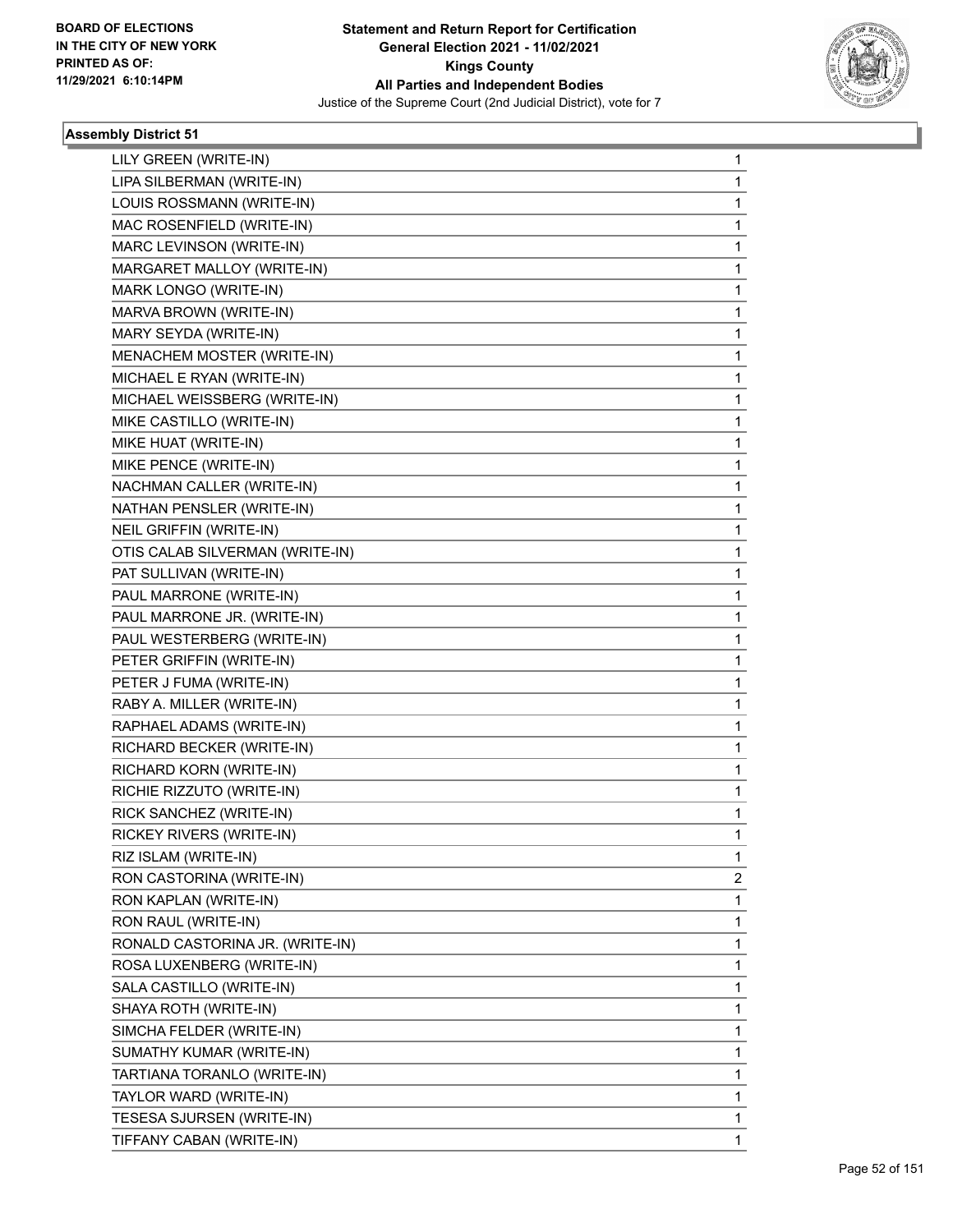BOARD OF ELECTIONS
IN THE CITY OF NEW YORK
PRINTED AS OF:
11/29/2021 6:10:14PM

**Statement and Return Report for Certification**
**General Election 2021 - 11/02/2021**
**Kings County**
**All Parties and Independent Bodies**
Justice of the Supreme Court (2nd Judicial District), vote for 7

### Assembly District 51

| | |
|---|---|
| LILY GREEN (WRITE-IN) | 1 |
| LIPA SILBERMAN (WRITE-IN) | 1 |
| LOUIS ROSSMANN (WRITE-IN) | 1 |
| MAC ROSENFIELD (WRITE-IN) | 1 |
| MARC LEVINSON (WRITE-IN) | 1 |
| MARGARET MALLOY (WRITE-IN) | 1 |
| MARK LONGO (WRITE-IN) | 1 |
| MARVA BROWN (WRITE-IN) | 1 |
| MARY SEYDA (WRITE-IN) | 1 |
| MENACHEM MOSTER (WRITE-IN) | 1 |
| MICHAEL E RYAN (WRITE-IN) | 1 |
| MICHAEL WEISSBERG (WRITE-IN) | 1 |
| MIKE CASTILLO (WRITE-IN) | 1 |
| MIKE HUAT (WRITE-IN) | 1 |
| MIKE PENCE (WRITE-IN) | 1 |
| NACHMAN CALLER (WRITE-IN) | 1 |
| NATHAN PENSLER (WRITE-IN) | 1 |
| NEIL GRIFFIN (WRITE-IN) | 1 |
| OTIS CALAB SILVERMAN (WRITE-IN) | 1 |
| PAT SULLIVAN (WRITE-IN) | 1 |
| PAUL MARRONE (WRITE-IN) | 1 |
| PAUL MARRONE JR. (WRITE-IN) | 1 |
| PAUL WESTERBERG (WRITE-IN) | 1 |
| PETER GRIFFIN (WRITE-IN) | 1 |
| PETER J FUMA (WRITE-IN) | 1 |
| RABY A. MILLER (WRITE-IN) | 1 |
| RAPHAEL ADAMS (WRITE-IN) | 1 |
| RICHARD BECKER (WRITE-IN) | 1 |
| RICHARD KORN (WRITE-IN) | 1 |
| RICHIE RIZZUTO (WRITE-IN) | 1 |
| RICK SANCHEZ (WRITE-IN) | 1 |
| RICKEY RIVERS (WRITE-IN) | 1 |
| RIZ ISLAM (WRITE-IN) | 1 |
| RON CASTORINA (WRITE-IN) | 2 |
| RON KAPLAN (WRITE-IN) | 1 |
| RON RAUL (WRITE-IN) | 1 |
| RONALD CASTORINA JR. (WRITE-IN) | 1 |
| ROSA LUXENBERG (WRITE-IN) | 1 |
| SALA CASTILLO (WRITE-IN) | 1 |
| SHAYA ROTH (WRITE-IN) | 1 |
| SIMCHA FELDER (WRITE-IN) | 1 |
| SUMATHY KUMAR (WRITE-IN) | 1 |
| TARTIANA TORANLO (WRITE-IN) | 1 |
| TAYLOR WARD (WRITE-IN) | 1 |
| TESESA SJURSEN (WRITE-IN) | 1 |
| TIFFANY CABAN (WRITE-IN) | 1 |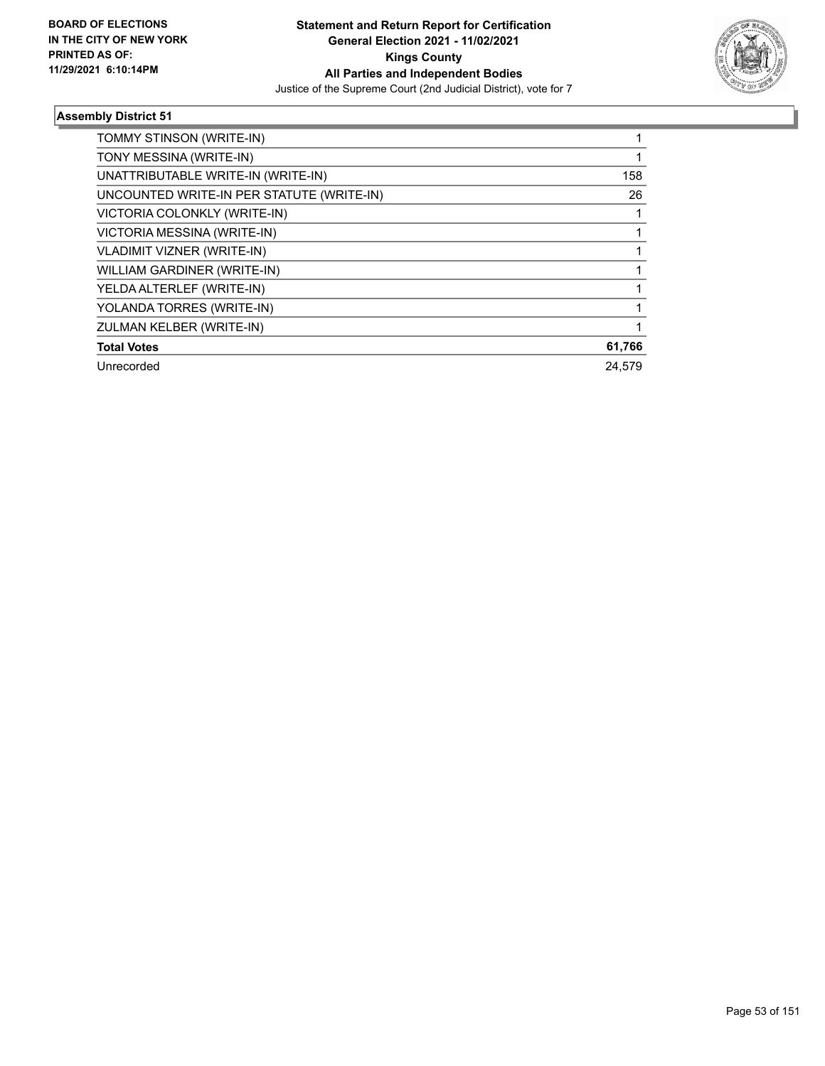BOARD OF ELECTIONS
IN THE CITY OF NEW YORK
PRINTED AS OF:
11/29/2021 6:10:14PM

**Statement and Return Report for Certification**
**General Election 2021 - 11/02/2021**
**Kings County**
**All Parties and Independent Bodies**
Justice of the Supreme Court (2nd Judicial District), vote for 7

## Assembly District 51

| | |
|---|---|
| TOMMY STINSON (WRITE-IN) | 1 |
| TONY MESSINA (WRITE-IN) | 1 |
| UNATTRIBUTABLE WRITE-IN (WRITE-IN) | 158 |
| UNCOUNTED WRITE-IN PER STATUTE (WRITE-IN) | 26 |
| VICTORIA COLONKLY (WRITE-IN) | 1 |
| VICTORIA MESSINA (WRITE-IN) | 1 |
| VLADIMIT VIZNER (WRITE-IN) | 1 |
| WILLIAM GARDINER (WRITE-IN) | 1 |
| YELDA ALTERLEF (WRITE-IN) | 1 |
| YOLANDA TORRES (WRITE-IN) | 1 |
| ZULMAN KELBER (WRITE-IN) | 1 |
| **Total Votes** | **61,766** |
| Unrecorded | 24,579 |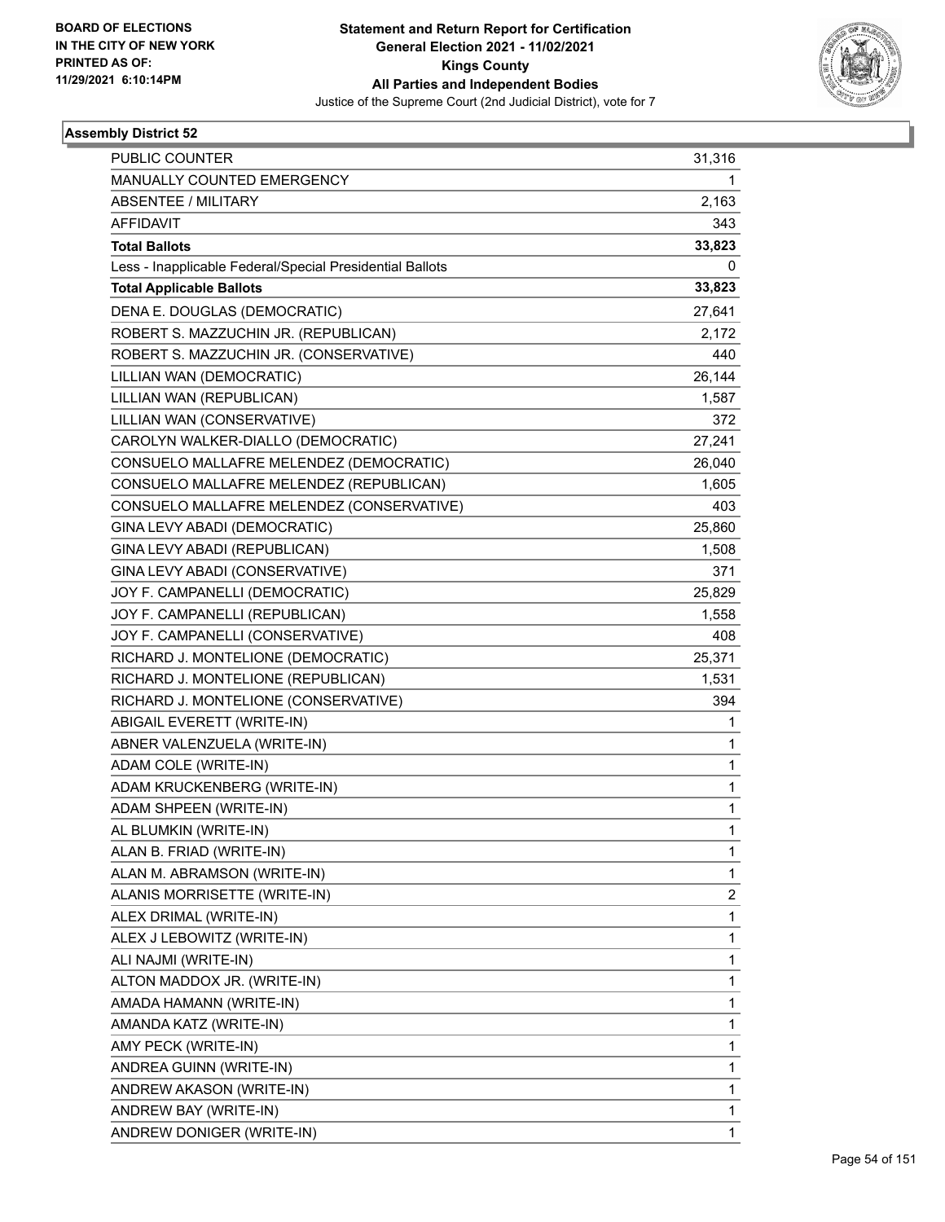**BOARD OF ELECTIONS IN THE CITY OF NEW YORK PRINTED AS OF: 11/29/2021 6:10:14PM**

# Statement and Return Report for Certification
## General Election 2021 - 11/02/2021
## Kings County
## All Parties and Independent Bodies
### Justice of the Supreme Court (2nd Judicial District), vote for 7

### Assembly District 52

| | |
|---|---|
| PUBLIC COUNTER | 31,316 |
| MANUALLY COUNTED EMERGENCY | 1 |
| ABSENTEE / MILITARY | 2,163 |
| AFFIDAVIT | 343 |
| **Total Ballots** | **33,823** |
| Less - Inapplicable Federal/Special Presidential Ballots | 0 |
| **Total Applicable Ballots** | **33,823** |
| DENA E. DOUGLAS (DEMOCRATIC) | 27,641 |
| ROBERT S. MAZZUCHIN JR. (REPUBLICAN) | 2,172 |
| ROBERT S. MAZZUCHIN JR. (CONSERVATIVE) | 440 |
| LILLIAN WAN (DEMOCRATIC) | 26,144 |
| LILLIAN WAN (REPUBLICAN) | 1,587 |
| LILLIAN WAN (CONSERVATIVE) | 372 |
| CAROLYN WALKER-DIALLO (DEMOCRATIC) | 27,241 |
| CONSUELO MALLAFRE MELENDEZ (DEMOCRATIC) | 26,040 |
| CONSUELO MALLAFRE MELENDEZ (REPUBLICAN) | 1,605 |
| CONSUELO MALLAFRE MELENDEZ (CONSERVATIVE) | 403 |
| GINA LEVY ABADI (DEMOCRATIC) | 25,860 |
| GINA LEVY ABADI (REPUBLICAN) | 1,508 |
| GINA LEVY ABADI (CONSERVATIVE) | 371 |
| JOY F. CAMPANELLI (DEMOCRATIC) | 25,829 |
| JOY F. CAMPANELLI (REPUBLICAN) | 1,558 |
| JOY F. CAMPANELLI (CONSERVATIVE) | 408 |
| RICHARD J. MONTELIONE (DEMOCRATIC) | 25,371 |
| RICHARD J. MONTELIONE (REPUBLICAN) | 1,531 |
| RICHARD J. MONTELIONE (CONSERVATIVE) | 394 |
| ABIGAIL EVERETT (WRITE-IN) | 1 |
| ABNER VALENZUELA (WRITE-IN) | 1 |
| ADAM COLE (WRITE-IN) | 1 |
| ADAM KRUCKENBERG (WRITE-IN) | 1 |
| ADAM SHPEEN (WRITE-IN) | 1 |
| AL BLUMKIN (WRITE-IN) | 1 |
| ALAN B. FRIAD (WRITE-IN) | 1 |
| ALAN M. ABRAMSON (WRITE-IN) | 1 |
| ALANIS MORRISETTE (WRITE-IN) | 2 |
| ALEX DRIMAL (WRITE-IN) | 1 |
| ALEX J LEBOWITZ (WRITE-IN) | 1 |
| ALI NAJMI (WRITE-IN) | 1 |
| ALTON MADDOX JR. (WRITE-IN) | 1 |
| AMADA HAMANN (WRITE-IN) | 1 |
| AMANDA KATZ (WRITE-IN) | 1 |
| AMY PECK (WRITE-IN) | 1 |
| ANDREA GUINN (WRITE-IN) | 1 |
| ANDREW AKASON (WRITE-IN) | 1 |
| ANDREW BAY (WRITE-IN) | 1 |
| ANDREW DONIGER (WRITE-IN) | 1 |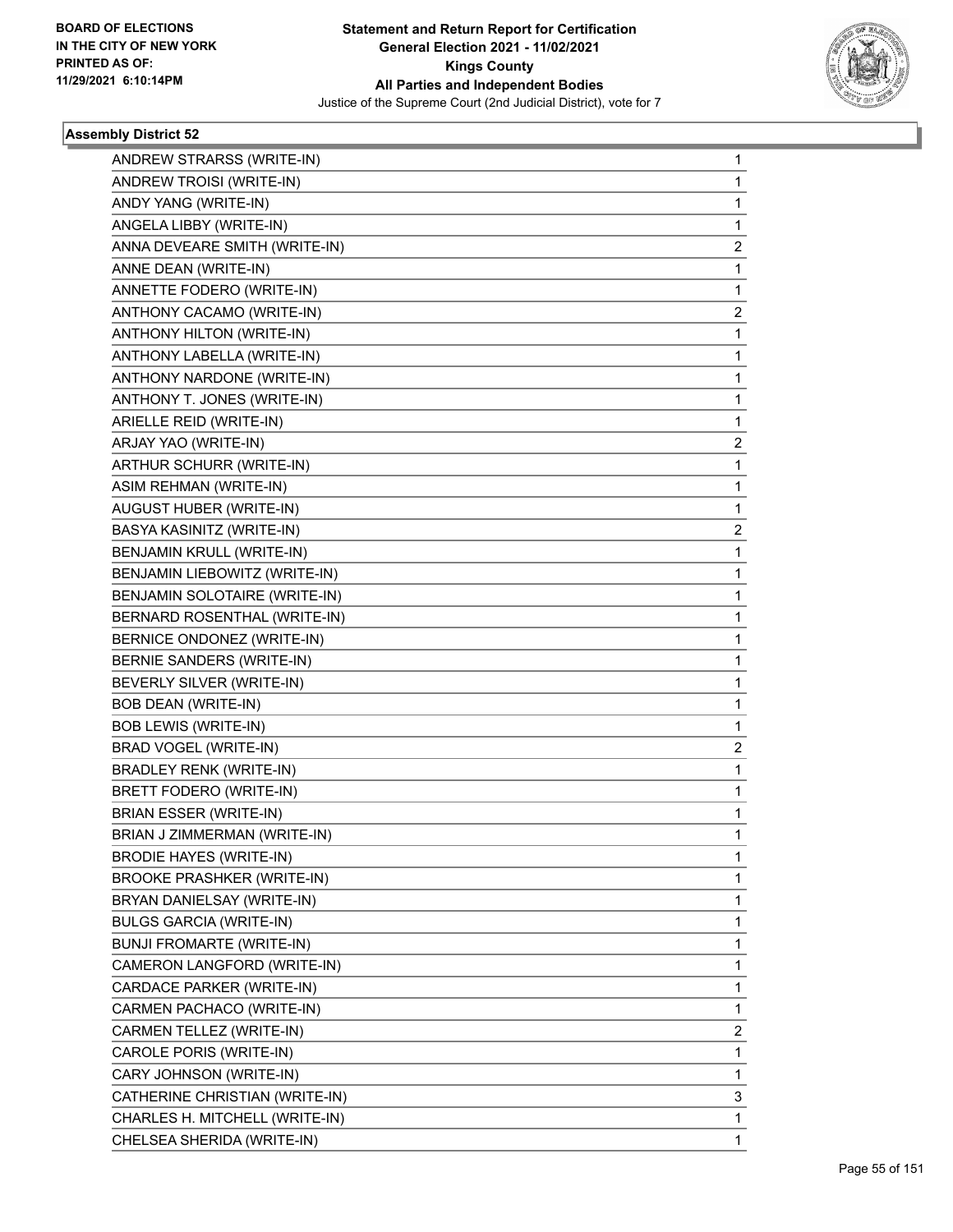**BOARD OF ELECTIONS IN THE CITY OF NEW YORK PRINTED AS OF: 11/29/2021 6:10:14PM**

# Statement and Return Report for Certification
## General Election 2021 - 11/02/2021
## Kings County
## All Parties and Independent Bodies
### Justice of the Supreme Court (2nd Judicial District), vote for 7

### Assembly District 52

| | |
|---|---|
| ANDREW STRARSS (WRITE-IN) | 1 |
| ANDREW TROISI (WRITE-IN) | 1 |
| ANDY YANG (WRITE-IN) | 1 |
| ANGELA LIBBY (WRITE-IN) | 1 |
| ANNA DEVEARE SMITH (WRITE-IN) | 2 |
| ANNE DEAN (WRITE-IN) | 1 |
| ANNETTE FODERO (WRITE-IN) | 1 |
| ANTHONY CACAMO (WRITE-IN) | 2 |
| ANTHONY HILTON (WRITE-IN) | 1 |
| ANTHONY LABELLA (WRITE-IN) | 1 |
| ANTHONY NARDONE (WRITE-IN) | 1 |
| ANTHONY T. JONES (WRITE-IN) | 1 |
| ARIELLE REID (WRITE-IN) | 1 |
| ARJAY YAO (WRITE-IN) | 2 |
| ARTHUR SCHURR (WRITE-IN) | 1 |
| ASIM REHMAN (WRITE-IN) | 1 |
| AUGUST HUBER (WRITE-IN) | 1 |
| BASYA KASINITZ (WRITE-IN) | 2 |
| BENJAMIN KRULL (WRITE-IN) | 1 |
| BENJAMIN LIEBOWITZ (WRITE-IN) | 1 |
| BENJAMIN SOLOTAIRE (WRITE-IN) | 1 |
| BERNARD ROSENTHAL (WRITE-IN) | 1 |
| BERNICE ONDONEZ (WRITE-IN) | 1 |
| BERNIE SANDERS (WRITE-IN) | 1 |
| BEVERLY SILVER (WRITE-IN) | 1 |
| BOB DEAN (WRITE-IN) | 1 |
| BOB LEWIS (WRITE-IN) | 1 |
| BRAD VOGEL (WRITE-IN) | 2 |
| BRADLEY RENK (WRITE-IN) | 1 |
| BRETT FODERO (WRITE-IN) | 1 |
| BRIAN ESSER (WRITE-IN) | 1 |
| BRIAN J ZIMMERMAN (WRITE-IN) | 1 |
| BRODIE HAYES (WRITE-IN) | 1 |
| BROOKE PRASHKER (WRITE-IN) | 1 |
| BRYAN DANIELSAY (WRITE-IN) | 1 |
| BULGS GARCIA (WRITE-IN) | 1 |
| BUNJI FROMARTE (WRITE-IN) | 1 |
| CAMERON LANGFORD (WRITE-IN) | 1 |
| CARDACE PARKER (WRITE-IN) | 1 |
| CARMEN PACHACO (WRITE-IN) | 1 |
| CARMEN TELLEZ (WRITE-IN) | 2 |
| CAROLE PORIS (WRITE-IN) | 1 |
| CARY JOHNSON (WRITE-IN) | 1 |
| CATHERINE CHRISTIAN (WRITE-IN) | 3 |
| CHARLES H. MITCHELL (WRITE-IN) | 1 |
| CHELSEA SHERIDA (WRITE-IN) | 1 |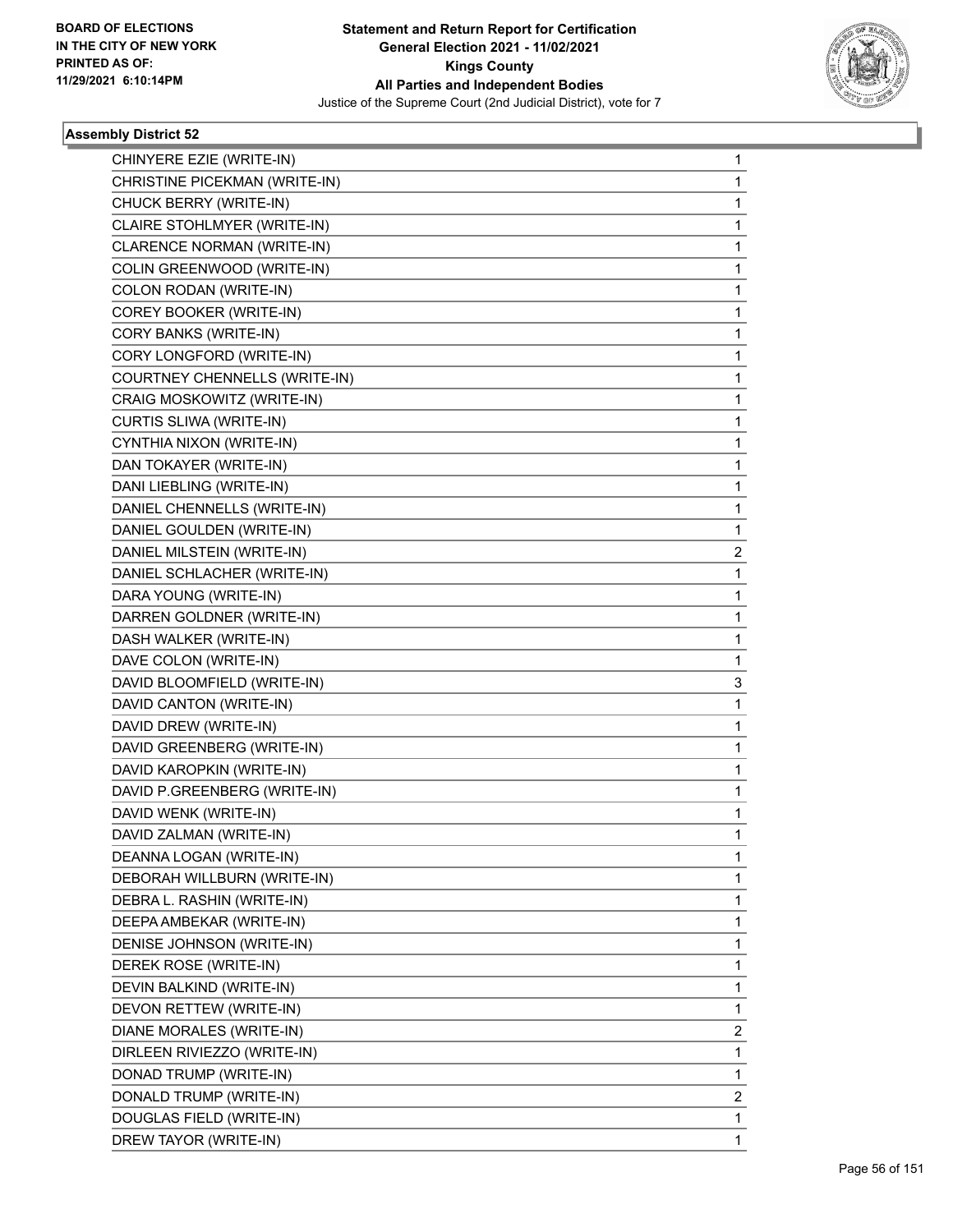**Statement and Return Report for Certification**
**General Election 2021 - 11/02/2021**
**Kings County**
**All Parties and Independent Bodies**
Justice of the Supreme Court (2nd Judicial District), vote for 7

BOARD OF ELECTIONS
IN THE CITY OF NEW YORK
PRINTED AS OF:
11/29/2021 6:10:14PM

### Assembly District 52

| | |
|---|---|
| CHINYERE EZIE (WRITE-IN) | 1 |
| CHRISTINE PICEKMAN (WRITE-IN) | 1 |
| CHUCK BERRY (WRITE-IN) | 1 |
| CLAIRE STOHLMYER (WRITE-IN) | 1 |
| CLARENCE NORMAN (WRITE-IN) | 1 |
| COLIN GREENWOOD (WRITE-IN) | 1 |
| COLON RODAN (WRITE-IN) | 1 |
| COREY BOOKER (WRITE-IN) | 1 |
| CORY BANKS (WRITE-IN) | 1 |
| CORY LONGFORD (WRITE-IN) | 1 |
| COURTNEY CHENNELLS (WRITE-IN) | 1 |
| CRAIG MOSKOWITZ (WRITE-IN) | 1 |
| CURTIS SLIWA (WRITE-IN) | 1 |
| CYNTHIA NIXON (WRITE-IN) | 1 |
| DAN TOKAYER (WRITE-IN) | 1 |
| DANI LIEBLING (WRITE-IN) | 1 |
| DANIEL CHENNELLS (WRITE-IN) | 1 |
| DANIEL GOULDEN (WRITE-IN) | 1 |
| DANIEL MILSTEIN (WRITE-IN) | 2 |
| DANIEL SCHLACHER (WRITE-IN) | 1 |
| DARA YOUNG (WRITE-IN) | 1 |
| DARREN GOLDNER (WRITE-IN) | 1 |
| DASH WALKER (WRITE-IN) | 1 |
| DAVE COLON (WRITE-IN) | 1 |
| DAVID BLOOMFIELD (WRITE-IN) | 3 |
| DAVID CANTON (WRITE-IN) | 1 |
| DAVID DREW (WRITE-IN) | 1 |
| DAVID GREENBERG (WRITE-IN) | 1 |
| DAVID KAROPKIN (WRITE-IN) | 1 |
| DAVID P.GREENBERG (WRITE-IN) | 1 |
| DAVID WENK (WRITE-IN) | 1 |
| DAVID ZALMAN (WRITE-IN) | 1 |
| DEANNA LOGAN (WRITE-IN) | 1 |
| DEBORAH WILLBURN (WRITE-IN) | 1 |
| DEBRA L. RASHIN (WRITE-IN) | 1 |
| DEEPA AMBEKAR (WRITE-IN) | 1 |
| DENISE JOHNSON (WRITE-IN) | 1 |
| DEREK ROSE (WRITE-IN) | 1 |
| DEVIN BALKIND (WRITE-IN) | 1 |
| DEVON RETTEW (WRITE-IN) | 1 |
| DIANE MORALES (WRITE-IN) | 2 |
| DIRLEEN RIVIEZZO (WRITE-IN) | 1 |
| DONAD TRUMP (WRITE-IN) | 1 |
| DONALD TRUMP (WRITE-IN) | 2 |
| DOUGLAS FIELD (WRITE-IN) | 1 |
| DREW TAYOR (WRITE-IN) | 1 |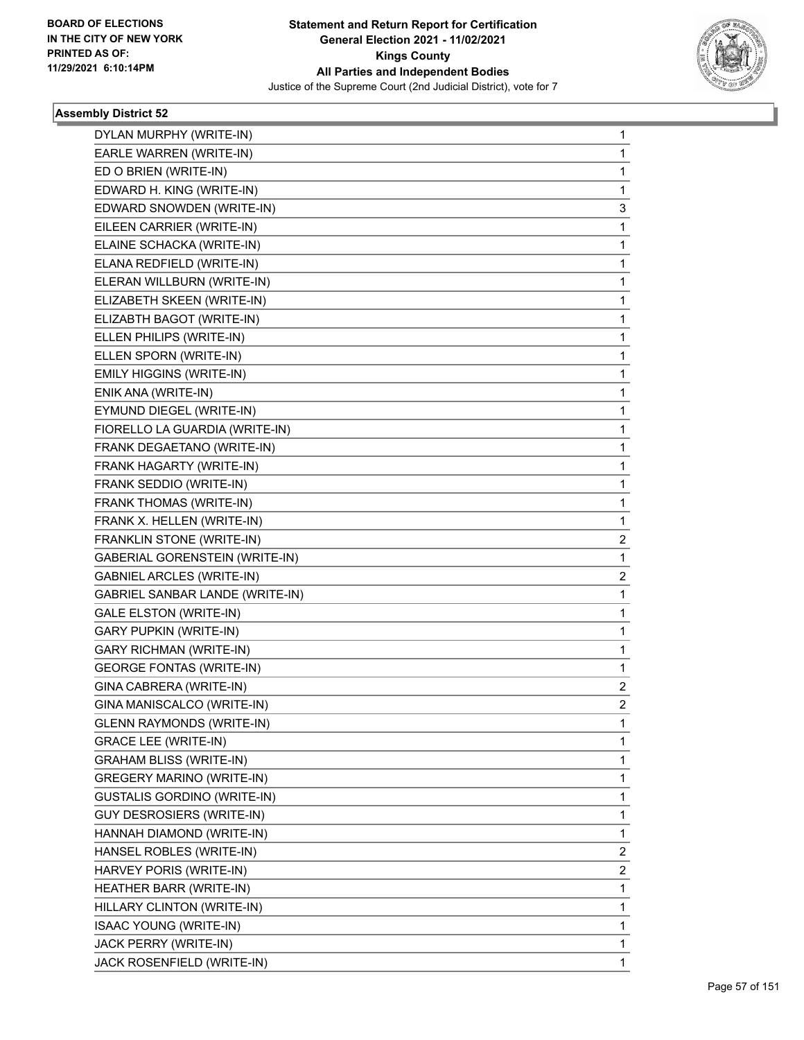BOARD OF ELECTIONS
IN THE CITY OF NEW YORK
PRINTED AS OF:
11/29/2021 6:10:14PM

**Statement and Return Report for Certification**
**General Election 2021 - 11/02/2021**
**Kings County**
**All Parties and Independent Bodies**
Justice of the Supreme Court (2nd Judicial District), vote for 7

### Assembly District 52

| Candidate | Votes |
|---|---|
| DYLAN MURPHY (WRITE-IN) | 1 |
| EARLE WARREN (WRITE-IN) | 1 |
| ED O BRIEN (WRITE-IN) | 1 |
| EDWARD H. KING (WRITE-IN) | 1 |
| EDWARD SNOWDEN (WRITE-IN) | 3 |
| EILEEN CARRIER (WRITE-IN) | 1 |
| ELAINE SCHACKA (WRITE-IN) | 1 |
| ELANA REDFIELD (WRITE-IN) | 1 |
| ELERAN WILLBURN (WRITE-IN) | 1 |
| ELIZABETH SKEEN (WRITE-IN) | 1 |
| ELIZABTH BAGOT (WRITE-IN) | 1 |
| ELLEN PHILIPS (WRITE-IN) | 1 |
| ELLEN SPORN (WRITE-IN) | 1 |
| EMILY HIGGINS (WRITE-IN) | 1 |
| ENIK ANA (WRITE-IN) | 1 |
| EYMUND DIEGEL (WRITE-IN) | 1 |
| FIORELLO LA GUARDIA (WRITE-IN) | 1 |
| FRANK DEGAETANO (WRITE-IN) | 1 |
| FRANK HAGARTY (WRITE-IN) | 1 |
| FRANK SEDDIO (WRITE-IN) | 1 |
| FRANK THOMAS (WRITE-IN) | 1 |
| FRANK X. HELLEN (WRITE-IN) | 1 |
| FRANKLIN STONE (WRITE-IN) | 2 |
| GABERIAL GORENSTEIN (WRITE-IN) | 1 |
| GABNIEL ARCLES (WRITE-IN) | 2 |
| GABRIEL SANBAR LANDE (WRITE-IN) | 1 |
| GALE ELSTON (WRITE-IN) | 1 |
| GARY PUPKIN (WRITE-IN) | 1 |
| GARY RICHMAN (WRITE-IN) | 1 |
| GEORGE FONTAS (WRITE-IN) | 1 |
| GINA CABRERA (WRITE-IN) | 2 |
| GINA MANISCALCO (WRITE-IN) | 2 |
| GLENN RAYMONDS (WRITE-IN) | 1 |
| GRACE LEE (WRITE-IN) | 1 |
| GRAHAM BLISS (WRITE-IN) | 1 |
| GREGERY MARINO (WRITE-IN) | 1 |
| GUSTALIS GORDINO (WRITE-IN) | 1 |
| GUY DESROSIERS (WRITE-IN) | 1 |
| HANNAH DIAMOND (WRITE-IN) | 1 |
| HANSEL ROBLES (WRITE-IN) | 2 |
| HARVEY PORIS (WRITE-IN) | 2 |
| HEATHER BARR (WRITE-IN) | 1 |
| HILLARY CLINTON (WRITE-IN) | 1 |
| ISAAC YOUNG (WRITE-IN) | 1 |
| JACK PERRY (WRITE-IN) | 1 |
| JACK ROSENFIELD (WRITE-IN) | 1 |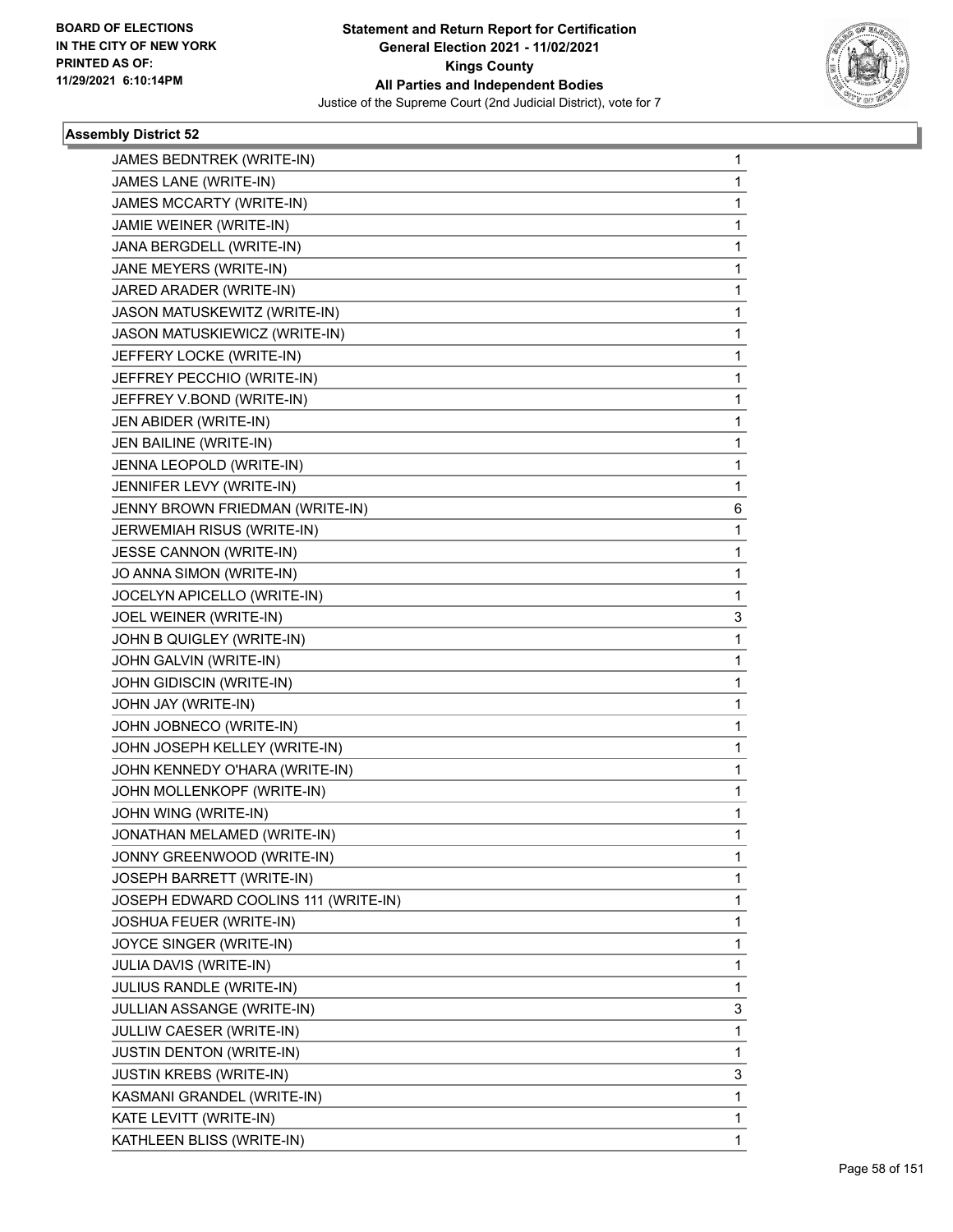## Assembly District 52

| Candidate | Votes |
|---|---|
| JAMES BEDNTREK (WRITE-IN) | 1 |
| JAMES LANE (WRITE-IN) | 1 |
| JAMES MCCARTY (WRITE-IN) | 1 |
| JAMIE WEINER (WRITE-IN) | 1 |
| JANA BERGDELL (WRITE-IN) | 1 |
| JANE MEYERS (WRITE-IN) | 1 |
| JARED ARADER (WRITE-IN) | 1 |
| JASON MATUSKEWITZ (WRITE-IN) | 1 |
| JASON MATUSKIEWICZ (WRITE-IN) | 1 |
| JEFFERY LOCKE (WRITE-IN) | 1 |
| JEFFREY PECCHIO (WRITE-IN) | 1 |
| JEFFREY V.BOND (WRITE-IN) | 1 |
| JEN ABIDER (WRITE-IN) | 1 |
| JEN BAILINE (WRITE-IN) | 1 |
| JENNA LEOPOLD (WRITE-IN) | 1 |
| JENNIFER LEVY (WRITE-IN) | 1 |
| JENNY BROWN FRIEDMAN (WRITE-IN) | 6 |
| JERWEMIAH RISUS (WRITE-IN) | 1 |
| JESSE CANNON (WRITE-IN) | 1 |
| JO ANNA SIMON (WRITE-IN) | 1 |
| JOCELYN APICELLO (WRITE-IN) | 1 |
| JOEL WEINER (WRITE-IN) | 3 |
| JOHN B QUIGLEY (WRITE-IN) | 1 |
| JOHN GALVIN (WRITE-IN) | 1 |
| JOHN GIDISCIN (WRITE-IN) | 1 |
| JOHN JAY (WRITE-IN) | 1 |
| JOHN JOBNECO (WRITE-IN) | 1 |
| JOHN JOSEPH KELLEY (WRITE-IN) | 1 |
| JOHN KENNEDY O'HARA (WRITE-IN) | 1 |
| JOHN MOLLENKOPF (WRITE-IN) | 1 |
| JOHN WING (WRITE-IN) | 1 |
| JONATHAN MELAMED (WRITE-IN) | 1 |
| JONNY GREENWOOD (WRITE-IN) | 1 |
| JOSEPH BARRETT (WRITE-IN) | 1 |
| JOSEPH EDWARD COOLINS 111 (WRITE-IN) | 1 |
| JOSHUA FEUER (WRITE-IN) | 1 |
| JOYCE SINGER (WRITE-IN) | 1 |
| JULIA DAVIS (WRITE-IN) | 1 |
| JULIUS RANDLE (WRITE-IN) | 1 |
| JULLIAN ASSANGE (WRITE-IN) | 3 |
| JULLIW CAESER (WRITE-IN) | 1 |
| JUSTIN DENTON (WRITE-IN) | 1 |
| JUSTIN KREBS (WRITE-IN) | 3 |
| KASMANI GRANDEL (WRITE-IN) | 1 |
| KATE LEVITT (WRITE-IN) | 1 |
| KATHLEEN BLISS (WRITE-IN) | 1 |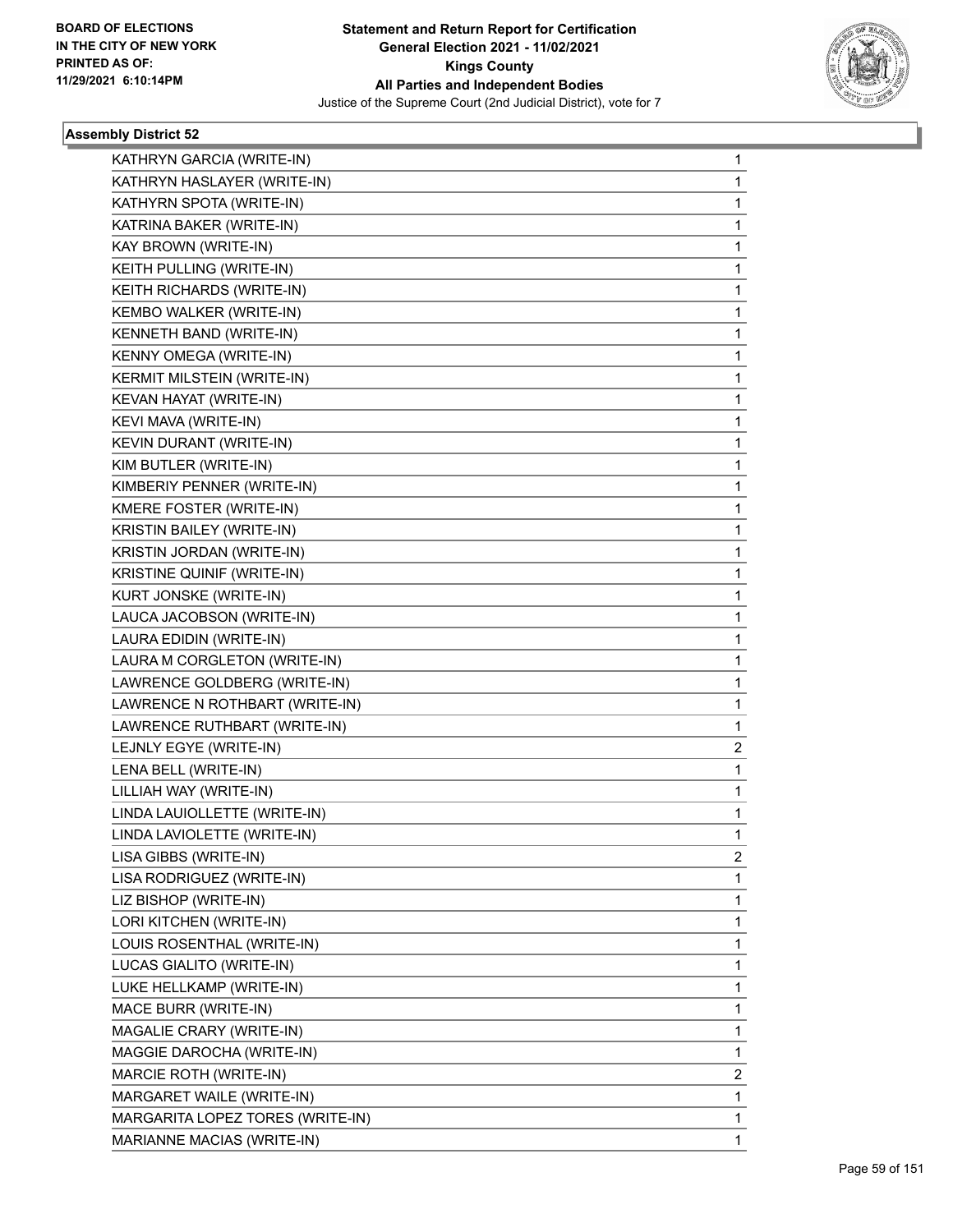BOARD OF ELECTIONS
IN THE CITY OF NEW YORK
PRINTED AS OF:
11/29/2021 6:10:14PM

**Statement and Return Report for Certification**
**General Election 2021 - 11/02/2021**
**Kings County**
**All Parties and Independent Bodies**
Justice of the Supreme Court (2nd Judicial District), vote for 7

### Assembly District 52

| | |
|---|---|
| KATHRYN GARCIA (WRITE-IN) | 1 |
| KATHRYN HASLAYER (WRITE-IN) | 1 |
| KATHYRN SPOTA (WRITE-IN) | 1 |
| KATRINA BAKER (WRITE-IN) | 1 |
| KAY BROWN (WRITE-IN) | 1 |
| KEITH PULLING (WRITE-IN) | 1 |
| KEITH RICHARDS (WRITE-IN) | 1 |
| KEMBO WALKER (WRITE-IN) | 1 |
| KENNETH BAND (WRITE-IN) | 1 |
| KENNY OMEGA (WRITE-IN) | 1 |
| KERMIT MILSTEIN (WRITE-IN) | 1 |
| KEVAN HAYAT (WRITE-IN) | 1 |
| KEVI MAVA (WRITE-IN) | 1 |
| KEVIN DURANT (WRITE-IN) | 1 |
| KIM BUTLER (WRITE-IN) | 1 |
| KIMBERIY PENNER (WRITE-IN) | 1 |
| KMERE FOSTER (WRITE-IN) | 1 |
| KRISTIN BAILEY (WRITE-IN) | 1 |
| KRISTIN JORDAN (WRITE-IN) | 1 |
| KRISTINE QUINIF (WRITE-IN) | 1 |
| KURT JONSKE (WRITE-IN) | 1 |
| LAUCA JACOBSON (WRITE-IN) | 1 |
| LAURA EDIDIN (WRITE-IN) | 1 |
| LAURA M CORGLETON (WRITE-IN) | 1 |
| LAWRENCE GOLDBERG (WRITE-IN) | 1 |
| LAWRENCE N ROTHBART (WRITE-IN) | 1 |
| LAWRENCE RUTHBART (WRITE-IN) | 1 |
| LEJNLY EGYE (WRITE-IN) | 2 |
| LENA BELL (WRITE-IN) | 1 |
| LILLIAH WAY (WRITE-IN) | 1 |
| LINDA LAUIOLLETTE (WRITE-IN) | 1 |
| LINDA LAVIOLETTE (WRITE-IN) | 1 |
| LISA GIBBS (WRITE-IN) | 2 |
| LISA RODRIGUEZ (WRITE-IN) | 1 |
| LIZ BISHOP (WRITE-IN) | 1 |
| LORI KITCHEN (WRITE-IN) | 1 |
| LOUIS ROSENTHAL (WRITE-IN) | 1 |
| LUCAS GIALITO (WRITE-IN) | 1 |
| LUKE HELLKAMP (WRITE-IN) | 1 |
| MACE BURR (WRITE-IN) | 1 |
| MAGALIE CRARY (WRITE-IN) | 1 |
| MAGGIE DAROCHA (WRITE-IN) | 1 |
| MARCIE ROTH (WRITE-IN) | 2 |
| MARGARET WAILE (WRITE-IN) | 1 |
| MARGARITA LOPEZ TORES (WRITE-IN) | 1 |
| MARIANNE MACIAS (WRITE-IN) | 1 |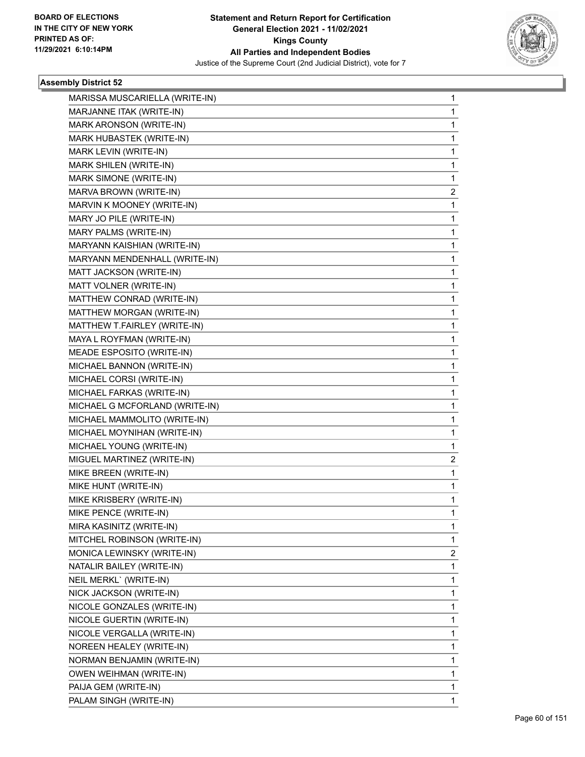**Statement and Return Report for Certification**
**General Election 2021 - 11/02/2021**
**Kings County**
**All Parties and Independent Bodies**
Justice of the Supreme Court (2nd Judicial District), vote for 7

BOARD OF ELECTIONS IN THE CITY OF NEW YORK PRINTED AS OF: 11/29/2021 6:10:14PM

### Assembly District 52

| Candidate | Votes |
|---|---|
| MARISSA MUSCARIELLA (WRITE-IN) | 1 |
| MARJANNE ITAK (WRITE-IN) | 1 |
| MARK ARONSON (WRITE-IN) | 1 |
| MARK HUBASTEK (WRITE-IN) | 1 |
| MARK LEVIN (WRITE-IN) | 1 |
| MARK SHILEN (WRITE-IN) | 1 |
| MARK SIMONE (WRITE-IN) | 1 |
| MARVA BROWN (WRITE-IN) | 2 |
| MARVIN K MOONEY (WRITE-IN) | 1 |
| MARY JO PILE (WRITE-IN) | 1 |
| MARY PALMS (WRITE-IN) | 1 |
| MARYANN KAISHIAN (WRITE-IN) | 1 |
| MARYANN MENDENHALL (WRITE-IN) | 1 |
| MATT JACKSON (WRITE-IN) | 1 |
| MATT VOLNER (WRITE-IN) | 1 |
| MATTHEW CONRAD (WRITE-IN) | 1 |
| MATTHEW MORGAN (WRITE-IN) | 1 |
| MATTHEW T.FAIRLEY (WRITE-IN) | 1 |
| MAYA L ROYFMAN (WRITE-IN) | 1 |
| MEADE ESPOSITO (WRITE-IN) | 1 |
| MICHAEL BANNON (WRITE-IN) | 1 |
| MICHAEL CORSI (WRITE-IN) | 1 |
| MICHAEL FARKAS (WRITE-IN) | 1 |
| MICHAEL G MCFORLAND (WRITE-IN) | 1 |
| MICHAEL MAMMOLITO (WRITE-IN) | 1 |
| MICHAEL MOYNIHAN (WRITE-IN) | 1 |
| MICHAEL YOUNG (WRITE-IN) | 1 |
| MIGUEL MARTINEZ (WRITE-IN) | 2 |
| MIKE BREEN (WRITE-IN) | 1 |
| MIKE HUNT (WRITE-IN) | 1 |
| MIKE KRISBERY (WRITE-IN) | 1 |
| MIKE PENCE (WRITE-IN) | 1 |
| MIRA KASINITZ (WRITE-IN) | 1 |
| MITCHEL ROBINSON (WRITE-IN) | 1 |
| MONICA LEWINSKY (WRITE-IN) | 2 |
| NATALIR BAILEY (WRITE-IN) | 1 |
| NEIL MERKL` (WRITE-IN) | 1 |
| NICK JACKSON (WRITE-IN) | 1 |
| NICOLE GONZALES (WRITE-IN) | 1 |
| NICOLE GUERTIN (WRITE-IN) | 1 |
| NICOLE VERGALLA (WRITE-IN) | 1 |
| NOREEN HEALEY (WRITE-IN) | 1 |
| NORMAN BENJAMIN (WRITE-IN) | 1 |
| OWEN WEIHMAN (WRITE-IN) | 1 |
| PAIJA GEM (WRITE-IN) | 1 |
| PALAM SINGH (WRITE-IN) | 1 |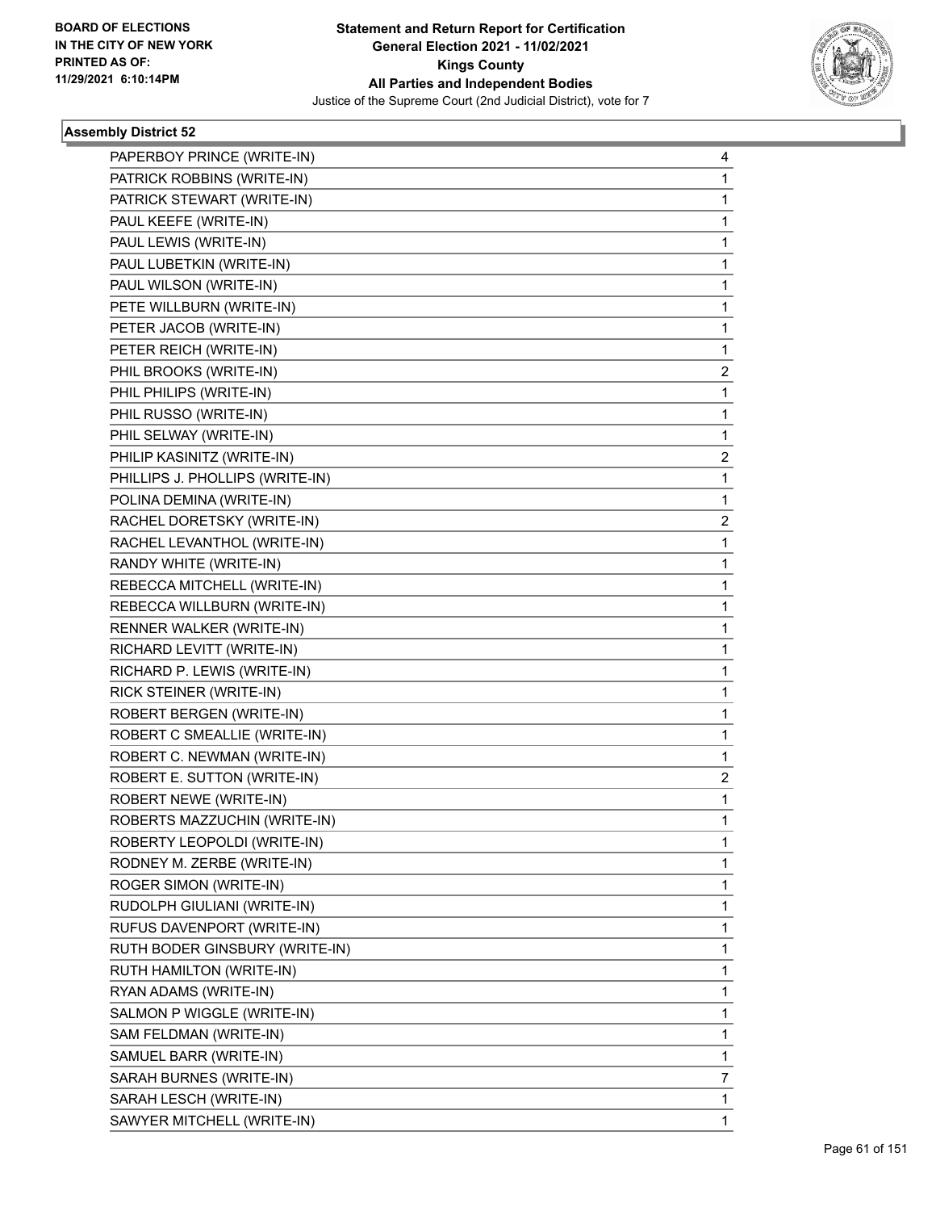**Statement and Return Report for Certification**
**General Election 2021 - 11/02/2021**
**Kings County**
**All Parties and Independent Bodies**
Justice of the Supreme Court (2nd Judicial District), vote for 7

BOARD OF ELECTIONS
IN THE CITY OF NEW YORK
PRINTED AS OF:
11/29/2021 6:10:14PM

### Assembly District 52

| Candidate | Votes |
|---|---|
| PAPERBOY PRINCE (WRITE-IN) | 4 |
| PATRICK ROBBINS (WRITE-IN) | 1 |
| PATRICK STEWART (WRITE-IN) | 1 |
| PAUL KEEFE (WRITE-IN) | 1 |
| PAUL LEWIS (WRITE-IN) | 1 |
| PAUL LUBETKIN (WRITE-IN) | 1 |
| PAUL WILSON (WRITE-IN) | 1 |
| PETE WILLBURN (WRITE-IN) | 1 |
| PETER JACOB (WRITE-IN) | 1 |
| PETER REICH (WRITE-IN) | 1 |
| PHIL BROOKS (WRITE-IN) | 2 |
| PHIL PHILIPS (WRITE-IN) | 1 |
| PHIL RUSSO (WRITE-IN) | 1 |
| PHIL SELWAY (WRITE-IN) | 1 |
| PHILIP KASINITZ (WRITE-IN) | 2 |
| PHILLIPS J. PHOLLIPS (WRITE-IN) | 1 |
| POLINA DEMINA (WRITE-IN) | 1 |
| RACHEL DORETSKY (WRITE-IN) | 2 |
| RACHEL LEVANTHOL (WRITE-IN) | 1 |
| RANDY WHITE (WRITE-IN) | 1 |
| REBECCA MITCHELL (WRITE-IN) | 1 |
| REBECCA WILLBURN (WRITE-IN) | 1 |
| RENNER WALKER (WRITE-IN) | 1 |
| RICHARD LEVITT (WRITE-IN) | 1 |
| RICHARD P. LEWIS (WRITE-IN) | 1 |
| RICK STEINER (WRITE-IN) | 1 |
| ROBERT BERGEN (WRITE-IN) | 1 |
| ROBERT C SMEALLIE (WRITE-IN) | 1 |
| ROBERT C. NEWMAN (WRITE-IN) | 1 |
| ROBERT E. SUTTON (WRITE-IN) | 2 |
| ROBERT NEWE (WRITE-IN) | 1 |
| ROBERTS MAZZUCHIN (WRITE-IN) | 1 |
| ROBERTY LEOPOLDI (WRITE-IN) | 1 |
| RODNEY M. ZERBE (WRITE-IN) | 1 |
| ROGER SIMON (WRITE-IN) | 1 |
| RUDOLPH GIULIANI (WRITE-IN) | 1 |
| RUFUS DAVENPORT (WRITE-IN) | 1 |
| RUTH BODER GINSBURY (WRITE-IN) | 1 |
| RUTH HAMILTON (WRITE-IN) | 1 |
| RYAN ADAMS (WRITE-IN) | 1 |
| SALMON P WIGGLE (WRITE-IN) | 1 |
| SAM FELDMAN (WRITE-IN) | 1 |
| SAMUEL BARR (WRITE-IN) | 1 |
| SARAH BURNES (WRITE-IN) | 7 |
| SARAH LESCH (WRITE-IN) | 1 |
| SAWYER MITCHELL (WRITE-IN) | 1 |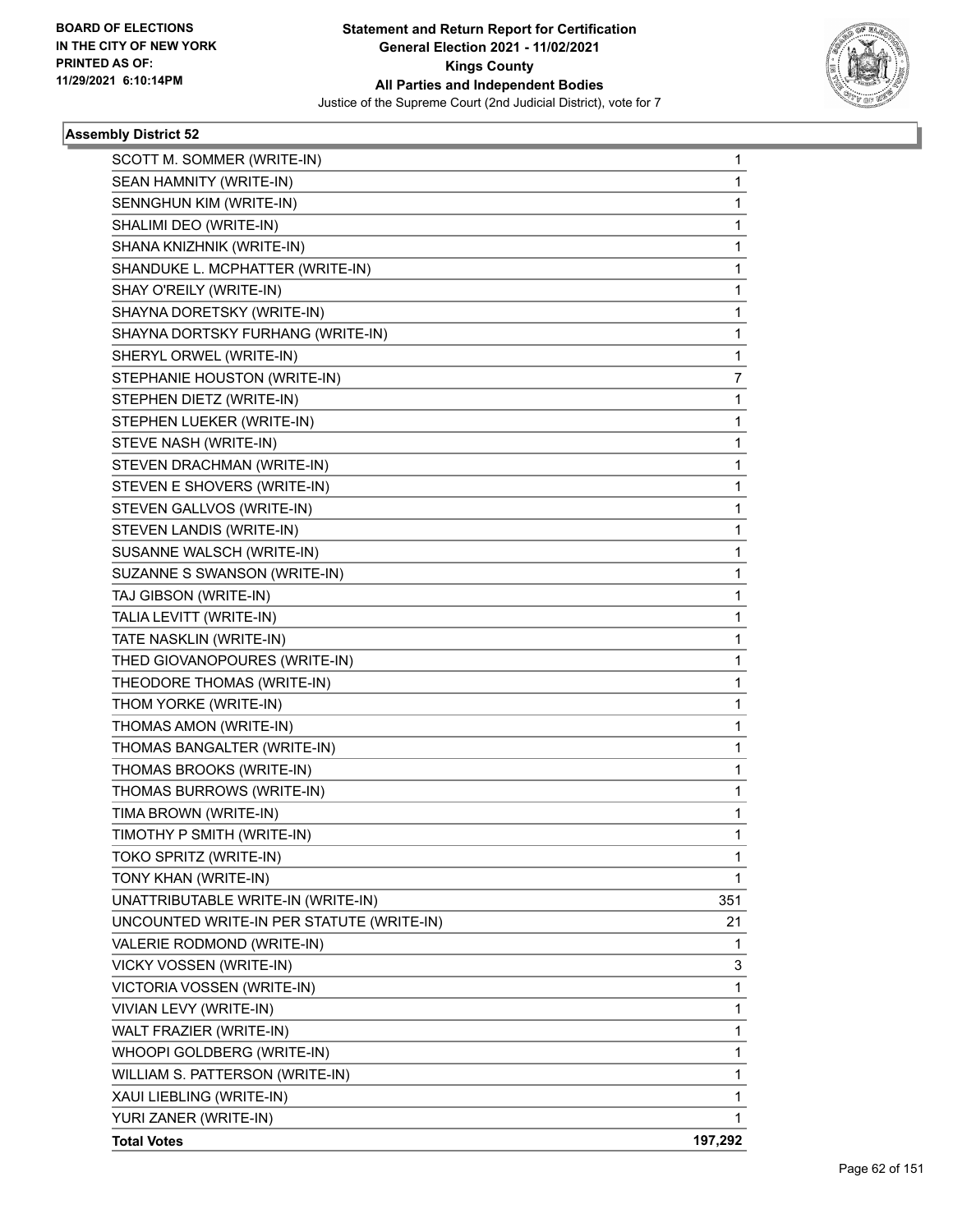**Statement and Return Report for Certification**
**General Election 2021 - 11/02/2021**
**Kings County**
**All Parties and Independent Bodies**
Justice of the Supreme Court (2nd Judicial District), vote for 7

BOARD OF ELECTIONS
IN THE CITY OF NEW YORK
PRINTED AS OF:
11/29/2021 6:10:14PM

### Assembly District 52

| | |
|---|---|
| SCOTT M. SOMMER (WRITE-IN) | 1 |
| SEAN HAMNITY (WRITE-IN) | 1 |
| SENNGHUN KIM (WRITE-IN) | 1 |
| SHALIMI DEO (WRITE-IN) | 1 |
| SHANA KNIZHNIK (WRITE-IN) | 1 |
| SHANDUKE L. MCPHATTER (WRITE-IN) | 1 |
| SHAY O'REILY (WRITE-IN) | 1 |
| SHAYNA DORETSKY (WRITE-IN) | 1 |
| SHAYNA DORTSKY FURHANG (WRITE-IN) | 1 |
| SHERYL ORWEL (WRITE-IN) | 1 |
| STEPHANIE HOUSTON (WRITE-IN) | 7 |
| STEPHEN DIETZ (WRITE-IN) | 1 |
| STEPHEN LUEKER (WRITE-IN) | 1 |
| STEVE NASH (WRITE-IN) | 1 |
| STEVEN DRACHMAN (WRITE-IN) | 1 |
| STEVEN E SHOVERS (WRITE-IN) | 1 |
| STEVEN GALLVOS (WRITE-IN) | 1 |
| STEVEN LANDIS (WRITE-IN) | 1 |
| SUSANNE WALSCH (WRITE-IN) | 1 |
| SUZANNE S SWANSON (WRITE-IN) | 1 |
| TAJ GIBSON (WRITE-IN) | 1 |
| TALIA LEVITT (WRITE-IN) | 1 |
| TATE NASKLIN (WRITE-IN) | 1 |
| THED GIOVANOPOURES (WRITE-IN) | 1 |
| THEODORE THOMAS (WRITE-IN) | 1 |
| THOM YORKE (WRITE-IN) | 1 |
| THOMAS AMON (WRITE-IN) | 1 |
| THOMAS BANGALTER (WRITE-IN) | 1 |
| THOMAS BROOKS (WRITE-IN) | 1 |
| THOMAS BURROWS (WRITE-IN) | 1 |
| TIMA BROWN (WRITE-IN) | 1 |
| TIMOTHY P SMITH (WRITE-IN) | 1 |
| TOKO SPRITZ (WRITE-IN) | 1 |
| TONY KHAN (WRITE-IN) | 1 |
| UNATTRIBUTABLE WRITE-IN (WRITE-IN) | 351 |
| UNCOUNTED WRITE-IN PER STATUTE (WRITE-IN) | 21 |
| VALERIE RODMOND (WRITE-IN) | 1 |
| VICKY VOSSEN (WRITE-IN) | 3 |
| VICTORIA VOSSEN (WRITE-IN) | 1 |
| VIVIAN LEVY (WRITE-IN) | 1 |
| WALT FRAZIER (WRITE-IN) | 1 |
| WHOOPI GOLDBERG (WRITE-IN) | 1 |
| WILLIAM S. PATTERSON (WRITE-IN) | 1 |
| XAUI LIEBLING (WRITE-IN) | 1 |
| YURI ZANER (WRITE-IN) | 1 |
| **Total Votes** | **197,292** |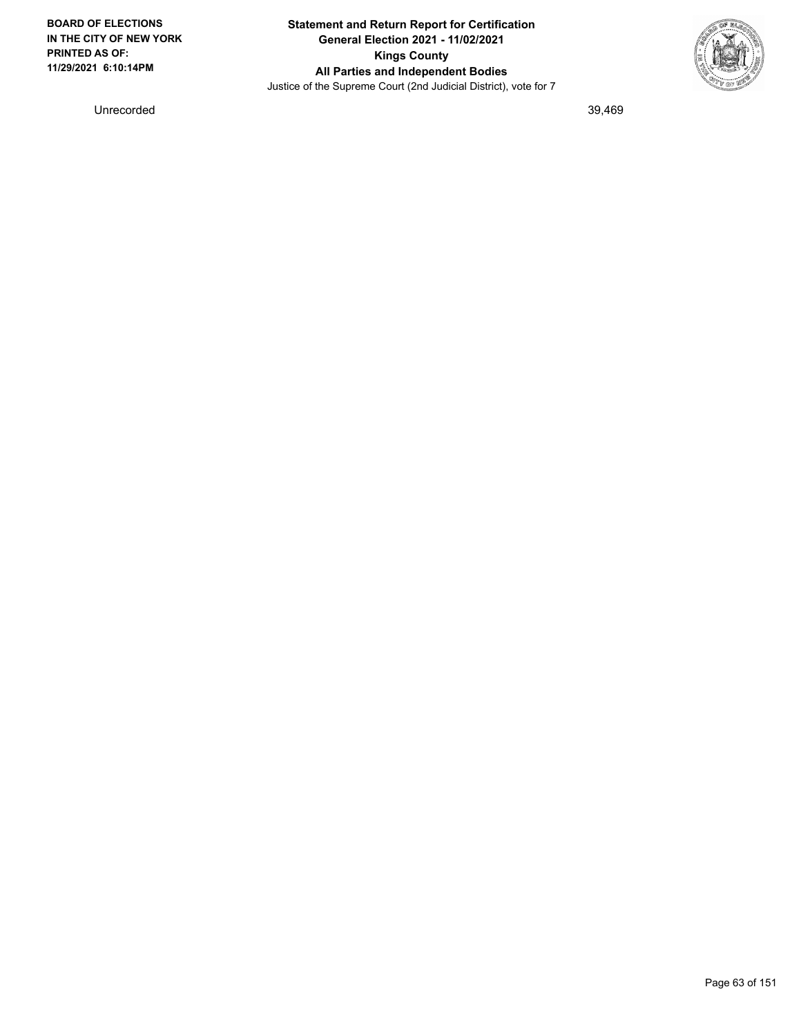| | |
|---|---|
| Unrecorded | 39,469 |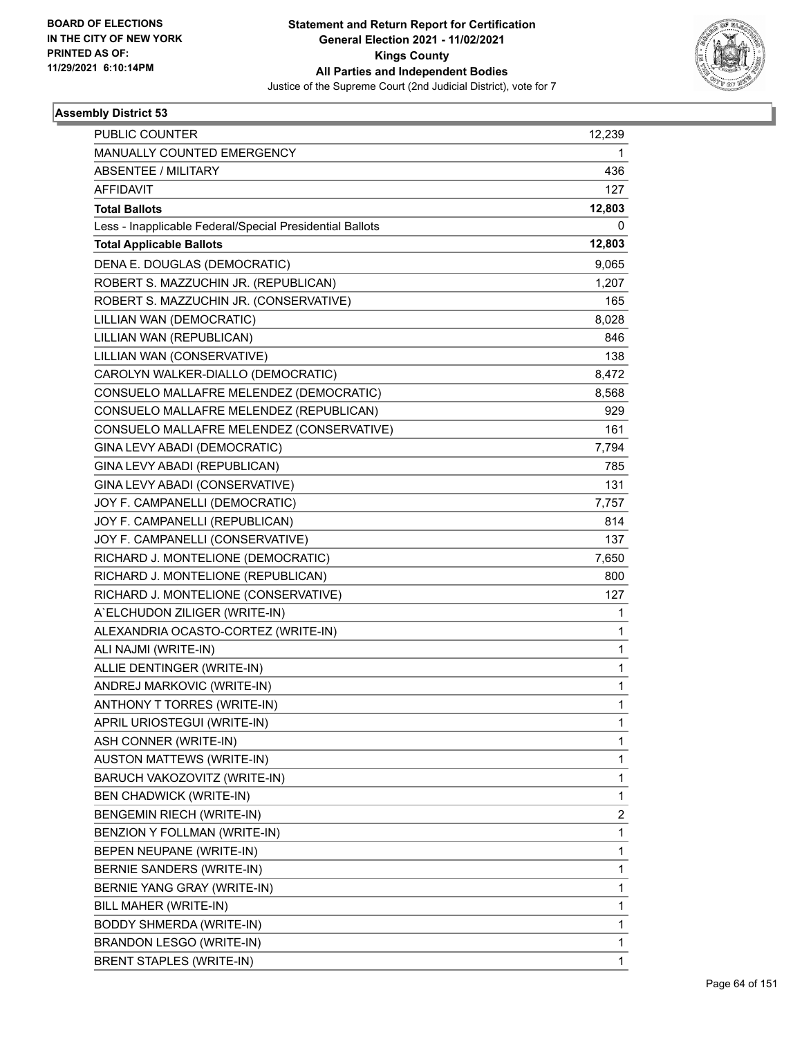BOARD OF ELECTIONS
IN THE CITY OF NEW YORK
PRINTED AS OF:
11/29/2021 6:10:14PM

**Statement and Return Report for Certification**
**General Election 2021 - 11/02/2021**
**Kings County**
**All Parties and Independent Bodies**
Justice of the Supreme Court (2nd Judicial District), vote for 7

**Assembly District 53**

| | |
|---|---|
| PUBLIC COUNTER | 12,239 |
| MANUALLY COUNTED EMERGENCY | 1 |
| ABSENTEE / MILITARY | 436 |
| AFFIDAVIT | 127 |
| **Total Ballots** | **12,803** |
| Less - Inapplicable Federal/Special Presidential Ballots | 0 |
| **Total Applicable Ballots** | **12,803** |
| DENA E. DOUGLAS (DEMOCRATIC) | 9,065 |
| ROBERT S. MAZZUCHIN JR. (REPUBLICAN) | 1,207 |
| ROBERT S. MAZZUCHIN JR. (CONSERVATIVE) | 165 |
| LILLIAN WAN (DEMOCRATIC) | 8,028 |
| LILLIAN WAN (REPUBLICAN) | 846 |
| LILLIAN WAN (CONSERVATIVE) | 138 |
| CAROLYN WALKER-DIALLO (DEMOCRATIC) | 8,472 |
| CONSUELO MALLAFRE MELENDEZ (DEMOCRATIC) | 8,568 |
| CONSUELO MALLAFRE MELENDEZ (REPUBLICAN) | 929 |
| CONSUELO MALLAFRE MELENDEZ (CONSERVATIVE) | 161 |
| GINA LEVY ABADI (DEMOCRATIC) | 7,794 |
| GINA LEVY ABADI (REPUBLICAN) | 785 |
| GINA LEVY ABADI (CONSERVATIVE) | 131 |
| JOY F. CAMPANELLI (DEMOCRATIC) | 7,757 |
| JOY F. CAMPANELLI (REPUBLICAN) | 814 |
| JOY F. CAMPANELLI (CONSERVATIVE) | 137 |
| RICHARD J. MONTELIONE (DEMOCRATIC) | 7,650 |
| RICHARD J. MONTELIONE (REPUBLICAN) | 800 |
| RICHARD J. MONTELIONE (CONSERVATIVE) | 127 |
| A`ELCHUDON ZILIGER (WRITE-IN) | 1 |
| ALEXANDRIA OCASTO-CORTEZ (WRITE-IN) | 1 |
| ALI NAJMI (WRITE-IN) | 1 |
| ALLIE DENTINGER (WRITE-IN) | 1 |
| ANDREJ MARKOVIC (WRITE-IN) | 1 |
| ANTHONY T TORRES (WRITE-IN) | 1 |
| APRIL URIOSTEGUI (WRITE-IN) | 1 |
| ASH CONNER (WRITE-IN) | 1 |
| AUSTON MATTEWS (WRITE-IN) | 1 |
| BARUCH VAKOZOVITZ (WRITE-IN) | 1 |
| BEN CHADWICK (WRITE-IN) | 1 |
| BENGEMIN RIECH (WRITE-IN) | 2 |
| BENZION Y FOLLMAN (WRITE-IN) | 1 |
| BEPEN NEUPANE (WRITE-IN) | 1 |
| BERNIE SANDERS (WRITE-IN) | 1 |
| BERNIE YANG GRAY (WRITE-IN) | 1 |
| BILL MAHER (WRITE-IN) | 1 |
| BODDY SHMERDA (WRITE-IN) | 1 |
| BRANDON LESGO (WRITE-IN) | 1 |
| BRENT STAPLES (WRITE-IN) | 1 |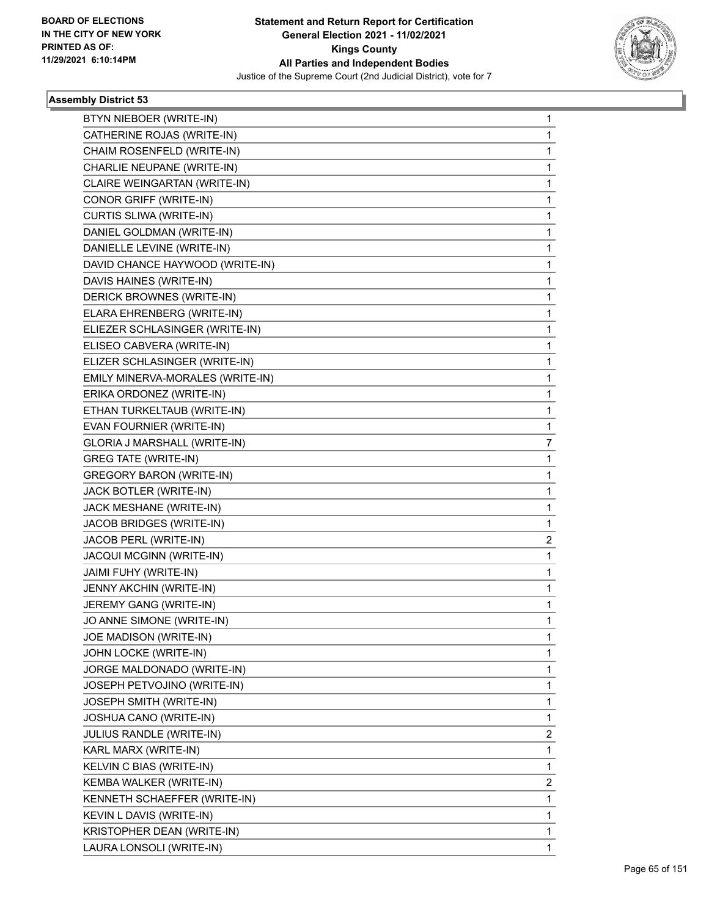**Statement and Return Report for Certification**
**General Election 2021 - 11/02/2021**
**Kings County**
**All Parties and Independent Bodies**
Justice of the Supreme Court (2nd Judicial District), vote for 7

BOARD OF ELECTIONS
IN THE CITY OF NEW YORK
PRINTED AS OF:
11/29/2021 6:10:14PM

### Assembly District 53

| | |
|---|---|
| BTYN NIEBOER (WRITE-IN) | 1 |
| CATHERINE ROJAS (WRITE-IN) | 1 |
| CHAIM ROSENFELD (WRITE-IN) | 1 |
| CHARLIE NEUPANE (WRITE-IN) | 1 |
| CLAIRE WEINGARTAN (WRITE-IN) | 1 |
| CONOR GRIFF (WRITE-IN) | 1 |
| CURTIS SLIWA (WRITE-IN) | 1 |
| DANIEL GOLDMAN (WRITE-IN) | 1 |
| DANIELLE LEVINE (WRITE-IN) | 1 |
| DAVID CHANCE HAYWOOD (WRITE-IN) | 1 |
| DAVIS HAINES (WRITE-IN) | 1 |
| DERICK BROWNES (WRITE-IN) | 1 |
| ELARA EHRENBERG (WRITE-IN) | 1 |
| ELIEZER SCHLASINGER (WRITE-IN) | 1 |
| ELISEO CABVERA (WRITE-IN) | 1 |
| ELIZER SCHLASINGER (WRITE-IN) | 1 |
| EMILY MINERVA-MORALES (WRITE-IN) | 1 |
| ERIKA ORDONEZ (WRITE-IN) | 1 |
| ETHAN TURKELTAUB (WRITE-IN) | 1 |
| EVAN FOURNIER (WRITE-IN) | 1 |
| GLORIA J MARSHALL (WRITE-IN) | 7 |
| GREG TATE (WRITE-IN) | 1 |
| GREGORY BARON (WRITE-IN) | 1 |
| JACK BOTLER (WRITE-IN) | 1 |
| JACK MESHANE (WRITE-IN) | 1 |
| JACOB BRIDGES (WRITE-IN) | 1 |
| JACOB PERL (WRITE-IN) | 2 |
| JACQUI MCGINN (WRITE-IN) | 1 |
| JAIMI FUHY (WRITE-IN) | 1 |
| JENNY AKCHIN (WRITE-IN) | 1 |
| JEREMY GANG (WRITE-IN) | 1 |
| JO ANNE SIMONE (WRITE-IN) | 1 |
| JOE MADISON (WRITE-IN) | 1 |
| JOHN LOCKE (WRITE-IN) | 1 |
| JORGE MALDONADO (WRITE-IN) | 1 |
| JOSEPH PETVOJINO (WRITE-IN) | 1 |
| JOSEPH SMITH (WRITE-IN) | 1 |
| JOSHUA CANO (WRITE-IN) | 1 |
| JULIUS RANDLE (WRITE-IN) | 2 |
| KARL MARX (WRITE-IN) | 1 |
| KELVIN C BIAS (WRITE-IN) | 1 |
| KEMBA WALKER (WRITE-IN) | 2 |
| KENNETH SCHAEFFER (WRITE-IN) | 1 |
| KEVIN L DAVIS (WRITE-IN) | 1 |
| KRISTOPHER DEAN (WRITE-IN) | 1 |
| LAURA LONSOLI (WRITE-IN) | 1 |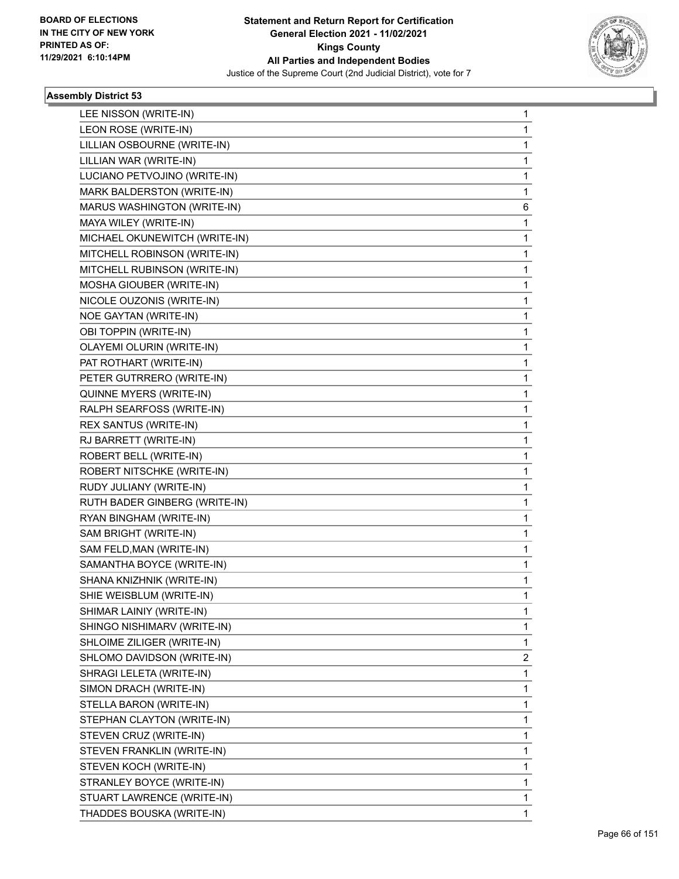BOARD OF ELECTIONS
IN THE CITY OF NEW YORK
PRINTED AS OF:
11/29/2021 6:10:14PM

**Statement and Return Report for Certification**
**General Election 2021 - 11/02/2021**
**Kings County**
**All Parties and Independent Bodies**
Justice of the Supreme Court (2nd Judicial District), vote for 7

### Assembly District 53

| | |
|---|---|
| LEE NISSON (WRITE-IN) | 1 |
| LEON ROSE (WRITE-IN) | 1 |
| LILLIAN OSBOURNE (WRITE-IN) | 1 |
| LILLIAN WAR (WRITE-IN) | 1 |
| LUCIANO PETVOJINO (WRITE-IN) | 1 |
| MARK BALDERSTON (WRITE-IN) | 1 |
| MARUS WASHINGTON (WRITE-IN) | 6 |
| MAYA WILEY (WRITE-IN) | 1 |
| MICHAEL OKUNEWITCH (WRITE-IN) | 1 |
| MITCHELL ROBINSON (WRITE-IN) | 1 |
| MITCHELL RUBINSON (WRITE-IN) | 1 |
| MOSHA GIOUBER (WRITE-IN) | 1 |
| NICOLE OUZONIS (WRITE-IN) | 1 |
| NOE GAYTAN (WRITE-IN) | 1 |
| OBI TOPPIN (WRITE-IN) | 1 |
| OLAYEMI OLURIN (WRITE-IN) | 1 |
| PAT ROTHART (WRITE-IN) | 1 |
| PETER GUTRRERO (WRITE-IN) | 1 |
| QUINNE MYERS (WRITE-IN) | 1 |
| RALPH SEARFOSS (WRITE-IN) | 1 |
| REX SANTUS (WRITE-IN) | 1 |
| RJ BARRETT (WRITE-IN) | 1 |
| ROBERT BELL (WRITE-IN) | 1 |
| ROBERT NITSCHKE (WRITE-IN) | 1 |
| RUDY JULIANY (WRITE-IN) | 1 |
| RUTH BADER GINBERG (WRITE-IN) | 1 |
| RYAN BINGHAM (WRITE-IN) | 1 |
| SAM BRIGHT (WRITE-IN) | 1 |
| SAM FELD,MAN (WRITE-IN) | 1 |
| SAMANTHA BOYCE (WRITE-IN) | 1 |
| SHANA KNIZHNIK (WRITE-IN) | 1 |
| SHIE WEISBLUM (WRITE-IN) | 1 |
| SHIMAR LAINIY (WRITE-IN) | 1 |
| SHINGO NISHIMARV (WRITE-IN) | 1 |
| SHLOIME ZILIGER (WRITE-IN) | 1 |
| SHLOMO DAVIDSON (WRITE-IN) | 2 |
| SHRAGI LELETA (WRITE-IN) | 1 |
| SIMON DRACH (WRITE-IN) | 1 |
| STELLA BARON (WRITE-IN) | 1 |
| STEPHAN CLAYTON (WRITE-IN) | 1 |
| STEVEN CRUZ (WRITE-IN) | 1 |
| STEVEN FRANKLIN (WRITE-IN) | 1 |
| STEVEN KOCH (WRITE-IN) | 1 |
| STRANLEY BOYCE (WRITE-IN) | 1 |
| STUART LAWRENCE (WRITE-IN) | 1 |
| THADDES BOUSKA (WRITE-IN) | 1 |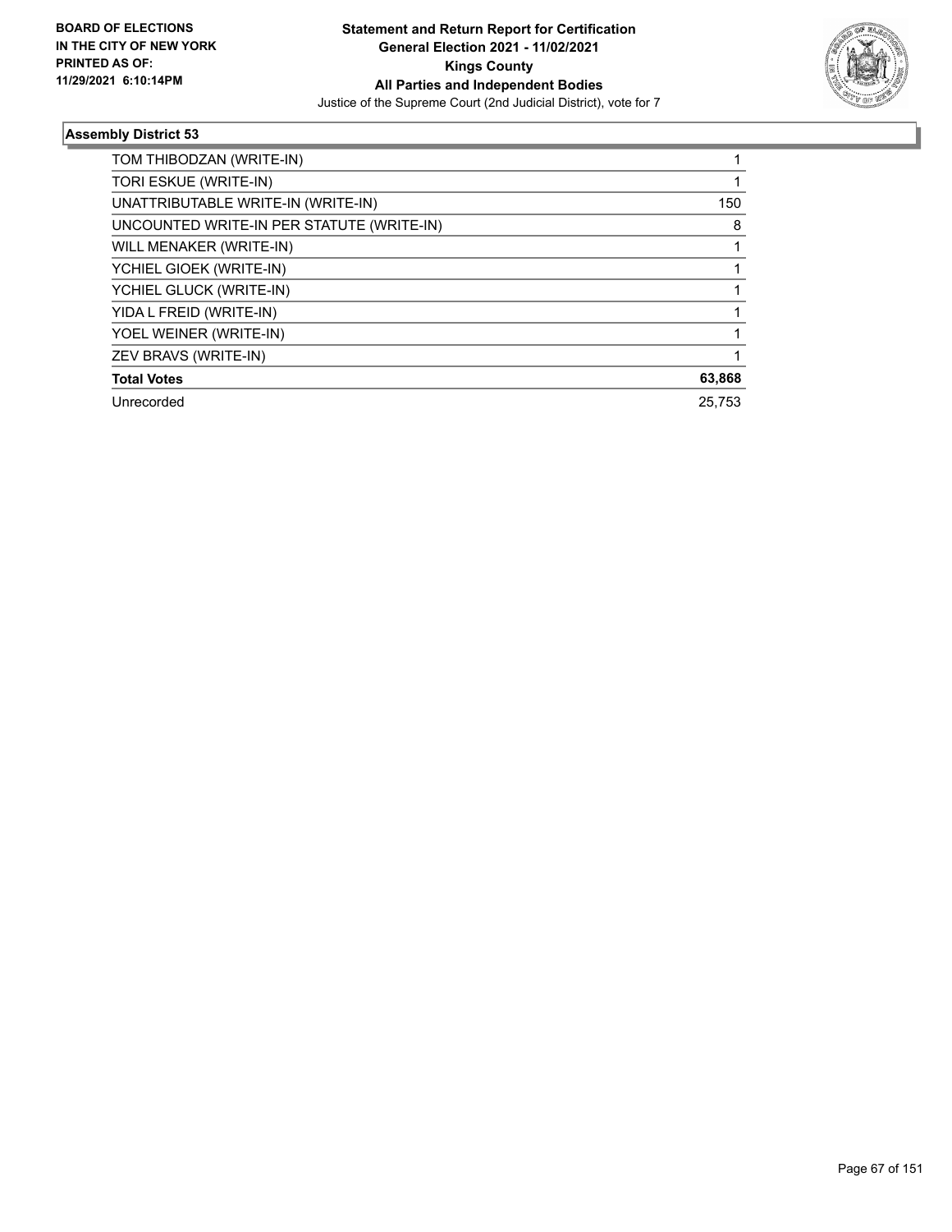BOARD OF ELECTIONS
IN THE CITY OF NEW YORK
PRINTED AS OF:
11/29/2021 6:10:14PM

**Statement and Return Report for Certification**
**General Election 2021 - 11/02/2021**
**Kings County**
**All Parties and Independent Bodies**
Justice of the Supreme Court (2nd Judicial District), vote for 7

### Assembly District 53

| | |
|---|---|
| TOM THIBODZAN (WRITE-IN) | 1 |
| TORI ESKUE (WRITE-IN) | 1 |
| UNATTRIBUTABLE WRITE-IN (WRITE-IN) | 150 |
| UNCOUNTED WRITE-IN PER STATUTE (WRITE-IN) | 8 |
| WILL MENAKER (WRITE-IN) | 1 |
| YCHIEL GIOEK (WRITE-IN) | 1 |
| YCHIEL GLUCK (WRITE-IN) | 1 |
| YIDA L FREID (WRITE-IN) | 1 |
| YOEL WEINER (WRITE-IN) | 1 |
| ZEV BRAVS (WRITE-IN) | 1 |
| **Total Votes** | **63,868** |
| Unrecorded | 25,753 |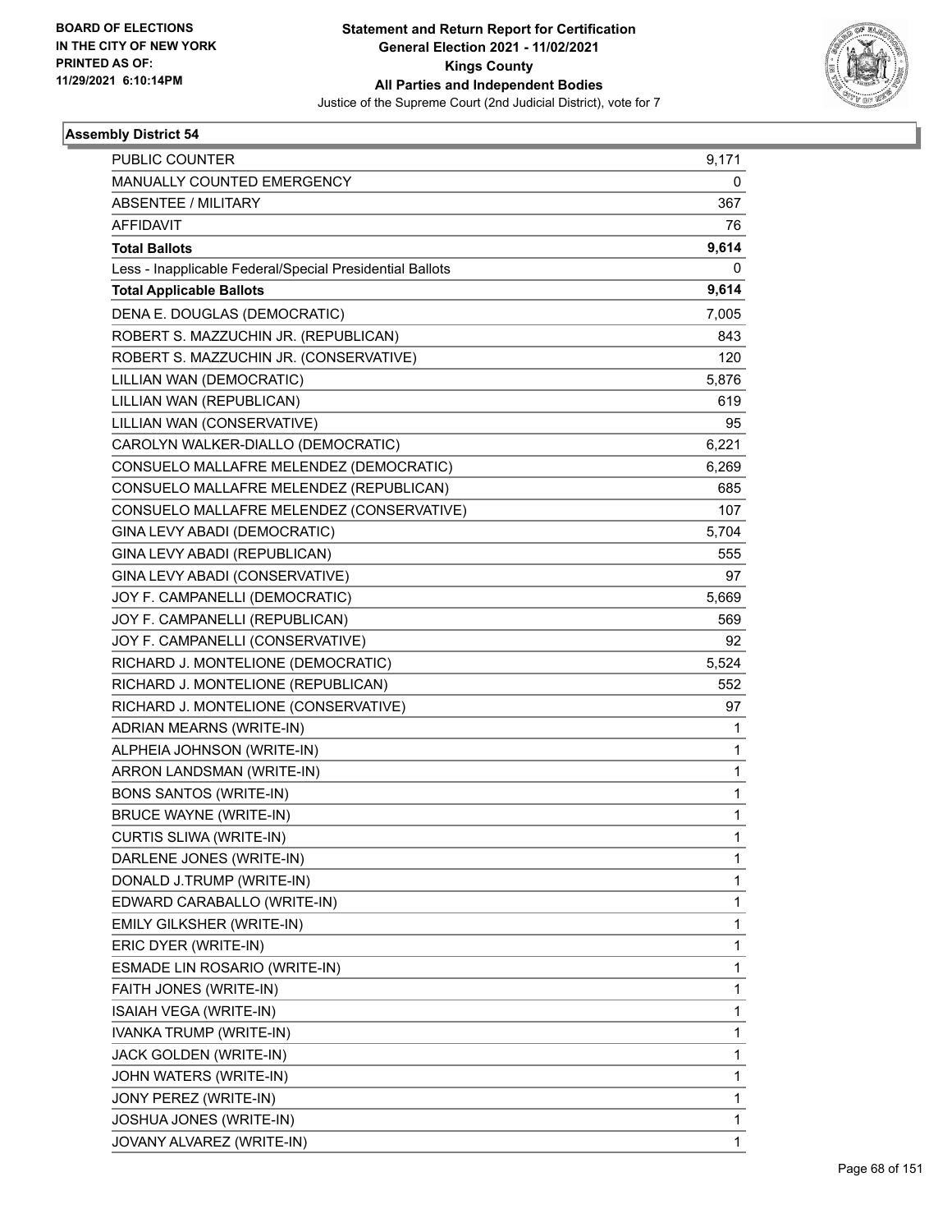BOARD OF ELECTIONS
IN THE CITY OF NEW YORK
PRINTED AS OF:
11/29/2021 6:10:14PM

**Statement and Return Report for Certification**
**General Election 2021 - 11/02/2021**
**Kings County**
**All Parties and Independent Bodies**
Justice of the Supreme Court (2nd Judicial District), vote for 7

**Assembly District 54**

| | |
|---|---|
| PUBLIC COUNTER | 9,171 |
| MANUALLY COUNTED EMERGENCY | 0 |
| ABSENTEE / MILITARY | 367 |
| AFFIDAVIT | 76 |
| **Total Ballots** | **9,614** |
| Less - Inapplicable Federal/Special Presidential Ballots | 0 |
| **Total Applicable Ballots** | **9,614** |
| DENA E. DOUGLAS (DEMOCRATIC) | 7,005 |
| ROBERT S. MAZZUCHIN JR. (REPUBLICAN) | 843 |
| ROBERT S. MAZZUCHIN JR. (CONSERVATIVE) | 120 |
| LILLIAN WAN (DEMOCRATIC) | 5,876 |
| LILLIAN WAN (REPUBLICAN) | 619 |
| LILLIAN WAN (CONSERVATIVE) | 95 |
| CAROLYN WALKER-DIALLO (DEMOCRATIC) | 6,221 |
| CONSUELO MALLAFRE MELENDEZ (DEMOCRATIC) | 6,269 |
| CONSUELO MALLAFRE MELENDEZ (REPUBLICAN) | 685 |
| CONSUELO MALLAFRE MELENDEZ (CONSERVATIVE) | 107 |
| GINA LEVY ABADI (DEMOCRATIC) | 5,704 |
| GINA LEVY ABADI (REPUBLICAN) | 555 |
| GINA LEVY ABADI (CONSERVATIVE) | 97 |
| JOY F. CAMPANELLI (DEMOCRATIC) | 5,669 |
| JOY F. CAMPANELLI (REPUBLICAN) | 569 |
| JOY F. CAMPANELLI (CONSERVATIVE) | 92 |
| RICHARD J. MONTELIONE (DEMOCRATIC) | 5,524 |
| RICHARD J. MONTELIONE (REPUBLICAN) | 552 |
| RICHARD J. MONTELIONE (CONSERVATIVE) | 97 |
| ADRIAN MEARNS (WRITE-IN) | 1 |
| ALPHEIA JOHNSON (WRITE-IN) | 1 |
| ARRON LANDSMAN (WRITE-IN) | 1 |
| BONS SANTOS (WRITE-IN) | 1 |
| BRUCE WAYNE (WRITE-IN) | 1 |
| CURTIS SLIWA (WRITE-IN) | 1 |
| DARLENE JONES (WRITE-IN) | 1 |
| DONALD J.TRUMP (WRITE-IN) | 1 |
| EDWARD CARABALLO (WRITE-IN) | 1 |
| EMILY GILKSHER (WRITE-IN) | 1 |
| ERIC DYER (WRITE-IN) | 1 |
| ESMADE LIN ROSARIO (WRITE-IN) | 1 |
| FAITH JONES (WRITE-IN) | 1 |
| ISAIAH VEGA (WRITE-IN) | 1 |
| IVANKA TRUMP (WRITE-IN) | 1 |
| JACK GOLDEN (WRITE-IN) | 1 |
| JOHN WATERS (WRITE-IN) | 1 |
| JONY PEREZ (WRITE-IN) | 1 |
| JOSHUA JONES (WRITE-IN) | 1 |
| JOVANY ALVAREZ (WRITE-IN) | 1 |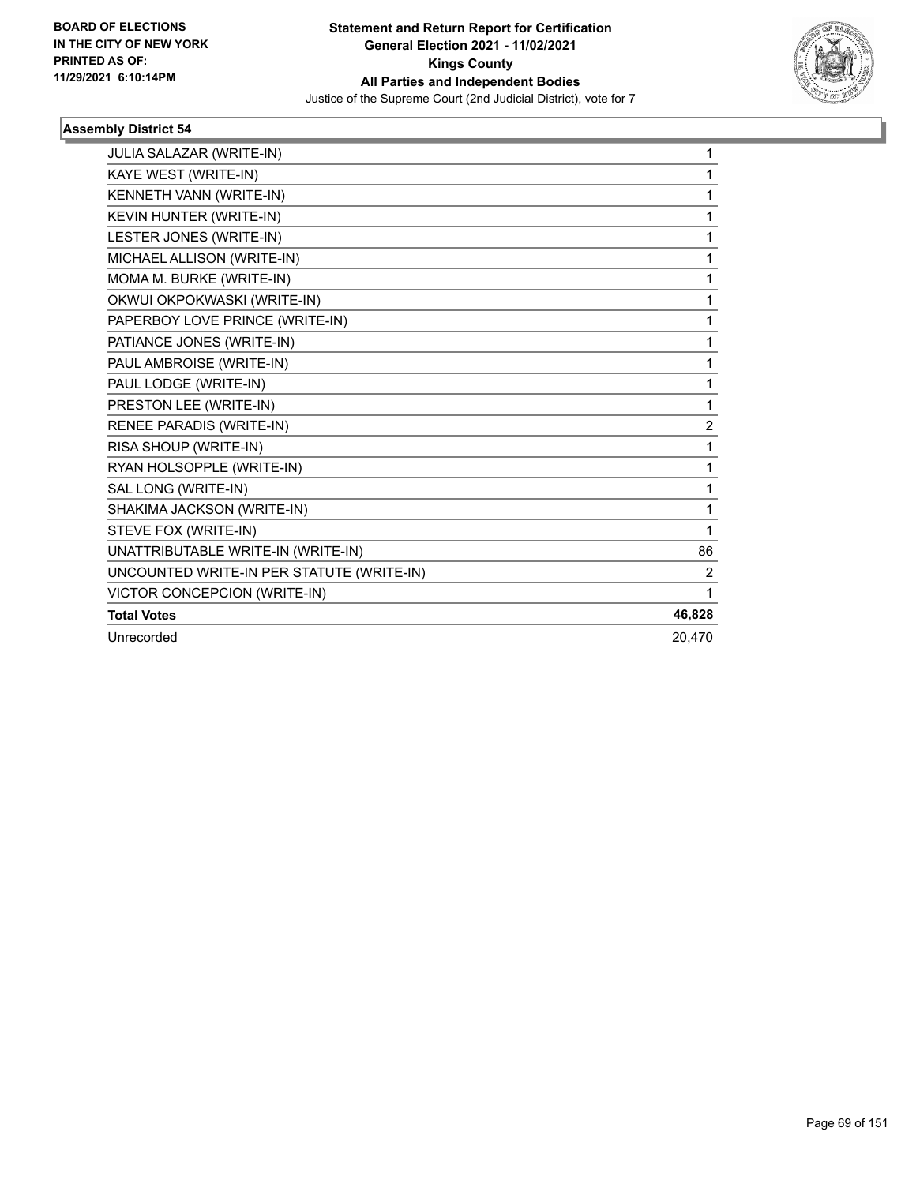BOARD OF ELECTIONS IN THE CITY OF NEW YORK PRINTED AS OF: 11/29/2021 6:10:14PM

**Statement and Return Report for Certification**
**General Election 2021 - 11/02/2021**
**Kings County**
**All Parties and Independent Bodies**
Justice of the Supreme Court (2nd Judicial District), vote for 7

### Assembly District 54

| | |
|---|---|
| JULIA SALAZAR (WRITE-IN) | 1 |
| KAYE WEST (WRITE-IN) | 1 |
| KENNETH VANN (WRITE-IN) | 1 |
| KEVIN HUNTER (WRITE-IN) | 1 |
| LESTER JONES (WRITE-IN) | 1 |
| MICHAEL ALLISON (WRITE-IN) | 1 |
| MOMA M. BURKE (WRITE-IN) | 1 |
| OKWUI OKPOKWASKI (WRITE-IN) | 1 |
| PAPERBOY LOVE PRINCE (WRITE-IN) | 1 |
| PATIANCE JONES (WRITE-IN) | 1 |
| PAUL AMBROISE (WRITE-IN) | 1 |
| PAUL LODGE (WRITE-IN) | 1 |
| PRESTON LEE (WRITE-IN) | 1 |
| RENEE PARADIS (WRITE-IN) | 2 |
| RISA SHOUP (WRITE-IN) | 1 |
| RYAN HOLSOPPLE (WRITE-IN) | 1 |
| SAL LONG (WRITE-IN) | 1 |
| SHAKIMA JACKSON (WRITE-IN) | 1 |
| STEVE FOX (WRITE-IN) | 1 |
| UNATTRIBUTABLE WRITE-IN (WRITE-IN) | 86 |
| UNCOUNTED WRITE-IN PER STATUTE (WRITE-IN) | 2 |
| VICTOR CONCEPCION (WRITE-IN) | 1 |
| **Total Votes** | **46,828** |
| Unrecorded | 20,470 |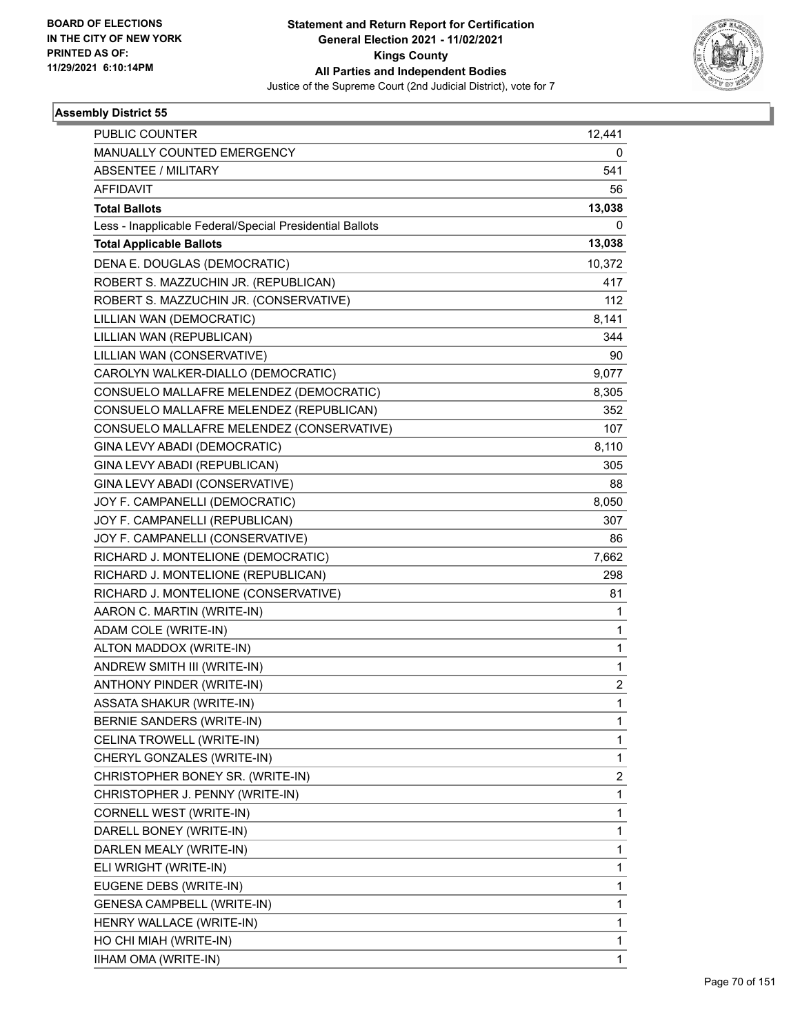BOARD OF ELECTIONS
IN THE CITY OF NEW YORK
PRINTED AS OF:
11/29/2021 6:10:14PM

**Statement and Return Report for Certification**
**General Election 2021 - 11/02/2021**
**Kings County**
**All Parties and Independent Bodies**
Justice of the Supreme Court (2nd Judicial District), vote for 7

### Assembly District 55

| | |
|---|---|
| PUBLIC COUNTER | 12,441 |
| MANUALLY COUNTED EMERGENCY | 0 |
| ABSENTEE / MILITARY | 541 |
| AFFIDAVIT | 56 |
| **Total Ballots** | **13,038** |
| Less - Inapplicable Federal/Special Presidential Ballots | 0 |
| **Total Applicable Ballots** | **13,038** |
| DENA E. DOUGLAS (DEMOCRATIC) | 10,372 |
| ROBERT S. MAZZUCHIN JR. (REPUBLICAN) | 417 |
| ROBERT S. MAZZUCHIN JR. (CONSERVATIVE) | 112 |
| LILLIAN WAN (DEMOCRATIC) | 8,141 |
| LILLIAN WAN (REPUBLICAN) | 344 |
| LILLIAN WAN (CONSERVATIVE) | 90 |
| CAROLYN WALKER-DIALLO (DEMOCRATIC) | 9,077 |
| CONSUELO MALLAFRE MELENDEZ (DEMOCRATIC) | 8,305 |
| CONSUELO MALLAFRE MELENDEZ (REPUBLICAN) | 352 |
| CONSUELO MALLAFRE MELENDEZ (CONSERVATIVE) | 107 |
| GINA LEVY ABADI (DEMOCRATIC) | 8,110 |
| GINA LEVY ABADI (REPUBLICAN) | 305 |
| GINA LEVY ABADI (CONSERVATIVE) | 88 |
| JOY F. CAMPANELLI (DEMOCRATIC) | 8,050 |
| JOY F. CAMPANELLI (REPUBLICAN) | 307 |
| JOY F. CAMPANELLI (CONSERVATIVE) | 86 |
| RICHARD J. MONTELIONE (DEMOCRATIC) | 7,662 |
| RICHARD J. MONTELIONE (REPUBLICAN) | 298 |
| RICHARD J. MONTELIONE (CONSERVATIVE) | 81 |
| AARON C. MARTIN (WRITE-IN) | 1 |
| ADAM COLE (WRITE-IN) | 1 |
| ALTON MADDOX (WRITE-IN) | 1 |
| ANDREW SMITH III (WRITE-IN) | 1 |
| ANTHONY PINDER (WRITE-IN) | 2 |
| ASSATA SHAKUR (WRITE-IN) | 1 |
| BERNIE SANDERS (WRITE-IN) | 1 |
| CELINA TROWELL (WRITE-IN) | 1 |
| CHERYL GONZALES (WRITE-IN) | 1 |
| CHRISTOPHER BONEY SR. (WRITE-IN) | 2 |
| CHRISTOPHER J. PENNY (WRITE-IN) | 1 |
| CORNELL WEST (WRITE-IN) | 1 |
| DARELL BONEY (WRITE-IN) | 1 |
| DARLEN MEALY (WRITE-IN) | 1 |
| ELI WRIGHT (WRITE-IN) | 1 |
| EUGENE DEBS (WRITE-IN) | 1 |
| GENESA CAMPBELL (WRITE-IN) | 1 |
| HENRY WALLACE (WRITE-IN) | 1 |
| HO CHI MIAH (WRITE-IN) | 1 |
| IIHAM OMA (WRITE-IN) | 1 |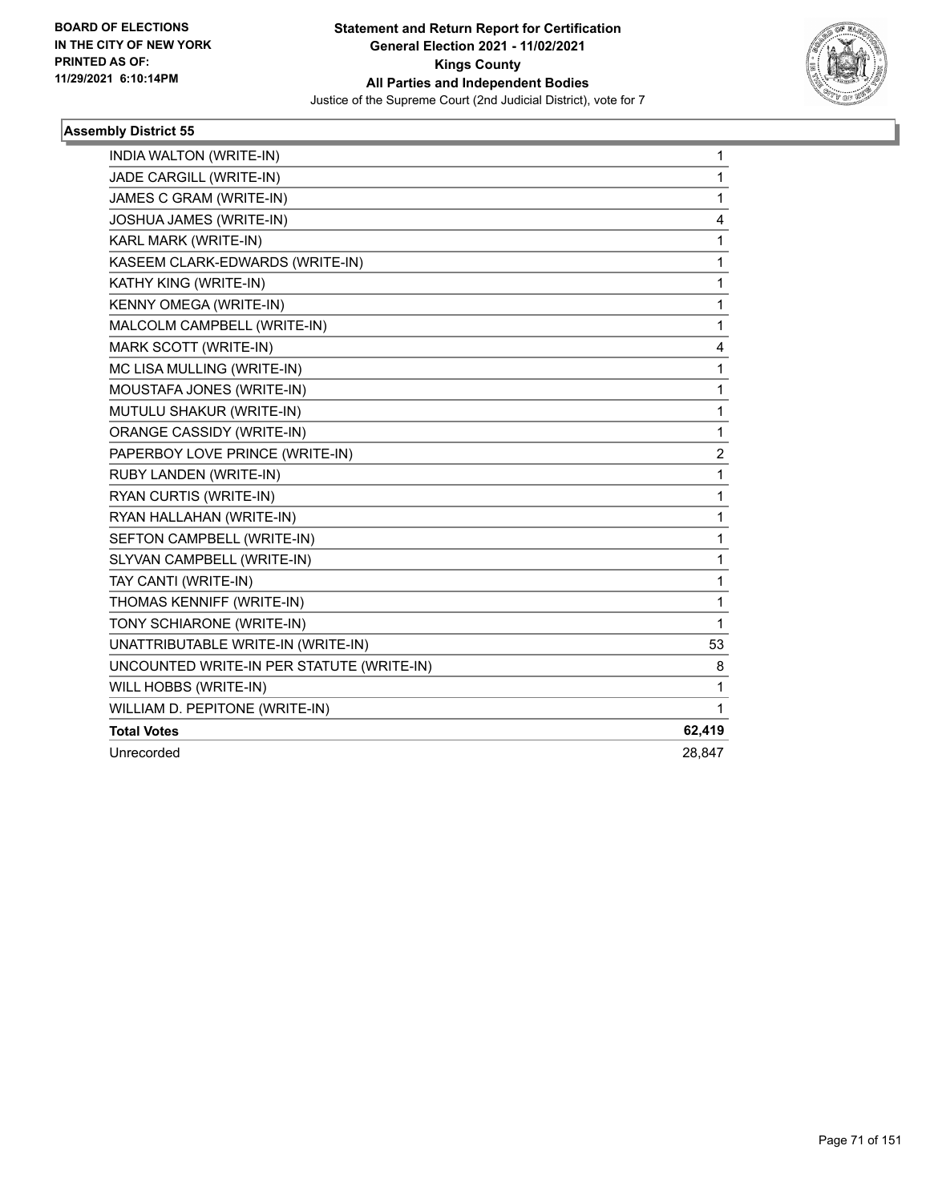**Statement and Return Report for Certification**
**General Election 2021 - 11/02/2021**
**Kings County**
**All Parties and Independent Bodies**
Justice of the Supreme Court (2nd Judicial District), vote for 7

BOARD OF ELECTIONS
IN THE CITY OF NEW YORK
PRINTED AS OF:
11/29/2021 6:10:14PM

### Assembly District 55

| | |
|---|---|
| INDIA WALTON (WRITE-IN) | 1 |
| JADE CARGILL (WRITE-IN) | 1 |
| JAMES C GRAM (WRITE-IN) | 1 |
| JOSHUA JAMES (WRITE-IN) | 4 |
| KARL MARK (WRITE-IN) | 1 |
| KASEEM CLARK-EDWARDS (WRITE-IN) | 1 |
| KATHY KING (WRITE-IN) | 1 |
| KENNY OMEGA (WRITE-IN) | 1 |
| MALCOLM CAMPBELL (WRITE-IN) | 1 |
| MARK SCOTT (WRITE-IN) | 4 |
| MC LISA MULLING (WRITE-IN) | 1 |
| MOUSTAFA JONES (WRITE-IN) | 1 |
| MUTULU SHAKUR (WRITE-IN) | 1 |
| ORANGE CASSIDY (WRITE-IN) | 1 |
| PAPERBOY LOVE PRINCE (WRITE-IN) | 2 |
| RUBY LANDEN (WRITE-IN) | 1 |
| RYAN CURTIS (WRITE-IN) | 1 |
| RYAN HALLAHAN (WRITE-IN) | 1 |
| SEFTON CAMPBELL (WRITE-IN) | 1 |
| SLYVAN CAMPBELL (WRITE-IN) | 1 |
| TAY CANTI (WRITE-IN) | 1 |
| THOMAS KENNIFF (WRITE-IN) | 1 |
| TONY SCHIARONE (WRITE-IN) | 1 |
| UNATTRIBUTABLE WRITE-IN (WRITE-IN) | 53 |
| UNCOUNTED WRITE-IN PER STATUTE (WRITE-IN) | 8 |
| WILL HOBBS (WRITE-IN) | 1 |
| WILLIAM D. PEPITONE (WRITE-IN) | 1 |
| **Total Votes** | **62,419** |
| Unrecorded | 28,847 |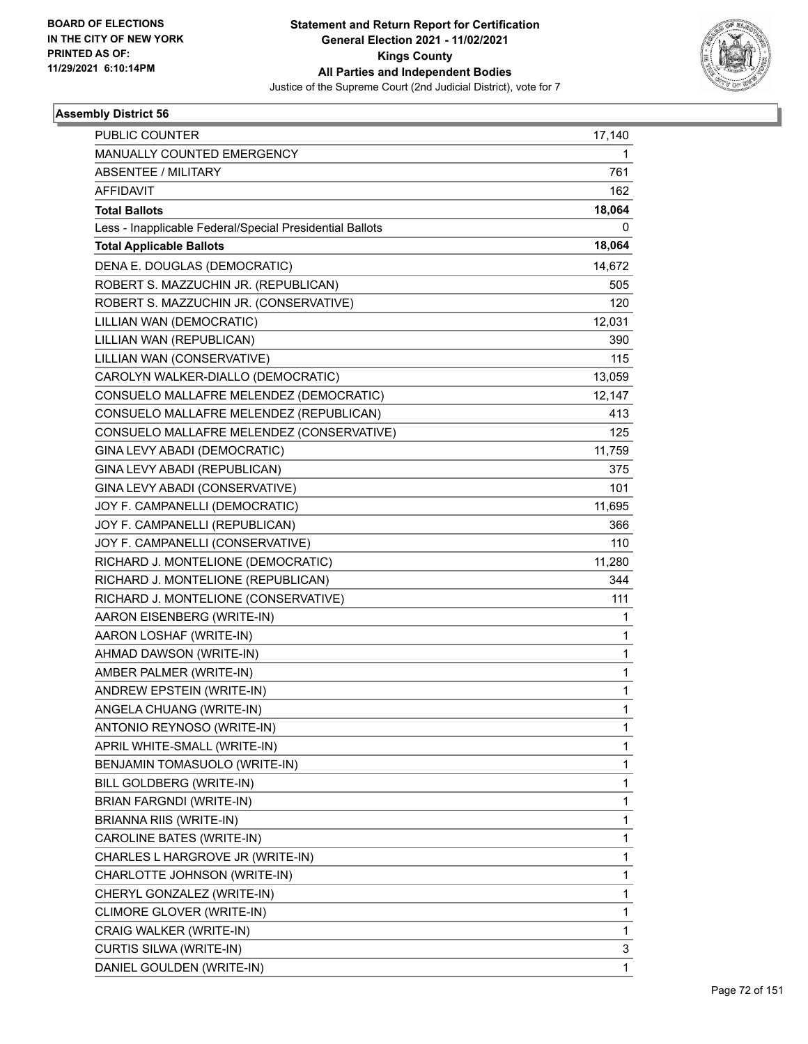BOARD OF ELECTIONS
IN THE CITY OF NEW YORK
PRINTED AS OF:
11/29/2021 6:10:14PM

**Statement and Return Report for Certification**
**General Election 2021 - 11/02/2021**
**Kings County**
**All Parties and Independent Bodies**
Justice of the Supreme Court (2nd Judicial District), vote for 7

### Assembly District 56

| | |
|---|---|
| PUBLIC COUNTER | 17,140 |
| MANUALLY COUNTED EMERGENCY | 1 |
| ABSENTEE / MILITARY | 761 |
| AFFIDAVIT | 162 |
| **Total Ballots** | **18,064** |
| Less - Inapplicable Federal/Special Presidential Ballots | 0 |
| **Total Applicable Ballots** | **18,064** |
| DENA E. DOUGLAS (DEMOCRATIC) | 14,672 |
| ROBERT S. MAZZUCHIN JR. (REPUBLICAN) | 505 |
| ROBERT S. MAZZUCHIN JR. (CONSERVATIVE) | 120 |
| LILLIAN WAN (DEMOCRATIC) | 12,031 |
| LILLIAN WAN (REPUBLICAN) | 390 |
| LILLIAN WAN (CONSERVATIVE) | 115 |
| CAROLYN WALKER-DIALLO (DEMOCRATIC) | 13,059 |
| CONSUELO MALLAFRE MELENDEZ (DEMOCRATIC) | 12,147 |
| CONSUELO MALLAFRE MELENDEZ (REPUBLICAN) | 413 |
| CONSUELO MALLAFRE MELENDEZ (CONSERVATIVE) | 125 |
| GINA LEVY ABADI (DEMOCRATIC) | 11,759 |
| GINA LEVY ABADI (REPUBLICAN) | 375 |
| GINA LEVY ABADI (CONSERVATIVE) | 101 |
| JOY F. CAMPANELLI (DEMOCRATIC) | 11,695 |
| JOY F. CAMPANELLI (REPUBLICAN) | 366 |
| JOY F. CAMPANELLI (CONSERVATIVE) | 110 |
| RICHARD J. MONTELIONE (DEMOCRATIC) | 11,280 |
| RICHARD J. MONTELIONE (REPUBLICAN) | 344 |
| RICHARD J. MONTELIONE (CONSERVATIVE) | 111 |
| AARON EISENBERG (WRITE-IN) | 1 |
| AARON LOSHAF (WRITE-IN) | 1 |
| AHMAD DAWSON (WRITE-IN) | 1 |
| AMBER PALMER (WRITE-IN) | 1 |
| ANDREW EPSTEIN (WRITE-IN) | 1 |
| ANGELA CHUANG (WRITE-IN) | 1 |
| ANTONIO REYNOSO (WRITE-IN) | 1 |
| APRIL WHITE-SMALL (WRITE-IN) | 1 |
| BENJAMIN TOMASUOLO (WRITE-IN) | 1 |
| BILL GOLDBERG (WRITE-IN) | 1 |
| BRIAN FARGNDI (WRITE-IN) | 1 |
| BRIANNA RIIS (WRITE-IN) | 1 |
| CAROLINE BATES (WRITE-IN) | 1 |
| CHARLES L HARGROVE JR (WRITE-IN) | 1 |
| CHARLOTTE JOHNSON (WRITE-IN) | 1 |
| CHERYL GONZALEZ (WRITE-IN) | 1 |
| CLIMORE GLOVER (WRITE-IN) | 1 |
| CRAIG WALKER (WRITE-IN) | 1 |
| CURTIS SILWA (WRITE-IN) | 3 |
| DANIEL GOULDEN (WRITE-IN) | 1 |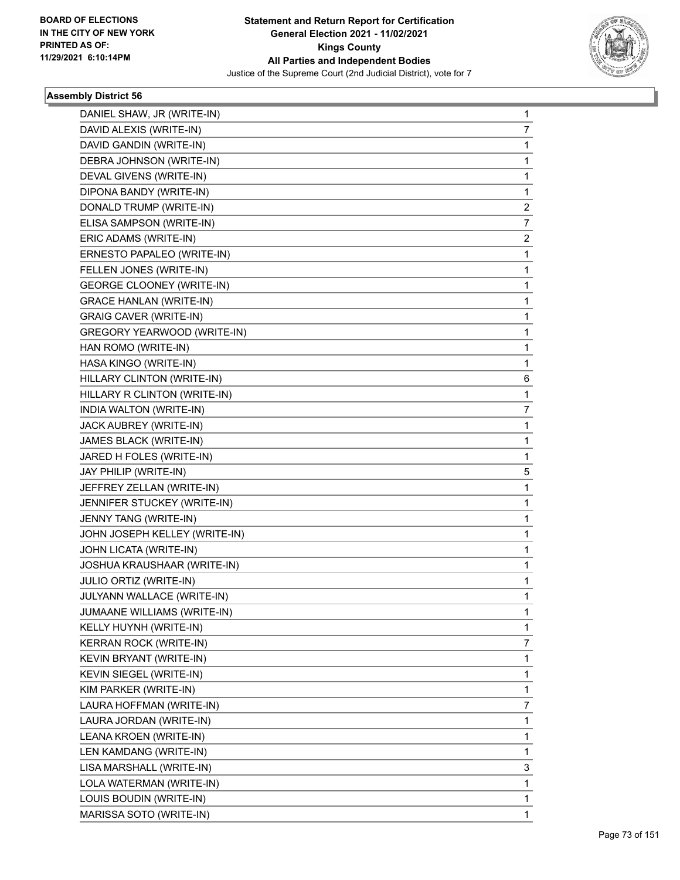## Assembly District 56

| | |
|---|---|
| DANIEL SHAW, JR (WRITE-IN) | 1 |
| DAVID ALEXIS (WRITE-IN) | 7 |
| DAVID GANDIN (WRITE-IN) | 1 |
| DEBRA JOHNSON (WRITE-IN) | 1 |
| DEVAL GIVENS (WRITE-IN) | 1 |
| DIPONA BANDY (WRITE-IN) | 1 |
| DONALD TRUMP (WRITE-IN) | 2 |
| ELISA SAMPSON (WRITE-IN) | 7 |
| ERIC ADAMS (WRITE-IN) | 2 |
| ERNESTO PAPALEO (WRITE-IN) | 1 |
| FELLEN JONES (WRITE-IN) | 1 |
| GEORGE CLOONEY (WRITE-IN) | 1 |
| GRACE HANLAN (WRITE-IN) | 1 |
| GRAIG CAVER (WRITE-IN) | 1 |
| GREGORY YEARWOOD (WRITE-IN) | 1 |
| HAN ROMO (WRITE-IN) | 1 |
| HASA KINGO (WRITE-IN) | 1 |
| HILLARY CLINTON (WRITE-IN) | 6 |
| HILLARY R CLINTON (WRITE-IN) | 1 |
| INDIA WALTON (WRITE-IN) | 7 |
| JACK AUBREY (WRITE-IN) | 1 |
| JAMES BLACK (WRITE-IN) | 1 |
| JARED H FOLES (WRITE-IN) | 1 |
| JAY PHILIP (WRITE-IN) | 5 |
| JEFFREY ZELLAN (WRITE-IN) | 1 |
| JENNIFER STUCKEY (WRITE-IN) | 1 |
| JENNY TANG (WRITE-IN) | 1 |
| JOHN JOSEPH KELLEY (WRITE-IN) | 1 |
| JOHN LICATA (WRITE-IN) | 1 |
| JOSHUA KRAUSHAAR (WRITE-IN) | 1 |
| JULIO ORTIZ (WRITE-IN) | 1 |
| JULYANN WALLACE (WRITE-IN) | 1 |
| JUMAANE WILLIAMS (WRITE-IN) | 1 |
| KELLY HUYNH (WRITE-IN) | 1 |
| KERRAN ROCK (WRITE-IN) | 7 |
| KEVIN BRYANT (WRITE-IN) | 1 |
| KEVIN SIEGEL (WRITE-IN) | 1 |
| KIM PARKER (WRITE-IN) | 1 |
| LAURA HOFFMAN (WRITE-IN) | 7 |
| LAURA JORDAN (WRITE-IN) | 1 |
| LEANA KROEN (WRITE-IN) | 1 |
| LEN KAMDANG (WRITE-IN) | 1 |
| LISA MARSHALL (WRITE-IN) | 3 |
| LOLA WATERMAN (WRITE-IN) | 1 |
| LOUIS BOUDIN (WRITE-IN) | 1 |
| MARISSA SOTO (WRITE-IN) | 1 |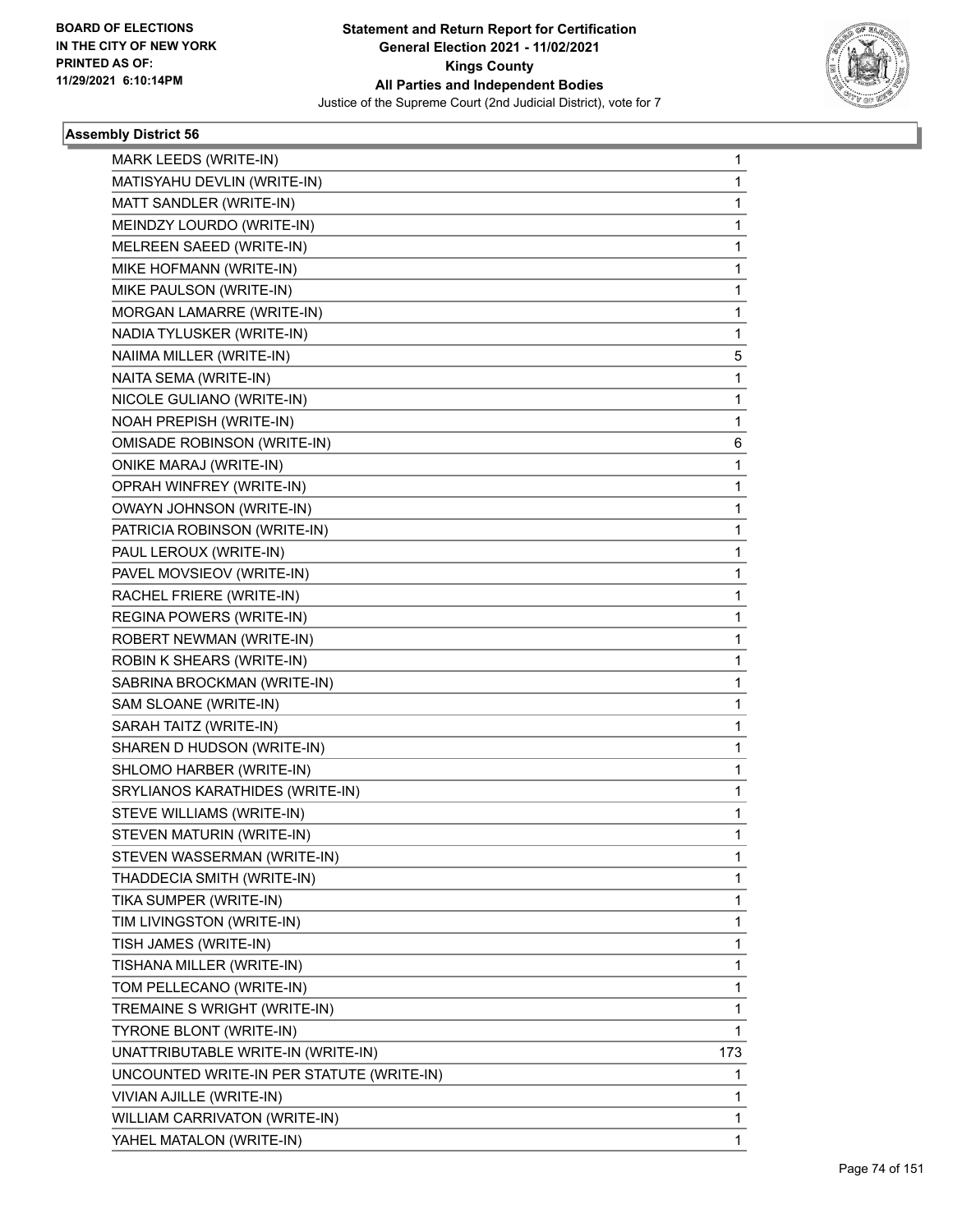BOARD OF ELECTIONS
IN THE CITY OF NEW YORK
PRINTED AS OF:
11/29/2021 6:10:14PM

**Statement and Return Report for Certification**
**General Election 2021 - 11/02/2021**
**Kings County**
**All Parties and Independent Bodies**
Justice of the Supreme Court (2nd Judicial District), vote for 7

### Assembly District 56

| | |
|---|---|
| MARK LEEDS (WRITE-IN) | 1 |
| MATISYAHU DEVLIN (WRITE-IN) | 1 |
| MATT SANDLER (WRITE-IN) | 1 |
| MEINDZY LOURDO (WRITE-IN) | 1 |
| MELREEN SAEED (WRITE-IN) | 1 |
| MIKE HOFMANN (WRITE-IN) | 1 |
| MIKE PAULSON (WRITE-IN) | 1 |
| MORGAN LAMARRE (WRITE-IN) | 1 |
| NADIA TYLUSKER (WRITE-IN) | 1 |
| NAIIMA MILLER (WRITE-IN) | 5 |
| NAITA SEMA (WRITE-IN) | 1 |
| NICOLE GULIANO (WRITE-IN) | 1 |
| NOAH PREPISH (WRITE-IN) | 1 |
| OMISADE ROBINSON (WRITE-IN) | 6 |
| ONIKE MARAJ (WRITE-IN) | 1 |
| OPRAH WINFREY (WRITE-IN) | 1 |
| OWAYN JOHNSON (WRITE-IN) | 1 |
| PATRICIA ROBINSON (WRITE-IN) | 1 |
| PAUL LEROUX (WRITE-IN) | 1 |
| PAVEL MOVSIEOV (WRITE-IN) | 1 |
| RACHEL FRIERE (WRITE-IN) | 1 |
| REGINA POWERS (WRITE-IN) | 1 |
| ROBERT NEWMAN (WRITE-IN) | 1 |
| ROBIN K SHEARS (WRITE-IN) | 1 |
| SABRINA BROCKMAN (WRITE-IN) | 1 |
| SAM SLOANE (WRITE-IN) | 1 |
| SARAH TAITZ (WRITE-IN) | 1 |
| SHAREN D HUDSON (WRITE-IN) | 1 |
| SHLOMO HARBER (WRITE-IN) | 1 |
| SRYLIANOS KARATHIDES (WRITE-IN) | 1 |
| STEVE WILLIAMS (WRITE-IN) | 1 |
| STEVEN MATURIN (WRITE-IN) | 1 |
| STEVEN WASSERMAN (WRITE-IN) | 1 |
| THADDECIA SMITH (WRITE-IN) | 1 |
| TIKA SUMPER (WRITE-IN) | 1 |
| TIM LIVINGSTON (WRITE-IN) | 1 |
| TISH JAMES (WRITE-IN) | 1 |
| TISHANA MILLER (WRITE-IN) | 1 |
| TOM PELLECANO (WRITE-IN) | 1 |
| TREMAINE S WRIGHT (WRITE-IN) | 1 |
| TYRONE BLONT (WRITE-IN) | 1 |
| UNATTRIBUTABLE WRITE-IN (WRITE-IN) | 173 |
| UNCOUNTED WRITE-IN PER STATUTE (WRITE-IN) | 1 |
| VIVIAN AJILLE (WRITE-IN) | 1 |
| WILLIAM CARRIVATON (WRITE-IN) | 1 |
| YAHEL MATALON (WRITE-IN) | 1 |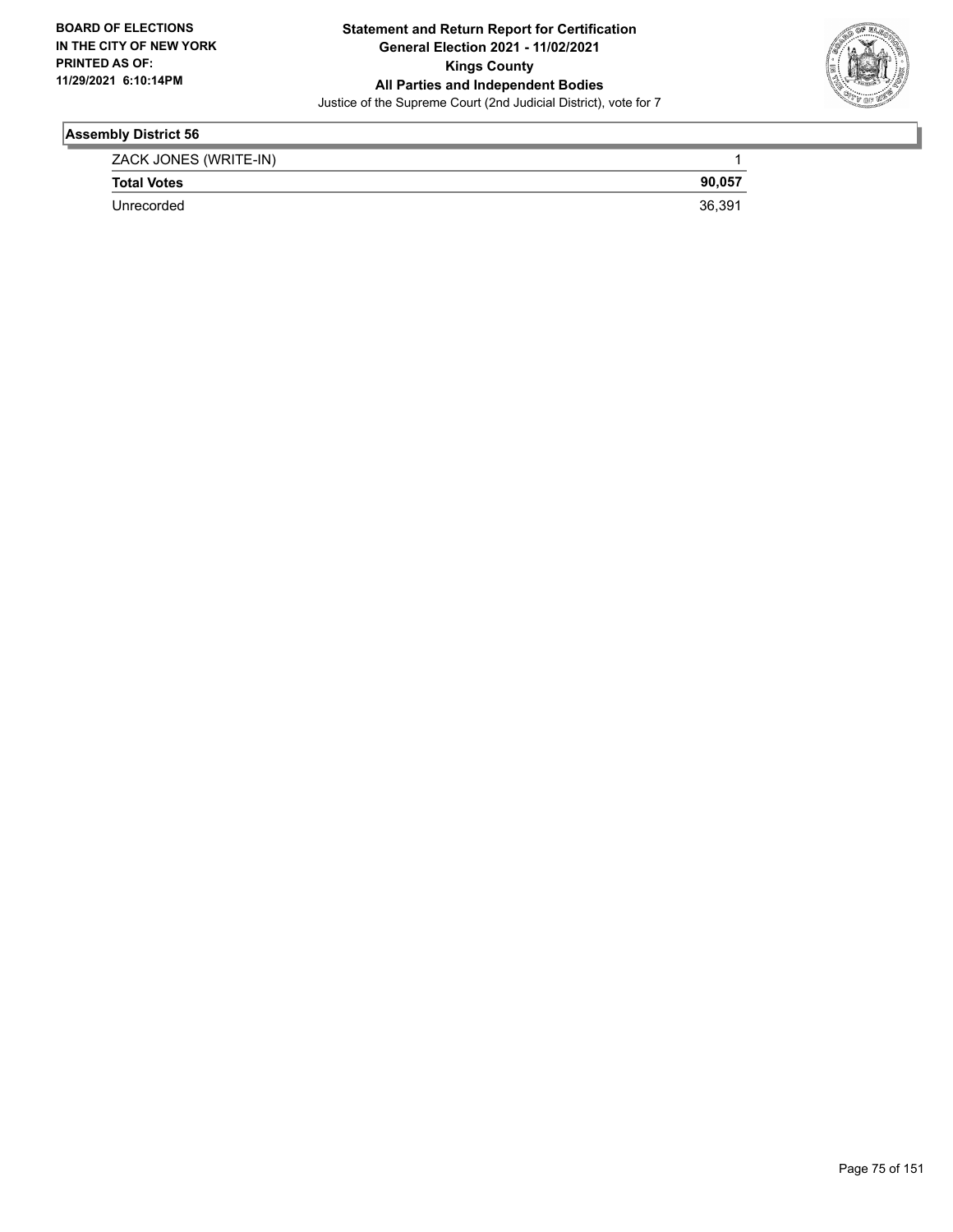**Assembly District 56**

| | |
|---|---|
| ZACK JONES (WRITE-IN) | 1 |
| **Total Votes** | **90,057** |
| Unrecorded | 36,391 |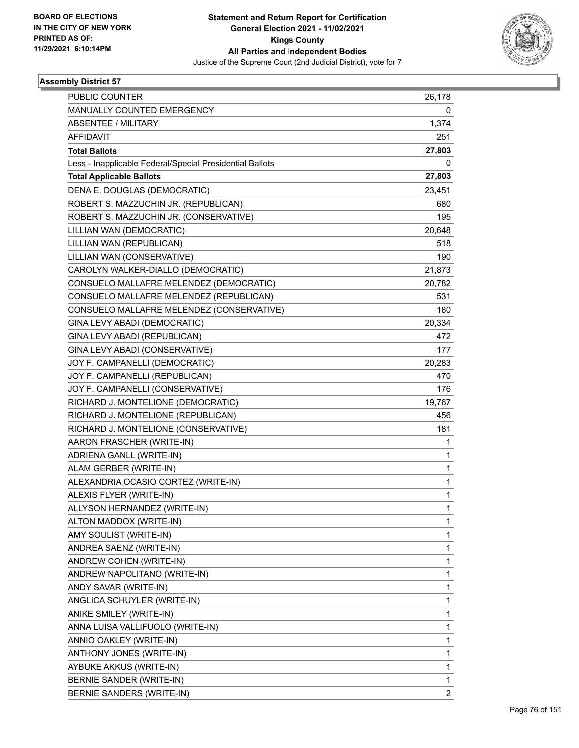BOARD OF ELECTIONS
IN THE CITY OF NEW YORK
PRINTED AS OF:
11/29/2021 6:10:14PM

**Statement and Return Report for Certification**
**General Election 2021 - 11/02/2021**
**Kings County**
**All Parties and Independent Bodies**
Justice of the Supreme Court (2nd Judicial District), vote for 7

**Assembly District 57**

| | |
|---|---|
| PUBLIC COUNTER | 26,178 |
| MANUALLY COUNTED EMERGENCY | 0 |
| ABSENTEE / MILITARY | 1,374 |
| AFFIDAVIT | 251 |
| **Total Ballots** | **27,803** |
| Less - Inapplicable Federal/Special Presidential Ballots | 0 |
| **Total Applicable Ballots** | **27,803** |
| DENA E. DOUGLAS (DEMOCRATIC) | 23,451 |
| ROBERT S. MAZZUCHIN JR. (REPUBLICAN) | 680 |
| ROBERT S. MAZZUCHIN JR. (CONSERVATIVE) | 195 |
| LILLIAN WAN (DEMOCRATIC) | 20,648 |
| LILLIAN WAN (REPUBLICAN) | 518 |
| LILLIAN WAN (CONSERVATIVE) | 190 |
| CAROLYN WALKER-DIALLO (DEMOCRATIC) | 21,873 |
| CONSUELO MALLAFRE MELENDEZ (DEMOCRATIC) | 20,782 |
| CONSUELO MALLAFRE MELENDEZ (REPUBLICAN) | 531 |
| CONSUELO MALLAFRE MELENDEZ (CONSERVATIVE) | 180 |
| GINA LEVY ABADI (DEMOCRATIC) | 20,334 |
| GINA LEVY ABADI (REPUBLICAN) | 472 |
| GINA LEVY ABADI (CONSERVATIVE) | 177 |
| JOY F. CAMPANELLI (DEMOCRATIC) | 20,283 |
| JOY F. CAMPANELLI (REPUBLICAN) | 470 |
| JOY F. CAMPANELLI (CONSERVATIVE) | 176 |
| RICHARD J. MONTELIONE (DEMOCRATIC) | 19,767 |
| RICHARD J. MONTELIONE (REPUBLICAN) | 456 |
| RICHARD J. MONTELIONE (CONSERVATIVE) | 181 |
| AARON FRASCHER (WRITE-IN) | 1 |
| ADRIENA GANLL (WRITE-IN) | 1 |
| ALAM GERBER (WRITE-IN) | 1 |
| ALEXANDRIA OCASIO CORTEZ (WRITE-IN) | 1 |
| ALEXIS FLYER (WRITE-IN) | 1 |
| ALLYSON HERNANDEZ (WRITE-IN) | 1 |
| ALTON MADDOX (WRITE-IN) | 1 |
| AMY SOULIST (WRITE-IN) | 1 |
| ANDREA SAENZ (WRITE-IN) | 1 |
| ANDREW COHEN (WRITE-IN) | 1 |
| ANDREW NAPOLITANO (WRITE-IN) | 1 |
| ANDY SAVAR (WRITE-IN) | 1 |
| ANGLICA SCHUYLER (WRITE-IN) | 1 |
| ANIKE SMILEY (WRITE-IN) | 1 |
| ANNA LUISA VALLIFUOLO (WRITE-IN) | 1 |
| ANNIO OAKLEY (WRITE-IN) | 1 |
| ANTHONY JONES (WRITE-IN) | 1 |
| AYBUKE AKKUS (WRITE-IN) | 1 |
| BERNIE SANDER (WRITE-IN) | 1 |
| BERNIE SANDERS (WRITE-IN) | 2 |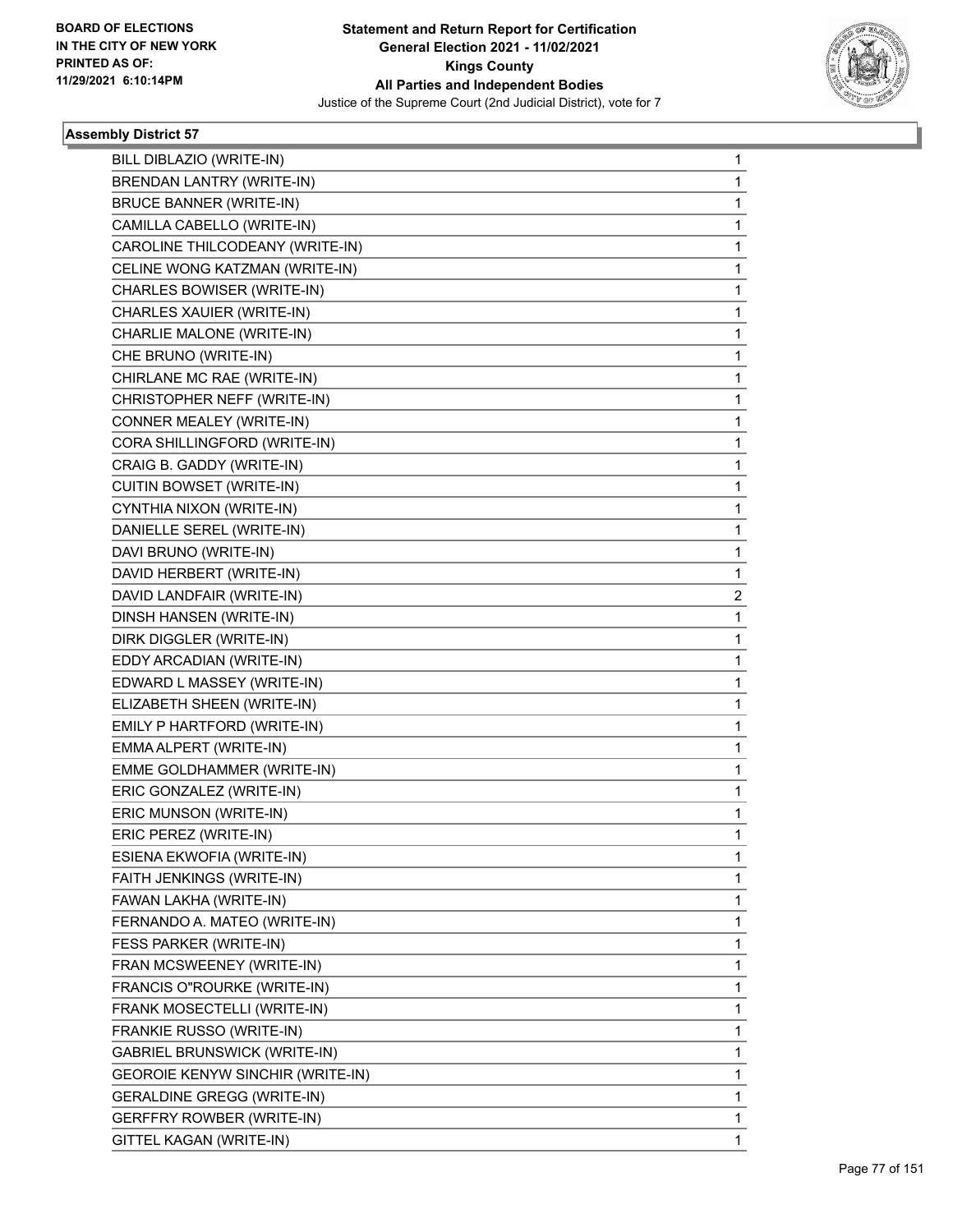BOARD OF ELECTIONS
IN THE CITY OF NEW YORK
PRINTED AS OF:
11/29/2021 6:10:14PM

**Statement and Return Report for Certification**
**General Election 2021 - 11/02/2021**
**Kings County**
**All Parties and Independent Bodies**
Justice of the Supreme Court (2nd Judicial District), vote for 7

### Assembly District 57

| Candidate | Votes |
|---|---|
| BILL DIBLAZIO (WRITE-IN) | 1 |
| BRENDAN LANTRY (WRITE-IN) | 1 |
| BRUCE BANNER (WRITE-IN) | 1 |
| CAMILLA CABELLO (WRITE-IN) | 1 |
| CAROLINE THILCODEANY (WRITE-IN) | 1 |
| CELINE WONG KATZMAN (WRITE-IN) | 1 |
| CHARLES BOWISER (WRITE-IN) | 1 |
| CHARLES XAUIER (WRITE-IN) | 1 |
| CHARLIE MALONE (WRITE-IN) | 1 |
| CHE BRUNO (WRITE-IN) | 1 |
| CHIRLANE MC RAE (WRITE-IN) | 1 |
| CHRISTOPHER NEFF (WRITE-IN) | 1 |
| CONNER MEALEY (WRITE-IN) | 1 |
| CORA SHILLINGFORD (WRITE-IN) | 1 |
| CRAIG B. GADDY (WRITE-IN) | 1 |
| CUITIN BOWSET (WRITE-IN) | 1 |
| CYNTHIA NIXON (WRITE-IN) | 1 |
| DANIELLE SEREL (WRITE-IN) | 1 |
| DAVI BRUNO (WRITE-IN) | 1 |
| DAVID HERBERT (WRITE-IN) | 1 |
| DAVID LANDFAIR (WRITE-IN) | 2 |
| DINSH HANSEN (WRITE-IN) | 1 |
| DIRK DIGGLER (WRITE-IN) | 1 |
| EDDY ARCADIAN (WRITE-IN) | 1 |
| EDWARD L MASSEY (WRITE-IN) | 1 |
| ELIZABETH SHEEN (WRITE-IN) | 1 |
| EMILY P HARTFORD (WRITE-IN) | 1 |
| EMMA ALPERT (WRITE-IN) | 1 |
| EMME GOLDHAMMER (WRITE-IN) | 1 |
| ERIC GONZALEZ (WRITE-IN) | 1 |
| ERIC MUNSON (WRITE-IN) | 1 |
| ERIC PEREZ (WRITE-IN) | 1 |
| ESIENA EKWOFIA (WRITE-IN) | 1 |
| FAITH JENKINGS (WRITE-IN) | 1 |
| FAWAN LAKHA (WRITE-IN) | 1 |
| FERNANDO A. MATEO (WRITE-IN) | 1 |
| FESS PARKER (WRITE-IN) | 1 |
| FRAN MCSWEENEY (WRITE-IN) | 1 |
| FRANCIS O"ROURKE (WRITE-IN) | 1 |
| FRANK MOSECTELLI (WRITE-IN) | 1 |
| FRANKIE RUSSO (WRITE-IN) | 1 |
| GABRIEL BRUNSWICK (WRITE-IN) | 1 |
| GEOROIE KENYW SINCHIR (WRITE-IN) | 1 |
| GERALDINE GREGG (WRITE-IN) | 1 |
| GERFFRY ROWBER (WRITE-IN) | 1 |
| GITTEL KAGAN (WRITE-IN) | 1 |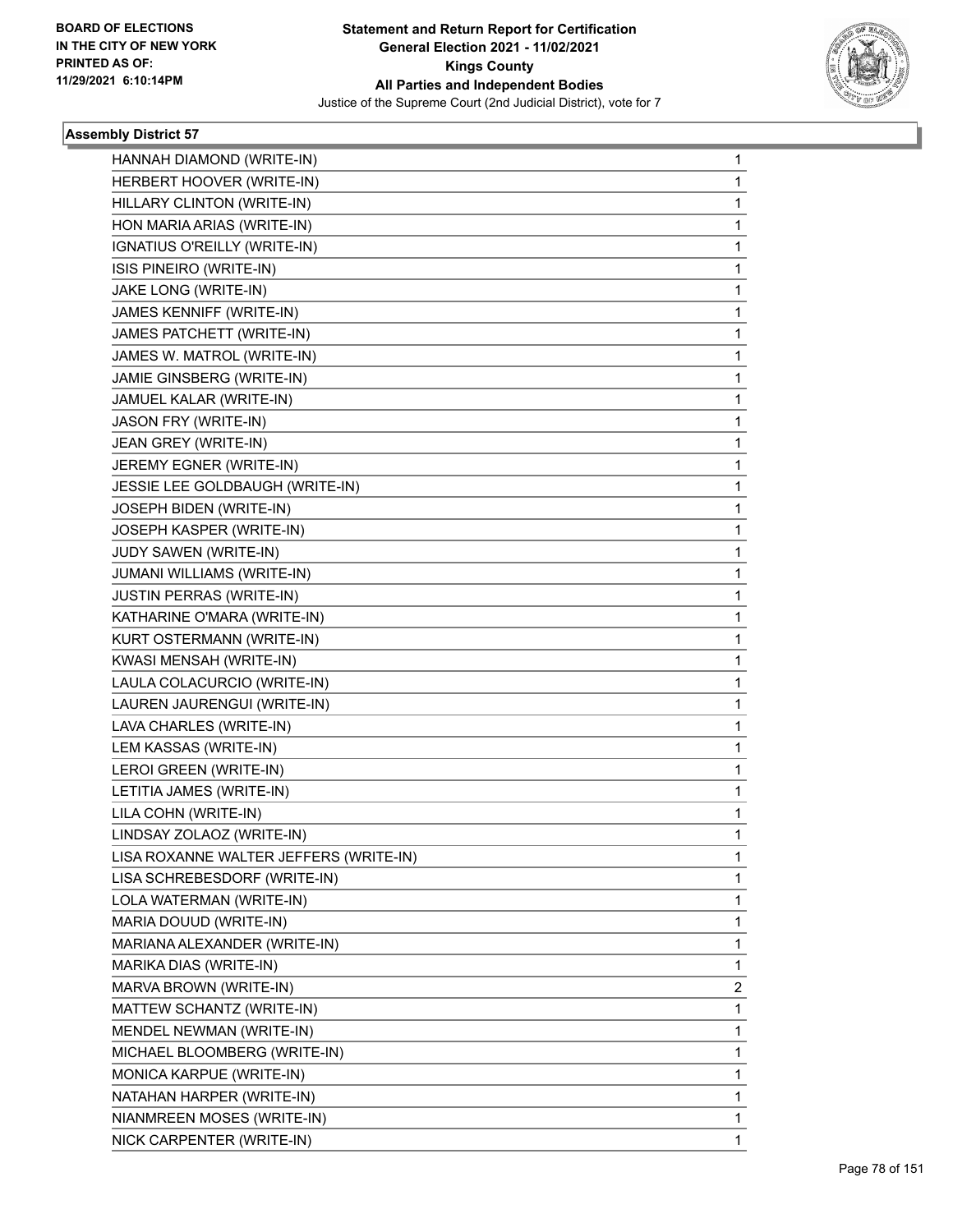**BOARD OF ELECTIONS IN THE CITY OF NEW YORK PRINTED AS OF: 11/29/2021 6:10:14PM**

**Statement and Return Report for Certification General Election 2021 - 11/02/2021 Kings County All Parties and Independent Bodies**

Justice of the Supreme Court (2nd Judicial District), vote for 7

### Assembly District 57

| | |
|---|---|
| HANNAH DIAMOND (WRITE-IN) | 1 |
| HERBERT HOOVER (WRITE-IN) | 1 |
| HILLARY CLINTON (WRITE-IN) | 1 |
| HON MARIA ARIAS (WRITE-IN) | 1 |
| IGNATIUS O'REILLY (WRITE-IN) | 1 |
| ISIS PINEIRO (WRITE-IN) | 1 |
| JAKE LONG (WRITE-IN) | 1 |
| JAMES KENNIFF (WRITE-IN) | 1 |
| JAMES PATCHETT (WRITE-IN) | 1 |
| JAMES W. MATROL (WRITE-IN) | 1 |
| JAMIE GINSBERG (WRITE-IN) | 1 |
| JAMUEL KALAR (WRITE-IN) | 1 |
| JASON FRY (WRITE-IN) | 1 |
| JEAN GREY (WRITE-IN) | 1 |
| JEREMY EGNER (WRITE-IN) | 1 |
| JESSIE LEE GOLDBAUGH (WRITE-IN) | 1 |
| JOSEPH BIDEN (WRITE-IN) | 1 |
| JOSEPH KASPER (WRITE-IN) | 1 |
| JUDY SAWEN (WRITE-IN) | 1 |
| JUMANI WILLIAMS (WRITE-IN) | 1 |
| JUSTIN PERRAS (WRITE-IN) | 1 |
| KATHARINE O'MARA (WRITE-IN) | 1 |
| KURT OSTERMANN (WRITE-IN) | 1 |
| KWASI MENSAH (WRITE-IN) | 1 |
| LAULA COLACURCIO (WRITE-IN) | 1 |
| LAUREN JAURENGUI (WRITE-IN) | 1 |
| LAVA CHARLES (WRITE-IN) | 1 |
| LEM KASSAS (WRITE-IN) | 1 |
| LEROI GREEN (WRITE-IN) | 1 |
| LETITIA JAMES (WRITE-IN) | 1 |
| LILA COHN (WRITE-IN) | 1 |
| LINDSAY ZOLAOZ (WRITE-IN) | 1 |
| LISA ROXANNE WALTER JEFFERS (WRITE-IN) | 1 |
| LISA SCHREBESDORF (WRITE-IN) | 1 |
| LOLA WATERMAN (WRITE-IN) | 1 |
| MARIA DOUUD (WRITE-IN) | 1 |
| MARIANA ALEXANDER (WRITE-IN) | 1 |
| MARIKA DIAS (WRITE-IN) | 1 |
| MARVA BROWN (WRITE-IN) | 2 |
| MATTEW SCHANTZ (WRITE-IN) | 1 |
| MENDEL NEWMAN (WRITE-IN) | 1 |
| MICHAEL BLOOMBERG (WRITE-IN) | 1 |
| MONICA KARPUE (WRITE-IN) | 1 |
| NATAHAN HARPER (WRITE-IN) | 1 |
| NIANMREEN MOSES (WRITE-IN) | 1 |
| NICK CARPENTER (WRITE-IN) | 1 |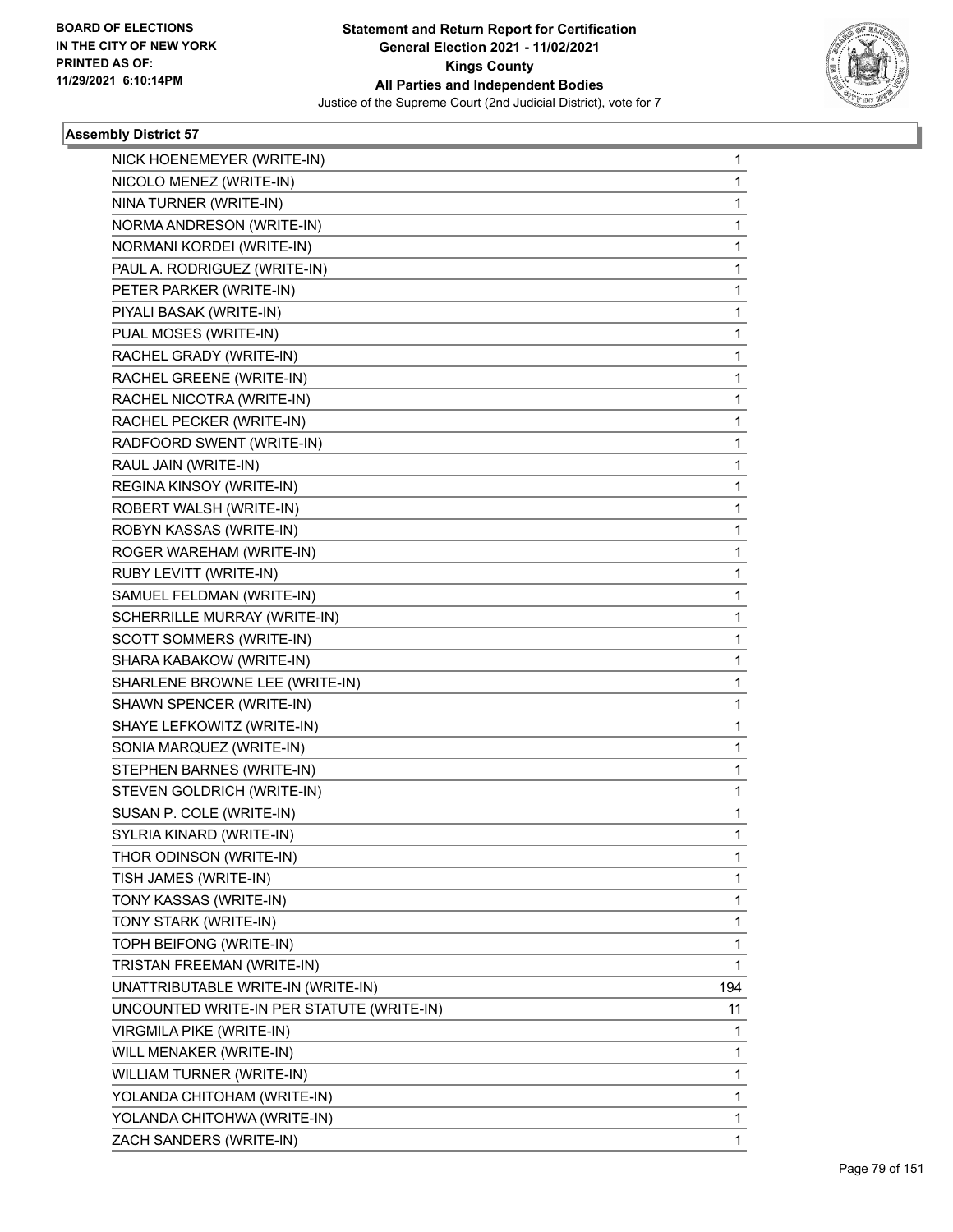BOARD OF ELECTIONS
IN THE CITY OF NEW YORK
PRINTED AS OF:
11/29/2021 6:10:14PM

**Statement and Return Report for Certification**
**General Election 2021 - 11/02/2021**
**Kings County**
**All Parties and Independent Bodies**
Justice of the Supreme Court (2nd Judicial District), vote for 7

### Assembly District 57

| | |
|---|---|
| NICK HOENEMEYER (WRITE-IN) | 1 |
| NICOLO MENEZ (WRITE-IN) | 1 |
| NINA TURNER (WRITE-IN) | 1 |
| NORMA ANDRESON (WRITE-IN) | 1 |
| NORMANI KORDEI (WRITE-IN) | 1 |
| PAUL A. RODRIGUEZ (WRITE-IN) | 1 |
| PETER PARKER (WRITE-IN) | 1 |
| PIYALI BASAK (WRITE-IN) | 1 |
| PUAL MOSES (WRITE-IN) | 1 |
| RACHEL GRADY (WRITE-IN) | 1 |
| RACHEL GREENE (WRITE-IN) | 1 |
| RACHEL NICOTRA (WRITE-IN) | 1 |
| RACHEL PECKER (WRITE-IN) | 1 |
| RADFOORD SWENT (WRITE-IN) | 1 |
| RAUL JAIN (WRITE-IN) | 1 |
| REGINA KINSOY (WRITE-IN) | 1 |
| ROBERT WALSH (WRITE-IN) | 1 |
| ROBYN KASSAS (WRITE-IN) | 1 |
| ROGER WAREHAM (WRITE-IN) | 1 |
| RUBY LEVITT (WRITE-IN) | 1 |
| SAMUEL FELDMAN (WRITE-IN) | 1 |
| SCHERRILLE MURRAY (WRITE-IN) | 1 |
| SCOTT SOMMERS (WRITE-IN) | 1 |
| SHARA KABAKOW (WRITE-IN) | 1 |
| SHARLENE BROWNE LEE (WRITE-IN) | 1 |
| SHAWN SPENCER (WRITE-IN) | 1 |
| SHAYE LEFKOWITZ (WRITE-IN) | 1 |
| SONIA MARQUEZ (WRITE-IN) | 1 |
| STEPHEN BARNES (WRITE-IN) | 1 |
| STEVEN GOLDRICH (WRITE-IN) | 1 |
| SUSAN P. COLE (WRITE-IN) | 1 |
| SYLRIA KINARD (WRITE-IN) | 1 |
| THOR ODINSON (WRITE-IN) | 1 |
| TISH JAMES (WRITE-IN) | 1 |
| TONY KASSAS (WRITE-IN) | 1 |
| TONY STARK (WRITE-IN) | 1 |
| TOPH BEIFONG (WRITE-IN) | 1 |
| TRISTAN FREEMAN (WRITE-IN) | 1 |
| UNATTRIBUTABLE WRITE-IN (WRITE-IN) | 194 |
| UNCOUNTED WRITE-IN PER STATUTE (WRITE-IN) | 11 |
| VIRGMILA PIKE (WRITE-IN) | 1 |
| WILL MENAKER (WRITE-IN) | 1 |
| WILLIAM TURNER (WRITE-IN) | 1 |
| YOLANDA CHITOHAM (WRITE-IN) | 1 |
| YOLANDA CHITOHWA (WRITE-IN) | 1 |
| ZACH SANDERS (WRITE-IN) | 1 |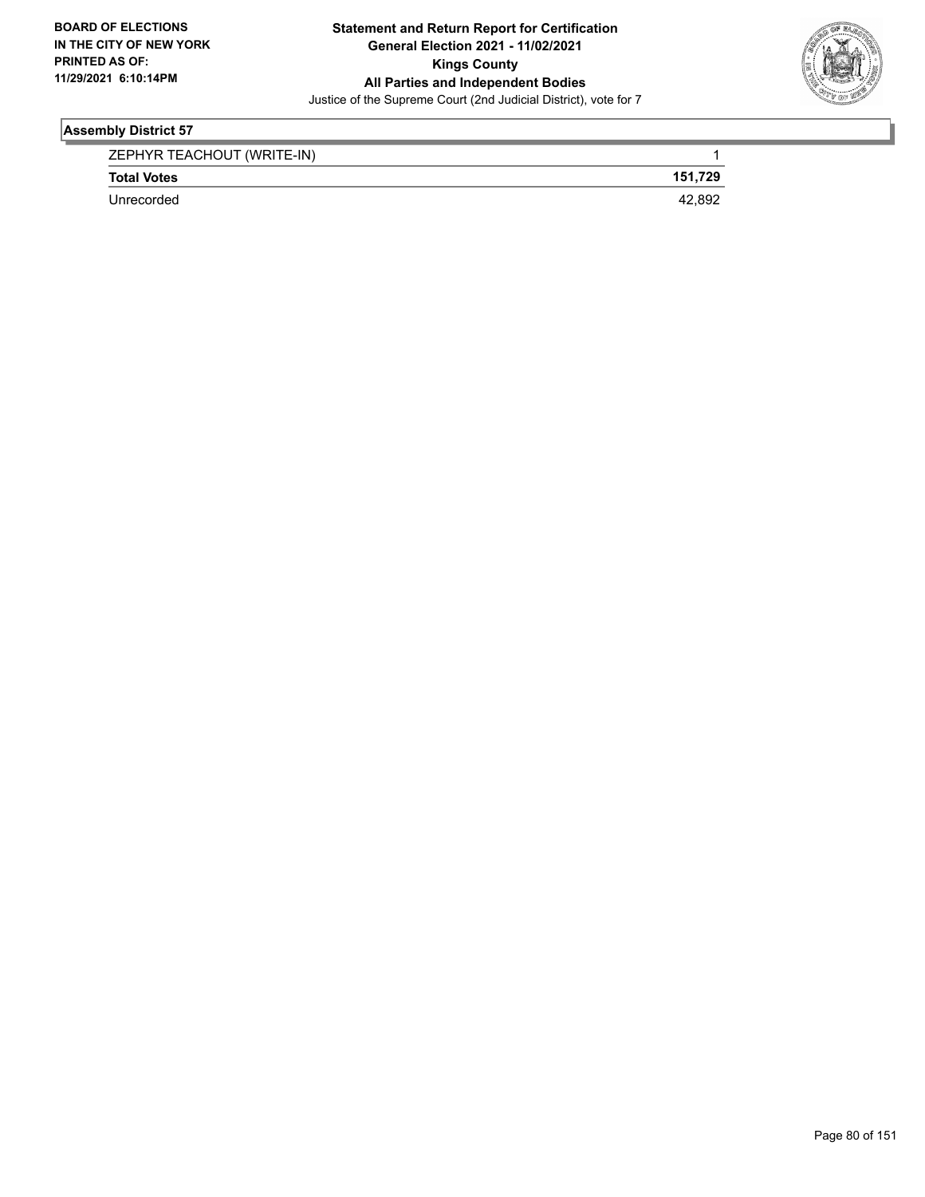**Assembly District 57**

| | |
|---|---|
| ZEPHYR TEACHOUT (WRITE-IN) | 1 |
| **Total Votes** | **151,729** |
| Unrecorded | 42,892 |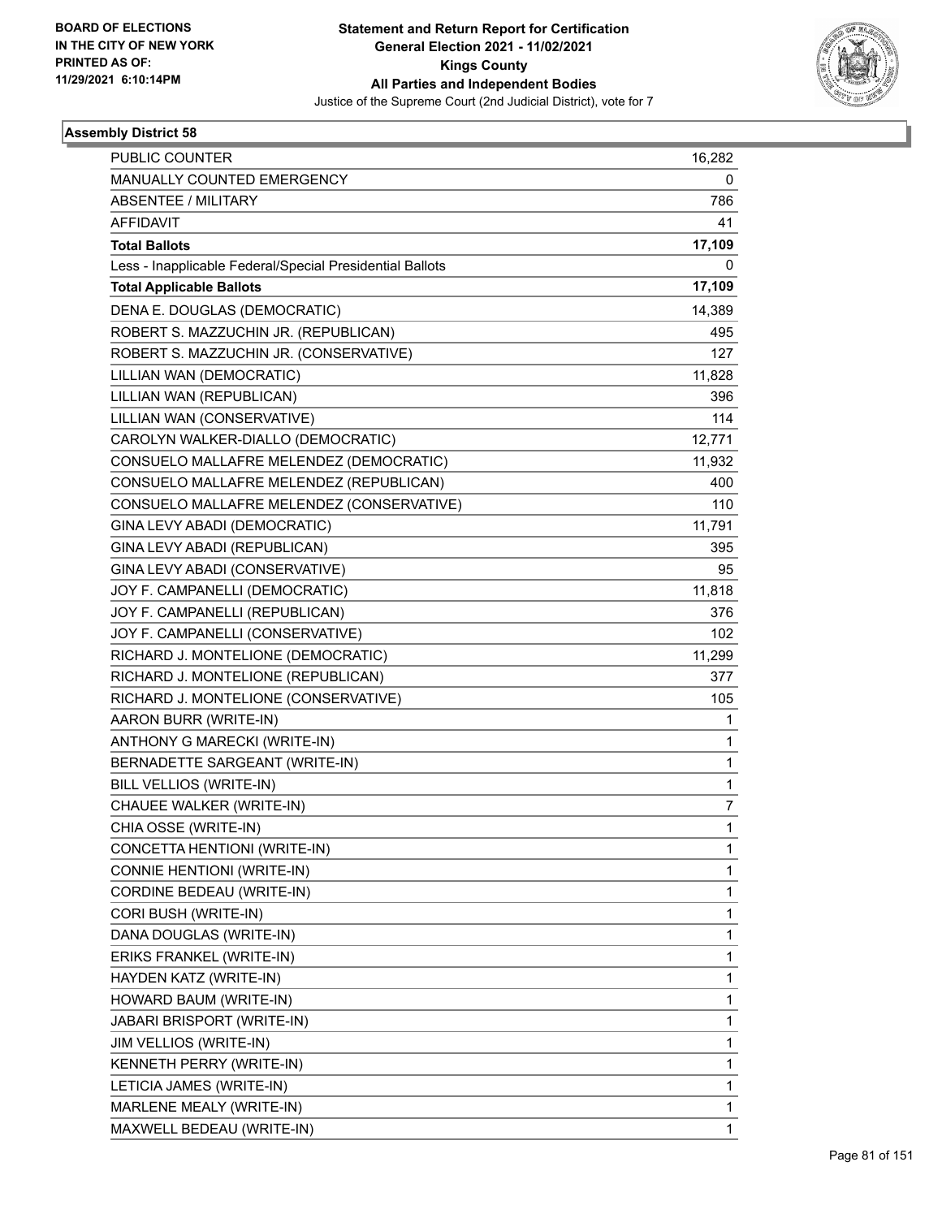BOARD OF ELECTIONS
IN THE CITY OF NEW YORK
PRINTED AS OF:
11/29/2021 6:10:14PM

**Statement and Return Report for Certification**
**General Election 2021 - 11/02/2021**
**Kings County**
**All Parties and Independent Bodies**
Justice of the Supreme Court (2nd Judicial District), vote for 7

### Assembly District 58

| | |
|---|---|
| PUBLIC COUNTER | 16,282 |
| MANUALLY COUNTED EMERGENCY | 0 |
| ABSENTEE / MILITARY | 786 |
| AFFIDAVIT | 41 |
| **Total Ballots** | **17,109** |
| Less - Inapplicable Federal/Special Presidential Ballots | 0 |
| **Total Applicable Ballots** | **17,109** |
| DENA E. DOUGLAS (DEMOCRATIC) | 14,389 |
| ROBERT S. MAZZUCHIN JR. (REPUBLICAN) | 495 |
| ROBERT S. MAZZUCHIN JR. (CONSERVATIVE) | 127 |
| LILLIAN WAN (DEMOCRATIC) | 11,828 |
| LILLIAN WAN (REPUBLICAN) | 396 |
| LILLIAN WAN (CONSERVATIVE) | 114 |
| CAROLYN WALKER-DIALLO (DEMOCRATIC) | 12,771 |
| CONSUELO MALLAFRE MELENDEZ (DEMOCRATIC) | 11,932 |
| CONSUELO MALLAFRE MELENDEZ (REPUBLICAN) | 400 |
| CONSUELO MALLAFRE MELENDEZ (CONSERVATIVE) | 110 |
| GINA LEVY ABADI (DEMOCRATIC) | 11,791 |
| GINA LEVY ABADI (REPUBLICAN) | 395 |
| GINA LEVY ABADI (CONSERVATIVE) | 95 |
| JOY F. CAMPANELLI (DEMOCRATIC) | 11,818 |
| JOY F. CAMPANELLI (REPUBLICAN) | 376 |
| JOY F. CAMPANELLI (CONSERVATIVE) | 102 |
| RICHARD J. MONTELIONE (DEMOCRATIC) | 11,299 |
| RICHARD J. MONTELIONE (REPUBLICAN) | 377 |
| RICHARD J. MONTELIONE (CONSERVATIVE) | 105 |
| AARON BURR (WRITE-IN) | 1 |
| ANTHONY G MARECKI (WRITE-IN) | 1 |
| BERNADETTE SARGEANT (WRITE-IN) | 1 |
| BILL VELLIOS (WRITE-IN) | 1 |
| CHAUEE WALKER (WRITE-IN) | 7 |
| CHIA OSSE (WRITE-IN) | 1 |
| CONCETTA HENTIONI (WRITE-IN) | 1 |
| CONNIE HENTIONI (WRITE-IN) | 1 |
| CORDINE BEDEAU (WRITE-IN) | 1 |
| CORI BUSH (WRITE-IN) | 1 |
| DANA DOUGLAS (WRITE-IN) | 1 |
| ERIKS FRANKEL (WRITE-IN) | 1 |
| HAYDEN KATZ (WRITE-IN) | 1 |
| HOWARD BAUM (WRITE-IN) | 1 |
| JABARI BRISPORT (WRITE-IN) | 1 |
| JIM VELLIOS (WRITE-IN) | 1 |
| KENNETH PERRY (WRITE-IN) | 1 |
| LETICIA JAMES (WRITE-IN) | 1 |
| MARLENE MEALY (WRITE-IN) | 1 |
| MAXWELL BEDEAU (WRITE-IN) | 1 |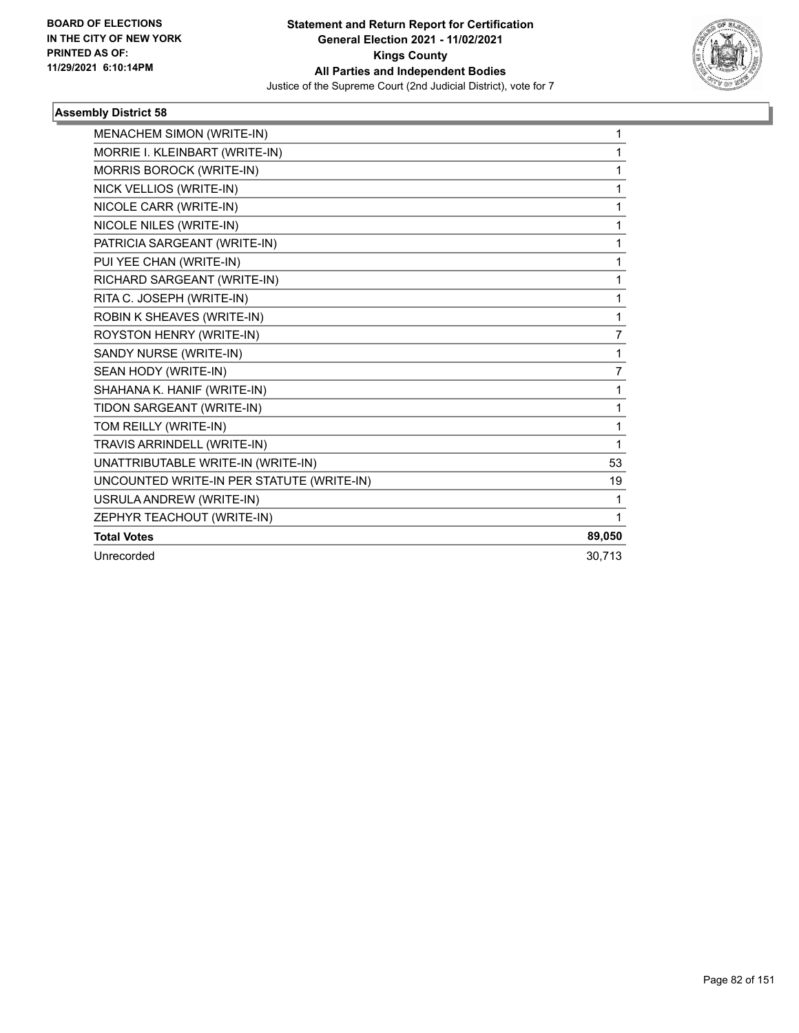BOARD OF ELECTIONS IN THE CITY OF NEW YORK PRINTED AS OF: 11/29/2021 6:10:14PM

**Statement and Return Report for Certification**
**General Election 2021 - 11/02/2021**
**Kings County**
**All Parties and Independent Bodies**
Justice of the Supreme Court (2nd Judicial District), vote for 7

### Assembly District 58

| | |
|---|---|
| MENACHEM SIMON (WRITE-IN) | 1 |
| MORRIE I. KLEINBART (WRITE-IN) | 1 |
| MORRIS BOROCK (WRITE-IN) | 1 |
| NICK VELLIOS (WRITE-IN) | 1 |
| NICOLE CARR (WRITE-IN) | 1 |
| NICOLE NILES (WRITE-IN) | 1 |
| PATRICIA SARGEANT (WRITE-IN) | 1 |
| PUI YEE CHAN (WRITE-IN) | 1 |
| RICHARD SARGEANT (WRITE-IN) | 1 |
| RITA C. JOSEPH (WRITE-IN) | 1 |
| ROBIN K SHEAVES (WRITE-IN) | 1 |
| ROYSTON HENRY (WRITE-IN) | 7 |
| SANDY NURSE (WRITE-IN) | 1 |
| SEAN HODY (WRITE-IN) | 7 |
| SHAHANA K. HANIF (WRITE-IN) | 1 |
| TIDON SARGEANT (WRITE-IN) | 1 |
| TOM REILLY (WRITE-IN) | 1 |
| TRAVIS ARRINDELL (WRITE-IN) | 1 |
| UNATTRIBUTABLE WRITE-IN (WRITE-IN) | 53 |
| UNCOUNTED WRITE-IN PER STATUTE (WRITE-IN) | 19 |
| USRULA ANDREW (WRITE-IN) | 1 |
| ZEPHYR TEACHOUT (WRITE-IN) | 1 |
| **Total Votes** | **89,050** |
| Unrecorded | 30,713 |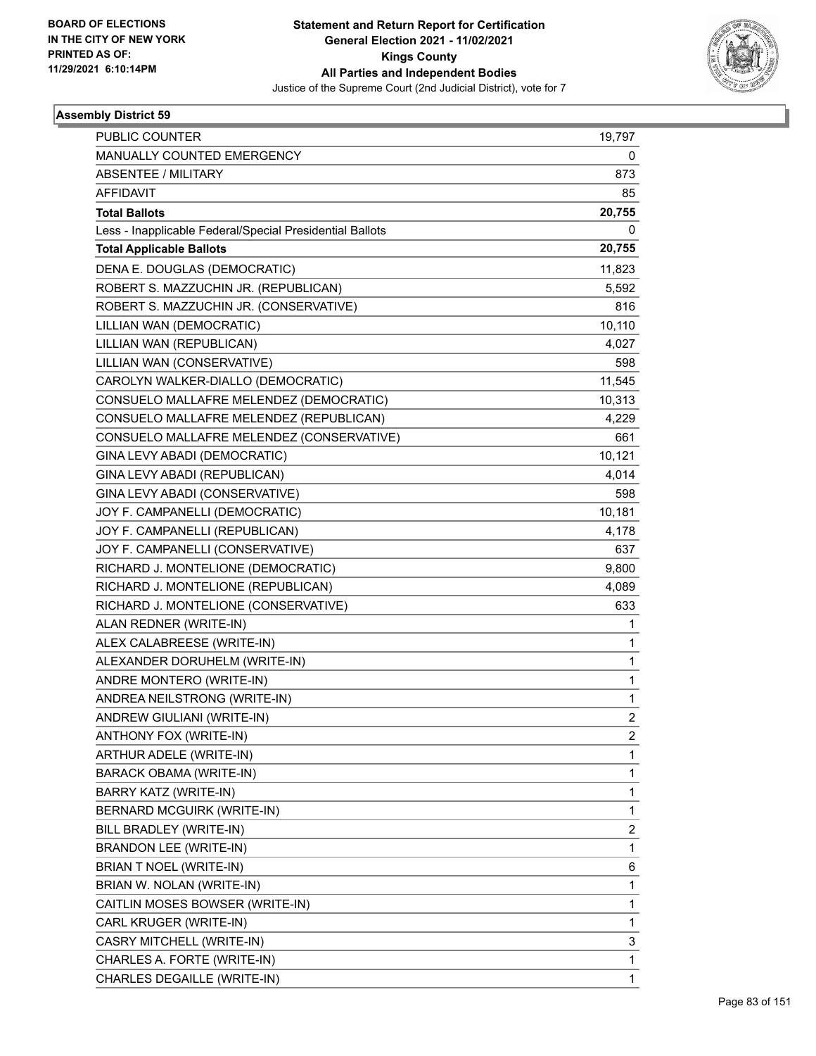**BOARD OF ELECTIONS IN THE CITY OF NEW YORK PRINTED AS OF: 11/29/2021 6:10:14PM**

**Statement and Return Report for Certification General Election 2021 - 11/02/2021 Kings County All Parties and Independent Bodies**

Justice of the Supreme Court (2nd Judicial District), vote for 7

### Assembly District 59

| | |
|---|---|
| PUBLIC COUNTER | 19,797 |
| MANUALLY COUNTED EMERGENCY | 0 |
| ABSENTEE / MILITARY | 873 |
| AFFIDAVIT | 85 |
| **Total Ballots** | **20,755** |
| Less - Inapplicable Federal/Special Presidential Ballots | 0 |
| **Total Applicable Ballots** | **20,755** |
| DENA E. DOUGLAS (DEMOCRATIC) | 11,823 |
| ROBERT S. MAZZUCHIN JR. (REPUBLICAN) | 5,592 |
| ROBERT S. MAZZUCHIN JR. (CONSERVATIVE) | 816 |
| LILLIAN WAN (DEMOCRATIC) | 10,110 |
| LILLIAN WAN (REPUBLICAN) | 4,027 |
| LILLIAN WAN (CONSERVATIVE) | 598 |
| CAROLYN WALKER-DIALLO (DEMOCRATIC) | 11,545 |
| CONSUELO MALLAFRE MELENDEZ (DEMOCRATIC) | 10,313 |
| CONSUELO MALLAFRE MELENDEZ (REPUBLICAN) | 4,229 |
| CONSUELO MALLAFRE MELENDEZ (CONSERVATIVE) | 661 |
| GINA LEVY ABADI (DEMOCRATIC) | 10,121 |
| GINA LEVY ABADI (REPUBLICAN) | 4,014 |
| GINA LEVY ABADI (CONSERVATIVE) | 598 |
| JOY F. CAMPANELLI (DEMOCRATIC) | 10,181 |
| JOY F. CAMPANELLI (REPUBLICAN) | 4,178 |
| JOY F. CAMPANELLI (CONSERVATIVE) | 637 |
| RICHARD J. MONTELIONE (DEMOCRATIC) | 9,800 |
| RICHARD J. MONTELIONE (REPUBLICAN) | 4,089 |
| RICHARD J. MONTELIONE (CONSERVATIVE) | 633 |
| ALAN REDNER (WRITE-IN) | 1 |
| ALEX CALABREESE (WRITE-IN) | 1 |
| ALEXANDER DORUHELM (WRITE-IN) | 1 |
| ANDRE MONTERO (WRITE-IN) | 1 |
| ANDREA NEILSTRONG (WRITE-IN) | 1 |
| ANDREW GIULIANI (WRITE-IN) | 2 |
| ANTHONY FOX (WRITE-IN) | 2 |
| ARTHUR ADELE (WRITE-IN) | 1 |
| BARACK OBAMA (WRITE-IN) | 1 |
| BARRY KATZ (WRITE-IN) | 1 |
| BERNARD MCGUIRK (WRITE-IN) | 1 |
| BILL BRADLEY (WRITE-IN) | 2 |
| BRANDON LEE (WRITE-IN) | 1 |
| BRIAN T NOEL (WRITE-IN) | 6 |
| BRIAN W. NOLAN (WRITE-IN) | 1 |
| CAITLIN MOSES BOWSER (WRITE-IN) | 1 |
| CARL KRUGER (WRITE-IN) | 1 |
| CASRY MITCHELL (WRITE-IN) | 3 |
| CHARLES A. FORTE (WRITE-IN) | 1 |
| CHARLES DEGAILLE (WRITE-IN) | 1 |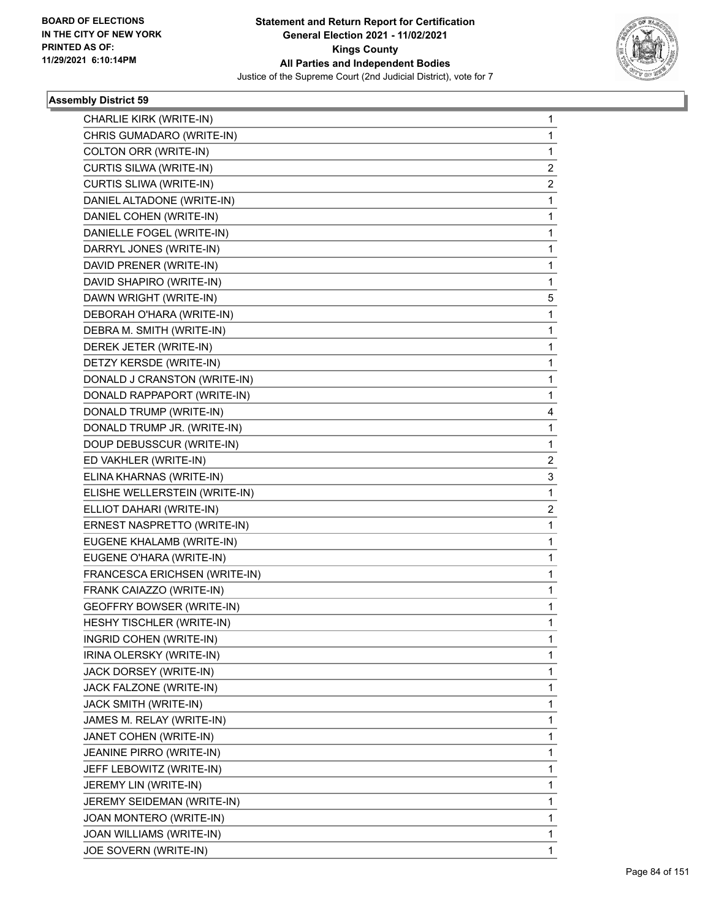**Statement and Return Report for Certification**
**General Election 2021 - 11/02/2021**
**Kings County**
**All Parties and Independent Bodies**
Justice of the Supreme Court (2nd Judicial District), vote for 7

BOARD OF ELECTIONS
IN THE CITY OF NEW YORK
PRINTED AS OF:
11/29/2021 6:10:14PM

### Assembly District 59

| | |
|---|---|
| CHARLIE KIRK (WRITE-IN) | 1 |
| CHRIS GUMADARO (WRITE-IN) | 1 |
| COLTON ORR (WRITE-IN) | 1 |
| CURTIS SILWA (WRITE-IN) | 2 |
| CURTIS SLIWA (WRITE-IN) | 2 |
| DANIEL ALTADONE (WRITE-IN) | 1 |
| DANIEL COHEN (WRITE-IN) | 1 |
| DANIELLE FOGEL (WRITE-IN) | 1 |
| DARRYL JONES (WRITE-IN) | 1 |
| DAVID PRENER (WRITE-IN) | 1 |
| DAVID SHAPIRO (WRITE-IN) | 1 |
| DAWN WRIGHT (WRITE-IN) | 5 |
| DEBORAH O'HARA (WRITE-IN) | 1 |
| DEBRA M. SMITH (WRITE-IN) | 1 |
| DEREK JETER (WRITE-IN) | 1 |
| DETZY KERSDE (WRITE-IN) | 1 |
| DONALD J CRANSTON (WRITE-IN) | 1 |
| DONALD RAPPAPORT (WRITE-IN) | 1 |
| DONALD TRUMP (WRITE-IN) | 4 |
| DONALD TRUMP JR. (WRITE-IN) | 1 |
| DOUP DEBUSSCUR (WRITE-IN) | 1 |
| ED VAKHLER (WRITE-IN) | 2 |
| ELINA KHARNAS (WRITE-IN) | 3 |
| ELISHE WELLERSTEIN (WRITE-IN) | 1 |
| ELLIOT DAHARI (WRITE-IN) | 2 |
| ERNEST NASPRETTO (WRITE-IN) | 1 |
| EUGENE KHALAMB (WRITE-IN) | 1 |
| EUGENE O'HARA (WRITE-IN) | 1 |
| FRANCESCA ERICHSEN (WRITE-IN) | 1 |
| FRANK CAIAZZO (WRITE-IN) | 1 |
| GEOFFRY BOWSER (WRITE-IN) | 1 |
| HESHY TISCHLER (WRITE-IN) | 1 |
| INGRID COHEN (WRITE-IN) | 1 |
| IRINA OLERSKY (WRITE-IN) | 1 |
| JACK DORSEY (WRITE-IN) | 1 |
| JACK FALZONE (WRITE-IN) | 1 |
| JACK SMITH (WRITE-IN) | 1 |
| JAMES M. RELAY (WRITE-IN) | 1 |
| JANET COHEN (WRITE-IN) | 1 |
| JEANINE PIRRO (WRITE-IN) | 1 |
| JEFF LEBOWITZ (WRITE-IN) | 1 |
| JEREMY LIN (WRITE-IN) | 1 |
| JEREMY SEIDEMAN (WRITE-IN) | 1 |
| JOAN MONTERO (WRITE-IN) | 1 |
| JOAN WILLIAMS (WRITE-IN) | 1 |
| JOE SOVERN (WRITE-IN) | 1 |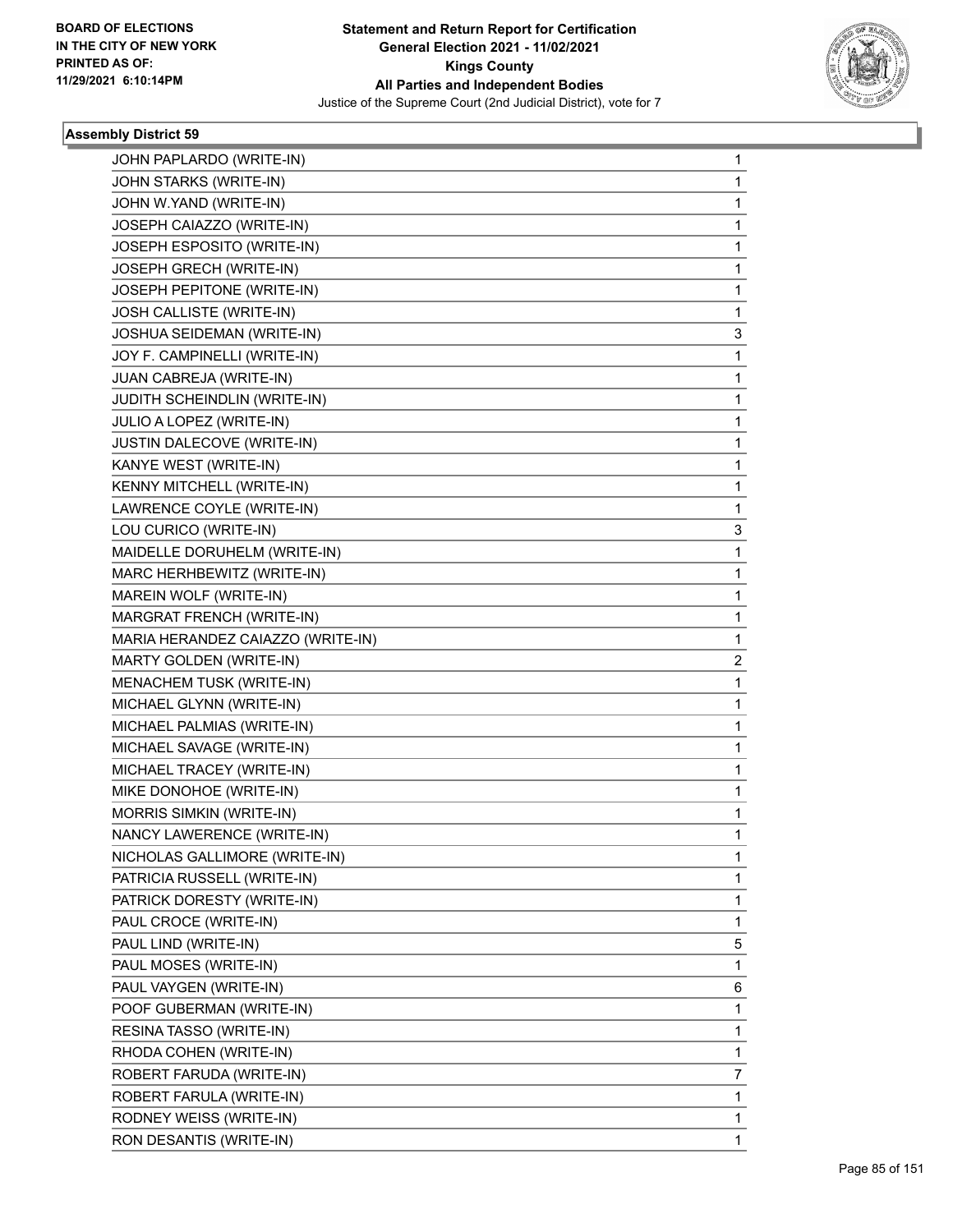BOARD OF ELECTIONS
IN THE CITY OF NEW YORK
PRINTED AS OF:
11/29/2021 6:10:14PM

**Statement and Return Report for Certification**
**General Election 2021 - 11/02/2021**
**Kings County**
**All Parties and Independent Bodies**
Justice of the Supreme Court (2nd Judicial District), vote for 7

### Assembly District 59

| | |
|---|---|
| JOHN PAPLARDO (WRITE-IN) | 1 |
| JOHN STARKS (WRITE-IN) | 1 |
| JOHN W.YAND (WRITE-IN) | 1 |
| JOSEPH CAIAZZO (WRITE-IN) | 1 |
| JOSEPH ESPOSITO (WRITE-IN) | 1 |
| JOSEPH GRECH (WRITE-IN) | 1 |
| JOSEPH PEPITONE (WRITE-IN) | 1 |
| JOSH CALLISTE (WRITE-IN) | 1 |
| JOSHUA SEIDEMAN (WRITE-IN) | 3 |
| JOY F. CAMPINELLI (WRITE-IN) | 1 |
| JUAN CABREJA (WRITE-IN) | 1 |
| JUDITH SCHEINDLIN (WRITE-IN) | 1 |
| JULIO A LOPEZ (WRITE-IN) | 1 |
| JUSTIN DALECOVE (WRITE-IN) | 1 |
| KANYE WEST (WRITE-IN) | 1 |
| KENNY MITCHELL (WRITE-IN) | 1 |
| LAWRENCE COYLE (WRITE-IN) | 1 |
| LOU CURICO (WRITE-IN) | 3 |
| MAIDELLE DORUHELM (WRITE-IN) | 1 |
| MARC HERHBEWITZ (WRITE-IN) | 1 |
| MAREIN WOLF (WRITE-IN) | 1 |
| MARGRAT FRENCH (WRITE-IN) | 1 |
| MARIA HERANDEZ CAIAZZO (WRITE-IN) | 1 |
| MARTY GOLDEN (WRITE-IN) | 2 |
| MENACHEM TUSK (WRITE-IN) | 1 |
| MICHAEL GLYNN (WRITE-IN) | 1 |
| MICHAEL PALMIAS (WRITE-IN) | 1 |
| MICHAEL SAVAGE (WRITE-IN) | 1 |
| MICHAEL TRACEY (WRITE-IN) | 1 |
| MIKE DONOHOE (WRITE-IN) | 1 |
| MORRIS SIMKIN (WRITE-IN) | 1 |
| NANCY LAWERENCE (WRITE-IN) | 1 |
| NICHOLAS GALLIMORE (WRITE-IN) | 1 |
| PATRICIA RUSSELL (WRITE-IN) | 1 |
| PATRICK DORESTY (WRITE-IN) | 1 |
| PAUL CROCE (WRITE-IN) | 1 |
| PAUL LIND (WRITE-IN) | 5 |
| PAUL MOSES (WRITE-IN) | 1 |
| PAUL VAYGEN (WRITE-IN) | 6 |
| POOF GUBERMAN (WRITE-IN) | 1 |
| RESINA TASSO (WRITE-IN) | 1 |
| RHODA COHEN (WRITE-IN) | 1 |
| ROBERT FARUDA (WRITE-IN) | 7 |
| ROBERT FARULA (WRITE-IN) | 1 |
| RODNEY WEISS (WRITE-IN) | 1 |
| RON DESANTIS (WRITE-IN) | 1 |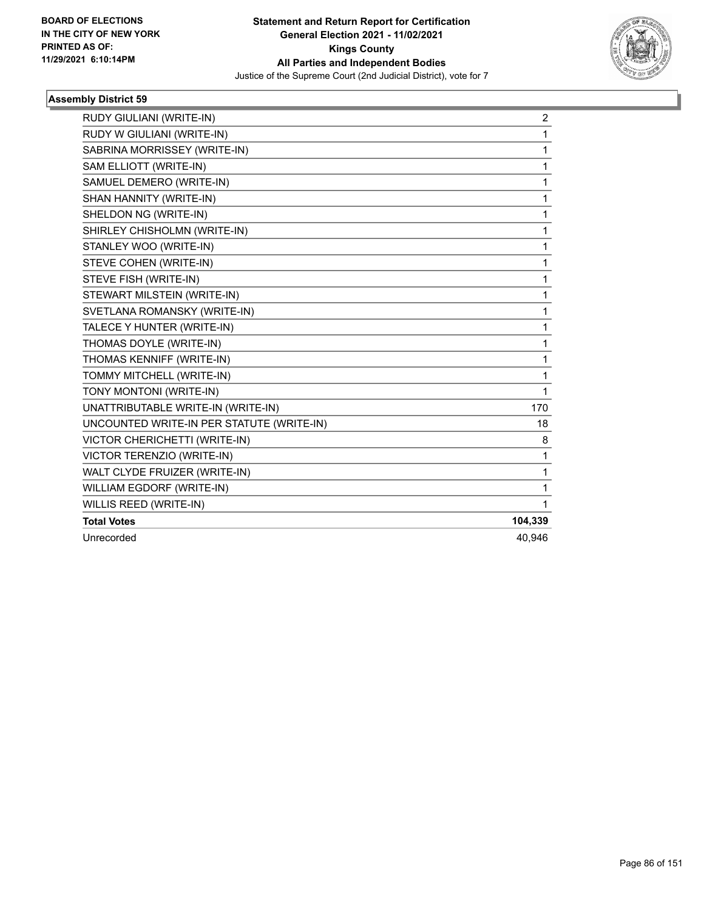**Statement and Return Report for Certification**
**General Election 2021 - 11/02/2021**
**Kings County**
**All Parties and Independent Bodies**
Justice of the Supreme Court (2nd Judicial District), vote for 7

BOARD OF ELECTIONS
IN THE CITY OF NEW YORK
PRINTED AS OF:
11/29/2021 6:10:14PM

**Assembly District 59**

| | |
|---|---|
| RUDY GIULIANI (WRITE-IN) | 2 |
| RUDY W GIULIANI (WRITE-IN) | 1 |
| SABRINA MORRISSEY (WRITE-IN) | 1 |
| SAM ELLIOTT (WRITE-IN) | 1 |
| SAMUEL DEMERO (WRITE-IN) | 1 |
| SHAN HANNITY (WRITE-IN) | 1 |
| SHELDON NG (WRITE-IN) | 1 |
| SHIRLEY CHISHOLMN (WRITE-IN) | 1 |
| STANLEY WOO (WRITE-IN) | 1 |
| STEVE COHEN (WRITE-IN) | 1 |
| STEVE FISH (WRITE-IN) | 1 |
| STEWART MILSTEIN (WRITE-IN) | 1 |
| SVETLANA ROMANSKY (WRITE-IN) | 1 |
| TALECE Y HUNTER (WRITE-IN) | 1 |
| THOMAS DOYLE (WRITE-IN) | 1 |
| THOMAS KENNIFF (WRITE-IN) | 1 |
| TOMMY MITCHELL (WRITE-IN) | 1 |
| TONY MONTONI (WRITE-IN) | 1 |
| UNATTRIBUTABLE WRITE-IN (WRITE-IN) | 170 |
| UNCOUNTED WRITE-IN PER STATUTE (WRITE-IN) | 18 |
| VICTOR CHERICHETTI (WRITE-IN) | 8 |
| VICTOR TERENZIO (WRITE-IN) | 1 |
| WALT CLYDE FRUIZER (WRITE-IN) | 1 |
| WILLIAM EGDORF (WRITE-IN) | 1 |
| WILLIS REED (WRITE-IN) | 1 |
| **Total Votes** | **104,339** |
| Unrecorded | 40,946 |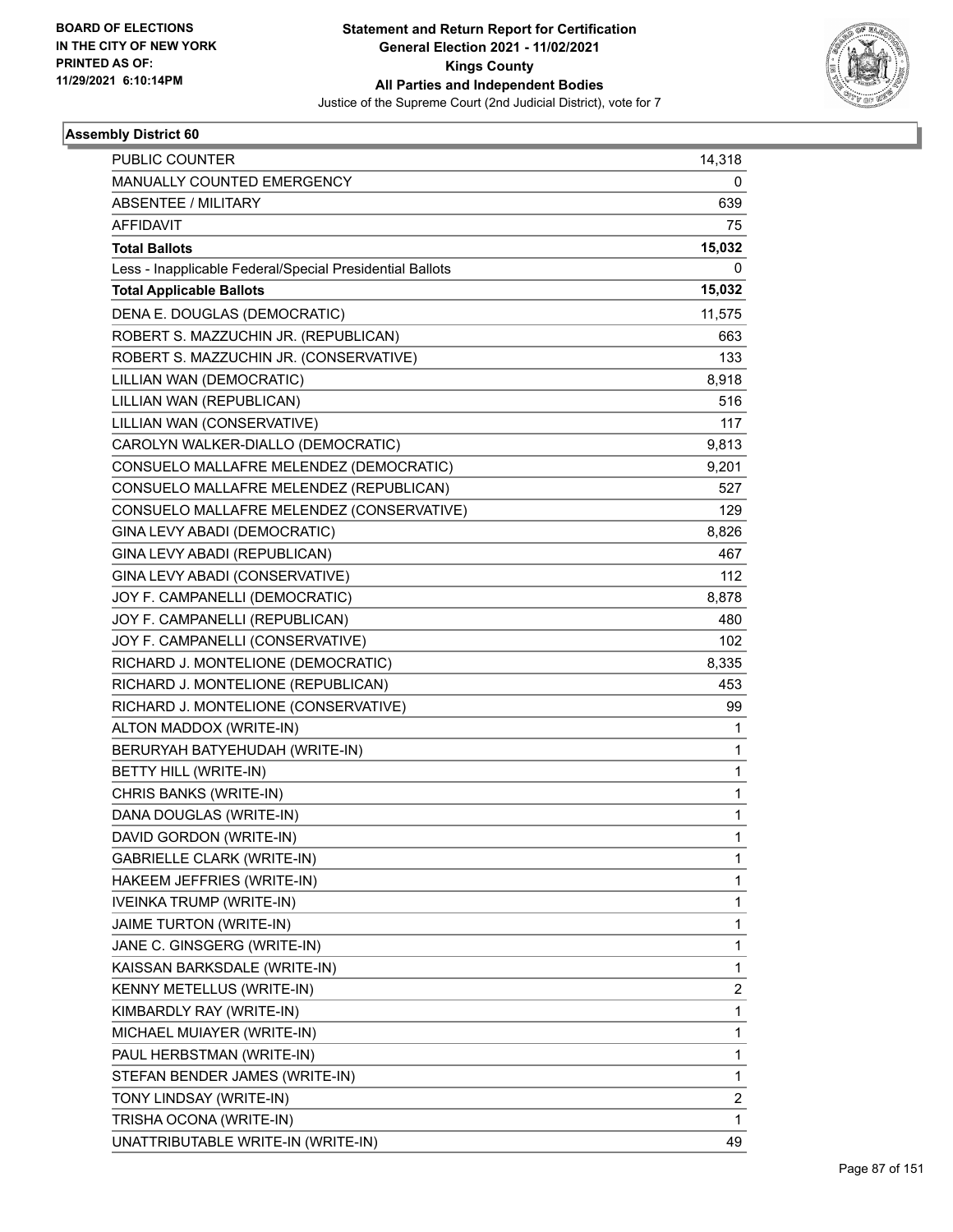**Statement and Return Report for Certification**
**General Election 2021 - 11/02/2021**
**Kings County**
**All Parties and Independent Bodies**
Justice of the Supreme Court (2nd Judicial District), vote for 7

BOARD OF ELECTIONS
IN THE CITY OF NEW YORK
PRINTED AS OF:
11/29/2021 6:10:14PM

### Assembly District 60

| | |
|---|---|
| PUBLIC COUNTER | 14,318 |
| MANUALLY COUNTED EMERGENCY | 0 |
| ABSENTEE / MILITARY | 639 |
| AFFIDAVIT | 75 |
| **Total Ballots** | **15,032** |
| Less - Inapplicable Federal/Special Presidential Ballots | 0 |
| **Total Applicable Ballots** | **15,032** |
| DENA E. DOUGLAS (DEMOCRATIC) | 11,575 |
| ROBERT S. MAZZUCHIN JR. (REPUBLICAN) | 663 |
| ROBERT S. MAZZUCHIN JR. (CONSERVATIVE) | 133 |
| LILLIAN WAN (DEMOCRATIC) | 8,918 |
| LILLIAN WAN (REPUBLICAN) | 516 |
| LILLIAN WAN (CONSERVATIVE) | 117 |
| CAROLYN WALKER-DIALLO (DEMOCRATIC) | 9,813 |
| CONSUELO MALLAFRE MELENDEZ (DEMOCRATIC) | 9,201 |
| CONSUELO MALLAFRE MELENDEZ (REPUBLICAN) | 527 |
| CONSUELO MALLAFRE MELENDEZ (CONSERVATIVE) | 129 |
| GINA LEVY ABADI (DEMOCRATIC) | 8,826 |
| GINA LEVY ABADI (REPUBLICAN) | 467 |
| GINA LEVY ABADI (CONSERVATIVE) | 112 |
| JOY F. CAMPANELLI (DEMOCRATIC) | 8,878 |
| JOY F. CAMPANELLI (REPUBLICAN) | 480 |
| JOY F. CAMPANELLI (CONSERVATIVE) | 102 |
| RICHARD J. MONTELIONE (DEMOCRATIC) | 8,335 |
| RICHARD J. MONTELIONE (REPUBLICAN) | 453 |
| RICHARD J. MONTELIONE (CONSERVATIVE) | 99 |
| ALTON MADDOX (WRITE-IN) | 1 |
| BERURYAH BATYEHUDAH (WRITE-IN) | 1 |
| BETTY HILL (WRITE-IN) | 1 |
| CHRIS BANKS (WRITE-IN) | 1 |
| DANA DOUGLAS (WRITE-IN) | 1 |
| DAVID GORDON (WRITE-IN) | 1 |
| GABRIELLE CLARK (WRITE-IN) | 1 |
| HAKEEM JEFFRIES (WRITE-IN) | 1 |
| IVEINKA TRUMP (WRITE-IN) | 1 |
| JAIME TURTON (WRITE-IN) | 1 |
| JANE C. GINSGERG (WRITE-IN) | 1 |
| KAISSAN BARKSDALE (WRITE-IN) | 1 |
| KENNY METELLUS (WRITE-IN) | 2 |
| KIMBARDLY RAY (WRITE-IN) | 1 |
| MICHAEL MUIAYER (WRITE-IN) | 1 |
| PAUL HERBSTMAN (WRITE-IN) | 1 |
| STEFAN BENDER JAMES (WRITE-IN) | 1 |
| TONY LINDSAY (WRITE-IN) | 2 |
| TRISHA OCONA (WRITE-IN) | 1 |
| UNATTRIBUTABLE WRITE-IN (WRITE-IN) | 49 |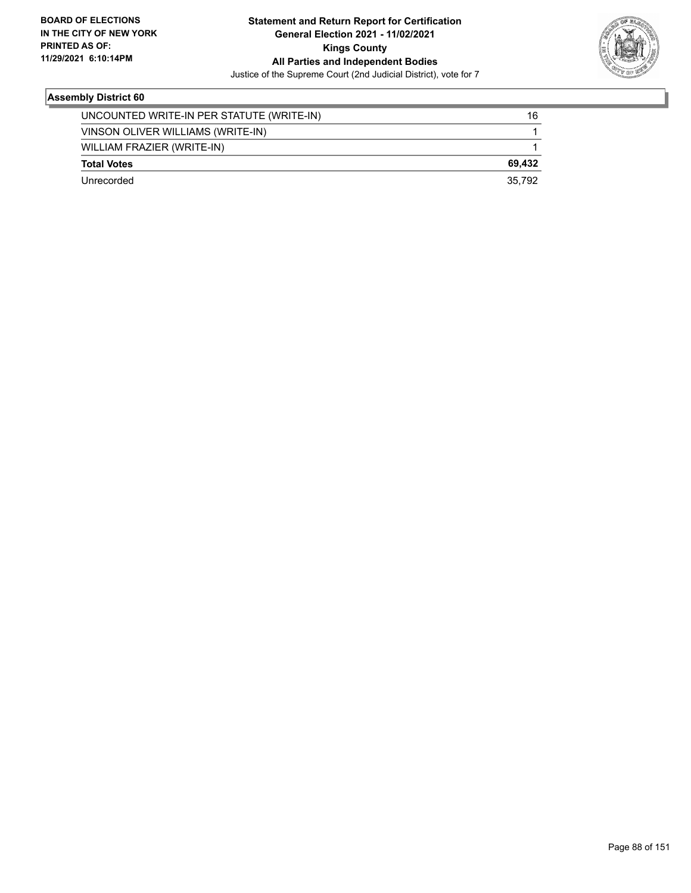**Assembly District 60**

| | |
|---|---|
| UNCOUNTED WRITE-IN PER STATUTE (WRITE-IN) | 16 |
| VINSON OLIVER WILLIAMS (WRITE-IN) | 1 |
| WILLIAM FRAZIER (WRITE-IN) | 1 |
| **Total Votes** | **69,432** |
| Unrecorded | 35,792 |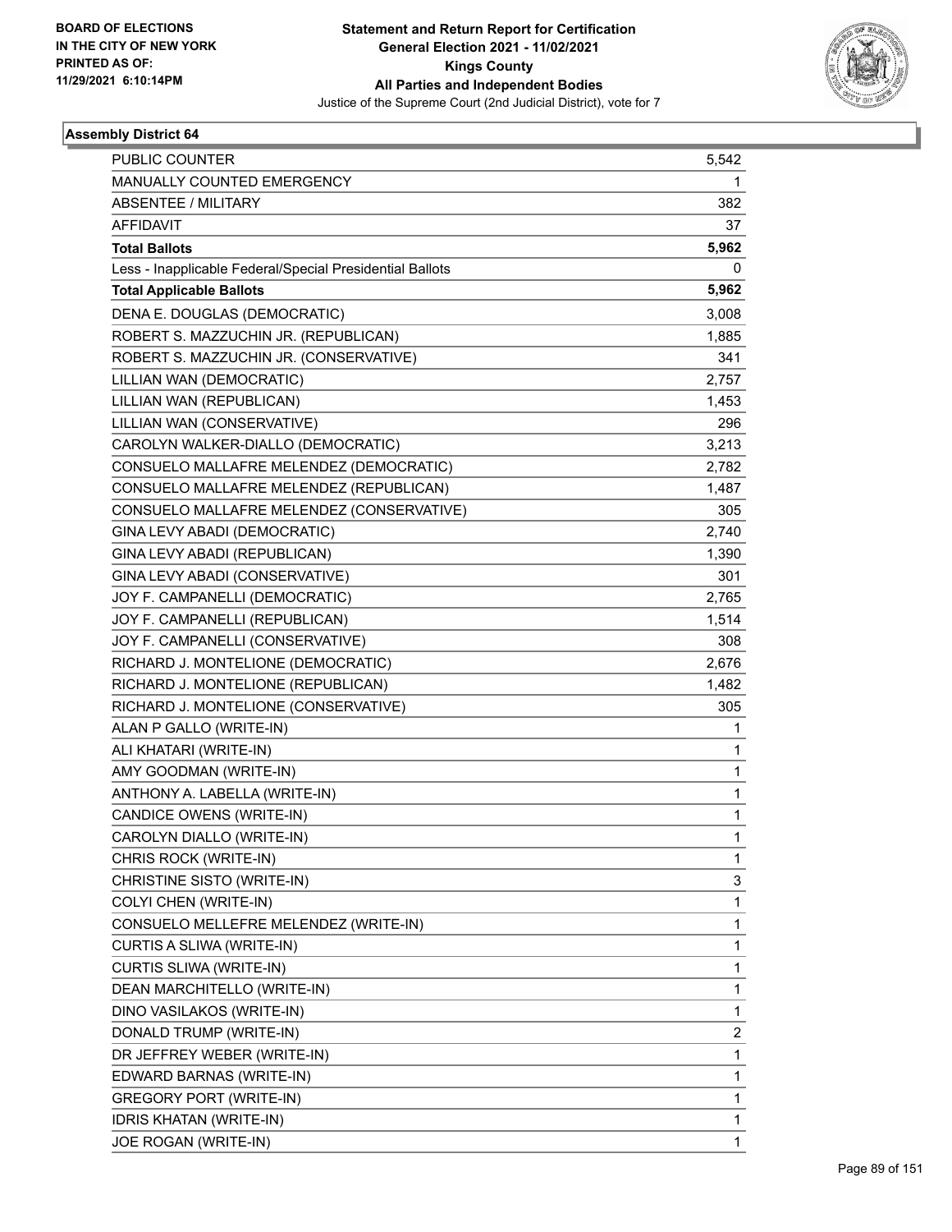BOARD OF ELECTIONS
IN THE CITY OF NEW YORK
PRINTED AS OF:
11/29/2021 6:10:14PM

**Statement and Return Report for Certification**
**General Election 2021 - 11/02/2021**
**Kings County**
**All Parties and Independent Bodies**
Justice of the Supreme Court (2nd Judicial District), vote for 7

### Assembly District 64

| | |
|---|---|
| PUBLIC COUNTER | 5,542 |
| MANUALLY COUNTED EMERGENCY | 1 |
| ABSENTEE / MILITARY | 382 |
| AFFIDAVIT | 37 |
| **Total Ballots** | **5,962** |
| Less - Inapplicable Federal/Special Presidential Ballots | 0 |
| **Total Applicable Ballots** | **5,962** |
| DENA E. DOUGLAS (DEMOCRATIC) | 3,008 |
| ROBERT S. MAZZUCHIN JR. (REPUBLICAN) | 1,885 |
| ROBERT S. MAZZUCHIN JR. (CONSERVATIVE) | 341 |
| LILLIAN WAN (DEMOCRATIC) | 2,757 |
| LILLIAN WAN (REPUBLICAN) | 1,453 |
| LILLIAN WAN (CONSERVATIVE) | 296 |
| CAROLYN WALKER-DIALLO (DEMOCRATIC) | 3,213 |
| CONSUELO MALLAFRE MELENDEZ (DEMOCRATIC) | 2,782 |
| CONSUELO MALLAFRE MELENDEZ (REPUBLICAN) | 1,487 |
| CONSUELO MALLAFRE MELENDEZ (CONSERVATIVE) | 305 |
| GINA LEVY ABADI (DEMOCRATIC) | 2,740 |
| GINA LEVY ABADI (REPUBLICAN) | 1,390 |
| GINA LEVY ABADI (CONSERVATIVE) | 301 |
| JOY F. CAMPANELLI (DEMOCRATIC) | 2,765 |
| JOY F. CAMPANELLI (REPUBLICAN) | 1,514 |
| JOY F. CAMPANELLI (CONSERVATIVE) | 308 |
| RICHARD J. MONTELIONE (DEMOCRATIC) | 2,676 |
| RICHARD J. MONTELIONE (REPUBLICAN) | 1,482 |
| RICHARD J. MONTELIONE (CONSERVATIVE) | 305 |
| ALAN P GALLO (WRITE-IN) | 1 |
| ALI KHATARI (WRITE-IN) | 1 |
| AMY GOODMAN (WRITE-IN) | 1 |
| ANTHONY A. LABELLA (WRITE-IN) | 1 |
| CANDICE OWENS (WRITE-IN) | 1 |
| CAROLYN DIALLO (WRITE-IN) | 1 |
| CHRIS ROCK (WRITE-IN) | 1 |
| CHRISTINE SISTO (WRITE-IN) | 3 |
| COLYI CHEN (WRITE-IN) | 1 |
| CONSUELO MELLEFRE MELENDEZ (WRITE-IN) | 1 |
| CURTIS A SLIWA (WRITE-IN) | 1 |
| CURTIS SLIWA (WRITE-IN) | 1 |
| DEAN MARCHITELLO (WRITE-IN) | 1 |
| DINO VASILAKOS (WRITE-IN) | 1 |
| DONALD TRUMP (WRITE-IN) | 2 |
| DR JEFFREY WEBER (WRITE-IN) | 1 |
| EDWARD BARNAS (WRITE-IN) | 1 |
| GREGORY PORT (WRITE-IN) | 1 |
| IDRIS KHATAN (WRITE-IN) | 1 |
| JOE ROGAN (WRITE-IN) | 1 |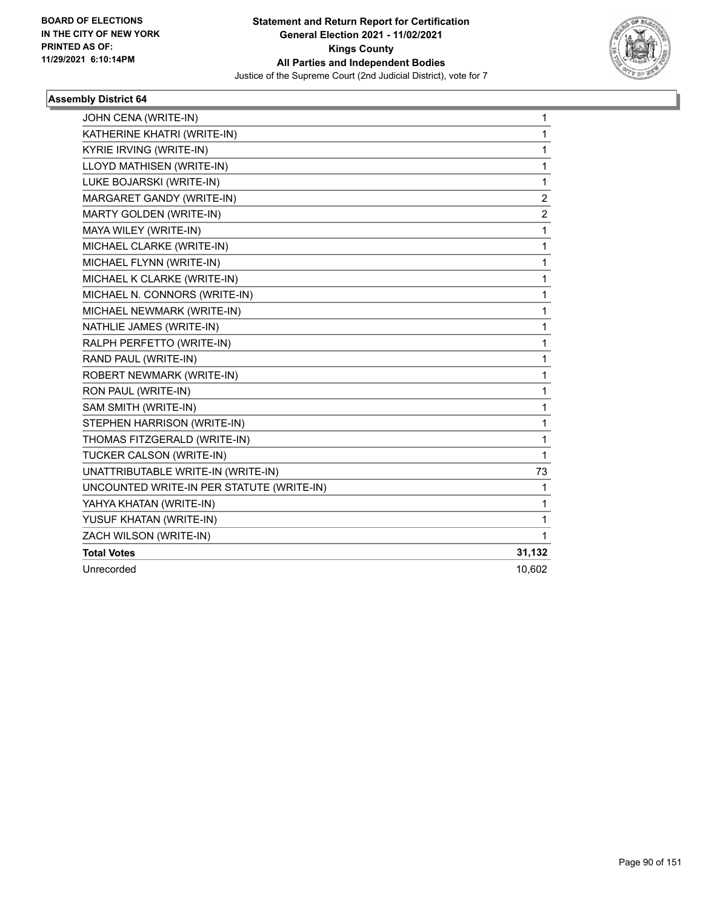**Statement and Return Report for Certification**
**General Election 2021 - 11/02/2021**
**Kings County**
**All Parties and Independent Bodies**
Justice of the Supreme Court (2nd Judicial District), vote for 7

BOARD OF ELECTIONS
IN THE CITY OF NEW YORK
PRINTED AS OF:
11/29/2021 6:10:14PM

### Assembly District 64

| | |
|---|---|
| JOHN CENA (WRITE-IN) | 1 |
| KATHERINE KHATRI (WRITE-IN) | 1 |
| KYRIE IRVING (WRITE-IN) | 1 |
| LLOYD MATHISEN (WRITE-IN) | 1 |
| LUKE BOJARSKI (WRITE-IN) | 1 |
| MARGARET GANDY (WRITE-IN) | 2 |
| MARTY GOLDEN (WRITE-IN) | 2 |
| MAYA WILEY (WRITE-IN) | 1 |
| MICHAEL CLARKE (WRITE-IN) | 1 |
| MICHAEL FLYNN (WRITE-IN) | 1 |
| MICHAEL K CLARKE (WRITE-IN) | 1 |
| MICHAEL N. CONNORS (WRITE-IN) | 1 |
| MICHAEL NEWMARK (WRITE-IN) | 1 |
| NATHLIE JAMES (WRITE-IN) | 1 |
| RALPH PERFETTO (WRITE-IN) | 1 |
| RAND PAUL (WRITE-IN) | 1 |
| ROBERT NEWMARK (WRITE-IN) | 1 |
| RON PAUL (WRITE-IN) | 1 |
| SAM SMITH (WRITE-IN) | 1 |
| STEPHEN HARRISON (WRITE-IN) | 1 |
| THOMAS FITZGERALD (WRITE-IN) | 1 |
| TUCKER CALSON (WRITE-IN) | 1 |
| UNATTRIBUTABLE WRITE-IN (WRITE-IN) | 73 |
| UNCOUNTED WRITE-IN PER STATUTE (WRITE-IN) | 1 |
| YAHYA KHATAN (WRITE-IN) | 1 |
| YUSUF KHATAN (WRITE-IN) | 1 |
| ZACH WILSON (WRITE-IN) | 1 |
| **Total Votes** | **31,132** |
| Unrecorded | 10,602 |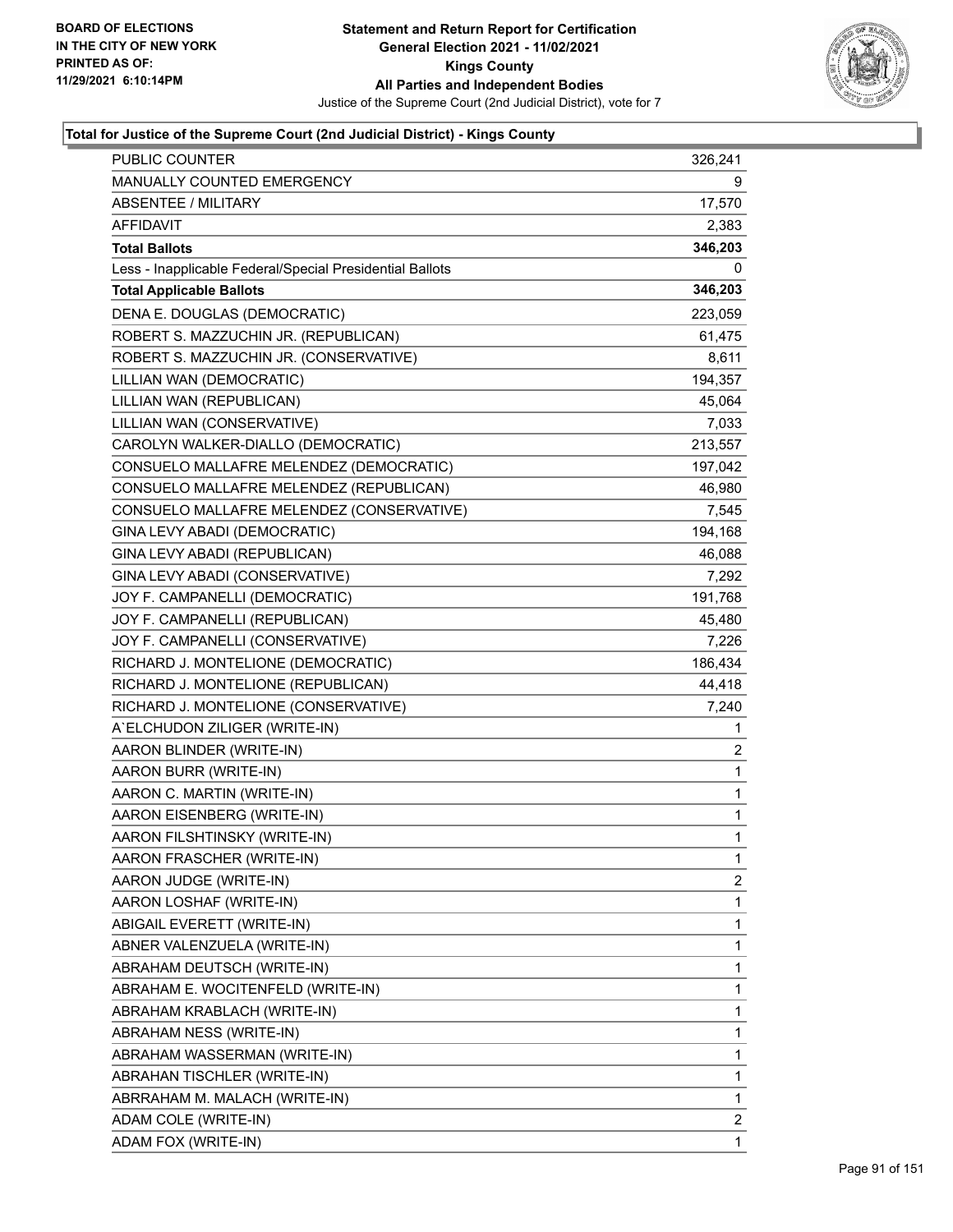**Statement and Return Report for Certification**
**General Election 2021 - 11/02/2021**
**Kings County**
**All Parties and Independent Bodies**
Justice of the Supreme Court (2nd Judicial District), vote for 7

BOARD OF ELECTIONS
IN THE CITY OF NEW YORK
PRINTED AS OF:
11/29/2021 6:10:14PM

### Total for Justice of the Supreme Court (2nd Judicial District) - Kings County

| | |
|---|---|
| PUBLIC COUNTER | 326,241 |
| MANUALLY COUNTED EMERGENCY | 9 |
| ABSENTEE / MILITARY | 17,570 |
| AFFIDAVIT | 2,383 |
| **Total Ballots** | **346,203** |
| Less - Inapplicable Federal/Special Presidential Ballots | 0 |
| **Total Applicable Ballots** | **346,203** |
| DENA E. DOUGLAS (DEMOCRATIC) | 223,059 |
| ROBERT S. MAZZUCHIN JR. (REPUBLICAN) | 61,475 |
| ROBERT S. MAZZUCHIN JR. (CONSERVATIVE) | 8,611 |
| LILLIAN WAN (DEMOCRATIC) | 194,357 |
| LILLIAN WAN (REPUBLICAN) | 45,064 |
| LILLIAN WAN (CONSERVATIVE) | 7,033 |
| CAROLYN WALKER-DIALLO (DEMOCRATIC) | 213,557 |
| CONSUELO MALLAFRE MELENDEZ (DEMOCRATIC) | 197,042 |
| CONSUELO MALLAFRE MELENDEZ (REPUBLICAN) | 46,980 |
| CONSUELO MALLAFRE MELENDEZ (CONSERVATIVE) | 7,545 |
| GINA LEVY ABADI (DEMOCRATIC) | 194,168 |
| GINA LEVY ABADI (REPUBLICAN) | 46,088 |
| GINA LEVY ABADI (CONSERVATIVE) | 7,292 |
| JOY F. CAMPANELLI (DEMOCRATIC) | 191,768 |
| JOY F. CAMPANELLI (REPUBLICAN) | 45,480 |
| JOY F. CAMPANELLI (CONSERVATIVE) | 7,226 |
| RICHARD J. MONTELIONE (DEMOCRATIC) | 186,434 |
| RICHARD J. MONTELIONE (REPUBLICAN) | 44,418 |
| RICHARD J. MONTELIONE (CONSERVATIVE) | 7,240 |
| A`ELCHUDON ZILIGER (WRITE-IN) | 1 |
| AARON BLINDER (WRITE-IN) | 2 |
| AARON BURR (WRITE-IN) | 1 |
| AARON C. MARTIN (WRITE-IN) | 1 |
| AARON EISENBERG (WRITE-IN) | 1 |
| AARON FILSHTINSKY (WRITE-IN) | 1 |
| AARON FRASCHER (WRITE-IN) | 1 |
| AARON JUDGE (WRITE-IN) | 2 |
| AARON LOSHAF (WRITE-IN) | 1 |
| ABIGAIL EVERETT (WRITE-IN) | 1 |
| ABNER VALENZUELA (WRITE-IN) | 1 |
| ABRAHAM DEUTSCH (WRITE-IN) | 1 |
| ABRAHAM E. WOCITENFELD (WRITE-IN) | 1 |
| ABRAHAM KRABLACH (WRITE-IN) | 1 |
| ABRAHAM NESS (WRITE-IN) | 1 |
| ABRAHAM WASSERMAN (WRITE-IN) | 1 |
| ABRAHAN TISCHLER (WRITE-IN) | 1 |
| ABRRAHAM M. MALACH (WRITE-IN) | 1 |
| ADAM COLE (WRITE-IN) | 2 |
| ADAM FOX (WRITE-IN) | 1 |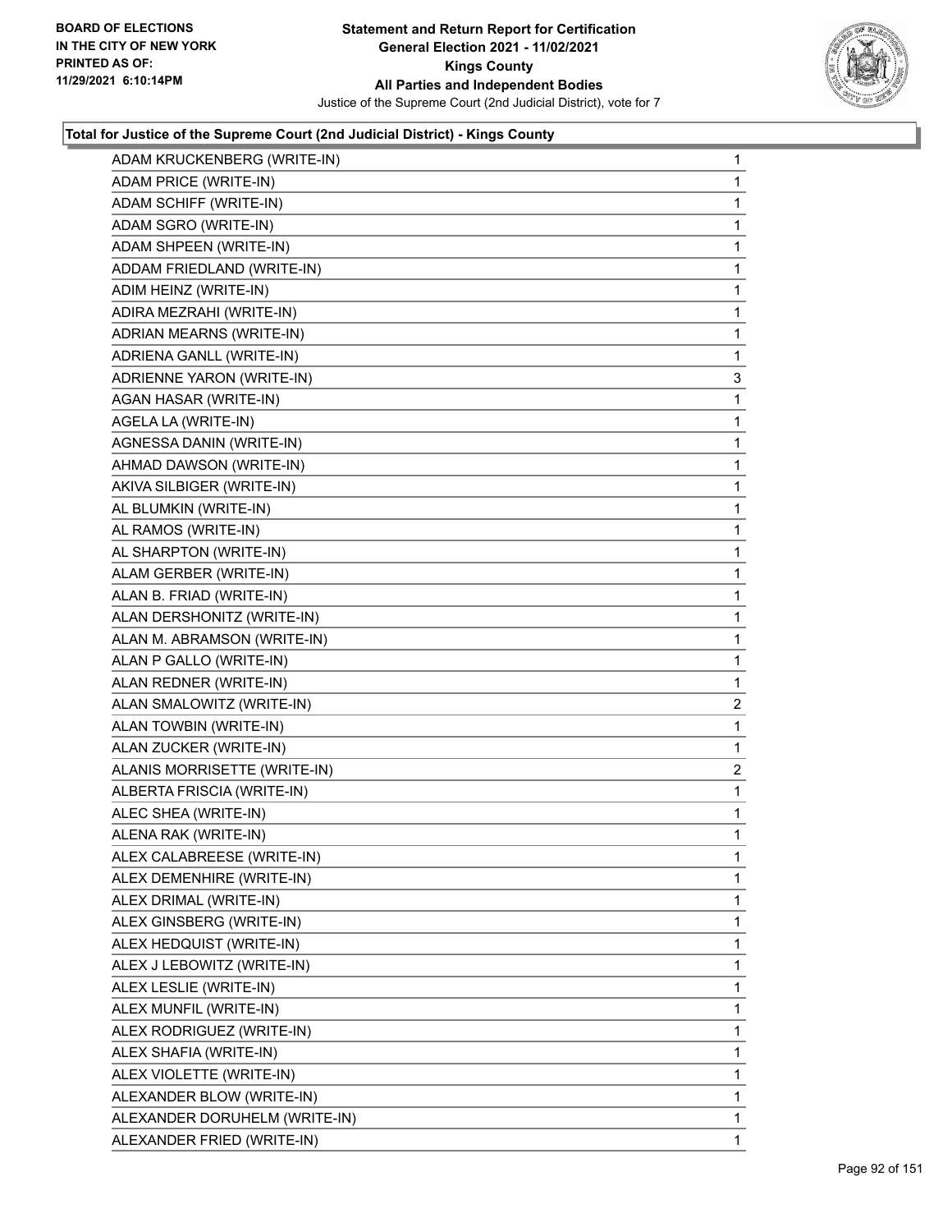BOARD OF ELECTIONS
IN THE CITY OF NEW YORK
PRINTED AS OF:
11/29/2021 6:10:14PM

**Statement and Return Report for Certification**
**General Election 2021 - 11/02/2021**
**Kings County**
**All Parties and Independent Bodies**
Justice of the Supreme Court (2nd Judicial District), vote for 7

**Total for Justice of the Supreme Court (2nd Judicial District) - Kings County**

| | |
|---|---|
| ADAM KRUCKENBERG (WRITE-IN) | 1 |
| ADAM PRICE (WRITE-IN) | 1 |
| ADAM SCHIFF (WRITE-IN) | 1 |
| ADAM SGRO (WRITE-IN) | 1 |
| ADAM SHPEEN (WRITE-IN) | 1 |
| ADDAM FRIEDLAND (WRITE-IN) | 1 |
| ADIM HEINZ (WRITE-IN) | 1 |
| ADIRA MEZRAHI (WRITE-IN) | 1 |
| ADRIAN MEARNS (WRITE-IN) | 1 |
| ADRIENA GANLL (WRITE-IN) | 1 |
| ADRIENNE YARON (WRITE-IN) | 3 |
| AGAN HASAR (WRITE-IN) | 1 |
| AGELA LA (WRITE-IN) | 1 |
| AGNESSA DANIN (WRITE-IN) | 1 |
| AHMAD DAWSON (WRITE-IN) | 1 |
| AKIVA SILBIGER (WRITE-IN) | 1 |
| AL BLUMKIN (WRITE-IN) | 1 |
| AL RAMOS (WRITE-IN) | 1 |
| AL SHARPTON (WRITE-IN) | 1 |
| ALAM GERBER (WRITE-IN) | 1 |
| ALAN B. FRIAD (WRITE-IN) | 1 |
| ALAN DERSHONITZ (WRITE-IN) | 1 |
| ALAN M. ABRAMSON (WRITE-IN) | 1 |
| ALAN P GALLO (WRITE-IN) | 1 |
| ALAN REDNER (WRITE-IN) | 1 |
| ALAN SMALOWITZ (WRITE-IN) | 2 |
| ALAN TOWBIN (WRITE-IN) | 1 |
| ALAN ZUCKER (WRITE-IN) | 1 |
| ALANIS MORRISETTE (WRITE-IN) | 2 |
| ALBERTA FRISCIA (WRITE-IN) | 1 |
| ALEC SHEA (WRITE-IN) | 1 |
| ALENA RAK (WRITE-IN) | 1 |
| ALEX CALABREESE (WRITE-IN) | 1 |
| ALEX DEMENHIRE (WRITE-IN) | 1 |
| ALEX DRIMAL (WRITE-IN) | 1 |
| ALEX GINSBERG (WRITE-IN) | 1 |
| ALEX HEDQUIST (WRITE-IN) | 1 |
| ALEX J LEBOWITZ (WRITE-IN) | 1 |
| ALEX LESLIE (WRITE-IN) | 1 |
| ALEX MUNFIL (WRITE-IN) | 1 |
| ALEX RODRIGUEZ (WRITE-IN) | 1 |
| ALEX SHAFIA (WRITE-IN) | 1 |
| ALEX VIOLETTE (WRITE-IN) | 1 |
| ALEXANDER BLOW (WRITE-IN) | 1 |
| ALEXANDER DORUHELM (WRITE-IN) | 1 |
| ALEXANDER FRIED (WRITE-IN) | 1 |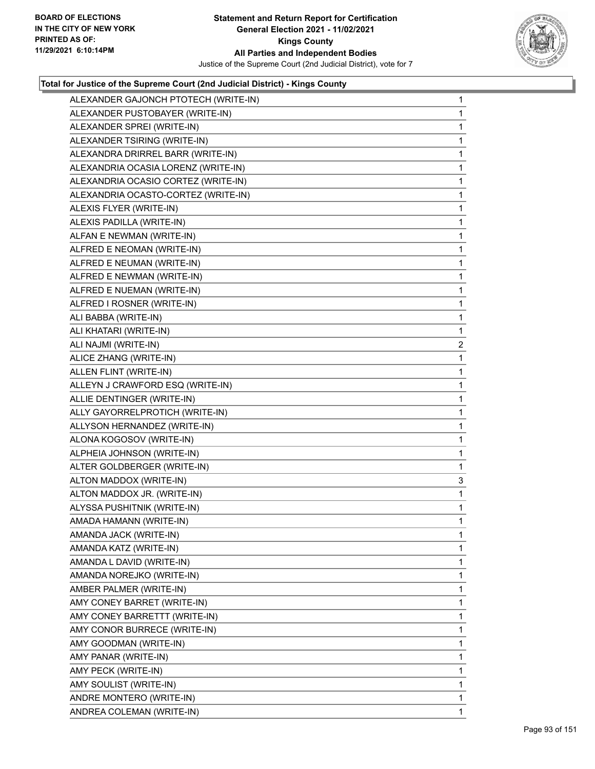### Total for Justice of the Supreme Court (2nd Judicial District) - Kings County

| Candidate | Votes |
|---|---|
| ALEXANDER GAJONCH PTOTECH (WRITE-IN) | 1 |
| ALEXANDER PUSTOBAYER (WRITE-IN) | 1 |
| ALEXANDER SPREI (WRITE-IN) | 1 |
| ALEXANDER TSIRING (WRITE-IN) | 1 |
| ALEXANDRA DRIRREL BARR (WRITE-IN) | 1 |
| ALEXANDRIA OCASIA LORENZ (WRITE-IN) | 1 |
| ALEXANDRIA OCASIO CORTEZ (WRITE-IN) | 1 |
| ALEXANDRIA OCASTO-CORTEZ (WRITE-IN) | 1 |
| ALEXIS FLYER (WRITE-IN) | 1 |
| ALEXIS PADILLA (WRITE-IN) | 1 |
| ALFAN E NEWMAN (WRITE-IN) | 1 |
| ALFRED E NEOMAN (WRITE-IN) | 1 |
| ALFRED E NEUMAN (WRITE-IN) | 1 |
| ALFRED E NEWMAN (WRITE-IN) | 1 |
| ALFRED E NUEMAN (WRITE-IN) | 1 |
| ALFRED I ROSNER (WRITE-IN) | 1 |
| ALI BABBA (WRITE-IN) | 1 |
| ALI KHATARI (WRITE-IN) | 1 |
| ALI NAJMI (WRITE-IN) | 2 |
| ALICE ZHANG (WRITE-IN) | 1 |
| ALLEN FLINT (WRITE-IN) | 1 |
| ALLEYN J CRAWFORD ESQ (WRITE-IN) | 1 |
| ALLIE DENTINGER (WRITE-IN) | 1 |
| ALLY GAYORRELPROTICH (WRITE-IN) | 1 |
| ALLYSON HERNANDEZ (WRITE-IN) | 1 |
| ALONA KOGOSOV (WRITE-IN) | 1 |
| ALPHEIA JOHNSON (WRITE-IN) | 1 |
| ALTER GOLDBERGER (WRITE-IN) | 1 |
| ALTON MADDOX (WRITE-IN) | 3 |
| ALTON MADDOX JR. (WRITE-IN) | 1 |
| ALYSSA PUSHITNIK (WRITE-IN) | 1 |
| AMADA HAMANN (WRITE-IN) | 1 |
| AMANDA JACK (WRITE-IN) | 1 |
| AMANDA KATZ (WRITE-IN) | 1 |
| AMANDA L DAVID (WRITE-IN) | 1 |
| AMANDA NOREJKO (WRITE-IN) | 1 |
| AMBER PALMER (WRITE-IN) | 1 |
| AMY CONEY BARRET (WRITE-IN) | 1 |
| AMY CONEY BARRETTT (WRITE-IN) | 1 |
| AMY CONOR BURRECE (WRITE-IN) | 1 |
| AMY GOODMAN (WRITE-IN) | 1 |
| AMY PANAR (WRITE-IN) | 1 |
| AMY PECK (WRITE-IN) | 1 |
| AMY SOULIST (WRITE-IN) | 1 |
| ANDRE MONTERO (WRITE-IN) | 1 |
| ANDREA COLEMAN (WRITE-IN) | 1 |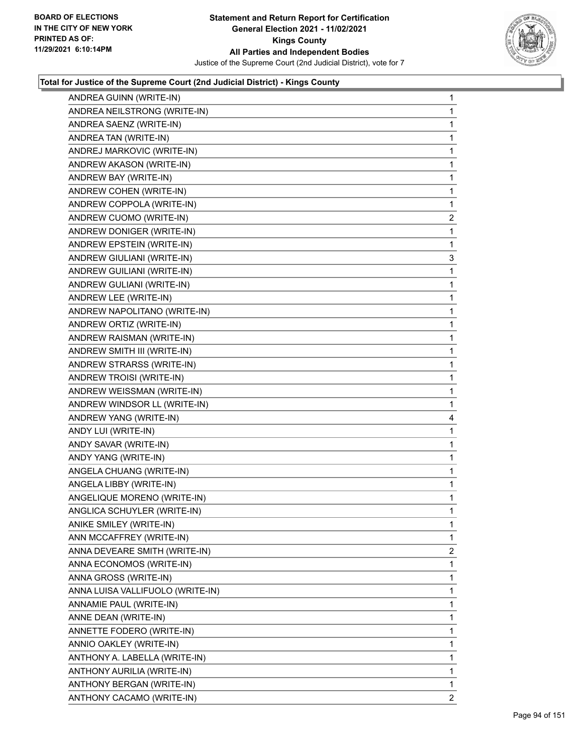**Total for Justice of the Supreme Court (2nd Judicial District) - Kings County**

| Candidate | Votes |
|---|---|
| ANDREA GUINN (WRITE-IN) | 1 |
| ANDREA NEILSTRONG (WRITE-IN) | 1 |
| ANDREA SAENZ (WRITE-IN) | 1 |
| ANDREA TAN (WRITE-IN) | 1 |
| ANDREJ MARKOVIC (WRITE-IN) | 1 |
| ANDREW AKASON (WRITE-IN) | 1 |
| ANDREW BAY (WRITE-IN) | 1 |
| ANDREW COHEN (WRITE-IN) | 1 |
| ANDREW COPPOLA (WRITE-IN) | 1 |
| ANDREW CUOMO (WRITE-IN) | 2 |
| ANDREW DONIGER (WRITE-IN) | 1 |
| ANDREW EPSTEIN (WRITE-IN) | 1 |
| ANDREW GIULIANI (WRITE-IN) | 3 |
| ANDREW GUILIANI (WRITE-IN) | 1 |
| ANDREW GULIANI (WRITE-IN) | 1 |
| ANDREW LEE (WRITE-IN) | 1 |
| ANDREW NAPOLITANO (WRITE-IN) | 1 |
| ANDREW ORTIZ (WRITE-IN) | 1 |
| ANDREW RAISMAN (WRITE-IN) | 1 |
| ANDREW SMITH III (WRITE-IN) | 1 |
| ANDREW STRARSS (WRITE-IN) | 1 |
| ANDREW TROISI (WRITE-IN) | 1 |
| ANDREW WEISSMAN (WRITE-IN) | 1 |
| ANDREW WINDSOR LL (WRITE-IN) | 1 |
| ANDREW YANG (WRITE-IN) | 4 |
| ANDY LUI (WRITE-IN) | 1 |
| ANDY SAVAR (WRITE-IN) | 1 |
| ANDY YANG (WRITE-IN) | 1 |
| ANGELA CHUANG (WRITE-IN) | 1 |
| ANGELA LIBBY (WRITE-IN) | 1 |
| ANGELIQUE MORENO (WRITE-IN) | 1 |
| ANGLICA SCHUYLER (WRITE-IN) | 1 |
| ANIKE SMILEY (WRITE-IN) | 1 |
| ANN MCCAFFREY (WRITE-IN) | 1 |
| ANNA DEVEARE SMITH (WRITE-IN) | 2 |
| ANNA ECONOMOS (WRITE-IN) | 1 |
| ANNA GROSS (WRITE-IN) | 1 |
| ANNA LUISA VALLIFUOLO (WRITE-IN) | 1 |
| ANNAMIE PAUL (WRITE-IN) | 1 |
| ANNE DEAN (WRITE-IN) | 1 |
| ANNETTE FODERO (WRITE-IN) | 1 |
| ANNIO OAKLEY (WRITE-IN) | 1 |
| ANTHONY A. LABELLA (WRITE-IN) | 1 |
| ANTHONY AURILIA (WRITE-IN) | 1 |
| ANTHONY BERGAN (WRITE-IN) | 1 |
| ANTHONY CACAMO (WRITE-IN) | 2 |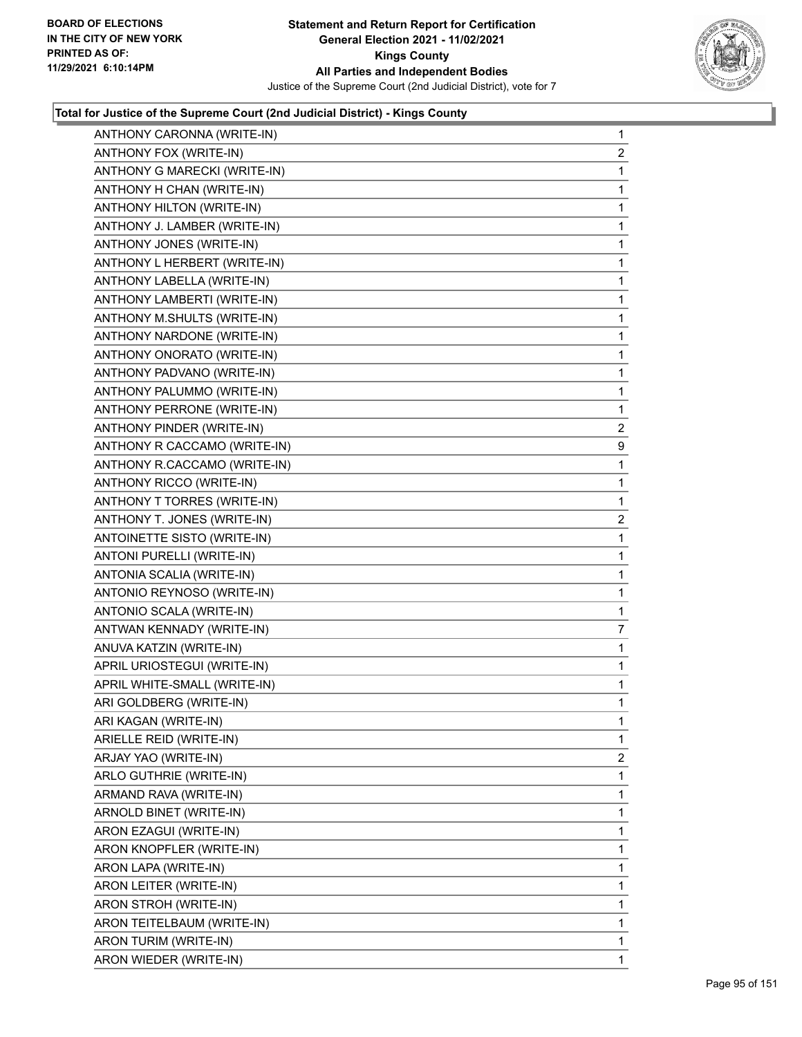**Statement and Return Report for Certification**
**General Election 2021 - 11/02/2021**
**Kings County**
**All Parties and Independent Bodies**
Justice of the Supreme Court (2nd Judicial District), vote for 7

BOARD OF ELECTIONS IN THE CITY OF NEW YORK PRINTED AS OF: 11/29/2021 6:10:14PM

### Total for Justice of the Supreme Court (2nd Judicial District) - Kings County

| Candidate | Votes |
|---|---|
| ANTHONY CARONNA (WRITE-IN) | 1 |
| ANTHONY FOX (WRITE-IN) | 2 |
| ANTHONY G MARECKI (WRITE-IN) | 1 |
| ANTHONY H CHAN (WRITE-IN) | 1 |
| ANTHONY HILTON (WRITE-IN) | 1 |
| ANTHONY J. LAMBER (WRITE-IN) | 1 |
| ANTHONY JONES (WRITE-IN) | 1 |
| ANTHONY L HERBERT (WRITE-IN) | 1 |
| ANTHONY LABELLA (WRITE-IN) | 1 |
| ANTHONY LAMBERTI (WRITE-IN) | 1 |
| ANTHONY M.SHULTS (WRITE-IN) | 1 |
| ANTHONY NARDONE (WRITE-IN) | 1 |
| ANTHONY ONORATO (WRITE-IN) | 1 |
| ANTHONY PADVANO (WRITE-IN) | 1 |
| ANTHONY PALUMMO (WRITE-IN) | 1 |
| ANTHONY PERRONE (WRITE-IN) | 1 |
| ANTHONY PINDER (WRITE-IN) | 2 |
| ANTHONY R CACCAMO (WRITE-IN) | 9 |
| ANTHONY R.CACCAMO (WRITE-IN) | 1 |
| ANTHONY RICCO (WRITE-IN) | 1 |
| ANTHONY T TORRES (WRITE-IN) | 1 |
| ANTHONY T. JONES (WRITE-IN) | 2 |
| ANTOINETTE SISTO (WRITE-IN) | 1 |
| ANTONI PURELLI (WRITE-IN) | 1 |
| ANTONIA SCALIA (WRITE-IN) | 1 |
| ANTONIO REYNOSO (WRITE-IN) | 1 |
| ANTONIO SCALA (WRITE-IN) | 1 |
| ANTWAN KENNADY (WRITE-IN) | 7 |
| ANUVA KATZIN (WRITE-IN) | 1 |
| APRIL URIOSTEGUI (WRITE-IN) | 1 |
| APRIL WHITE-SMALL (WRITE-IN) | 1 |
| ARI GOLDBERG (WRITE-IN) | 1 |
| ARI KAGAN (WRITE-IN) | 1 |
| ARIELLE REID (WRITE-IN) | 1 |
| ARJAY YAO (WRITE-IN) | 2 |
| ARLO GUTHRIE (WRITE-IN) | 1 |
| ARMAND RAVA (WRITE-IN) | 1 |
| ARNOLD BINET (WRITE-IN) | 1 |
| ARON EZAGUI (WRITE-IN) | 1 |
| ARON KNOPFLER (WRITE-IN) | 1 |
| ARON LAPA (WRITE-IN) | 1 |
| ARON LEITER (WRITE-IN) | 1 |
| ARON STROH (WRITE-IN) | 1 |
| ARON TEITELBAUM (WRITE-IN) | 1 |
| ARON TURIM (WRITE-IN) | 1 |
| ARON WIEDER (WRITE-IN) | 1 |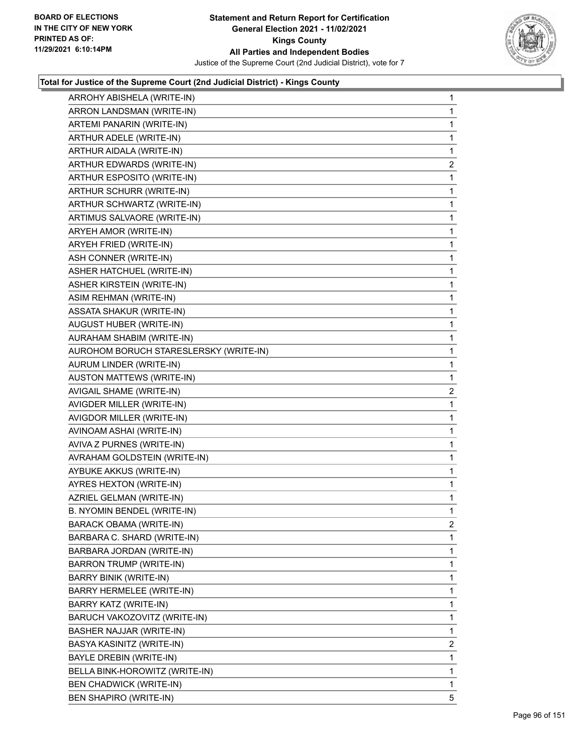**Total for Justice of the Supreme Court (2nd Judicial District) - Kings County**

| | |
|---|---|
| ARROHY ABISHELA (WRITE-IN) | 1 |
| ARRON LANDSMAN (WRITE-IN) | 1 |
| ARTEMI PANARIN (WRITE-IN) | 1 |
| ARTHUR ADELE (WRITE-IN) | 1 |
| ARTHUR AIDALA (WRITE-IN) | 1 |
| ARTHUR EDWARDS (WRITE-IN) | 2 |
| ARTHUR ESPOSITO (WRITE-IN) | 1 |
| ARTHUR SCHURR (WRITE-IN) | 1 |
| ARTHUR SCHWARTZ (WRITE-IN) | 1 |
| ARTIMUS SALVAORE (WRITE-IN) | 1 |
| ARYEH AMOR (WRITE-IN) | 1 |
| ARYEH FRIED (WRITE-IN) | 1 |
| ASH CONNER (WRITE-IN) | 1 |
| ASHER HATCHUEL (WRITE-IN) | 1 |
| ASHER KIRSTEIN (WRITE-IN) | 1 |
| ASIM REHMAN (WRITE-IN) | 1 |
| ASSATA SHAKUR (WRITE-IN) | 1 |
| AUGUST HUBER (WRITE-IN) | 1 |
| AURAHAM SHABIM (WRITE-IN) | 1 |
| AUROHOM BORUCH STARESLERSKY (WRITE-IN) | 1 |
| AURUM LINDER (WRITE-IN) | 1 |
| AUSTON MATTEWS (WRITE-IN) | 1 |
| AVIGAIL SHAME (WRITE-IN) | 2 |
| AVIGDER MILLER (WRITE-IN) | 1 |
| AVIGDOR MILLER (WRITE-IN) | 1 |
| AVINOAM ASHAI (WRITE-IN) | 1 |
| AVIVA Z PURNES (WRITE-IN) | 1 |
| AVRAHAM GOLDSTEIN (WRITE-IN) | 1 |
| AYBUKE AKKUS (WRITE-IN) | 1 |
| AYRES HEXTON (WRITE-IN) | 1 |
| AZRIEL GELMAN (WRITE-IN) | 1 |
| B. NYOMIN BENDEL (WRITE-IN) | 1 |
| BARACK OBAMA (WRITE-IN) | 2 |
| BARBARA C. SHARD (WRITE-IN) | 1 |
| BARBARA JORDAN (WRITE-IN) | 1 |
| BARRON TRUMP (WRITE-IN) | 1 |
| BARRY BINIK (WRITE-IN) | 1 |
| BARRY HERMELEE (WRITE-IN) | 1 |
| BARRY KATZ (WRITE-IN) | 1 |
| BARUCH VAKOZOVITZ (WRITE-IN) | 1 |
| BASHER NAJJAR (WRITE-IN) | 1 |
| BASYA KASINITZ (WRITE-IN) | 2 |
| BAYLE DREBIN (WRITE-IN) | 1 |
| BELLA BINK-HOROWITZ (WRITE-IN) | 1 |
| BEN CHADWICK (WRITE-IN) | 1 |
| BEN SHAPIRO (WRITE-IN) | 5 |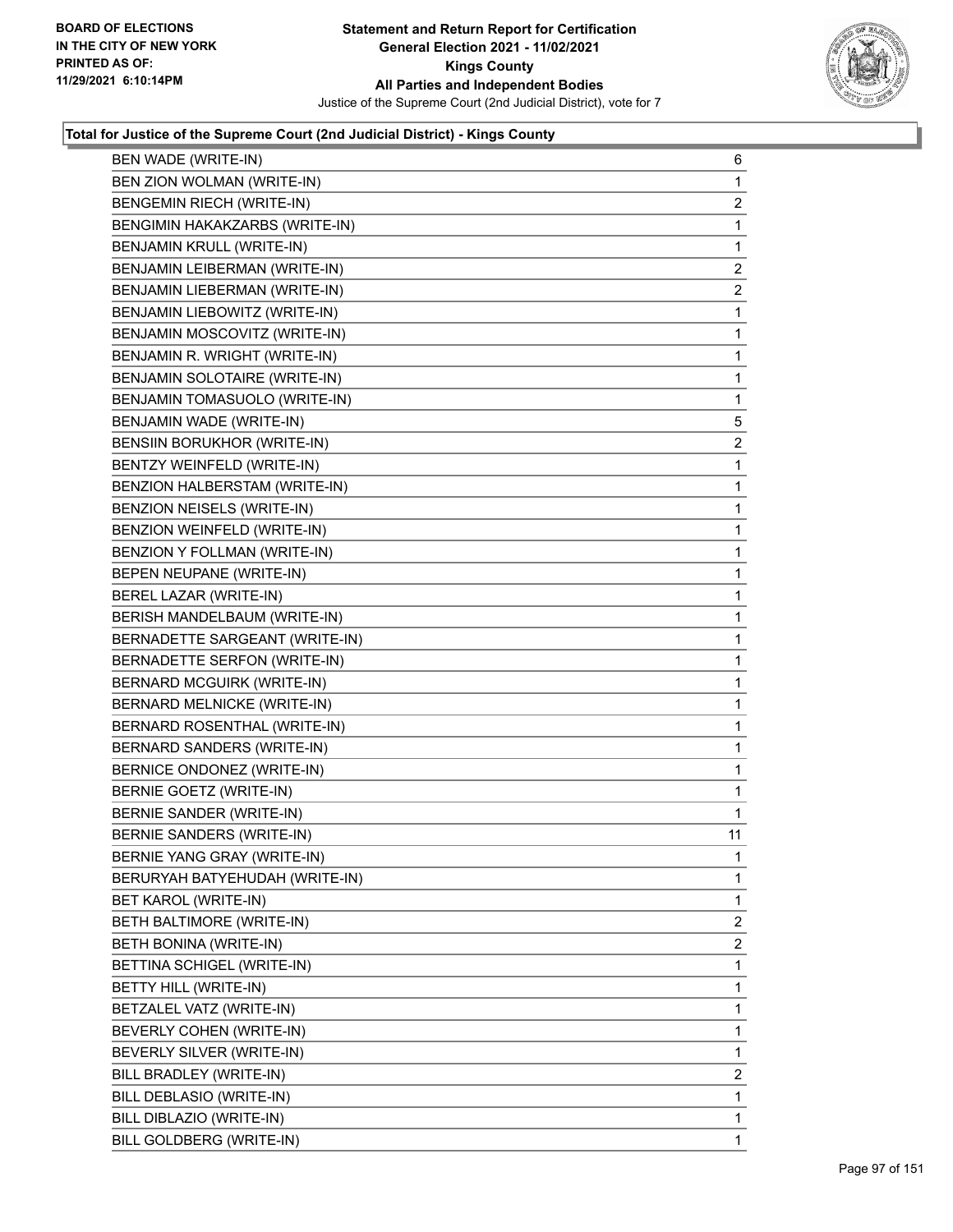**Total for Justice of the Supreme Court (2nd Judicial District) - Kings County**

| Candidate | Votes |
|---|---|
| BEN WADE (WRITE-IN) | 6 |
| BEN ZION WOLMAN (WRITE-IN) | 1 |
| BENGEMIN RIECH (WRITE-IN) | 2 |
| BENGIMIN HAKAKZARBS (WRITE-IN) | 1 |
| BENJAMIN KRULL (WRITE-IN) | 1 |
| BENJAMIN LEIBERMAN (WRITE-IN) | 2 |
| BENJAMIN LIEBERMAN (WRITE-IN) | 2 |
| BENJAMIN LIEBOWITZ (WRITE-IN) | 1 |
| BENJAMIN MOSCOVITZ (WRITE-IN) | 1 |
| BENJAMIN R. WRIGHT (WRITE-IN) | 1 |
| BENJAMIN SOLOTAIRE (WRITE-IN) | 1 |
| BENJAMIN TOMASUOLO (WRITE-IN) | 1 |
| BENJAMIN WADE (WRITE-IN) | 5 |
| BENSIIN BORUKHOR (WRITE-IN) | 2 |
| BENTZY WEINFELD (WRITE-IN) | 1 |
| BENZION HALBERSTAM (WRITE-IN) | 1 |
| BENZION NEISELS (WRITE-IN) | 1 |
| BENZION WEINFELD (WRITE-IN) | 1 |
| BENZION Y FOLLMAN (WRITE-IN) | 1 |
| BEPEN NEUPANE (WRITE-IN) | 1 |
| BEREL LAZAR (WRITE-IN) | 1 |
| BERISH MANDELBAUM (WRITE-IN) | 1 |
| BERNADETTE SARGEANT (WRITE-IN) | 1 |
| BERNADETTE SERFON (WRITE-IN) | 1 |
| BERNARD MCGUIRK (WRITE-IN) | 1 |
| BERNARD MELNICKE (WRITE-IN) | 1 |
| BERNARD ROSENTHAL (WRITE-IN) | 1 |
| BERNARD SANDERS (WRITE-IN) | 1 |
| BERNICE ONDONEZ (WRITE-IN) | 1 |
| BERNIE GOETZ (WRITE-IN) | 1 |
| BERNIE SANDER (WRITE-IN) | 1 |
| BERNIE SANDERS (WRITE-IN) | 11 |
| BERNIE YANG GRAY (WRITE-IN) | 1 |
| BERURYAH BATYEHUDAH (WRITE-IN) | 1 |
| BET KAROL (WRITE-IN) | 1 |
| BETH BALTIMORE (WRITE-IN) | 2 |
| BETH BONINA (WRITE-IN) | 2 |
| BETTINA SCHIGEL (WRITE-IN) | 1 |
| BETTY HILL (WRITE-IN) | 1 |
| BETZALEL VATZ (WRITE-IN) | 1 |
| BEVERLY COHEN (WRITE-IN) | 1 |
| BEVERLY SILVER (WRITE-IN) | 1 |
| BILL BRADLEY (WRITE-IN) | 2 |
| BILL DEBLASIO (WRITE-IN) | 1 |
| BILL DIBLAZIO (WRITE-IN) | 1 |
| BILL GOLDBERG (WRITE-IN) | 1 |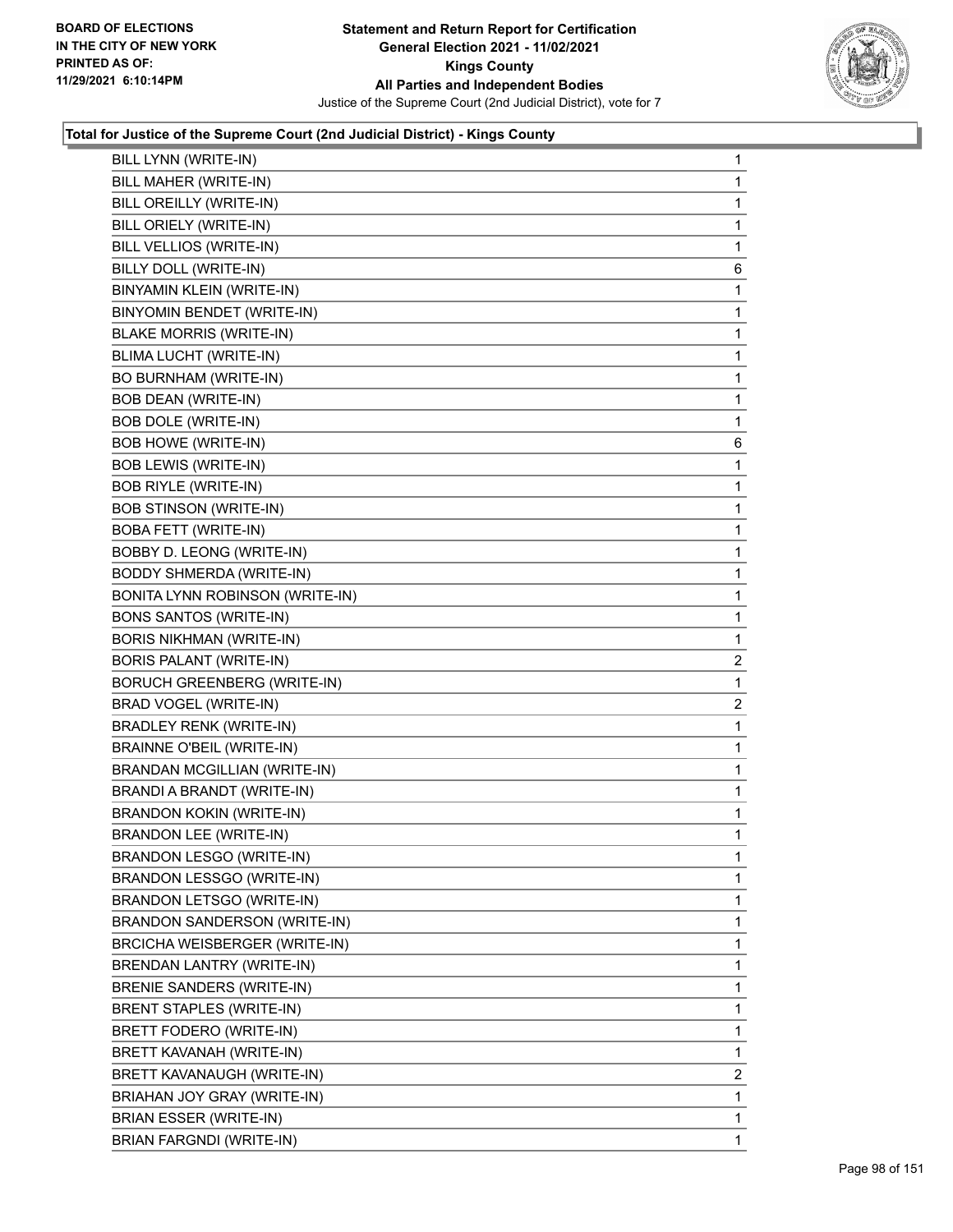### Total for Justice of the Supreme Court (2nd Judicial District) - Kings County

| Candidate | Votes |
|---|---|
| BILL LYNN (WRITE-IN) | 1 |
| BILL MAHER (WRITE-IN) | 1 |
| BILL OREILLY (WRITE-IN) | 1 |
| BILL ORIELY (WRITE-IN) | 1 |
| BILL VELLIOS (WRITE-IN) | 1 |
| BILLY DOLL (WRITE-IN) | 6 |
| BINYAMIN KLEIN (WRITE-IN) | 1 |
| BINYOMIN BENDET (WRITE-IN) | 1 |
| BLAKE MORRIS (WRITE-IN) | 1 |
| BLIMA LUCHT (WRITE-IN) | 1 |
| BO BURNHAM (WRITE-IN) | 1 |
| BOB DEAN (WRITE-IN) | 1 |
| BOB DOLE (WRITE-IN) | 1 |
| BOB HOWE (WRITE-IN) | 6 |
| BOB LEWIS (WRITE-IN) | 1 |
| BOB RIYLE (WRITE-IN) | 1 |
| BOB STINSON (WRITE-IN) | 1 |
| BOBA FETT (WRITE-IN) | 1 |
| BOBBY D. LEONG (WRITE-IN) | 1 |
| BODDY SHMERDA (WRITE-IN) | 1 |
| BONITA LYNN ROBINSON (WRITE-IN) | 1 |
| BONS SANTOS (WRITE-IN) | 1 |
| BORIS NIKHMAN (WRITE-IN) | 1 |
| BORIS PALANT (WRITE-IN) | 2 |
| BORUCH GREENBERG (WRITE-IN) | 1 |
| BRAD VOGEL (WRITE-IN) | 2 |
| BRADLEY RENK (WRITE-IN) | 1 |
| BRAINNE O'BEIL (WRITE-IN) | 1 |
| BRANDAN MCGILLIAN (WRITE-IN) | 1 |
| BRANDI A BRANDT (WRITE-IN) | 1 |
| BRANDON KOKIN (WRITE-IN) | 1 |
| BRANDON LEE (WRITE-IN) | 1 |
| BRANDON LESGO (WRITE-IN) | 1 |
| BRANDON LESSGO (WRITE-IN) | 1 |
| BRANDON LETSGO (WRITE-IN) | 1 |
| BRANDON SANDERSON (WRITE-IN) | 1 |
| BRCICHA WEISBERGER (WRITE-IN) | 1 |
| BRENDAN LANTRY (WRITE-IN) | 1 |
| BRENIE SANDERS (WRITE-IN) | 1 |
| BRENT STAPLES (WRITE-IN) | 1 |
| BRETT FODERO (WRITE-IN) | 1 |
| BRETT KAVANAH (WRITE-IN) | 1 |
| BRETT KAVANAUGH (WRITE-IN) | 2 |
| BRIAHAN JOY GRAY (WRITE-IN) | 1 |
| BRIAN ESSER (WRITE-IN) | 1 |
| BRIAN FARGNDI (WRITE-IN) | 1 |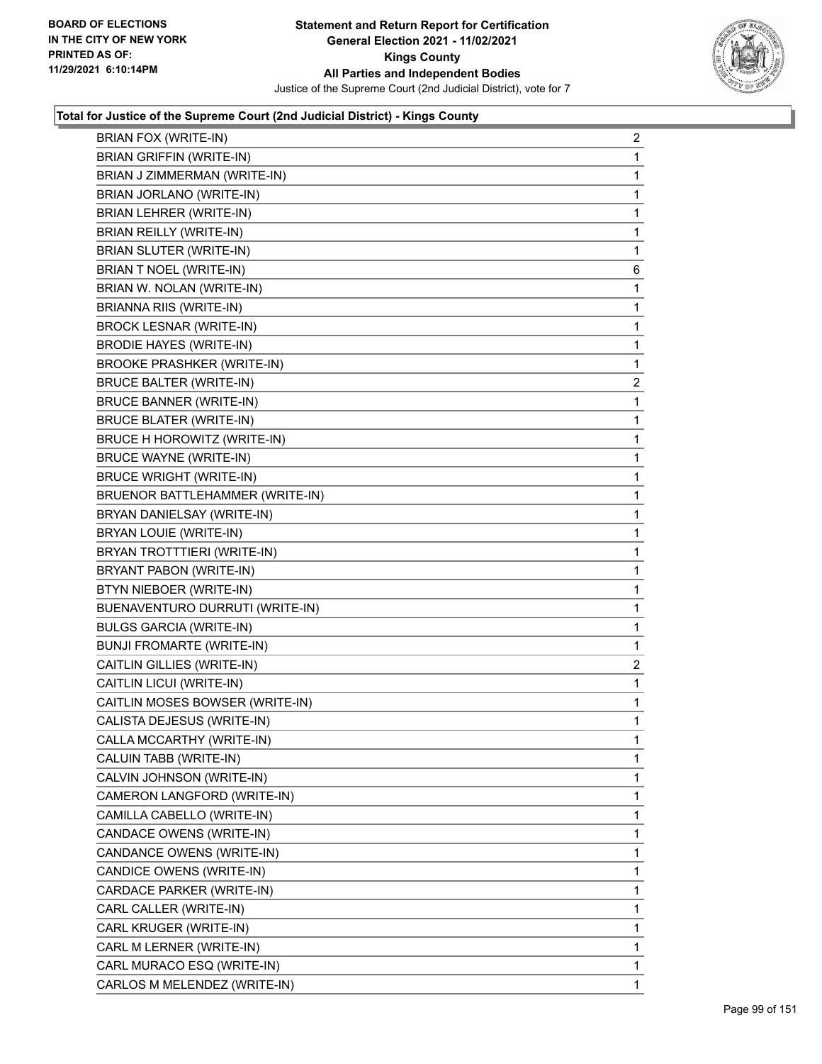BOARD OF ELECTIONS
IN THE CITY OF NEW YORK
PRINTED AS OF:
11/29/2021 6:10:14PM

**Statement and Return Report for Certification**
**General Election 2021 - 11/02/2021**
**Kings County**
**All Parties and Independent Bodies**
Justice of the Supreme Court (2nd Judicial District), vote for 7

### Total for Justice of the Supreme Court (2nd Judicial District) - Kings County

| | |
|---|---|
| BRIAN FOX (WRITE-IN) | 2 |
| BRIAN GRIFFIN (WRITE-IN) | 1 |
| BRIAN J ZIMMERMAN (WRITE-IN) | 1 |
| BRIAN JORLANO (WRITE-IN) | 1 |
| BRIAN LEHRER (WRITE-IN) | 1 |
| BRIAN REILLY (WRITE-IN) | 1 |
| BRIAN SLUTER (WRITE-IN) | 1 |
| BRIAN T NOEL (WRITE-IN) | 6 |
| BRIAN W. NOLAN (WRITE-IN) | 1 |
| BRIANNA RIIS (WRITE-IN) | 1 |
| BROCK LESNAR (WRITE-IN) | 1 |
| BRODIE HAYES (WRITE-IN) | 1 |
| BROOKE PRASHKER (WRITE-IN) | 1 |
| BRUCE BALTER (WRITE-IN) | 2 |
| BRUCE BANNER (WRITE-IN) | 1 |
| BRUCE BLATER (WRITE-IN) | 1 |
| BRUCE H HOROWITZ (WRITE-IN) | 1 |
| BRUCE WAYNE (WRITE-IN) | 1 |
| BRUCE WRIGHT (WRITE-IN) | 1 |
| BRUENOR BATTLEHAMMER (WRITE-IN) | 1 |
| BRYAN DANIELSAY (WRITE-IN) | 1 |
| BRYAN LOUIE (WRITE-IN) | 1 |
| BRYAN TROTTTIERI (WRITE-IN) | 1 |
| BRYANT PABON (WRITE-IN) | 1 |
| BTYN NIEBOER (WRITE-IN) | 1 |
| BUENAVENTURO DURRUTI (WRITE-IN) | 1 |
| BULGS GARCIA (WRITE-IN) | 1 |
| BUNJI FROMARTE (WRITE-IN) | 1 |
| CAITLIN GILLIES (WRITE-IN) | 2 |
| CAITLIN LICUI (WRITE-IN) | 1 |
| CAITLIN MOSES BOWSER (WRITE-IN) | 1 |
| CALISTA DEJESUS (WRITE-IN) | 1 |
| CALLA MCCARTHY (WRITE-IN) | 1 |
| CALUIN TABB (WRITE-IN) | 1 |
| CALVIN JOHNSON (WRITE-IN) | 1 |
| CAMERON LANGFORD (WRITE-IN) | 1 |
| CAMILLA CABELLO (WRITE-IN) | 1 |
| CANDACE OWENS (WRITE-IN) | 1 |
| CANDANCE OWENS (WRITE-IN) | 1 |
| CANDICE OWENS (WRITE-IN) | 1 |
| CARDACE PARKER (WRITE-IN) | 1 |
| CARL CALLER (WRITE-IN) | 1 |
| CARL KRUGER (WRITE-IN) | 1 |
| CARL M LERNER (WRITE-IN) | 1 |
| CARL MURACO ESQ (WRITE-IN) | 1 |
| CARLOS M MELENDEZ (WRITE-IN) | 1 |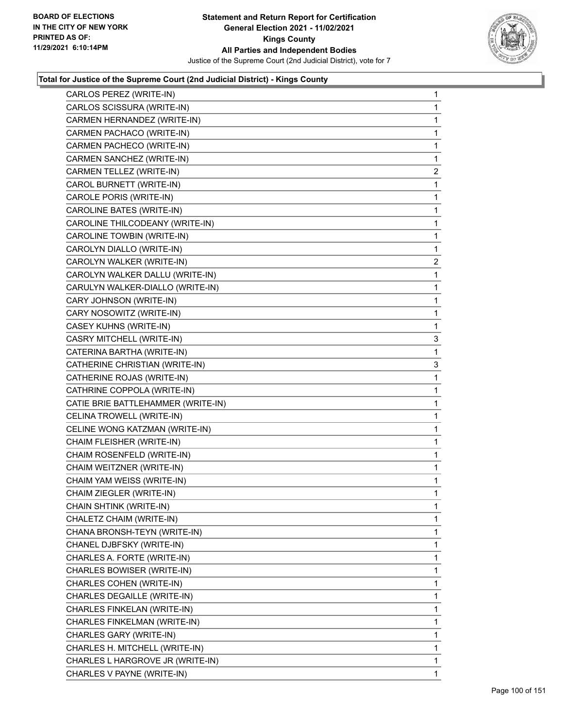**Total for Justice of the Supreme Court (2nd Judicial District) - Kings County**

| Candidate | Votes |
|---|---|
| CARLOS PEREZ (WRITE-IN) | 1 |
| CARLOS SCISSURA (WRITE-IN) | 1 |
| CARMEN HERNANDEZ (WRITE-IN) | 1 |
| CARMEN PACHACO (WRITE-IN) | 1 |
| CARMEN PACHECO (WRITE-IN) | 1 |
| CARMEN SANCHEZ (WRITE-IN) | 1 |
| CARMEN TELLEZ (WRITE-IN) | 2 |
| CAROL BURNETT (WRITE-IN) | 1 |
| CAROLE PORIS (WRITE-IN) | 1 |
| CAROLINE BATES (WRITE-IN) | 1 |
| CAROLINE THILCODEANY (WRITE-IN) | 1 |
| CAROLINE TOWBIN (WRITE-IN) | 1 |
| CAROLYN DIALLO (WRITE-IN) | 1 |
| CAROLYN WALKER (WRITE-IN) | 2 |
| CAROLYN WALKER DALLU (WRITE-IN) | 1 |
| CARULYN WALKER-DIALLO (WRITE-IN) | 1 |
| CARY JOHNSON (WRITE-IN) | 1 |
| CARY NOSOWITZ (WRITE-IN) | 1 |
| CASEY KUHNS (WRITE-IN) | 1 |
| CASRY MITCHELL (WRITE-IN) | 3 |
| CATERINA BARTHA (WRITE-IN) | 1 |
| CATHERINE CHRISTIAN (WRITE-IN) | 3 |
| CATHERINE ROJAS (WRITE-IN) | 1 |
| CATHRINE COPPOLA (WRITE-IN) | 1 |
| CATIE BRIE BATTLEHAMMER (WRITE-IN) | 1 |
| CELINA TROWELL (WRITE-IN) | 1 |
| CELINE WONG KATZMAN (WRITE-IN) | 1 |
| CHAIM FLEISHER (WRITE-IN) | 1 |
| CHAIM ROSENFELD (WRITE-IN) | 1 |
| CHAIM WEITZNER (WRITE-IN) | 1 |
| CHAIM YAM WEISS (WRITE-IN) | 1 |
| CHAIM ZIEGLER (WRITE-IN) | 1 |
| CHAIN SHTINK (WRITE-IN) | 1 |
| CHALETZ CHAIM (WRITE-IN) | 1 |
| CHANA BRONSH-TEYN (WRITE-IN) | 1 |
| CHANEL DJBFSKY (WRITE-IN) | 1 |
| CHARLES A. FORTE (WRITE-IN) | 1 |
| CHARLES BOWISER (WRITE-IN) | 1 |
| CHARLES COHEN (WRITE-IN) | 1 |
| CHARLES DEGAILLE (WRITE-IN) | 1 |
| CHARLES FINKELAN (WRITE-IN) | 1 |
| CHARLES FINKELMAN (WRITE-IN) | 1 |
| CHARLES GARY (WRITE-IN) | 1 |
| CHARLES H. MITCHELL (WRITE-IN) | 1 |
| CHARLES L HARGROVE JR (WRITE-IN) | 1 |
| CHARLES V PAYNE (WRITE-IN) | 1 |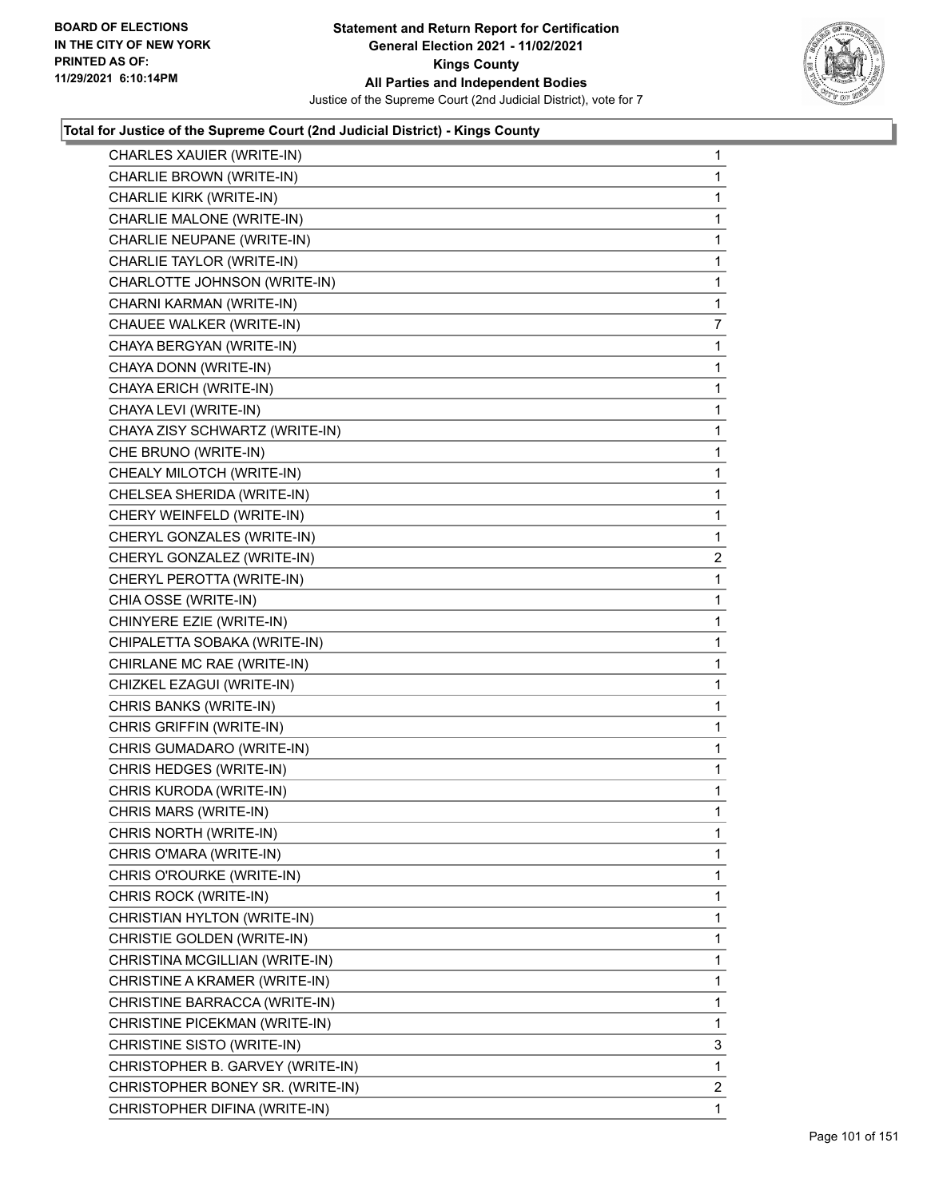**Statement and Return Report for Certification**
**General Election 2021 - 11/02/2021**
**Kings County**
**All Parties and Independent Bodies**
Justice of the Supreme Court (2nd Judicial District), vote for 7

BOARD OF ELECTIONS IN THE CITY OF NEW YORK PRINTED AS OF: 11/29/2021 6:10:14PM

### Total for Justice of the Supreme Court (2nd Judicial District) - Kings County

| Candidate | Votes |
|---|---|
| CHARLES XAUIER (WRITE-IN) | 1 |
| CHARLIE BROWN (WRITE-IN) | 1 |
| CHARLIE KIRK (WRITE-IN) | 1 |
| CHARLIE MALONE (WRITE-IN) | 1 |
| CHARLIE NEUPANE (WRITE-IN) | 1 |
| CHARLIE TAYLOR (WRITE-IN) | 1 |
| CHARLOTTE JOHNSON (WRITE-IN) | 1 |
| CHARNI KARMAN (WRITE-IN) | 1 |
| CHAUEE WALKER (WRITE-IN) | 7 |
| CHAYA BERGYAN (WRITE-IN) | 1 |
| CHAYA DONN (WRITE-IN) | 1 |
| CHAYA ERICH (WRITE-IN) | 1 |
| CHAYA LEVI (WRITE-IN) | 1 |
| CHAYA ZISY SCHWARTZ (WRITE-IN) | 1 |
| CHE BRUNO (WRITE-IN) | 1 |
| CHEALY MILOTCH (WRITE-IN) | 1 |
| CHELSEA SHERIDA (WRITE-IN) | 1 |
| CHERY WEINFELD (WRITE-IN) | 1 |
| CHERYL GONZALES (WRITE-IN) | 1 |
| CHERYL GONZALEZ (WRITE-IN) | 2 |
| CHERYL PEROTTA (WRITE-IN) | 1 |
| CHIA OSSE (WRITE-IN) | 1 |
| CHINYERE EZIE (WRITE-IN) | 1 |
| CHIPALETTA SOBAKA (WRITE-IN) | 1 |
| CHIRLANE MC RAE (WRITE-IN) | 1 |
| CHIZKEL EZAGUI (WRITE-IN) | 1 |
| CHRIS BANKS (WRITE-IN) | 1 |
| CHRIS GRIFFIN (WRITE-IN) | 1 |
| CHRIS GUMADARO (WRITE-IN) | 1 |
| CHRIS HEDGES (WRITE-IN) | 1 |
| CHRIS KURODA (WRITE-IN) | 1 |
| CHRIS MARS (WRITE-IN) | 1 |
| CHRIS NORTH (WRITE-IN) | 1 |
| CHRIS O'MARA (WRITE-IN) | 1 |
| CHRIS O'ROURKE (WRITE-IN) | 1 |
| CHRIS ROCK (WRITE-IN) | 1 |
| CHRISTIAN HYLTON (WRITE-IN) | 1 |
| CHRISTIE GOLDEN (WRITE-IN) | 1 |
| CHRISTINA MCGILLIAN (WRITE-IN) | 1 |
| CHRISTINE A KRAMER (WRITE-IN) | 1 |
| CHRISTINE BARRACCA (WRITE-IN) | 1 |
| CHRISTINE PICEKMAN (WRITE-IN) | 1 |
| CHRISTINE SISTO (WRITE-IN) | 3 |
| CHRISTOPHER B. GARVEY (WRITE-IN) | 1 |
| CHRISTOPHER BONEY SR. (WRITE-IN) | 2 |
| CHRISTOPHER DIFINA (WRITE-IN) | 1 |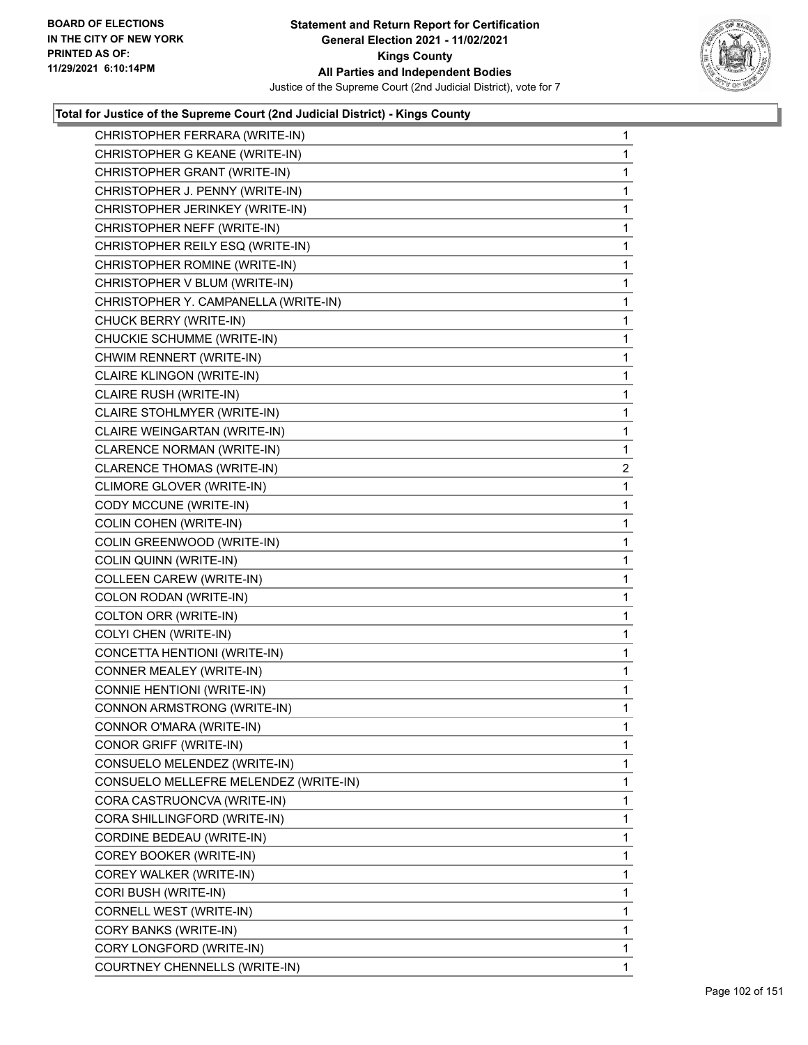# Total for Justice of the Supreme Court (2nd Judicial District) - Kings County

| Candidate | Votes |
|---|---|
| CHRISTOPHER FERRARA (WRITE-IN) | 1 |
| CHRISTOPHER G KEANE (WRITE-IN) | 1 |
| CHRISTOPHER GRANT (WRITE-IN) | 1 |
| CHRISTOPHER J. PENNY (WRITE-IN) | 1 |
| CHRISTOPHER JERINKEY (WRITE-IN) | 1 |
| CHRISTOPHER NEFF (WRITE-IN) | 1 |
| CHRISTOPHER REILY ESQ (WRITE-IN) | 1 |
| CHRISTOPHER ROMINE (WRITE-IN) | 1 |
| CHRISTOPHER V BLUM (WRITE-IN) | 1 |
| CHRISTOPHER Y. CAMPANELLA (WRITE-IN) | 1 |
| CHUCK BERRY (WRITE-IN) | 1 |
| CHUCKIE SCHUMME (WRITE-IN) | 1 |
| CHWIM RENNERT (WRITE-IN) | 1 |
| CLAIRE KLINGON (WRITE-IN) | 1 |
| CLAIRE RUSH (WRITE-IN) | 1 |
| CLAIRE STOHLMYER (WRITE-IN) | 1 |
| CLAIRE WEINGARTAN (WRITE-IN) | 1 |
| CLARENCE NORMAN (WRITE-IN) | 1 |
| CLARENCE THOMAS (WRITE-IN) | 2 |
| CLIMORE GLOVER (WRITE-IN) | 1 |
| CODY MCCUNE (WRITE-IN) | 1 |
| COLIN COHEN (WRITE-IN) | 1 |
| COLIN GREENWOOD (WRITE-IN) | 1 |
| COLIN QUINN (WRITE-IN) | 1 |
| COLLEEN CAREW (WRITE-IN) | 1 |
| COLON RODAN (WRITE-IN) | 1 |
| COLTON ORR (WRITE-IN) | 1 |
| COLYI CHEN (WRITE-IN) | 1 |
| CONCETTA HENTIONI (WRITE-IN) | 1 |
| CONNER MEALEY (WRITE-IN) | 1 |
| CONNIE HENTIONI (WRITE-IN) | 1 |
| CONNON ARMSTRONG (WRITE-IN) | 1 |
| CONNOR O'MARA (WRITE-IN) | 1 |
| CONOR GRIFF (WRITE-IN) | 1 |
| CONSUELO MELENDEZ (WRITE-IN) | 1 |
| CONSUELO MELLEFRE MELENDEZ (WRITE-IN) | 1 |
| CORA CASTRUONCVA (WRITE-IN) | 1 |
| CORA SHILLINGFORD (WRITE-IN) | 1 |
| CORDINE BEDEAU (WRITE-IN) | 1 |
| COREY BOOKER (WRITE-IN) | 1 |
| COREY WALKER (WRITE-IN) | 1 |
| CORI BUSH (WRITE-IN) | 1 |
| CORNELL WEST (WRITE-IN) | 1 |
| CORY BANKS (WRITE-IN) | 1 |
| CORY LONGFORD (WRITE-IN) | 1 |
| COURTNEY CHENNELLS (WRITE-IN) | 1 |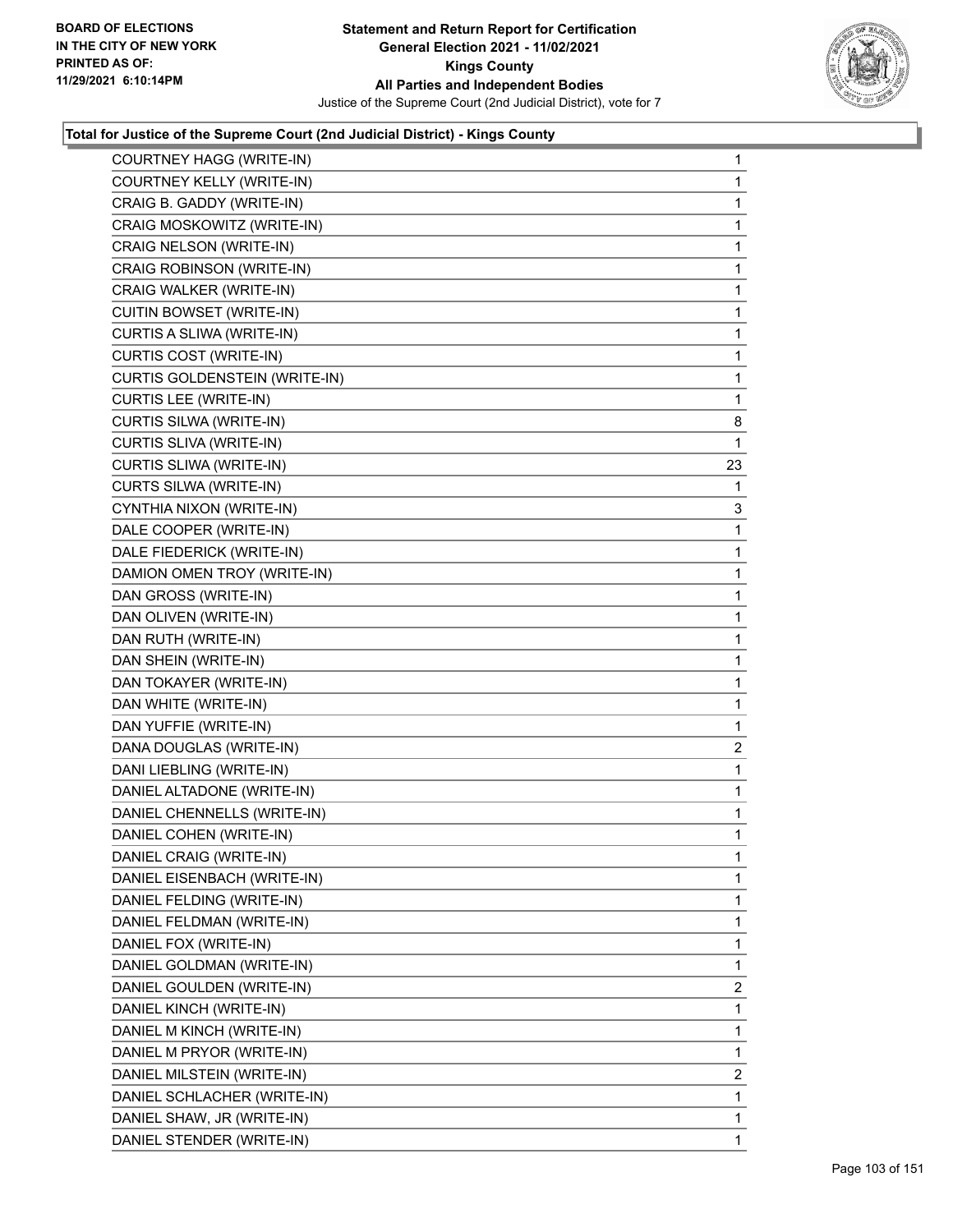**Total for Justice of the Supreme Court (2nd Judicial District) - Kings County**

| Candidate | Votes |
|---|---|
| COURTNEY HAGG (WRITE-IN) | 1 |
| COURTNEY KELLY (WRITE-IN) | 1 |
| CRAIG B. GADDY (WRITE-IN) | 1 |
| CRAIG MOSKOWITZ (WRITE-IN) | 1 |
| CRAIG NELSON (WRITE-IN) | 1 |
| CRAIG ROBINSON (WRITE-IN) | 1 |
| CRAIG WALKER (WRITE-IN) | 1 |
| CUITIN BOWSET (WRITE-IN) | 1 |
| CURTIS A SLIWA (WRITE-IN) | 1 |
| CURTIS COST (WRITE-IN) | 1 |
| CURTIS GOLDENSTEIN (WRITE-IN) | 1 |
| CURTIS LEE (WRITE-IN) | 1 |
| CURTIS SILWA (WRITE-IN) | 8 |
| CURTIS SLIVA (WRITE-IN) | 1 |
| CURTIS SLIWA (WRITE-IN) | 23 |
| CURTS SILWA (WRITE-IN) | 1 |
| CYNTHIA NIXON (WRITE-IN) | 3 |
| DALE COOPER (WRITE-IN) | 1 |
| DALE FIEDERICK (WRITE-IN) | 1 |
| DAMION OMEN TROY (WRITE-IN) | 1 |
| DAN GROSS (WRITE-IN) | 1 |
| DAN OLIVEN (WRITE-IN) | 1 |
| DAN RUTH (WRITE-IN) | 1 |
| DAN SHEIN (WRITE-IN) | 1 |
| DAN TOKAYER (WRITE-IN) | 1 |
| DAN WHITE (WRITE-IN) | 1 |
| DAN YUFFIE (WRITE-IN) | 1 |
| DANA DOUGLAS (WRITE-IN) | 2 |
| DANI LIEBLING (WRITE-IN) | 1 |
| DANIEL ALTADONE (WRITE-IN) | 1 |
| DANIEL CHENNELLS (WRITE-IN) | 1 |
| DANIEL COHEN (WRITE-IN) | 1 |
| DANIEL CRAIG (WRITE-IN) | 1 |
| DANIEL EISENBACH (WRITE-IN) | 1 |
| DANIEL FELDING (WRITE-IN) | 1 |
| DANIEL FELDMAN (WRITE-IN) | 1 |
| DANIEL FOX (WRITE-IN) | 1 |
| DANIEL GOLDMAN (WRITE-IN) | 1 |
| DANIEL GOULDEN (WRITE-IN) | 2 |
| DANIEL KINCH (WRITE-IN) | 1 |
| DANIEL M KINCH (WRITE-IN) | 1 |
| DANIEL M PRYOR (WRITE-IN) | 1 |
| DANIEL MILSTEIN (WRITE-IN) | 2 |
| DANIEL SCHLACHER (WRITE-IN) | 1 |
| DANIEL SHAW, JR (WRITE-IN) | 1 |
| DANIEL STENDER (WRITE-IN) | 1 |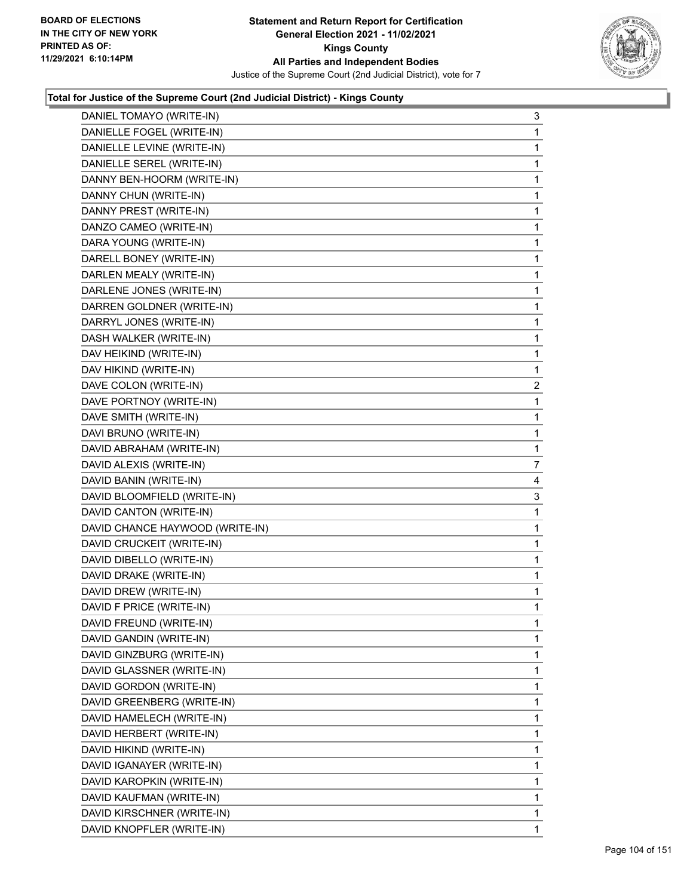**Total for Justice of the Supreme Court (2nd Judicial District) - Kings County**

| | |
|---|---|
| DANIEL TOMAYO (WRITE-IN) | 3 |
| DANIELLE FOGEL (WRITE-IN) | 1 |
| DANIELLE LEVINE (WRITE-IN) | 1 |
| DANIELLE SEREL (WRITE-IN) | 1 |
| DANNY BEN-HOORM (WRITE-IN) | 1 |
| DANNY CHUN (WRITE-IN) | 1 |
| DANNY PREST (WRITE-IN) | 1 |
| DANZO CAMEO (WRITE-IN) | 1 |
| DARA YOUNG (WRITE-IN) | 1 |
| DARELL BONEY (WRITE-IN) | 1 |
| DARLEN MEALY (WRITE-IN) | 1 |
| DARLENE JONES (WRITE-IN) | 1 |
| DARREN GOLDNER (WRITE-IN) | 1 |
| DARRYL JONES (WRITE-IN) | 1 |
| DASH WALKER (WRITE-IN) | 1 |
| DAV HEIKIND (WRITE-IN) | 1 |
| DAV HIKIND (WRITE-IN) | 1 |
| DAVE COLON (WRITE-IN) | 2 |
| DAVE PORTNOY (WRITE-IN) | 1 |
| DAVE SMITH (WRITE-IN) | 1 |
| DAVI BRUNO (WRITE-IN) | 1 |
| DAVID ABRAHAM (WRITE-IN) | 1 |
| DAVID ALEXIS (WRITE-IN) | 7 |
| DAVID BANIN (WRITE-IN) | 4 |
| DAVID BLOOMFIELD (WRITE-IN) | 3 |
| DAVID CANTON (WRITE-IN) | 1 |
| DAVID CHANCE HAYWOOD (WRITE-IN) | 1 |
| DAVID CRUCKEIT (WRITE-IN) | 1 |
| DAVID DIBELLO (WRITE-IN) | 1 |
| DAVID DRAKE (WRITE-IN) | 1 |
| DAVID DREW (WRITE-IN) | 1 |
| DAVID F PRICE (WRITE-IN) | 1 |
| DAVID FREUND (WRITE-IN) | 1 |
| DAVID GANDIN (WRITE-IN) | 1 |
| DAVID GINZBURG (WRITE-IN) | 1 |
| DAVID GLASSNER (WRITE-IN) | 1 |
| DAVID GORDON (WRITE-IN) | 1 |
| DAVID GREENBERG (WRITE-IN) | 1 |
| DAVID HAMELECH (WRITE-IN) | 1 |
| DAVID HERBERT (WRITE-IN) | 1 |
| DAVID HIKIND (WRITE-IN) | 1 |
| DAVID IGANAYER (WRITE-IN) | 1 |
| DAVID KAROPKIN (WRITE-IN) | 1 |
| DAVID KAUFMAN (WRITE-IN) | 1 |
| DAVID KIRSCHNER (WRITE-IN) | 1 |
| DAVID KNOPFLER (WRITE-IN) | 1 |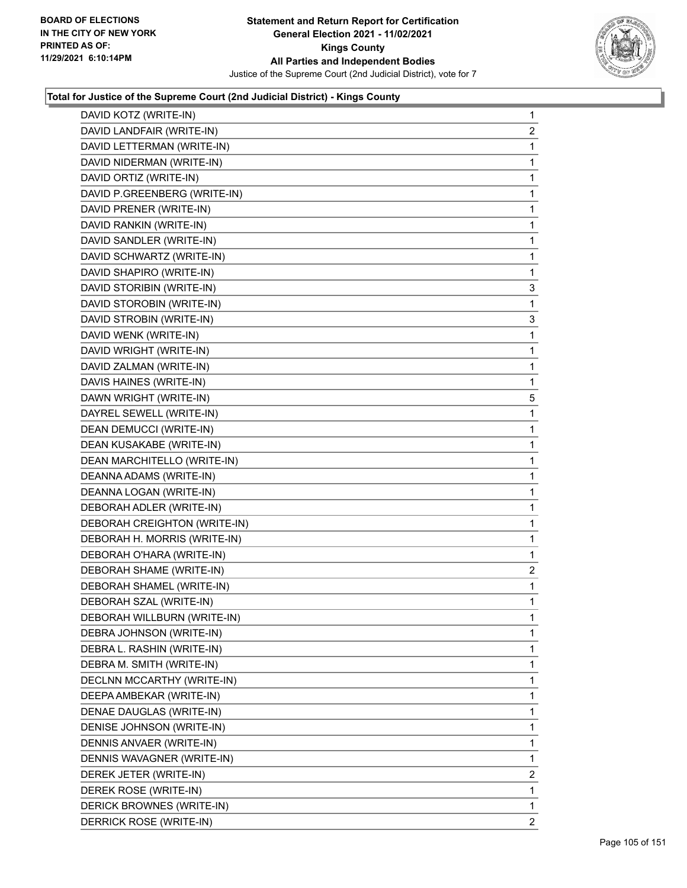### Total for Justice of the Supreme Court (2nd Judicial District) - Kings County

| Candidate | Votes |
|---|---|
| DAVID KOTZ (WRITE-IN) | 1 |
| DAVID LANDFAIR (WRITE-IN) | 2 |
| DAVID LETTERMAN (WRITE-IN) | 1 |
| DAVID NIDERMAN (WRITE-IN) | 1 |
| DAVID ORTIZ (WRITE-IN) | 1 |
| DAVID P.GREENBERG (WRITE-IN) | 1 |
| DAVID PRENER (WRITE-IN) | 1 |
| DAVID RANKIN (WRITE-IN) | 1 |
| DAVID SANDLER (WRITE-IN) | 1 |
| DAVID SCHWARTZ (WRITE-IN) | 1 |
| DAVID SHAPIRO (WRITE-IN) | 1 |
| DAVID STORIBIN (WRITE-IN) | 3 |
| DAVID STOROBIN (WRITE-IN) | 1 |
| DAVID STROBIN (WRITE-IN) | 3 |
| DAVID WENK (WRITE-IN) | 1 |
| DAVID WRIGHT (WRITE-IN) | 1 |
| DAVID ZALMAN (WRITE-IN) | 1 |
| DAVIS HAINES (WRITE-IN) | 1 |
| DAWN WRIGHT (WRITE-IN) | 5 |
| DAYREL SEWELL (WRITE-IN) | 1 |
| DEAN DEMUCCI (WRITE-IN) | 1 |
| DEAN KUSAKABE (WRITE-IN) | 1 |
| DEAN MARCHITELLO (WRITE-IN) | 1 |
| DEANNA ADAMS (WRITE-IN) | 1 |
| DEANNA LOGAN (WRITE-IN) | 1 |
| DEBORAH ADLER (WRITE-IN) | 1 |
| DEBORAH CREIGHTON (WRITE-IN) | 1 |
| DEBORAH H. MORRIS (WRITE-IN) | 1 |
| DEBORAH O'HARA (WRITE-IN) | 1 |
| DEBORAH SHAME (WRITE-IN) | 2 |
| DEBORAH SHAMEL (WRITE-IN) | 1 |
| DEBORAH SZAL (WRITE-IN) | 1 |
| DEBORAH WILLBURN (WRITE-IN) | 1 |
| DEBRA JOHNSON (WRITE-IN) | 1 |
| DEBRA L. RASHIN (WRITE-IN) | 1 |
| DEBRA M. SMITH (WRITE-IN) | 1 |
| DECLNN MCCARTHY (WRITE-IN) | 1 |
| DEEPA AMBEKAR (WRITE-IN) | 1 |
| DENAE DAUGLAS (WRITE-IN) | 1 |
| DENISE JOHNSON (WRITE-IN) | 1 |
| DENNIS ANVAER (WRITE-IN) | 1 |
| DENNIS WAVAGNER (WRITE-IN) | 1 |
| DEREK JETER (WRITE-IN) | 2 |
| DEREK ROSE (WRITE-IN) | 1 |
| DERICK BROWNES (WRITE-IN) | 1 |
| DERRICK ROSE (WRITE-IN) | 2 |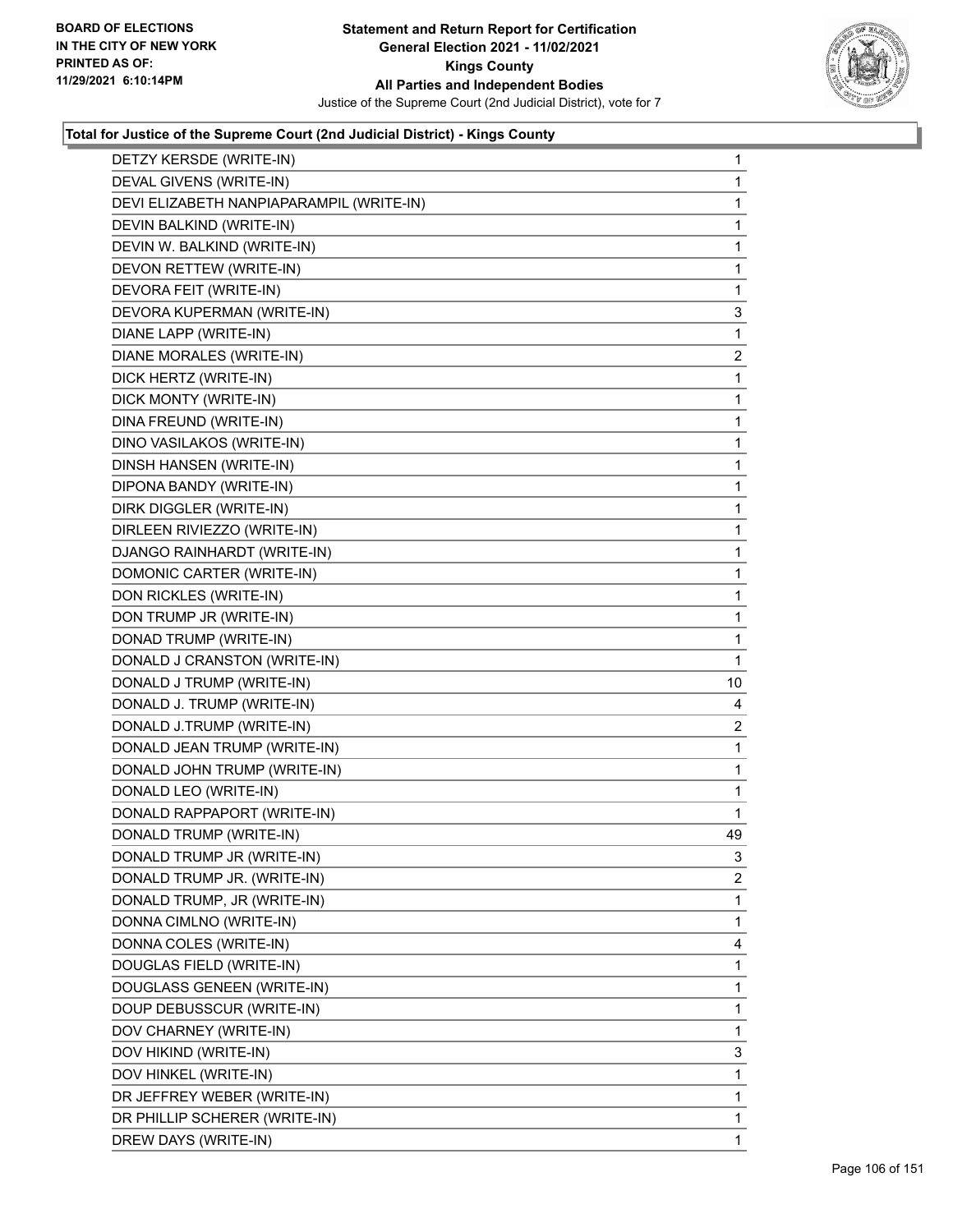**Total for Justice of the Supreme Court (2nd Judicial District) - Kings County**

| Candidate | Votes |
|---|---|
| DETZY KERSDE (WRITE-IN) | 1 |
| DEVAL GIVENS (WRITE-IN) | 1 |
| DEVI ELIZABETH NANPIAPARAMPIL (WRITE-IN) | 1 |
| DEVIN BALKIND (WRITE-IN) | 1 |
| DEVIN W. BALKIND (WRITE-IN) | 1 |
| DEVON RETTEW (WRITE-IN) | 1 |
| DEVORA FEIT (WRITE-IN) | 1 |
| DEVORA KUPERMAN (WRITE-IN) | 3 |
| DIANE LAPP (WRITE-IN) | 1 |
| DIANE MORALES (WRITE-IN) | 2 |
| DICK HERTZ (WRITE-IN) | 1 |
| DICK MONTY (WRITE-IN) | 1 |
| DINA FREUND (WRITE-IN) | 1 |
| DINO VASILAKOS (WRITE-IN) | 1 |
| DINSH HANSEN (WRITE-IN) | 1 |
| DIPONA BANDY (WRITE-IN) | 1 |
| DIRK DIGGLER (WRITE-IN) | 1 |
| DIRLEEN RIVIEZZO (WRITE-IN) | 1 |
| DJANGO RAINHARDT (WRITE-IN) | 1 |
| DOMONIC CARTER (WRITE-IN) | 1 |
| DON RICKLES (WRITE-IN) | 1 |
| DON TRUMP JR (WRITE-IN) | 1 |
| DONAD TRUMP (WRITE-IN) | 1 |
| DONALD J CRANSTON (WRITE-IN) | 1 |
| DONALD J TRUMP (WRITE-IN) | 10 |
| DONALD J. TRUMP (WRITE-IN) | 4 |
| DONALD J.TRUMP (WRITE-IN) | 2 |
| DONALD JEAN TRUMP (WRITE-IN) | 1 |
| DONALD JOHN TRUMP (WRITE-IN) | 1 |
| DONALD LEO (WRITE-IN) | 1 |
| DONALD RAPPAPORT (WRITE-IN) | 1 |
| DONALD TRUMP (WRITE-IN) | 49 |
| DONALD TRUMP JR (WRITE-IN) | 3 |
| DONALD TRUMP JR. (WRITE-IN) | 2 |
| DONALD TRUMP, JR (WRITE-IN) | 1 |
| DONNA CIMLNO (WRITE-IN) | 1 |
| DONNA COLES (WRITE-IN) | 4 |
| DOUGLAS FIELD (WRITE-IN) | 1 |
| DOUGLASS GENEEN (WRITE-IN) | 1 |
| DOUP DEBUSSCUR (WRITE-IN) | 1 |
| DOV CHARNEY (WRITE-IN) | 1 |
| DOV HIKIND (WRITE-IN) | 3 |
| DOV HINKEL (WRITE-IN) | 1 |
| DR JEFFREY WEBER (WRITE-IN) | 1 |
| DR PHILLIP SCHERER (WRITE-IN) | 1 |
| DREW DAYS (WRITE-IN) | 1 |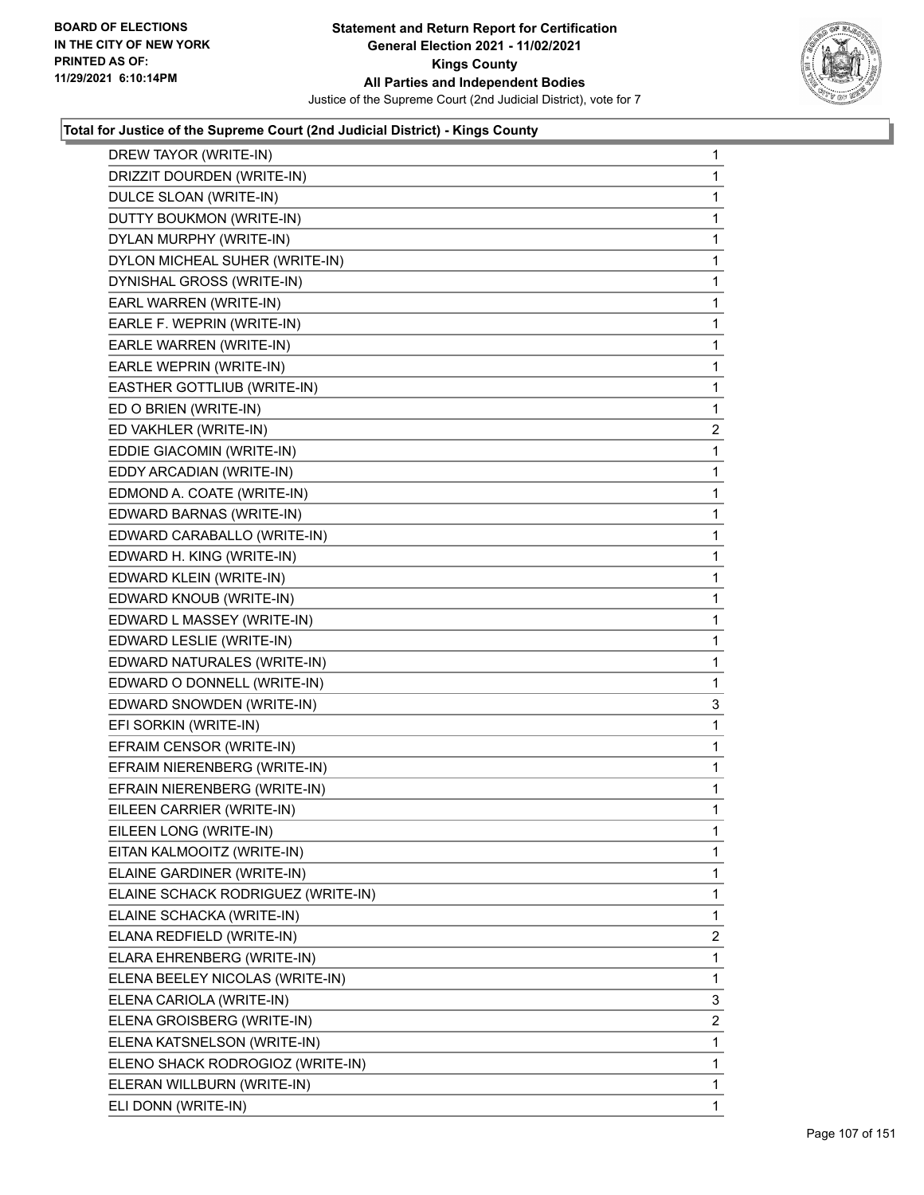**BOARD OF ELECTIONS IN THE CITY OF NEW YORK PRINTED AS OF: 11/29/2021 6:10:14PM**

**Statement and Return Report for Certification General Election 2021 - 11/02/2021 Kings County All Parties and Independent Bodies**

Justice of the Supreme Court (2nd Judicial District), vote for 7

### Total for Justice of the Supreme Court (2nd Judicial District) - Kings County

| | |
|---|---|
| DREW TAYOR (WRITE-IN) | 1 |
| DRIZZIT DOURDEN (WRITE-IN) | 1 |
| DULCE SLOAN (WRITE-IN) | 1 |
| DUTTY BOUKMON (WRITE-IN) | 1 |
| DYLAN MURPHY (WRITE-IN) | 1 |
| DYLON MICHEAL SUHER (WRITE-IN) | 1 |
| DYNISHAL GROSS (WRITE-IN) | 1 |
| EARL WARREN (WRITE-IN) | 1 |
| EARLE F. WEPRIN (WRITE-IN) | 1 |
| EARLE WARREN (WRITE-IN) | 1 |
| EARLE WEPRIN (WRITE-IN) | 1 |
| EASTHER GOTTLIUB (WRITE-IN) | 1 |
| ED O BRIEN (WRITE-IN) | 1 |
| ED VAKHLER (WRITE-IN) | 2 |
| EDDIE GIACOMIN (WRITE-IN) | 1 |
| EDDY ARCADIAN (WRITE-IN) | 1 |
| EDMOND A. COATE (WRITE-IN) | 1 |
| EDWARD BARNAS (WRITE-IN) | 1 |
| EDWARD CARABALLO (WRITE-IN) | 1 |
| EDWARD H. KING (WRITE-IN) | 1 |
| EDWARD KLEIN (WRITE-IN) | 1 |
| EDWARD KNOUB (WRITE-IN) | 1 |
| EDWARD L MASSEY (WRITE-IN) | 1 |
| EDWARD LESLIE (WRITE-IN) | 1 |
| EDWARD NATURALES (WRITE-IN) | 1 |
| EDWARD O DONNELL (WRITE-IN) | 1 |
| EDWARD SNOWDEN (WRITE-IN) | 3 |
| EFI SORKIN (WRITE-IN) | 1 |
| EFRAIM CENSOR (WRITE-IN) | 1 |
| EFRAIM NIERENBERG (WRITE-IN) | 1 |
| EFRAIN NIERENBERG (WRITE-IN) | 1 |
| EILEEN CARRIER (WRITE-IN) | 1 |
| EILEEN LONG (WRITE-IN) | 1 |
| EITAN KALMOOITZ (WRITE-IN) | 1 |
| ELAINE GARDINER (WRITE-IN) | 1 |
| ELAINE SCHACK RODRIGUEZ (WRITE-IN) | 1 |
| ELAINE SCHACKA (WRITE-IN) | 1 |
| ELANA REDFIELD (WRITE-IN) | 2 |
| ELARA EHRENBERG (WRITE-IN) | 1 |
| ELENA BEELEY NICOLAS (WRITE-IN) | 1 |
| ELENA CARIOLA (WRITE-IN) | 3 |
| ELENA GROISBERG (WRITE-IN) | 2 |
| ELENA KATSNELSON (WRITE-IN) | 1 |
| ELENO SHACK RODROGIOZ (WRITE-IN) | 1 |
| ELERAN WILLBURN (WRITE-IN) | 1 |
| ELI DONN (WRITE-IN) | 1 |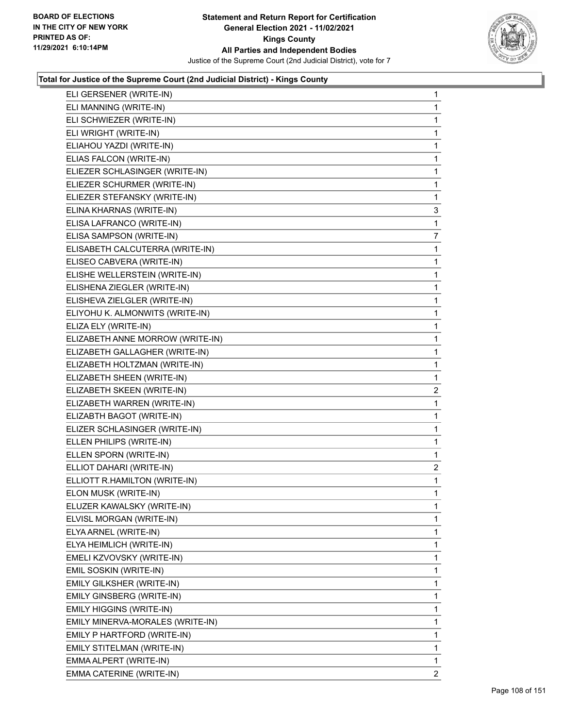**Statement and Return Report for Certification**
**General Election 2021 - 11/02/2021**
**Kings County**
**All Parties and Independent Bodies**
Justice of the Supreme Court (2nd Judicial District), vote for 7

BOARD OF ELECTIONS
IN THE CITY OF NEW YORK
PRINTED AS OF:
11/29/2021 6:10:14PM

### Total for Justice of the Supreme Court (2nd Judicial District) - Kings County

| | |
|---|---|
| ELI GERSENER (WRITE-IN) | 1 |
| ELI MANNING (WRITE-IN) | 1 |
| ELI SCHWIEZER (WRITE-IN) | 1 |
| ELI WRIGHT (WRITE-IN) | 1 |
| ELIAHOU YAZDI (WRITE-IN) | 1 |
| ELIAS FALCON (WRITE-IN) | 1 |
| ELIEZER SCHLASINGER (WRITE-IN) | 1 |
| ELIEZER SCHURMER (WRITE-IN) | 1 |
| ELIEZER STEFANSKY (WRITE-IN) | 1 |
| ELINA KHARNAS (WRITE-IN) | 3 |
| ELISA LAFRANCO (WRITE-IN) | 1 |
| ELISA SAMPSON (WRITE-IN) | 7 |
| ELISABETH CALCUTERRA (WRITE-IN) | 1 |
| ELISEO CABVERA (WRITE-IN) | 1 |
| ELISHE WELLERSTEIN (WRITE-IN) | 1 |
| ELISHENA ZIEGLER (WRITE-IN) | 1 |
| ELISHEVA ZIELGLER (WRITE-IN) | 1 |
| ELIYOHU K. ALMONWITS (WRITE-IN) | 1 |
| ELIZA ELY (WRITE-IN) | 1 |
| ELIZABETH ANNE MORROW (WRITE-IN) | 1 |
| ELIZABETH GALLAGHER (WRITE-IN) | 1 |
| ELIZABETH HOLTZMAN (WRITE-IN) | 1 |
| ELIZABETH SHEEN (WRITE-IN) | 1 |
| ELIZABETH SKEEN (WRITE-IN) | 2 |
| ELIZABETH WARREN (WRITE-IN) | 1 |
| ELIZABTH BAGOT (WRITE-IN) | 1 |
| ELIZER SCHLASINGER (WRITE-IN) | 1 |
| ELLEN PHILIPS (WRITE-IN) | 1 |
| ELLEN SPORN (WRITE-IN) | 1 |
| ELLIOT DAHARI (WRITE-IN) | 2 |
| ELLIOTT R.HAMILTON (WRITE-IN) | 1 |
| ELON MUSK (WRITE-IN) | 1 |
| ELUZER KAWALSKY (WRITE-IN) | 1 |
| ELVISL MORGAN (WRITE-IN) | 1 |
| ELYA ARNEL (WRITE-IN) | 1 |
| ELYA HEIMLICH (WRITE-IN) | 1 |
| EMELI KZVOVSKY (WRITE-IN) | 1 |
| EMIL SOSKIN (WRITE-IN) | 1 |
| EMILY GILKSHER (WRITE-IN) | 1 |
| EMILY GINSBERG (WRITE-IN) | 1 |
| EMILY HIGGINS (WRITE-IN) | 1 |
| EMILY MINERVA-MORALES (WRITE-IN) | 1 |
| EMILY P HARTFORD (WRITE-IN) | 1 |
| EMILY STITELMAN (WRITE-IN) | 1 |
| EMMA ALPERT (WRITE-IN) | 1 |
| EMMA CATERINE (WRITE-IN) | 2 |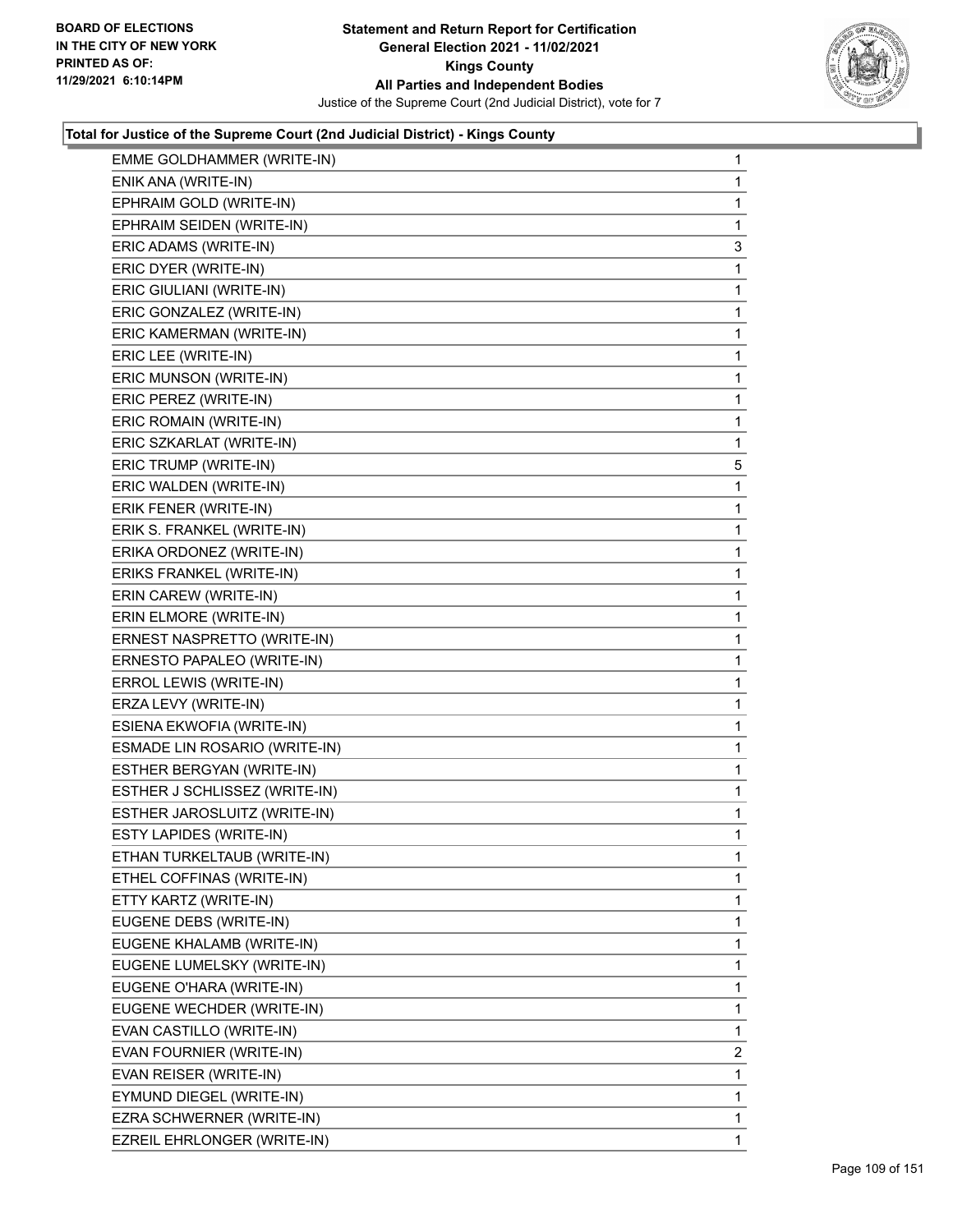**Statement and Return Report for Certification**
**General Election 2021 - 11/02/2021**
**Kings County**
**All Parties and Independent Bodies**
Justice of the Supreme Court (2nd Judicial District), vote for 7

BOARD OF ELECTIONS
IN THE CITY OF NEW YORK
PRINTED AS OF:
11/29/2021 6:10:14PM

### Total for Justice of the Supreme Court (2nd Judicial District) - Kings County

| Candidate | Votes |
|---|---|
| EMME GOLDHAMMER (WRITE-IN) | 1 |
| ENIK ANA (WRITE-IN) | 1 |
| EPHRAIM GOLD (WRITE-IN) | 1 |
| EPHRAIM SEIDEN (WRITE-IN) | 1 |
| ERIC ADAMS (WRITE-IN) | 3 |
| ERIC DYER (WRITE-IN) | 1 |
| ERIC GIULIANI (WRITE-IN) | 1 |
| ERIC GONZALEZ (WRITE-IN) | 1 |
| ERIC KAMERMAN (WRITE-IN) | 1 |
| ERIC LEE (WRITE-IN) | 1 |
| ERIC MUNSON (WRITE-IN) | 1 |
| ERIC PEREZ (WRITE-IN) | 1 |
| ERIC ROMAIN (WRITE-IN) | 1 |
| ERIC SZKARLAT (WRITE-IN) | 1 |
| ERIC TRUMP (WRITE-IN) | 5 |
| ERIC WALDEN (WRITE-IN) | 1 |
| ERIK FENER (WRITE-IN) | 1 |
| ERIK S. FRANKEL (WRITE-IN) | 1 |
| ERIKA ORDONEZ (WRITE-IN) | 1 |
| ERIKS FRANKEL (WRITE-IN) | 1 |
| ERIN CAREW (WRITE-IN) | 1 |
| ERIN ELMORE (WRITE-IN) | 1 |
| ERNEST NASPRETTO (WRITE-IN) | 1 |
| ERNESTO PAPALEO (WRITE-IN) | 1 |
| ERROL LEWIS (WRITE-IN) | 1 |
| ERZA LEVY (WRITE-IN) | 1 |
| ESIENA EKWOFIA (WRITE-IN) | 1 |
| ESMADE LIN ROSARIO (WRITE-IN) | 1 |
| ESTHER BERGYAN (WRITE-IN) | 1 |
| ESTHER J SCHLISSEZ (WRITE-IN) | 1 |
| ESTHER JAROSLUITZ (WRITE-IN) | 1 |
| ESTY LAPIDES (WRITE-IN) | 1 |
| ETHAN TURKELTAUB (WRITE-IN) | 1 |
| ETHEL COFFINAS (WRITE-IN) | 1 |
| ETTY KARTZ (WRITE-IN) | 1 |
| EUGENE DEBS (WRITE-IN) | 1 |
| EUGENE KHALAMB (WRITE-IN) | 1 |
| EUGENE LUMELSKY (WRITE-IN) | 1 |
| EUGENE O'HARA (WRITE-IN) | 1 |
| EUGENE WECHDER (WRITE-IN) | 1 |
| EVAN CASTILLO (WRITE-IN) | 1 |
| EVAN FOURNIER (WRITE-IN) | 2 |
| EVAN REISER (WRITE-IN) | 1 |
| EYMUND DIEGEL (WRITE-IN) | 1 |
| EZRA SCHWERNER (WRITE-IN) | 1 |
| EZREIL EHRLONGER (WRITE-IN) | 1 |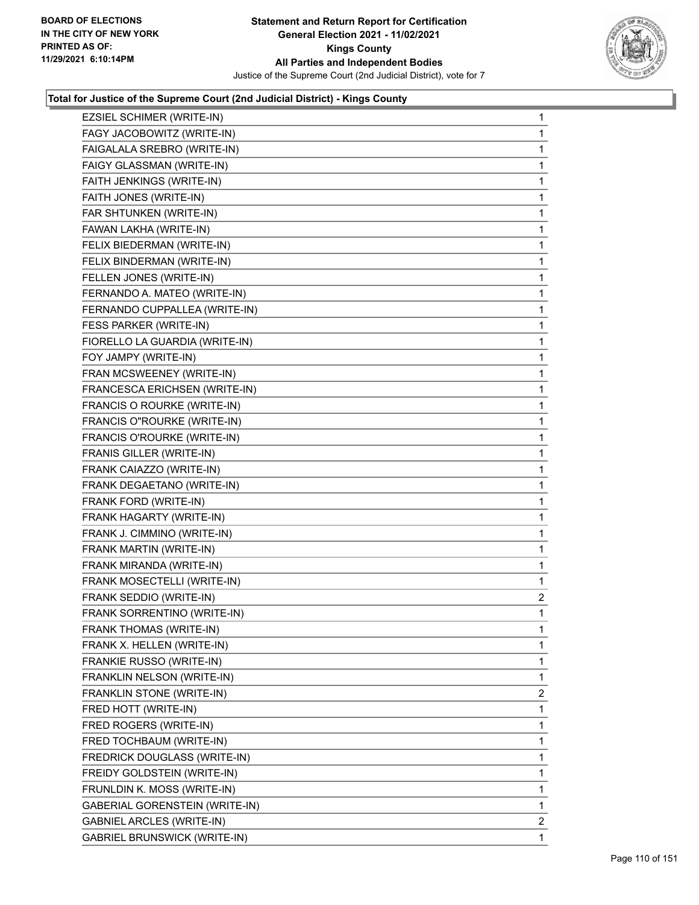**Total for Justice of the Supreme Court (2nd Judicial District) - Kings County**

| Candidate | Votes |
|---|---|
| EZSIEL SCHIMER (WRITE-IN) | 1 |
| FAGY JACOBOWITZ (WRITE-IN) | 1 |
| FAIGALALA SREBRO (WRITE-IN) | 1 |
| FAIGY GLASSMAN (WRITE-IN) | 1 |
| FAITH JENKINGS (WRITE-IN) | 1 |
| FAITH JONES (WRITE-IN) | 1 |
| FAR SHTUNKEN (WRITE-IN) | 1 |
| FAWAN LAKHA (WRITE-IN) | 1 |
| FELIX BIEDERMAN (WRITE-IN) | 1 |
| FELIX BINDERMAN (WRITE-IN) | 1 |
| FELLEN JONES (WRITE-IN) | 1 |
| FERNANDO A. MATEO (WRITE-IN) | 1 |
| FERNANDO CUPPALLEA (WRITE-IN) | 1 |
| FESS PARKER (WRITE-IN) | 1 |
| FIORELLO LA GUARDIA (WRITE-IN) | 1 |
| FOY JAMPY (WRITE-IN) | 1 |
| FRAN MCSWEENEY (WRITE-IN) | 1 |
| FRANCESCA ERICHSEN (WRITE-IN) | 1 |
| FRANCIS O ROURKE (WRITE-IN) | 1 |
| FRANCIS O"ROURKE (WRITE-IN) | 1 |
| FRANCIS O'ROURKE (WRITE-IN) | 1 |
| FRANIS GILLER (WRITE-IN) | 1 |
| FRANK CAIAZZO (WRITE-IN) | 1 |
| FRANK DEGAETANO (WRITE-IN) | 1 |
| FRANK FORD (WRITE-IN) | 1 |
| FRANK HAGARTY (WRITE-IN) | 1 |
| FRANK J. CIMMINO (WRITE-IN) | 1 |
| FRANK MARTIN (WRITE-IN) | 1 |
| FRANK MIRANDA (WRITE-IN) | 1 |
| FRANK MOSECTELLI (WRITE-IN) | 1 |
| FRANK SEDDIO (WRITE-IN) | 2 |
| FRANK SORRENTINO (WRITE-IN) | 1 |
| FRANK THOMAS (WRITE-IN) | 1 |
| FRANK X. HELLEN (WRITE-IN) | 1 |
| FRANKIE RUSSO (WRITE-IN) | 1 |
| FRANKLIN NELSON (WRITE-IN) | 1 |
| FRANKLIN STONE (WRITE-IN) | 2 |
| FRED HOTT (WRITE-IN) | 1 |
| FRED ROGERS (WRITE-IN) | 1 |
| FRED TOCHBAUM (WRITE-IN) | 1 |
| FREDRICK DOUGLASS (WRITE-IN) | 1 |
| FREIDY GOLDSTEIN (WRITE-IN) | 1 |
| FRUNLDIN K. MOSS (WRITE-IN) | 1 |
| GABERIAL GORENSTEIN (WRITE-IN) | 1 |
| GABNIEL ARCLES (WRITE-IN) | 2 |
| GABRIEL BRUNSWICK (WRITE-IN) | 1 |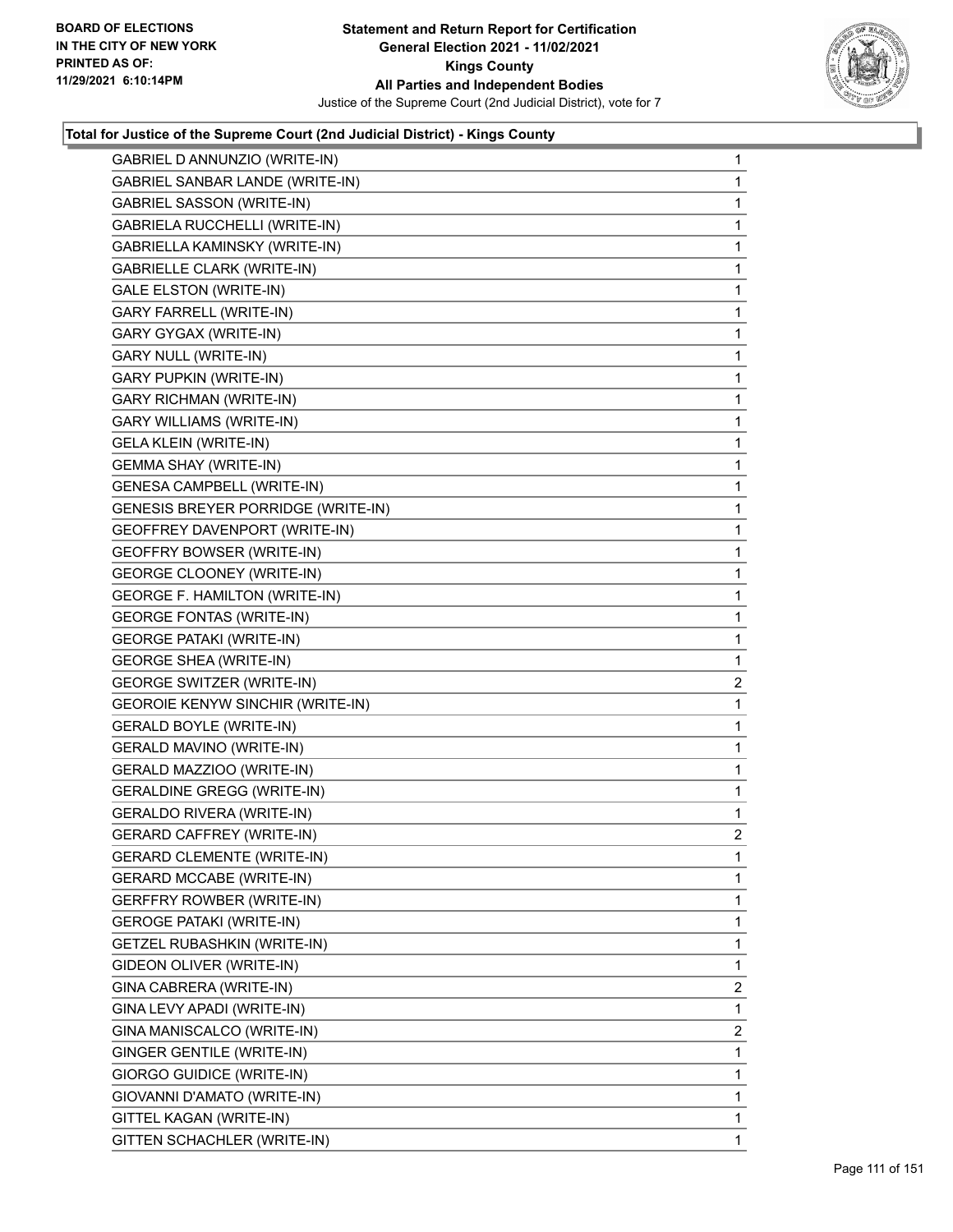BOARD OF ELECTIONS
IN THE CITY OF NEW YORK
PRINTED AS OF:
11/29/2021 6:10:14PM

**Statement and Return Report for Certification**
**General Election 2021 - 11/02/2021**
**Kings County**
**All Parties and Independent Bodies**
Justice of the Supreme Court (2nd Judicial District), vote for 7

### Total for Justice of the Supreme Court (2nd Judicial District) - Kings County

| | |
|---|---|
| GABRIEL D ANNUNZIO (WRITE-IN) | 1 |
| GABRIEL SANBAR LANDE (WRITE-IN) | 1 |
| GABRIEL SASSON (WRITE-IN) | 1 |
| GABRIELA RUCCHELLI (WRITE-IN) | 1 |
| GABRIELLA KAMINSKY (WRITE-IN) | 1 |
| GABRIELLE CLARK (WRITE-IN) | 1 |
| GALE ELSTON (WRITE-IN) | 1 |
| GARY FARRELL (WRITE-IN) | 1 |
| GARY GYGAX (WRITE-IN) | 1 |
| GARY NULL (WRITE-IN) | 1 |
| GARY PUPKIN (WRITE-IN) | 1 |
| GARY RICHMAN (WRITE-IN) | 1 |
| GARY WILLIAMS (WRITE-IN) | 1 |
| GELA KLEIN (WRITE-IN) | 1 |
| GEMMA SHAY (WRITE-IN) | 1 |
| GENESA CAMPBELL (WRITE-IN) | 1 |
| GENESIS BREYER PORRIDGE (WRITE-IN) | 1 |
| GEOFFREY DAVENPORT (WRITE-IN) | 1 |
| GEOFFRY BOWSER (WRITE-IN) | 1 |
| GEORGE CLOONEY (WRITE-IN) | 1 |
| GEORGE F. HAMILTON (WRITE-IN) | 1 |
| GEORGE FONTAS (WRITE-IN) | 1 |
| GEORGE PATAKI (WRITE-IN) | 1 |
| GEORGE SHEA (WRITE-IN) | 1 |
| GEORGE SWITZER (WRITE-IN) | 2 |
| GEOROIE KENYW SINCHIR (WRITE-IN) | 1 |
| GERALD BOYLE (WRITE-IN) | 1 |
| GERALD MAVINO (WRITE-IN) | 1 |
| GERALD MAZZIOO (WRITE-IN) | 1 |
| GERALDINE GREGG (WRITE-IN) | 1 |
| GERALDO RIVERA (WRITE-IN) | 1 |
| GERARD CAFFREY (WRITE-IN) | 2 |
| GERARD CLEMENTE (WRITE-IN) | 1 |
| GERARD MCCABE (WRITE-IN) | 1 |
| GERFFRY ROWBER (WRITE-IN) | 1 |
| GEROGE PATAKI (WRITE-IN) | 1 |
| GETZEL RUBASHKIN (WRITE-IN) | 1 |
| GIDEON OLIVER (WRITE-IN) | 1 |
| GINA CABRERA (WRITE-IN) | 2 |
| GINA LEVY APADI (WRITE-IN) | 1 |
| GINA MANISCALCO (WRITE-IN) | 2 |
| GINGER GENTILE (WRITE-IN) | 1 |
| GIORGO GUIDICE (WRITE-IN) | 1 |
| GIOVANNI D'AMATO (WRITE-IN) | 1 |
| GITTEL KAGAN (WRITE-IN) | 1 |
| GITTEN SCHACHLER (WRITE-IN) | 1 |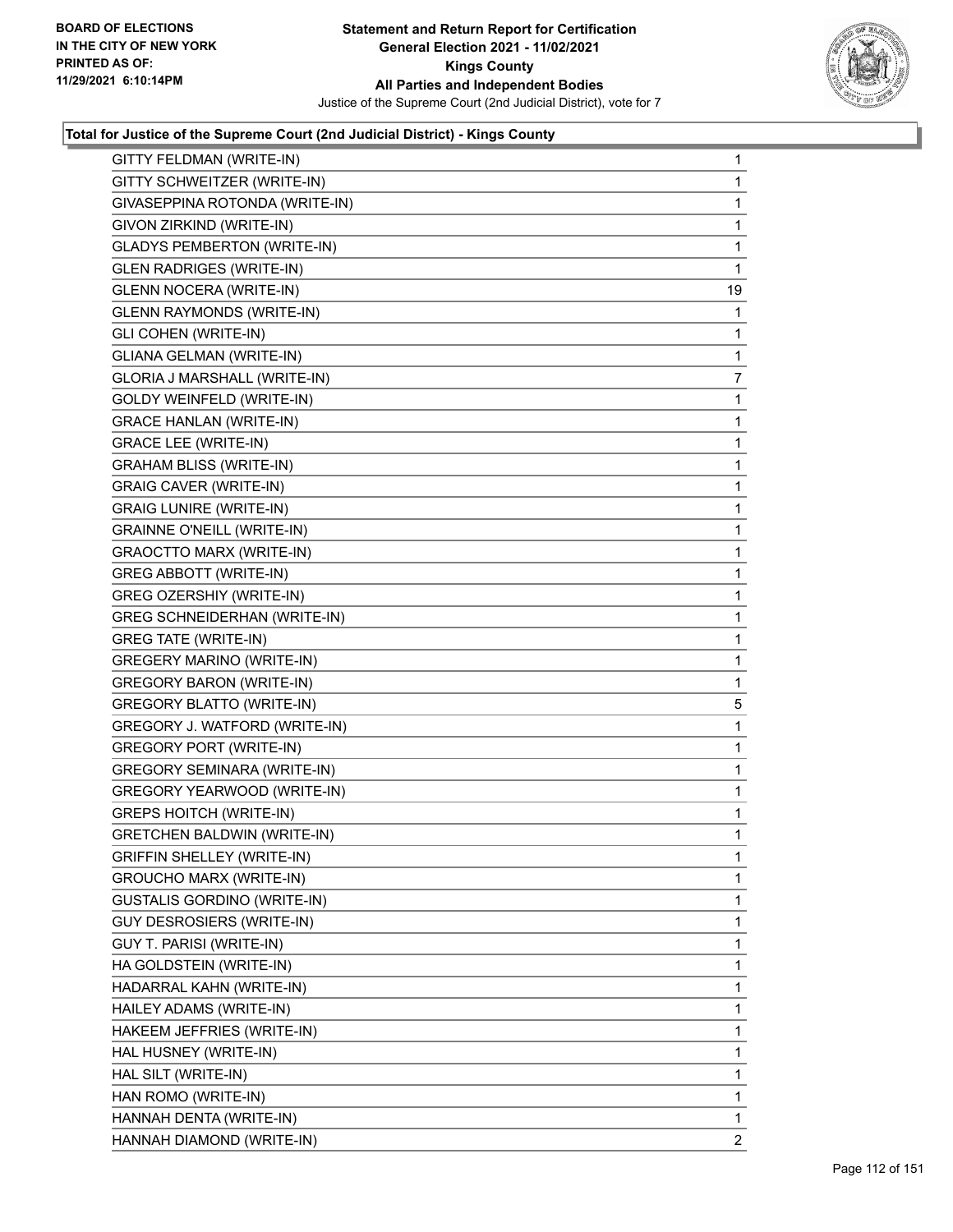BOARD OF ELECTIONS
IN THE CITY OF NEW YORK
PRINTED AS OF:
11/29/2021 6:10:14PM

# Statement and Return Report for Certification
## General Election 2021 - 11/02/2021
## Kings County
## All Parties and Independent Bodies
Justice of the Supreme Court (2nd Judicial District), vote for 7

### Total for Justice of the Supreme Court (2nd Judicial District) - Kings County

| Candidate | Votes |
|---|---|
| GITTY FELDMAN (WRITE-IN) | 1 |
| GITTY SCHWEITZER (WRITE-IN) | 1 |
| GIVASEPPINA ROTONDA (WRITE-IN) | 1 |
| GIVON ZIRKIND (WRITE-IN) | 1 |
| GLADYS PEMBERTON (WRITE-IN) | 1 |
| GLEN RADRIGES (WRITE-IN) | 1 |
| GLENN NOCERA (WRITE-IN) | 19 |
| GLENN RAYMONDS (WRITE-IN) | 1 |
| GLI COHEN (WRITE-IN) | 1 |
| GLIANA GELMAN (WRITE-IN) | 1 |
| GLORIA J MARSHALL (WRITE-IN) | 7 |
| GOLDY WEINFELD (WRITE-IN) | 1 |
| GRACE HANLAN (WRITE-IN) | 1 |
| GRACE LEE (WRITE-IN) | 1 |
| GRAHAM BLISS (WRITE-IN) | 1 |
| GRAIG CAVER (WRITE-IN) | 1 |
| GRAIG LUNIRE (WRITE-IN) | 1 |
| GRAINNE O'NEILL (WRITE-IN) | 1 |
| GRAOCTTO MARX (WRITE-IN) | 1 |
| GREG ABBOTT (WRITE-IN) | 1 |
| GREG OZERSHIY (WRITE-IN) | 1 |
| GREG SCHNEIDERHAN (WRITE-IN) | 1 |
| GREG TATE (WRITE-IN) | 1 |
| GREGERY MARINO (WRITE-IN) | 1 |
| GREGORY BARON (WRITE-IN) | 1 |
| GREGORY BLATTO (WRITE-IN) | 5 |
| GREGORY J. WATFORD (WRITE-IN) | 1 |
| GREGORY PORT (WRITE-IN) | 1 |
| GREGORY SEMINARA (WRITE-IN) | 1 |
| GREGORY YEARWOOD (WRITE-IN) | 1 |
| GREPS HOITCH (WRITE-IN) | 1 |
| GRETCHEN BALDWIN (WRITE-IN) | 1 |
| GRIFFIN SHELLEY (WRITE-IN) | 1 |
| GROUCHO MARX (WRITE-IN) | 1 |
| GUSTALIS GORDINO (WRITE-IN) | 1 |
| GUY DESROSIERS (WRITE-IN) | 1 |
| GUY T. PARISI (WRITE-IN) | 1 |
| HA GOLDSTEIN (WRITE-IN) | 1 |
| HADARRAL KAHN (WRITE-IN) | 1 |
| HAILEY ADAMS (WRITE-IN) | 1 |
| HAKEEM JEFFRIES (WRITE-IN) | 1 |
| HAL HUSNEY (WRITE-IN) | 1 |
| HAL SILT (WRITE-IN) | 1 |
| HAN ROMO (WRITE-IN) | 1 |
| HANNAH DENTA (WRITE-IN) | 1 |
| HANNAH DIAMOND (WRITE-IN) | 2 |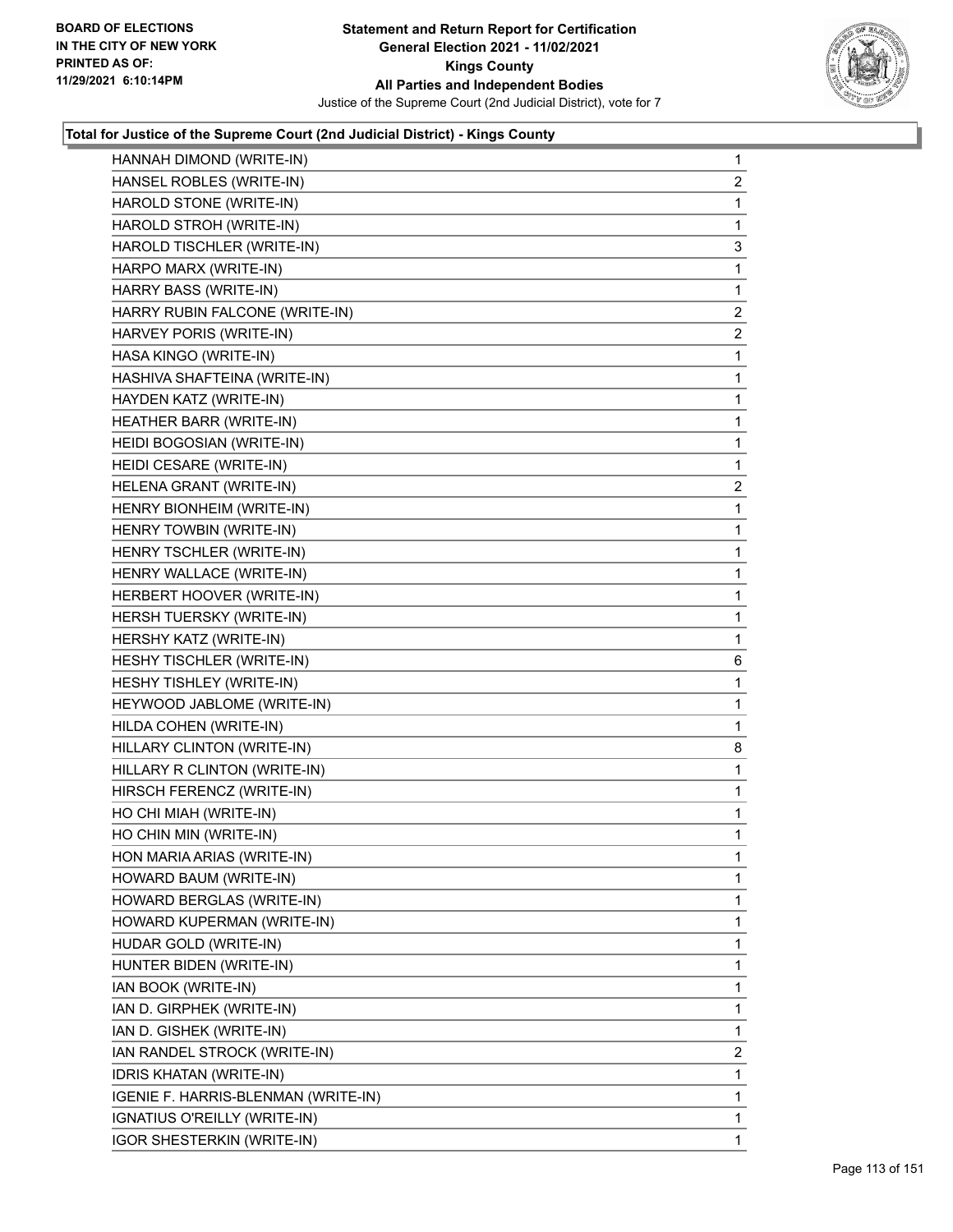**Statement and Return Report for Certification**
**General Election 2021 - 11/02/2021**
**Kings County**
**All Parties and Independent Bodies**
Justice of the Supreme Court (2nd Judicial District), vote for 7

BOARD OF ELECTIONS
IN THE CITY OF NEW YORK
PRINTED AS OF:
11/29/2021 6:10:14PM

### Total for Justice of the Supreme Court (2nd Judicial District) - Kings County

| Candidate | Votes |
|---|---|
| HANNAH DIMOND (WRITE-IN) | 1 |
| HANSEL ROBLES (WRITE-IN) | 2 |
| HAROLD STONE (WRITE-IN) | 1 |
| HAROLD STROH (WRITE-IN) | 1 |
| HAROLD TISCHLER (WRITE-IN) | 3 |
| HARPO MARX (WRITE-IN) | 1 |
| HARRY BASS (WRITE-IN) | 1 |
| HARRY RUBIN FALCONE (WRITE-IN) | 2 |
| HARVEY PORIS (WRITE-IN) | 2 |
| HASA KINGO (WRITE-IN) | 1 |
| HASHIVA SHAFTEINA (WRITE-IN) | 1 |
| HAYDEN KATZ (WRITE-IN) | 1 |
| HEATHER BARR (WRITE-IN) | 1 |
| HEIDI BOGOSIAN (WRITE-IN) | 1 |
| HEIDI CESARE (WRITE-IN) | 1 |
| HELENA GRANT (WRITE-IN) | 2 |
| HENRY BIONHEIM (WRITE-IN) | 1 |
| HENRY TOWBIN (WRITE-IN) | 1 |
| HENRY TSCHLER (WRITE-IN) | 1 |
| HENRY WALLACE (WRITE-IN) | 1 |
| HERBERT HOOVER (WRITE-IN) | 1 |
| HERSH TUERSKY (WRITE-IN) | 1 |
| HERSHY KATZ (WRITE-IN) | 1 |
| HESHY TISCHLER (WRITE-IN) | 6 |
| HESHY TISHLEY (WRITE-IN) | 1 |
| HEYWOOD JABLOME (WRITE-IN) | 1 |
| HILDA COHEN (WRITE-IN) | 1 |
| HILLARY CLINTON (WRITE-IN) | 8 |
| HILLARY R CLINTON (WRITE-IN) | 1 |
| HIRSCH FERENCZ (WRITE-IN) | 1 |
| HO CHI MIAH (WRITE-IN) | 1 |
| HO CHIN MIN (WRITE-IN) | 1 |
| HON MARIA ARIAS (WRITE-IN) | 1 |
| HOWARD BAUM (WRITE-IN) | 1 |
| HOWARD BERGLAS (WRITE-IN) | 1 |
| HOWARD KUPERMAN (WRITE-IN) | 1 |
| HUDAR GOLD (WRITE-IN) | 1 |
| HUNTER BIDEN (WRITE-IN) | 1 |
| IAN BOOK (WRITE-IN) | 1 |
| IAN D. GIRPHEK (WRITE-IN) | 1 |
| IAN D. GISHEK (WRITE-IN) | 1 |
| IAN RANDEL STROCK (WRITE-IN) | 2 |
| IDRIS KHATAN (WRITE-IN) | 1 |
| IGENIE F. HARRIS-BLENMAN (WRITE-IN) | 1 |
| IGNATIUS O'REILLY (WRITE-IN) | 1 |
| IGOR SHESTERKIN (WRITE-IN) | 1 |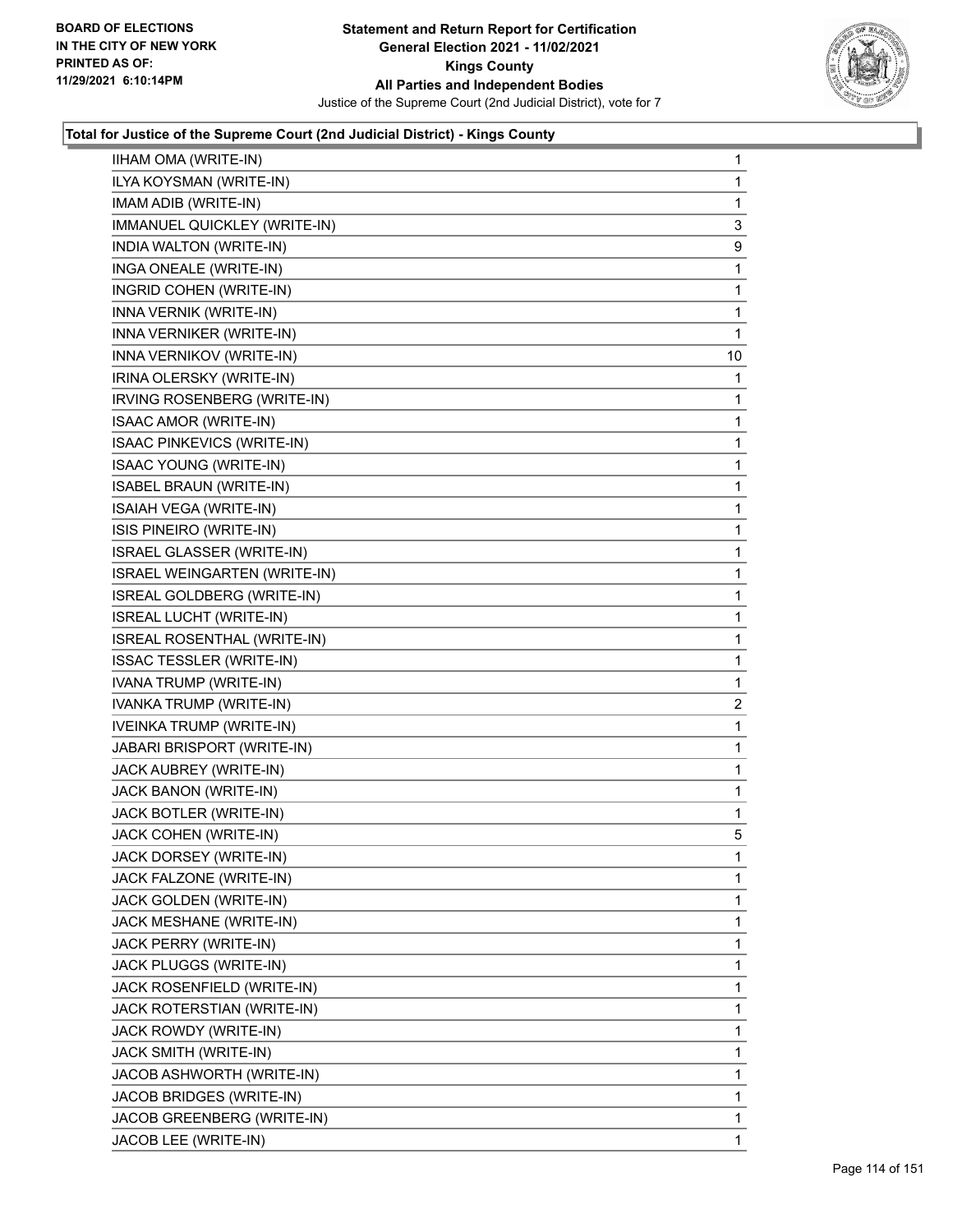**Statement and Return Report for Certification**
**General Election 2021 - 11/02/2021**
**Kings County**
**All Parties and Independent Bodies**
Justice of the Supreme Court (2nd Judicial District), vote for 7

BOARD OF ELECTIONS
IN THE CITY OF NEW YORK
PRINTED AS OF:
11/29/2021 6:10:14PM

### Total for Justice of the Supreme Court (2nd Judicial District) - Kings County

| Candidate | Votes |
|---|---|
| IIHAM OMA (WRITE-IN) | 1 |
| ILYA KOYSMAN (WRITE-IN) | 1 |
| IMAM ADIB (WRITE-IN) | 1 |
| IMMANUEL QUICKLEY (WRITE-IN) | 3 |
| INDIA WALTON (WRITE-IN) | 9 |
| INGA ONEALE (WRITE-IN) | 1 |
| INGRID COHEN (WRITE-IN) | 1 |
| INNA VERNIK (WRITE-IN) | 1 |
| INNA VERNIKER (WRITE-IN) | 1 |
| INNA VERNIKOV (WRITE-IN) | 10 |
| IRINA OLERSKY (WRITE-IN) | 1 |
| IRVING ROSENBERG (WRITE-IN) | 1 |
| ISAAC AMOR (WRITE-IN) | 1 |
| ISAAC PINKEVICS (WRITE-IN) | 1 |
| ISAAC YOUNG (WRITE-IN) | 1 |
| ISABEL BRAUN (WRITE-IN) | 1 |
| ISAIAH VEGA (WRITE-IN) | 1 |
| ISIS PINEIRO (WRITE-IN) | 1 |
| ISRAEL GLASSER (WRITE-IN) | 1 |
| ISRAEL WEINGARTEN (WRITE-IN) | 1 |
| ISREAL GOLDBERG (WRITE-IN) | 1 |
| ISREAL LUCHT (WRITE-IN) | 1 |
| ISREAL ROSENTHAL (WRITE-IN) | 1 |
| ISSAC TESSLER (WRITE-IN) | 1 |
| IVANA TRUMP (WRITE-IN) | 1 |
| IVANKA TRUMP (WRITE-IN) | 2 |
| IVEINKA TRUMP (WRITE-IN) | 1 |
| JABARI BRISPORT (WRITE-IN) | 1 |
| JACK AUBREY (WRITE-IN) | 1 |
| JACK BANON (WRITE-IN) | 1 |
| JACK BOTLER (WRITE-IN) | 1 |
| JACK COHEN (WRITE-IN) | 5 |
| JACK DORSEY (WRITE-IN) | 1 |
| JACK FALZONE (WRITE-IN) | 1 |
| JACK GOLDEN (WRITE-IN) | 1 |
| JACK MESHANE (WRITE-IN) | 1 |
| JACK PERRY (WRITE-IN) | 1 |
| JACK PLUGGS (WRITE-IN) | 1 |
| JACK ROSENFIELD (WRITE-IN) | 1 |
| JACK ROTERSTIAN (WRITE-IN) | 1 |
| JACK ROWDY (WRITE-IN) | 1 |
| JACK SMITH (WRITE-IN) | 1 |
| JACOB ASHWORTH (WRITE-IN) | 1 |
| JACOB BRIDGES (WRITE-IN) | 1 |
| JACOB GREENBERG (WRITE-IN) | 1 |
| JACOB LEE (WRITE-IN) | 1 |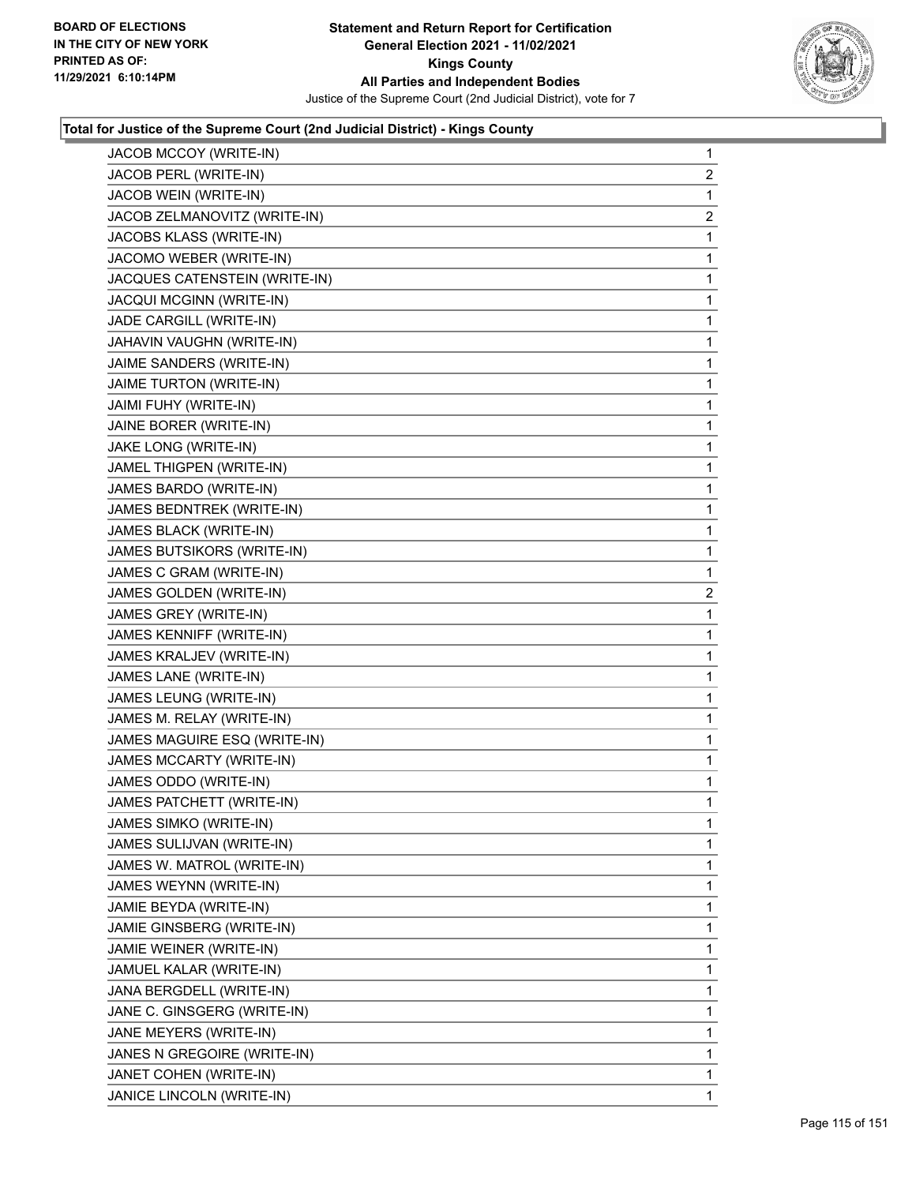### Total for Justice of the Supreme Court (2nd Judicial District) - Kings County

| Candidate | Votes |
|---|---|
| JACOB MCCOY (WRITE-IN) | 1 |
| JACOB PERL (WRITE-IN) | 2 |
| JACOB WEIN (WRITE-IN) | 1 |
| JACOB ZELMANOVITZ (WRITE-IN) | 2 |
| JACOBS KLASS (WRITE-IN) | 1 |
| JACOMO WEBER (WRITE-IN) | 1 |
| JACQUES CATENSTEIN (WRITE-IN) | 1 |
| JACQUI MCGINN (WRITE-IN) | 1 |
| JADE CARGILL (WRITE-IN) | 1 |
| JAHAVIN VAUGHN (WRITE-IN) | 1 |
| JAIME SANDERS (WRITE-IN) | 1 |
| JAIME TURTON (WRITE-IN) | 1 |
| JAIMI FUHY (WRITE-IN) | 1 |
| JAINE BORER (WRITE-IN) | 1 |
| JAKE LONG (WRITE-IN) | 1 |
| JAMEL THIGPEN (WRITE-IN) | 1 |
| JAMES BARDO (WRITE-IN) | 1 |
| JAMES BEDNTREK (WRITE-IN) | 1 |
| JAMES BLACK (WRITE-IN) | 1 |
| JAMES BUTSIKORS (WRITE-IN) | 1 |
| JAMES C GRAM (WRITE-IN) | 1 |
| JAMES GOLDEN (WRITE-IN) | 2 |
| JAMES GREY (WRITE-IN) | 1 |
| JAMES KENNIFF (WRITE-IN) | 1 |
| JAMES KRALJEV (WRITE-IN) | 1 |
| JAMES LANE (WRITE-IN) | 1 |
| JAMES LEUNG (WRITE-IN) | 1 |
| JAMES M. RELAY (WRITE-IN) | 1 |
| JAMES MAGUIRE ESQ (WRITE-IN) | 1 |
| JAMES MCCARTY (WRITE-IN) | 1 |
| JAMES ODDO (WRITE-IN) | 1 |
| JAMES PATCHETT (WRITE-IN) | 1 |
| JAMES SIMKO (WRITE-IN) | 1 |
| JAMES SULIJVAN (WRITE-IN) | 1 |
| JAMES W. MATROL (WRITE-IN) | 1 |
| JAMES WEYNN (WRITE-IN) | 1 |
| JAMIE BEYDA (WRITE-IN) | 1 |
| JAMIE GINSBERG (WRITE-IN) | 1 |
| JAMIE WEINER (WRITE-IN) | 1 |
| JAMUEL KALAR (WRITE-IN) | 1 |
| JANA BERGDELL (WRITE-IN) | 1 |
| JANE C. GINSGERG (WRITE-IN) | 1 |
| JANE MEYERS (WRITE-IN) | 1 |
| JANES N GREGOIRE (WRITE-IN) | 1 |
| JANET COHEN (WRITE-IN) | 1 |
| JANICE LINCOLN (WRITE-IN) | 1 |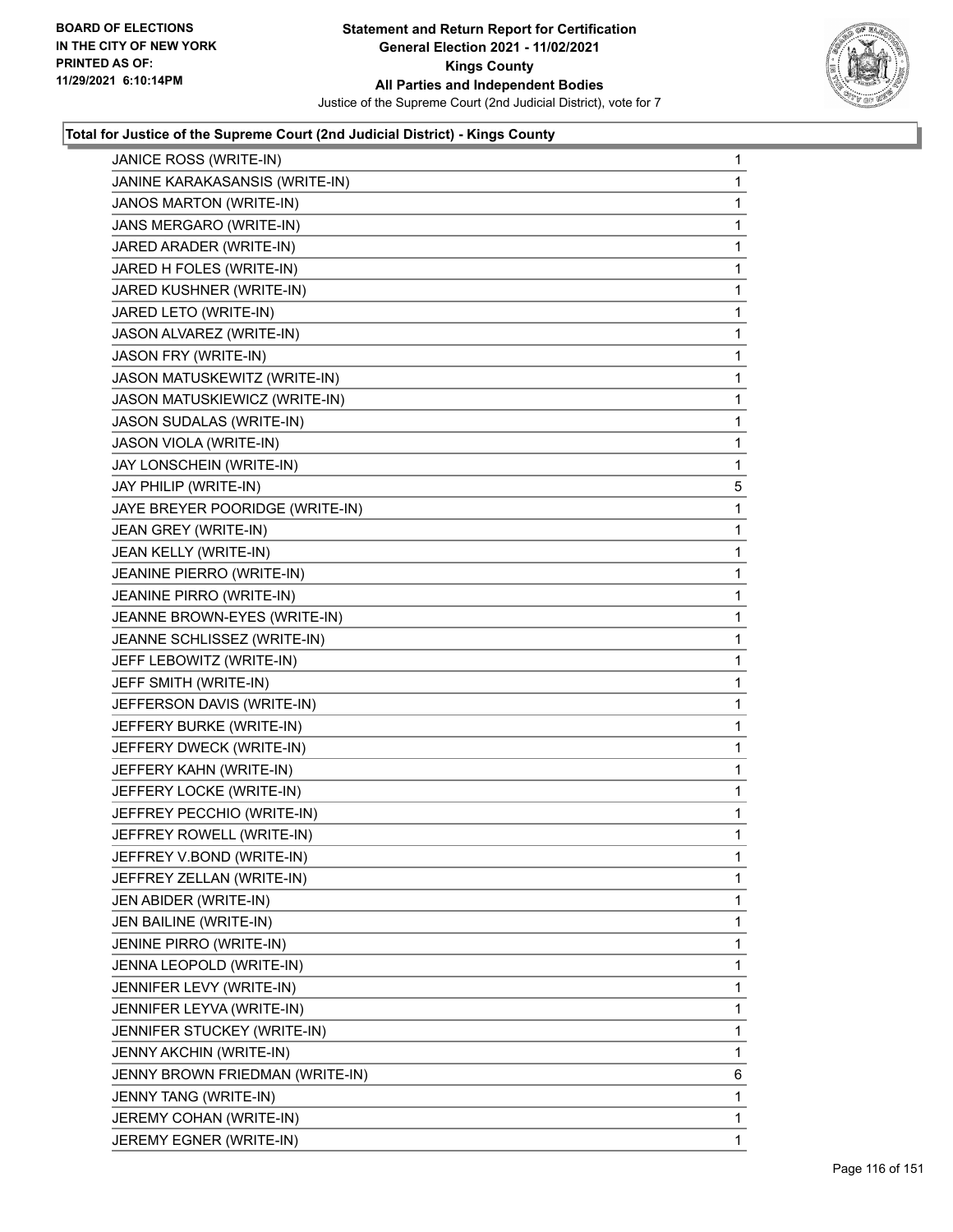### Total for Justice of the Supreme Court (2nd Judicial District) - Kings County

| Candidate | Votes |
|---|---|
| JANICE ROSS (WRITE-IN) | 1 |
| JANINE KARAKASANSIS (WRITE-IN) | 1 |
| JANOS MARTON (WRITE-IN) | 1 |
| JANS MERGARO (WRITE-IN) | 1 |
| JARED ARADER (WRITE-IN) | 1 |
| JARED H FOLES (WRITE-IN) | 1 |
| JARED KUSHNER (WRITE-IN) | 1 |
| JARED LETO (WRITE-IN) | 1 |
| JASON ALVAREZ (WRITE-IN) | 1 |
| JASON FRY (WRITE-IN) | 1 |
| JASON MATUSKEWITZ (WRITE-IN) | 1 |
| JASON MATUSKIEWICZ (WRITE-IN) | 1 |
| JASON SUDALAS (WRITE-IN) | 1 |
| JASON VIOLA (WRITE-IN) | 1 |
| JAY LONSCHEIN (WRITE-IN) | 1 |
| JAY PHILIP (WRITE-IN) | 5 |
| JAYE BREYER POORIDGE (WRITE-IN) | 1 |
| JEAN GREY (WRITE-IN) | 1 |
| JEAN KELLY (WRITE-IN) | 1 |
| JEANINE PIERRO (WRITE-IN) | 1 |
| JEANINE PIRRO (WRITE-IN) | 1 |
| JEANNE BROWN-EYES (WRITE-IN) | 1 |
| JEANNE SCHLISSEZ (WRITE-IN) | 1 |
| JEFF LEBOWITZ (WRITE-IN) | 1 |
| JEFF SMITH (WRITE-IN) | 1 |
| JEFFERSON DAVIS (WRITE-IN) | 1 |
| JEFFERY BURKE (WRITE-IN) | 1 |
| JEFFERY DWECK (WRITE-IN) | 1 |
| JEFFERY KAHN (WRITE-IN) | 1 |
| JEFFERY LOCKE (WRITE-IN) | 1 |
| JEFFREY PECCHIO (WRITE-IN) | 1 |
| JEFFREY ROWELL (WRITE-IN) | 1 |
| JEFFREY V.BOND (WRITE-IN) | 1 |
| JEFFREY ZELLAN (WRITE-IN) | 1 |
| JEN ABIDER (WRITE-IN) | 1 |
| JEN BAILINE (WRITE-IN) | 1 |
| JENINE PIRRO (WRITE-IN) | 1 |
| JENNA LEOPOLD (WRITE-IN) | 1 |
| JENNIFER LEVY (WRITE-IN) | 1 |
| JENNIFER LEYVA (WRITE-IN) | 1 |
| JENNIFER STUCKEY (WRITE-IN) | 1 |
| JENNY AKCHIN (WRITE-IN) | 1 |
| JENNY BROWN FRIEDMAN (WRITE-IN) | 6 |
| JENNY TANG (WRITE-IN) | 1 |
| JEREMY COHAN (WRITE-IN) | 1 |
| JEREMY EGNER (WRITE-IN) | 1 |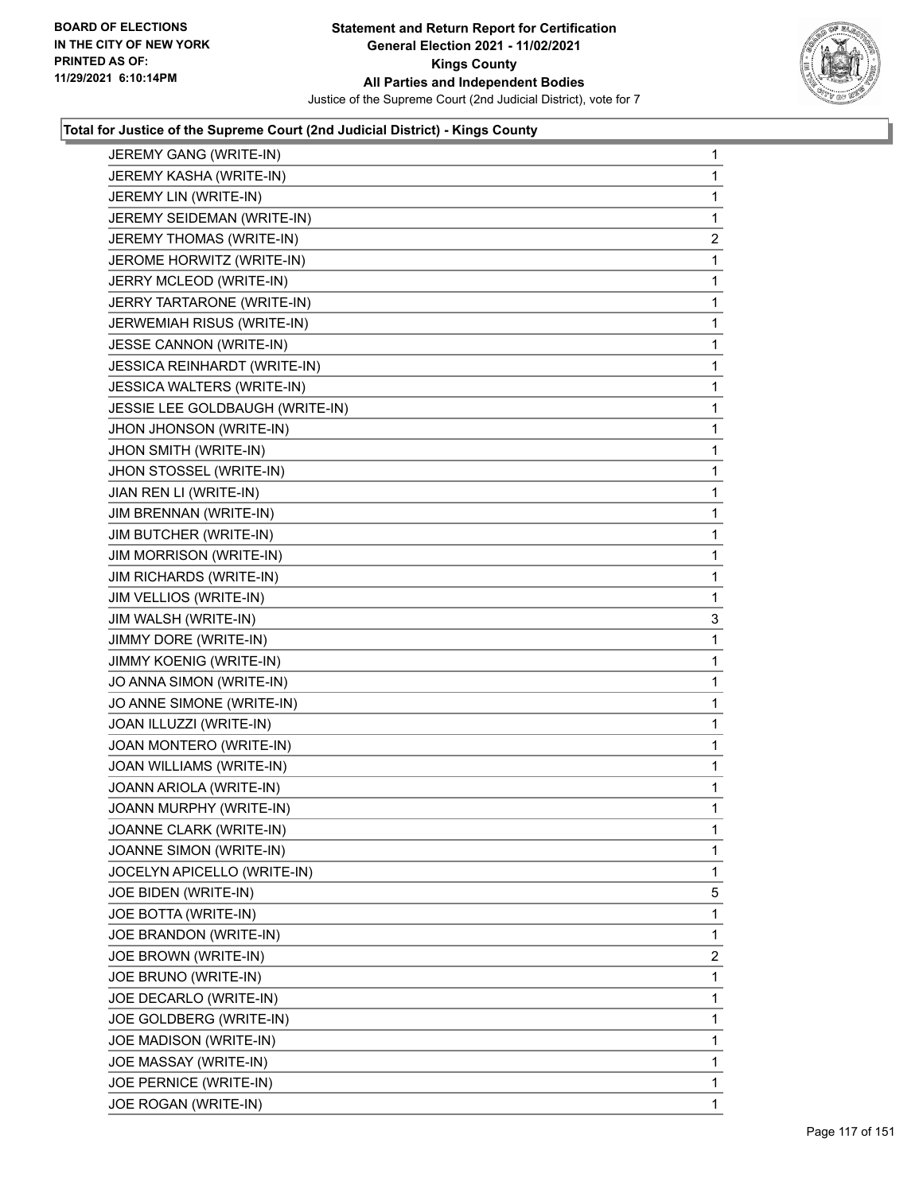BOARD OF ELECTIONS
IN THE CITY OF NEW YORK
PRINTED AS OF:
11/29/2021 6:10:14PM

**Statement and Return Report for Certification**
**General Election 2021 - 11/02/2021**
**Kings County**
**All Parties and Independent Bodies**
Justice of the Supreme Court (2nd Judicial District), vote for 7

**Total for Justice of the Supreme Court (2nd Judicial District) - Kings County**

| | |
|---|---|
| JEREMY GANG (WRITE-IN) | 1 |
| JEREMY KASHA (WRITE-IN) | 1 |
| JEREMY LIN (WRITE-IN) | 1 |
| JEREMY SEIDEMAN (WRITE-IN) | 1 |
| JEREMY THOMAS (WRITE-IN) | 2 |
| JEROME HORWITZ (WRITE-IN) | 1 |
| JERRY MCLEOD (WRITE-IN) | 1 |
| JERRY TARTARONE (WRITE-IN) | 1 |
| JERWEMIAH RISUS (WRITE-IN) | 1 |
| JESSE CANNON (WRITE-IN) | 1 |
| JESSICA REINHARDT (WRITE-IN) | 1 |
| JESSICA WALTERS (WRITE-IN) | 1 |
| JESSIE LEE GOLDBAUGH (WRITE-IN) | 1 |
| JHON JHONSON (WRITE-IN) | 1 |
| JHON SMITH (WRITE-IN) | 1 |
| JHON STOSSEL (WRITE-IN) | 1 |
| JIAN REN LI (WRITE-IN) | 1 |
| JIM BRENNAN (WRITE-IN) | 1 |
| JIM BUTCHER (WRITE-IN) | 1 |
| JIM MORRISON (WRITE-IN) | 1 |
| JIM RICHARDS (WRITE-IN) | 1 |
| JIM VELLIOS (WRITE-IN) | 1 |
| JIM WALSH (WRITE-IN) | 3 |
| JIMMY DORE (WRITE-IN) | 1 |
| JIMMY KOENIG (WRITE-IN) | 1 |
| JO ANNA SIMON (WRITE-IN) | 1 |
| JO ANNE SIMONE (WRITE-IN) | 1 |
| JOAN ILLUZZI (WRITE-IN) | 1 |
| JOAN MONTERO (WRITE-IN) | 1 |
| JOAN WILLIAMS (WRITE-IN) | 1 |
| JOANN ARIOLA (WRITE-IN) | 1 |
| JOANN MURPHY (WRITE-IN) | 1 |
| JOANNE CLARK (WRITE-IN) | 1 |
| JOANNE SIMON (WRITE-IN) | 1 |
| JOCELYN APICELLO (WRITE-IN) | 1 |
| JOE BIDEN (WRITE-IN) | 5 |
| JOE BOTTA (WRITE-IN) | 1 |
| JOE BRANDON (WRITE-IN) | 1 |
| JOE BROWN (WRITE-IN) | 2 |
| JOE BRUNO (WRITE-IN) | 1 |
| JOE DECARLO (WRITE-IN) | 1 |
| JOE GOLDBERG (WRITE-IN) | 1 |
| JOE MADISON (WRITE-IN) | 1 |
| JOE MASSAY (WRITE-IN) | 1 |
| JOE PERNICE (WRITE-IN) | 1 |
| JOE ROGAN (WRITE-IN) | 1 |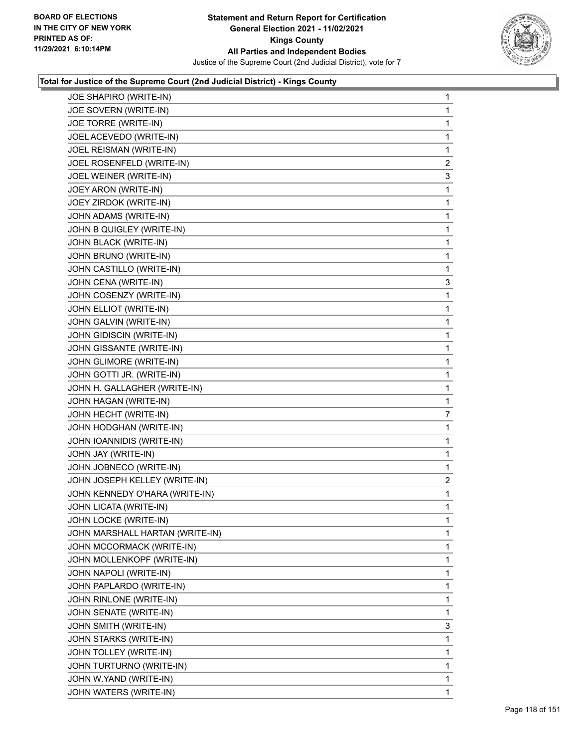**Total for Justice of the Supreme Court (2nd Judicial District) - Kings County**

| Candidate | Votes |
|---|---|
| JOE SHAPIRO (WRITE-IN) | 1 |
| JOE SOVERN (WRITE-IN) | 1 |
| JOE TORRE (WRITE-IN) | 1 |
| JOEL ACEVEDO (WRITE-IN) | 1 |
| JOEL REISMAN (WRITE-IN) | 1 |
| JOEL ROSENFELD (WRITE-IN) | 2 |
| JOEL WEINER (WRITE-IN) | 3 |
| JOEY ARON (WRITE-IN) | 1 |
| JOEY ZIRDOK (WRITE-IN) | 1 |
| JOHN ADAMS (WRITE-IN) | 1 |
| JOHN B QUIGLEY (WRITE-IN) | 1 |
| JOHN BLACK (WRITE-IN) | 1 |
| JOHN BRUNO (WRITE-IN) | 1 |
| JOHN CASTILLO (WRITE-IN) | 1 |
| JOHN CENA (WRITE-IN) | 3 |
| JOHN COSENZY (WRITE-IN) | 1 |
| JOHN ELLIOT (WRITE-IN) | 1 |
| JOHN GALVIN (WRITE-IN) | 1 |
| JOHN GIDISCIN (WRITE-IN) | 1 |
| JOHN GISSANTE (WRITE-IN) | 1 |
| JOHN GLIMORE (WRITE-IN) | 1 |
| JOHN GOTTI JR. (WRITE-IN) | 1 |
| JOHN H. GALLAGHER (WRITE-IN) | 1 |
| JOHN HAGAN (WRITE-IN) | 1 |
| JOHN HECHT (WRITE-IN) | 7 |
| JOHN HODGHAN (WRITE-IN) | 1 |
| JOHN IOANNIDIS (WRITE-IN) | 1 |
| JOHN JAY (WRITE-IN) | 1 |
| JOHN JOBNECO (WRITE-IN) | 1 |
| JOHN JOSEPH KELLEY (WRITE-IN) | 2 |
| JOHN KENNEDY O'HARA (WRITE-IN) | 1 |
| JOHN LICATA (WRITE-IN) | 1 |
| JOHN LOCKE (WRITE-IN) | 1 |
| JOHN MARSHALL HARTAN (WRITE-IN) | 1 |
| JOHN MCCORMACK (WRITE-IN) | 1 |
| JOHN MOLLENKOPF (WRITE-IN) | 1 |
| JOHN NAPOLI (WRITE-IN) | 1 |
| JOHN PAPLARDO (WRITE-IN) | 1 |
| JOHN RINLONE (WRITE-IN) | 1 |
| JOHN SENATE (WRITE-IN) | 1 |
| JOHN SMITH (WRITE-IN) | 3 |
| JOHN STARKS (WRITE-IN) | 1 |
| JOHN TOLLEY (WRITE-IN) | 1 |
| JOHN TURTURNO (WRITE-IN) | 1 |
| JOHN W.YAND (WRITE-IN) | 1 |
| JOHN WATERS (WRITE-IN) | 1 |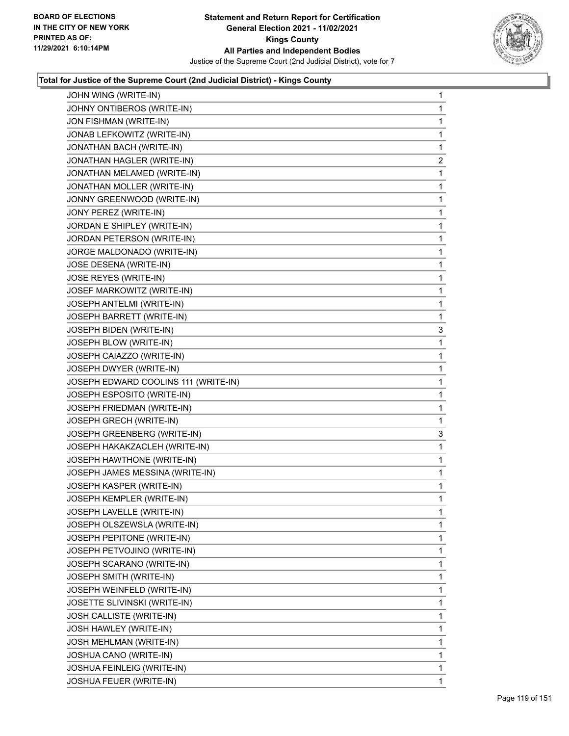**Statement and Return Report for Certification**
**General Election 2021 - 11/02/2021**
**Kings County**
**All Parties and Independent Bodies**
Justice of the Supreme Court (2nd Judicial District), vote for 7

BOARD OF ELECTIONS IN THE CITY OF NEW YORK PRINTED AS OF: 11/29/2021 6:10:14PM

### Total for Justice of the Supreme Court (2nd Judicial District) - Kings County

| | |
|---|---|
| JOHN WING (WRITE-IN) | 1 |
| JOHNY ONTIBEROS (WRITE-IN) | 1 |
| JON FISHMAN (WRITE-IN) | 1 |
| JONAB LEFKOWITZ (WRITE-IN) | 1 |
| JONATHAN BACH (WRITE-IN) | 1 |
| JONATHAN HAGLER (WRITE-IN) | 2 |
| JONATHAN MELAMED (WRITE-IN) | 1 |
| JONATHAN MOLLER (WRITE-IN) | 1 |
| JONNY GREENWOOD (WRITE-IN) | 1 |
| JONY PEREZ (WRITE-IN) | 1 |
| JORDAN E SHIPLEY (WRITE-IN) | 1 |
| JORDAN PETERSON (WRITE-IN) | 1 |
| JORGE MALDONADO (WRITE-IN) | 1 |
| JOSE DESENA (WRITE-IN) | 1 |
| JOSE REYES (WRITE-IN) | 1 |
| JOSEF MARKOWITZ (WRITE-IN) | 1 |
| JOSEPH ANTELMI (WRITE-IN) | 1 |
| JOSEPH BARRETT (WRITE-IN) | 1 |
| JOSEPH BIDEN (WRITE-IN) | 3 |
| JOSEPH BLOW (WRITE-IN) | 1 |
| JOSEPH CAIAZZO (WRITE-IN) | 1 |
| JOSEPH DWYER (WRITE-IN) | 1 |
| JOSEPH EDWARD COOLINS 111 (WRITE-IN) | 1 |
| JOSEPH ESPOSITO (WRITE-IN) | 1 |
| JOSEPH FRIEDMAN (WRITE-IN) | 1 |
| JOSEPH GRECH (WRITE-IN) | 1 |
| JOSEPH GREENBERG (WRITE-IN) | 3 |
| JOSEPH HAKAKZACLEH (WRITE-IN) | 1 |
| JOSEPH HAWTHONE (WRITE-IN) | 1 |
| JOSEPH JAMES MESSINA (WRITE-IN) | 1 |
| JOSEPH KASPER (WRITE-IN) | 1 |
| JOSEPH KEMPLER (WRITE-IN) | 1 |
| JOSEPH LAVELLE (WRITE-IN) | 1 |
| JOSEPH OLSZEWSLA (WRITE-IN) | 1 |
| JOSEPH PEPITONE (WRITE-IN) | 1 |
| JOSEPH PETVOJINO (WRITE-IN) | 1 |
| JOSEPH SCARANO (WRITE-IN) | 1 |
| JOSEPH SMITH (WRITE-IN) | 1 |
| JOSEPH WEINFELD (WRITE-IN) | 1 |
| JOSETTE SLIVINSKI (WRITE-IN) | 1 |
| JOSH CALLISTE (WRITE-IN) | 1 |
| JOSH HAWLEY (WRITE-IN) | 1 |
| JOSH MEHLMAN (WRITE-IN) | 1 |
| JOSHUA CANO (WRITE-IN) | 1 |
| JOSHUA FEINLEIG (WRITE-IN) | 1 |
| JOSHUA FEUER (WRITE-IN) | 1 |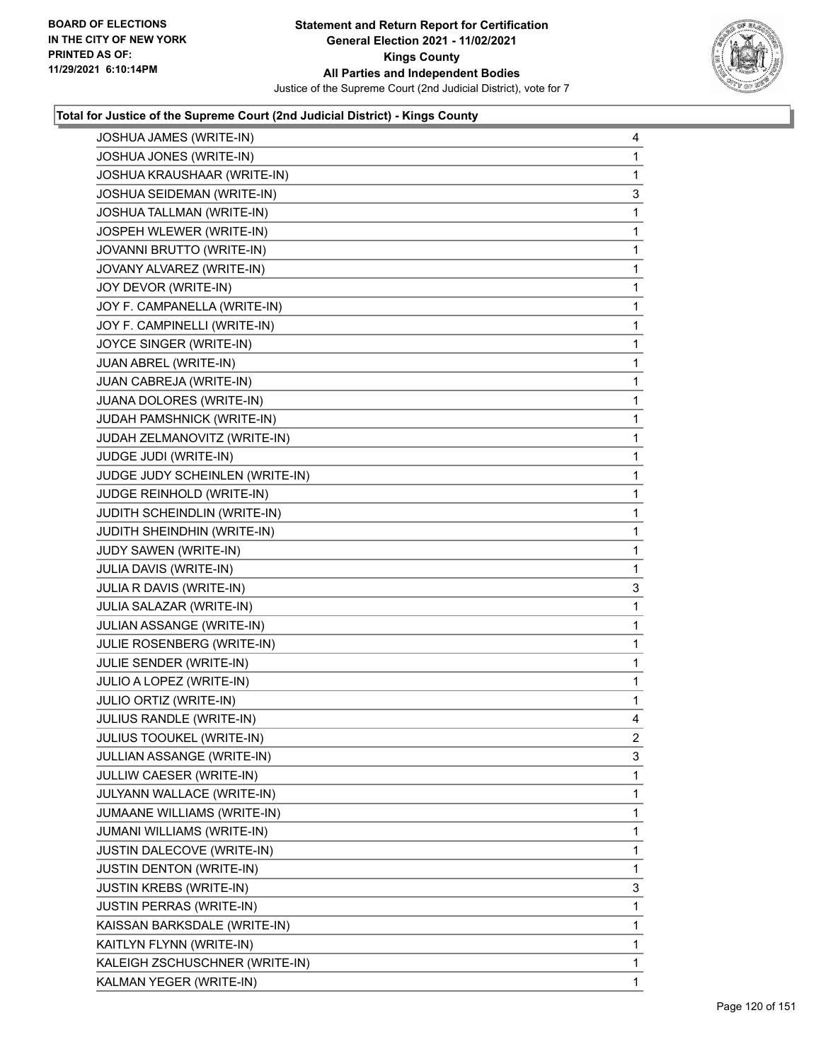**Total for Justice of the Supreme Court (2nd Judicial District) - Kings County**

| Candidate | Votes |
|---|---|
| JOSHUA JAMES (WRITE-IN) | 4 |
| JOSHUA JONES (WRITE-IN) | 1 |
| JOSHUA KRAUSHAAR (WRITE-IN) | 1 |
| JOSHUA SEIDEMAN (WRITE-IN) | 3 |
| JOSHUA TALLMAN (WRITE-IN) | 1 |
| JOSPEH WLEWER (WRITE-IN) | 1 |
| JOVANNI BRUTTO (WRITE-IN) | 1 |
| JOVANY ALVAREZ (WRITE-IN) | 1 |
| JOY DEVOR (WRITE-IN) | 1 |
| JOY F. CAMPANELLA (WRITE-IN) | 1 |
| JOY F. CAMPINELLI (WRITE-IN) | 1 |
| JOYCE SINGER (WRITE-IN) | 1 |
| JUAN ABREL (WRITE-IN) | 1 |
| JUAN CABREJA (WRITE-IN) | 1 |
| JUANA DOLORES (WRITE-IN) | 1 |
| JUDAH PAMSHNICK (WRITE-IN) | 1 |
| JUDAH ZELMANOVITZ (WRITE-IN) | 1 |
| JUDGE JUDI (WRITE-IN) | 1 |
| JUDGE JUDY SCHEINLEN (WRITE-IN) | 1 |
| JUDGE REINHOLD (WRITE-IN) | 1 |
| JUDITH SCHEINDLIN (WRITE-IN) | 1 |
| JUDITH SHEINDHIN (WRITE-IN) | 1 |
| JUDY SAWEN (WRITE-IN) | 1 |
| JULIA DAVIS (WRITE-IN) | 1 |
| JULIA R DAVIS (WRITE-IN) | 3 |
| JULIA SALAZAR (WRITE-IN) | 1 |
| JULIAN ASSANGE (WRITE-IN) | 1 |
| JULIE ROSENBERG (WRITE-IN) | 1 |
| JULIE SENDER (WRITE-IN) | 1 |
| JULIO A LOPEZ (WRITE-IN) | 1 |
| JULIO ORTIZ (WRITE-IN) | 1 |
| JULIUS RANDLE (WRITE-IN) | 4 |
| JULIUS TOOUKEL (WRITE-IN) | 2 |
| JULLIAN ASSANGE (WRITE-IN) | 3 |
| JULLIW CAESER (WRITE-IN) | 1 |
| JULYANN WALLACE (WRITE-IN) | 1 |
| JUMAANE WILLIAMS (WRITE-IN) | 1 |
| JUMANI WILLIAMS (WRITE-IN) | 1 |
| JUSTIN DALECOVE (WRITE-IN) | 1 |
| JUSTIN DENTON (WRITE-IN) | 1 |
| JUSTIN KREBS (WRITE-IN) | 3 |
| JUSTIN PERRAS (WRITE-IN) | 1 |
| KAISSAN BARKSDALE (WRITE-IN) | 1 |
| KAITLYN FLYNN (WRITE-IN) | 1 |
| KALEIGH ZSCHUSCHNER (WRITE-IN) | 1 |
| KALMAN YEGER (WRITE-IN) | 1 |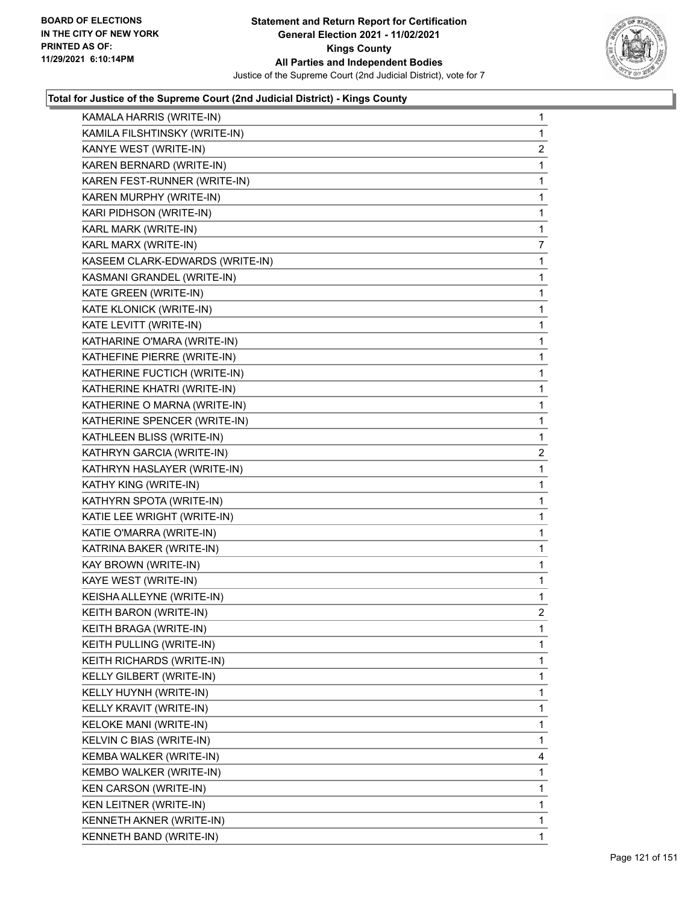**Statement and Return Report for Certification**
**General Election 2021 - 11/02/2021**
**Kings County**
**All Parties and Independent Bodies**
Justice of the Supreme Court (2nd Judicial District), vote for 7

BOARD OF ELECTIONS
IN THE CITY OF NEW YORK
PRINTED AS OF:
11/29/2021 6:10:14PM

### Total for Justice of the Supreme Court (2nd Judicial District) - Kings County

| | |
|---|---|
| KAMALA HARRIS (WRITE-IN) | 1 |
| KAMILA FILSHTINSKY (WRITE-IN) | 1 |
| KANYE WEST (WRITE-IN) | 2 |
| KAREN BERNARD (WRITE-IN) | 1 |
| KAREN FEST-RUNNER (WRITE-IN) | 1 |
| KAREN MURPHY (WRITE-IN) | 1 |
| KARI PIDHSON (WRITE-IN) | 1 |
| KARL MARK (WRITE-IN) | 1 |
| KARL MARX (WRITE-IN) | 7 |
| KASEEM CLARK-EDWARDS (WRITE-IN) | 1 |
| KASMANI GRANDEL (WRITE-IN) | 1 |
| KATE GREEN (WRITE-IN) | 1 |
| KATE KLONICK (WRITE-IN) | 1 |
| KATE LEVITT (WRITE-IN) | 1 |
| KATHARINE O'MARA (WRITE-IN) | 1 |
| KATHEFINE PIERRE (WRITE-IN) | 1 |
| KATHERINE FUCTICH (WRITE-IN) | 1 |
| KATHERINE KHATRI (WRITE-IN) | 1 |
| KATHERINE O MARNA (WRITE-IN) | 1 |
| KATHERINE SPENCER (WRITE-IN) | 1 |
| KATHLEEN BLISS (WRITE-IN) | 1 |
| KATHRYN GARCIA (WRITE-IN) | 2 |
| KATHRYN HASLAYER (WRITE-IN) | 1 |
| KATHY KING (WRITE-IN) | 1 |
| KATHYRN SPOTA (WRITE-IN) | 1 |
| KATIE LEE WRIGHT (WRITE-IN) | 1 |
| KATIE O'MARRA (WRITE-IN) | 1 |
| KATRINA BAKER (WRITE-IN) | 1 |
| KAY BROWN (WRITE-IN) | 1 |
| KAYE WEST (WRITE-IN) | 1 |
| KEISHA ALLEYNE (WRITE-IN) | 1 |
| KEITH BARON (WRITE-IN) | 2 |
| KEITH BRAGA (WRITE-IN) | 1 |
| KEITH PULLING (WRITE-IN) | 1 |
| KEITH RICHARDS (WRITE-IN) | 1 |
| KELLY GILBERT (WRITE-IN) | 1 |
| KELLY HUYNH (WRITE-IN) | 1 |
| KELLY KRAVIT (WRITE-IN) | 1 |
| KELOKE MANI (WRITE-IN) | 1 |
| KELVIN C BIAS (WRITE-IN) | 1 |
| KEMBA WALKER (WRITE-IN) | 4 |
| KEMBO WALKER (WRITE-IN) | 1 |
| KEN CARSON (WRITE-IN) | 1 |
| KEN LEITNER (WRITE-IN) | 1 |
| KENNETH AKNER (WRITE-IN) | 1 |
| KENNETH BAND (WRITE-IN) | 1 |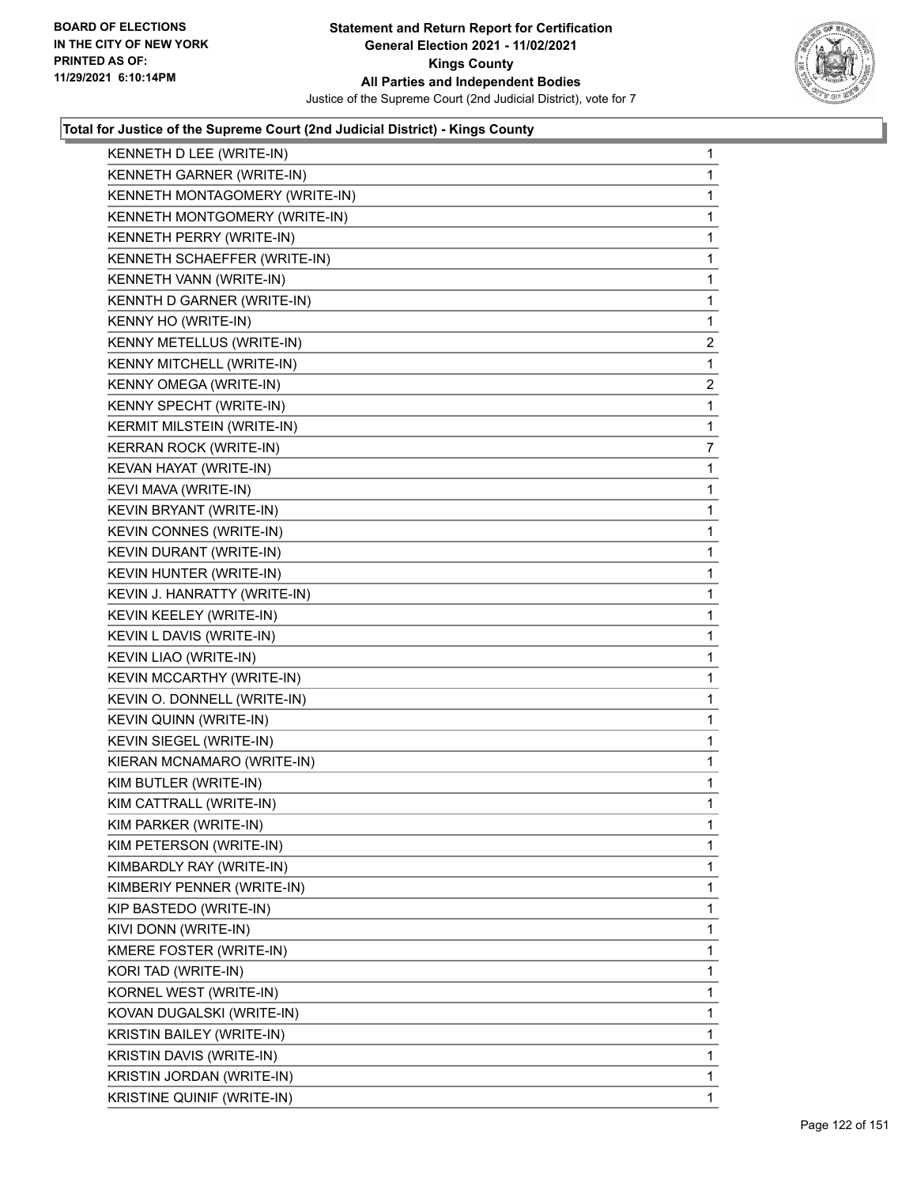### Total for Justice of the Supreme Court (2nd Judicial District) - Kings County

| Candidate | Votes |
|---|---|
| KENNETH D LEE (WRITE-IN) | 1 |
| KENNETH GARNER (WRITE-IN) | 1 |
| KENNETH MONTAGOMERY (WRITE-IN) | 1 |
| KENNETH MONTGOMERY (WRITE-IN) | 1 |
| KENNETH PERRY (WRITE-IN) | 1 |
| KENNETH SCHAEFFER (WRITE-IN) | 1 |
| KENNETH VANN (WRITE-IN) | 1 |
| KENNTH D GARNER (WRITE-IN) | 1 |
| KENNY HO (WRITE-IN) | 1 |
| KENNY METELLUS (WRITE-IN) | 2 |
| KENNY MITCHELL (WRITE-IN) | 1 |
| KENNY OMEGA (WRITE-IN) | 2 |
| KENNY SPECHT (WRITE-IN) | 1 |
| KERMIT MILSTEIN (WRITE-IN) | 1 |
| KERRAN ROCK (WRITE-IN) | 7 |
| KEVAN HAYAT (WRITE-IN) | 1 |
| KEVI MAVA (WRITE-IN) | 1 |
| KEVIN BRYANT (WRITE-IN) | 1 |
| KEVIN CONNES (WRITE-IN) | 1 |
| KEVIN DURANT (WRITE-IN) | 1 |
| KEVIN HUNTER (WRITE-IN) | 1 |
| KEVIN J. HANRATTY (WRITE-IN) | 1 |
| KEVIN KEELEY (WRITE-IN) | 1 |
| KEVIN L DAVIS (WRITE-IN) | 1 |
| KEVIN LIAO (WRITE-IN) | 1 |
| KEVIN MCCARTHY (WRITE-IN) | 1 |
| KEVIN O. DONNELL (WRITE-IN) | 1 |
| KEVIN QUINN (WRITE-IN) | 1 |
| KEVIN SIEGEL (WRITE-IN) | 1 |
| KIERAN MCNAMARO (WRITE-IN) | 1 |
| KIM BUTLER (WRITE-IN) | 1 |
| KIM CATTRALL (WRITE-IN) | 1 |
| KIM PARKER (WRITE-IN) | 1 |
| KIM PETERSON (WRITE-IN) | 1 |
| KIMBARDLY RAY (WRITE-IN) | 1 |
| KIMBERIY PENNER (WRITE-IN) | 1 |
| KIP BASTEDO (WRITE-IN) | 1 |
| KIVI DONN (WRITE-IN) | 1 |
| KMERE FOSTER (WRITE-IN) | 1 |
| KORI TAD (WRITE-IN) | 1 |
| KORNEL WEST (WRITE-IN) | 1 |
| KOVAN DUGALSKI (WRITE-IN) | 1 |
| KRISTIN BAILEY (WRITE-IN) | 1 |
| KRISTIN DAVIS (WRITE-IN) | 1 |
| KRISTIN JORDAN (WRITE-IN) | 1 |
| KRISTINE QUINIF (WRITE-IN) | 1 |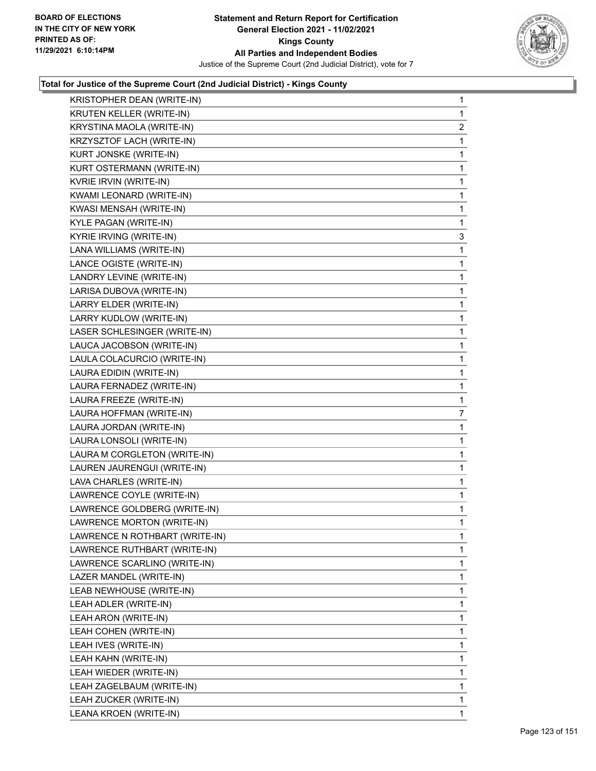BOARD OF ELECTIONS
IN THE CITY OF NEW YORK
PRINTED AS OF:
11/29/2021 6:10:14PM

**Statement and Return Report for Certification**
**General Election 2021 - 11/02/2021**
**Kings County**
**All Parties and Independent Bodies**
Justice of the Supreme Court (2nd Judicial District), vote for 7

### Total for Justice of the Supreme Court (2nd Judicial District) - Kings County

| Candidate | Votes |
|---|---|
| KRISTOPHER DEAN (WRITE-IN) | 1 |
| KRUTEN KELLER (WRITE-IN) | 1 |
| KRYSTINA MAOLA (WRITE-IN) | 2 |
| KRZYSZTOF LACH (WRITE-IN) | 1 |
| KURT JONSKE (WRITE-IN) | 1 |
| KURT OSTERMANN (WRITE-IN) | 1 |
| KVRIE IRVIN (WRITE-IN) | 1 |
| KWAMI LEONARD (WRITE-IN) | 1 |
| KWASI MENSAH (WRITE-IN) | 1 |
| KYLE PAGAN (WRITE-IN) | 1 |
| KYRIE IRVING (WRITE-IN) | 3 |
| LANA WILLIAMS (WRITE-IN) | 1 |
| LANCE OGISTE (WRITE-IN) | 1 |
| LANDRY LEVINE (WRITE-IN) | 1 |
| LARISA DUBOVA (WRITE-IN) | 1 |
| LARRY ELDER (WRITE-IN) | 1 |
| LARRY KUDLOW (WRITE-IN) | 1 |
| LASER SCHLESINGER (WRITE-IN) | 1 |
| LAUCA JACOBSON (WRITE-IN) | 1 |
| LAULA COLACURCIO (WRITE-IN) | 1 |
| LAURA EDIDIN (WRITE-IN) | 1 |
| LAURA FERNADEZ (WRITE-IN) | 1 |
| LAURA FREEZE (WRITE-IN) | 1 |
| LAURA HOFFMAN (WRITE-IN) | 7 |
| LAURA JORDAN (WRITE-IN) | 1 |
| LAURA LONSOLI (WRITE-IN) | 1 |
| LAURA M CORGLETON (WRITE-IN) | 1 |
| LAUREN JAURENGUI (WRITE-IN) | 1 |
| LAVA CHARLES (WRITE-IN) | 1 |
| LAWRENCE COYLE (WRITE-IN) | 1 |
| LAWRENCE GOLDBERG (WRITE-IN) | 1 |
| LAWRENCE MORTON (WRITE-IN) | 1 |
| LAWRENCE N ROTHBART (WRITE-IN) | 1 |
| LAWRENCE RUTHBART (WRITE-IN) | 1 |
| LAWRENCE SCARLINO (WRITE-IN) | 1 |
| LAZER MANDEL (WRITE-IN) | 1 |
| LEAB NEWHOUSE (WRITE-IN) | 1 |
| LEAH ADLER (WRITE-IN) | 1 |
| LEAH ARON (WRITE-IN) | 1 |
| LEAH COHEN (WRITE-IN) | 1 |
| LEAH IVES (WRITE-IN) | 1 |
| LEAH KAHN (WRITE-IN) | 1 |
| LEAH WIEDER (WRITE-IN) | 1 |
| LEAH ZAGELBAUM (WRITE-IN) | 1 |
| LEAH ZUCKER (WRITE-IN) | 1 |
| LEANA KROEN (WRITE-IN) | 1 |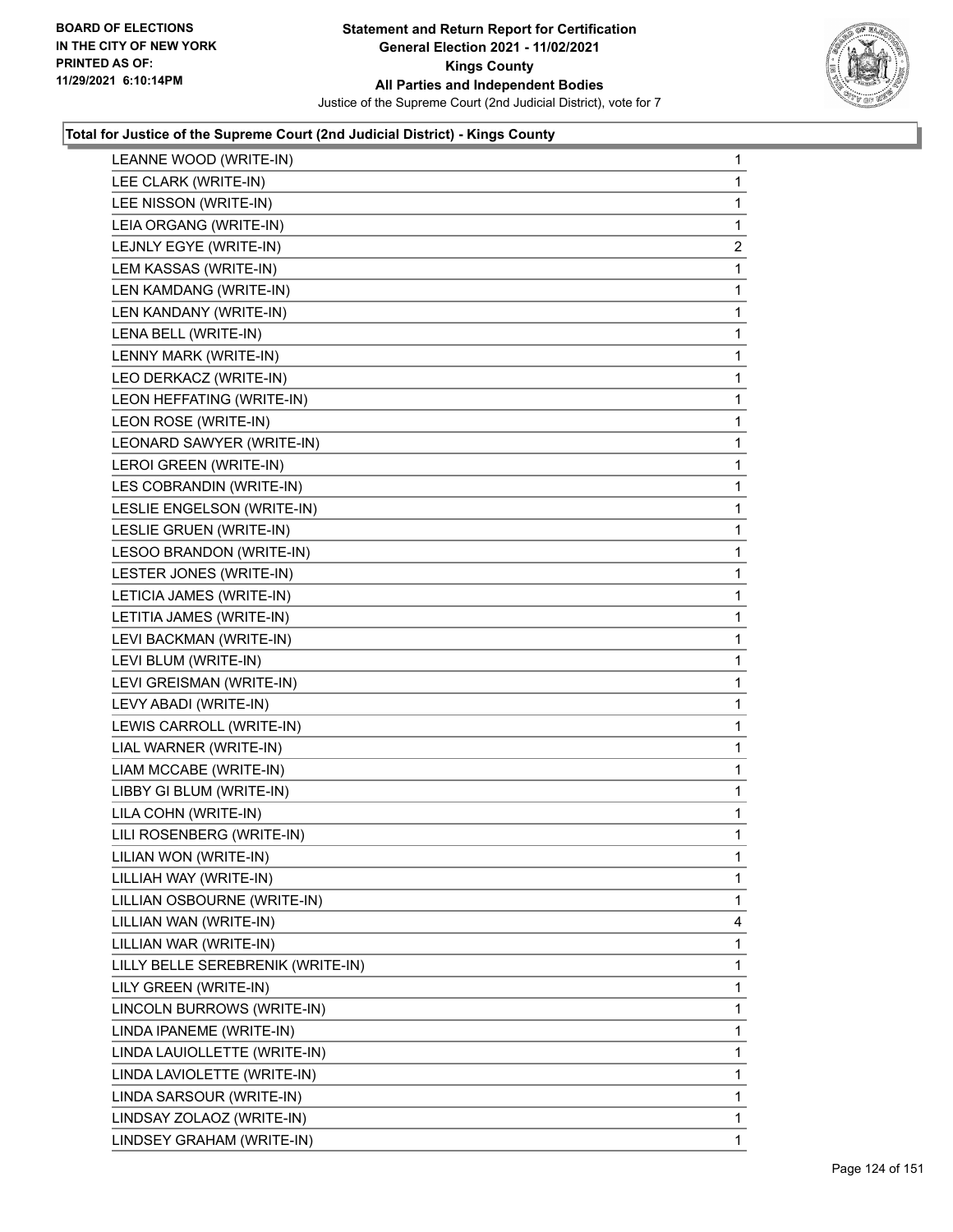**Total for Justice of the Supreme Court (2nd Judicial District) - Kings County**

| Candidate | Votes |
|---|---|
| LEANNE WOOD (WRITE-IN) | 1 |
| LEE CLARK (WRITE-IN) | 1 |
| LEE NISSON (WRITE-IN) | 1 |
| LEIA ORGANG (WRITE-IN) | 1 |
| LEJNLY EGYE (WRITE-IN) | 2 |
| LEM KASSAS (WRITE-IN) | 1 |
| LEN KAMDANG (WRITE-IN) | 1 |
| LEN KANDANY (WRITE-IN) | 1 |
| LENA BELL (WRITE-IN) | 1 |
| LENNY MARK (WRITE-IN) | 1 |
| LEO DERKACZ (WRITE-IN) | 1 |
| LEON HEFFATING (WRITE-IN) | 1 |
| LEON ROSE (WRITE-IN) | 1 |
| LEONARD SAWYER (WRITE-IN) | 1 |
| LEROI GREEN (WRITE-IN) | 1 |
| LES COBRANDIN (WRITE-IN) | 1 |
| LESLIE ENGELSON (WRITE-IN) | 1 |
| LESLIE GRUEN (WRITE-IN) | 1 |
| LESOO BRANDON (WRITE-IN) | 1 |
| LESTER JONES (WRITE-IN) | 1 |
| LETICIA JAMES (WRITE-IN) | 1 |
| LETITIA JAMES (WRITE-IN) | 1 |
| LEVI BACKMAN (WRITE-IN) | 1 |
| LEVI BLUM (WRITE-IN) | 1 |
| LEVI GREISMAN (WRITE-IN) | 1 |
| LEVY ABADI (WRITE-IN) | 1 |
| LEWIS CARROLL (WRITE-IN) | 1 |
| LIAL WARNER (WRITE-IN) | 1 |
| LIAM MCCABE (WRITE-IN) | 1 |
| LIBBY GI BLUM (WRITE-IN) | 1 |
| LILA COHN (WRITE-IN) | 1 |
| LILI ROSENBERG (WRITE-IN) | 1 |
| LILIAN WON (WRITE-IN) | 1 |
| LILLIAH WAY (WRITE-IN) | 1 |
| LILLIAN OSBOURNE (WRITE-IN) | 1 |
| LILLIAN WAN (WRITE-IN) | 4 |
| LILLIAN WAR (WRITE-IN) | 1 |
| LILLY BELLE SEREBRENIK (WRITE-IN) | 1 |
| LILY GREEN (WRITE-IN) | 1 |
| LINCOLN BURROWS (WRITE-IN) | 1 |
| LINDA IPANEME (WRITE-IN) | 1 |
| LINDA LAUIOLLETTE (WRITE-IN) | 1 |
| LINDA LAVIOLETTE (WRITE-IN) | 1 |
| LINDA SARSOUR (WRITE-IN) | 1 |
| LINDSAY ZOLAOZ (WRITE-IN) | 1 |
| LINDSEY GRAHAM (WRITE-IN) | 1 |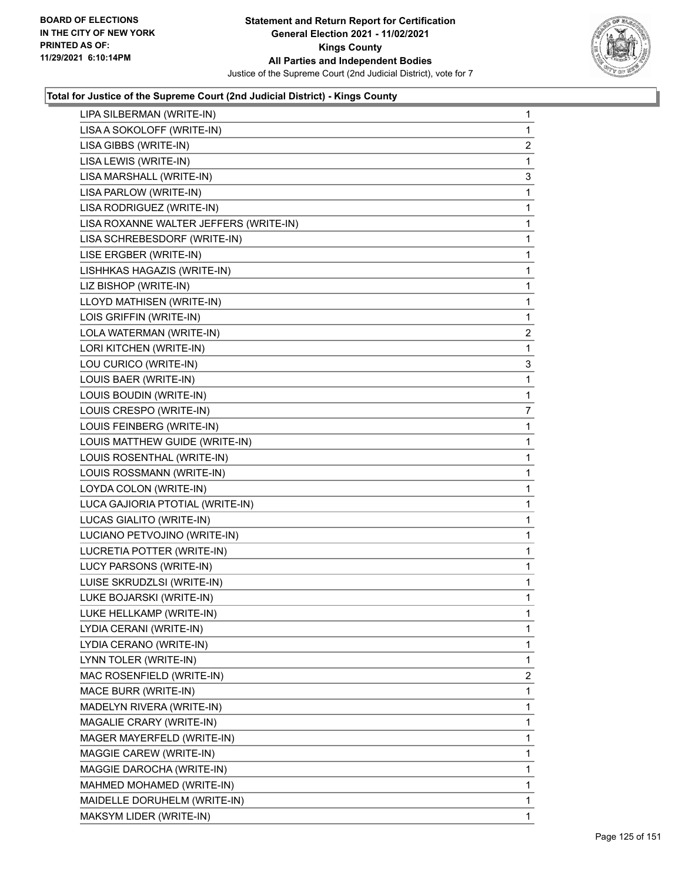**Total for Justice of the Supreme Court (2nd Judicial District) - Kings County**

| Candidate | Votes |
|---|---|
| LIPA SILBERMAN (WRITE-IN) | 1 |
| LISA A SOKOLOFF (WRITE-IN) | 1 |
| LISA GIBBS (WRITE-IN) | 2 |
| LISA LEWIS (WRITE-IN) | 1 |
| LISA MARSHALL (WRITE-IN) | 3 |
| LISA PARLOW (WRITE-IN) | 1 |
| LISA RODRIGUEZ (WRITE-IN) | 1 |
| LISA ROXANNE WALTER JEFFERS (WRITE-IN) | 1 |
| LISA SCHREBESDORF (WRITE-IN) | 1 |
| LISE ERGBER (WRITE-IN) | 1 |
| LISHHKAS HAGAZIS (WRITE-IN) | 1 |
| LIZ BISHOP (WRITE-IN) | 1 |
| LLOYD MATHISEN (WRITE-IN) | 1 |
| LOIS GRIFFIN (WRITE-IN) | 1 |
| LOLA WATERMAN (WRITE-IN) | 2 |
| LORI KITCHEN (WRITE-IN) | 1 |
| LOU CURICO (WRITE-IN) | 3 |
| LOUIS BAER (WRITE-IN) | 1 |
| LOUIS BOUDIN (WRITE-IN) | 1 |
| LOUIS CRESPO (WRITE-IN) | 7 |
| LOUIS FEINBERG (WRITE-IN) | 1 |
| LOUIS MATTHEW GUIDE (WRITE-IN) | 1 |
| LOUIS ROSENTHAL (WRITE-IN) | 1 |
| LOUIS ROSSMANN (WRITE-IN) | 1 |
| LOYDA COLON (WRITE-IN) | 1 |
| LUCA GAJIORIA PTOTIAL (WRITE-IN) | 1 |
| LUCAS GIALITO (WRITE-IN) | 1 |
| LUCIANO PETVOJINO (WRITE-IN) | 1 |
| LUCRETIA POTTER (WRITE-IN) | 1 |
| LUCY PARSONS (WRITE-IN) | 1 |
| LUISE SKRUDZLSI (WRITE-IN) | 1 |
| LUKE BOJARSKI (WRITE-IN) | 1 |
| LUKE HELLKAMP (WRITE-IN) | 1 |
| LYDIA CERANI (WRITE-IN) | 1 |
| LYDIA CERANO (WRITE-IN) | 1 |
| LYNN TOLER (WRITE-IN) | 1 |
| MAC ROSENFIELD (WRITE-IN) | 2 |
| MACE BURR (WRITE-IN) | 1 |
| MADELYN RIVERA (WRITE-IN) | 1 |
| MAGALIE CRARY (WRITE-IN) | 1 |
| MAGER MAYERFELD (WRITE-IN) | 1 |
| MAGGIE CAREW (WRITE-IN) | 1 |
| MAGGIE DAROCHA (WRITE-IN) | 1 |
| MAHMED MOHAMED (WRITE-IN) | 1 |
| MAIDELLE DORUHELM (WRITE-IN) | 1 |
| MAKSYM LIDER (WRITE-IN) | 1 |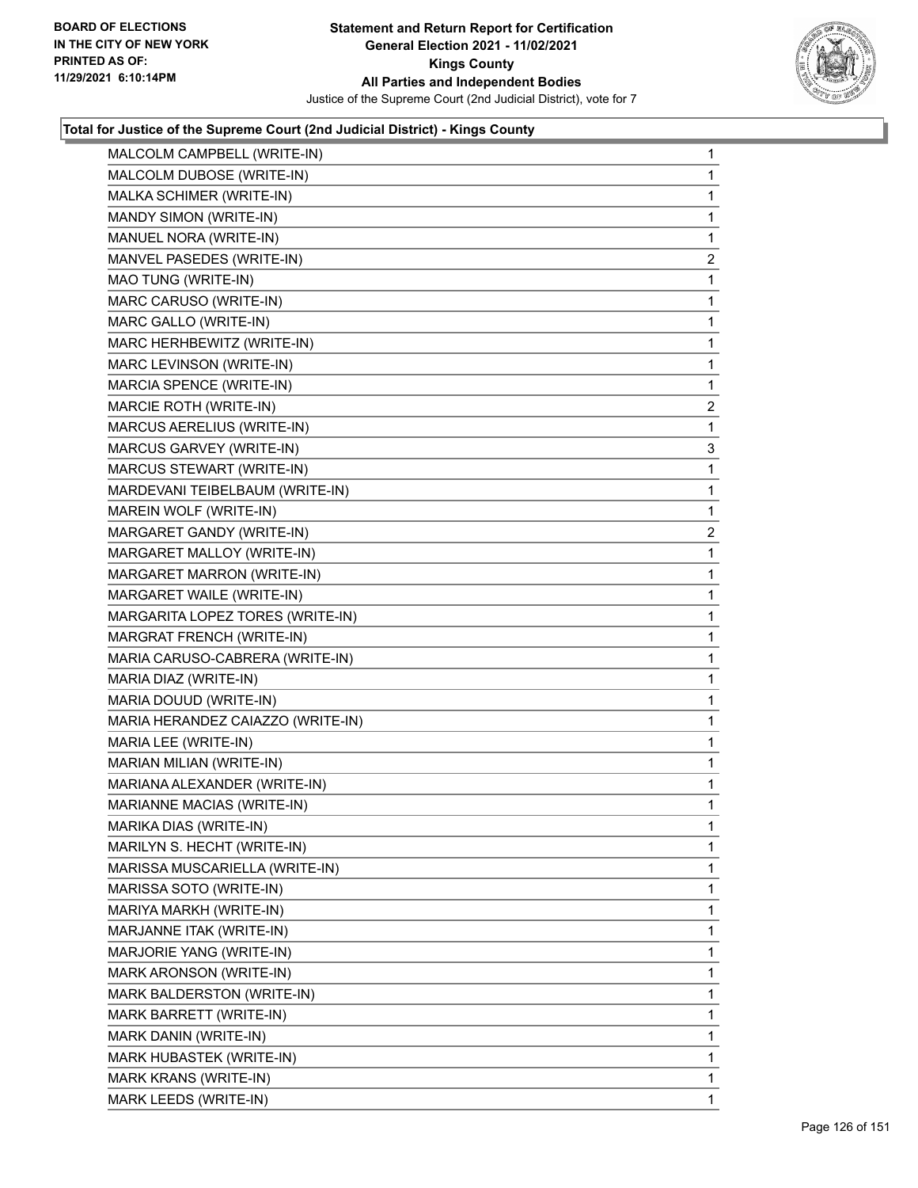**Statement and Return Report for Certification**
**General Election 2021 - 11/02/2021**
**Kings County**
**All Parties and Independent Bodies**
Justice of the Supreme Court (2nd Judicial District), vote for 7

BOARD OF ELECTIONS
IN THE CITY OF NEW YORK
PRINTED AS OF:
11/29/2021 6:10:14PM

### Total for Justice of the Supreme Court (2nd Judicial District) - Kings County

| Candidate | Votes |
|---|---|
| MALCOLM CAMPBELL (WRITE-IN) | 1 |
| MALCOLM DUBOSE (WRITE-IN) | 1 |
| MALKA SCHIMER (WRITE-IN) | 1 |
| MANDY SIMON (WRITE-IN) | 1 |
| MANUEL NORA (WRITE-IN) | 1 |
| MANVEL PASEDES (WRITE-IN) | 2 |
| MAO TUNG (WRITE-IN) | 1 |
| MARC CARUSO (WRITE-IN) | 1 |
| MARC GALLO (WRITE-IN) | 1 |
| MARC HERHBEWITZ (WRITE-IN) | 1 |
| MARC LEVINSON (WRITE-IN) | 1 |
| MARCIA SPENCE (WRITE-IN) | 1 |
| MARCIE ROTH (WRITE-IN) | 2 |
| MARCUS AERELIUS (WRITE-IN) | 1 |
| MARCUS GARVEY (WRITE-IN) | 3 |
| MARCUS STEWART (WRITE-IN) | 1 |
| MARDEVANI TEIBELBAUM (WRITE-IN) | 1 |
| MAREIN WOLF (WRITE-IN) | 1 |
| MARGARET GANDY (WRITE-IN) | 2 |
| MARGARET MALLOY (WRITE-IN) | 1 |
| MARGARET MARRON (WRITE-IN) | 1 |
| MARGARET WAILE (WRITE-IN) | 1 |
| MARGARITA LOPEZ TORES (WRITE-IN) | 1 |
| MARGRAT FRENCH (WRITE-IN) | 1 |
| MARIA CARUSO-CABRERA (WRITE-IN) | 1 |
| MARIA DIAZ (WRITE-IN) | 1 |
| MARIA DOUUD (WRITE-IN) | 1 |
| MARIA HERANDEZ CAIAZZO (WRITE-IN) | 1 |
| MARIA LEE (WRITE-IN) | 1 |
| MARIAN MILIAN (WRITE-IN) | 1 |
| MARIANA ALEXANDER (WRITE-IN) | 1 |
| MARIANNE MACIAS (WRITE-IN) | 1 |
| MARIKA DIAS (WRITE-IN) | 1 |
| MARILYN S. HECHT (WRITE-IN) | 1 |
| MARISSA MUSCARIELLA (WRITE-IN) | 1 |
| MARISSA SOTO (WRITE-IN) | 1 |
| MARIYA MARKH (WRITE-IN) | 1 |
| MARJANNE ITAK (WRITE-IN) | 1 |
| MARJORIE YANG (WRITE-IN) | 1 |
| MARK ARONSON (WRITE-IN) | 1 |
| MARK BALDERSTON (WRITE-IN) | 1 |
| MARK BARRETT (WRITE-IN) | 1 |
| MARK DANIN (WRITE-IN) | 1 |
| MARK HUBASTEK (WRITE-IN) | 1 |
| MARK KRANS (WRITE-IN) | 1 |
| MARK LEEDS (WRITE-IN) | 1 |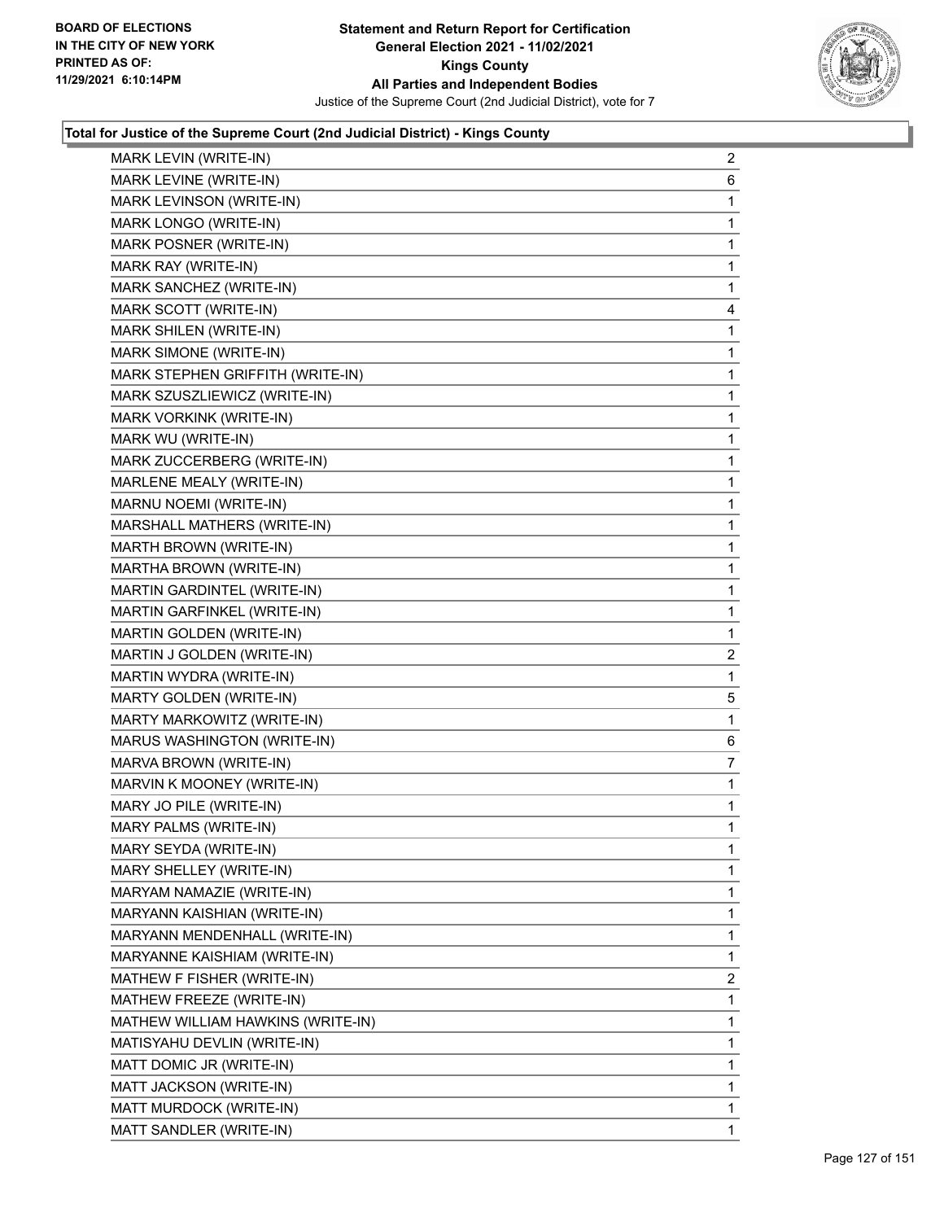**Total for Justice of the Supreme Court (2nd Judicial District) - Kings County**

| Candidate | Votes |
|---|---|
| MARK LEVIN (WRITE-IN) | 2 |
| MARK LEVINE (WRITE-IN) | 6 |
| MARK LEVINSON (WRITE-IN) | 1 |
| MARK LONGO (WRITE-IN) | 1 |
| MARK POSNER (WRITE-IN) | 1 |
| MARK RAY (WRITE-IN) | 1 |
| MARK SANCHEZ (WRITE-IN) | 1 |
| MARK SCOTT (WRITE-IN) | 4 |
| MARK SHILEN (WRITE-IN) | 1 |
| MARK SIMONE (WRITE-IN) | 1 |
| MARK STEPHEN GRIFFITH (WRITE-IN) | 1 |
| MARK SZUSZLIEWICZ (WRITE-IN) | 1 |
| MARK VORKINK (WRITE-IN) | 1 |
| MARK WU (WRITE-IN) | 1 |
| MARK ZUCCERBERG (WRITE-IN) | 1 |
| MARLENE MEALY (WRITE-IN) | 1 |
| MARNU NOEMI (WRITE-IN) | 1 |
| MARSHALL MATHERS (WRITE-IN) | 1 |
| MARTH BROWN (WRITE-IN) | 1 |
| MARTHA BROWN (WRITE-IN) | 1 |
| MARTIN GARDINTEL (WRITE-IN) | 1 |
| MARTIN GARFINKEL (WRITE-IN) | 1 |
| MARTIN GOLDEN (WRITE-IN) | 1 |
| MARTIN J GOLDEN (WRITE-IN) | 2 |
| MARTIN WYDRA (WRITE-IN) | 1 |
| MARTY GOLDEN (WRITE-IN) | 5 |
| MARTY MARKOWITZ (WRITE-IN) | 1 |
| MARUS WASHINGTON (WRITE-IN) | 6 |
| MARVA BROWN (WRITE-IN) | 7 |
| MARVIN K MOONEY (WRITE-IN) | 1 |
| MARY JO PILE (WRITE-IN) | 1 |
| MARY PALMS (WRITE-IN) | 1 |
| MARY SEYDA (WRITE-IN) | 1 |
| MARY SHELLEY (WRITE-IN) | 1 |
| MARYAM NAMAZIE (WRITE-IN) | 1 |
| MARYANN KAISHIAN (WRITE-IN) | 1 |
| MARYANN MENDENHALL (WRITE-IN) | 1 |
| MARYANNE KAISHIAM (WRITE-IN) | 1 |
| MATHEW F FISHER (WRITE-IN) | 2 |
| MATHEW FREEZE (WRITE-IN) | 1 |
| MATHEW WILLIAM HAWKINS (WRITE-IN) | 1 |
| MATISYAHU DEVLIN (WRITE-IN) | 1 |
| MATT DOMIC JR (WRITE-IN) | 1 |
| MATT JACKSON (WRITE-IN) | 1 |
| MATT MURDOCK (WRITE-IN) | 1 |
| MATT SANDLER (WRITE-IN) | 1 |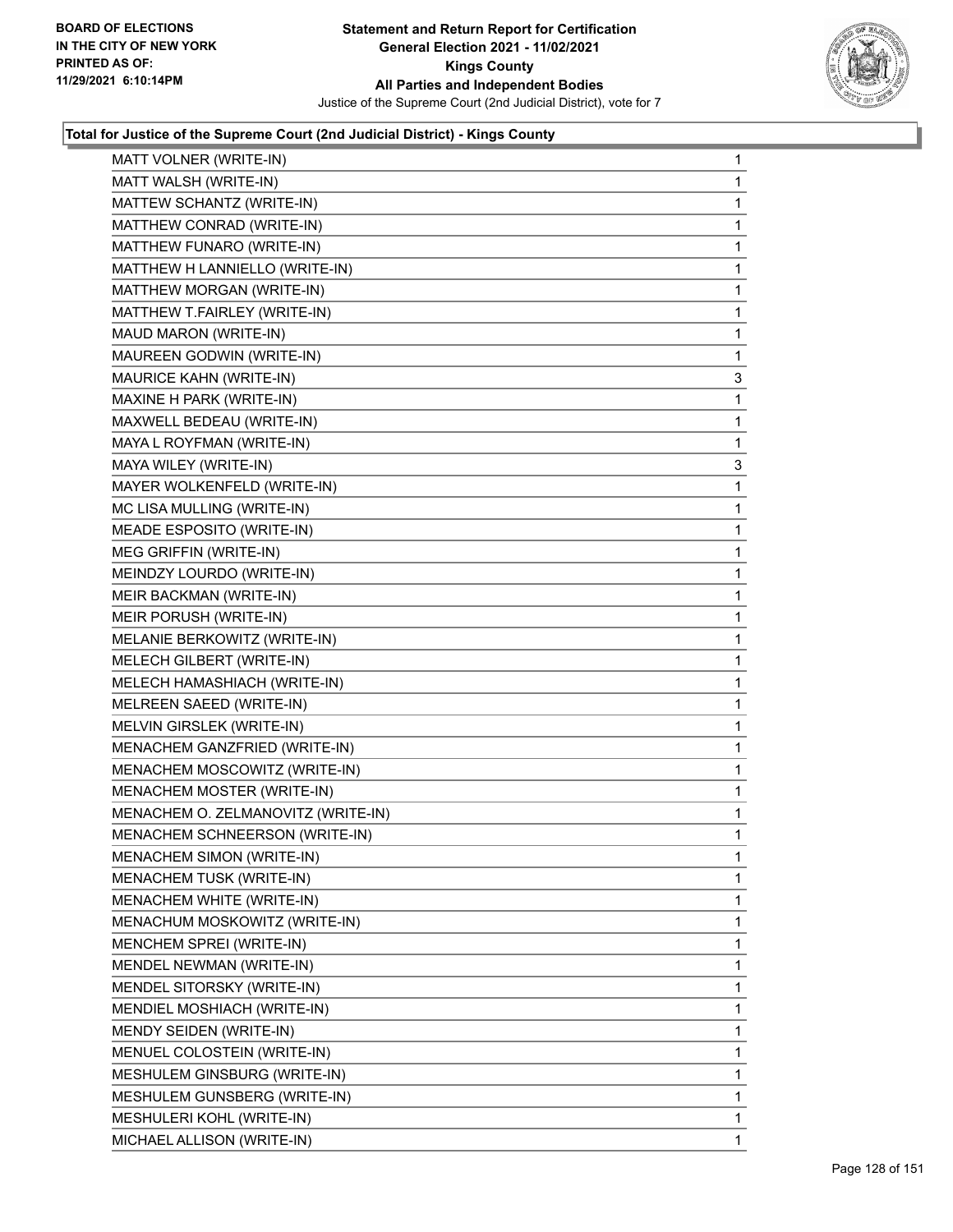## Total for Justice of the Supreme Court (2nd Judicial District) - Kings County

| Candidate | Votes |
|---|---|
| MATT VOLNER (WRITE-IN) | 1 |
| MATT WALSH (WRITE-IN) | 1 |
| MATTEW SCHANTZ (WRITE-IN) | 1 |
| MATTHEW CONRAD (WRITE-IN) | 1 |
| MATTHEW FUNARO (WRITE-IN) | 1 |
| MATTHEW H LANNIELLO (WRITE-IN) | 1 |
| MATTHEW MORGAN (WRITE-IN) | 1 |
| MATTHEW T.FAIRLEY (WRITE-IN) | 1 |
| MAUD MARON (WRITE-IN) | 1 |
| MAUREEN GODWIN (WRITE-IN) | 1 |
| MAURICE KAHN (WRITE-IN) | 3 |
| MAXINE H PARK (WRITE-IN) | 1 |
| MAXWELL BEDEAU (WRITE-IN) | 1 |
| MAYA L ROYFMAN (WRITE-IN) | 1 |
| MAYA WILEY (WRITE-IN) | 3 |
| MAYER WOLKENFELD (WRITE-IN) | 1 |
| MC LISA MULLING (WRITE-IN) | 1 |
| MEADE ESPOSITO (WRITE-IN) | 1 |
| MEG GRIFFIN (WRITE-IN) | 1 |
| MEINDZY LOURDO (WRITE-IN) | 1 |
| MEIR BACKMAN (WRITE-IN) | 1 |
| MEIR PORUSH (WRITE-IN) | 1 |
| MELANIE BERKOWITZ (WRITE-IN) | 1 |
| MELECH GILBERT (WRITE-IN) | 1 |
| MELECH HAMASHIACH (WRITE-IN) | 1 |
| MELREEN SAEED (WRITE-IN) | 1 |
| MELVIN GIRSLEK (WRITE-IN) | 1 |
| MENACHEM GANZFRIED (WRITE-IN) | 1 |
| MENACHEM MOSCOWITZ (WRITE-IN) | 1 |
| MENACHEM MOSTER (WRITE-IN) | 1 |
| MENACHEM O. ZELMANOVITZ (WRITE-IN) | 1 |
| MENACHEM SCHNEERSON (WRITE-IN) | 1 |
| MENACHEM SIMON (WRITE-IN) | 1 |
| MENACHEM TUSK (WRITE-IN) | 1 |
| MENACHEM WHITE (WRITE-IN) | 1 |
| MENACHUM MOSKOWITZ (WRITE-IN) | 1 |
| MENCHEM SPREI (WRITE-IN) | 1 |
| MENDEL NEWMAN (WRITE-IN) | 1 |
| MENDEL SITORSKY (WRITE-IN) | 1 |
| MENDIEL MOSHIACH (WRITE-IN) | 1 |
| MENDY SEIDEN (WRITE-IN) | 1 |
| MENUEL COLOSTEIN (WRITE-IN) | 1 |
| MESHULEM GINSBURG (WRITE-IN) | 1 |
| MESHULEM GUNSBERG (WRITE-IN) | 1 |
| MESHULERI KOHL (WRITE-IN) | 1 |
| MICHAEL ALLISON (WRITE-IN) | 1 |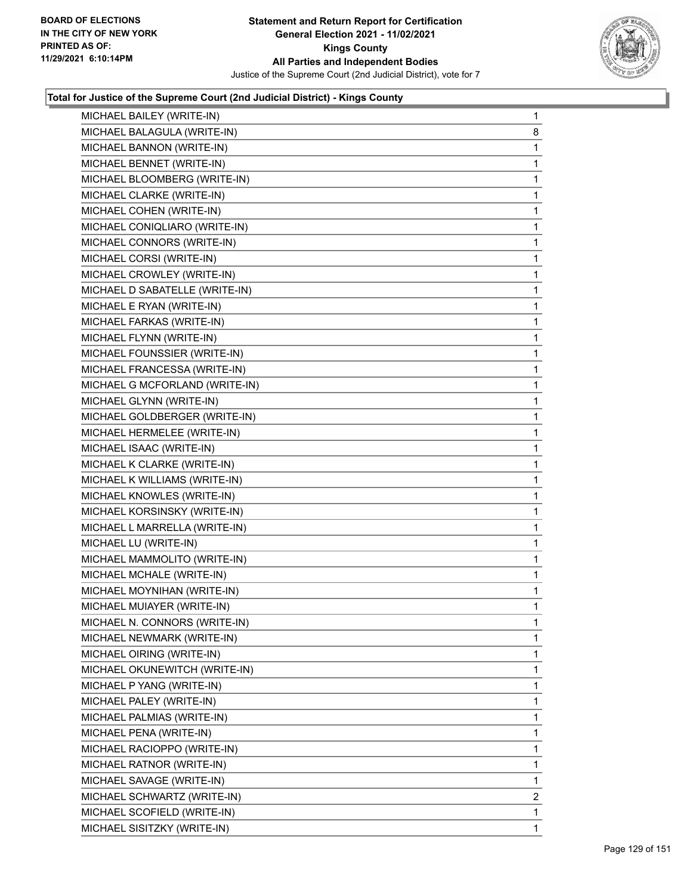BOARD OF ELECTIONS
IN THE CITY OF NEW YORK
PRINTED AS OF:
11/29/2021 6:10:14PM

**Statement and Return Report for Certification**
**General Election 2021 - 11/02/2021**
**Kings County**
**All Parties and Independent Bodies**
Justice of the Supreme Court (2nd Judicial District), vote for 7

### Total for Justice of the Supreme Court (2nd Judicial District) - Kings County

| | |
|---|---|
| MICHAEL BAILEY (WRITE-IN) | 1 |
| MICHAEL BALAGULA (WRITE-IN) | 8 |
| MICHAEL BANNON (WRITE-IN) | 1 |
| MICHAEL BENNET (WRITE-IN) | 1 |
| MICHAEL BLOOMBERG (WRITE-IN) | 1 |
| MICHAEL CLARKE (WRITE-IN) | 1 |
| MICHAEL COHEN (WRITE-IN) | 1 |
| MICHAEL CONIQLIARO (WRITE-IN) | 1 |
| MICHAEL CONNORS (WRITE-IN) | 1 |
| MICHAEL CORSI (WRITE-IN) | 1 |
| MICHAEL CROWLEY (WRITE-IN) | 1 |
| MICHAEL D SABATELLE (WRITE-IN) | 1 |
| MICHAEL E RYAN (WRITE-IN) | 1 |
| MICHAEL FARKAS (WRITE-IN) | 1 |
| MICHAEL FLYNN (WRITE-IN) | 1 |
| MICHAEL FOUNSSIER (WRITE-IN) | 1 |
| MICHAEL FRANCESSA (WRITE-IN) | 1 |
| MICHAEL G MCFORLAND (WRITE-IN) | 1 |
| MICHAEL GLYNN (WRITE-IN) | 1 |
| MICHAEL GOLDBERGER (WRITE-IN) | 1 |
| MICHAEL HERMELEE (WRITE-IN) | 1 |
| MICHAEL ISAAC (WRITE-IN) | 1 |
| MICHAEL K CLARKE (WRITE-IN) | 1 |
| MICHAEL K WILLIAMS (WRITE-IN) | 1 |
| MICHAEL KNOWLES (WRITE-IN) | 1 |
| MICHAEL KORSINSKY (WRITE-IN) | 1 |
| MICHAEL L MARRELLA (WRITE-IN) | 1 |
| MICHAEL LU (WRITE-IN) | 1 |
| MICHAEL MAMMOLITO (WRITE-IN) | 1 |
| MICHAEL MCHALE (WRITE-IN) | 1 |
| MICHAEL MOYNIHAN (WRITE-IN) | 1 |
| MICHAEL MUIAYER (WRITE-IN) | 1 |
| MICHAEL N. CONNORS (WRITE-IN) | 1 |
| MICHAEL NEWMARK (WRITE-IN) | 1 |
| MICHAEL OIRING (WRITE-IN) | 1 |
| MICHAEL OKUNEWITCH (WRITE-IN) | 1 |
| MICHAEL P YANG (WRITE-IN) | 1 |
| MICHAEL PALEY (WRITE-IN) | 1 |
| MICHAEL PALMIAS (WRITE-IN) | 1 |
| MICHAEL PENA (WRITE-IN) | 1 |
| MICHAEL RACIOPPO (WRITE-IN) | 1 |
| MICHAEL RATNOR (WRITE-IN) | 1 |
| MICHAEL SAVAGE (WRITE-IN) | 1 |
| MICHAEL SCHWARTZ (WRITE-IN) | 2 |
| MICHAEL SCOFIELD (WRITE-IN) | 1 |
| MICHAEL SISITZKY (WRITE-IN) | 1 |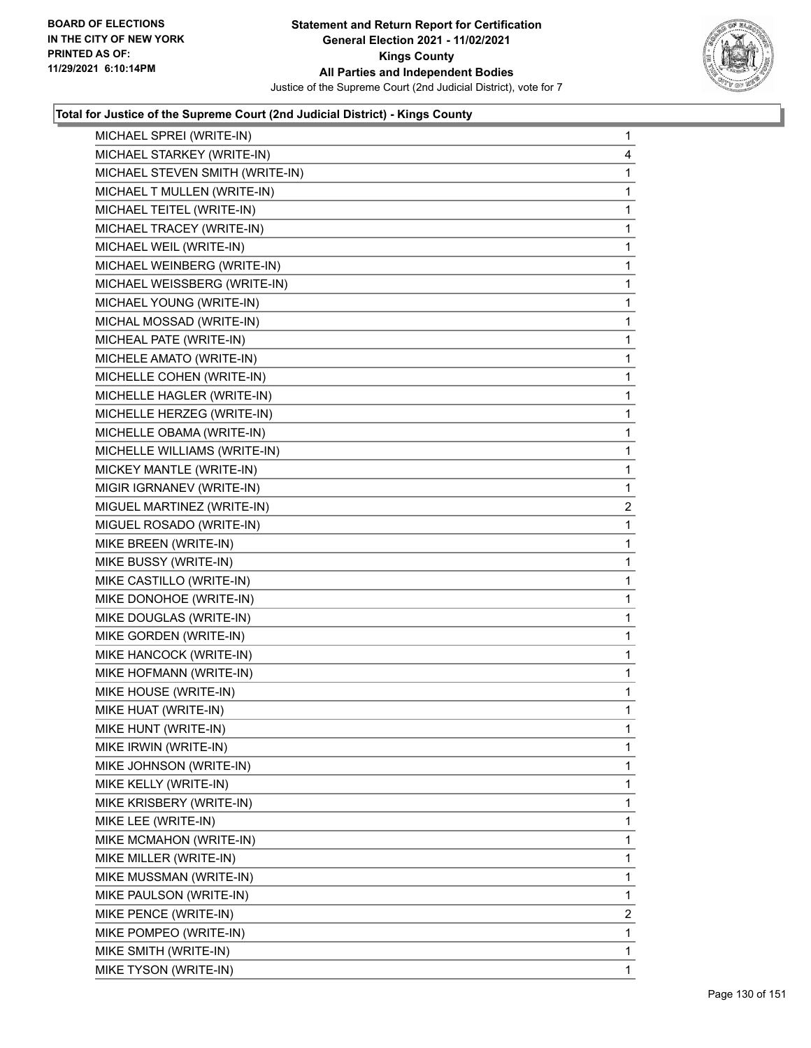**Total for Justice of the Supreme Court (2nd Judicial District) - Kings County**

| | |
|---|---|
| MICHAEL SPREI (WRITE-IN) | 1 |
| MICHAEL STARKEY (WRITE-IN) | 4 |
| MICHAEL STEVEN SMITH (WRITE-IN) | 1 |
| MICHAEL T MULLEN (WRITE-IN) | 1 |
| MICHAEL TEITEL (WRITE-IN) | 1 |
| MICHAEL TRACEY (WRITE-IN) | 1 |
| MICHAEL WEIL (WRITE-IN) | 1 |
| MICHAEL WEINBERG (WRITE-IN) | 1 |
| MICHAEL WEISSBERG (WRITE-IN) | 1 |
| MICHAEL YOUNG (WRITE-IN) | 1 |
| MICHAL MOSSAD (WRITE-IN) | 1 |
| MICHEAL PATE (WRITE-IN) | 1 |
| MICHELE AMATO (WRITE-IN) | 1 |
| MICHELLE COHEN (WRITE-IN) | 1 |
| MICHELLE HAGLER (WRITE-IN) | 1 |
| MICHELLE HERZEG (WRITE-IN) | 1 |
| MICHELLE OBAMA (WRITE-IN) | 1 |
| MICHELLE WILLIAMS (WRITE-IN) | 1 |
| MICKEY MANTLE (WRITE-IN) | 1 |
| MIGIR IGRNANEV (WRITE-IN) | 1 |
| MIGUEL MARTINEZ (WRITE-IN) | 2 |
| MIGUEL ROSADO (WRITE-IN) | 1 |
| MIKE BREEN (WRITE-IN) | 1 |
| MIKE BUSSY (WRITE-IN) | 1 |
| MIKE CASTILLO (WRITE-IN) | 1 |
| MIKE DONOHOE (WRITE-IN) | 1 |
| MIKE DOUGLAS (WRITE-IN) | 1 |
| MIKE GORDEN (WRITE-IN) | 1 |
| MIKE HANCOCK (WRITE-IN) | 1 |
| MIKE HOFMANN (WRITE-IN) | 1 |
| MIKE HOUSE (WRITE-IN) | 1 |
| MIKE HUAT (WRITE-IN) | 1 |
| MIKE HUNT (WRITE-IN) | 1 |
| MIKE IRWIN (WRITE-IN) | 1 |
| MIKE JOHNSON (WRITE-IN) | 1 |
| MIKE KELLY (WRITE-IN) | 1 |
| MIKE KRISBERY (WRITE-IN) | 1 |
| MIKE LEE (WRITE-IN) | 1 |
| MIKE MCMAHON (WRITE-IN) | 1 |
| MIKE MILLER (WRITE-IN) | 1 |
| MIKE MUSSMAN (WRITE-IN) | 1 |
| MIKE PAULSON (WRITE-IN) | 1 |
| MIKE PENCE (WRITE-IN) | 2 |
| MIKE POMPEO (WRITE-IN) | 1 |
| MIKE SMITH (WRITE-IN) | 1 |
| MIKE TYSON (WRITE-IN) | 1 |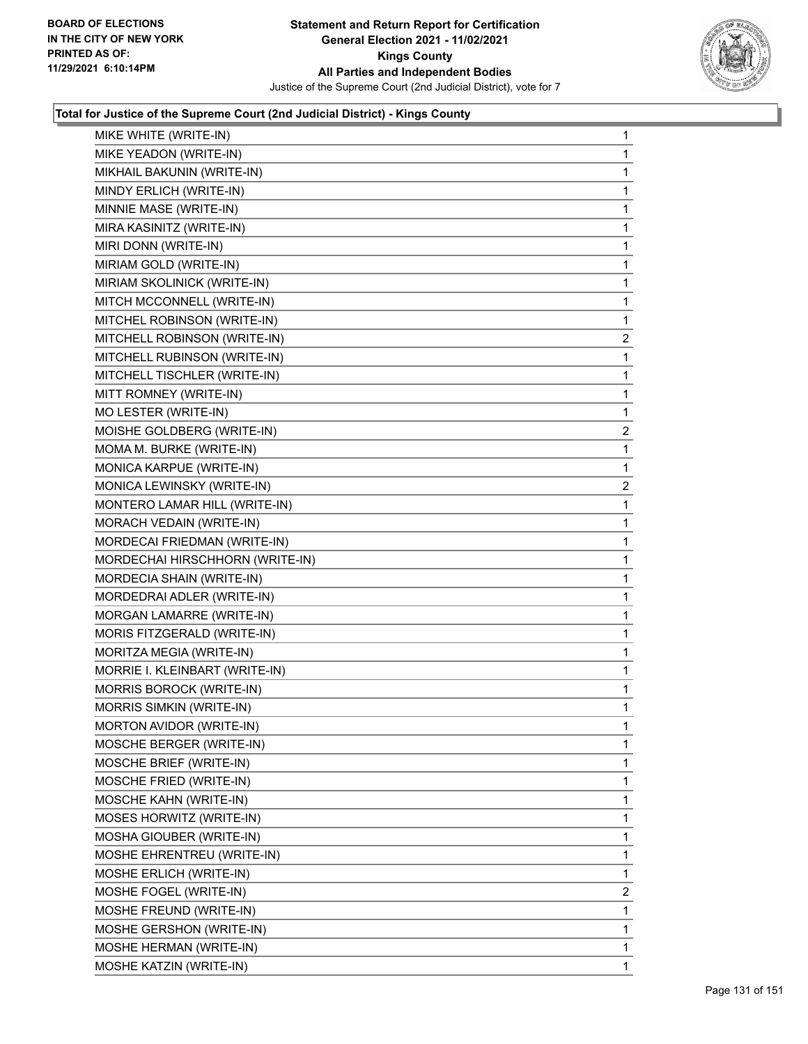**Total for Justice of the Supreme Court (2nd Judicial District) - Kings County**

| | |
|---|---|
| MIKE WHITE (WRITE-IN) | 1 |
| MIKE YEADON (WRITE-IN) | 1 |
| MIKHAIL BAKUNIN (WRITE-IN) | 1 |
| MINDY ERLICH (WRITE-IN) | 1 |
| MINNIE MASE (WRITE-IN) | 1 |
| MIRA KASINITZ (WRITE-IN) | 1 |
| MIRI DONN (WRITE-IN) | 1 |
| MIRIAM GOLD (WRITE-IN) | 1 |
| MIRIAM SKOLINICK (WRITE-IN) | 1 |
| MITCH MCCONNELL (WRITE-IN) | 1 |
| MITCHEL ROBINSON (WRITE-IN) | 1 |
| MITCHELL ROBINSON (WRITE-IN) | 2 |
| MITCHELL RUBINSON (WRITE-IN) | 1 |
| MITCHELL TISCHLER (WRITE-IN) | 1 |
| MITT ROMNEY (WRITE-IN) | 1 |
| MO LESTER (WRITE-IN) | 1 |
| MOISHE GOLDBERG (WRITE-IN) | 2 |
| MOMA M. BURKE (WRITE-IN) | 1 |
| MONICA KARPUE (WRITE-IN) | 1 |
| MONICA LEWINSKY (WRITE-IN) | 2 |
| MONTERO LAMAR HILL (WRITE-IN) | 1 |
| MORACH VEDAIN (WRITE-IN) | 1 |
| MORDECAI FRIEDMAN (WRITE-IN) | 1 |
| MORDECHAI HIRSCHHORN (WRITE-IN) | 1 |
| MORDECIA SHAIN (WRITE-IN) | 1 |
| MORDEDRAI ADLER (WRITE-IN) | 1 |
| MORGAN LAMARRE (WRITE-IN) | 1 |
| MORIS FITZGERALD (WRITE-IN) | 1 |
| MORITZA MEGIA (WRITE-IN) | 1 |
| MORRIE I. KLEINBART (WRITE-IN) | 1 |
| MORRIS BOROCK (WRITE-IN) | 1 |
| MORRIS SIMKIN (WRITE-IN) | 1 |
| MORTON AVIDOR (WRITE-IN) | 1 |
| MOSCHE BERGER (WRITE-IN) | 1 |
| MOSCHE BRIEF (WRITE-IN) | 1 |
| MOSCHE FRIED (WRITE-IN) | 1 |
| MOSCHE KAHN (WRITE-IN) | 1 |
| MOSES HORWITZ (WRITE-IN) | 1 |
| MOSHA GIOUBER (WRITE-IN) | 1 |
| MOSHE EHRENTREU (WRITE-IN) | 1 |
| MOSHE ERLICH (WRITE-IN) | 1 |
| MOSHE FOGEL (WRITE-IN) | 2 |
| MOSHE FREUND (WRITE-IN) | 1 |
| MOSHE GERSHON (WRITE-IN) | 1 |
| MOSHE HERMAN (WRITE-IN) | 1 |
| MOSHE KATZIN (WRITE-IN) | 1 |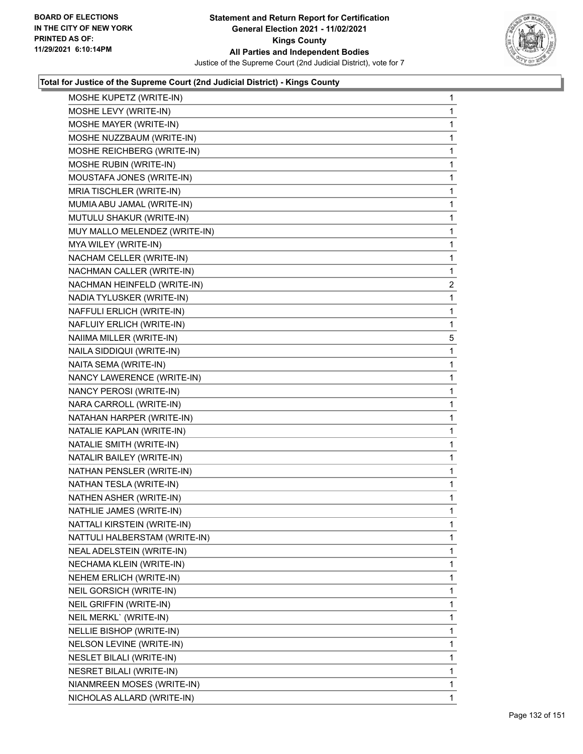**Statement and Return Report for Certification**
**General Election 2021 - 11/02/2021**
**Kings County**
**All Parties and Independent Bodies**
Justice of the Supreme Court (2nd Judicial District), vote for 7

BOARD OF ELECTIONS
IN THE CITY OF NEW YORK
PRINTED AS OF:
11/29/2021 6:10:14PM

### Total for Justice of the Supreme Court (2nd Judicial District) - Kings County

| | |
|---|---|
| MOSHE KUPETZ (WRITE-IN) | 1 |
| MOSHE LEVY (WRITE-IN) | 1 |
| MOSHE MAYER (WRITE-IN) | 1 |
| MOSHE NUZZBAUM (WRITE-IN) | 1 |
| MOSHE REICHBERG (WRITE-IN) | 1 |
| MOSHE RUBIN (WRITE-IN) | 1 |
| MOUSTAFA JONES (WRITE-IN) | 1 |
| MRIA TISCHLER (WRITE-IN) | 1 |
| MUMIA ABU JAMAL (WRITE-IN) | 1 |
| MUTULU SHAKUR (WRITE-IN) | 1 |
| MUY MALLO MELENDEZ (WRITE-IN) | 1 |
| MYA WILEY (WRITE-IN) | 1 |
| NACHAM CELLER (WRITE-IN) | 1 |
| NACHMAN CALLER (WRITE-IN) | 1 |
| NACHMAN HEINFELD (WRITE-IN) | 2 |
| NADIA TYLUSKER (WRITE-IN) | 1 |
| NAFFULI ERLICH (WRITE-IN) | 1 |
| NAFLUIY ERLICH (WRITE-IN) | 1 |
| NAIIMA MILLER (WRITE-IN) | 5 |
| NAILA SIDDIQUI (WRITE-IN) | 1 |
| NAITA SEMA (WRITE-IN) | 1 |
| NANCY LAWERENCE (WRITE-IN) | 1 |
| NANCY PEROSI (WRITE-IN) | 1 |
| NARA CARROLL (WRITE-IN) | 1 |
| NATAHAN HARPER (WRITE-IN) | 1 |
| NATALIE KAPLAN (WRITE-IN) | 1 |
| NATALIE SMITH (WRITE-IN) | 1 |
| NATALIR BAILEY (WRITE-IN) | 1 |
| NATHAN PENSLER (WRITE-IN) | 1 |
| NATHAN TESLA (WRITE-IN) | 1 |
| NATHEN ASHER (WRITE-IN) | 1 |
| NATHLIE JAMES (WRITE-IN) | 1 |
| NATTALI KIRSTEIN (WRITE-IN) | 1 |
| NATTULI HALBERSTAM (WRITE-IN) | 1 |
| NEAL ADELSTEIN (WRITE-IN) | 1 |
| NECHAMA KLEIN (WRITE-IN) | 1 |
| NEHEM ERLICH (WRITE-IN) | 1 |
| NEIL GORSICH (WRITE-IN) | 1 |
| NEIL GRIFFIN (WRITE-IN) | 1 |
| NEIL MERKL` (WRITE-IN) | 1 |
| NELLIE BISHOP (WRITE-IN) | 1 |
| NELSON LEVINE (WRITE-IN) | 1 |
| NESLET BILALI (WRITE-IN) | 1 |
| NESRET BILALI (WRITE-IN) | 1 |
| NIANMREEN MOSES (WRITE-IN) | 1 |
| NICHOLAS ALLARD (WRITE-IN) | 1 |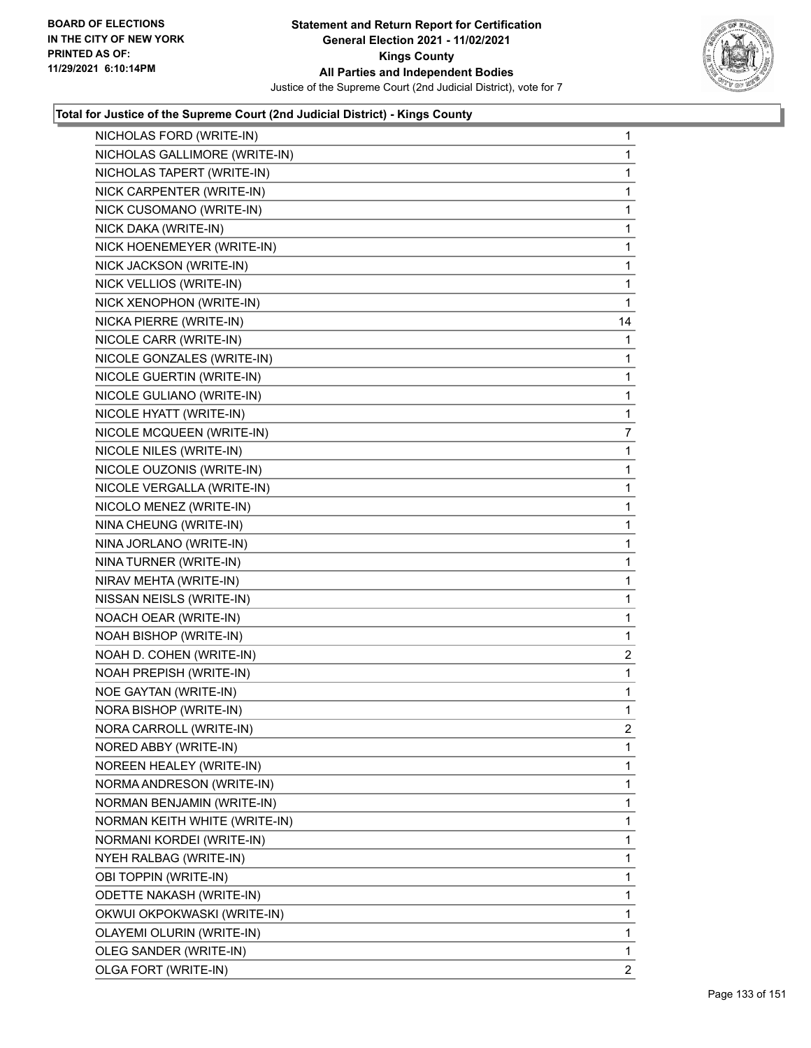BOARD OF ELECTIONS
IN THE CITY OF NEW YORK
PRINTED AS OF:
11/29/2021 6:10:14PM

**Statement and Return Report for Certification**
**General Election 2021 - 11/02/2021**
**Kings County**
**All Parties and Independent Bodies**
Justice of the Supreme Court (2nd Judicial District), vote for 7

### Total for Justice of the Supreme Court (2nd Judicial District) - Kings County

| | |
|---|---|
| NICHOLAS FORD (WRITE-IN) | 1 |
| NICHOLAS GALLIMORE (WRITE-IN) | 1 |
| NICHOLAS TAPERT (WRITE-IN) | 1 |
| NICK CARPENTER (WRITE-IN) | 1 |
| NICK CUSOMANO (WRITE-IN) | 1 |
| NICK DAKA (WRITE-IN) | 1 |
| NICK HOENEMEYER (WRITE-IN) | 1 |
| NICK JACKSON (WRITE-IN) | 1 |
| NICK VELLIOS (WRITE-IN) | 1 |
| NICK XENOPHON (WRITE-IN) | 1 |
| NICKA PIERRE (WRITE-IN) | 14 |
| NICOLE CARR (WRITE-IN) | 1 |
| NICOLE GONZALES (WRITE-IN) | 1 |
| NICOLE GUERTIN (WRITE-IN) | 1 |
| NICOLE GULIANO (WRITE-IN) | 1 |
| NICOLE HYATT (WRITE-IN) | 1 |
| NICOLE MCQUEEN (WRITE-IN) | 7 |
| NICOLE NILES (WRITE-IN) | 1 |
| NICOLE OUZONIS (WRITE-IN) | 1 |
| NICOLE VERGALLA (WRITE-IN) | 1 |
| NICOLO MENEZ (WRITE-IN) | 1 |
| NINA CHEUNG (WRITE-IN) | 1 |
| NINA JORLANO (WRITE-IN) | 1 |
| NINA TURNER (WRITE-IN) | 1 |
| NIRAV MEHTA (WRITE-IN) | 1 |
| NISSAN NEISLS (WRITE-IN) | 1 |
| NOACH OEAR (WRITE-IN) | 1 |
| NOAH BISHOP (WRITE-IN) | 1 |
| NOAH D. COHEN (WRITE-IN) | 2 |
| NOAH PREPISH (WRITE-IN) | 1 |
| NOE GAYTAN (WRITE-IN) | 1 |
| NORA BISHOP (WRITE-IN) | 1 |
| NORA CARROLL (WRITE-IN) | 2 |
| NORED ABBY (WRITE-IN) | 1 |
| NOREEN HEALEY (WRITE-IN) | 1 |
| NORMA ANDRESON (WRITE-IN) | 1 |
| NORMAN BENJAMIN (WRITE-IN) | 1 |
| NORMAN KEITH WHITE (WRITE-IN) | 1 |
| NORMANI KORDEI (WRITE-IN) | 1 |
| NYEH RALBAG (WRITE-IN) | 1 |
| OBI TOPPIN (WRITE-IN) | 1 |
| ODETTE NAKASH (WRITE-IN) | 1 |
| OKWUI OKPOKWASKI (WRITE-IN) | 1 |
| OLAYEMI OLURIN (WRITE-IN) | 1 |
| OLEG SANDER (WRITE-IN) | 1 |
| OLGA FORT (WRITE-IN) | 2 |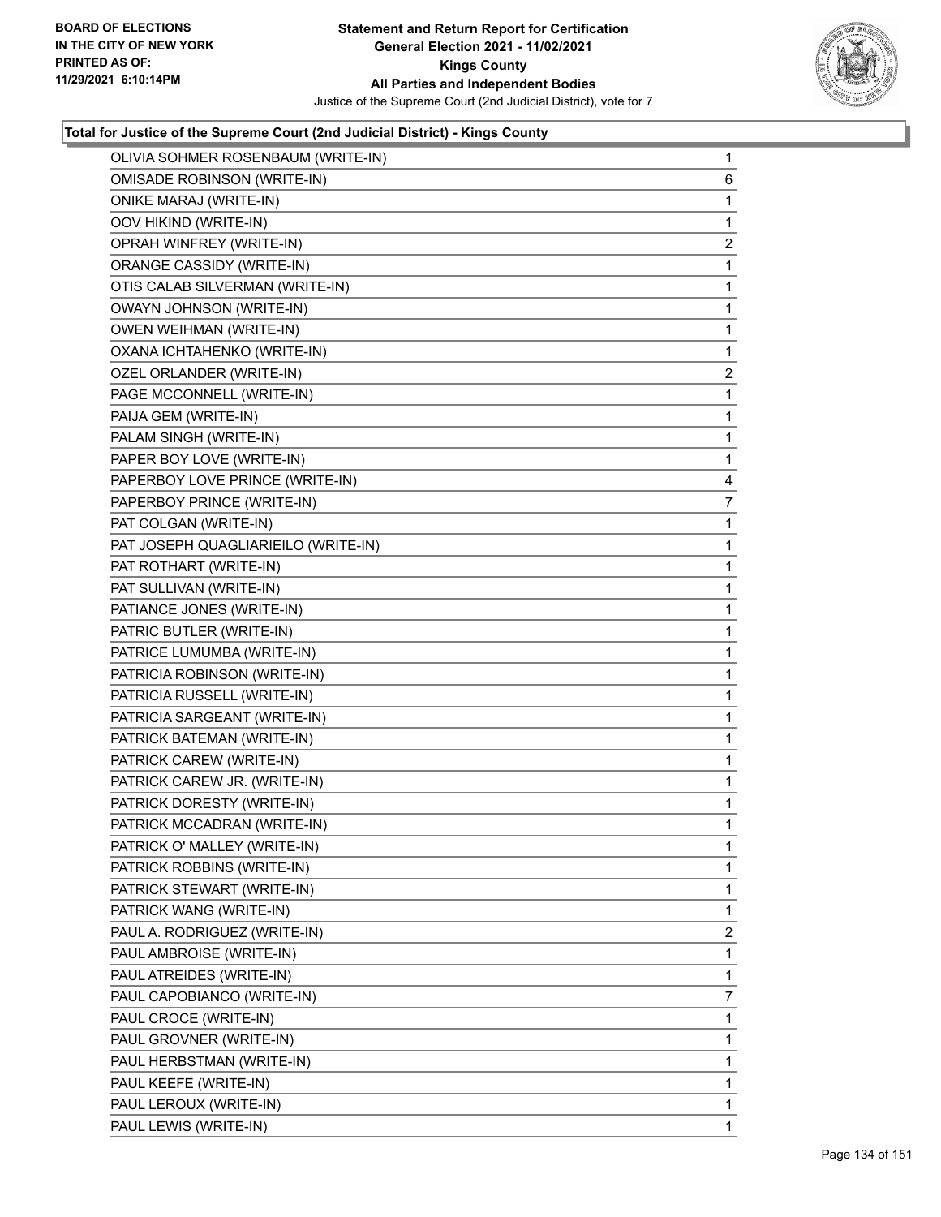BOARD OF ELECTIONS
IN THE CITY OF NEW YORK
PRINTED AS OF:
11/29/2021 6:10:14PM

**Statement and Return Report for Certification**
**General Election 2021 - 11/02/2021**
**Kings County**
**All Parties and Independent Bodies**
Justice of the Supreme Court (2nd Judicial District), vote for 7

### Total for Justice of the Supreme Court (2nd Judicial District) - Kings County

| | |
|---|---|
| OLIVIA SOHMER ROSENBAUM (WRITE-IN) | 1 |
| OMISADE ROBINSON (WRITE-IN) | 6 |
| ONIKE MARAJ (WRITE-IN) | 1 |
| OOV HIKIND (WRITE-IN) | 1 |
| OPRAH WINFREY (WRITE-IN) | 2 |
| ORANGE CASSIDY (WRITE-IN) | 1 |
| OTIS CALAB SILVERMAN (WRITE-IN) | 1 |
| OWAYN JOHNSON (WRITE-IN) | 1 |
| OWEN WEIHMAN (WRITE-IN) | 1 |
| OXANA ICHTAHENKO (WRITE-IN) | 1 |
| OZEL ORLANDER (WRITE-IN) | 2 |
| PAGE MCCONNELL (WRITE-IN) | 1 |
| PAIJA GEM (WRITE-IN) | 1 |
| PALAM SINGH (WRITE-IN) | 1 |
| PAPER BOY LOVE (WRITE-IN) | 1 |
| PAPERBOY LOVE PRINCE (WRITE-IN) | 4 |
| PAPERBOY PRINCE (WRITE-IN) | 7 |
| PAT COLGAN (WRITE-IN) | 1 |
| PAT JOSEPH QUAGLIARIEILO (WRITE-IN) | 1 |
| PAT ROTHART (WRITE-IN) | 1 |
| PAT SULLIVAN (WRITE-IN) | 1 |
| PATIANCE JONES (WRITE-IN) | 1 |
| PATRIC BUTLER (WRITE-IN) | 1 |
| PATRICE LUMUMBA (WRITE-IN) | 1 |
| PATRICIA ROBINSON (WRITE-IN) | 1 |
| PATRICIA RUSSELL (WRITE-IN) | 1 |
| PATRICIA SARGEANT (WRITE-IN) | 1 |
| PATRICK BATEMAN (WRITE-IN) | 1 |
| PATRICK CAREW (WRITE-IN) | 1 |
| PATRICK CAREW JR. (WRITE-IN) | 1 |
| PATRICK DORESTY (WRITE-IN) | 1 |
| PATRICK MCCADRAN (WRITE-IN) | 1 |
| PATRICK O' MALLEY (WRITE-IN) | 1 |
| PATRICK ROBBINS (WRITE-IN) | 1 |
| PATRICK STEWART (WRITE-IN) | 1 |
| PATRICK WANG (WRITE-IN) | 1 |
| PAUL A. RODRIGUEZ (WRITE-IN) | 2 |
| PAUL AMBROISE (WRITE-IN) | 1 |
| PAUL ATREIDES (WRITE-IN) | 1 |
| PAUL CAPOBIANCO (WRITE-IN) | 7 |
| PAUL CROCE (WRITE-IN) | 1 |
| PAUL GROVNER (WRITE-IN) | 1 |
| PAUL HERBSTMAN (WRITE-IN) | 1 |
| PAUL KEEFE (WRITE-IN) | 1 |
| PAUL LEROUX (WRITE-IN) | 1 |
| PAUL LEWIS (WRITE-IN) | 1 |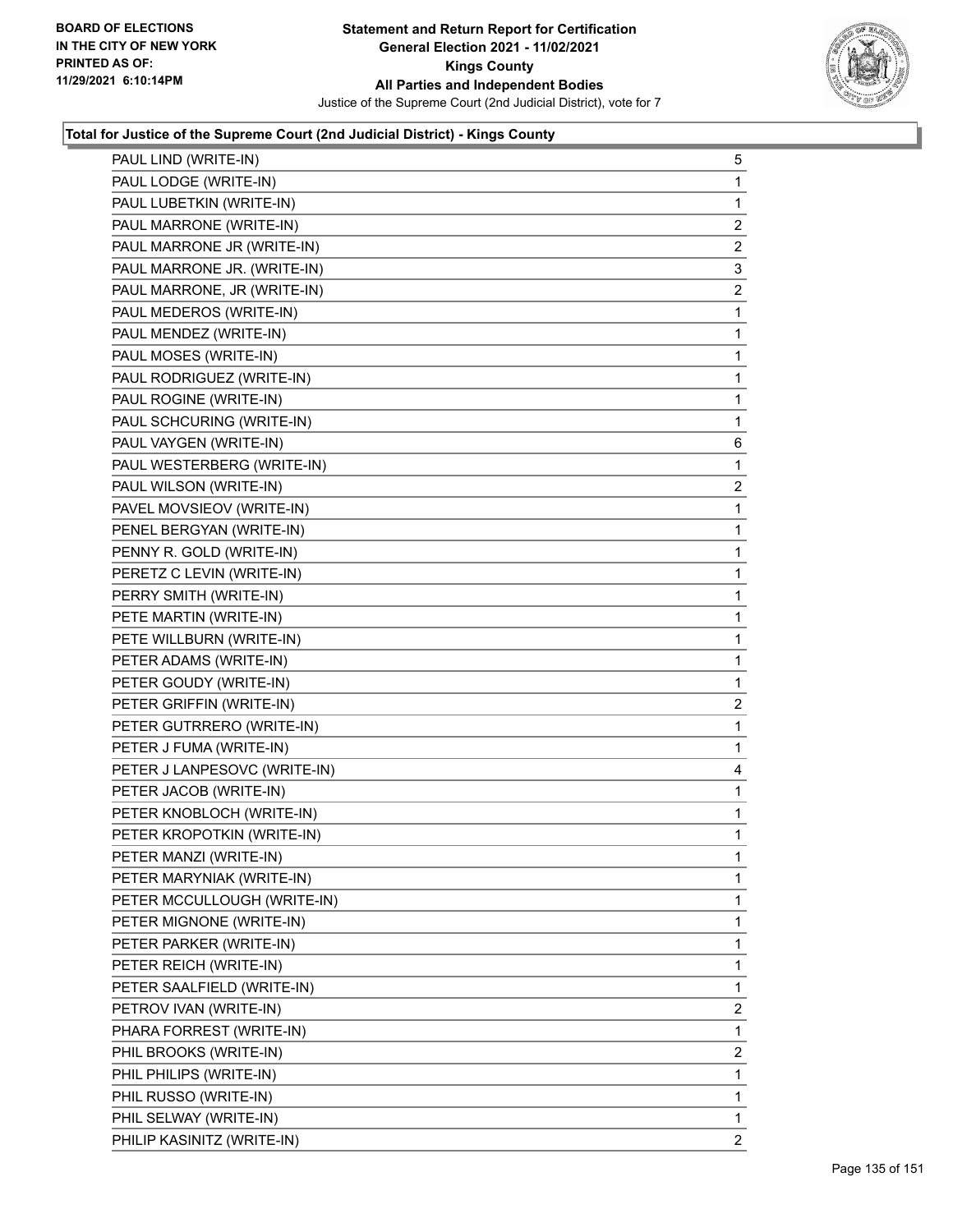**Total for Justice of the Supreme Court (2nd Judicial District) - Kings County**

| Candidate | Votes |
|---|---|
| PAUL LIND (WRITE-IN) | 5 |
| PAUL LODGE (WRITE-IN) | 1 |
| PAUL LUBETKIN (WRITE-IN) | 1 |
| PAUL MARRONE (WRITE-IN) | 2 |
| PAUL MARRONE JR (WRITE-IN) | 2 |
| PAUL MARRONE JR. (WRITE-IN) | 3 |
| PAUL MARRONE, JR (WRITE-IN) | 2 |
| PAUL MEDEROS (WRITE-IN) | 1 |
| PAUL MENDEZ (WRITE-IN) | 1 |
| PAUL MOSES (WRITE-IN) | 1 |
| PAUL RODRIGUEZ (WRITE-IN) | 1 |
| PAUL ROGINE (WRITE-IN) | 1 |
| PAUL SCHCURING (WRITE-IN) | 1 |
| PAUL VAYGEN (WRITE-IN) | 6 |
| PAUL WESTERBERG (WRITE-IN) | 1 |
| PAUL WILSON (WRITE-IN) | 2 |
| PAVEL MOVSIEOV (WRITE-IN) | 1 |
| PENEL BERGYAN (WRITE-IN) | 1 |
| PENNY R. GOLD (WRITE-IN) | 1 |
| PERETZ C LEVIN (WRITE-IN) | 1 |
| PERRY SMITH (WRITE-IN) | 1 |
| PETE MARTIN (WRITE-IN) | 1 |
| PETE WILLBURN (WRITE-IN) | 1 |
| PETER ADAMS (WRITE-IN) | 1 |
| PETER GOUDY (WRITE-IN) | 1 |
| PETER GRIFFIN (WRITE-IN) | 2 |
| PETER GUTRRERO (WRITE-IN) | 1 |
| PETER J FUMA (WRITE-IN) | 1 |
| PETER J LANPESOVC (WRITE-IN) | 4 |
| PETER JACOB (WRITE-IN) | 1 |
| PETER KNOBLOCH (WRITE-IN) | 1 |
| PETER KROPOTKIN (WRITE-IN) | 1 |
| PETER MANZI (WRITE-IN) | 1 |
| PETER MARYNIAK (WRITE-IN) | 1 |
| PETER MCCULLOUGH (WRITE-IN) | 1 |
| PETER MIGNONE (WRITE-IN) | 1 |
| PETER PARKER (WRITE-IN) | 1 |
| PETER REICH (WRITE-IN) | 1 |
| PETER SAALFIELD (WRITE-IN) | 1 |
| PETROV IVAN (WRITE-IN) | 2 |
| PHARA FORREST (WRITE-IN) | 1 |
| PHIL BROOKS (WRITE-IN) | 2 |
| PHIL PHILIPS (WRITE-IN) | 1 |
| PHIL RUSSO (WRITE-IN) | 1 |
| PHIL SELWAY (WRITE-IN) | 1 |
| PHILIP KASINITZ (WRITE-IN) | 2 |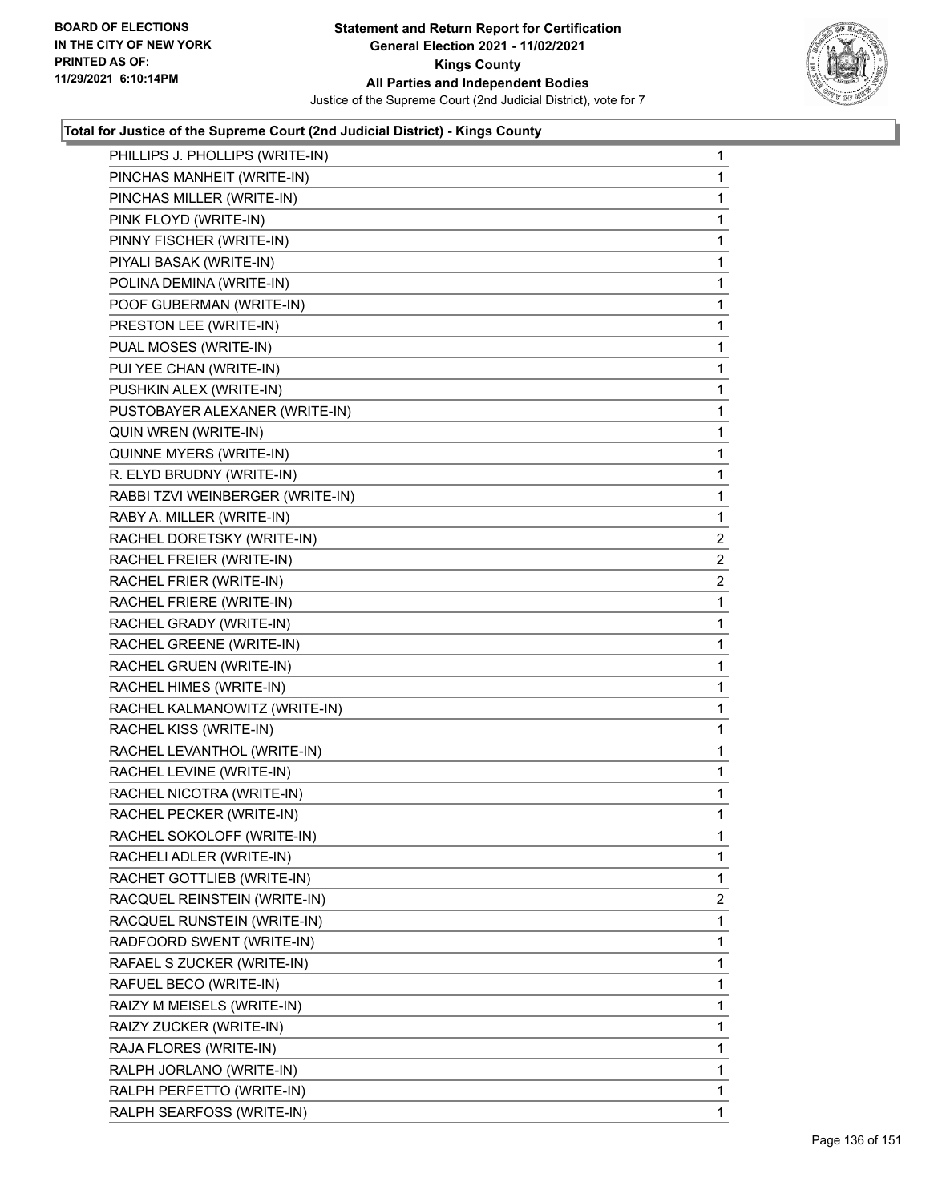**Total for Justice of the Supreme Court (2nd Judicial District) - Kings County**

| Candidate | Votes |
|---|---|
| PHILLIPS J. PHOLLIPS (WRITE-IN) | 1 |
| PINCHAS MANHEIT (WRITE-IN) | 1 |
| PINCHAS MILLER (WRITE-IN) | 1 |
| PINK FLOYD (WRITE-IN) | 1 |
| PINNY FISCHER (WRITE-IN) | 1 |
| PIYALI BASAK (WRITE-IN) | 1 |
| POLINA DEMINA (WRITE-IN) | 1 |
| POOF GUBERMAN (WRITE-IN) | 1 |
| PRESTON LEE (WRITE-IN) | 1 |
| PUAL MOSES (WRITE-IN) | 1 |
| PUI YEE CHAN (WRITE-IN) | 1 |
| PUSHKIN ALEX (WRITE-IN) | 1 |
| PUSTOBAYER ALEXANER (WRITE-IN) | 1 |
| QUIN WREN (WRITE-IN) | 1 |
| QUINNE MYERS (WRITE-IN) | 1 |
| R. ELYD BRUDNY (WRITE-IN) | 1 |
| RABBI TZVI WEINBERGER (WRITE-IN) | 1 |
| RABY A. MILLER (WRITE-IN) | 1 |
| RACHEL DORETSKY (WRITE-IN) | 2 |
| RACHEL FREIER (WRITE-IN) | 2 |
| RACHEL FRIER (WRITE-IN) | 2 |
| RACHEL FRIERE (WRITE-IN) | 1 |
| RACHEL GRADY (WRITE-IN) | 1 |
| RACHEL GREENE (WRITE-IN) | 1 |
| RACHEL GRUEN (WRITE-IN) | 1 |
| RACHEL HIMES (WRITE-IN) | 1 |
| RACHEL KALMANOWITZ (WRITE-IN) | 1 |
| RACHEL KISS (WRITE-IN) | 1 |
| RACHEL LEVANTHOL (WRITE-IN) | 1 |
| RACHEL LEVINE (WRITE-IN) | 1 |
| RACHEL NICOTRA (WRITE-IN) | 1 |
| RACHEL PECKER (WRITE-IN) | 1 |
| RACHEL SOKOLOFF (WRITE-IN) | 1 |
| RACHELI ADLER (WRITE-IN) | 1 |
| RACHET GOTTLIEB (WRITE-IN) | 1 |
| RACQUEL REINSTEIN (WRITE-IN) | 2 |
| RACQUEL RUNSTEIN (WRITE-IN) | 1 |
| RADFOORD SWENT (WRITE-IN) | 1 |
| RAFAEL S ZUCKER (WRITE-IN) | 1 |
| RAFUEL BECO (WRITE-IN) | 1 |
| RAIZY M MEISELS (WRITE-IN) | 1 |
| RAIZY ZUCKER (WRITE-IN) | 1 |
| RAJA FLORES (WRITE-IN) | 1 |
| RALPH JORLANO (WRITE-IN) | 1 |
| RALPH PERFETTO (WRITE-IN) | 1 |
| RALPH SEARFOSS (WRITE-IN) | 1 |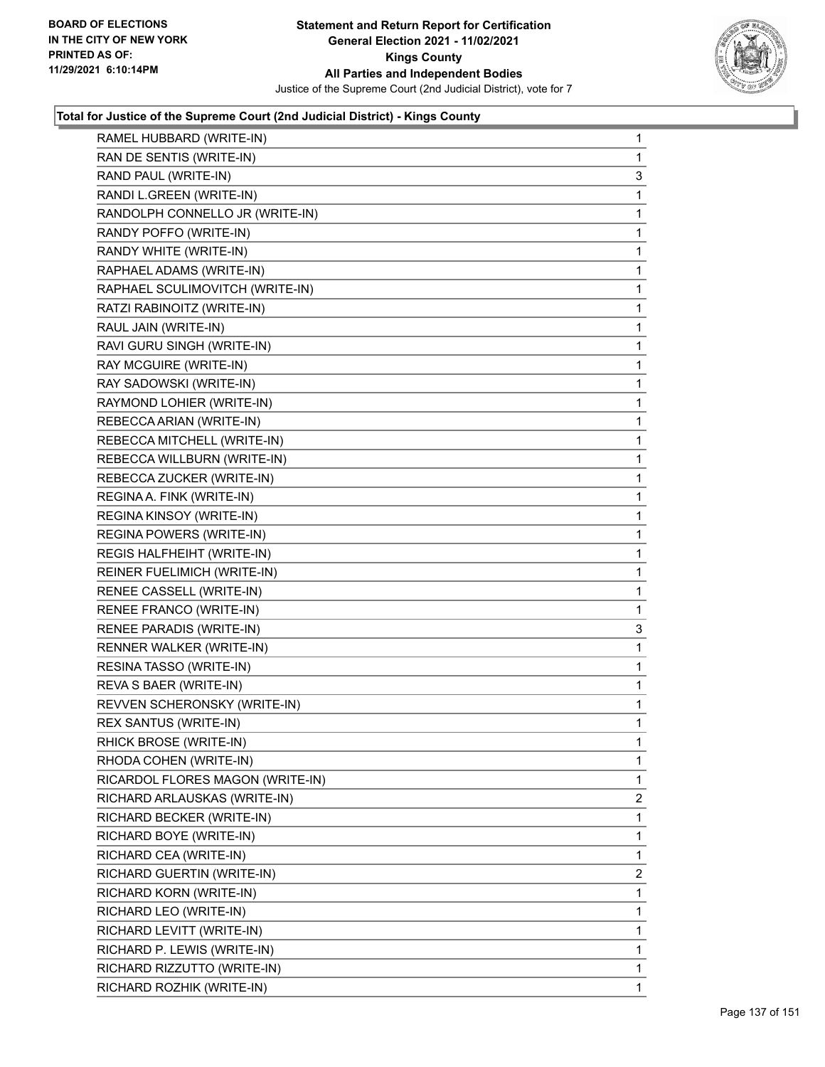### Total for Justice of the Supreme Court (2nd Judicial District) - Kings County

| | |
|---|---|
| RAMEL HUBBARD (WRITE-IN) | 1 |
| RAN DE SENTIS (WRITE-IN) | 1 |
| RAND PAUL (WRITE-IN) | 3 |
| RANDI L.GREEN (WRITE-IN) | 1 |
| RANDOLPH CONNELLO JR (WRITE-IN) | 1 |
| RANDY POFFO (WRITE-IN) | 1 |
| RANDY WHITE (WRITE-IN) | 1 |
| RAPHAEL ADAMS (WRITE-IN) | 1 |
| RAPHAEL SCULIMOVITCH (WRITE-IN) | 1 |
| RATZI RABINOITZ (WRITE-IN) | 1 |
| RAUL JAIN (WRITE-IN) | 1 |
| RAVI GURU SINGH (WRITE-IN) | 1 |
| RAY MCGUIRE (WRITE-IN) | 1 |
| RAY SADOWSKI (WRITE-IN) | 1 |
| RAYMOND LOHIER (WRITE-IN) | 1 |
| REBECCA ARIAN (WRITE-IN) | 1 |
| REBECCA MITCHELL (WRITE-IN) | 1 |
| REBECCA WILLBURN (WRITE-IN) | 1 |
| REBECCA ZUCKER (WRITE-IN) | 1 |
| REGINA A. FINK (WRITE-IN) | 1 |
| REGINA KINSOY (WRITE-IN) | 1 |
| REGINA POWERS (WRITE-IN) | 1 |
| REGIS HALFHEIHT (WRITE-IN) | 1 |
| REINER FUELIMICH (WRITE-IN) | 1 |
| RENEE CASSELL (WRITE-IN) | 1 |
| RENEE FRANCO (WRITE-IN) | 1 |
| RENEE PARADIS (WRITE-IN) | 3 |
| RENNER WALKER (WRITE-IN) | 1 |
| RESINA TASSO (WRITE-IN) | 1 |
| REVA S BAER (WRITE-IN) | 1 |
| REVVEN SCHERONSKY (WRITE-IN) | 1 |
| REX SANTUS (WRITE-IN) | 1 |
| RHICK BROSE (WRITE-IN) | 1 |
| RHODA COHEN (WRITE-IN) | 1 |
| RICARDOL FLORES MAGON (WRITE-IN) | 1 |
| RICHARD ARLAUSKAS (WRITE-IN) | 2 |
| RICHARD BECKER (WRITE-IN) | 1 |
| RICHARD BOYE (WRITE-IN) | 1 |
| RICHARD CEA (WRITE-IN) | 1 |
| RICHARD GUERTIN (WRITE-IN) | 2 |
| RICHARD KORN (WRITE-IN) | 1 |
| RICHARD LEO (WRITE-IN) | 1 |
| RICHARD LEVITT (WRITE-IN) | 1 |
| RICHARD P. LEWIS (WRITE-IN) | 1 |
| RICHARD RIZZUTTO (WRITE-IN) | 1 |
| RICHARD ROZHIK (WRITE-IN) | 1 |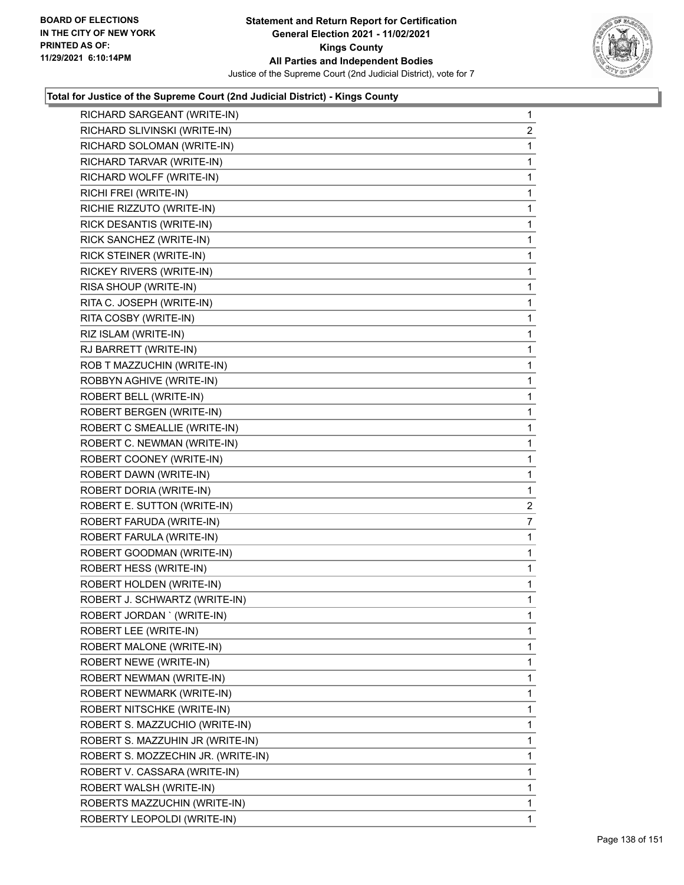**Total for Justice of the Supreme Court (2nd Judicial District) - Kings County**

| | |
|---|---|
| RICHARD SARGEANT (WRITE-IN) | 1 |
| RICHARD SLIVINSKI (WRITE-IN) | 2 |
| RICHARD SOLOMAN (WRITE-IN) | 1 |
| RICHARD TARVAR (WRITE-IN) | 1 |
| RICHARD WOLFF (WRITE-IN) | 1 |
| RICHI FREI (WRITE-IN) | 1 |
| RICHIE RIZZUTO (WRITE-IN) | 1 |
| RICK DESANTIS (WRITE-IN) | 1 |
| RICK SANCHEZ (WRITE-IN) | 1 |
| RICK STEINER (WRITE-IN) | 1 |
| RICKEY RIVERS (WRITE-IN) | 1 |
| RISA SHOUP (WRITE-IN) | 1 |
| RITA C. JOSEPH (WRITE-IN) | 1 |
| RITA COSBY (WRITE-IN) | 1 |
| RIZ ISLAM (WRITE-IN) | 1 |
| RJ BARRETT (WRITE-IN) | 1 |
| ROB T MAZZUCHIN (WRITE-IN) | 1 |
| ROBBYN AGHIVE (WRITE-IN) | 1 |
| ROBERT BELL (WRITE-IN) | 1 |
| ROBERT BERGEN (WRITE-IN) | 1 |
| ROBERT C SMEALLIE (WRITE-IN) | 1 |
| ROBERT C. NEWMAN (WRITE-IN) | 1 |
| ROBERT COONEY (WRITE-IN) | 1 |
| ROBERT DAWN (WRITE-IN) | 1 |
| ROBERT DORIA (WRITE-IN) | 1 |
| ROBERT E. SUTTON (WRITE-IN) | 2 |
| ROBERT FARUDA (WRITE-IN) | 7 |
| ROBERT FARULA (WRITE-IN) | 1 |
| ROBERT GOODMAN (WRITE-IN) | 1 |
| ROBERT HESS (WRITE-IN) | 1 |
| ROBERT HOLDEN (WRITE-IN) | 1 |
| ROBERT J. SCHWARTZ (WRITE-IN) | 1 |
| ROBERT JORDAN ` (WRITE-IN) | 1 |
| ROBERT LEE (WRITE-IN) | 1 |
| ROBERT MALONE (WRITE-IN) | 1 |
| ROBERT NEWE (WRITE-IN) | 1 |
| ROBERT NEWMAN (WRITE-IN) | 1 |
| ROBERT NEWMARK (WRITE-IN) | 1 |
| ROBERT NITSCHKE (WRITE-IN) | 1 |
| ROBERT S. MAZZUCHIO (WRITE-IN) | 1 |
| ROBERT S. MAZZUHIN JR (WRITE-IN) | 1 |
| ROBERT S. MOZZECHIN JR. (WRITE-IN) | 1 |
| ROBERT V. CASSARA (WRITE-IN) | 1 |
| ROBERT WALSH (WRITE-IN) | 1 |
| ROBERTS MAZZUCHIN (WRITE-IN) | 1 |
| ROBERTY LEOPOLDI (WRITE-IN) | 1 |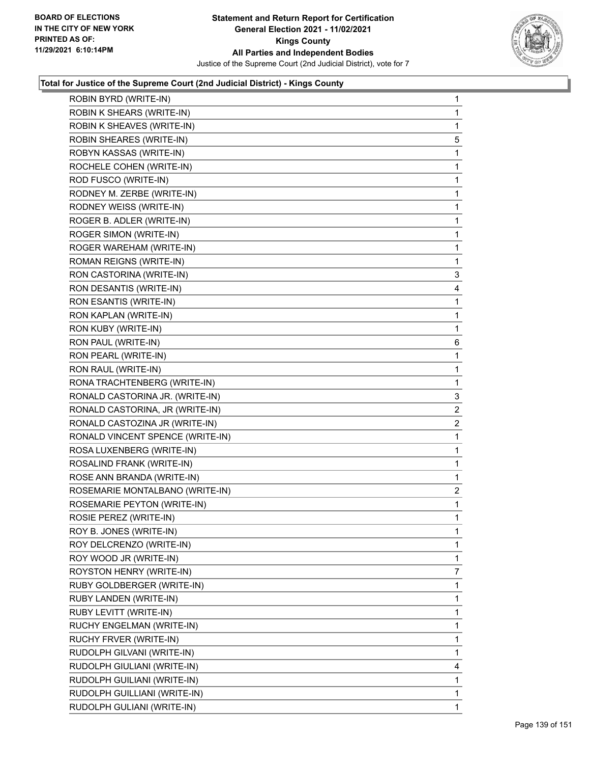**Statement and Return Report for Certification**
**General Election 2021 - 11/02/2021**
**Kings County**
**All Parties and Independent Bodies**
Justice of the Supreme Court (2nd Judicial District), vote for 7

BOARD OF ELECTIONS IN THE CITY OF NEW YORK PRINTED AS OF: 11/29/2021 6:10:14PM

### Total for Justice of the Supreme Court (2nd Judicial District) - Kings County

| Candidate | Votes |
|---|---|
| ROBIN BYRD (WRITE-IN) | 1 |
| ROBIN K SHEARS (WRITE-IN) | 1 |
| ROBIN K SHEAVES (WRITE-IN) | 1 |
| ROBIN SHEARES (WRITE-IN) | 5 |
| ROBYN KASSAS (WRITE-IN) | 1 |
| ROCHELE COHEN (WRITE-IN) | 1 |
| ROD FUSCO (WRITE-IN) | 1 |
| RODNEY M. ZERBE (WRITE-IN) | 1 |
| RODNEY WEISS (WRITE-IN) | 1 |
| ROGER B. ADLER (WRITE-IN) | 1 |
| ROGER SIMON (WRITE-IN) | 1 |
| ROGER WAREHAM (WRITE-IN) | 1 |
| ROMAN REIGNS (WRITE-IN) | 1 |
| RON CASTORINA (WRITE-IN) | 3 |
| RON DESANTIS (WRITE-IN) | 4 |
| RON ESANTIS (WRITE-IN) | 1 |
| RON KAPLAN (WRITE-IN) | 1 |
| RON KUBY (WRITE-IN) | 1 |
| RON PAUL (WRITE-IN) | 6 |
| RON PEARL (WRITE-IN) | 1 |
| RON RAUL (WRITE-IN) | 1 |
| RONA TRACHTENBERG (WRITE-IN) | 1 |
| RONALD CASTORINA JR. (WRITE-IN) | 3 |
| RONALD CASTORINA, JR (WRITE-IN) | 2 |
| RONALD CASTOZINA JR (WRITE-IN) | 2 |
| RONALD VINCENT SPENCE (WRITE-IN) | 1 |
| ROSA LUXENBERG (WRITE-IN) | 1 |
| ROSALIND FRANK (WRITE-IN) | 1 |
| ROSE ANN BRANDA (WRITE-IN) | 1 |
| ROSEMARIE MONTALBANO (WRITE-IN) | 2 |
| ROSEMARIE PEYTON (WRITE-IN) | 1 |
| ROSIE PEREZ (WRITE-IN) | 1 |
| ROY B. JONES (WRITE-IN) | 1 |
| ROY DELCRENZO (WRITE-IN) | 1 |
| ROY WOOD JR (WRITE-IN) | 1 |
| ROYSTON HENRY (WRITE-IN) | 7 |
| RUBY GOLDBERGER (WRITE-IN) | 1 |
| RUBY LANDEN (WRITE-IN) | 1 |
| RUBY LEVITT (WRITE-IN) | 1 |
| RUCHY ENGELMAN (WRITE-IN) | 1 |
| RUCHY FRVER (WRITE-IN) | 1 |
| RUDOLPH GILVANI (WRITE-IN) | 1 |
| RUDOLPH GIULIANI (WRITE-IN) | 4 |
| RUDOLPH GUILIANI (WRITE-IN) | 1 |
| RUDOLPH GUILLIANI (WRITE-IN) | 1 |
| RUDOLPH GULIANI (WRITE-IN) | 1 |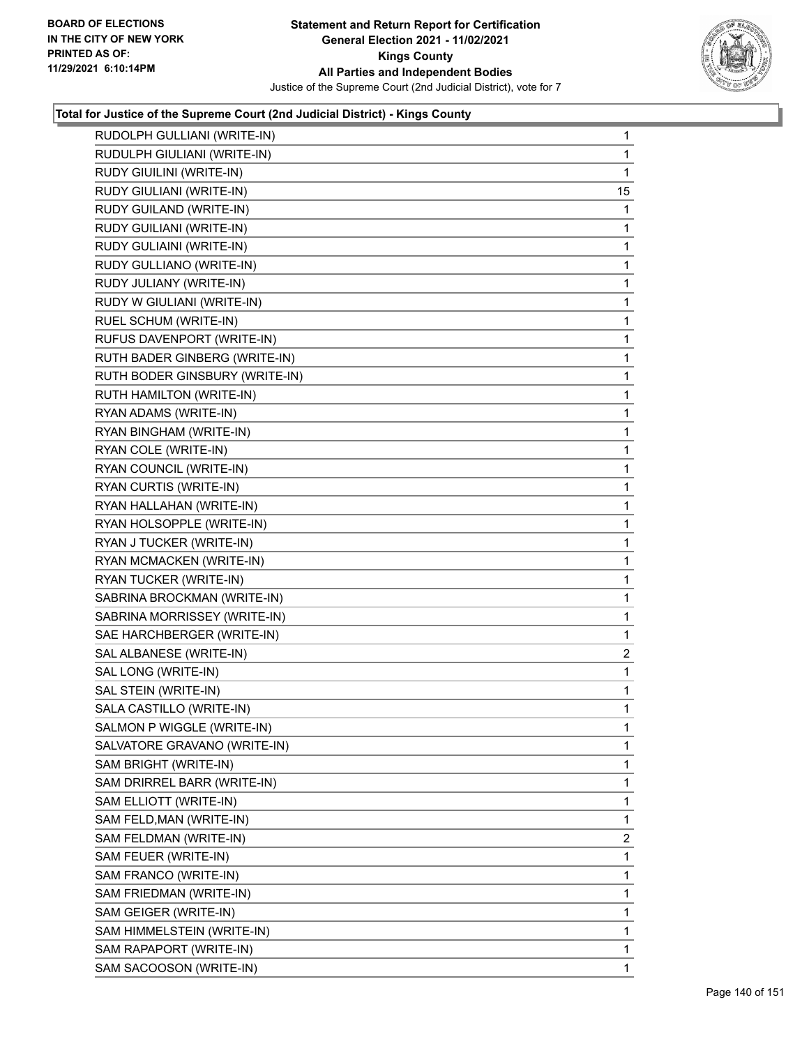BOARD OF ELECTIONS
IN THE CITY OF NEW YORK
PRINTED AS OF:
11/29/2021 6:10:14PM

**Statement and Return Report for Certification**
**General Election 2021 - 11/02/2021**
**Kings County**
**All Parties and Independent Bodies**
Justice of the Supreme Court (2nd Judicial District), vote for 7

### Total for Justice of the Supreme Court (2nd Judicial District) - Kings County

| Candidate | Votes |
|---|---|
| RUDOLPH GULLIANI (WRITE-IN) | 1 |
| RUDULPH GIULIANI (WRITE-IN) | 1 |
| RUDY GIUILINI (WRITE-IN) | 1 |
| RUDY GIULIANI (WRITE-IN) | 15 |
| RUDY GUILAND (WRITE-IN) | 1 |
| RUDY GUILIANI (WRITE-IN) | 1 |
| RUDY GULIAINI (WRITE-IN) | 1 |
| RUDY GULLIANO (WRITE-IN) | 1 |
| RUDY JULIANY (WRITE-IN) | 1 |
| RUDY W GIULIANI (WRITE-IN) | 1 |
| RUEL SCHUM (WRITE-IN) | 1 |
| RUFUS DAVENPORT (WRITE-IN) | 1 |
| RUTH BADER GINBERG (WRITE-IN) | 1 |
| RUTH BODER GINSBURY (WRITE-IN) | 1 |
| RUTH HAMILTON (WRITE-IN) | 1 |
| RYAN ADAMS (WRITE-IN) | 1 |
| RYAN BINGHAM (WRITE-IN) | 1 |
| RYAN COLE (WRITE-IN) | 1 |
| RYAN COUNCIL (WRITE-IN) | 1 |
| RYAN CURTIS (WRITE-IN) | 1 |
| RYAN HALLAHAN (WRITE-IN) | 1 |
| RYAN HOLSOPPLE (WRITE-IN) | 1 |
| RYAN J TUCKER (WRITE-IN) | 1 |
| RYAN MCMACKEN (WRITE-IN) | 1 |
| RYAN TUCKER (WRITE-IN) | 1 |
| SABRINA BROCKMAN (WRITE-IN) | 1 |
| SABRINA MORRISSEY (WRITE-IN) | 1 |
| SAE HARCHBERGER (WRITE-IN) | 1 |
| SAL ALBANESE (WRITE-IN) | 2 |
| SAL LONG (WRITE-IN) | 1 |
| SAL STEIN (WRITE-IN) | 1 |
| SALA CASTILLO (WRITE-IN) | 1 |
| SALMON P WIGGLE (WRITE-IN) | 1 |
| SALVATORE GRAVANO (WRITE-IN) | 1 |
| SAM BRIGHT (WRITE-IN) | 1 |
| SAM DRIRREL BARR (WRITE-IN) | 1 |
| SAM ELLIOTT (WRITE-IN) | 1 |
| SAM FELD,MAN (WRITE-IN) | 1 |
| SAM FELDMAN (WRITE-IN) | 2 |
| SAM FEUER (WRITE-IN) | 1 |
| SAM FRANCO (WRITE-IN) | 1 |
| SAM FRIEDMAN (WRITE-IN) | 1 |
| SAM GEIGER (WRITE-IN) | 1 |
| SAM HIMMELSTEIN (WRITE-IN) | 1 |
| SAM RAPAPORT (WRITE-IN) | 1 |
| SAM SACOOSON (WRITE-IN) | 1 |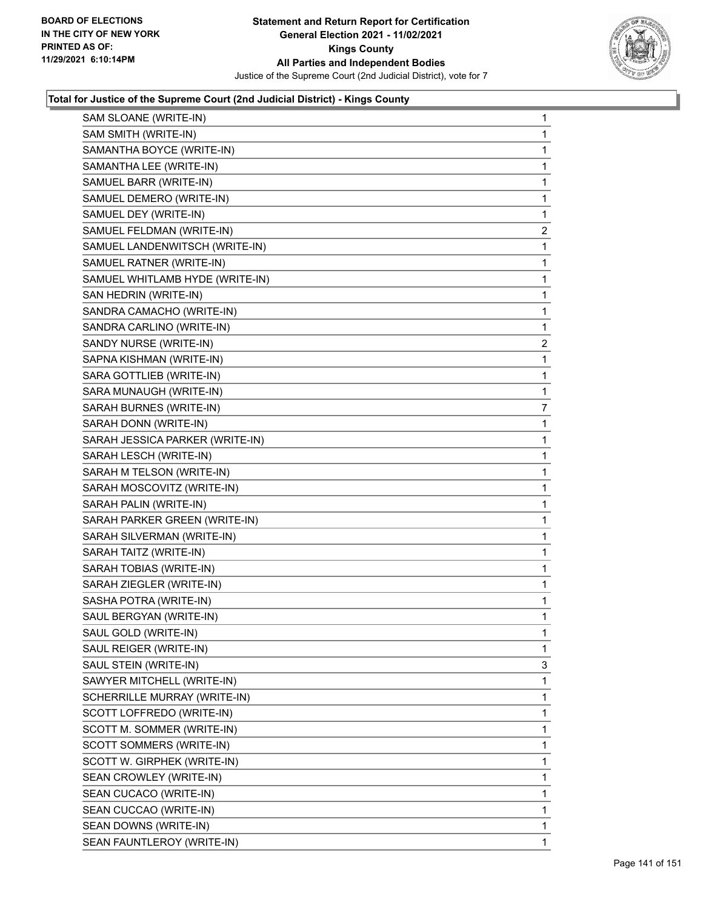**Total for Justice of the Supreme Court (2nd Judicial District) - Kings County**

| Candidate | Votes |
|---|---|
| SAM SLOANE (WRITE-IN) | 1 |
| SAM SMITH (WRITE-IN) | 1 |
| SAMANTHA BOYCE (WRITE-IN) | 1 |
| SAMANTHA LEE (WRITE-IN) | 1 |
| SAMUEL BARR (WRITE-IN) | 1 |
| SAMUEL DEMERO (WRITE-IN) | 1 |
| SAMUEL DEY (WRITE-IN) | 1 |
| SAMUEL FELDMAN (WRITE-IN) | 2 |
| SAMUEL LANDENWITSCH (WRITE-IN) | 1 |
| SAMUEL RATNER (WRITE-IN) | 1 |
| SAMUEL WHITLAMB HYDE (WRITE-IN) | 1 |
| SAN HEDRIN (WRITE-IN) | 1 |
| SANDRA CAMACHO (WRITE-IN) | 1 |
| SANDRA CARLINO (WRITE-IN) | 1 |
| SANDY NURSE (WRITE-IN) | 2 |
| SAPNA KISHMAN (WRITE-IN) | 1 |
| SARA GOTTLIEB (WRITE-IN) | 1 |
| SARA MUNAUGH (WRITE-IN) | 1 |
| SARAH BURNES (WRITE-IN) | 7 |
| SARAH DONN (WRITE-IN) | 1 |
| SARAH JESSICA PARKER (WRITE-IN) | 1 |
| SARAH LESCH (WRITE-IN) | 1 |
| SARAH M TELSON (WRITE-IN) | 1 |
| SARAH MOSCOVITZ (WRITE-IN) | 1 |
| SARAH PALIN (WRITE-IN) | 1 |
| SARAH PARKER GREEN (WRITE-IN) | 1 |
| SARAH SILVERMAN (WRITE-IN) | 1 |
| SARAH TAITZ (WRITE-IN) | 1 |
| SARAH TOBIAS (WRITE-IN) | 1 |
| SARAH ZIEGLER (WRITE-IN) | 1 |
| SASHA POTRA (WRITE-IN) | 1 |
| SAUL BERGYAN (WRITE-IN) | 1 |
| SAUL GOLD (WRITE-IN) | 1 |
| SAUL REIGER (WRITE-IN) | 1 |
| SAUL STEIN (WRITE-IN) | 3 |
| SAWYER MITCHELL (WRITE-IN) | 1 |
| SCHERRILLE MURRAY (WRITE-IN) | 1 |
| SCOTT LOFFREDO (WRITE-IN) | 1 |
| SCOTT M. SOMMER (WRITE-IN) | 1 |
| SCOTT SOMMERS (WRITE-IN) | 1 |
| SCOTT W. GIRPHEK (WRITE-IN) | 1 |
| SEAN CROWLEY (WRITE-IN) | 1 |
| SEAN CUCACO (WRITE-IN) | 1 |
| SEAN CUCCAO (WRITE-IN) | 1 |
| SEAN DOWNS (WRITE-IN) | 1 |
| SEAN FAUNTLEROY (WRITE-IN) | 1 |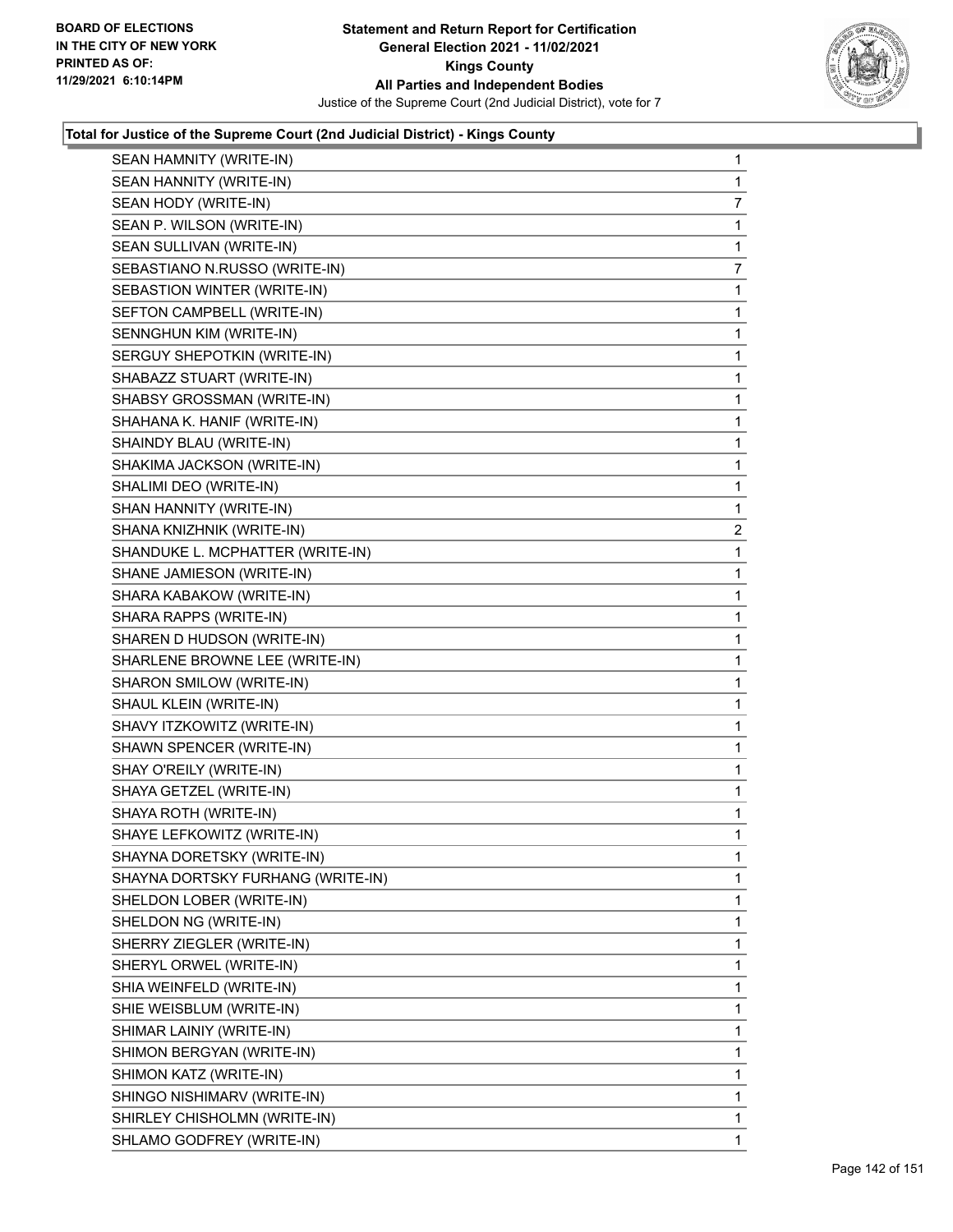**Statement and Return Report for Certification**
**General Election 2021 - 11/02/2021**
**Kings County**
**All Parties and Independent Bodies**
Justice of the Supreme Court (2nd Judicial District), vote for 7

BOARD OF ELECTIONS
IN THE CITY OF NEW YORK
PRINTED AS OF:
11/29/2021 6:10:14PM

### Total for Justice of the Supreme Court (2nd Judicial District) - Kings County

| Candidate | Votes |
|---|---|
| SEAN HAMNITY (WRITE-IN) | 1 |
| SEAN HANNITY (WRITE-IN) | 1 |
| SEAN HODY (WRITE-IN) | 7 |
| SEAN P. WILSON (WRITE-IN) | 1 |
| SEAN SULLIVAN (WRITE-IN) | 1 |
| SEBASTIANO N.RUSSO (WRITE-IN) | 7 |
| SEBASTION WINTER (WRITE-IN) | 1 |
| SEFTON CAMPBELL (WRITE-IN) | 1 |
| SENNGHUN KIM (WRITE-IN) | 1 |
| SERGUY SHEPOTKIN (WRITE-IN) | 1 |
| SHABAZZ STUART (WRITE-IN) | 1 |
| SHABSY GROSSMAN (WRITE-IN) | 1 |
| SHAHANA K. HANIF (WRITE-IN) | 1 |
| SHAINDY BLAU (WRITE-IN) | 1 |
| SHAKIMA JACKSON (WRITE-IN) | 1 |
| SHALIMI DEO (WRITE-IN) | 1 |
| SHAN HANNITY (WRITE-IN) | 1 |
| SHANA KNIZHNIK (WRITE-IN) | 2 |
| SHANDUKE L. MCPHATTER (WRITE-IN) | 1 |
| SHANE JAMIESON (WRITE-IN) | 1 |
| SHARA KABAKOW (WRITE-IN) | 1 |
| SHARA RAPPS (WRITE-IN) | 1 |
| SHAREN D HUDSON (WRITE-IN) | 1 |
| SHARLENE BROWNE LEE (WRITE-IN) | 1 |
| SHARON SMILOW (WRITE-IN) | 1 |
| SHAUL KLEIN (WRITE-IN) | 1 |
| SHAVY ITZKOWITZ (WRITE-IN) | 1 |
| SHAWN SPENCER (WRITE-IN) | 1 |
| SHAY O'REILY (WRITE-IN) | 1 |
| SHAYA GETZEL (WRITE-IN) | 1 |
| SHAYA ROTH (WRITE-IN) | 1 |
| SHAYE LEFKOWITZ (WRITE-IN) | 1 |
| SHAYNA DORETSKY (WRITE-IN) | 1 |
| SHAYNA DORTSKY FURHANG (WRITE-IN) | 1 |
| SHELDON LOBER (WRITE-IN) | 1 |
| SHELDON NG (WRITE-IN) | 1 |
| SHERRY ZIEGLER (WRITE-IN) | 1 |
| SHERYL ORWEL (WRITE-IN) | 1 |
| SHIA WEINFELD (WRITE-IN) | 1 |
| SHIE WEISBLUM (WRITE-IN) | 1 |
| SHIMAR LAINIY (WRITE-IN) | 1 |
| SHIMON BERGYAN (WRITE-IN) | 1 |
| SHIMON KATZ (WRITE-IN) | 1 |
| SHINGO NISHIMARV (WRITE-IN) | 1 |
| SHIRLEY CHISHOLMN (WRITE-IN) | 1 |
| SHLAMO GODFREY (WRITE-IN) | 1 |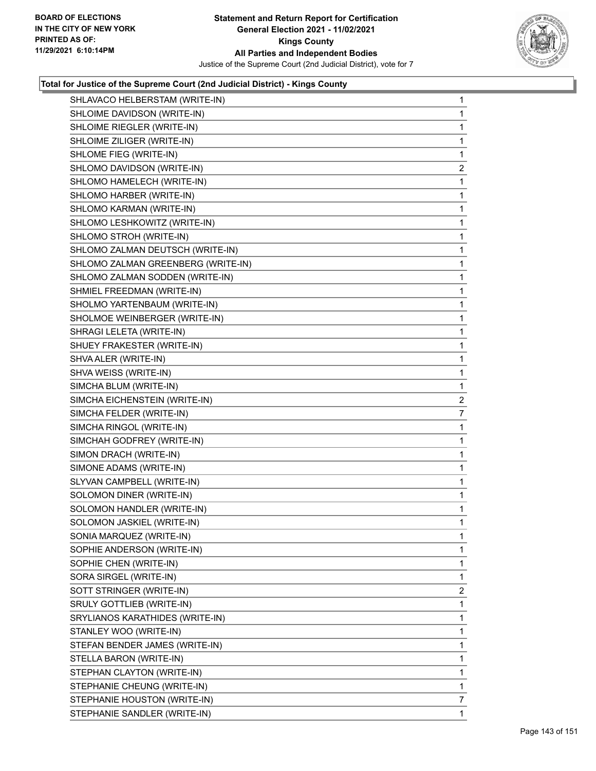**BOARD OF ELECTIONS IN THE CITY OF NEW YORK PRINTED AS OF: 11/29/2021 6:10:14PM**

**Statement and Return Report for Certification**
**General Election 2021 - 11/02/2021**
**Kings County**
**All Parties and Independent Bodies**
Justice of the Supreme Court (2nd Judicial District), vote for 7

### Total for Justice of the Supreme Court (2nd Judicial District) - Kings County

| Candidate | Votes |
|---|---|
| SHLAVACO HELBERSTAM (WRITE-IN) | 1 |
| SHLOIME DAVIDSON (WRITE-IN) | 1 |
| SHLOIME RIEGLER (WRITE-IN) | 1 |
| SHLOIME ZILIGER (WRITE-IN) | 1 |
| SHLOME FIEG (WRITE-IN) | 1 |
| SHLOMO DAVIDSON (WRITE-IN) | 2 |
| SHLOMO HAMELECH (WRITE-IN) | 1 |
| SHLOMO HARBER (WRITE-IN) | 1 |
| SHLOMO KARMAN (WRITE-IN) | 1 |
| SHLOMO LESHKOWITZ (WRITE-IN) | 1 |
| SHLOMO STROH (WRITE-IN) | 1 |
| SHLOMO ZALMAN DEUTSCH (WRITE-IN) | 1 |
| SHLOMO ZALMAN GREENBERG (WRITE-IN) | 1 |
| SHLOMO ZALMAN SODDEN (WRITE-IN) | 1 |
| SHMIEL FREEDMAN (WRITE-IN) | 1 |
| SHOLMO YARTENBAUM (WRITE-IN) | 1 |
| SHOLMOE WEINBERGER (WRITE-IN) | 1 |
| SHRAGI LELETA (WRITE-IN) | 1 |
| SHUEY FRAKESTER (WRITE-IN) | 1 |
| SHVA ALER (WRITE-IN) | 1 |
| SHVA WEISS (WRITE-IN) | 1 |
| SIMCHA BLUM (WRITE-IN) | 1 |
| SIMCHA EICHENSTEIN (WRITE-IN) | 2 |
| SIMCHA FELDER (WRITE-IN) | 7 |
| SIMCHA RINGOL (WRITE-IN) | 1 |
| SIMCHAH GODFREY (WRITE-IN) | 1 |
| SIMON DRACH (WRITE-IN) | 1 |
| SIMONE ADAMS (WRITE-IN) | 1 |
| SLYVAN CAMPBELL (WRITE-IN) | 1 |
| SOLOMON DINER (WRITE-IN) | 1 |
| SOLOMON HANDLER (WRITE-IN) | 1 |
| SOLOMON JASKIEL (WRITE-IN) | 1 |
| SONIA MARQUEZ (WRITE-IN) | 1 |
| SOPHIE ANDERSON (WRITE-IN) | 1 |
| SOPHIE CHEN (WRITE-IN) | 1 |
| SORA SIRGEL (WRITE-IN) | 1 |
| SOTT STRINGER (WRITE-IN) | 2 |
| SRULY GOTTLIEB (WRITE-IN) | 1 |
| SRYLIANOS KARATHIDES (WRITE-IN) | 1 |
| STANLEY WOO (WRITE-IN) | 1 |
| STEFAN BENDER JAMES (WRITE-IN) | 1 |
| STELLA BARON (WRITE-IN) | 1 |
| STEPHAN CLAYTON (WRITE-IN) | 1 |
| STEPHANIE CHEUNG (WRITE-IN) | 1 |
| STEPHANIE HOUSTON (WRITE-IN) | 7 |
| STEPHANIE SANDLER (WRITE-IN) | 1 |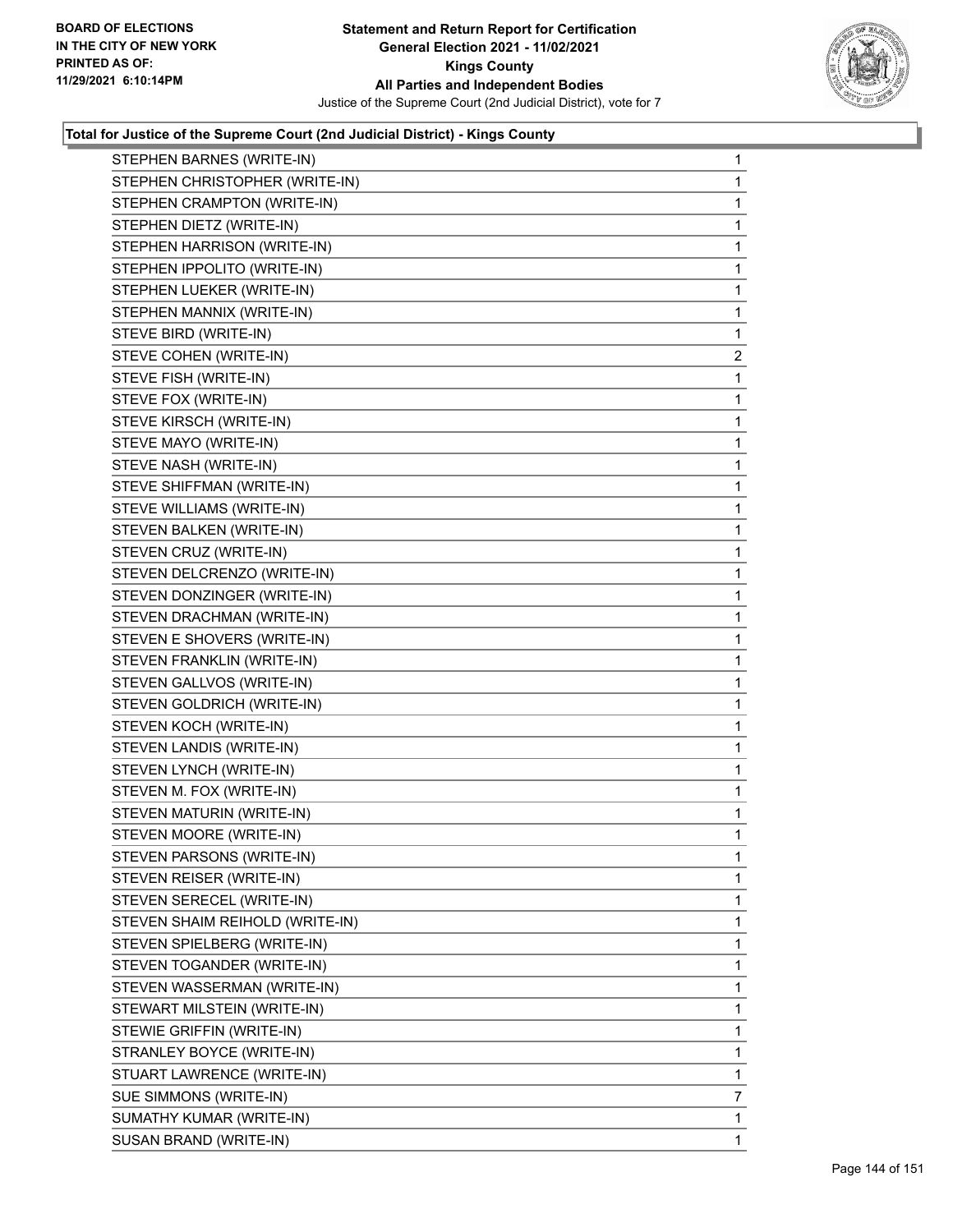### Total for Justice of the Supreme Court (2nd Judicial District) - Kings County

| Candidate | Votes |
|---|---|
| STEPHEN BARNES (WRITE-IN) | 1 |
| STEPHEN CHRISTOPHER (WRITE-IN) | 1 |
| STEPHEN CRAMPTON (WRITE-IN) | 1 |
| STEPHEN DIETZ (WRITE-IN) | 1 |
| STEPHEN HARRISON (WRITE-IN) | 1 |
| STEPHEN IPPOLITO (WRITE-IN) | 1 |
| STEPHEN LUEKER (WRITE-IN) | 1 |
| STEPHEN MANNIX (WRITE-IN) | 1 |
| STEVE BIRD (WRITE-IN) | 1 |
| STEVE COHEN (WRITE-IN) | 2 |
| STEVE FISH (WRITE-IN) | 1 |
| STEVE FOX (WRITE-IN) | 1 |
| STEVE KIRSCH (WRITE-IN) | 1 |
| STEVE MAYO (WRITE-IN) | 1 |
| STEVE NASH (WRITE-IN) | 1 |
| STEVE SHIFFMAN (WRITE-IN) | 1 |
| STEVE WILLIAMS (WRITE-IN) | 1 |
| STEVEN BALKEN (WRITE-IN) | 1 |
| STEVEN CRUZ (WRITE-IN) | 1 |
| STEVEN DELCRENZO (WRITE-IN) | 1 |
| STEVEN DONZINGER (WRITE-IN) | 1 |
| STEVEN DRACHMAN (WRITE-IN) | 1 |
| STEVEN E SHOVERS (WRITE-IN) | 1 |
| STEVEN FRANKLIN (WRITE-IN) | 1 |
| STEVEN GALLVOS (WRITE-IN) | 1 |
| STEVEN GOLDRICH (WRITE-IN) | 1 |
| STEVEN KOCH (WRITE-IN) | 1 |
| STEVEN LANDIS (WRITE-IN) | 1 |
| STEVEN LYNCH (WRITE-IN) | 1 |
| STEVEN M. FOX (WRITE-IN) | 1 |
| STEVEN MATURIN (WRITE-IN) | 1 |
| STEVEN MOORE (WRITE-IN) | 1 |
| STEVEN PARSONS (WRITE-IN) | 1 |
| STEVEN REISER (WRITE-IN) | 1 |
| STEVEN SERECEL (WRITE-IN) | 1 |
| STEVEN SHAIM REIHOLD (WRITE-IN) | 1 |
| STEVEN SPIELBERG (WRITE-IN) | 1 |
| STEVEN TOGANDER (WRITE-IN) | 1 |
| STEVEN WASSERMAN (WRITE-IN) | 1 |
| STEWART MILSTEIN (WRITE-IN) | 1 |
| STEWIE GRIFFIN (WRITE-IN) | 1 |
| STRANLEY BOYCE (WRITE-IN) | 1 |
| STUART LAWRENCE (WRITE-IN) | 1 |
| SUE SIMMONS (WRITE-IN) | 7 |
| SUMATHY KUMAR (WRITE-IN) | 1 |
| SUSAN BRAND (WRITE-IN) | 1 |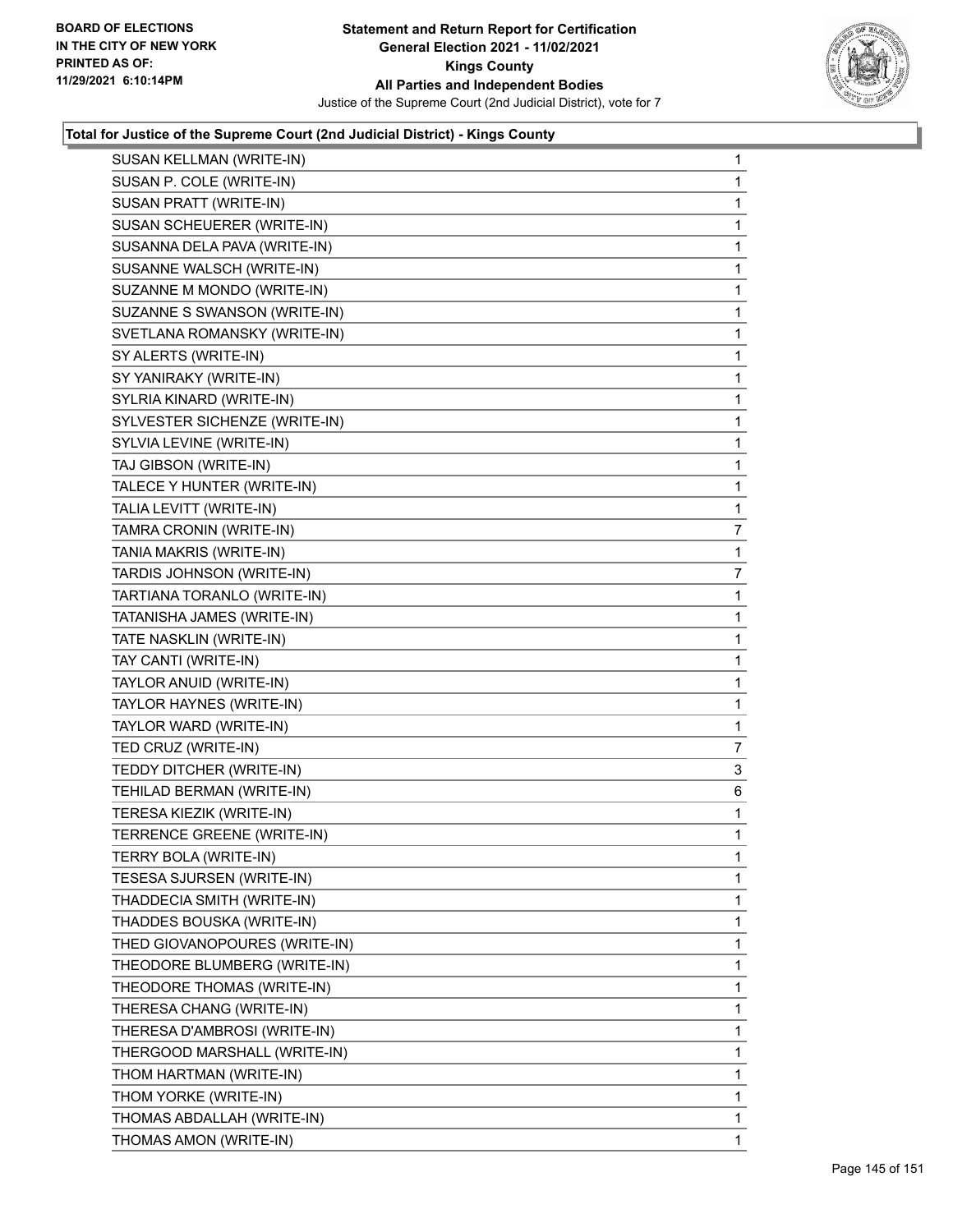**Total for Justice of the Supreme Court (2nd Judicial District) - Kings County**

| Candidate | Votes |
|---|---|
| SUSAN KELLMAN (WRITE-IN) | 1 |
| SUSAN P. COLE (WRITE-IN) | 1 |
| SUSAN PRATT (WRITE-IN) | 1 |
| SUSAN SCHEUERER (WRITE-IN) | 1 |
| SUSANNA DELA PAVA (WRITE-IN) | 1 |
| SUSANNE WALSCH (WRITE-IN) | 1 |
| SUZANNE M MONDO (WRITE-IN) | 1 |
| SUZANNE S SWANSON (WRITE-IN) | 1 |
| SVETLANA ROMANSKY (WRITE-IN) | 1 |
| SY ALERTS (WRITE-IN) | 1 |
| SY YANIRAKY (WRITE-IN) | 1 |
| SYLRIA KINARD (WRITE-IN) | 1 |
| SYLVESTER SICHENZE (WRITE-IN) | 1 |
| SYLVIA LEVINE (WRITE-IN) | 1 |
| TAJ GIBSON (WRITE-IN) | 1 |
| TALECE Y HUNTER (WRITE-IN) | 1 |
| TALIA LEVITT (WRITE-IN) | 1 |
| TAMRA CRONIN (WRITE-IN) | 7 |
| TANIA MAKRIS (WRITE-IN) | 1 |
| TARDIS JOHNSON (WRITE-IN) | 7 |
| TARTIANA TORANLO (WRITE-IN) | 1 |
| TATANISHA JAMES (WRITE-IN) | 1 |
| TATE NASKLIN (WRITE-IN) | 1 |
| TAY CANTI (WRITE-IN) | 1 |
| TAYLOR ANUID (WRITE-IN) | 1 |
| TAYLOR HAYNES (WRITE-IN) | 1 |
| TAYLOR WARD (WRITE-IN) | 1 |
| TED CRUZ (WRITE-IN) | 7 |
| TEDDY DITCHER (WRITE-IN) | 3 |
| TEHILAD BERMAN (WRITE-IN) | 6 |
| TERESA KIEZIK (WRITE-IN) | 1 |
| TERRENCE GREENE (WRITE-IN) | 1 |
| TERRY BOLA (WRITE-IN) | 1 |
| TESESA SJURSEN (WRITE-IN) | 1 |
| THADDECIA SMITH (WRITE-IN) | 1 |
| THADDES BOUSKA (WRITE-IN) | 1 |
| THED GIOVANOPOURES (WRITE-IN) | 1 |
| THEODORE BLUMBERG (WRITE-IN) | 1 |
| THEODORE THOMAS (WRITE-IN) | 1 |
| THERESA CHANG (WRITE-IN) | 1 |
| THERESA D'AMBROSI (WRITE-IN) | 1 |
| THERGOOD MARSHALL (WRITE-IN) | 1 |
| THOM HARTMAN (WRITE-IN) | 1 |
| THOM YORKE (WRITE-IN) | 1 |
| THOMAS ABDALLAH (WRITE-IN) | 1 |
| THOMAS AMON (WRITE-IN) | 1 |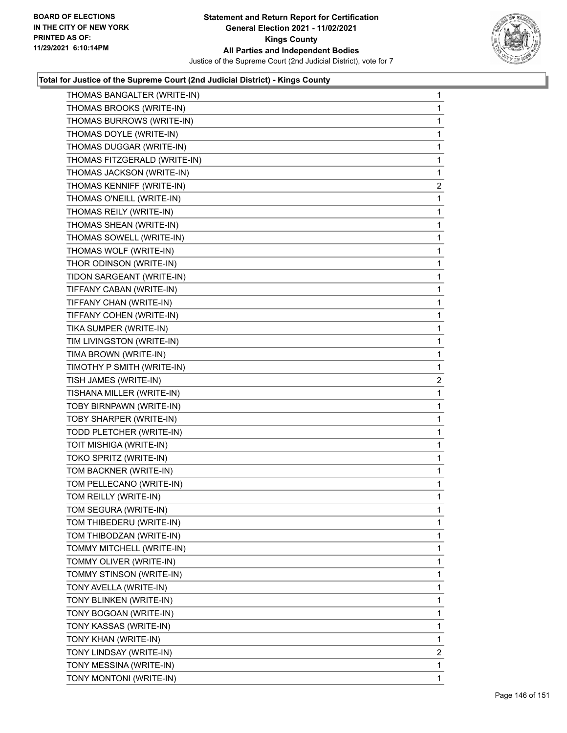**Total for Justice of the Supreme Court (2nd Judicial District) - Kings County**

| | |
|---|---|
| THOMAS BANGALTER (WRITE-IN) | 1 |
| THOMAS BROOKS (WRITE-IN) | 1 |
| THOMAS BURROWS (WRITE-IN) | 1 |
| THOMAS DOYLE (WRITE-IN) | 1 |
| THOMAS DUGGAR (WRITE-IN) | 1 |
| THOMAS FITZGERALD (WRITE-IN) | 1 |
| THOMAS JACKSON (WRITE-IN) | 1 |
| THOMAS KENNIFF (WRITE-IN) | 2 |
| THOMAS O'NEILL (WRITE-IN) | 1 |
| THOMAS REILY (WRITE-IN) | 1 |
| THOMAS SHEAN (WRITE-IN) | 1 |
| THOMAS SOWELL (WRITE-IN) | 1 |
| THOMAS WOLF (WRITE-IN) | 1 |
| THOR ODINSON (WRITE-IN) | 1 |
| TIDON SARGEANT (WRITE-IN) | 1 |
| TIFFANY CABAN (WRITE-IN) | 1 |
| TIFFANY CHAN (WRITE-IN) | 1 |
| TIFFANY COHEN (WRITE-IN) | 1 |
| TIKA SUMPER (WRITE-IN) | 1 |
| TIM LIVINGSTON (WRITE-IN) | 1 |
| TIMA BROWN (WRITE-IN) | 1 |
| TIMOTHY P SMITH (WRITE-IN) | 1 |
| TISH JAMES (WRITE-IN) | 2 |
| TISHANA MILLER (WRITE-IN) | 1 |
| TOBY BIRNPAWN (WRITE-IN) | 1 |
| TOBY SHARPER (WRITE-IN) | 1 |
| TODD PLETCHER (WRITE-IN) | 1 |
| TOIT MISHIGA (WRITE-IN) | 1 |
| TOKO SPRITZ (WRITE-IN) | 1 |
| TOM BACKNER (WRITE-IN) | 1 |
| TOM PELLECANO (WRITE-IN) | 1 |
| TOM REILLY (WRITE-IN) | 1 |
| TOM SEGURA (WRITE-IN) | 1 |
| TOM THIBEDERU (WRITE-IN) | 1 |
| TOM THIBODZAN (WRITE-IN) | 1 |
| TOMMY MITCHELL (WRITE-IN) | 1 |
| TOMMY OLIVER (WRITE-IN) | 1 |
| TOMMY STINSON (WRITE-IN) | 1 |
| TONY AVELLA (WRITE-IN) | 1 |
| TONY BLINKEN (WRITE-IN) | 1 |
| TONY BOGOAN (WRITE-IN) | 1 |
| TONY KASSAS (WRITE-IN) | 1 |
| TONY KHAN (WRITE-IN) | 1 |
| TONY LINDSAY (WRITE-IN) | 2 |
| TONY MESSINA (WRITE-IN) | 1 |
| TONY MONTONI (WRITE-IN) | 1 |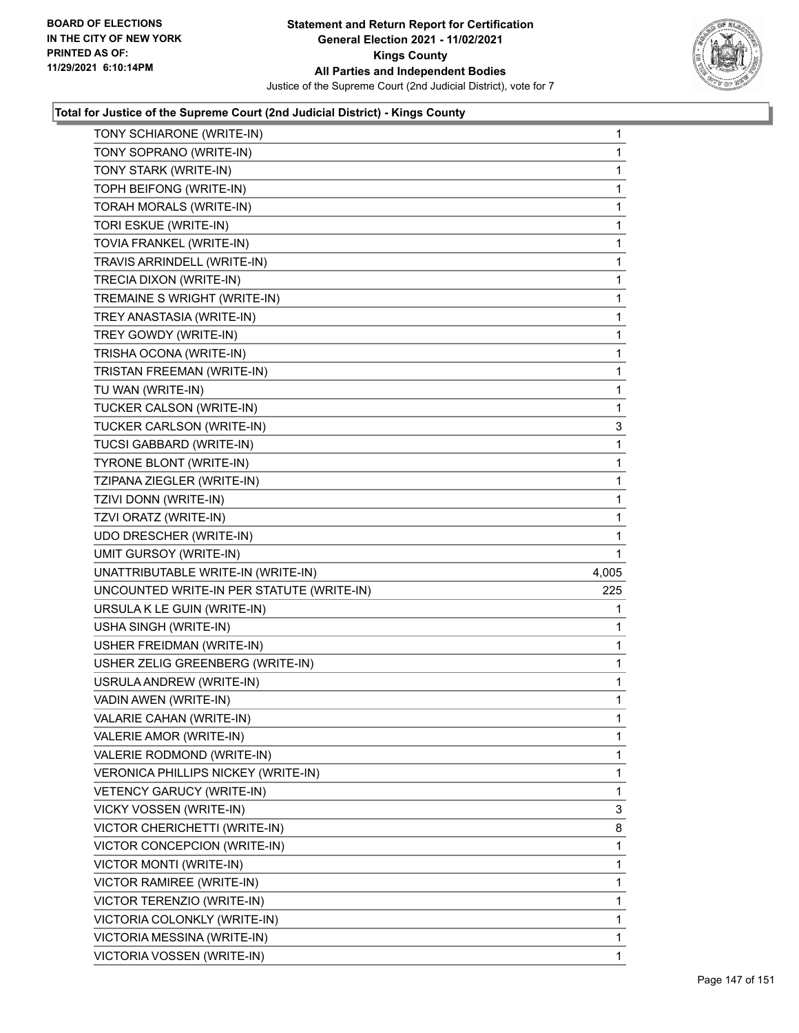**Statement and Return Report for Certification**
**General Election 2021 - 11/02/2021**
**Kings County**
**All Parties and Independent Bodies**
Justice of the Supreme Court (2nd Judicial District), vote for 7

BOARD OF ELECTIONS IN THE CITY OF NEW YORK
PRINTED AS OF: 11/29/2021 6:10:14PM

### Total for Justice of the Supreme Court (2nd Judicial District) - Kings County

| | |
|---|---|
| TONY SCHIARONE (WRITE-IN) | 1 |
| TONY SOPRANO (WRITE-IN) | 1 |
| TONY STARK (WRITE-IN) | 1 |
| TOPH BEIFONG (WRITE-IN) | 1 |
| TORAH MORALS (WRITE-IN) | 1 |
| TORI ESKUE (WRITE-IN) | 1 |
| TOVIA FRANKEL (WRITE-IN) | 1 |
| TRAVIS ARRINDELL (WRITE-IN) | 1 |
| TRECIA DIXON (WRITE-IN) | 1 |
| TREMAINE S WRIGHT (WRITE-IN) | 1 |
| TREY ANASTASIA (WRITE-IN) | 1 |
| TREY GOWDY (WRITE-IN) | 1 |
| TRISHA OCONA (WRITE-IN) | 1 |
| TRISTAN FREEMAN (WRITE-IN) | 1 |
| TU WAN (WRITE-IN) | 1 |
| TUCKER CALSON (WRITE-IN) | 1 |
| TUCKER CARLSON (WRITE-IN) | 3 |
| TUCSI GABBARD (WRITE-IN) | 1 |
| TYRONE BLONT (WRITE-IN) | 1 |
| TZIPANA ZIEGLER (WRITE-IN) | 1 |
| TZIVI DONN (WRITE-IN) | 1 |
| TZVI ORATZ (WRITE-IN) | 1 |
| UDO DRESCHER (WRITE-IN) | 1 |
| UMIT GURSOY (WRITE-IN) | 1 |
| UNATTRIBUTABLE WRITE-IN (WRITE-IN) | 4,005 |
| UNCOUNTED WRITE-IN PER STATUTE (WRITE-IN) | 225 |
| URSULA K LE GUIN (WRITE-IN) | 1 |
| USHA SINGH (WRITE-IN) | 1 |
| USHER FREIDMAN (WRITE-IN) | 1 |
| USHER ZELIG GREENBERG (WRITE-IN) | 1 |
| USRULA ANDREW (WRITE-IN) | 1 |
| VADIN AWEN (WRITE-IN) | 1 |
| VALARIE CAHAN (WRITE-IN) | 1 |
| VALERIE AMOR (WRITE-IN) | 1 |
| VALERIE RODMOND (WRITE-IN) | 1 |
| VERONICA PHILLIPS NICKEY (WRITE-IN) | 1 |
| VETENCY GARUCY (WRITE-IN) | 1 |
| VICKY VOSSEN (WRITE-IN) | 3 |
| VICTOR CHERICHETTI (WRITE-IN) | 8 |
| VICTOR CONCEPCION (WRITE-IN) | 1 |
| VICTOR MONTI (WRITE-IN) | 1 |
| VICTOR RAMIREE (WRITE-IN) | 1 |
| VICTOR TERENZIO (WRITE-IN) | 1 |
| VICTORIA COLONKLY (WRITE-IN) | 1 |
| VICTORIA MESSINA (WRITE-IN) | 1 |
| VICTORIA VOSSEN (WRITE-IN) | 1 |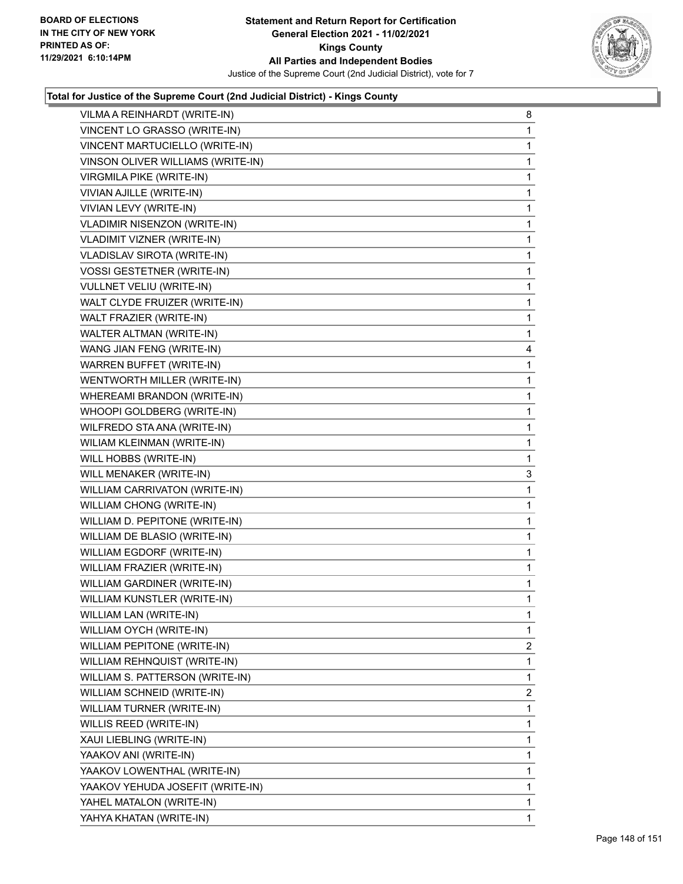**Total for Justice of the Supreme Court (2nd Judicial District) - Kings County**

| | |
|---|---|
| VILMA A REINHARDT (WRITE-IN) | 8 |
| VINCENT LO GRASSO (WRITE-IN) | 1 |
| VINCENT MARTUCIELLO (WRITE-IN) | 1 |
| VINSON OLIVER WILLIAMS (WRITE-IN) | 1 |
| VIRGMILA PIKE (WRITE-IN) | 1 |
| VIVIAN AJILLE (WRITE-IN) | 1 |
| VIVIAN LEVY (WRITE-IN) | 1 |
| VLADIMIR NISENZON (WRITE-IN) | 1 |
| VLADIMIT VIZNER (WRITE-IN) | 1 |
| VLADISLAV SIROTA (WRITE-IN) | 1 |
| VOSSI GESTETNER (WRITE-IN) | 1 |
| VULLNET VELIU (WRITE-IN) | 1 |
| WALT CLYDE FRUIZER (WRITE-IN) | 1 |
| WALT FRAZIER (WRITE-IN) | 1 |
| WALTER ALTMAN (WRITE-IN) | 1 |
| WANG JIAN FENG (WRITE-IN) | 4 |
| WARREN BUFFET (WRITE-IN) | 1 |
| WENTWORTH MILLER (WRITE-IN) | 1 |
| WHEREAMI BRANDON (WRITE-IN) | 1 |
| WHOOPI GOLDBERG (WRITE-IN) | 1 |
| WILFREDO STA ANA (WRITE-IN) | 1 |
| WILIAM KLEINMAN (WRITE-IN) | 1 |
| WILL HOBBS (WRITE-IN) | 1 |
| WILL MENAKER (WRITE-IN) | 3 |
| WILLIAM CARRIVATON (WRITE-IN) | 1 |
| WILLIAM CHONG (WRITE-IN) | 1 |
| WILLIAM D. PEPITONE (WRITE-IN) | 1 |
| WILLIAM DE BLASIO (WRITE-IN) | 1 |
| WILLIAM EGDORF (WRITE-IN) | 1 |
| WILLIAM FRAZIER (WRITE-IN) | 1 |
| WILLIAM GARDINER (WRITE-IN) | 1 |
| WILLIAM KUNSTLER (WRITE-IN) | 1 |
| WILLIAM LAN (WRITE-IN) | 1 |
| WILLIAM OYCH (WRITE-IN) | 1 |
| WILLIAM PEPITONE (WRITE-IN) | 2 |
| WILLIAM REHNQUIST (WRITE-IN) | 1 |
| WILLIAM S. PATTERSON (WRITE-IN) | 1 |
| WILLIAM SCHNEID (WRITE-IN) | 2 |
| WILLIAM TURNER (WRITE-IN) | 1 |
| WILLIS REED (WRITE-IN) | 1 |
| XAUI LIEBLING (WRITE-IN) | 1 |
| YAAKOV ANI (WRITE-IN) | 1 |
| YAAKOV LOWENTHAL (WRITE-IN) | 1 |
| YAAKOV YEHUDA JOSEFIT (WRITE-IN) | 1 |
| YAHEL MATALON (WRITE-IN) | 1 |
| YAHYA KHATAN (WRITE-IN) | 1 |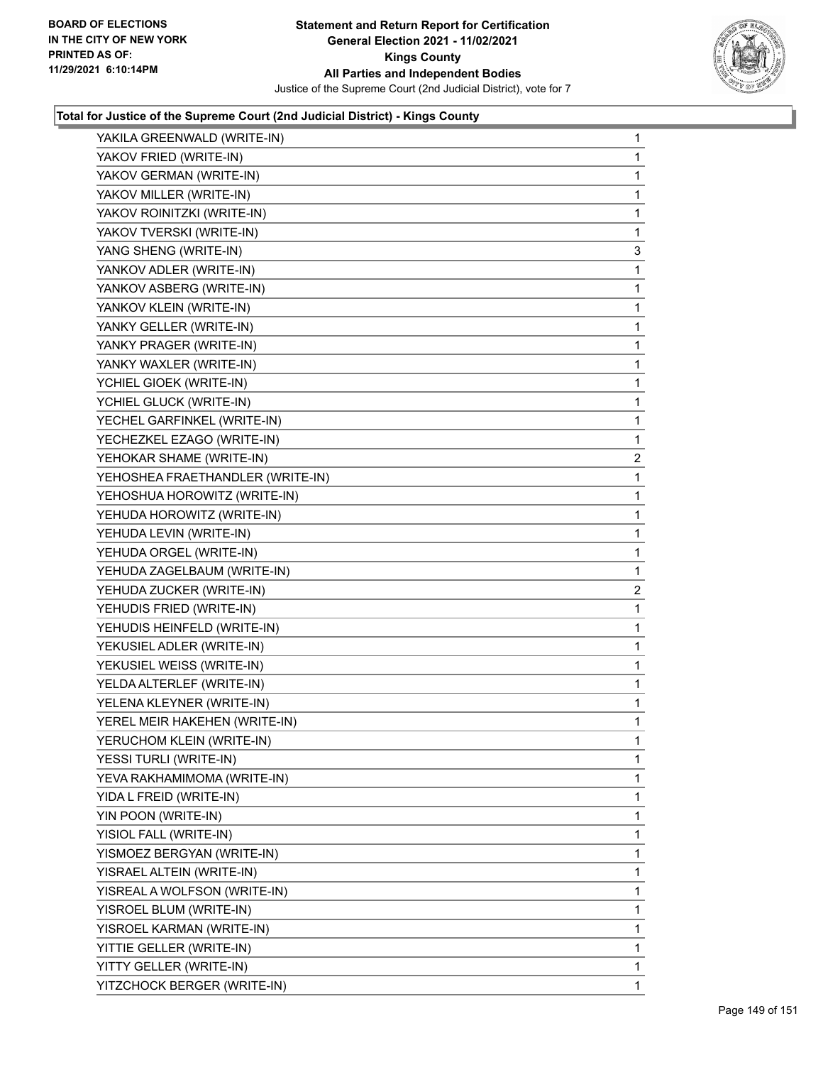## Total for Justice of the Supreme Court (2nd Judicial District) - Kings County

| | |
|---|---|
| YAKILA GREENWALD (WRITE-IN) | 1 |
| YAKOV FRIED (WRITE-IN) | 1 |
| YAKOV GERMAN (WRITE-IN) | 1 |
| YAKOV MILLER (WRITE-IN) | 1 |
| YAKOV ROINITZKI (WRITE-IN) | 1 |
| YAKOV TVERSKI (WRITE-IN) | 1 |
| YANG SHENG (WRITE-IN) | 3 |
| YANKOV ADLER (WRITE-IN) | 1 |
| YANKOV ASBERG (WRITE-IN) | 1 |
| YANKOV KLEIN (WRITE-IN) | 1 |
| YANKY GELLER (WRITE-IN) | 1 |
| YANKY PRAGER (WRITE-IN) | 1 |
| YANKY WAXLER (WRITE-IN) | 1 |
| YCHIEL GIOEK (WRITE-IN) | 1 |
| YCHIEL GLUCK (WRITE-IN) | 1 |
| YECHEL GARFINKEL (WRITE-IN) | 1 |
| YECHEZKEL EZAGO (WRITE-IN) | 1 |
| YEHOKAR SHAME (WRITE-IN) | 2 |
| YEHOSHEA FRAETHANDLER (WRITE-IN) | 1 |
| YEHOSHUA HOROWITZ (WRITE-IN) | 1 |
| YEHUDA HOROWITZ (WRITE-IN) | 1 |
| YEHUDA LEVIN (WRITE-IN) | 1 |
| YEHUDA ORGEL (WRITE-IN) | 1 |
| YEHUDA ZAGELBAUM (WRITE-IN) | 1 |
| YEHUDA ZUCKER (WRITE-IN) | 2 |
| YEHUDIS FRIED (WRITE-IN) | 1 |
| YEHUDIS HEINFELD (WRITE-IN) | 1 |
| YEKUSIEL ADLER (WRITE-IN) | 1 |
| YEKUSIEL WEISS (WRITE-IN) | 1 |
| YELDA ALTERLEF (WRITE-IN) | 1 |
| YELENA KLEYNER (WRITE-IN) | 1 |
| YEREL MEIR HAKEHEN (WRITE-IN) | 1 |
| YERUCHOM KLEIN (WRITE-IN) | 1 |
| YESSI TURLI (WRITE-IN) | 1 |
| YEVA RAKHAMIMOMA (WRITE-IN) | 1 |
| YIDA L FREID (WRITE-IN) | 1 |
| YIN POON (WRITE-IN) | 1 |
| YISIOL FALL (WRITE-IN) | 1 |
| YISMOEZ BERGYAN (WRITE-IN) | 1 |
| YISRAEL ALTEIN (WRITE-IN) | 1 |
| YISREAL A WOLFSON (WRITE-IN) | 1 |
| YISROEL BLUM (WRITE-IN) | 1 |
| YISROEL KARMAN (WRITE-IN) | 1 |
| YITTIE GELLER (WRITE-IN) | 1 |
| YITTY GELLER (WRITE-IN) | 1 |
| YITZCHOCK BERGER (WRITE-IN) | 1 |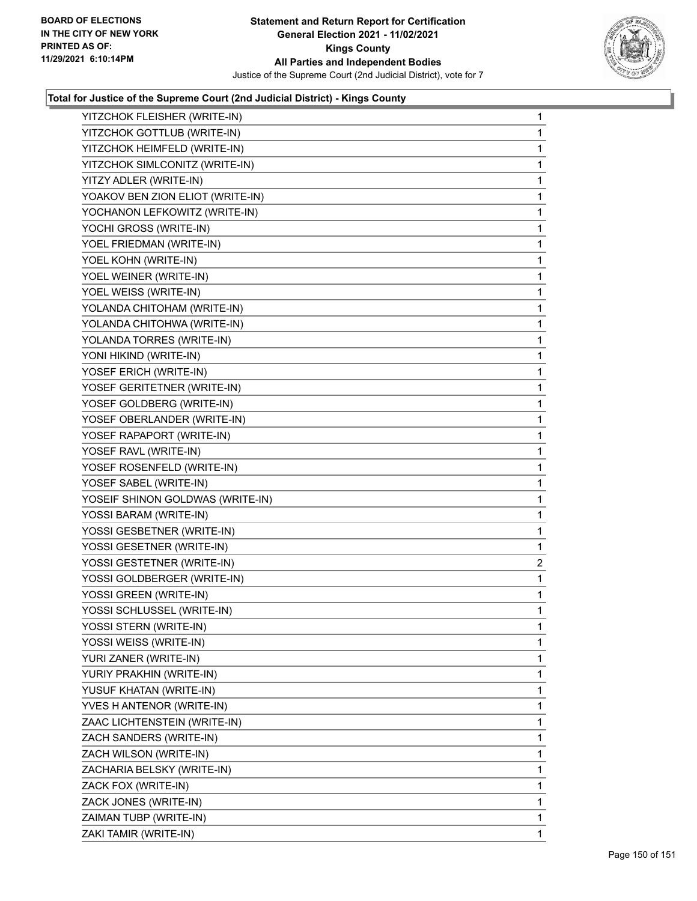**Total for Justice of the Supreme Court (2nd Judicial District) - Kings County**

| | |
|---|---|
| YITZCHOK FLEISHER (WRITE-IN) | 1 |
| YITZCHOK GOTTLUB (WRITE-IN) | 1 |
| YITZCHOK HEIMFELD (WRITE-IN) | 1 |
| YITZCHOK SIMLCONITZ (WRITE-IN) | 1 |
| YITZY ADLER (WRITE-IN) | 1 |
| YOAKOV BEN ZION ELIOT (WRITE-IN) | 1 |
| YOCHANON LEFKOWITZ (WRITE-IN) | 1 |
| YOCHI GROSS (WRITE-IN) | 1 |
| YOEL FRIEDMAN (WRITE-IN) | 1 |
| YOEL KOHN (WRITE-IN) | 1 |
| YOEL WEINER (WRITE-IN) | 1 |
| YOEL WEISS (WRITE-IN) | 1 |
| YOLANDA CHITOHAM (WRITE-IN) | 1 |
| YOLANDA CHITOHWA (WRITE-IN) | 1 |
| YOLANDA TORRES (WRITE-IN) | 1 |
| YONI HIKIND (WRITE-IN) | 1 |
| YOSEF ERICH (WRITE-IN) | 1 |
| YOSEF GERITETNER (WRITE-IN) | 1 |
| YOSEF GOLDBERG (WRITE-IN) | 1 |
| YOSEF OBERLANDER (WRITE-IN) | 1 |
| YOSEF RAPAPORT (WRITE-IN) | 1 |
| YOSEF RAVL (WRITE-IN) | 1 |
| YOSEF ROSENFELD (WRITE-IN) | 1 |
| YOSEF SABEL (WRITE-IN) | 1 |
| YOSEIF SHINON GOLDWAS (WRITE-IN) | 1 |
| YOSSI BARAM (WRITE-IN) | 1 |
| YOSSI GESBETNER (WRITE-IN) | 1 |
| YOSSI GESETNER (WRITE-IN) | 1 |
| YOSSI GESTETNER (WRITE-IN) | 2 |
| YOSSI GOLDBERGER (WRITE-IN) | 1 |
| YOSSI GREEN (WRITE-IN) | 1 |
| YOSSI SCHLUSSEL (WRITE-IN) | 1 |
| YOSSI STERN (WRITE-IN) | 1 |
| YOSSI WEISS (WRITE-IN) | 1 |
| YURI ZANER (WRITE-IN) | 1 |
| YURIY PRAKHIN (WRITE-IN) | 1 |
| YUSUF KHATAN (WRITE-IN) | 1 |
| YVES H ANTENOR (WRITE-IN) | 1 |
| ZAAC LICHTENSTEIN (WRITE-IN) | 1 |
| ZACH SANDERS (WRITE-IN) | 1 |
| ZACH WILSON (WRITE-IN) | 1 |
| ZACHARIA BELSKY (WRITE-IN) | 1 |
| ZACK FOX (WRITE-IN) | 1 |
| ZACK JONES (WRITE-IN) | 1 |
| ZAIMAN TUBP (WRITE-IN) | 1 |
| ZAKI TAMIR (WRITE-IN) | 1 |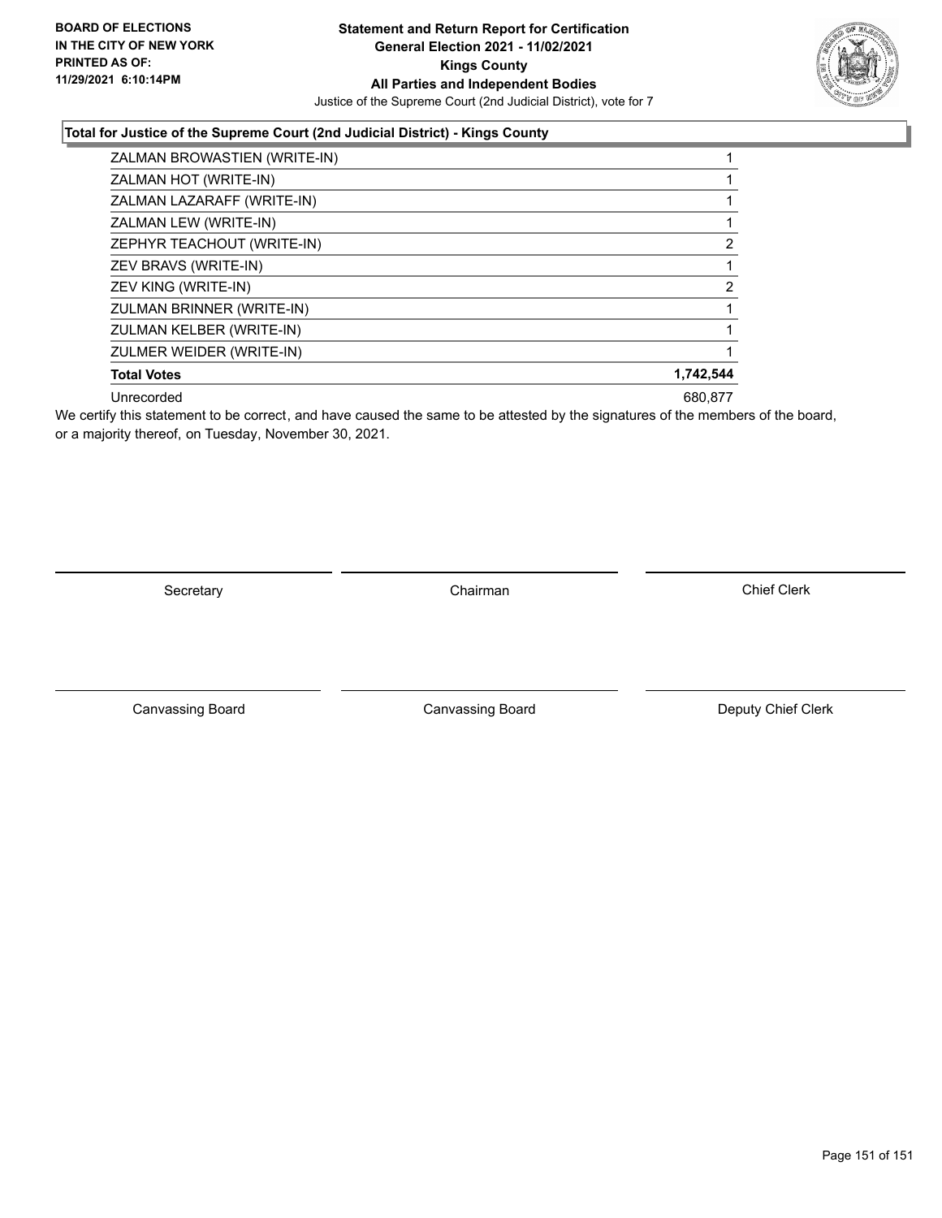**BOARD OF ELECTIONS IN THE CITY OF NEW YORK PRINTED AS OF: 11/29/2021 6:10:14PM**

**Statement and Return Report for Certification**
**General Election 2021 - 11/02/2021**
**Kings County**
**All Parties and Independent Bodies**
Justice of the Supreme Court (2nd Judicial District), vote for 7

### Total for Justice of the Supreme Court (2nd Judicial District) - Kings County

| | |
|---|---|
| ZALMAN BROWASTIEN (WRITE-IN) | 1 |
| ZALMAN HOT (WRITE-IN) | 1 |
| ZALMAN LAZARAFF (WRITE-IN) | 1 |
| ZALMAN LEW (WRITE-IN) | 1 |
| ZEPHYR TEACHOUT (WRITE-IN) | 2 |
| ZEV BRAVS (WRITE-IN) | 1 |
| ZEV KING (WRITE-IN) | 2 |
| ZULMAN BRINNER (WRITE-IN) | 1 |
| ZULMAN KELBER (WRITE-IN) | 1 |
| ZULMER WEIDER (WRITE-IN) | 1 |
| **Total Votes** | **1,742,544** |
| Unrecorded | 680,877 |

We certify this statement to be correct, and have caused the same to be attested by the signatures of the members of the board, or a majority thereof, on Tuesday, November 30, 2021.

Secretary

Chairman

Chief Clerk

Canvassing Board

Canvassing Board

Deputy Chief Clerk